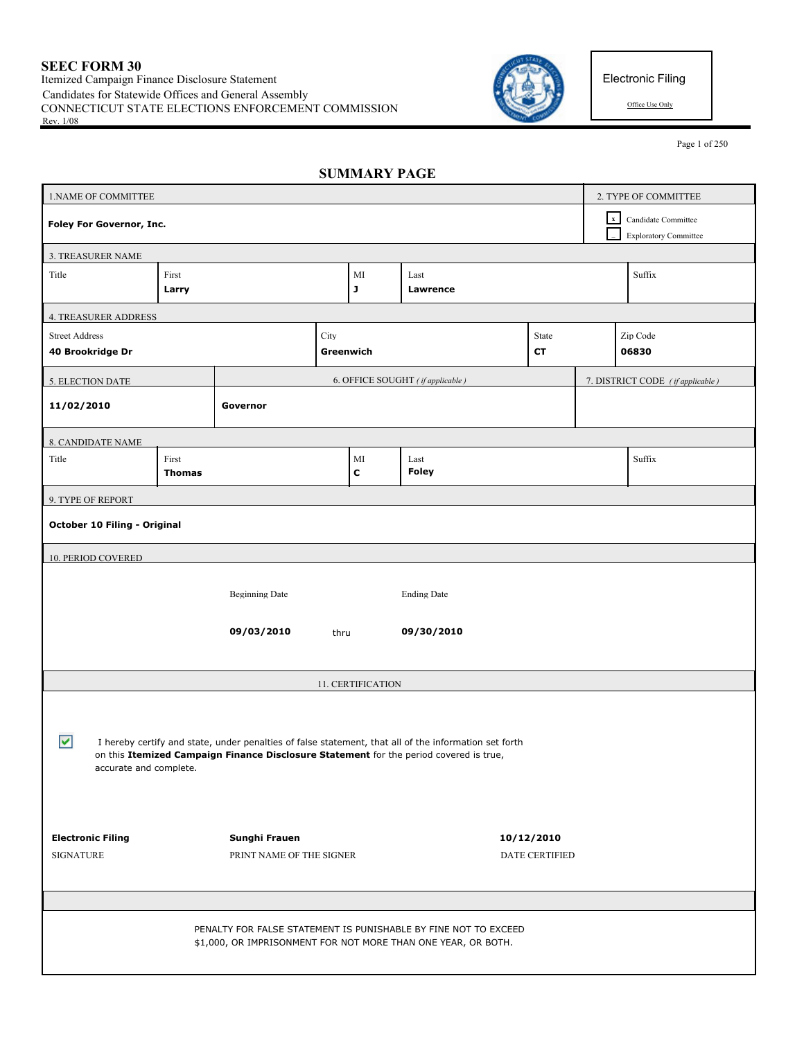**SEEC FORM 30**
Itemized Campaign Finance Disclosure Statement
Candidates for Statewide Offices and General Assembly
CONNECTICUT STATE ELECTIONS ENFORCEMENT COMMISSION
Rev. 1/08

Electronic Filing
Office Use Only

## SUMMARY PAGE

| 1. NAME OF COMMITTEE | 2. TYPE OF COMMITTEE |
|---|---|
| **Foley For Governor, Inc.** | [x] Candidate Committee<br>[ ] Exploratory Committee |

**3. TREASURER NAME**

| Title | First | MI | Last | Suffix |
|---|---|---|---|---|
| | **Larry** | **J** | **Lawrence** | |

**4. TREASURER ADDRESS**

| Street Address | City | State | Zip Code |
|---|---|---|---|
| **40 Brookridge Dr** | **Greenwich** | **CT** | **06830** |

| 5. ELECTION DATE | 6. OFFICE SOUGHT *( if applicable )* | 7. DISTRICT CODE *( if applicable )* |
|---|---|---|
| **11/02/2010** | **Governor** | |

**8. CANDIDATE NAME**

| Title | First | MI | Last | Suffix |
|---|---|---|---|---|
| | **Thomas** | **C** | **Foley** | |

**9. TYPE OF REPORT**

**October 10 Filing - Original**

**10. PERIOD COVERED**

| Beginning Date | | Ending Date |
|---|---|---|
| **09/03/2010** | thru | **09/30/2010** |

**11. CERTIFICATION**

[x] I hereby certify and state, under penalties of false statement, that all of the information set forth on this **Itemized Campaign Finance Disclosure Statement** for the period covered is true, accurate and complete.

| SIGNATURE | PRINT NAME OF THE SIGNER | DATE CERTIFIED |
|---|---|---|
| **Electronic Filing** | **Sunghi Frauen** | **10/12/2010** |

PENALTY FOR FALSE STATEMENT IS PUNISHABLE BY FINE NOT TO EXCEED $1,000, OR IMPRISONMENT FOR NOT MORE THAN ONE YEAR, OR BOTH.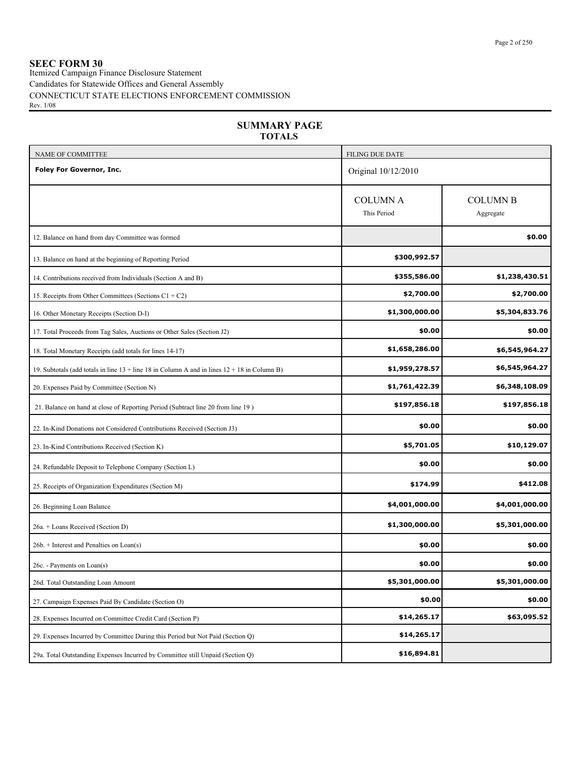**SEEC FORM 30**
Itemized Campaign Finance Disclosure Statement
Candidates for Statewide Offices and General Assembly
CONNECTICUT STATE ELECTIONS ENFORCEMENT COMMISSION
Rev. 1/08

## SUMMARY PAGE
## TOTALS

| NAME OF COMMITTEE | FILING DUE DATE | |
|---|---|---|
| **Foley For Governor, Inc.** | Original 10/12/2010 | |
| | COLUMN A<br>This Period | COLUMN B<br>Aggregate |
| 12. Balance on hand from day Committee was formed | | **$0.00** |
| 13. Balance on hand at the beginning of Reporting Period | **$300,992.57** | |
| 14. Contributions received from Individuals (Section A and B) | **$355,586.00** | **$1,238,430.51** |
| 15. Receipts from Other Committees (Sections C1 + C2) | **$2,700.00** | **$2,700.00** |
| 16. Other Monetary Receipts (Section D-I) | **$1,300,000.00** | **$5,304,833.76** |
| 17. Total Proceeds from Tag Sales, Auctions or Other Sales (Section J2) | **$0.00** | **$0.00** |
| 18. Total Monetary Receipts (add totals for lines 14-17) | **$1,658,286.00** | **$6,545,964.27** |
| 19. Subtotals (add totals in line 13 + line 18 in Column A and in lines 12 + 18 in Column B) | **$1,959,278.57** | **$6,545,964.27** |
| 20. Expenses Paid by Committee (Section N) | **$1,761,422.39** | **$6,348,108.09** |
| 21. Balance on hand at close of Reporting Period (Subtract line 20 from line 19 ) | **$197,856.18** | **$197,856.18** |
| 22. In-Kind Donations not Considered Contributions Received (Section J3) | **$0.00** | **$0.00** |
| 23. In-Kind Contributions Received (Section K) | **$5,701.05** | **$10,129.07** |
| 24. Refundable Deposit to Telephone Company (Section L) | **$0.00** | **$0.00** |
| 25. Receipts of Organization Expenditures (Section M) | **$174.99** | **$412.08** |
| 26. Beginning Loan Balance | **$4,001,000.00** | **$4,001,000.00** |
| 26a. + Loans Received (Section D) | **$1,300,000.00** | **$5,301,000.00** |
| 26b. + Interest and Penalties on Loan(s) | **$0.00** | **$0.00** |
| 26c. - Payments on Loan(s) | **$0.00** | **$0.00** |
| 26d. Total Outstanding Loan Amount | **$5,301,000.00** | **$5,301,000.00** |
| 27. Campaign Expenses Paid By Candidate (Section O) | **$0.00** | **$0.00** |
| 28. Expenses Incurred on Committee Credit Card (Section P) | **$14,265.17** | **$63,095.52** |
| 29. Expenses Incurred by Committee During this Period but Not Paid (Section Q) | **$14,265.17** | |
| 29a. Total Outstanding Expenses Incurred by Committee still Unpaid (Section Q) | **$16,894.81** | |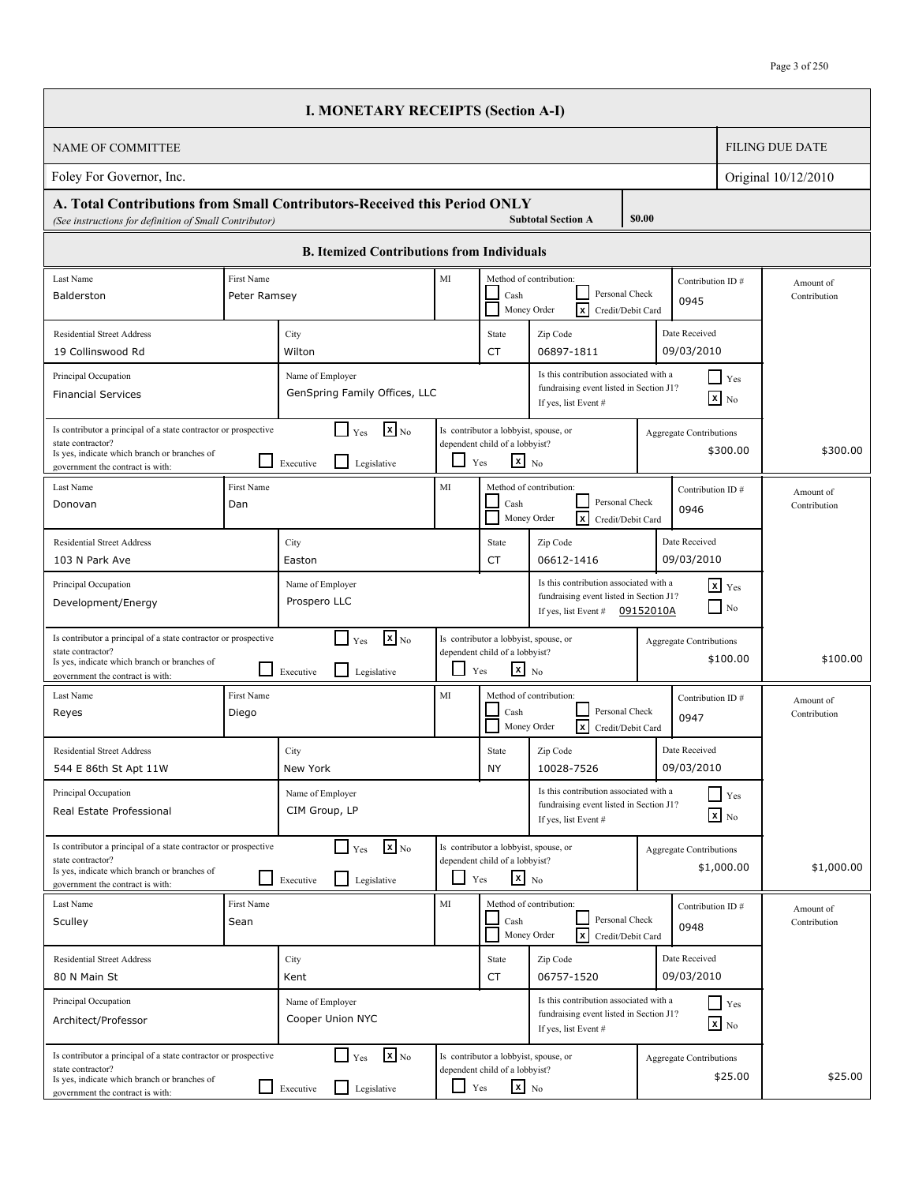# I. MONETARY RECEIPTS (Section A-I)

| NAME OF COMMITTEE | FILING DUE DATE |
|---|---|
| Foley For Governor, Inc. | Original 10/12/2010 |

**A. Total Contributions from Small Contributors-Received this Period ONLY**
*(See instructions for definition of Small Contributor)*

**Subtotal Section A** **$0.00**

## B. Itemized Contributions from Individuals

| Last Name | First Name | MI | Method of contribution | Contribution ID # | Amount of Contribution |
|---|---|---|---|---|---|
| Balderston | Peter Ramsey | | [x] Credit/Debit Card | 0945 | |
| **Residential Street Address** | **City** | **State** | **Zip Code** | **Date Received** | |
| 19 Collinswood Rd | Wilton | CT | 06897-1811 | 09/03/2010 | |
| **Principal Occupation** | **Name of Employer** | | **Is this contribution associated with a fundraising event listed in Section J1? If yes, list Event #** | [x] No | |
| Financial Services | GenSpring Family Offices, LLC | | | | |
| **Is contributor a principal of a state contractor or prospective state contractor?** [x] No | **Is yes, indicate which branch or branches of government the contract is with:** [ ] Executive [ ] Legislative | | **Is contributor a lobbyist, spouse, or dependent child of a lobbyist?** [x] No | **Aggregate Contributions** $300.00 | $300.00 |
| Donovan | Dan | | [x] Credit/Debit Card | 0946 | |
| **Residential Street Address** | **City** | **State** | **Zip Code** | **Date Received** | |
| 103 N Park Ave | Easton | CT | 06612-1416 | 09/03/2010 | |
| **Principal Occupation** | **Name of Employer** | | **Is this contribution associated with a fundraising event listed in Section J1? If yes, list Event #** 09152010A | [x] Yes | |
| Development/Energy | Prospero LLC | | | | |
| **Is contributor a principal of a state contractor or prospective state contractor?** [x] No | **Is yes, indicate which branch or branches of government the contract is with:** [ ] Executive [ ] Legislative | | **Is contributor a lobbyist, spouse, or dependent child of a lobbyist?** [x] No | **Aggregate Contributions** $100.00 | $100.00 |
| Reyes | Diego | | [x] Credit/Debit Card | 0947 | |
| **Residential Street Address** | **City** | **State** | **Zip Code** | **Date Received** | |
| 544 E 86th St Apt 11W | New York | NY | 10028-7526 | 09/03/2010 | |
| **Principal Occupation** | **Name of Employer** | | **Is this contribution associated with a fundraising event listed in Section J1? If yes, list Event #** | [x] No | |
| Real Estate Professional | CIM Group, LP | | | | |
| **Is contributor a principal of a state contractor or prospective state contractor?** [x] No | **Is yes, indicate which branch or branches of government the contract is with:** [ ] Executive [ ] Legislative | | **Is contributor a lobbyist, spouse, or dependent child of a lobbyist?** [x] No | **Aggregate Contributions** $1,000.00 | $1,000.00 |
| Sculley | Sean | | [x] Credit/Debit Card | 0948 | |
| **Residential Street Address** | **City** | **State** | **Zip Code** | **Date Received** | |
| 80 N Main St | Kent | CT | 06757-1520 | 09/03/2010 | |
| **Principal Occupation** | **Name of Employer** | | **Is this contribution associated with a fundraising event listed in Section J1? If yes, list Event #** | [x] No | |
| Architect/Professor | Cooper Union NYC | | | | |
| **Is contributor a principal of a state contractor or prospective state contractor?** [x] No | **Is yes, indicate which branch or branches of government the contract is with:** [ ] Executive [ ] Legislative | | **Is contributor a lobbyist, spouse, or dependent child of a lobbyist?** [x] No | **Aggregate Contributions** $25.00 | $25.00 |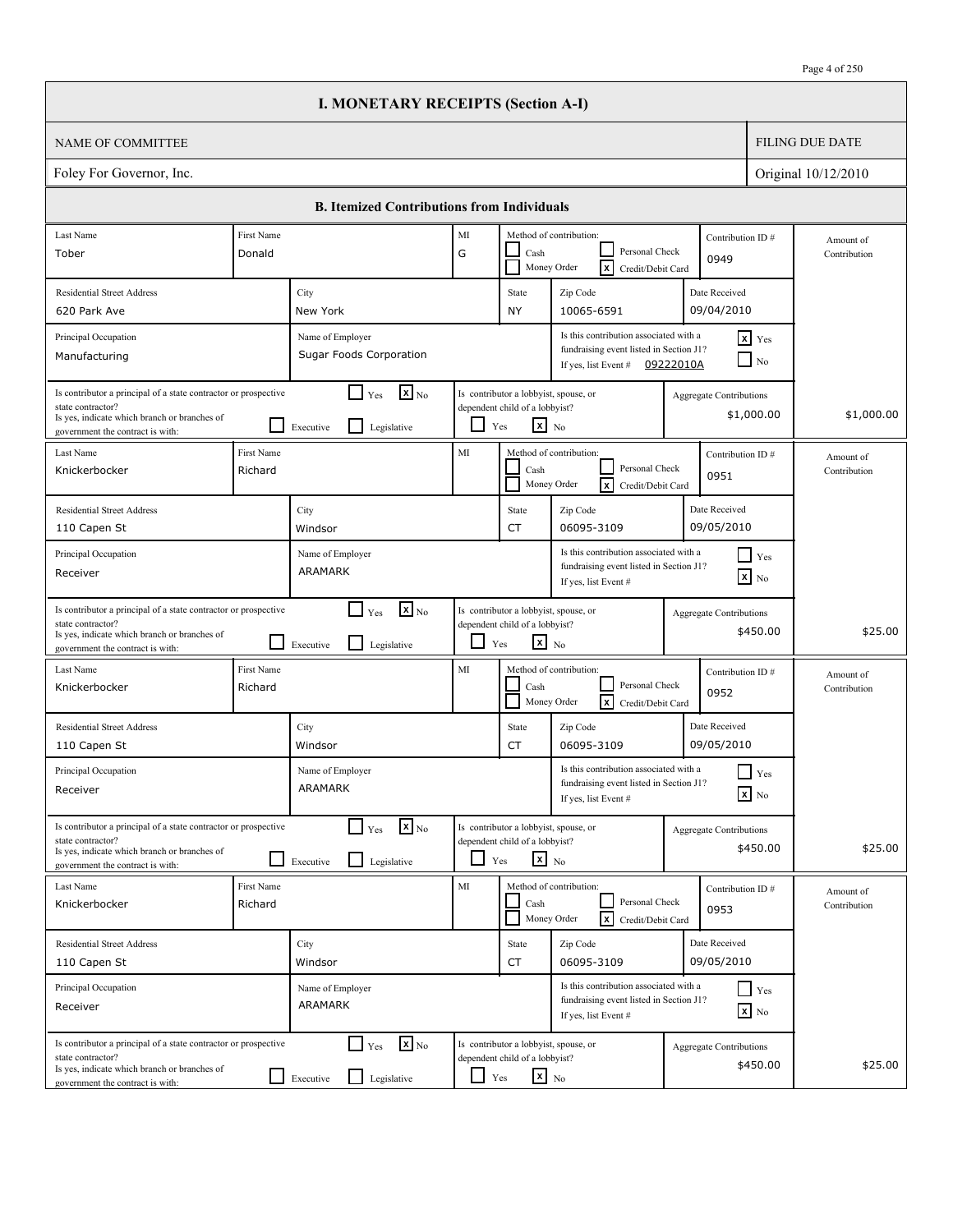# I. MONETARY RECEIPTS (Section A-I)

| NAME OF COMMITTEE | FILING DUE DATE |
|---|---|
| Foley For Governor, Inc. | Original 10/12/2010 |

## B. Itemized Contributions from Individuals

| Last Name | First Name | MI | Method of contribution | Contribution ID # | Residential Street Address | City | State | Zip Code | Date Received | Principal Occupation | Name of Employer | Associated with fundraising event in Section J1? | Event # | Principal of state contractor? | Branch | Lobbyist, spouse, or dependent child of lobbyist? | Aggregate Contributions | Amount of Contribution |
|---|---|---|---|---|---|---|---|---|---|---|---|---|---|---|---|---|---|---|
| Tober | Donald | G | Credit/Debit Card | 0949 | 620 Park Ave | New York | NY | 10065-6591 | 09/04/2010 | Manufacturing | Sugar Foods Corporation | Yes | 09222010A | No | | No | $1,000.00 | $1,000.00 |
| Knickerbocker | Richard | | Credit/Debit Card | 0951 | 110 Capen St | Windsor | CT | 06095-3109 | 09/05/2010 | Receiver | ARAMARK | No | | No | | No | $450.00 | $25.00 |
| Knickerbocker | Richard | | Credit/Debit Card | 0952 | 110 Capen St | Windsor | CT | 06095-3109 | 09/05/2010 | Receiver | ARAMARK | No | | No | | No | $450.00 | $25.00 |
| Knickerbocker | Richard | | Credit/Debit Card | 0953 | 110 Capen St | Windsor | CT | 06095-3109 | 09/05/2010 | Receiver | ARAMARK | No | | No | | No | $450.00 | $25.00 |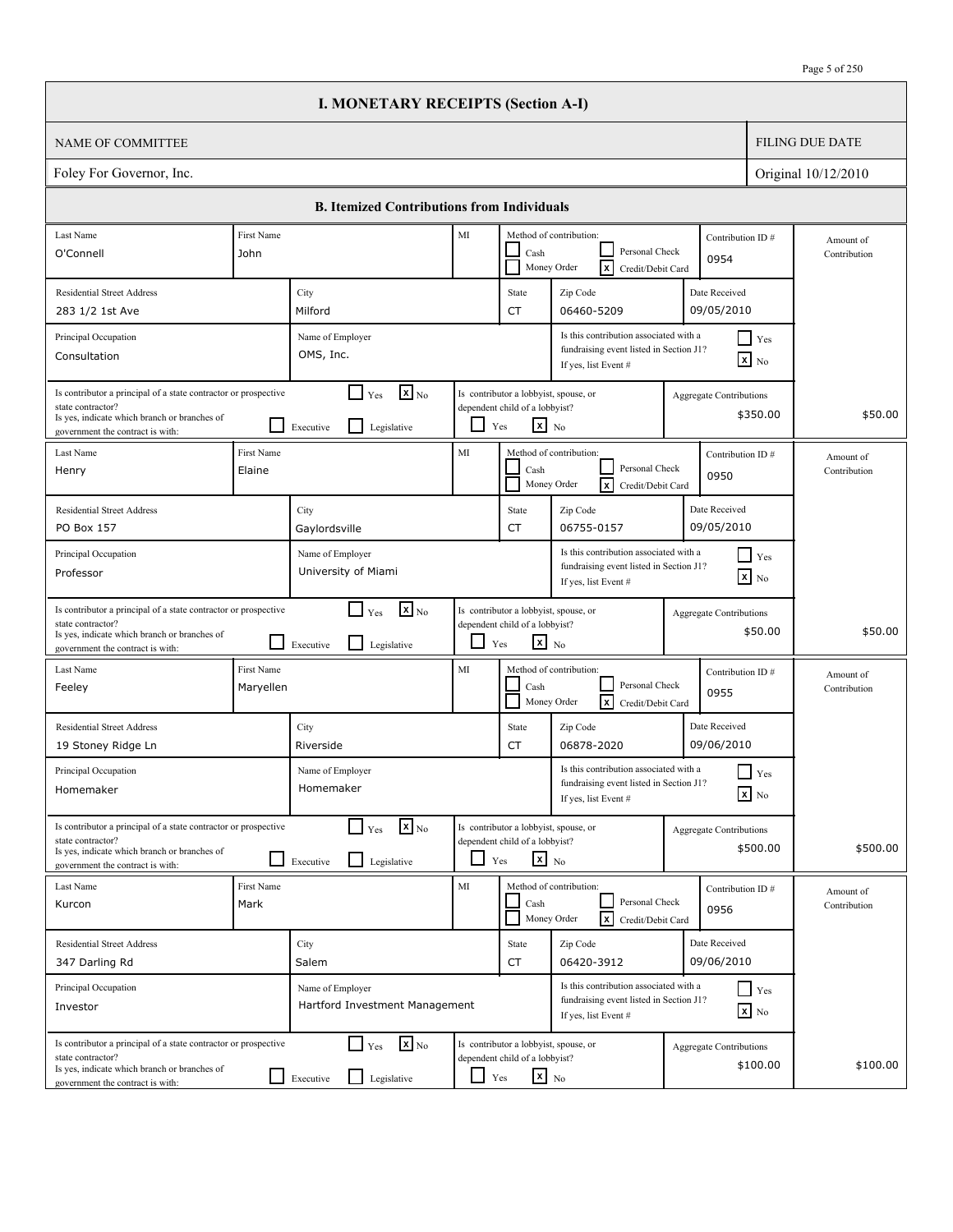# I. MONETARY RECEIPTS (Section A-I)

| NAME OF COMMITTEE | FILING DUE DATE |
|---|---|
| Foley For Governor, Inc. | Original 10/12/2010 |

## B. Itemized Contributions from Individuals

| Last Name | First Name | MI | Method of contribution | Contribution ID # | Residential Street Address | City | State | Zip Code | Date Received | Principal Occupation | Name of Employer | Associated with fundraising event listed in Section J1? | Principal of a state contractor or prospective state contractor? | Branch | Lobbyist, spouse, or dependent child of a lobbyist? | Aggregate Contributions | Amount of Contribution |
|---|---|---|---|---|---|---|---|---|---|---|---|---|---|---|---|---|---|
| O'Connell | John | | Credit/Debit Card | 0954 | 283 1/2 1st Ave | Milford | CT | 06460-5209 | 09/05/2010 | Consultation | OMS, Inc. | No | No | | No | $350.00 | $50.00 |
| Henry | Elaine | | Credit/Debit Card | 0950 | PO Box 157 | Gaylordsville | CT | 06755-0157 | 09/05/2010 | Professor | University of Miami | No | No | | No | $50.00 | $50.00 |
| Feeley | Maryellen | | Credit/Debit Card | 0955 | 19 Stoney Ridge Ln | Riverside | CT | 06878-2020 | 09/06/2010 | Homemaker | Homemaker | No | No | | No | $500.00 | $500.00 |
| Kurcon | Mark | | Credit/Debit Card | 0956 | 347 Darling Rd | Salem | CT | 06420-3912 | 09/06/2010 | Investor | Hartford Investment Management | No | No | | No | $100.00 | $100.00 |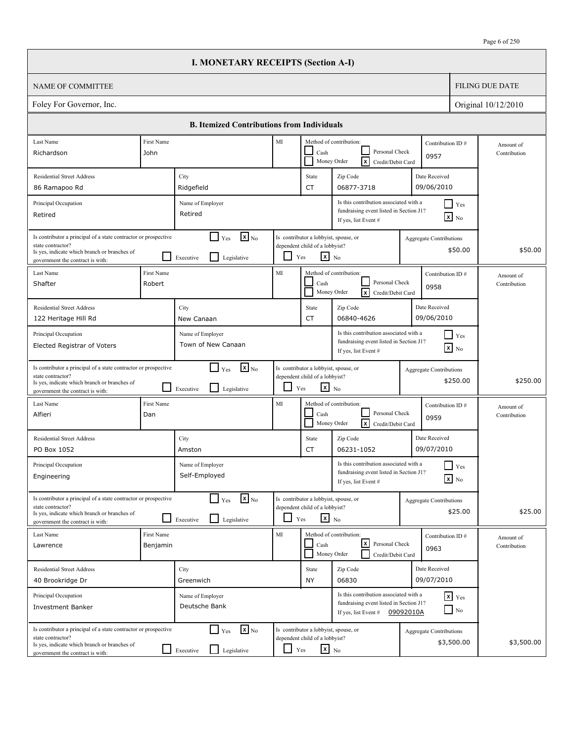# I. MONETARY RECEIPTS (Section A-I)

| NAME OF COMMITTEE | FILING DUE DATE |
|---|---|
| Foley For Governor, Inc. | Original 10/12/2010 |

## B. Itemized Contributions from Individuals

| Last Name | First Name | MI | Method of contribution | Contribution ID # | Residential Street Address | City | State | Zip Code | Date Received | Principal Occupation | Name of Employer | Associated with fundraising event listed in Section J1? | Event # | Is contributor a principal of a state contractor or prospective state contractor? | Branch | Is contributor a lobbyist, spouse, or dependent child of a lobbyist? | Aggregate Contributions | Amount of Contribution |
|---|---|---|---|---|---|---|---|---|---|---|---|---|---|---|---|---|---|---|
| Richardson | John | | Credit/Debit Card | 0957 | 86 Ramapoo Rd | Ridgefield | CT | 06877-3718 | 09/06/2010 | Retired | Retired | No | | No | | No | $50.00 | $50.00 |
| Shafter | Robert | | Credit/Debit Card | 0958 | 122 Heritage Hill Rd | New Canaan | CT | 06840-4626 | 09/06/2010 | Elected Registrar of Voters | Town of New Canaan | No | | No | | No | $250.00 | $250.00 |
| Alfieri | Dan | | Credit/Debit Card | 0959 | PO Box 1052 | Amston | CT | 06231-1052 | 09/07/2010 | Engineering | Self-Employed | No | | No | | No | $25.00 | $25.00 |
| Lawrence | Benjamin | | Personal Check | 0963 | 40 Brookridge Dr | Greenwich | NY | 06830 | 09/07/2010 | Investment Banker | Deutsche Bank | Yes | 09092010A | No | | No | $3,500.00 | $3,500.00 |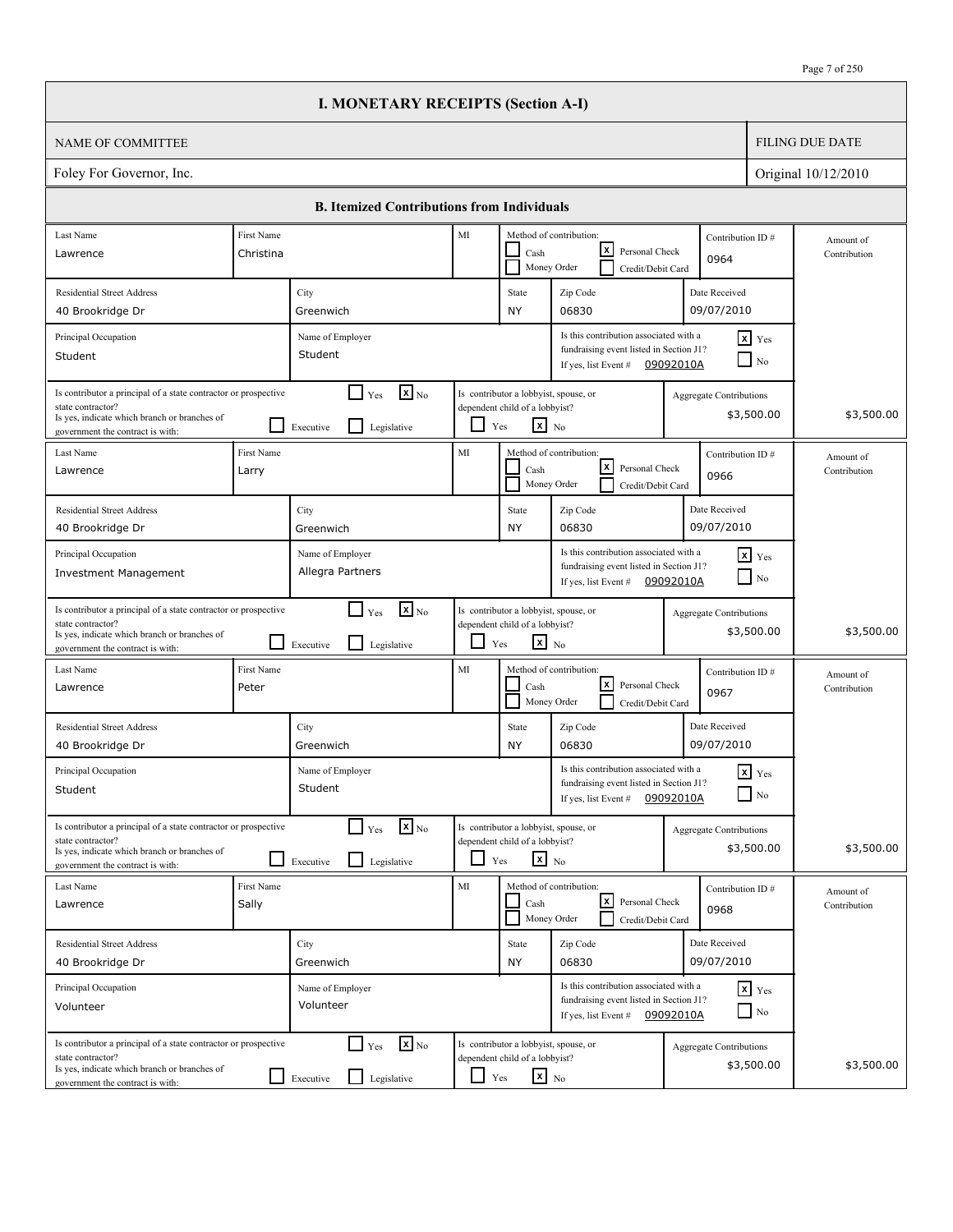# I. MONETARY RECEIPTS (Section A-I)

| NAME OF COMMITTEE | FILING DUE DATE |
|---|---|
| Foley For Governor, Inc. | Original 10/12/2010 |

## B. Itemized Contributions from Individuals

| Last Name | First Name | MI | Method of contribution | Contribution ID # | Residential Street Address | City | State | Zip Code | Date Received | Principal Occupation | Name of Employer | Associated with fundraising event listed in Section J1? | Event # | Principal of a state contractor or prospective state contractor? | Branch | Lobbyist, spouse, or dependent child of a lobbyist? | Aggregate Contributions | Amount of Contribution |
|---|---|---|---|---|---|---|---|---|---|---|---|---|---|---|---|---|---|---|
| Lawrence | Christina | | Personal Check | 0964 | 40 Brookridge Dr | Greenwich | NY | 06830 | 09/07/2010 | Student | Student | Yes | 09092010A | No | | No | $3,500.00 | $3,500.00 |
| Lawrence | Larry | | Personal Check | 0966 | 40 Brookridge Dr | Greenwich | NY | 06830 | 09/07/2010 | Investment Management | Allegra Partners | Yes | 09092010A | No | | No | $3,500.00 | $3,500.00 |
| Lawrence | Peter | | Personal Check | 0967 | 40 Brookridge Dr | Greenwich | NY | 06830 | 09/07/2010 | Student | Student | Yes | 09092010A | No | | No | $3,500.00 | $3,500.00 |
| Lawrence | Sally | | Personal Check | 0968 | 40 Brookridge Dr | Greenwich | NY | 06830 | 09/07/2010 | Volunteer | Volunteer | Yes | 09092010A | No | | No | $3,500.00 | $3,500.00 |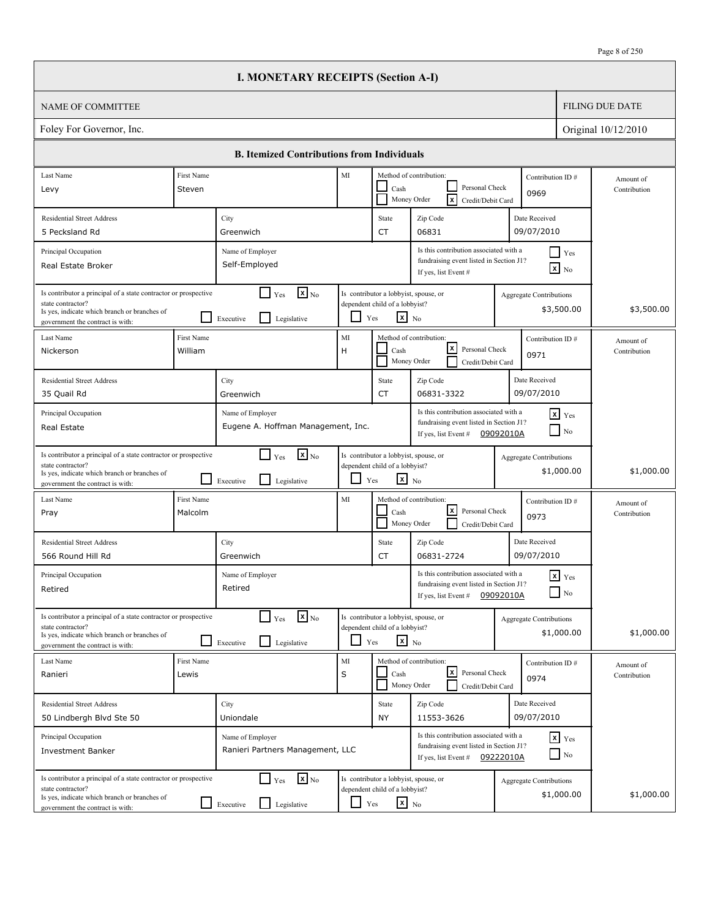# I. MONETARY RECEIPTS (Section A-I)

| NAME OF COMMITTEE | FILING DUE DATE |
| --- | --- |
| Foley For Governor, Inc. | Original 10/12/2010 |

## B. Itemized Contributions from Individuals

| Last Name | First Name | MI | Method of contribution | Contribution ID # | Residential Street Address | City | State | Zip Code | Date Received | Principal Occupation | Name of Employer | Associated with fundraising event listed in Section J1? | Event # | Principal of a state contractor or prospective state contractor? | Branch | Lobbyist, spouse, or dependent child of a lobbyist? | Aggregate Contributions | Amount of Contribution |
| --- | --- | --- | --- | --- | --- | --- | --- | --- | --- | --- | --- | --- | --- | --- | --- | --- | --- | --- |
| Levy | Steven | | Credit/Debit Card | 0969 | 5 Pecksland Rd | Greenwich | CT | 06831 | 09/07/2010 | Real Estate Broker | Self-Employed | No | | No | | No | $3,500.00 | $3,500.00 |
| Nickerson | William | H | Personal Check | 0971 | 35 Quail Rd | Greenwich | CT | 06831-3322 | 09/07/2010 | Real Estate | Eugene A. Hoffman Management, Inc. | Yes | 09092010A | No | | No | $1,000.00 | $1,000.00 |
| Pray | Malcolm | | Personal Check | 0973 | 566 Round Hill Rd | Greenwich | CT | 06831-2724 | 09/07/2010 | Retired | Retired | Yes | 09092010A | No | | No | $1,000.00 | $1,000.00 |
| Ranieri | Lewis | S | Personal Check | 0974 | 50 Lindbergh Blvd Ste 50 | Uniondale | NY | 11553-3626 | 09/07/2010 | Investment Banker | Ranieri Partners Management, LLC | Yes | 09222010A | No | | No | $1,000.00 | $1,000.00 |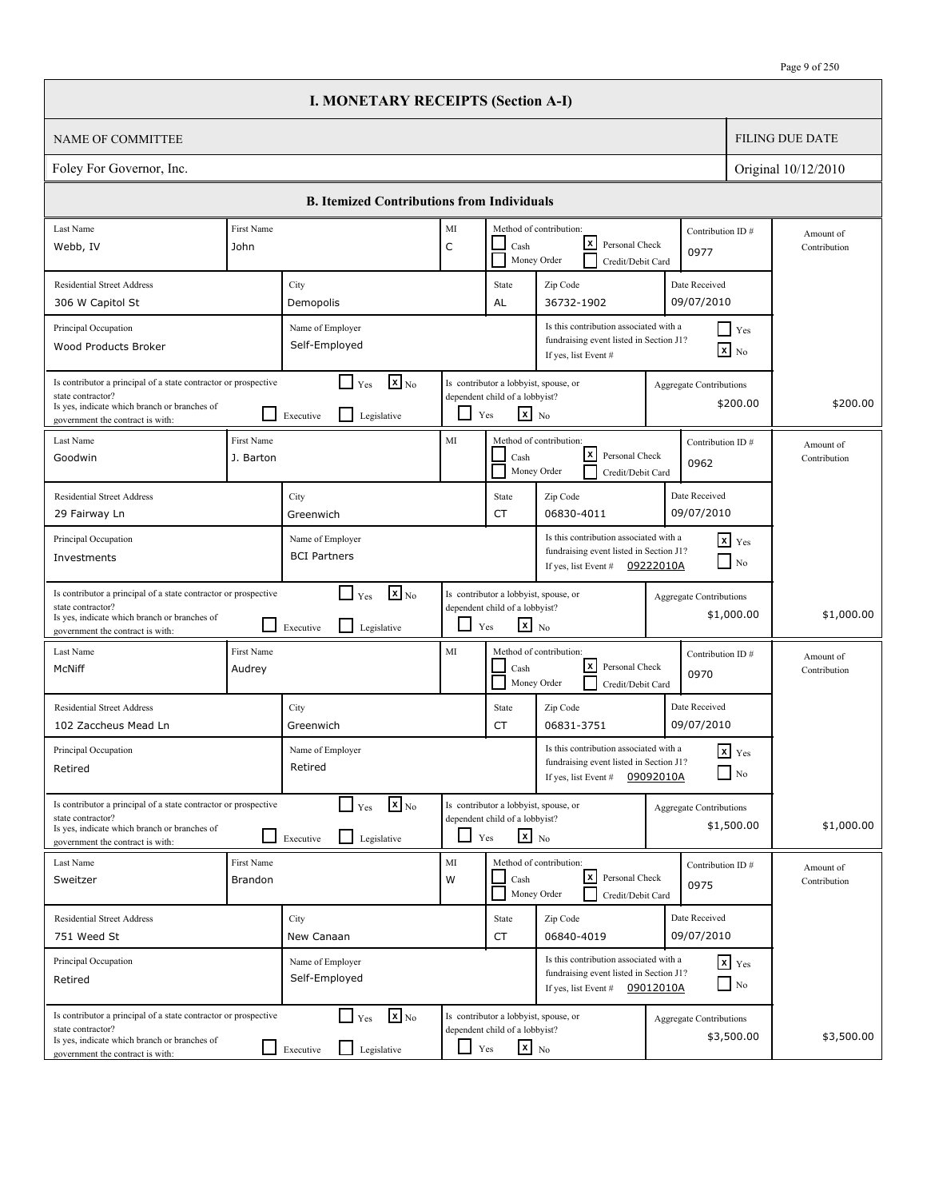# I. MONETARY RECEIPTS (Section A-I)

| NAME OF COMMITTEE | FILING DUE DATE |
|---|---|
| Foley For Governor, Inc. | Original 10/12/2010 |

## B. Itemized Contributions from Individuals

| Last Name | First Name | MI | Method of contribution | Contribution ID # | Residential Street Address | City | State | Zip Code | Date Received | Principal Occupation | Name of Employer | Associated with fundraising event (Section J1)? | Event # | Principal of a state contractor or prospective state contractor? | Branch | Lobbyist, spouse, or dependent child of a lobbyist? | Aggregate Contributions | Amount of Contribution |
|---|---|---|---|---|---|---|---|---|---|---|---|---|---|---|---|---|---|---|
| Webb, IV | John | C | Personal Check | 0977 | 306 W Capitol St | Demopolis | AL | 36732-1902 | 09/07/2010 | Wood Products Broker | Self-Employed | No | | No | | No | $200.00 | $200.00 |
| Goodwin | J. Barton | | Personal Check | 0962 | 29 Fairway Ln | Greenwich | CT | 06830-4011 | 09/07/2010 | Investments | BCI Partners | Yes | 09222010A | No | | No | $1,000.00 | $1,000.00 |
| McNiff | Audrey | | Personal Check | 0970 | 102 Zaccheus Mead Ln | Greenwich | CT | 06831-3751 | 09/07/2010 | Retired | Retired | Yes | 09092010A | No | | No | $1,500.00 | $1,000.00 |
| Sweitzer | Brandon | W | Personal Check | 0975 | 751 Weed St | New Canaan | CT | 06840-4019 | 09/07/2010 | Retired | Self-Employed | Yes | 09012010A | No | | No | $3,500.00 | $3,500.00 |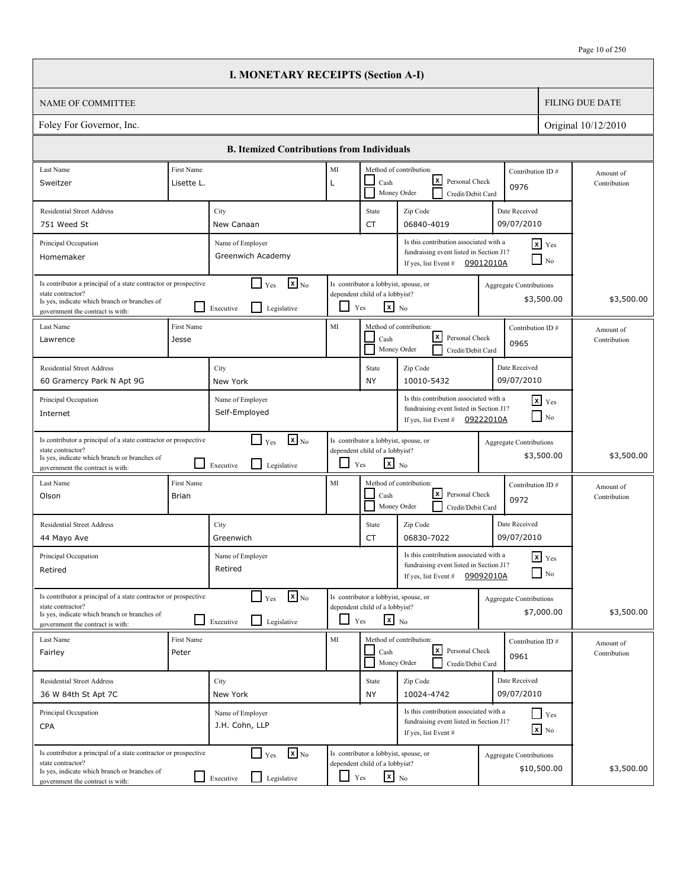# I. MONETARY RECEIPTS (Section A-I)

| NAME OF COMMITTEE | FILING DUE DATE |
|---|---|
| Foley For Governor, Inc. | Original 10/12/2010 |

## B. Itemized Contributions from Individuals

| Last Name | First Name | MI | Method of contribution | Contribution ID # | Residential Street Address | City | State | Zip Code | Date Received | Principal Occupation | Name of Employer | Associated with fundraising event listed in Section J1? | Event # | Principal of a state contractor or prospective state contractor? | Branch | Lobbyist, spouse, or dependent child of a lobbyist? | Aggregate Contributions | Amount of Contribution |
|---|---|---|---|---|---|---|---|---|---|---|---|---|---|---|---|---|---|---|
| Sweitzer | Lisette L. | L | Personal Check | 0976 | 751 Weed St | New Canaan | CT | 06840-4019 | 09/07/2010 | Homemaker | Greenwich Academy | Yes | 09012010A | No | | No | $3,500.00 | $3,500.00 |
| Lawrence | Jesse | | Personal Check | 0965 | 60 Gramercy Park N Apt 9G | New York | NY | 10010-5432 | 09/07/2010 | Internet | Self-Employed | Yes | 09222010A | No | | No | $3,500.00 | $3,500.00 |
| Olson | Brian | | Personal Check | 0972 | 44 Mayo Ave | Greenwich | CT | 06830-7022 | 09/07/2010 | Retired | Retired | Yes | 09092010A | No | | No | $7,000.00 | $3,500.00 |
| Fairley | Peter | | Personal Check | 0961 | 36 W 84th St Apt 7C | New York | NY | 10024-4742 | 09/07/2010 | CPA | J.H. Cohn, LLP | No | | No | | No | $10,500.00 | $3,500.00 |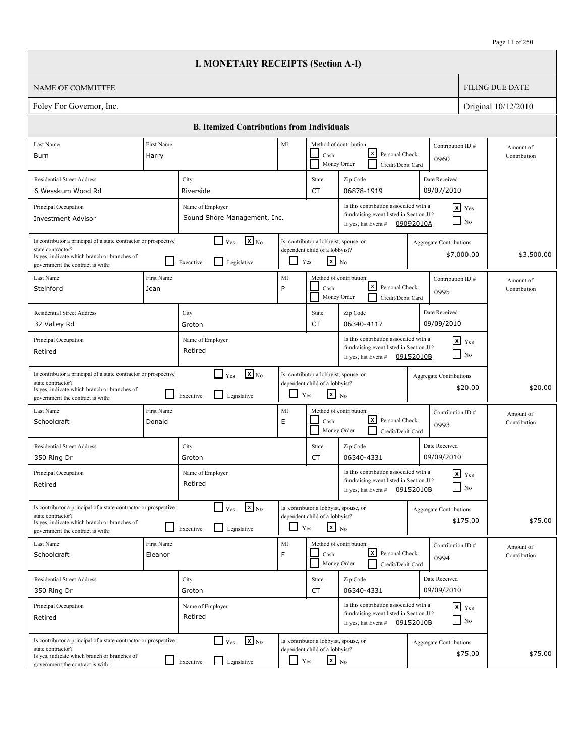# I. MONETARY RECEIPTS (Section A-I)

| NAME OF COMMITTEE | FILING DUE DATE |
| --- | --- |
| Foley For Governor, Inc. | Original 10/12/2010 |

## B. Itemized Contributions from Individuals

| Last Name | First Name | MI | Method of contribution | Contribution ID # | Residential Street Address | City | State | Zip Code | Date Received | Principal Occupation | Name of Employer | Associated with fundraising event listed in Section J1? | Event # | Principal of a state contractor or prospective state contractor? | Branch | Lobbyist, spouse, or dependent child of a lobbyist? | Aggregate Contributions | Amount of Contribution |
| --- | --- | --- | --- | --- | --- | --- | --- | --- | --- | --- | --- | --- | --- | --- | --- | --- | --- | --- |
| Burn | Harry | | Personal Check | 0960 | 6 Wesskum Wood Rd | Riverside | CT | 06878-1919 | 09/07/2010 | Investment Advisor | Sound Shore Management, Inc. | Yes | 09092010A | No | | No | $7,000.00 | $3,500.00 |
| Steinford | Joan | P | Personal Check | 0995 | 32 Valley Rd | Groton | CT | 06340-4117 | 09/09/2010 | Retired | Retired | Yes | 09152010B | No | | No | $20.00 | $20.00 |
| Schoolcraft | Donald | E | Personal Check | 0993 | 350 Ring Dr | Groton | CT | 06340-4331 | 09/09/2010 | Retired | Retired | Yes | 09152010B | No | | No | $175.00 | $75.00 |
| Schoolcraft | Eleanor | F | Personal Check | 0994 | 350 Ring Dr | Groton | CT | 06340-4331 | 09/09/2010 | Retired | Retired | Yes | 09152010B | No | | No | $75.00 | $75.00 |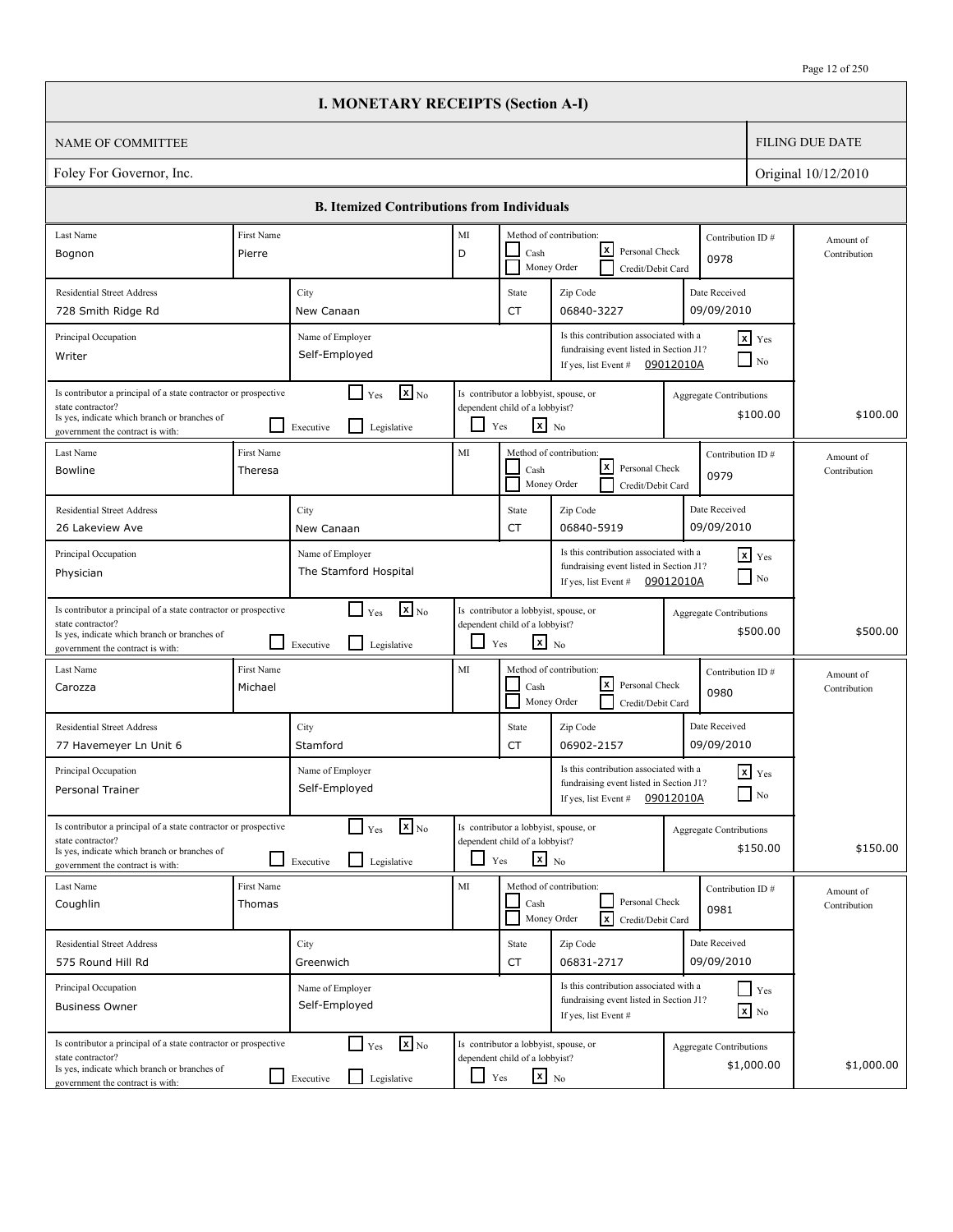# I. MONETARY RECEIPTS (Section A-I)

| NAME OF COMMITTEE | FILING DUE DATE |
|---|---|
| Foley For Governor, Inc. | Original 10/12/2010 |

## B. Itemized Contributions from Individuals

| Field | Contribution 1 | Contribution 2 | Contribution 3 | Contribution 4 |
|---|---|---|---|---|
| Last Name | Bognon | Bowline | Carozza | Coughlin |
| First Name | Pierre | Theresa | Michael | Thomas |
| MI | D | | | |
| Method of contribution | Personal Check | Personal Check | Personal Check | Credit/Debit Card |
| Contribution ID # | 0978 | 0979 | 0980 | 0981 |
| Residential Street Address | 728 Smith Ridge Rd | 26 Lakeview Ave | 77 Havemeyer Ln Unit 6 | 575 Round Hill Rd |
| City | New Canaan | New Canaan | Stamford | Greenwich |
| State | CT | CT | CT | CT |
| Zip Code | 06840-3227 | 06840-5919 | 06902-2157 | 06831-2717 |
| Date Received | 09/09/2010 | 09/09/2010 | 09/09/2010 | 09/09/2010 |
| Principal Occupation | Writer | Physician | Personal Trainer | Business Owner |
| Name of Employer | Self-Employed | The Stamford Hospital | Self-Employed | Self-Employed |
| Is this contribution associated with a fundraising event listed in Section J1? | Yes | Yes | Yes | No |
| If yes, list Event # | 09012010A | 09012010A | 09012010A | |
| Is contributor a principal of a state contractor or prospective state contractor? | No | No | No | No |
| If yes, indicate which branch or branches of government the contract is with (Executive / Legislative) | | | | |
| Is contributor a lobbyist, spouse, or dependent child of a lobbyist? | No | No | No | No |
| Aggregate Contributions | $100.00 | $500.00 | $150.00 | $1,000.00 |
| Amount of Contribution | $100.00 | $500.00 | $150.00 | $1,000.00 |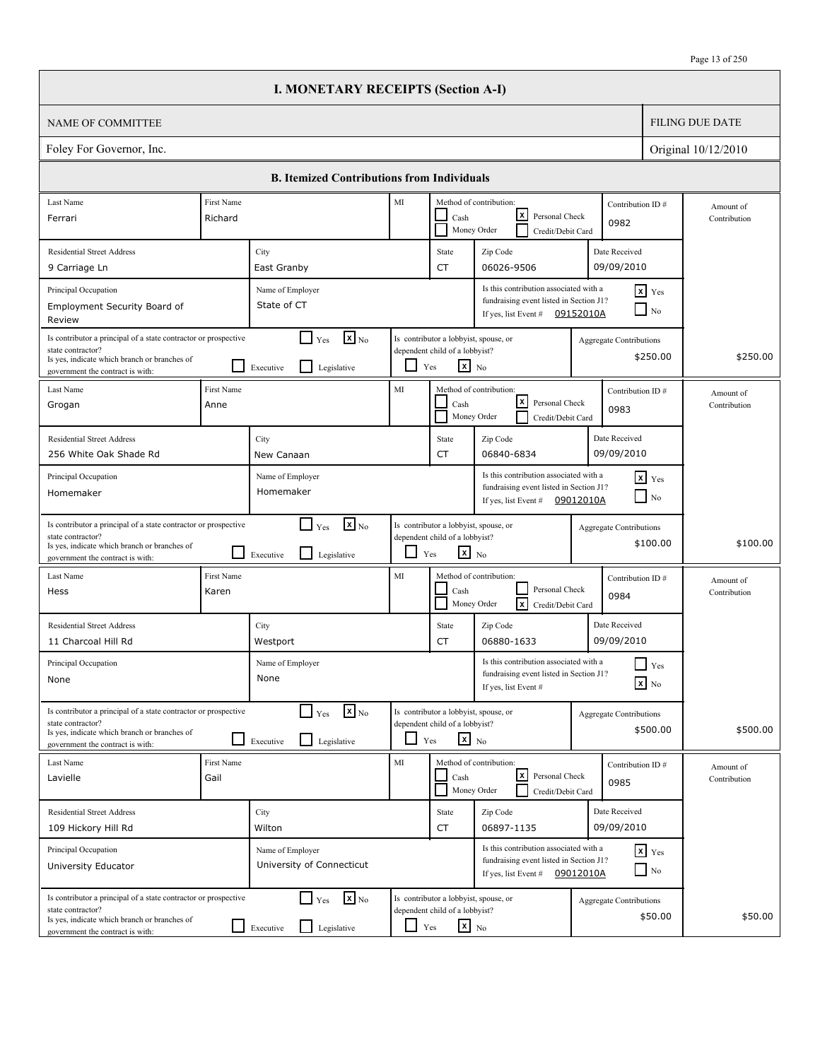# I. MONETARY RECEIPTS (Section A-I)

| NAME OF COMMITTEE | FILING DUE DATE |
| --- | --- |
| Foley For Governor, Inc. | Original 10/12/2010 |

## B. Itemized Contributions from Individuals

| Last Name | First Name | MI | Method of contribution | Contribution ID # | Residential Street Address | City | State | Zip Code | Date Received | Principal Occupation | Name of Employer | Associated with fundraising event listed in Section J1? | Event # | Principal of a state contractor or prospective state contractor? | Branch | Lobbyist, spouse, or dependent child of a lobbyist? | Aggregate Contributions | Amount of Contribution |
| --- | --- | --- | --- | --- | --- | --- | --- | --- | --- | --- | --- | --- | --- | --- | --- | --- | --- | --- |
| Ferrari | Richard | | Personal Check | 0982 | 9 Carriage Ln | East Granby | CT | 06026-9506 | 09/09/2010 | Employment Security Board of Review | State of CT | Yes | 09152010A | No | | No | $250.00 | $250.00 |
| Grogan | Anne | | Personal Check | 0983 | 256 White Oak Shade Rd | New Canaan | CT | 06840-6834 | 09/09/2010 | Homemaker | Homemaker | Yes | 09012010A | No | | No | $100.00 | $100.00 |
| Hess | Karen | | Credit/Debit Card | 0984 | 11 Charcoal Hill Rd | Westport | CT | 06880-1633 | 09/09/2010 | None | None | No | | No | | No | $500.00 | $500.00 |
| Lavielle | Gail | | Personal Check | 0985 | 109 Hickory Hill Rd | Wilton | CT | 06897-1135 | 09/09/2010 | University Educator | University of Connecticut | Yes | 09012010A | No | | No | $50.00 | $50.00 |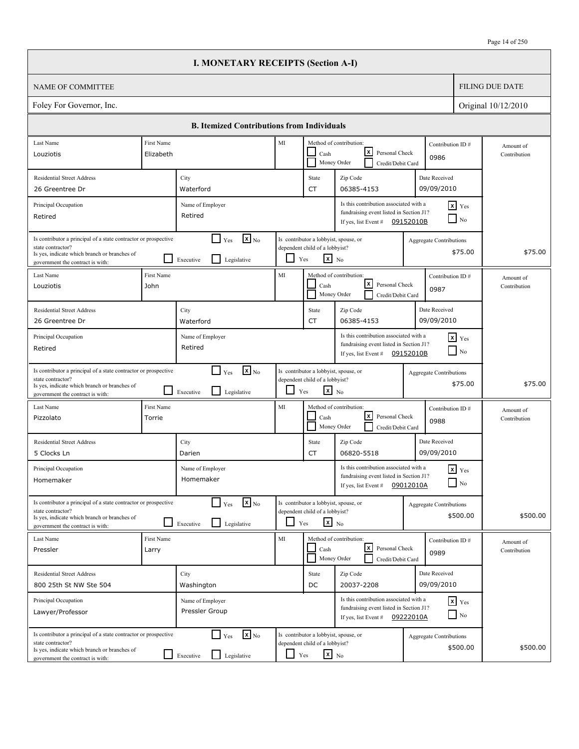# I. MONETARY RECEIPTS (Section A-I)

| NAME OF COMMITTEE | FILING DUE DATE |
|---|---|
| Foley For Governor, Inc. | Original 10/12/2010 |

## B. Itemized Contributions from Individuals

| Last Name | First Name | MI | Method of contribution | Contribution ID # | Residential Street Address | City | State | Zip Code | Date Received | Principal Occupation | Name of Employer | Associated with fundraising event listed in Section J1? | Event # | Principal of state contractor? | Branch | Lobbyist, spouse, or dependent child of a lobbyist? | Aggregate Contributions | Amount of Contribution |
|---|---|---|---|---|---|---|---|---|---|---|---|---|---|---|---|---|---|---|
| Louziotis | Elizabeth | | Personal Check | 0986 | 26 Greentree Dr | Waterford | CT | 06385-4153 | 09/09/2010 | Retired | Retired | Yes | 09152010B | No | | No | $75.00 | $75.00 |
| Louziotis | John | | Personal Check | 0987 | 26 Greentree Dr | Waterford | CT | 06385-4153 | 09/09/2010 | Retired | Retired | Yes | 09152010B | No | | No | $75.00 | $75.00 |
| Pizzolato | Torrie | | Personal Check | 0988 | 5 Clocks Ln | Darien | CT | 06820-5518 | 09/09/2010 | Homemaker | Homemaker | Yes | 09012010A | No | | No | $500.00 | $500.00 |
| Pressler | Larry | | Personal Check | 0989 | 800 25th St NW Ste 504 | Washington | DC | 20037-2208 | 09/09/2010 | Lawyer/Professor | Pressler Group | Yes | 09222010A | No | | No | $500.00 | $500.00 |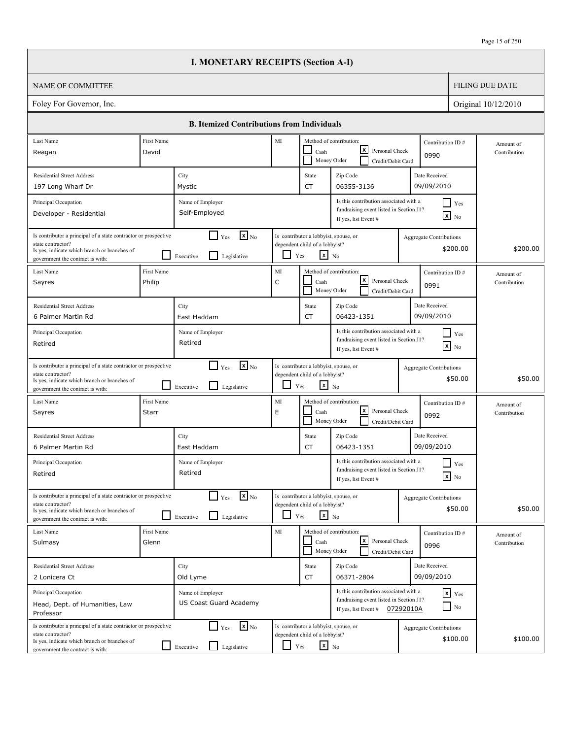# I. MONETARY RECEIPTS (Section A-I)

| NAME OF COMMITTEE | FILING DUE DATE |
|---|---|
| Foley For Governor, Inc. | Original 10/12/2010 |

## B. Itemized Contributions from Individuals

| Last Name | First Name | MI | Method of contribution | Contribution ID # | Residential Street Address | City | State | Zip Code | Date Received | Principal Occupation | Name of Employer | Associated with fundraising event (Section J1)? | Event # | Principal of state contractor? | Branch | Lobbyist, spouse, or dependent child? | Aggregate Contributions | Amount of Contribution |
|---|---|---|---|---|---|---|---|---|---|---|---|---|---|---|---|---|---|---|
| Reagan | David | | Personal Check | 0990 | 197 Long Wharf Dr | Mystic | CT | 06355-3136 | 09/09/2010 | Developer - Residential | Self-Employed | No | | No | | No | $200.00 | $200.00 |
| Sayres | Philip | C | Personal Check | 0991 | 6 Palmer Martin Rd | East Haddam | CT | 06423-1351 | 09/09/2010 | Retired | Retired | No | | No | | No | $50.00 | $50.00 |
| Sayres | Starr | E | Personal Check | 0992 | 6 Palmer Martin Rd | East Haddam | CT | 06423-1351 | 09/09/2010 | Retired | Retired | No | | No | | No | $50.00 | $50.00 |
| Sulmasy | Glenn | | Personal Check | 0996 | 2 Lonicera Ct | Old Lyme | CT | 06371-2804 | 09/09/2010 | Head, Dept. of Humanities, Law Professor | US Coast Guard Academy | Yes | 07292010A | No | | No | $100.00 | $100.00 |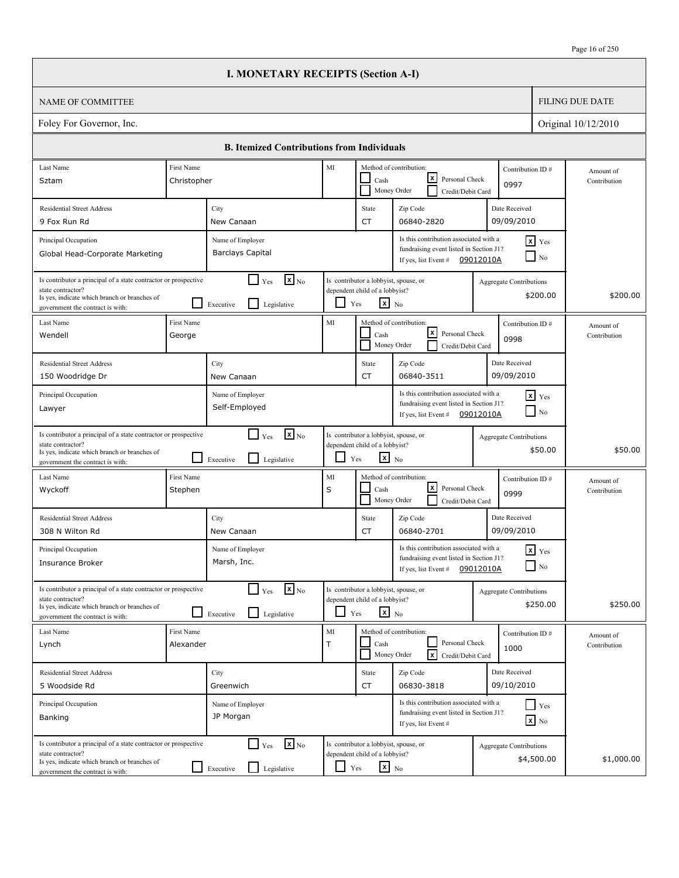# I. MONETARY RECEIPTS (Section A-I)

| NAME OF COMMITTEE | FILING DUE DATE |
|---|---|
| Foley For Governor, Inc. | Original 10/12/2010 |

## B. Itemized Contributions from Individuals

| Field | Contribution 1 | Contribution 2 | Contribution 3 | Contribution 4 |
|---|---|---|---|---|
| Last Name | Sztam | Wendell | Wyckoff | Lynch |
| First Name | Christopher | George | Stephen | Alexander |
| MI | | | S | T |
| Method of contribution | Personal Check | Personal Check | Personal Check | Credit/Debit Card |
| Contribution ID # | 0997 | 0998 | 0999 | 1000 |
| Residential Street Address | 9 Fox Run Rd | 150 Woodridge Dr | 308 N Wilton Rd | 5 Woodside Rd |
| City | New Canaan | New Canaan | New Canaan | Greenwich |
| State | CT | CT | CT | CT |
| Zip Code | 06840-2820 | 06840-3511 | 06840-2701 | 06830-3818 |
| Date Received | 09/09/2010 | 09/09/2010 | 09/09/2010 | 09/10/2010 |
| Principal Occupation | Global Head-Corporate Marketing | Lawyer | Insurance Broker | Banking |
| Name of Employer | Barclays Capital | Self-Employed | Marsh, Inc. | JP Morgan |
| Is this contribution associated with a fundraising event listed in Section J1? | Yes | Yes | Yes | No |
| If yes, list Event # | 09012010A | 09012010A | 09012010A | |
| Is contributor a principal of a state contractor or prospective state contractor? | No | No | No | No |
| If yes, indicate which branch or branches of government the contract is with (Executive / Legislative) | | | | |
| Is contributor a lobbyist, spouse, or dependent child of a lobbyist? | No | No | No | No |
| Aggregate Contributions | $200.00 | $50.00 | $250.00 | $4,500.00 |
| Amount of Contribution | $200.00 | $50.00 | $250.00 | $1,000.00 |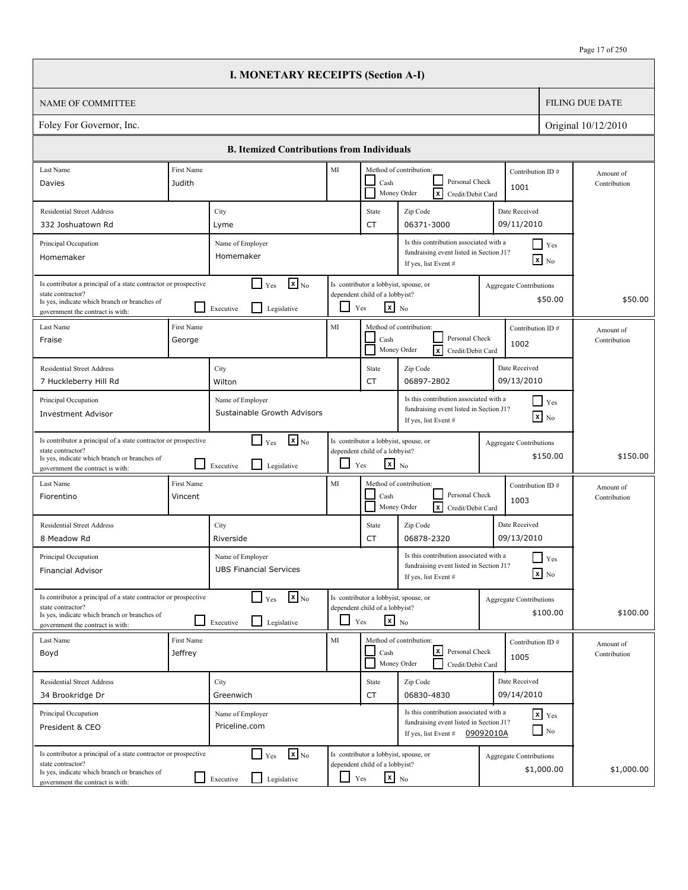# I. MONETARY RECEIPTS (Section A-I)

| NAME OF COMMITTEE | FILING DUE DATE |
|---|---|
| Foley For Governor, Inc. | Original 10/12/2010 |

## B. Itemized Contributions from Individuals

| Last Name | First Name | MI | Method of contribution | Contribution ID # | Residential Street Address | City | State | Zip Code | Date Received | Principal Occupation | Name of Employer | Associated with fundraising event (Section J1)? | Event # | Principal of state contractor? | Branch | Lobbyist, spouse, or dependent child? | Aggregate Contributions | Amount of Contribution |
|---|---|---|---|---|---|---|---|---|---|---|---|---|---|---|---|---|---|---|
| Davies | Judith | | Credit/Debit Card | 1001 | 332 Joshuatown Rd | Lyme | CT | 06371-3000 | 09/11/2010 | Homemaker | Homemaker | No | | No | | No | $50.00 | $50.00 |
| Fraise | George | | Credit/Debit Card | 1002 | 7 Huckleberry Hill Rd | Wilton | CT | 06897-2802 | 09/13/2010 | Investment Advisor | Sustainable Growth Advisors | No | | No | | No | $150.00 | $150.00 |
| Fiorentino | Vincent | | Credit/Debit Card | 1003 | 8 Meadow Rd | Riverside | CT | 06878-2320 | 09/13/2010 | Financial Advisor | UBS Financial Services | No | | No | | No | $100.00 | $100.00 |
| Boyd | Jeffrey | | Personal Check | 1005 | 34 Brookridge Dr | Greenwich | CT | 06830-4830 | 09/14/2010 | President & CEO | Priceline.com | Yes | 09092010A | No | | No | $1,000.00 | $1,000.00 |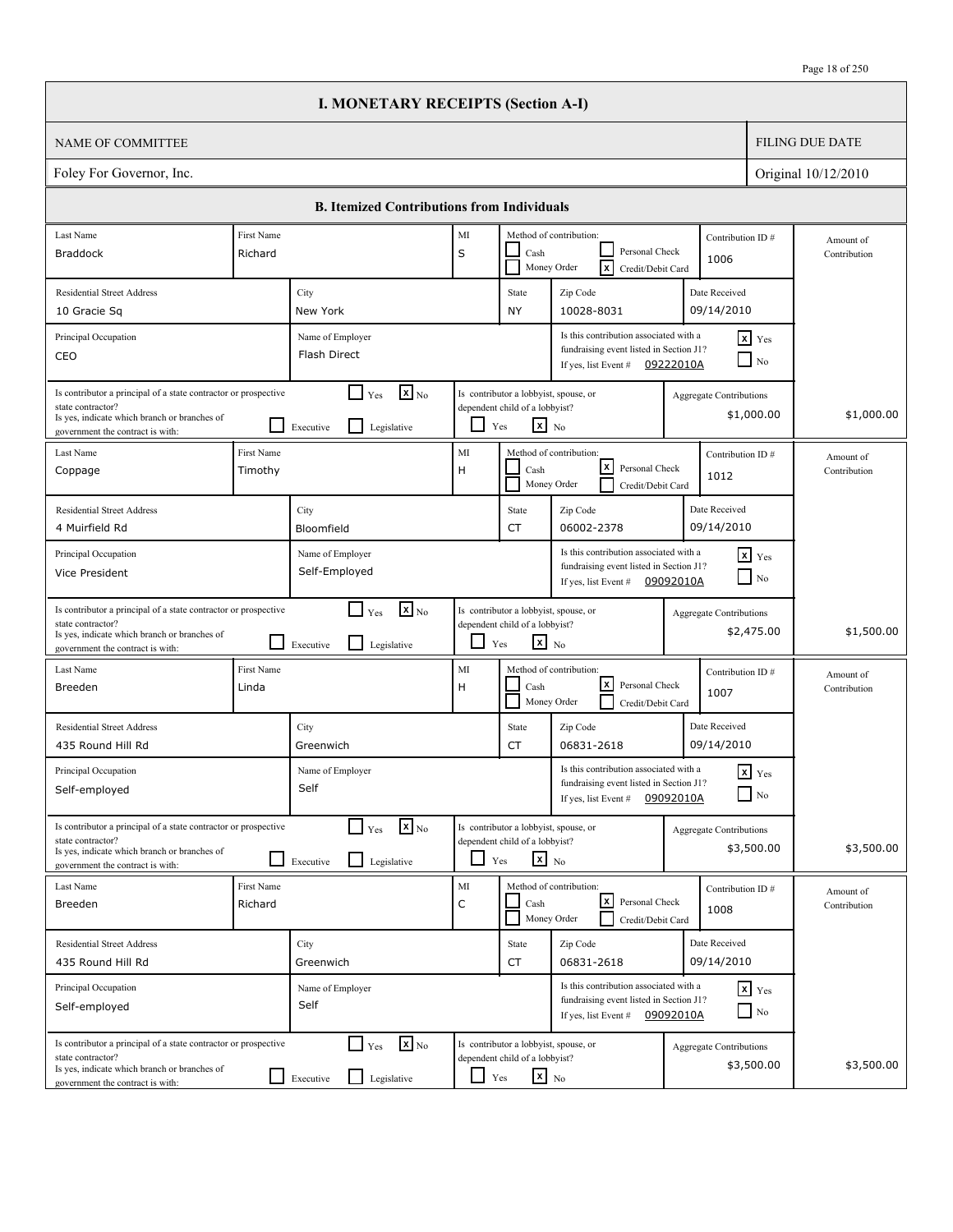# I. MONETARY RECEIPTS (Section A-I)

| NAME OF COMMITTEE | FILING DUE DATE |
|---|---|
| Foley For Governor, Inc. | Original 10/12/2010 |

## B. Itemized Contributions from Individuals

| Last Name | First Name | MI | Method of contribution | Contribution ID # | Residential Street Address | City | State | Zip Code | Date Received | Principal Occupation | Name of Employer | Associated with fundraising event listed in Section J1? | Event # | Principal of a state contractor or prospective state contractor? | Branch | Lobbyist, spouse, or dependent child of a lobbyist? | Aggregate Contributions | Amount of Contribution |
|---|---|---|---|---|---|---|---|---|---|---|---|---|---|---|---|---|---|---|
| Braddock | Richard | S | Credit/Debit Card | 1006 | 10 Gracie Sq | New York | NY | 10028-8031 | 09/14/2010 | CEO | Flash Direct | Yes | 09222010A | No | | No | $1,000.00 | $1,000.00 |
| Coppage | Timothy | H | Personal Check | 1012 | 4 Muirfield Rd | Bloomfield | CT | 06002-2378 | 09/14/2010 | Vice President | Self-Employed | Yes | 09092010A | No | | No | $2,475.00 | $1,500.00 |
| Breeden | Linda | H | Personal Check | 1007 | 435 Round Hill Rd | Greenwich | CT | 06831-2618 | 09/14/2010 | Self-employed | Self | Yes | 09092010A | No | | No | $3,500.00 | $3,500.00 |
| Breeden | Richard | C | Personal Check | 1008 | 435 Round Hill Rd | Greenwich | CT | 06831-2618 | 09/14/2010 | Self-employed | Self | Yes | 09092010A | No | | No | $3,500.00 | $3,500.00 |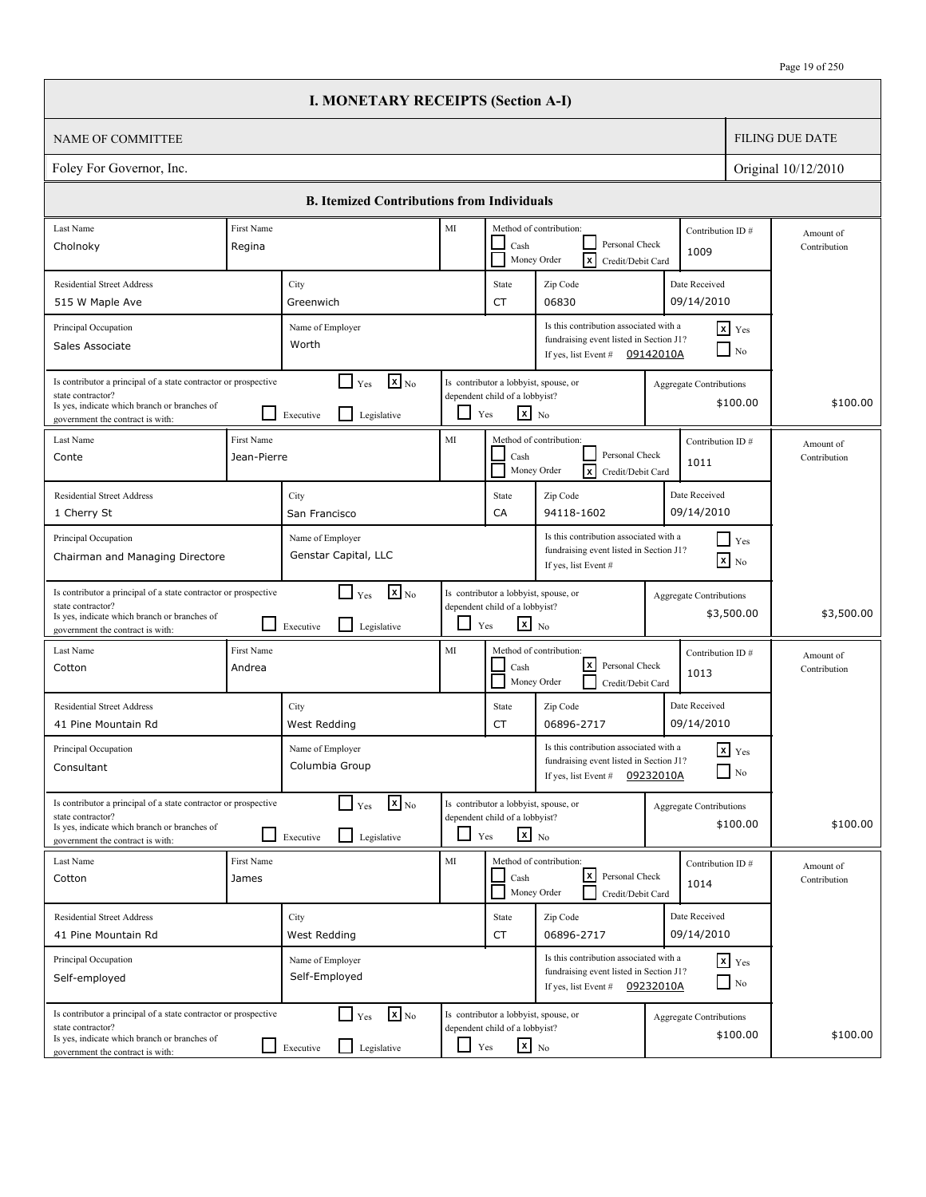# I. MONETARY RECEIPTS (Section A-I)

| NAME OF COMMITTEE | FILING DUE DATE |
|---|---|
| Foley For Governor, Inc. | Original 10/12/2010 |

## B. Itemized Contributions from Individuals

| Field | Contributor 1 | Contributor 2 | Contributor 3 | Contributor 4 |
|---|---|---|---|---|
| Last Name | Cholnoky | Conte | Cotton | Cotton |
| First Name | Regina | Jean-Pierre | Andrea | James |
| MI | | | | |
| Method of contribution | Credit/Debit Card | Credit/Debit Card | Personal Check | Personal Check |
| Contribution ID # | 1009 | 1011 | 1013 | 1014 |
| Residential Street Address | 515 W Maple Ave | 1 Cherry St | 41 Pine Mountain Rd | 41 Pine Mountain Rd |
| City | Greenwich | San Francisco | West Redding | West Redding |
| State | CT | CA | CT | CT |
| Zip Code | 06830 | 94118-1602 | 06896-2717 | 06896-2717 |
| Date Received | 09/14/2010 | 09/14/2010 | 09/14/2010 | 09/14/2010 |
| Principal Occupation | Sales Associate | Chairman and Managing Directore | Consultant | Self-employed |
| Name of Employer | Worth | Genstar Capital, LLC | Columbia Group | Self-Employed |
| Is this contribution associated with a fundraising event listed in Section J1? | Yes | No | Yes | Yes |
| If yes, list Event # | 09142010A | | 09232010A | 09232010A |
| Is contributor a principal of a state contractor or prospective state contractor? | No | No | No | No |
| If yes, indicate which branch or branches of government the contract is with (Executive / Legislative) | | | | |
| Is contributor a lobbyist, spouse, or dependent child of a lobbyist? | No | No | No | No |
| Aggregate Contributions | $100.00 | $3,500.00 | $100.00 | $100.00 |
| Amount of Contribution | $100.00 | $3,500.00 | $100.00 | $100.00 |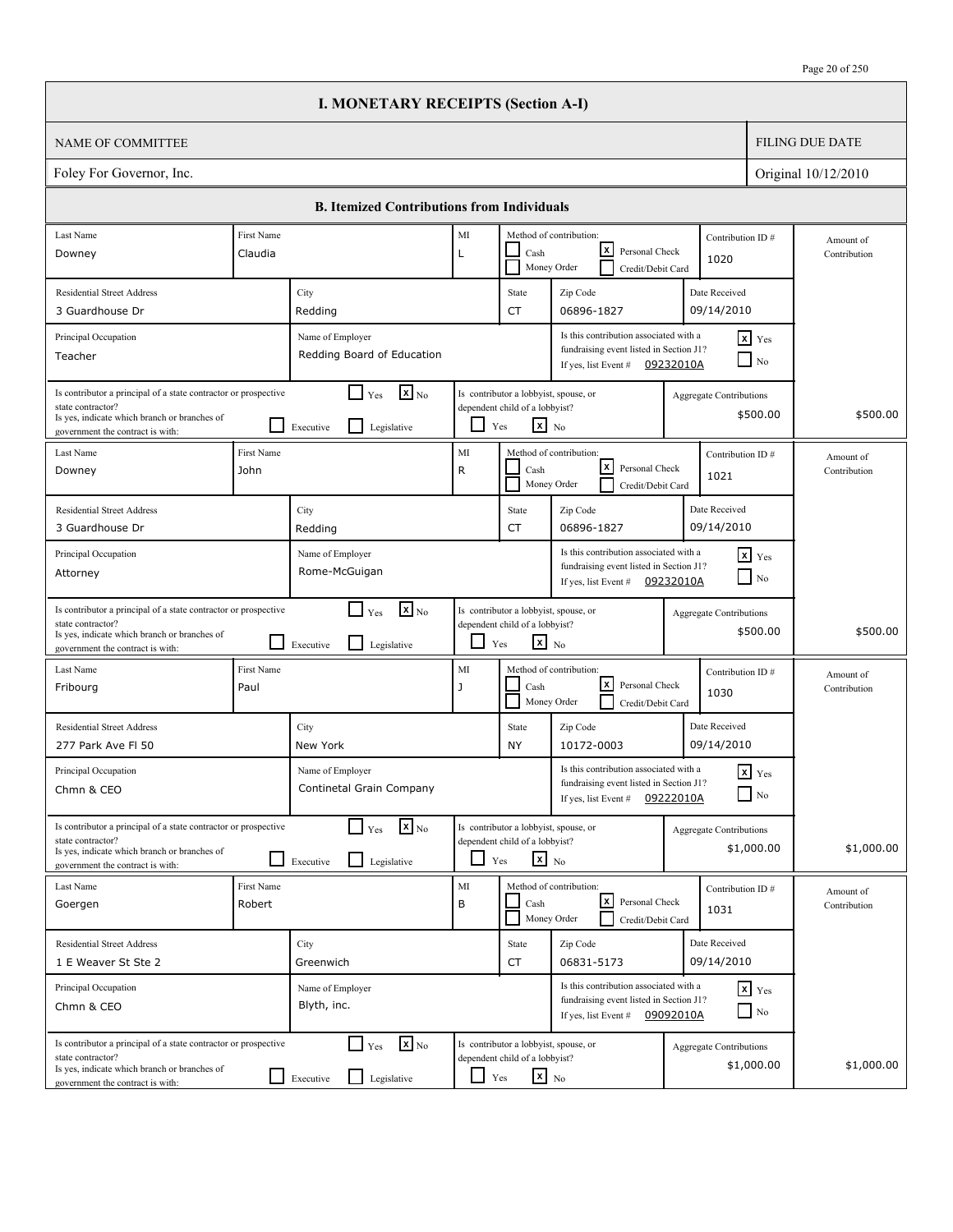# I. MONETARY RECEIPTS (Section A-I)

| NAME OF COMMITTEE | FILING DUE DATE |
|---|---|
| Foley For Governor, Inc. | Original 10/12/2010 |

## B. Itemized Contributions from Individuals

| Last Name | First Name | MI | Method of contribution | Contribution ID # | Residential Street Address | City | State | Zip Code | Date Received | Principal Occupation | Name of Employer | Associated with fundraising event listed in Section J1? | Event # | Principal of a state contractor or prospective state contractor? | Branch | Lobbyist, spouse, or dependent child of a lobbyist? | Aggregate Contributions | Amount of Contribution |
|---|---|---|---|---|---|---|---|---|---|---|---|---|---|---|---|---|---|---|
| Downey | Claudia | L | Personal Check | 1020 | 3 Guardhouse Dr | Redding | CT | 06896-1827 | 09/14/2010 | Teacher | Redding Board of Education | Yes | 09232010A | No | | No | $500.00 | $500.00 |
| Downey | John | R | Personal Check | 1021 | 3 Guardhouse Dr | Redding | CT | 06896-1827 | 09/14/2010 | Attorney | Rome-McGuigan | Yes | 09232010A | No | | No | $500.00 | $500.00 |
| Fribourg | Paul | J | Personal Check | 1030 | 277 Park Ave Fl 50 | New York | NY | 10172-0003 | 09/14/2010 | Chmn & CEO | Continetal Grain Company | Yes | 09222010A | No | | No | $1,000.00 | $1,000.00 |
| Goergen | Robert | B | Personal Check | 1031 | 1 E Weaver St Ste 2 | Greenwich | CT | 06831-5173 | 09/14/2010 | Chmn & CEO | Blyth, inc. | Yes | 09092010A | No | | No | $1,000.00 | $1,000.00 |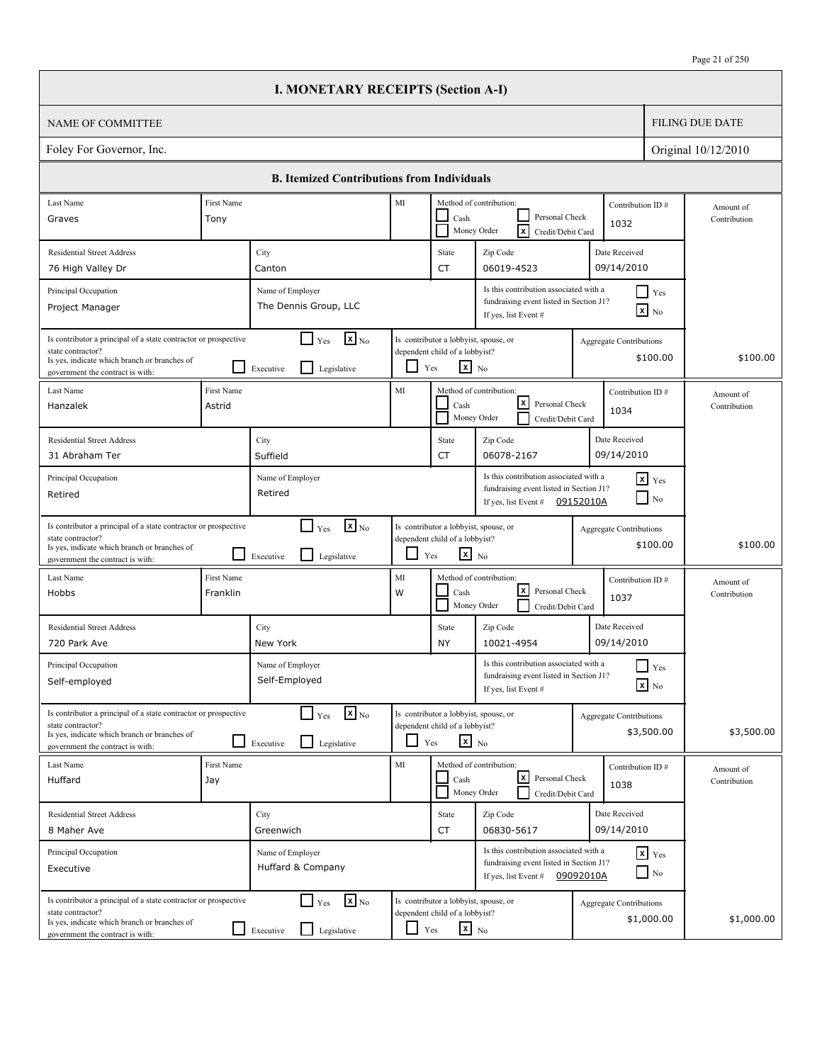# I. MONETARY RECEIPTS (Section A-I)

| NAME OF COMMITTEE | FILING DUE DATE |
|---|---|
| Foley For Governor, Inc. | Original 10/12/2010 |

## B. Itemized Contributions from Individuals

| Field | Contribution 1 | Contribution 2 | Contribution 3 | Contribution 4 |
|---|---|---|---|---|
| Last Name | Graves | Hanzalek | Hobbs | Huffard |
| First Name | Tony | Astrid | Franklin | Jay |
| MI | | | W | |
| Method of contribution | Credit/Debit Card | Personal Check | Personal Check | Personal Check |
| Contribution ID # | 1032 | 1034 | 1037 | 1038 |
| Residential Street Address | 76 High Valley Dr | 31 Abraham Ter | 720 Park Ave | 8 Maher Ave |
| City | Canton | Suffield | New York | Greenwich |
| State | CT | CT | NY | CT |
| Zip Code | 06019-4523 | 06078-2167 | 10021-4954 | 06830-5617 |
| Date Received | 09/14/2010 | 09/14/2010 | 09/14/2010 | 09/14/2010 |
| Principal Occupation | Project Manager | Retired | Self-employed | Executive |
| Name of Employer | The Dennis Group, LLC | Retired | Self-Employed | Huffard & Company |
| Is this contribution associated with a fundraising event listed in Section J1? | No | Yes | No | Yes |
| If yes, list Event # | | 09152010A | | 09092010A |
| Is contributor a principal of a state contractor or prospective state contractor? | No | No | No | No |
| Is yes, indicate which branch or branches of government the contract is with (Executive / Legislative) | | | | |
| Is contributor a lobbyist, spouse, or dependent child of a lobbyist? | No | No | No | No |
| Aggregate Contributions | $100.00 | $100.00 | $3,500.00 | $1,000.00 |
| Amount of Contribution | $100.00 | $100.00 | $3,500.00 | $1,000.00 |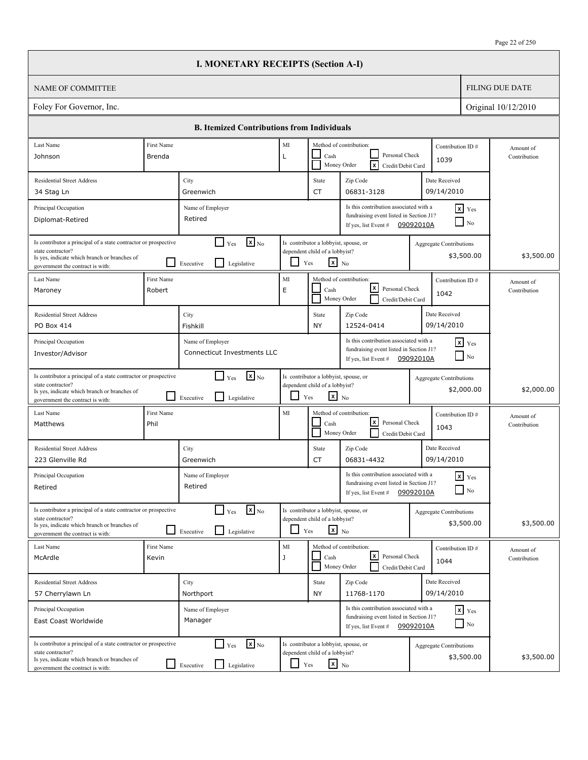# I. MONETARY RECEIPTS (Section A-I)

| NAME OF COMMITTEE | FILING DUE DATE |
|---|---|
| Foley For Governor, Inc. | Original 10/12/2010 |

## B. Itemized Contributions from Individuals

| Last Name | First Name | MI | Method of contribution | Contribution ID # | Residential Street Address | City | State | Zip Code | Date Received | Principal Occupation | Name of Employer | Associated with fundraising event listed in Section J1? | Event # | Principal of a state contractor or prospective state contractor? | Branch | Lobbyist, spouse, or dependent child of a lobbyist? | Aggregate Contributions | Amount of Contribution |
|---|---|---|---|---|---|---|---|---|---|---|---|---|---|---|---|---|---|---|
| Johnson | Brenda | L | Credit/Debit Card | 1039 | 34 Stag Ln | Greenwich | CT | 06831-3128 | 09/14/2010 | Diplomat-Retired | Retired | Yes | 09092010A | No | | No | $3,500.00 | $3,500.00 |
| Maroney | Robert | E | Personal Check | 1042 | PO Box 414 | Fishkill | NY | 12524-0414 | 09/14/2010 | Investor/Advisor | Connecticut Investments LLC | Yes | 09092010A | No | | No | $2,000.00 | $2,000.00 |
| Matthews | Phil | | Personal Check | 1043 | 223 Glenville Rd | Greenwich | CT | 06831-4432 | 09/14/2010 | Retired | Retired | Yes | 09092010A | No | | No | $3,500.00 | $3,500.00 |
| McArdle | Kevin | J | Personal Check | 1044 | 57 Cherrylawn Ln | Northport | NY | 11768-1170 | 09/14/2010 | East Coast Worldwide | Manager | Yes | 09092010A | No | | No | $3,500.00 | $3,500.00 |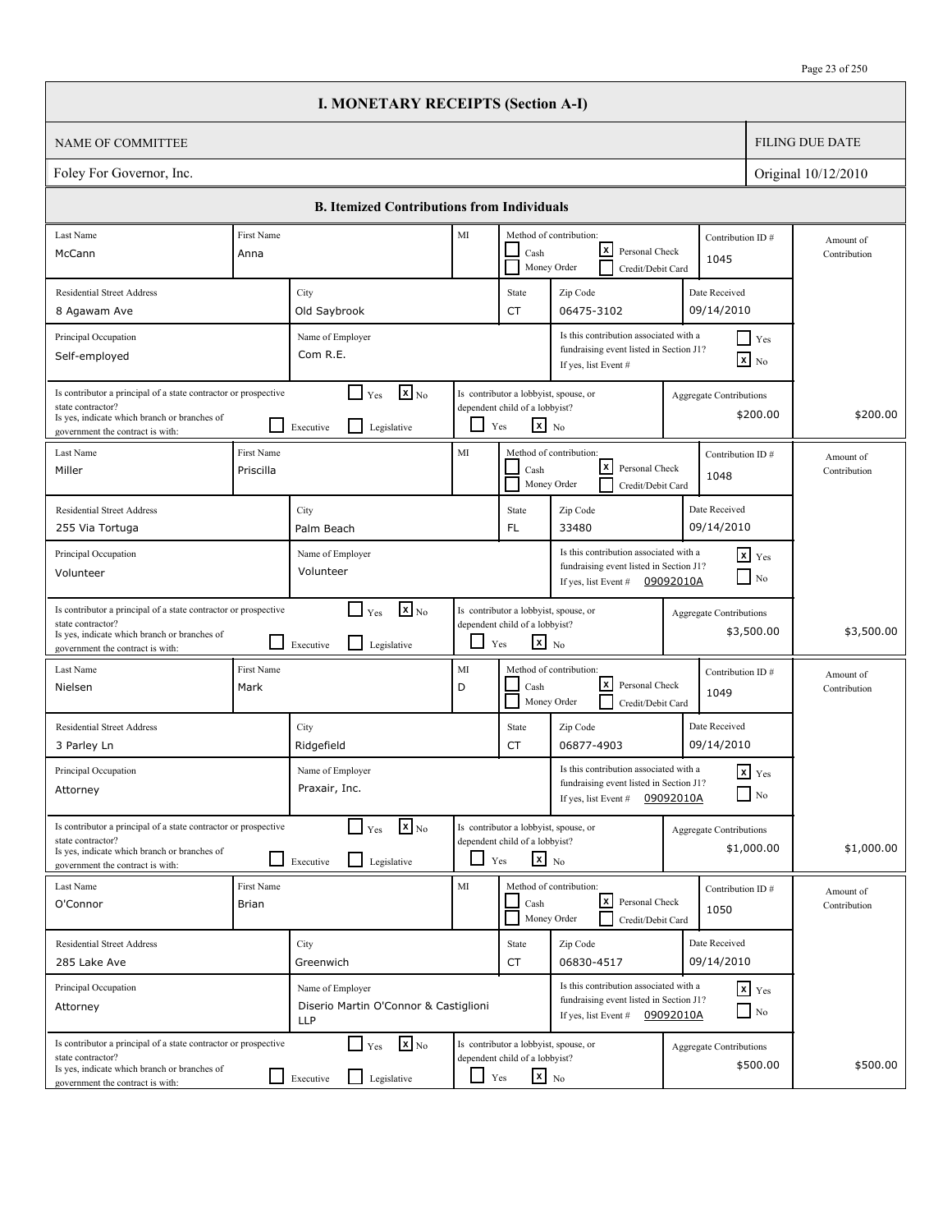# I. MONETARY RECEIPTS (Section A-I)

| NAME OF COMMITTEE | FILING DUE DATE |
|---|---|
| Foley For Governor, Inc. | Original 10/12/2010 |

## B. Itemized Contributions from Individuals

| Field | Contribution 1045 | Contribution 1048 | Contribution 1049 | Contribution 1050 |
|---|---|---|---|---|
| Last Name | McCann | Miller | Nielsen | O'Connor |
| First Name | Anna | Priscilla | Mark | Brian |
| MI | | | D | |
| Method of contribution | [x] Personal Check | [x] Personal Check | [x] Personal Check | [x] Personal Check |
| Contribution ID # | 1045 | 1048 | 1049 | 1050 |
| Residential Street Address | 8 Agawam Ave | 255 Via Tortuga | 3 Parley Ln | 285 Lake Ave |
| City | Old Saybrook | Palm Beach | Ridgefield | Greenwich |
| State | CT | FL | CT | CT |
| Zip Code | 06475-3102 | 33480 | 06877-4903 | 06830-4517 |
| Date Received | 09/14/2010 | 09/14/2010 | 09/14/2010 | 09/14/2010 |
| Principal Occupation | Self-employed | Volunteer | Attorney | Attorney |
| Name of Employer | Com R.E. | Volunteer | Praxair, Inc. | Diserio Martin O'Connor & Castiglioni LLP |
| Is this contribution associated with a fundraising event listed in Section J1? | [x] No | [x] Yes | [x] Yes | [x] Yes |
| If yes, list Event # | | 09092010A | 09092010A | 09092010A |
| Is contributor a principal of a state contractor or prospective state contractor? | [x] No | [x] No | [x] No | [x] No |
| If yes, indicate which branch or branches of government the contract is with | [ ] Executive [ ] Legislative | [ ] Executive [ ] Legislative | [ ] Executive [ ] Legislative | [ ] Executive [ ] Legislative |
| Is contributor a lobbyist, spouse, or dependent child of a lobbyist? | [x] No | [x] No | [x] No | [x] No |
| Aggregate Contributions | $200.00 | $3,500.00 | $1,000.00 | $500.00 |
| Amount of Contribution | $200.00 | $3,500.00 | $1,000.00 | $500.00 |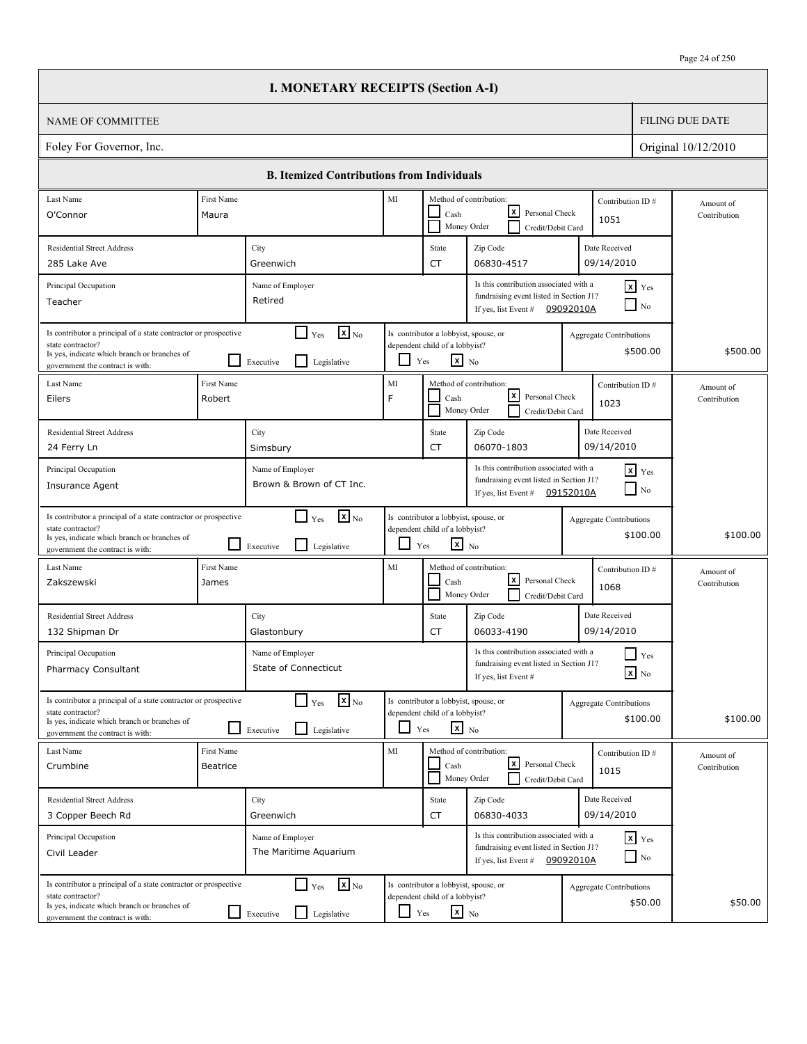# I. MONETARY RECEIPTS (Section A-I)

| NAME OF COMMITTEE | FILING DUE DATE |
|---|---|
| Foley For Governor, Inc. | Original 10/12/2010 |

## B. Itemized Contributions from Individuals

| Last Name | First Name | MI | Method of contribution | Contribution ID # | Residential Street Address | City | State | Zip Code | Date Received | Principal Occupation | Name of Employer | Associated with fundraising event listed in Section J1? | Event # | Principal of a state contractor or prospective state contractor? | Branch | Lobbyist, spouse, or dependent child of a lobbyist? | Aggregate Contributions | Amount of Contribution |
|---|---|---|---|---|---|---|---|---|---|---|---|---|---|---|---|---|---|---|
| O'Connor | Maura | | Personal Check | 1051 | 285 Lake Ave | Greenwich | CT | 06830-4517 | 09/14/2010 | Teacher | Retired | Yes | 09092010A | No | | No | $500.00 | $500.00 |
| Eilers | Robert | F | Personal Check | 1023 | 24 Ferry Ln | Simsbury | CT | 06070-1803 | 09/14/2010 | Insurance Agent | Brown & Brown of CT Inc. | Yes | 09152010A | No | | No | $100.00 | $100.00 |
| Zakszewski | James | | Personal Check | 1068 | 132 Shipman Dr | Glastonbury | CT | 06033-4190 | 09/14/2010 | Pharmacy Consultant | State of Connecticut | No | | No | | No | $100.00 | $100.00 |
| Crumbine | Beatrice | | Personal Check | 1015 | 3 Copper Beech Rd | Greenwich | CT | 06830-4033 | 09/14/2010 | Civil Leader | The Maritime Aquarium | Yes | 09092010A | No | | No | $50.00 | $50.00 |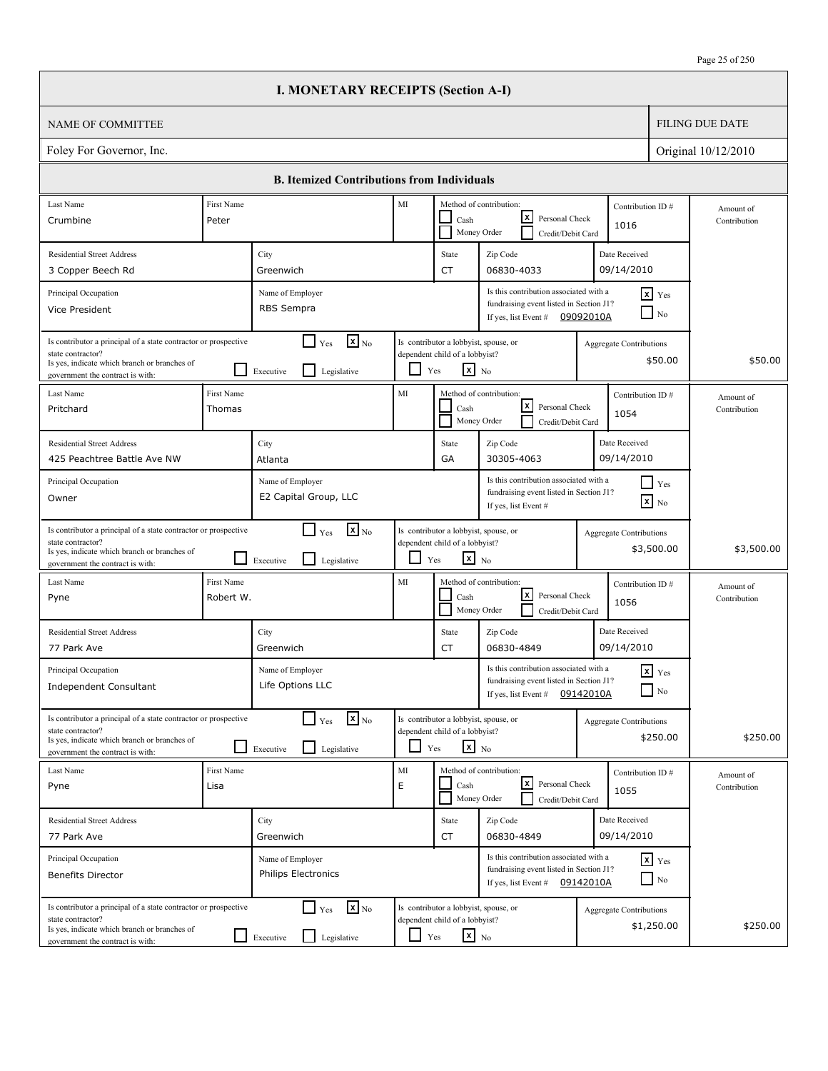# I. MONETARY RECEIPTS (Section A-I)

| NAME OF COMMITTEE | FILING DUE DATE |
|---|---|
| Foley For Governor, Inc. | Original 10/12/2010 |

## B. Itemized Contributions from Individuals

| Field | Contribution 1 | Contribution 2 | Contribution 3 | Contribution 4 |
|---|---|---|---|---|
| Last Name | Crumbine | Pritchard | Pyne | Pyne |
| First Name | Peter | Thomas | Robert W. | Lisa |
| MI | | | | E |
| Method of contribution | Personal Check | Personal Check | Personal Check | Personal Check |
| Contribution ID # | 1016 | 1054 | 1056 | 1055 |
| Residential Street Address | 3 Copper Beech Rd | 425 Peachtree Battle Ave NW | 77 Park Ave | 77 Park Ave |
| City | Greenwich | Atlanta | Greenwich | Greenwich |
| State | CT | GA | CT | CT |
| Zip Code | 06830-4033 | 30305-4063 | 06830-4849 | 06830-4849 |
| Date Received | 09/14/2010 | 09/14/2010 | 09/14/2010 | 09/14/2010 |
| Principal Occupation | Vice President | Owner | Independent Consultant | Benefits Director |
| Name of Employer | RBS Sempra | E2 Capital Group, LLC | Life Options LLC | Philips Electronics |
| Is this contribution associated with a fundraising event listed in Section J1? | Yes | No | Yes | Yes |
| If yes, list Event # | 09092010A | | 09142010A | 09142010A |
| Is contributor a principal of a state contractor or prospective state contractor? | No | No | No | No |
| If yes, indicate which branch or branches of government the contract is with (Executive / Legislative) | | | | |
| Is contributor a lobbyist, spouse, or dependent child of a lobbyist? | No | No | No | No |
| Aggregate Contributions | $50.00 | $3,500.00 | $250.00 | $1,250.00 |
| Amount of Contribution | $50.00 | $3,500.00 | $250.00 | $250.00 |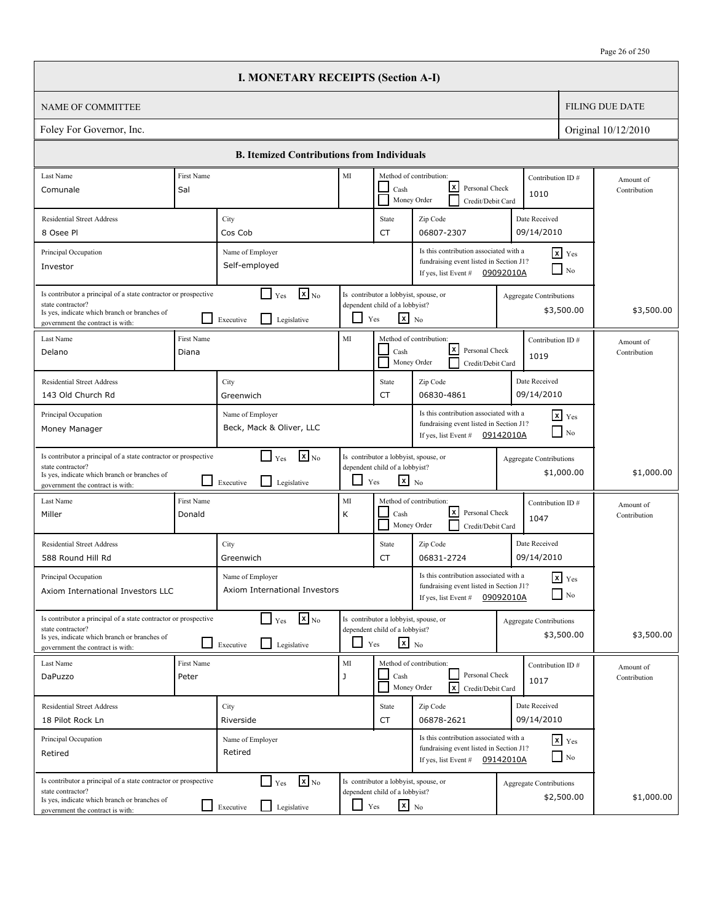# I. MONETARY RECEIPTS (Section A-I)

| NAME OF COMMITTEE | FILING DUE DATE |
|---|---|
| Foley For Governor, Inc. | Original 10/12/2010 |

## B. Itemized Contributions from Individuals

| Last Name | First Name | MI | Method of contribution | Contribution ID # | Amount of Contribution |
|---|---|---|---|---|---|
| Comunale | Sal | | Personal Check | 1010 | |

| Residential Street Address | City | State | Zip Code | Date Received |
|---|---|---|---|---|
| 8 Osee Pl | Cos Cob | CT | 06807-2307 | 09/14/2010 |

| Principal Occupation | Name of Employer | Is this contribution associated with a fundraising event listed in Section J1? |
|---|---|---|
| Investor | Self-employed | Yes — Event # 09092010A |

| Is contributor a principal of a state contractor or prospective state contractor? | Branch | Is contributor a lobbyist, spouse, or dependent child of a lobbyist? | Aggregate Contributions | Amount of Contribution |
|---|---|---|---|---|
| No | | No | $3,500.00 | $3,500.00 |

| Last Name | First Name | MI | Method of contribution | Contribution ID # | Amount of Contribution |
|---|---|---|---|---|---|
| Delano | Diana | | Personal Check | 1019 | |

| Residential Street Address | City | State | Zip Code | Date Received |
|---|---|---|---|---|
| 143 Old Church Rd | Greenwich | CT | 06830-4861 | 09/14/2010 |

| Principal Occupation | Name of Employer | Is this contribution associated with a fundraising event listed in Section J1? |
|---|---|---|
| Money Manager | Beck, Mack & Oliver, LLC | Yes — Event # 09142010A |

| Is contributor a principal of a state contractor or prospective state contractor? | Branch | Is contributor a lobbyist, spouse, or dependent child of a lobbyist? | Aggregate Contributions | Amount of Contribution |
|---|---|---|---|---|
| No | | No | $1,000.00 | $1,000.00 |

| Last Name | First Name | MI | Method of contribution | Contribution ID # | Amount of Contribution |
|---|---|---|---|---|---|
| Miller | Donald | K | Personal Check | 1047 | |

| Residential Street Address | City | State | Zip Code | Date Received |
|---|---|---|---|---|
| 588 Round Hill Rd | Greenwich | CT | 06831-2724 | 09/14/2010 |

| Principal Occupation | Name of Employer | Is this contribution associated with a fundraising event listed in Section J1? |
|---|---|---|
| Axiom International Investors LLC | Axiom International Investors | Yes — Event # 09092010A |

| Is contributor a principal of a state contractor or prospective state contractor? | Branch | Is contributor a lobbyist, spouse, or dependent child of a lobbyist? | Aggregate Contributions | Amount of Contribution |
|---|---|---|---|---|
| No | | No | $3,500.00 | $3,500.00 |

| Last Name | First Name | MI | Method of contribution | Contribution ID # | Amount of Contribution |
|---|---|---|---|---|---|
| DaPuzzo | Peter | J | Credit/Debit Card | 1017 | |

| Residential Street Address | City | State | Zip Code | Date Received |
|---|---|---|---|---|
| 18 Pilot Rock Ln | Riverside | CT | 06878-2621 | 09/14/2010 |

| Principal Occupation | Name of Employer | Is this contribution associated with a fundraising event listed in Section J1? |
|---|---|---|
| Retired | Retired | Yes — Event # 09142010A |

| Is contributor a principal of a state contractor or prospective state contractor? | Branch | Is contributor a lobbyist, spouse, or dependent child of a lobbyist? | Aggregate Contributions | Amount of Contribution |
|---|---|---|---|---|
| No | | No | $2,500.00 | $1,000.00 |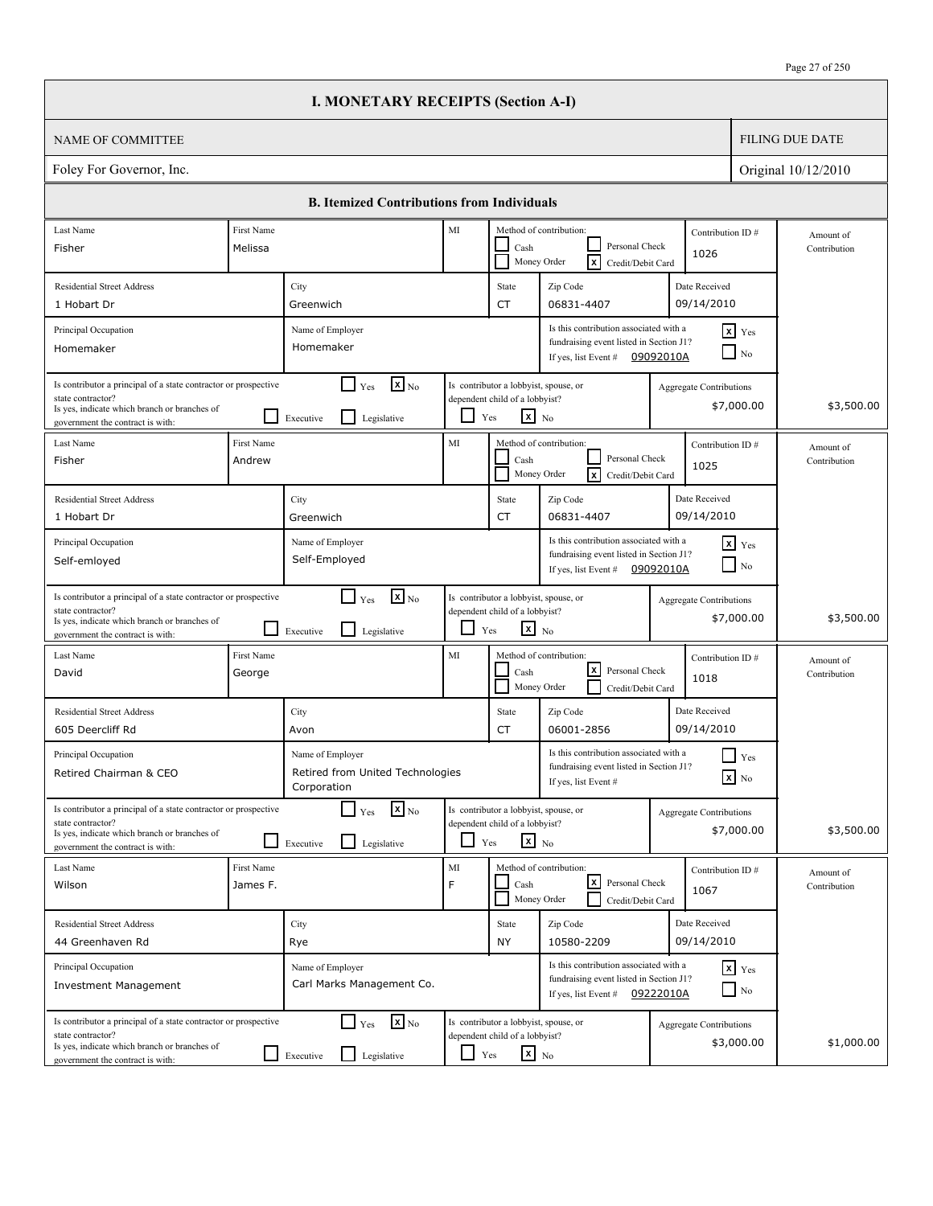# I. MONETARY RECEIPTS (Section A-I)

| NAME OF COMMITTEE | FILING DUE DATE |
|---|---|
| Foley For Governor, Inc. | Original 10/12/2010 |

## B. Itemized Contributions from Individuals

| Field | Value |
|---|---|
| Last Name | Fisher |
| First Name | Melissa |
| MI | |
| Method of contribution | [x] Credit/Debit Card |
| Contribution ID # | 1026 |
| Residential Street Address | 1 Hobart Dr |
| City | Greenwich |
| State | CT |
| Zip Code | 06831-4407 |
| Date Received | 09/14/2010 |
| Principal Occupation | Homemaker |
| Name of Employer | Homemaker |
| Is this contribution associated with a fundraising event listed in Section J1? | [x] Yes — If yes, list Event # 09092010A |
| Is contributor a principal of a state contractor or prospective state contractor? | [x] No |
| Is contributor a lobbyist, spouse, or dependent child of a lobbyist? | [x] No |
| Aggregate Contributions | $7,000.00 |
| Amount of Contribution | $3,500.00 |

| Field | Value |
|---|---|
| Last Name | Fisher |
| First Name | Andrew |
| MI | |
| Method of contribution | [x] Credit/Debit Card |
| Contribution ID # | 1025 |
| Residential Street Address | 1 Hobart Dr |
| City | Greenwich |
| State | CT |
| Zip Code | 06831-4407 |
| Date Received | 09/14/2010 |
| Principal Occupation | Self-emloyed |
| Name of Employer | Self-Employed |
| Is this contribution associated with a fundraising event listed in Section J1? | [x] Yes — If yes, list Event # 09092010A |
| Is contributor a principal of a state contractor or prospective state contractor? | [x] No |
| Is contributor a lobbyist, spouse, or dependent child of a lobbyist? | [x] No |
| Aggregate Contributions | $7,000.00 |
| Amount of Contribution | $3,500.00 |

| Field | Value |
|---|---|
| Last Name | David |
| First Name | George |
| MI | |
| Method of contribution | [x] Personal Check |
| Contribution ID # | 1018 |
| Residential Street Address | 605 Deercliff Rd |
| City | Avon |
| State | CT |
| Zip Code | 06001-2856 |
| Date Received | 09/14/2010 |
| Principal Occupation | Retired Chairman & CEO |
| Name of Employer | Retired from United Technologies Corporation |
| Is this contribution associated with a fundraising event listed in Section J1? | [x] No |
| Is contributor a principal of a state contractor or prospective state contractor? | [x] No |
| Is contributor a lobbyist, spouse, or dependent child of a lobbyist? | [x] No |
| Aggregate Contributions | $7,000.00 |
| Amount of Contribution | $3,500.00 |

| Field | Value |
|---|---|
| Last Name | Wilson |
| First Name | James F. |
| MI | F |
| Method of contribution | [x] Personal Check |
| Contribution ID # | 1067 |
| Residential Street Address | 44 Greenhaven Rd |
| City | Rye |
| State | NY |
| Zip Code | 10580-2209 |
| Date Received | 09/14/2010 |
| Principal Occupation | Investment Management |
| Name of Employer | Carl Marks Management Co. |
| Is this contribution associated with a fundraising event listed in Section J1? | [x] Yes — If yes, list Event # 09222010A |
| Is contributor a principal of a state contractor or prospective state contractor? | [x] No |
| Is contributor a lobbyist, spouse, or dependent child of a lobbyist? | [x] No |
| Aggregate Contributions | $3,000.00 |
| Amount of Contribution | $1,000.00 |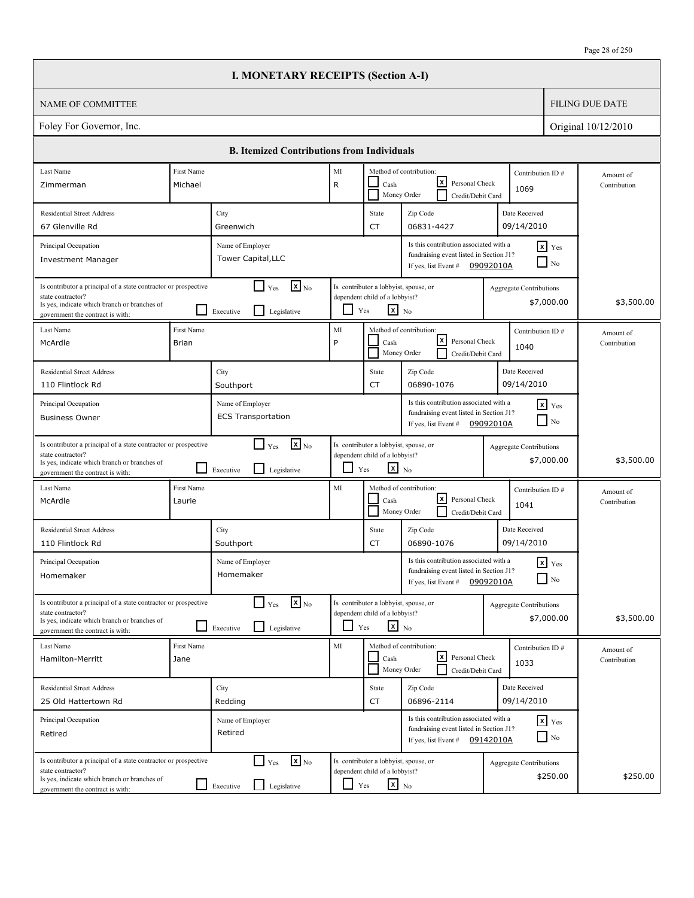# I. MONETARY RECEIPTS (Section A-I)

| NAME OF COMMITTEE | FILING DUE DATE |
|---|---|
| Foley For Governor, Inc. | Original 10/12/2010 |

## B. Itemized Contributions from Individuals

| Last Name | First Name | MI | Method of contribution | Contribution ID # | Residential Street Address | City | State | Zip Code | Date Received | Principal Occupation | Name of Employer | Associated with fundraising event listed in Section J1? | Event # | Principal of a state contractor or prospective state contractor? | Branch | Lobbyist, spouse, or dependent child of a lobbyist? | Aggregate Contributions | Amount of Contribution |
|---|---|---|---|---|---|---|---|---|---|---|---|---|---|---|---|---|---|---|
| Zimmerman | Michael | R | Personal Check | 1069 | 67 Glenville Rd | Greenwich | CT | 06831-4427 | 09/14/2010 | Investment Manager | Tower Capital,LLC | Yes | 09092010A | No | | No | $7,000.00 | $3,500.00 |
| McArdle | Brian | P | Personal Check | 1040 | 110 Flintlock Rd | Southport | CT | 06890-1076 | 09/14/2010 | Business Owner | ECS Transportation | Yes | 09092010A | No | | No | $7,000.00 | $3,500.00 |
| McArdle | Laurie | | Personal Check | 1041 | 110 Flintlock Rd | Southport | CT | 06890-1076 | 09/14/2010 | Homemaker | Homemaker | Yes | 09092010A | No | | No | $7,000.00 | $3,500.00 |
| Hamilton-Merritt | Jane | | Personal Check | 1033 | 25 Old Hattertown Rd | Redding | CT | 06896-2114 | 09/14/2010 | Retired | Retired | Yes | 09142010A | No | | No | $250.00 | $250.00 |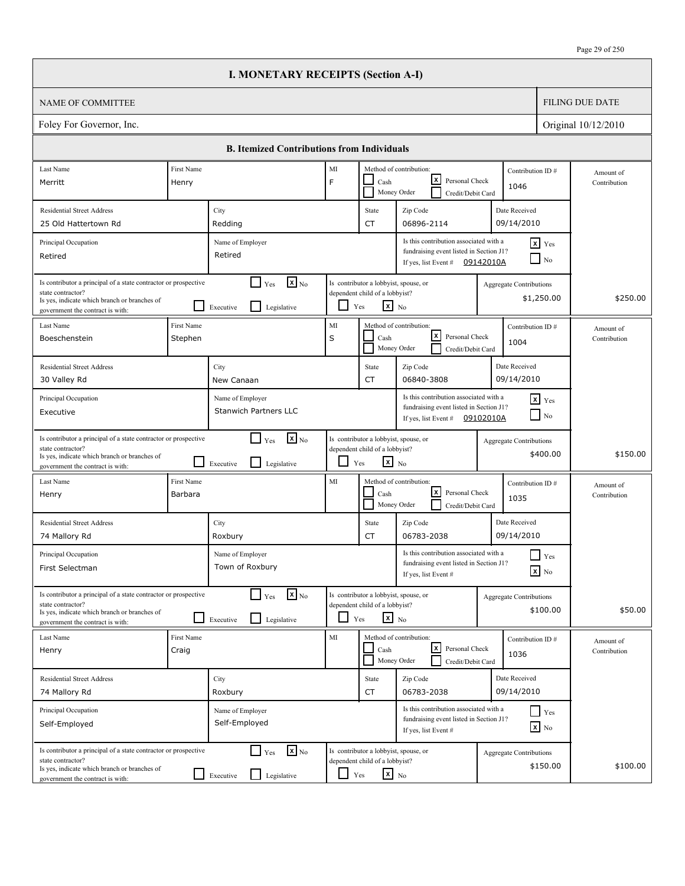# I. MONETARY RECEIPTS (Section A-I)

| NAME OF COMMITTEE | FILING DUE DATE |
|---|---|
| Foley For Governor, Inc. | Original 10/12/2010 |

## B. Itemized Contributions from Individuals

| Field | Contribution 1 | Contribution 2 | Contribution 3 | Contribution 4 |
|---|---|---|---|---|
| Last Name | Merritt | Boeschenstein | Henry | Henry |
| First Name | Henry | Stephen | Barbara | Craig |
| MI | F | S | | |
| Method of contribution | [x] Personal Check | [x] Personal Check | [x] Personal Check | [x] Personal Check |
| Contribution ID # | 1046 | 1004 | 1035 | 1036 |
| Residential Street Address | 25 Old Hattertown Rd | 30 Valley Rd | 74 Mallory Rd | 74 Mallory Rd |
| City | Redding | New Canaan | Roxbury | Roxbury |
| State | CT | CT | CT | CT |
| Zip Code | 06896-2114 | 06840-3808 | 06783-2038 | 06783-2038 |
| Date Received | 09/14/2010 | 09/14/2010 | 09/14/2010 | 09/14/2010 |
| Principal Occupation | Retired | Executive | First Selectman | Self-Employed |
| Name of Employer | Retired | Stanwich Partners LLC | Town of Roxbury | Self-Employed |
| Is this contribution associated with a fundraising event listed in Section J1? | [x] Yes | [x] Yes | [x] No | [x] No |
| If yes, list Event # | 09142010A | 09102010A | | |
| Is contributor a principal of a state contractor or prospective state contractor? | [x] No | [x] No | [x] No | [x] No |
| Is yes, indicate which branch or branches of government the contract is with (Executive / Legislative) | | | | |
| Is contributor a lobbyist, spouse, or dependent child of a lobbyist? | [x] No | [x] No | [x] No | [x] No |
| Aggregate Contributions | $1,250.00 | $400.00 | $100.00 | $150.00 |
| Amount of Contribution | $250.00 | $150.00 | $50.00 | $100.00 |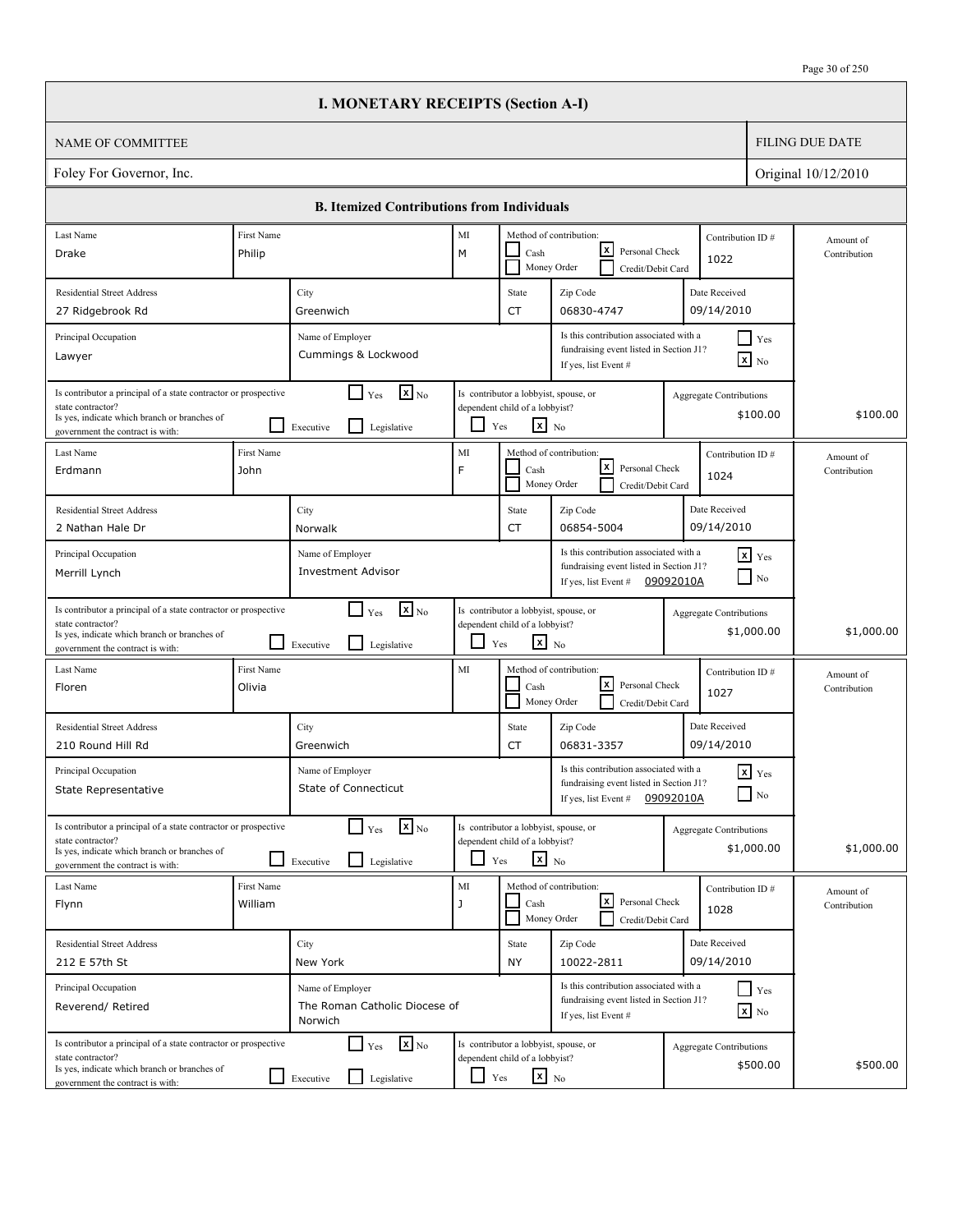# I. MONETARY RECEIPTS (Section A-I)

| NAME OF COMMITTEE | FILING DUE DATE |
| --- | --- |
| Foley For Governor, Inc. | Original 10/12/2010 |

## B. Itemized Contributions from Individuals

| Last Name | First Name | MI | Method of contribution | Contribution ID # | Amount of Contribution |
| --- | --- | --- | --- | --- | --- |
| Drake | Philip | M | [x] Personal Check | 1022 | |
| **Residential Street Address** | **City** | **State** | **Zip Code** | **Date Received** | |
| 27 Ridgebrook Rd | Greenwich | CT | 06830-4747 | 09/14/2010 | |
| **Principal Occupation** | **Name of Employer** | | **Is this contribution associated with a fundraising event listed in Section J1? If yes, list Event #** | | |
| Lawyer | Cummings & Lockwood | | [x] No | | |
| **Is contributor a principal of a state contractor or prospective state contractor?** | [x] No | **Is contributor a lobbyist, spouse, or dependent child of a lobbyist?** | [x] No | **Aggregate Contributions** $100.00 | $100.00 |
| Erdmann | John | F | [x] Personal Check | 1024 | |
| **Residential Street Address** | **City** | **State** | **Zip Code** | **Date Received** | |
| 2 Nathan Hale Dr | Norwalk | CT | 06854-5004 | 09/14/2010 | |
| **Principal Occupation** | **Name of Employer** | | **Is this contribution associated with a fundraising event listed in Section J1? If yes, list Event #** | | |
| Merrill Lynch | Investment Advisor | | [x] Yes — Event # 09092010A | | |
| **Is contributor a principal of a state contractor or prospective state contractor?** | [x] No | **Is contributor a lobbyist, spouse, or dependent child of a lobbyist?** | [x] No | **Aggregate Contributions** $1,000.00 | $1,000.00 |
| Floren | Olivia | | [x] Personal Check | 1027 | |
| **Residential Street Address** | **City** | **State** | **Zip Code** | **Date Received** | |
| 210 Round Hill Rd | Greenwich | CT | 06831-3357 | 09/14/2010 | |
| **Principal Occupation** | **Name of Employer** | | **Is this contribution associated with a fundraising event listed in Section J1? If yes, list Event #** | | |
| State Representative | State of Connecticut | | [x] Yes — Event # 09092010A | | |
| **Is contributor a principal of a state contractor or prospective state contractor?** | [x] No | **Is contributor a lobbyist, spouse, or dependent child of a lobbyist?** | [x] No | **Aggregate Contributions** $1,000.00 | $1,000.00 |
| Flynn | William | J | [x] Personal Check | 1028 | |
| **Residential Street Address** | **City** | **State** | **Zip Code** | **Date Received** | |
| 212 E 57th St | New York | NY | 10022-2811 | 09/14/2010 | |
| **Principal Occupation** | **Name of Employer** | | **Is this contribution associated with a fundraising event listed in Section J1? If yes, list Event #** | | |
| Reverend/ Retired | The Roman Catholic Diocese of Norwich | | [x] No | | |
| **Is contributor a principal of a state contractor or prospective state contractor?** | [x] No | **Is contributor a lobbyist, spouse, or dependent child of a lobbyist?** | [x] No | **Aggregate Contributions** $500.00 | $500.00 |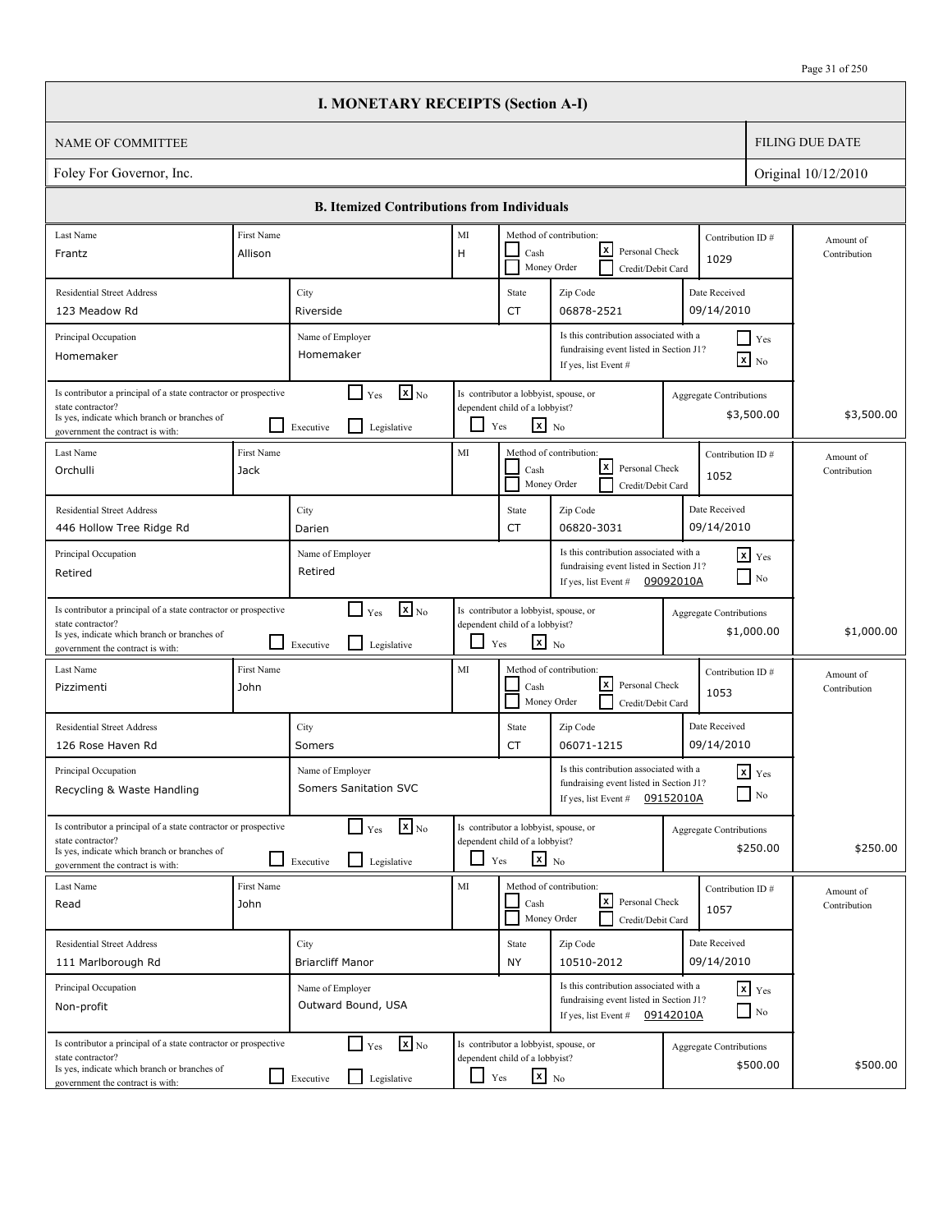# I. MONETARY RECEIPTS (Section A-I)

| NAME OF COMMITTEE | FILING DUE DATE |
|---|---|
| Foley For Governor, Inc. | Original 10/12/2010 |

## B. Itemized Contributions from Individuals

| Last Name | First Name | MI | Method of contribution | Contribution ID # | Amount of Contribution |
|---|---|---|---|---|---|
| Frantz | Allison | H | [ ] Cash [x] Personal Check [ ] Money Order [ ] Credit/Debit Card | 1029 | |
| **Residential Street Address** | **City** | **State** | **Zip Code** | **Date Received** | |
| 123 Meadow Rd | Riverside | CT | 06878-2521 | 09/14/2010 | |
| **Principal Occupation** | **Name of Employer** | | **Is this contribution associated with a fundraising event listed in Section J1? If yes, list Event #** | | |
| Homemaker | Homemaker | | [ ] Yes [x] No | | |
| **Is contributor a principal of a state contractor or prospective state contractor?** [ ] Yes [x] No. If yes, indicate which branch or branches of government the contract is with: [ ] Executive [ ] Legislative | | **Is contributor a lobbyist, spouse, or dependent child of a lobbyist?** [ ] Yes [x] No | | **Aggregate Contributions** $3,500.00 | $3,500.00 |

| Last Name | First Name | MI | Method of contribution | Contribution ID # | Amount of Contribution |
|---|---|---|---|---|---|
| Orchulli | Jack | | [ ] Cash [x] Personal Check [ ] Money Order [ ] Credit/Debit Card | 1052 | |
| **Residential Street Address** | **City** | **State** | **Zip Code** | **Date Received** | |
| 446 Hollow Tree Ridge Rd | Darien | CT | 06820-3031 | 09/14/2010 | |
| **Principal Occupation** | **Name of Employer** | | **Is this contribution associated with a fundraising event listed in Section J1? If yes, list Event #** | | |
| Retired | Retired | | [x] Yes [ ] No — Event # 09092010A | | |
| **Is contributor a principal of a state contractor or prospective state contractor?** [ ] Yes [x] No. If yes, indicate which branch or branches of government the contract is with: [ ] Executive [ ] Legislative | | **Is contributor a lobbyist, spouse, or dependent child of a lobbyist?** [ ] Yes [x] No | | **Aggregate Contributions** $1,000.00 | $1,000.00 |

| Last Name | First Name | MI | Method of contribution | Contribution ID # | Amount of Contribution |
|---|---|---|---|---|---|
| Pizzimenti | John | | [ ] Cash [x] Personal Check [ ] Money Order [ ] Credit/Debit Card | 1053 | |
| **Residential Street Address** | **City** | **State** | **Zip Code** | **Date Received** | |
| 126 Rose Haven Rd | Somers | CT | 06071-1215 | 09/14/2010 | |
| **Principal Occupation** | **Name of Employer** | | **Is this contribution associated with a fundraising event listed in Section J1? If yes, list Event #** | | |
| Recycling & Waste Handling | Somers Sanitation SVC | | [x] Yes [ ] No — Event # 09152010A | | |
| **Is contributor a principal of a state contractor or prospective state contractor?** [ ] Yes [x] No. If yes, indicate which branch or branches of government the contract is with: [ ] Executive [ ] Legislative | | **Is contributor a lobbyist, spouse, or dependent child of a lobbyist?** [ ] Yes [x] No | | **Aggregate Contributions** $250.00 | $250.00 |

| Last Name | First Name | MI | Method of contribution | Contribution ID # | Amount of Contribution |
|---|---|---|---|---|---|
| Read | John | | [ ] Cash [x] Personal Check [ ] Money Order [ ] Credit/Debit Card | 1057 | |
| **Residential Street Address** | **City** | **State** | **Zip Code** | **Date Received** | |
| 111 Marlborough Rd | Briarcliff Manor | NY | 10510-2012 | 09/14/2010 | |
| **Principal Occupation** | **Name of Employer** | | **Is this contribution associated with a fundraising event listed in Section J1? If yes, list Event #** | | |
| Non-profit | Outward Bound, USA | | [x] Yes [ ] No — Event # 09142010A | | |
| **Is contributor a principal of a state contractor or prospective state contractor?** [ ] Yes [x] No. If yes, indicate which branch or branches of government the contract is with: [ ] Executive [ ] Legislative | | **Is contributor a lobbyist, spouse, or dependent child of a lobbyist?** [ ] Yes [x] No | | **Aggregate Contributions** $500.00 | $500.00 |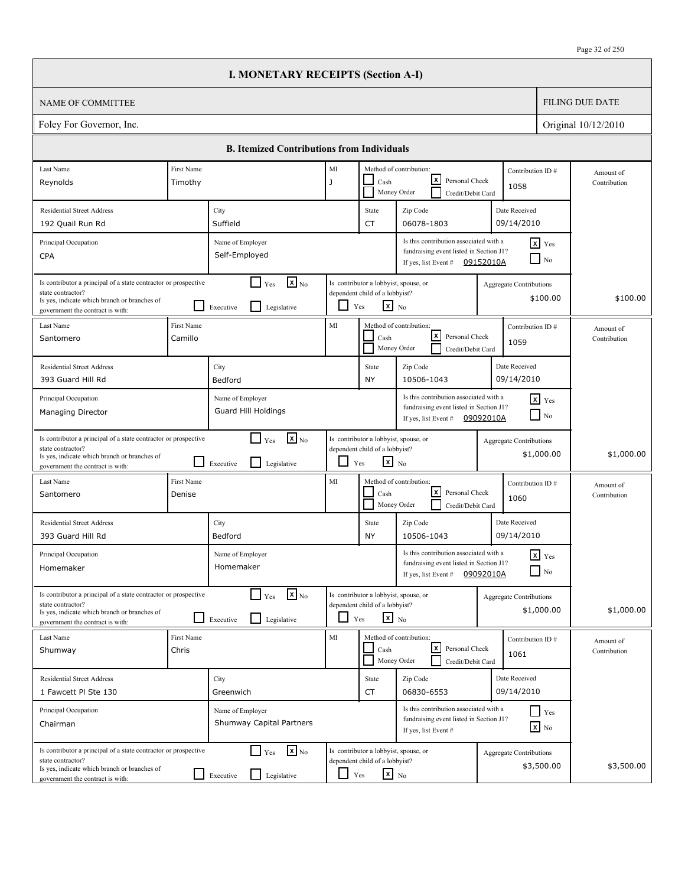# I. MONETARY RECEIPTS (Section A-I)

| NAME OF COMMITTEE | FILING DUE DATE |
|---|---|
| Foley For Governor, Inc. | Original 10/12/2010 |

## B. Itemized Contributions from Individuals

| Last Name | First Name | MI | Method of contribution | Contribution ID # | Residential Street Address | City | State | Zip Code | Date Received | Principal Occupation | Name of Employer | Associated with fundraising event listed in Section J1? | Event # | Principal of a state contractor or prospective state contractor? | Branch | Lobbyist, spouse, or dependent child of a lobbyist? | Aggregate Contributions | Amount of Contribution |
|---|---|---|---|---|---|---|---|---|---|---|---|---|---|---|---|---|---|---|
| Reynolds | Timothy | J | Personal Check | 1058 | 192 Quail Run Rd | Suffield | CT | 06078-1803 | 09/14/2010 | CPA | Self-Employed | Yes | 09152010A | No | | No | $100.00 | $100.00 |
| Santomero | Camillo | | Personal Check | 1059 | 393 Guard Hill Rd | Bedford | NY | 10506-1043 | 09/14/2010 | Managing Director | Guard Hill Holdings | Yes | 09092010A | No | | No | $1,000.00 | $1,000.00 |
| Santomero | Denise | | Personal Check | 1060 | 393 Guard Hill Rd | Bedford | NY | 10506-1043 | 09/14/2010 | Homemaker | Homemaker | Yes | 09092010A | No | | No | $1,000.00 | $1,000.00 |
| Shumway | Chris | | Personal Check | 1061 | 1 Fawcett Pl Ste 130 | Greenwich | CT | 06830-6553 | 09/14/2010 | Chairman | Shumway Capital Partners | No | | No | | No | $3,500.00 | $3,500.00 |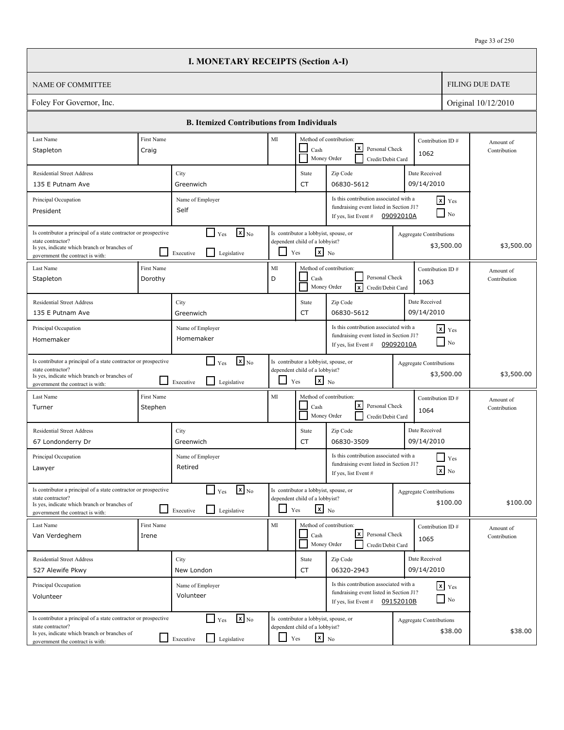# I. MONETARY RECEIPTS (Section A-I)

| NAME OF COMMITTEE | FILING DUE DATE |
|---|---|
| Foley For Governor, Inc. | Original 10/12/2010 |

## B. Itemized Contributions from Individuals

| Last Name | First Name | MI | Method of contribution | Contribution ID # | Residential Street Address | City | State | Zip Code | Date Received | Principal Occupation | Name of Employer | Associated with fundraising event (Section J1)? | Event # | Principal of state contractor? | Lobbyist, spouse, or dependent child? | Aggregate Contributions | Amount of Contribution |
|---|---|---|---|---|---|---|---|---|---|---|---|---|---|---|---|---|---|
| Stapleton | Craig | | Personal Check | 1062 | 135 E Putnam Ave | Greenwich | CT | 06830-5612 | 09/14/2010 | President | Self | Yes | 09092010A | No | No | $3,500.00 | $3,500.00 |
| Stapleton | Dorothy | D | Credit/Debit Card | 1063 | 135 E Putnam Ave | Greenwich | CT | 06830-5612 | 09/14/2010 | Homemaker | Homemaker | Yes | 09092010A | No | No | $3,500.00 | $3,500.00 |
| Turner | Stephen | | Personal Check | 1064 | 67 Londonderry Dr | Greenwich | CT | 06830-3509 | 09/14/2010 | Lawyer | Retired | No | | No | No | $100.00 | $100.00 |
| Van Verdeghem | Irene | | Personal Check | 1065 | 527 Alewife Pkwy | New London | CT | 06320-2943 | 09/14/2010 | Volunteer | Volunteer | Yes | 09152010B | No | No | $38.00 | $38.00 |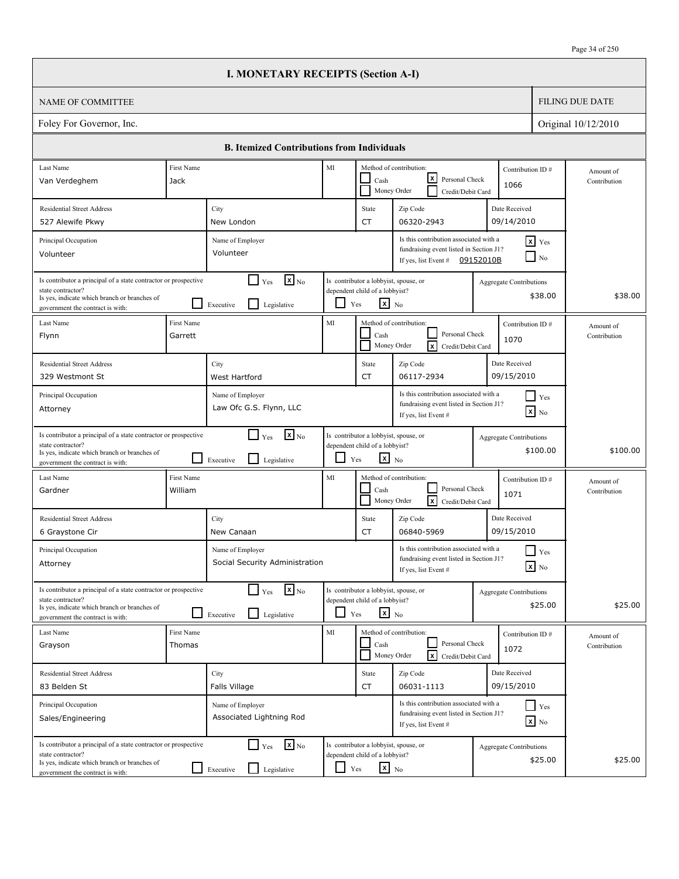# I. MONETARY RECEIPTS (Section A-I)

| NAME OF COMMITTEE | FILING DUE DATE |
|---|---|
| Foley For Governor, Inc. | Original 10/12/2010 |

## B. Itemized Contributions from Individuals

| Last Name | First Name | MI | Method of contribution | Contribution ID # | Residential Street Address | City | State | Zip Code | Date Received | Principal Occupation | Name of Employer | Associated with fundraising event in Section J1? | Event # | Principal of a state contractor or prospective state contractor? | Branch | Lobbyist, spouse, or dependent child of a lobbyist? | Aggregate Contributions | Amount of Contribution |
|---|---|---|---|---|---|---|---|---|---|---|---|---|---|---|---|---|---|---|
| Van Verdeghem | Jack | | Personal Check | 1066 | 527 Alewife Pkwy | New London | CT | 06320-2943 | 09/14/2010 | Volunteer | Volunteer | Yes | 09152010B | No | | No | $38.00 | $38.00 |
| Flynn | Garrett | | Credit/Debit Card | 1070 | 329 Westmont St | West Hartford | CT | 06117-2934 | 09/15/2010 | Attorney | Law Ofc G.S. Flynn, LLC | No | | No | | No | $100.00 | $100.00 |
| Gardner | William | | Credit/Debit Card | 1071 | 6 Graystone Cir | New Canaan | CT | 06840-5969 | 09/15/2010 | Attorney | Social Security Administration | No | | No | | No | $25.00 | $25.00 |
| Grayson | Thomas | | Credit/Debit Card | 1072 | 83 Belden St | Falls Village | CT | 06031-1113 | 09/15/2010 | Sales/Engineering | Associated Lightning Rod | No | | No | | No | $25.00 | $25.00 |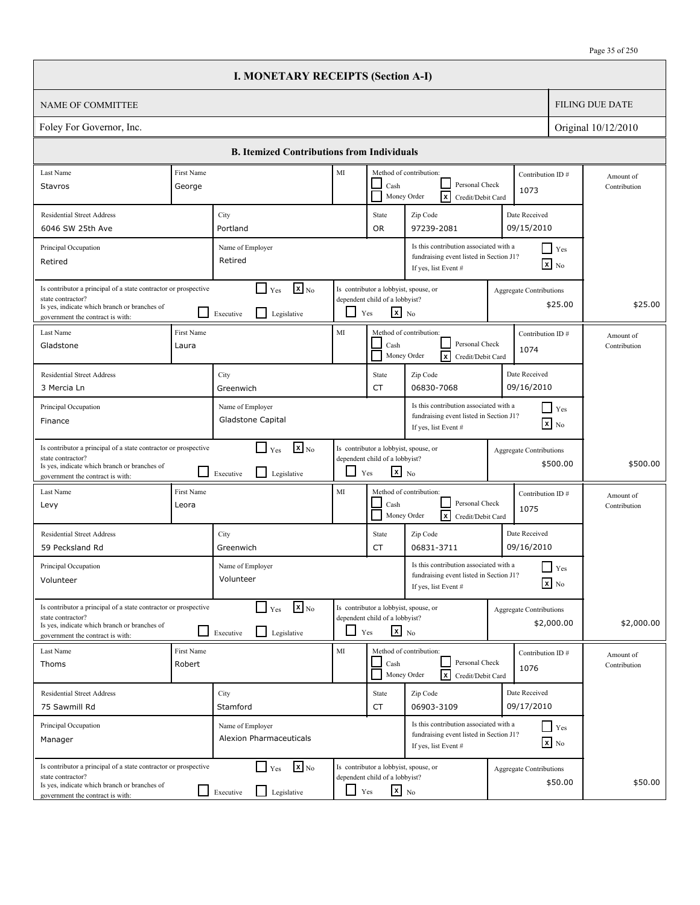# I. MONETARY RECEIPTS (Section A-I)

| NAME OF COMMITTEE | FILING DUE DATE |
|---|---|
| Foley For Governor, Inc. | Original 10/12/2010 |

## B. Itemized Contributions from Individuals

| Last Name | First Name | MI | Method of contribution | Contribution ID # | Date Received | Residential Street Address | City | State | Zip Code | Principal Occupation | Name of Employer | Associated with fundraising event listed in Section J1? | Principal of a state contractor or prospective state contractor? | Branch | Lobbyist, spouse, or dependent child of a lobbyist? | Aggregate Contributions | Amount of Contribution |
|---|---|---|---|---|---|---|---|---|---|---|---|---|---|---|---|---|---|
| Stavros | George | | Credit/Debit Card | 1073 | 09/15/2010 | 6046 SW 25th Ave | Portland | OR | 97239-2081 | Retired | Retired | No | No | | No | $25.00 | $25.00 |
| Gladstone | Laura | | Credit/Debit Card | 1074 | 09/16/2010 | 3 Mercia Ln | Greenwich | CT | 06830-7068 | Finance | Gladstone Capital | No | No | | No | $500.00 | $500.00 |
| Levy | Leora | | Credit/Debit Card | 1075 | 09/16/2010 | 59 Pecksland Rd | Greenwich | CT | 06831-3711 | Volunteer | Volunteer | No | No | | No | $2,000.00 | $2,000.00 |
| Thoms | Robert | | Credit/Debit Card | 1076 | 09/17/2010 | 75 Sawmill Rd | Stamford | CT | 06903-3109 | Manager | Alexion Pharmaceuticals | No | No | | No | $50.00 | $50.00 |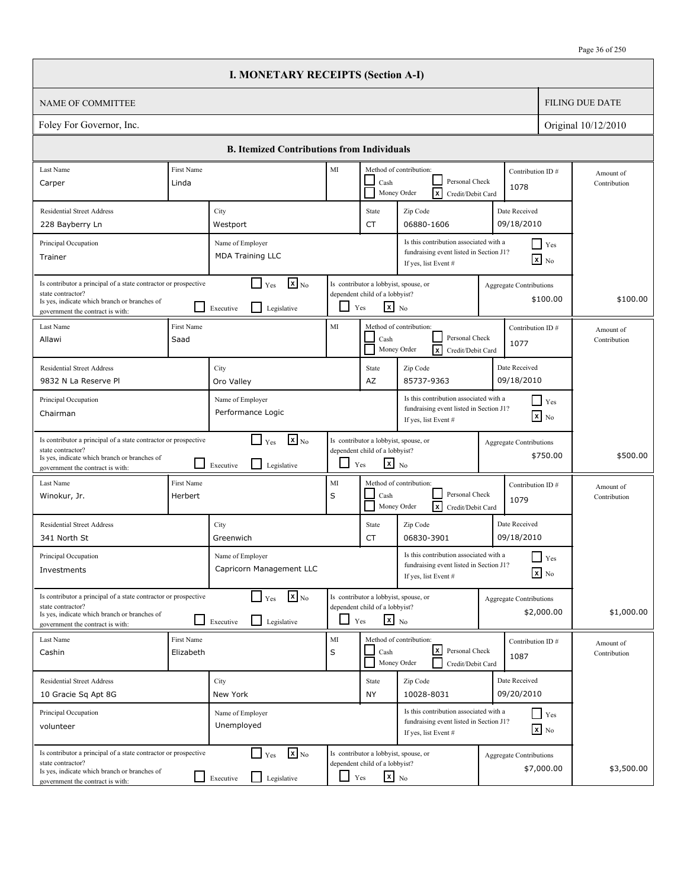# I. MONETARY RECEIPTS (Section A-I)

| NAME OF COMMITTEE | FILING DUE DATE |
|---|---|
| Foley For Governor, Inc. | Original 10/12/2010 |

## B. Itemized Contributions from Individuals

| Last Name | First Name | MI | Method of contribution | Contribution ID # | Residential Street Address | City | State | Zip Code | Date Received | Principal Occupation | Name of Employer | Associated with fundraising event (Section J1)? | Principal of state contractor? | Lobbyist, spouse, or dependent child of lobbyist? | Aggregate Contributions | Amount of Contribution |
|---|---|---|---|---|---|---|---|---|---|---|---|---|---|---|---|---|
| Carper | Linda | | Credit/Debit Card | 1078 | 228 Bayberry Ln | Westport | CT | 06880-1606 | 09/18/2010 | Trainer | MDA Training LLC | No | No | No | $100.00 | $100.00 |
| Allawi | Saad | | Credit/Debit Card | 1077 | 9832 N La Reserve Pl | Oro Valley | AZ | 85737-9363 | 09/18/2010 | Chairman | Performance Logic | No | No | No | $750.00 | $500.00 |
| Winokur, Jr. | Herbert | S | Credit/Debit Card | 1079 | 341 North St | Greenwich | CT | 06830-3901 | 09/18/2010 | Investments | Capricorn Management LLC | No | No | No | $2,000.00 | $1,000.00 |
| Cashin | Elizabeth | S | Personal Check | 1087 | 10 Gracie Sq Apt 8G | New York | NY | 10028-8031 | 09/20/2010 | volunteer | Unemployed | No | No | No | $7,000.00 | $3,500.00 |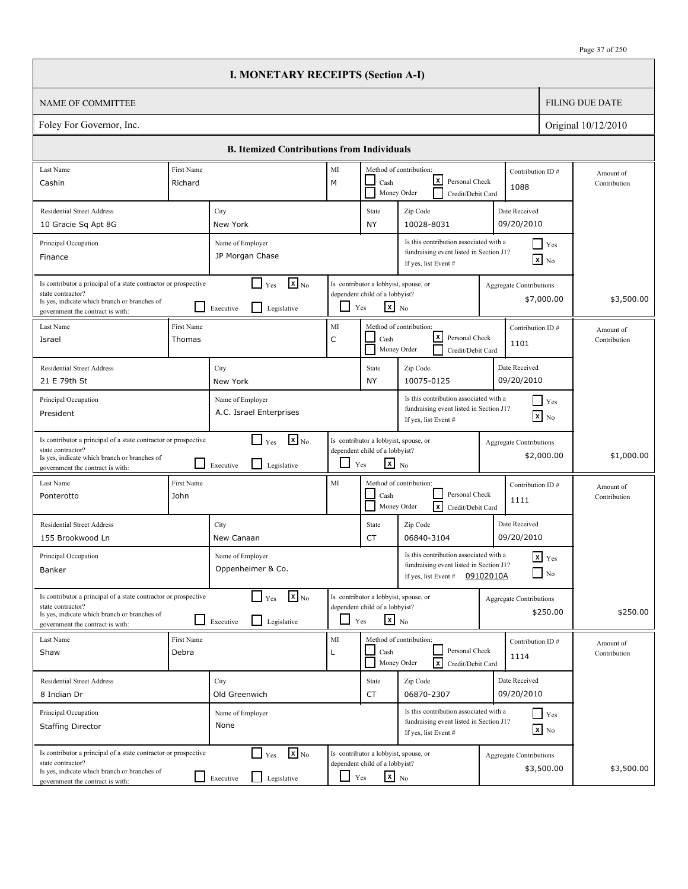# I. MONETARY RECEIPTS (Section A-I)

| NAME OF COMMITTEE | FILING DUE DATE |
| --- | --- |
| Foley For Governor, Inc. | Original 10/12/2010 |

## B. Itemized Contributions from Individuals

| Last Name | First Name | MI | Method of contribution | Contribution ID # | Residential Street Address | City | State | Zip Code | Date Received | Principal Occupation | Name of Employer | Associated with fundraising event (Section J1)? | Event # | Principal of state contractor? | Branch | Lobbyist, spouse, or dependent child of lobbyist? | Aggregate Contributions | Amount of Contribution |
| --- | --- | --- | --- | --- | --- | --- | --- | --- | --- | --- | --- | --- | --- | --- | --- | --- | --- | --- |
| Cashin | Richard | M | Personal Check | 1088 | 10 Gracie Sq Apt 8G | New York | NY | 10028-8031 | 09/20/2010 | Finance | JP Morgan Chase | No | | No | | No | $7,000.00 | $3,500.00 |
| Israel | Thomas | C | Personal Check | 1101 | 21 E 79th St | New York | NY | 10075-0125 | 09/20/2010 | President | A.C. Israel Enterprises | No | | No | | No | $2,000.00 | $1,000.00 |
| Ponterotto | John | | Credit/Debit Card | 1111 | 155 Brookwood Ln | New Canaan | CT | 06840-3104 | 09/20/2010 | Banker | Oppenheimer & Co. | Yes | 09102010A | No | | No | $250.00 | $250.00 |
| Shaw | Debra | L | Credit/Debit Card | 1114 | 8 Indian Dr | Old Greenwich | CT | 06870-2307 | 09/20/2010 | Staffing Director | None | No | | No | | No | $3,500.00 | $3,500.00 |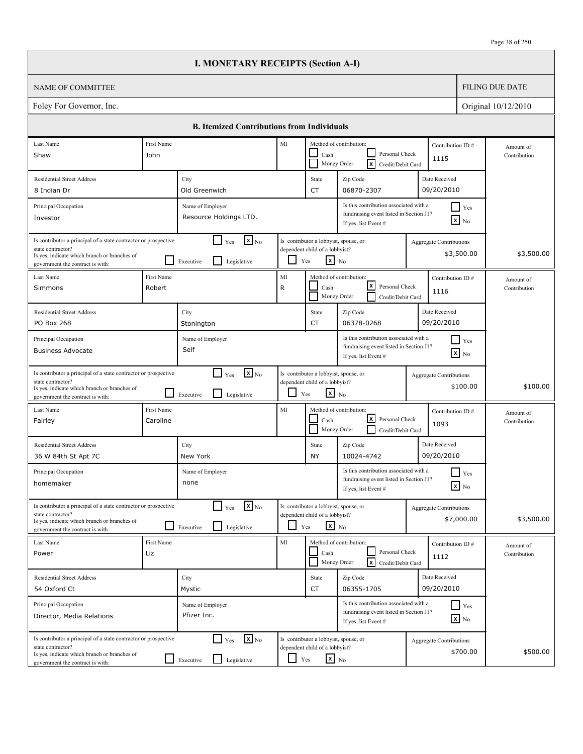# I. MONETARY RECEIPTS (Section A-I)

| NAME OF COMMITTEE | FILING DUE DATE |
|---|---|
| Foley For Governor, Inc. | Original 10/12/2010 |

## B. Itemized Contributions from Individuals

| Last Name | First Name | MI | Method of contribution | Contribution ID # | Residential Street Address | City | State | Zip Code | Date Received | Principal Occupation | Name of Employer | Associated with fundraising event listed in Section J1? | Principal of a state contractor or prospective state contractor? | Lobbyist, spouse, or dependent child of a lobbyist? | Aggregate Contributions | Amount of Contribution |
|---|---|---|---|---|---|---|---|---|---|---|---|---|---|---|---|---|
| Shaw | John | | Credit/Debit Card | 1115 | 8 Indian Dr | Old Greenwich | CT | 06870-2307 | 09/20/2010 | Investor | Resource Holdings LTD. | No | No | No | $3,500.00 | $3,500.00 |
| Simmons | Robert | R | Personal Check | 1116 | PO Box 268 | Stonington | CT | 06378-0268 | 09/20/2010 | Business Advocate | Self | No | No | No | $100.00 | $100.00 |
| Fairley | Caroline | | Personal Check | 1093 | 36 W 84th St Apt 7C | New York | NY | 10024-4742 | 09/20/2010 | homemaker | none | No | No | No | $7,000.00 | $3,500.00 |
| Power | Liz | | Credit/Debit Card | 1112 | 54 Oxford Ct | Mystic | CT | 06355-1705 | 09/20/2010 | Director, Media Relations | Pfizer Inc. | No | No | No | $700.00 | $500.00 |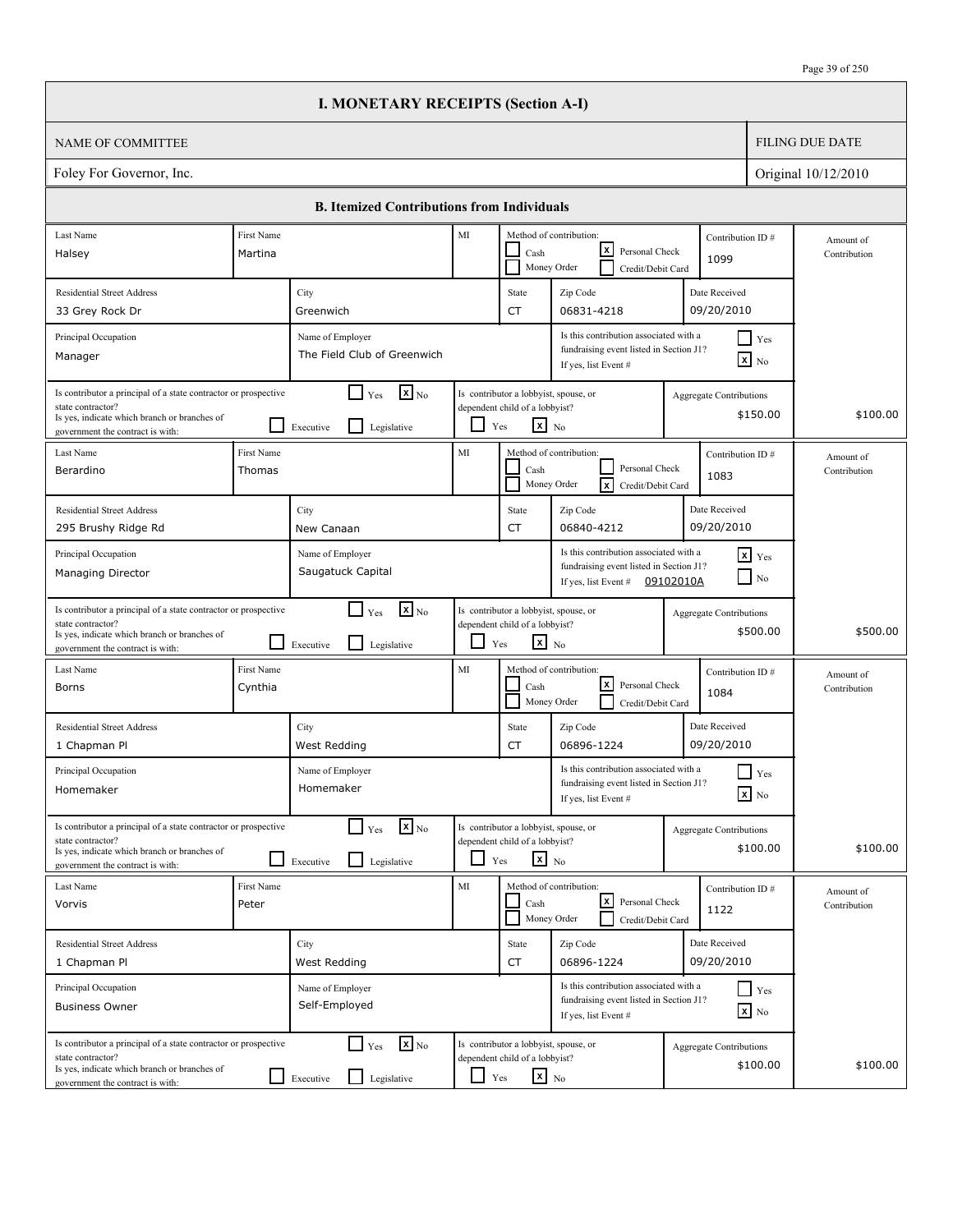# I. MONETARY RECEIPTS (Section A-I)

| NAME OF COMMITTEE | FILING DUE DATE |
|---|---|
| Foley For Governor, Inc. | Original 10/12/2010 |

## B. Itemized Contributions from Individuals

| Field | Contributor 1 | Contributor 2 | Contributor 3 | Contributor 4 |
|---|---|---|---|---|
| Last Name | Halsey | Berardino | Borns | Vorvis |
| First Name | Martina | Thomas | Cynthia | Peter |
| MI | | | | |
| Method of contribution | Personal Check | Credit/Debit Card | Personal Check | Personal Check |
| Contribution ID # | 1099 | 1083 | 1084 | 1122 |
| Residential Street Address | 33 Grey Rock Dr | 295 Brushy Ridge Rd | 1 Chapman Pl | 1 Chapman Pl |
| City | Greenwich | New Canaan | West Redding | West Redding |
| State | CT | CT | CT | CT |
| Zip Code | 06831-4218 | 06840-4212 | 06896-1224 | 06896-1224 |
| Date Received | 09/20/2010 | 09/20/2010 | 09/20/2010 | 09/20/2010 |
| Principal Occupation | Manager | Managing Director | Homemaker | Business Owner |
| Name of Employer | The Field Club of Greenwich | Saugatuck Capital | Homemaker | Self-Employed |
| Is this contribution associated with a fundraising event listed in Section J1? | No | Yes | No | No |
| If yes, list Event # | | 09102010A | | |
| Is contributor a principal of a state contractor or prospective state contractor? | No | No | No | No |
| If yes, indicate which branch or branches of government the contract is with (Executive / Legislative) | | | | |
| Is contributor a lobbyist, spouse, or dependent child of a lobbyist? | No | No | No | No |
| Aggregate Contributions | $150.00 | $500.00 | $100.00 | $100.00 |
| Amount of Contribution | $100.00 | $500.00 | $100.00 | $100.00 |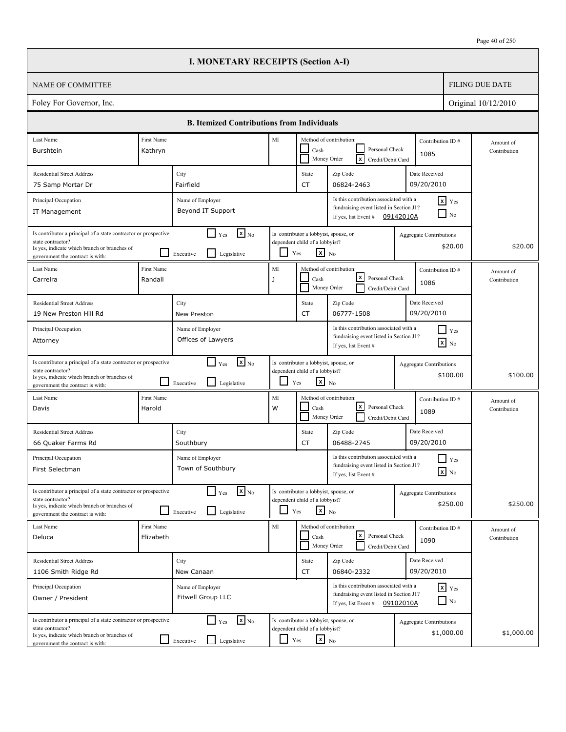# I. MONETARY RECEIPTS (Section A-I)

| NAME OF COMMITTEE | FILING DUE DATE |
|---|---|
| Foley For Governor, Inc. | Original 10/12/2010 |

## B. Itemized Contributions from Individuals

| Field | Contribution 1 | Contribution 2 | Contribution 3 | Contribution 4 |
|---|---|---|---|---|
| Last Name | Burshtein | Carreira | Davis | Deluca |
| First Name | Kathryn | Randall | Harold | Elizabeth |
| MI | | J | W | |
| Method of contribution | Credit/Debit Card | Personal Check | Personal Check | Personal Check |
| Contribution ID # | 1085 | 1086 | 1089 | 1090 |
| Residential Street Address | 75 Samp Mortar Dr | 19 New Preston Hill Rd | 66 Quaker Farms Rd | 1106 Smith Ridge Rd |
| City | Fairfield | New Preston | Southbury | New Canaan |
| State | CT | CT | CT | CT |
| Zip Code | 06824-2463 | 06777-1508 | 06488-2745 | 06840-2332 |
| Date Received | 09/20/2010 | 09/20/2010 | 09/20/2010 | 09/20/2010 |
| Principal Occupation | IT Management | Attorney | First Selectman | Owner / President |
| Name of Employer | Beyond IT Support | Offices of Lawyers | Town of Southbury | Fitwell Group LLC |
| Is this contribution associated with a fundraising event listed in Section J1? | Yes | No | No | Yes |
| If yes, list Event # | 09142010A | | | 09102010A |
| Is contributor a principal of a state contractor or prospective state contractor? | No | No | No | No |
| If yes, indicate which branch or branches of government the contract is with (Executive / Legislative) | | | | |
| Is contributor a lobbyist, spouse, or dependent child of a lobbyist? | No | No | No | No |
| Aggregate Contributions | $20.00 | $100.00 | $250.00 | $1,000.00 |
| Amount of Contribution | $20.00 | $100.00 | $250.00 | $1,000.00 |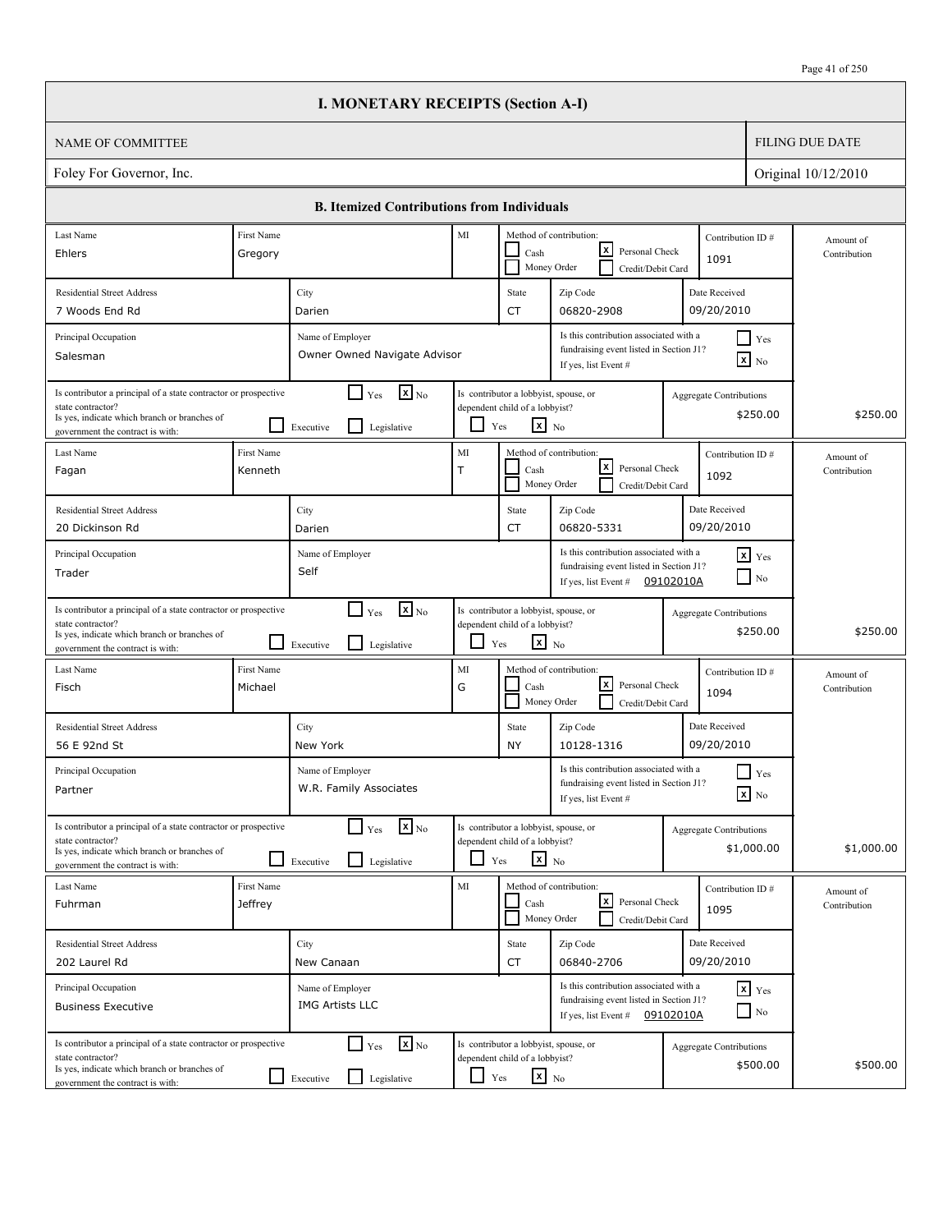# I. MONETARY RECEIPTS (Section A-I)

| NAME OF COMMITTEE | FILING DUE DATE |
|---|---|
| Foley For Governor, Inc. | Original 10/12/2010 |

## B. Itemized Contributions from Individuals

| Last Name | First Name | MI | Method of contribution | Contribution ID # | Residential Street Address | City | State | Zip Code | Date Received | Principal Occupation | Name of Employer | Associated with fundraising event listed in Section J1? | Event # | Principal of a state contractor or prospective state contractor? | Branch | Lobbyist, spouse, or dependent child of a lobbyist? | Aggregate Contributions | Amount of Contribution |
|---|---|---|---|---|---|---|---|---|---|---|---|---|---|---|---|---|---|---|
| Ehlers | Gregory | | Personal Check | 1091 | 7 Woods End Rd | Darien | CT | 06820-2908 | 09/20/2010 | Salesman | Owner Owned Navigate Advisor | No | | No | | No | $250.00 | $250.00 |
| Fagan | Kenneth | T | Personal Check | 1092 | 20 Dickinson Rd | Darien | CT | 06820-5331 | 09/20/2010 | Trader | Self | Yes | 09102010A | No | | No | $250.00 | $250.00 |
| Fisch | Michael | G | Personal Check | 1094 | 56 E 92nd St | New York | NY | 10128-1316 | 09/20/2010 | Partner | W.R. Family Associates | No | | No | | No | $1,000.00 | $1,000.00 |
| Fuhrman | Jeffrey | | Personal Check | 1095 | 202 Laurel Rd | New Canaan | CT | 06840-2706 | 09/20/2010 | Business Executive | IMG Artists LLC | Yes | 09102010A | No | | No | $500.00 | $500.00 |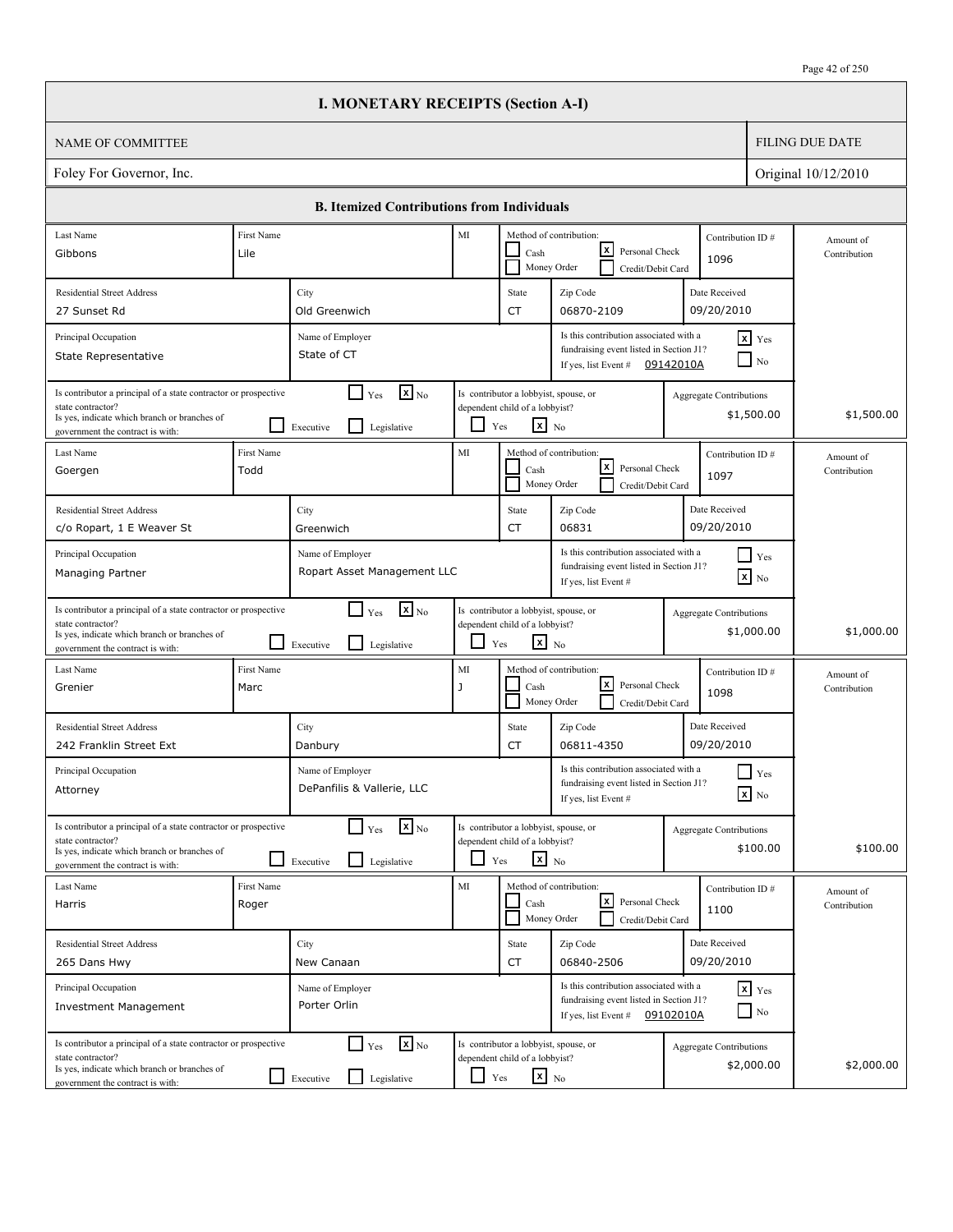# I. MONETARY RECEIPTS (Section A-I)

| NAME OF COMMITTEE | FILING DUE DATE |
|---|---|
| Foley For Governor, Inc. | Original 10/12/2010 |

## B. Itemized Contributions from Individuals

| Last Name | First Name | MI | Method of contribution | Contribution ID # | Residential Street Address | City | State | Zip Code | Date Received | Principal Occupation | Name of Employer | Associated with fundraising event listed in Section J1? | Event # | Is contributor a principal of a state contractor or prospective state contractor? | Branch(es) of government | Is contributor a lobbyist, spouse, or dependent child of a lobbyist? | Aggregate Contributions | Amount of Contribution |
|---|---|---|---|---|---|---|---|---|---|---|---|---|---|---|---|---|---|---|
| Gibbons | Lile | | Personal Check | 1096 | 27 Sunset Rd | Old Greenwich | CT | 06870-2109 | 09/20/2010 | State Representative | State of CT | Yes | 09142010A | No | | No | $1,500.00 | $1,500.00 |
| Goergen | Todd | | Personal Check | 1097 | c/o Ropart, 1 E Weaver St | Greenwich | CT | 06831 | 09/20/2010 | Managing Partner | Ropart Asset Management LLC | No | | No | | No | $1,000.00 | $1,000.00 |
| Grenier | Marc | J | Personal Check | 1098 | 242 Franklin Street Ext | Danbury | CT | 06811-4350 | 09/20/2010 | Attorney | DePanfilis & Vallerie, LLC | No | | No | | No | $100.00 | $100.00 |
| Harris | Roger | | Personal Check | 1100 | 265 Dans Hwy | New Canaan | CT | 06840-2506 | 09/20/2010 | Investment Management | Porter Orlin | Yes | 09102010A | No | | No | $2,000.00 | $2,000.00 |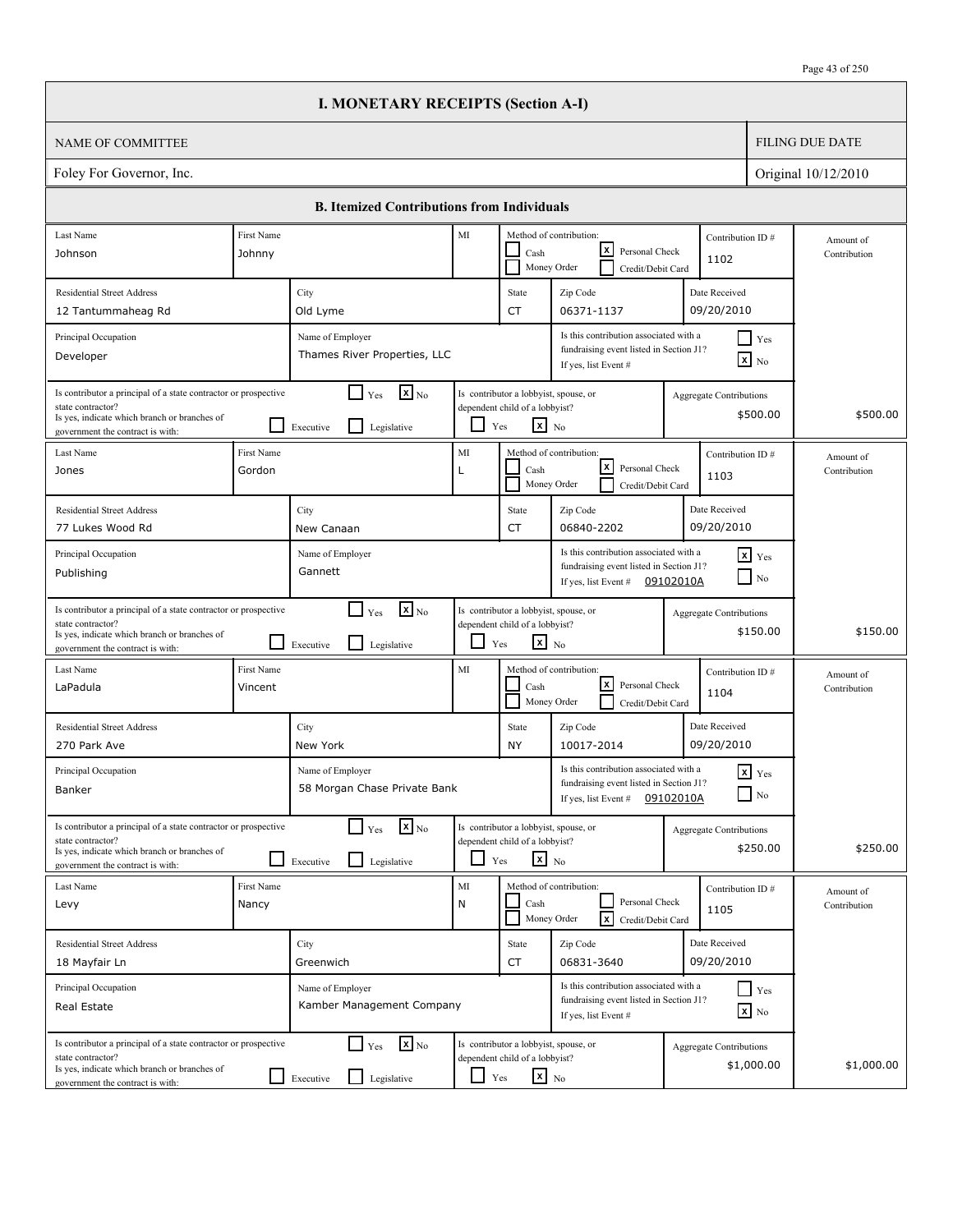# I. MONETARY RECEIPTS (Section A-I)

| NAME OF COMMITTEE | FILING DUE DATE |
|---|---|
| Foley For Governor, Inc. | Original 10/12/2010 |

## B. Itemized Contributions from Individuals

| Last Name | First Name | MI | Method of contribution | Contribution ID # | Residential Street Address | City | State | Zip Code | Date Received | Principal Occupation | Name of Employer | Associated with fundraising event listed in Section J1? | Event # | Principal of a state contractor or prospective state contractor? | Branch | Lobbyist, spouse, or dependent child of a lobbyist? | Aggregate Contributions | Amount of Contribution |
|---|---|---|---|---|---|---|---|---|---|---|---|---|---|---|---|---|---|---|
| Johnson | Johnny | | Personal Check | 1102 | 12 Tantummaheag Rd | Old Lyme | CT | 06371-1137 | 09/20/2010 | Developer | Thames River Properties, LLC | No | | No | | No | $500.00 | $500.00 |
| Jones | Gordon | L | Personal Check | 1103 | 77 Lukes Wood Rd | New Canaan | CT | 06840-2202 | 09/20/2010 | Publishing | Gannett | Yes | 09102010A | No | | No | $150.00 | $150.00 |
| LaPadula | Vincent | | Personal Check | 1104 | 270 Park Ave | New York | NY | 10017-2014 | 09/20/2010 | Banker | 58 Morgan Chase Private Bank | Yes | 09102010A | No | | No | $250.00 | $250.00 |
| Levy | Nancy | N | Credit/Debit Card | 1105 | 18 Mayfair Ln | Greenwich | CT | 06831-3640 | 09/20/2010 | Real Estate | Kamber Management Company | No | | No | | No | $1,000.00 | $1,000.00 |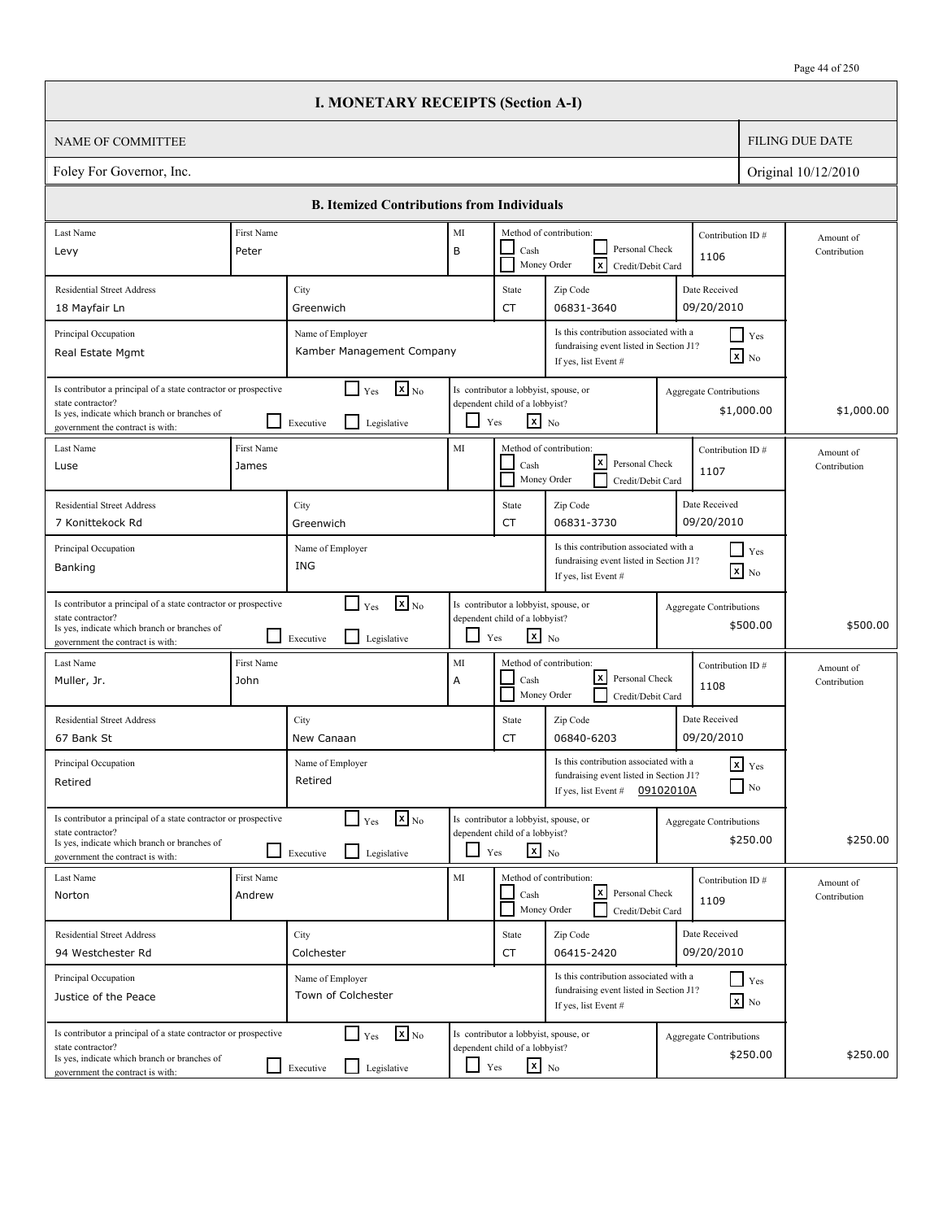# I. MONETARY RECEIPTS (Section A-I)

| NAME OF COMMITTEE | FILING DUE DATE |
|---|---|
| Foley For Governor, Inc. | Original 10/12/2010 |

## B. Itemized Contributions from Individuals

| Last Name | First Name | MI | Method of contribution | Contribution ID # | Residential Street Address | City | State | Zip Code | Date Received | Principal Occupation | Name of Employer | Associated with fundraising event listed in Section J1? | Event # | Principal of a state contractor or prospective state contractor? | Branch | Lobbyist, spouse, or dependent child of a lobbyist? | Aggregate Contributions | Amount of Contribution |
|---|---|---|---|---|---|---|---|---|---|---|---|---|---|---|---|---|---|---|
| Levy | Peter | B | Credit/Debit Card | 1106 | 18 Mayfair Ln | Greenwich | CT | 06831-3640 | 09/20/2010 | Real Estate Mgmt | Kamber Management Company | No | | No | | No | $1,000.00 | $1,000.00 |
| Luse | James | | Personal Check | 1107 | 7 Konittekock Rd | Greenwich | CT | 06831-3730 | 09/20/2010 | Banking | ING | No | | No | | No | $500.00 | $500.00 |
| Muller, Jr. | John | A | Personal Check | 1108 | 67 Bank St | New Canaan | CT | 06840-6203 | 09/20/2010 | Retired | Retired | Yes | 09102010A | No | | No | $250.00 | $250.00 |
| Norton | Andrew | | Personal Check | 1109 | 94 Westchester Rd | Colchester | CT | 06415-2420 | 09/20/2010 | Justice of the Peace | Town of Colchester | No | | No | | No | $250.00 | $250.00 |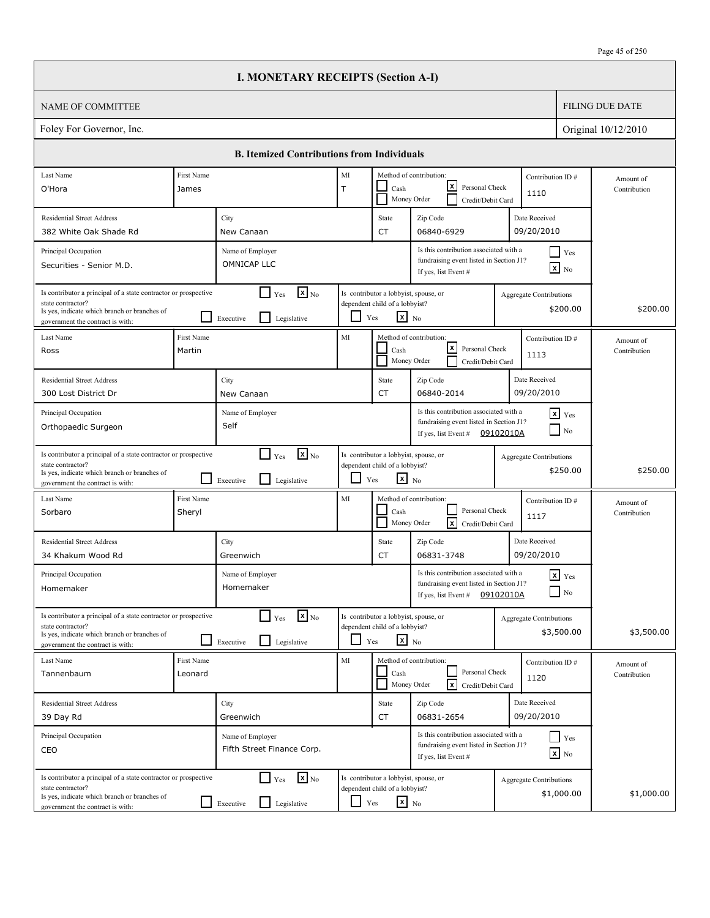# I. MONETARY RECEIPTS (Section A-I)

| NAME OF COMMITTEE | FILING DUE DATE |
|---|---|
| Foley For Governor, Inc. | Original 10/12/2010 |

## B. Itemized Contributions from Individuals

| Last Name | First Name | MI | Method of contribution | Contribution ID # | Residential Street Address | City | State | Zip Code | Date Received | Principal Occupation | Name of Employer | Associated with fundraising event (Section J1)? | Event # | Principal of state contractor? | Branch | Lobbyist, spouse, or dependent child? | Aggregate Contributions | Amount of Contribution |
|---|---|---|---|---|---|---|---|---|---|---|---|---|---|---|---|---|---|---|
| O'Hora | James | T | Personal Check | 1110 | 382 White Oak Shade Rd | New Canaan | CT | 06840-6929 | 09/20/2010 | Securities - Senior M.D. | OMNICAP LLC | No | | No | | No | $200.00 | $200.00 |
| Ross | Martin | | Personal Check | 1113 | 300 Lost District Dr | New Canaan | CT | 06840-2014 | 09/20/2010 | Orthopaedic Surgeon | Self | Yes | 09102010A | No | | No | $250.00 | $250.00 |
| Sorbaro | Sheryl | | Credit/Debit Card | 1117 | 34 Khakum Wood Rd | Greenwich | CT | 06831-3748 | 09/20/2010 | Homemaker | Homemaker | Yes | 09102010A | No | | No | $3,500.00 | $3,500.00 |
| Tannenbaum | Leonard | | Credit/Debit Card | 1120 | 39 Day Rd | Greenwich | CT | 06831-2654 | 09/20/2010 | CEO | Fifth Street Finance Corp. | No | | No | | No | $1,000.00 | $1,000.00 |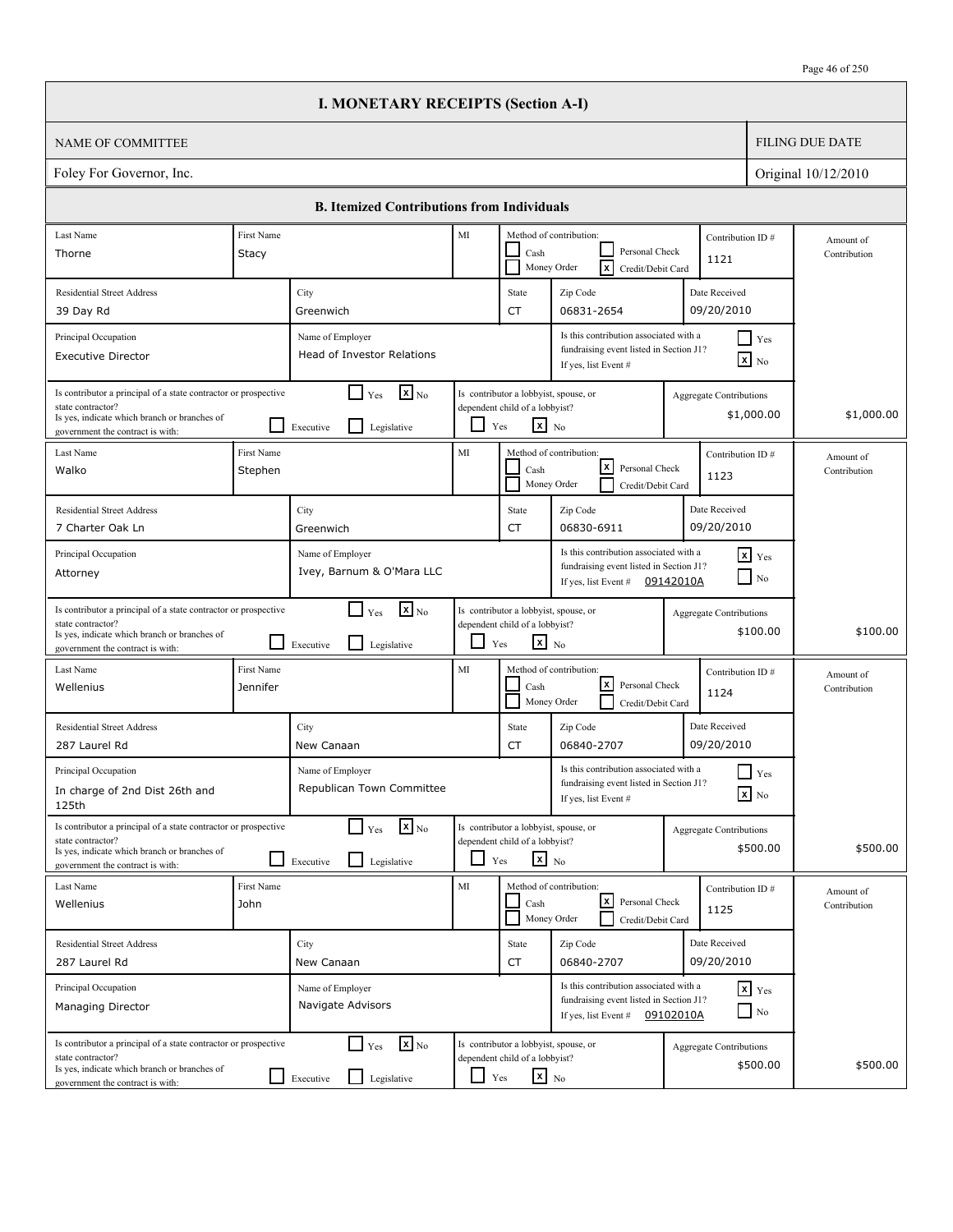# I. MONETARY RECEIPTS (Section A-I)

| NAME OF COMMITTEE | FILING DUE DATE |
|---|---|
| Foley For Governor, Inc. | Original 10/12/2010 |

## B. Itemized Contributions from Individuals

| Field | Contribution 1121 | Contribution 1123 | Contribution 1124 | Contribution 1125 |
|---|---|---|---|---|
| Last Name | Thorne | Walko | Wellenius | Wellenius |
| First Name | Stacy | Stephen | Jennifer | John |
| MI | | | | |
| Method of contribution | Credit/Debit Card | Personal Check | Personal Check | Personal Check |
| Contribution ID # | 1121 | 1123 | 1124 | 1125 |
| Residential Street Address | 39 Day Rd | 7 Charter Oak Ln | 287 Laurel Rd | 287 Laurel Rd |
| City | Greenwich | Greenwich | New Canaan | New Canaan |
| State | CT | CT | CT | CT |
| Zip Code | 06831-2654 | 06830-6911 | 06840-2707 | 06840-2707 |
| Date Received | 09/20/2010 | 09/20/2010 | 09/20/2010 | 09/20/2010 |
| Principal Occupation | Executive Director | Attorney | In charge of 2nd Dist 26th and 125th | Managing Director |
| Name of Employer | Head of Investor Relations | Ivey, Barnum & O'Mara LLC | Republican Town Committee | Navigate Advisors |
| Is this contribution associated with a fundraising event listed in Section J1? | No | Yes | No | Yes |
| If yes, list Event # | | 09142010A | | 09102010A |
| Is contributor a principal of a state contractor or prospective state contractor? | No | No | No | No |
| If yes, indicate which branch or branches of government the contract is with (Executive / Legislative) | | | | |
| Is contributor a lobbyist, spouse, or dependent child of a lobbyist? | No | No | No | No |
| Aggregate Contributions | $1,000.00 | $100.00 | $500.00 | $500.00 |
| Amount of Contribution | $1,000.00 | $100.00 | $500.00 | $500.00 |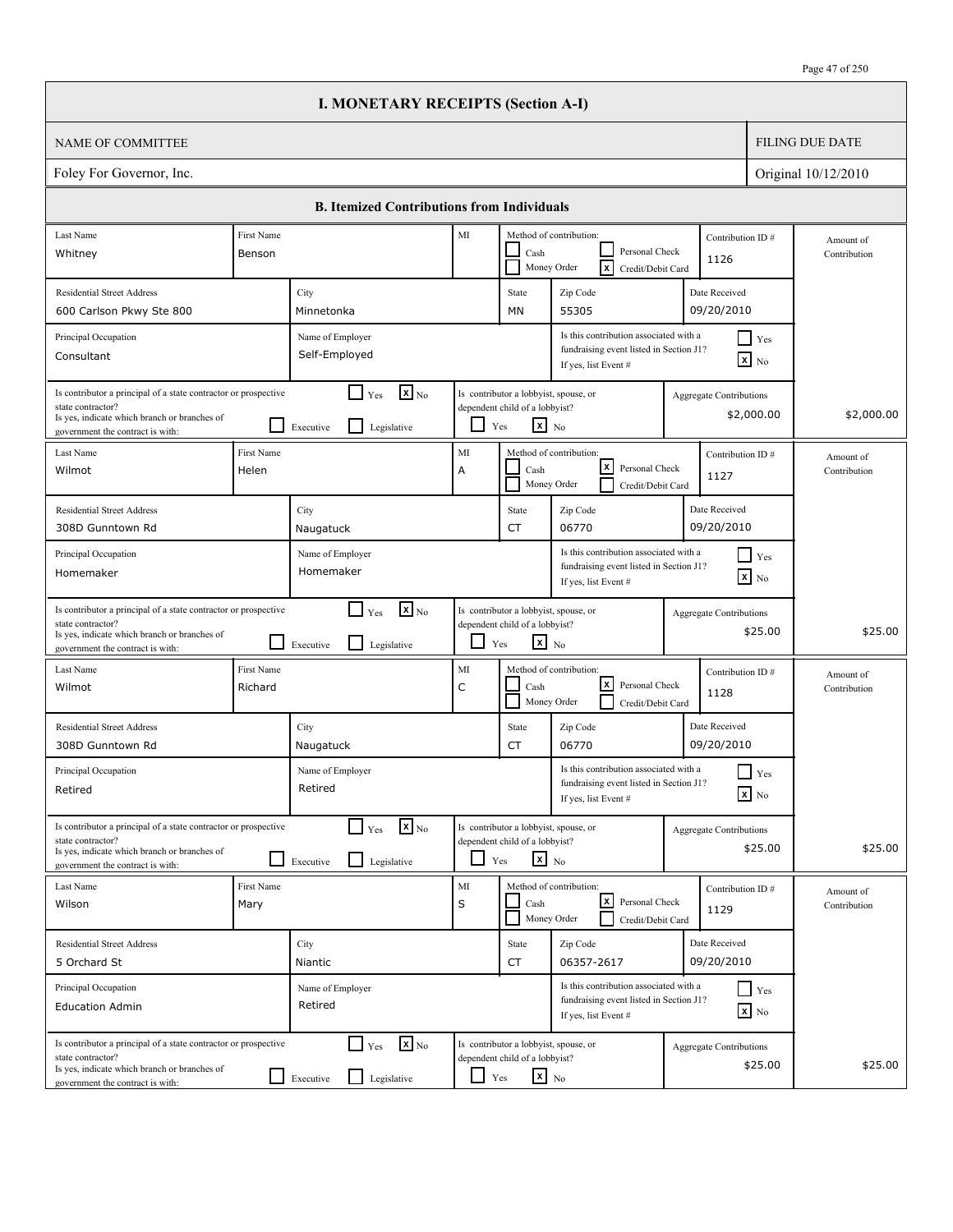# I. MONETARY RECEIPTS (Section A-I)

| NAME OF COMMITTEE | FILING DUE DATE |
|---|---|
| Foley For Governor, Inc. | Original 10/12/2010 |

## B. Itemized Contributions from Individuals

| Last Name | First Name | MI | Method of contribution | Contribution ID # | Residential Street Address | City | State | Zip Code | Date Received | Principal Occupation | Name of Employer | Associated with fundraising event in Section J1? | Principal of a state contractor or prospective state contractor? | Branch | Lobbyist, spouse, or dependent child of a lobbyist? | Aggregate Contributions | Amount of Contribution |
|---|---|---|---|---|---|---|---|---|---|---|---|---|---|---|---|---|---|
| Whitney | Benson | | Credit/Debit Card | 1126 | 600 Carlson Pkwy Ste 800 | Minnetonka | MN | 55305 | 09/20/2010 | Consultant | Self-Employed | No | No | | No | $2,000.00 | $2,000.00 |
| Wilmot | Helen | A | Personal Check | 1127 | 308D Gunntown Rd | Naugatuck | CT | 06770 | 09/20/2010 | Homemaker | Homemaker | No | No | | No | $25.00 | $25.00 |
| Wilmot | Richard | C | Personal Check | 1128 | 308D Gunntown Rd | Naugatuck | CT | 06770 | 09/20/2010 | Retired | Retired | No | No | | No | $25.00 | $25.00 |
| Wilson | Mary | S | Personal Check | 1129 | 5 Orchard St | Niantic | CT | 06357-2617 | 09/20/2010 | Education Admin | Retired | No | No | | No | $25.00 | $25.00 |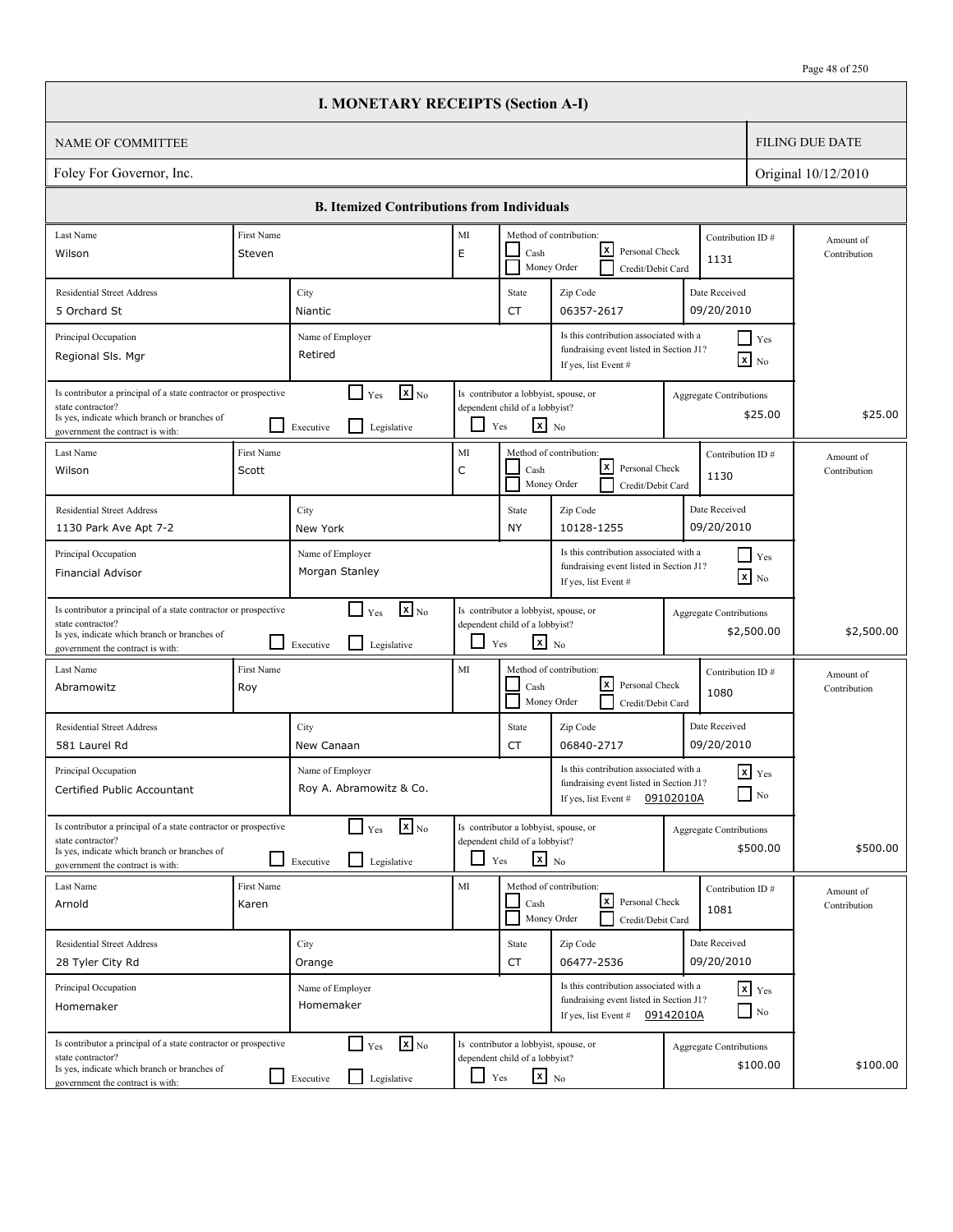# I. MONETARY RECEIPTS (Section A-I)

| NAME OF COMMITTEE | FILING DUE DATE |
|---|---|
| Foley For Governor, Inc. | Original 10/12/2010 |

## B. Itemized Contributions from Individuals

| Last Name | First Name | MI | Method of contribution | Contribution ID # | Residential Street Address | City | State | Zip Code | Date Received | Principal Occupation | Name of Employer | Associated with fundraising event in Section J1? | Event # | Principal of a state contractor or prospective state contractor? | Branch | Lobbyist, spouse, or dependent child of a lobbyist? | Aggregate Contributions | Amount of Contribution |
|---|---|---|---|---|---|---|---|---|---|---|---|---|---|---|---|---|---|---|
| Wilson | Steven | E | Personal Check | 1131 | 5 Orchard St | Niantic | CT | 06357-2617 | 09/20/2010 | Regional Sls. Mgr | Retired | No | | No | | No | $25.00 | $25.00 |
| Wilson | Scott | C | Personal Check | 1130 | 1130 Park Ave Apt 7-2 | New York | NY | 10128-1255 | 09/20/2010 | Financial Advisor | Morgan Stanley | No | | No | | No | $2,500.00 | $2,500.00 |
| Abramowitz | Roy | | Personal Check | 1080 | 581 Laurel Rd | New Canaan | CT | 06840-2717 | 09/20/2010 | Certified Public Accountant | Roy A. Abramowitz & Co. | Yes | 09102010A | No | | No | $500.00 | $500.00 |
| Arnold | Karen | | Personal Check | 1081 | 28 Tyler City Rd | Orange | CT | 06477-2536 | 09/20/2010 | Homemaker | Homemaker | Yes | 09142010A | No | | No | $100.00 | $100.00 |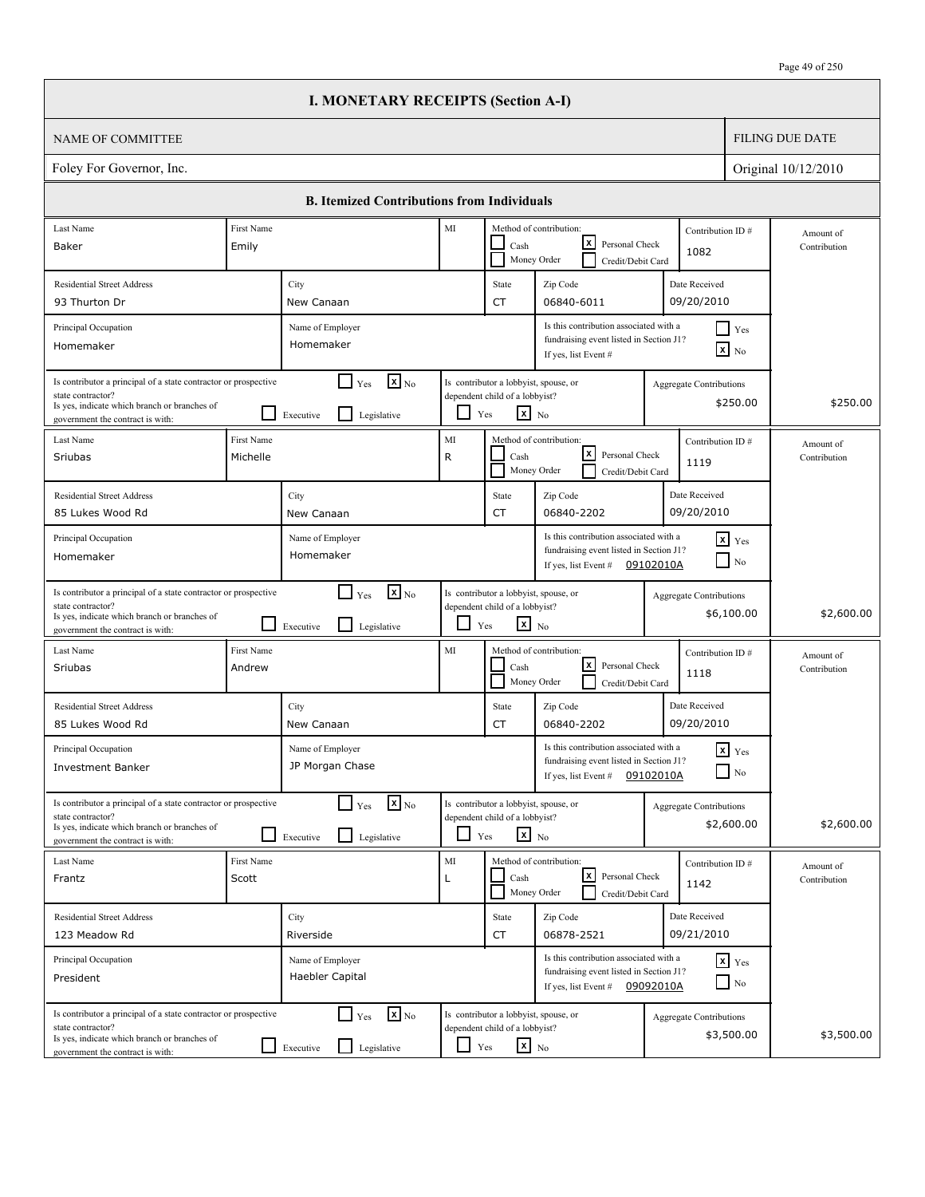# I. MONETARY RECEIPTS (Section A-I)

| NAME OF COMMITTEE | FILING DUE DATE |
|---|---|
| Foley For Governor, Inc. | Original 10/12/2010 |

## B. Itemized Contributions from Individuals

| Last Name | First Name | MI | Method of contribution | Contribution ID # | Residential Street Address | City | State | Zip Code | Date Received | Principal Occupation | Name of Employer | Associated with fundraising event in Section J1? | Event # | Principal of state contractor? | Branch | Lobbyist, spouse, or dependent child of lobbyist? | Aggregate Contributions | Amount of Contribution |
|---|---|---|---|---|---|---|---|---|---|---|---|---|---|---|---|---|---|---|
| Baker | Emily | | Personal Check | 1082 | 93 Thurton Dr | New Canaan | CT | 06840-6011 | 09/20/2010 | Homemaker | Homemaker | No | | No | | No | $250.00 | $250.00 |
| Sriubas | Michelle | R | Personal Check | 1119 | 85 Lukes Wood Rd | New Canaan | CT | 06840-2202 | 09/20/2010 | Homemaker | Homemaker | Yes | 09102010A | No | | No | $6,100.00 | $2,600.00 |
| Sriubas | Andrew | | Personal Check | 1118 | 85 Lukes Wood Rd | New Canaan | CT | 06840-2202 | 09/20/2010 | Investment Banker | JP Morgan Chase | Yes | 09102010A | No | | No | $2,600.00 | $2,600.00 |
| Frantz | Scott | L | Personal Check | 1142 | 123 Meadow Rd | Riverside | CT | 06878-2521 | 09/21/2010 | President | Haebler Capital | Yes | 09092010A | No | | No | $3,500.00 | $3,500.00 |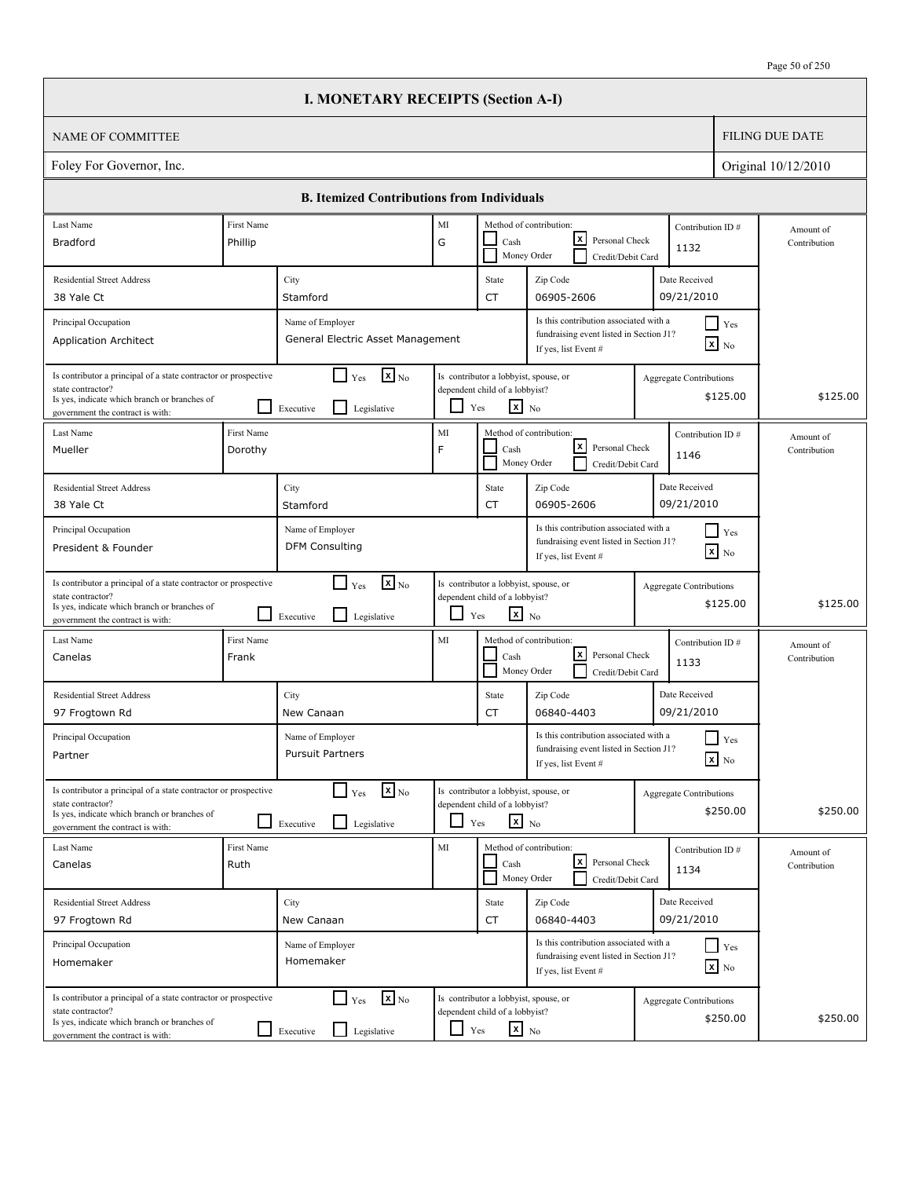# I. MONETARY RECEIPTS (Section A-I)

| NAME OF COMMITTEE | FILING DUE DATE |
|---|---|
| Foley For Governor, Inc. | Original 10/12/2010 |

## B. Itemized Contributions from Individuals

| Last Name | First Name | MI | Method of contribution | Contribution ID # | Residential Street Address | City | State | Zip Code | Date Received | Principal Occupation | Name of Employer | Associated with fundraising event in Section J1? | Principal of a state contractor or prospective state contractor? | Branch | Lobbyist, spouse, or dependent child of a lobbyist? | Aggregate Contributions | Amount of Contribution |
|---|---|---|---|---|---|---|---|---|---|---|---|---|---|---|---|---|---|
| Bradford | Phillip | G | Personal Check | 1132 | 38 Yale Ct | Stamford | CT | 06905-2606 | 09/21/2010 | Application Architect | General Electric Asset Management | No | No | | No | $125.00 | $125.00 |
| Mueller | Dorothy | F | Personal Check | 1146 | 38 Yale Ct | Stamford | CT | 06905-2606 | 09/21/2010 | President & Founder | DFM Consulting | No | No | | No | $125.00 | $125.00 |
| Canelas | Frank | | Personal Check | 1133 | 97 Frogtown Rd | New Canaan | CT | 06840-4403 | 09/21/2010 | Partner | Pursuit Partners | No | No | | No | $250.00 | $250.00 |
| Canelas | Ruth | | Personal Check | 1134 | 97 Frogtown Rd | New Canaan | CT | 06840-4403 | 09/21/2010 | Homemaker | Homemaker | No | No | | No | $250.00 | $250.00 |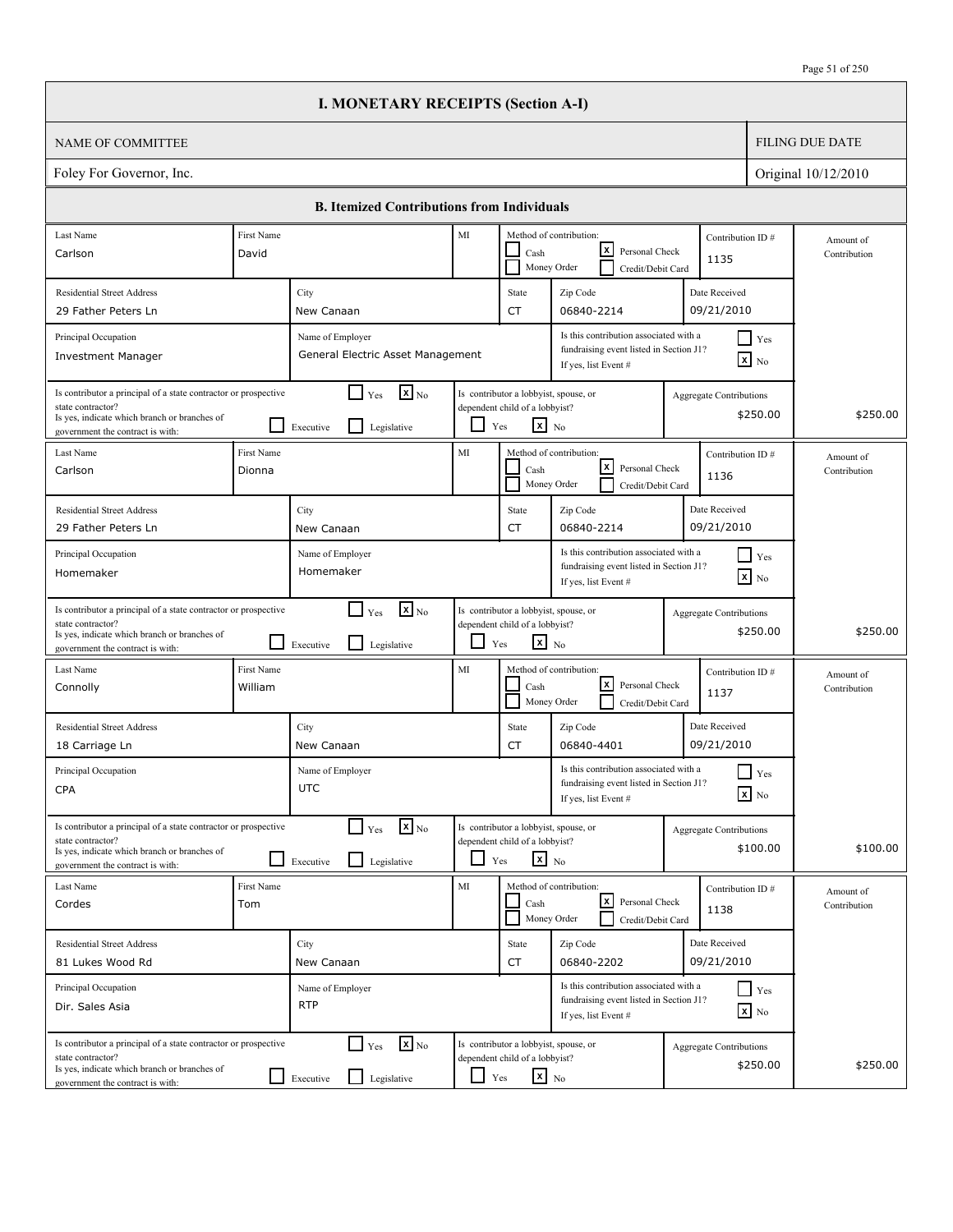# I. MONETARY RECEIPTS (Section A-I)

| NAME OF COMMITTEE | FILING DUE DATE |
|---|---|
| Foley For Governor, Inc. | Original 10/12/2010 |

## B. Itemized Contributions from Individuals

| Field | Value |
|---|---|
| Last Name | Carlson |
| First Name | David |
| MI | |
| Method of contribution | [x] Personal Check |
| Contribution ID # | 1135 |
| Residential Street Address | 29 Father Peters Ln |
| City | New Canaan |
| State | CT |
| Zip Code | 06840-2214 |
| Date Received | 09/21/2010 |
| Principal Occupation | Investment Manager |
| Name of Employer | General Electric Asset Management |
| Is this contribution associated with a fundraising event listed in Section J1? | [x] No |
| Is contributor a principal of a state contractor or prospective state contractor? | [x] No |
| Is contributor a lobbyist, spouse, or dependent child of a lobbyist? | [x] No |
| Aggregate Contributions | $250.00 |
| Amount of Contribution | $250.00 |

| Field | Value |
|---|---|
| Last Name | Carlson |
| First Name | Dionna |
| MI | |
| Method of contribution | [x] Personal Check |
| Contribution ID # | 1136 |
| Residential Street Address | 29 Father Peters Ln |
| City | New Canaan |
| State | CT |
| Zip Code | 06840-2214 |
| Date Received | 09/21/2010 |
| Principal Occupation | Homemaker |
| Name of Employer | Homemaker |
| Is this contribution associated with a fundraising event listed in Section J1? | [x] No |
| Is contributor a principal of a state contractor or prospective state contractor? | [x] No |
| Is contributor a lobbyist, spouse, or dependent child of a lobbyist? | [x] No |
| Aggregate Contributions | $250.00 |
| Amount of Contribution | $250.00 |

| Field | Value |
|---|---|
| Last Name | Connolly |
| First Name | William |
| MI | |
| Method of contribution | [x] Personal Check |
| Contribution ID # | 1137 |
| Residential Street Address | 18 Carriage Ln |
| City | New Canaan |
| State | CT |
| Zip Code | 06840-4401 |
| Date Received | 09/21/2010 |
| Principal Occupation | CPA |
| Name of Employer | UTC |
| Is this contribution associated with a fundraising event listed in Section J1? | [x] No |
| Is contributor a principal of a state contractor or prospective state contractor? | [x] No |
| Is contributor a lobbyist, spouse, or dependent child of a lobbyist? | [x] No |
| Aggregate Contributions | $100.00 |
| Amount of Contribution | $100.00 |

| Field | Value |
|---|---|
| Last Name | Cordes |
| First Name | Tom |
| MI | |
| Method of contribution | [x] Personal Check |
| Contribution ID # | 1138 |
| Residential Street Address | 81 Lukes Wood Rd |
| City | New Canaan |
| State | CT |
| Zip Code | 06840-2202 |
| Date Received | 09/21/2010 |
| Principal Occupation | Dir. Sales Asia |
| Name of Employer | RTP |
| Is this contribution associated with a fundraising event listed in Section J1? | [x] No |
| Is contributor a principal of a state contractor or prospective state contractor? | [x] No |
| Is contributor a lobbyist, spouse, or dependent child of a lobbyist? | [x] No |
| Aggregate Contributions | $250.00 |
| Amount of Contribution | $250.00 |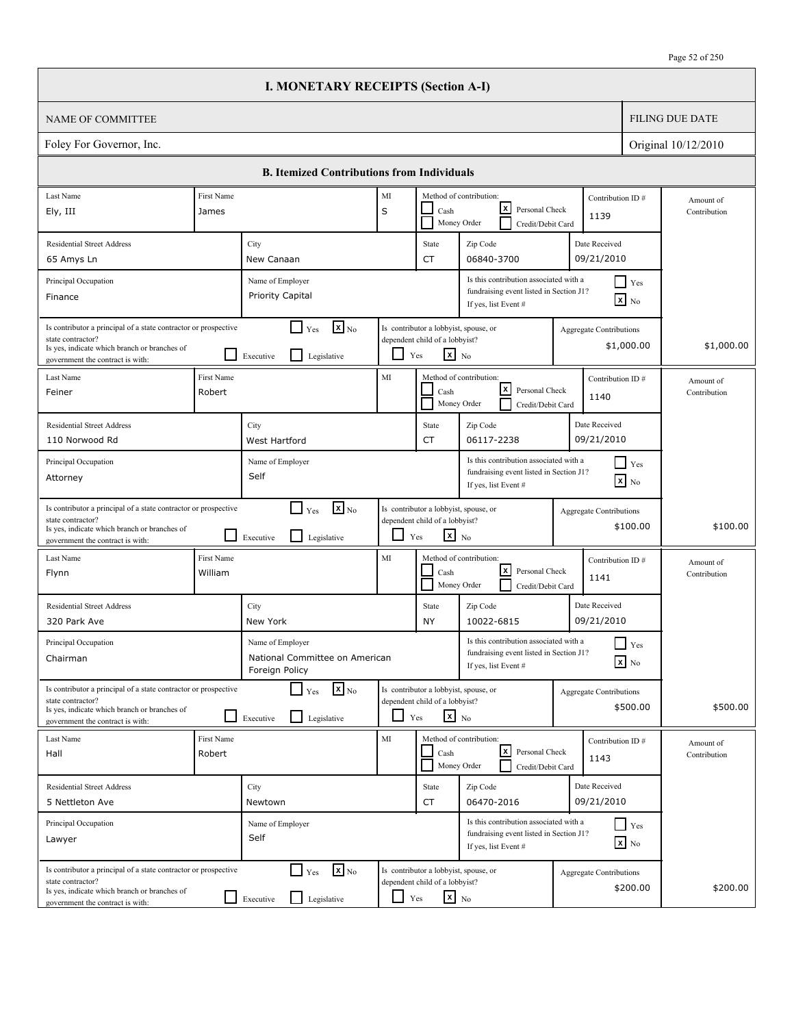# I. MONETARY RECEIPTS (Section A-I)

| NAME OF COMMITTEE | FILING DUE DATE |
|---|---|
| Foley For Governor, Inc. | Original 10/12/2010 |

## B. Itemized Contributions from Individuals

| Last Name | First Name | MI | Method of contribution | Contribution ID # | Residential Street Address | City | State | Zip Code | Date Received | Principal Occupation | Name of Employer | Associated with fundraising event listed in Section J1? | Principal of a state contractor or prospective state contractor? | Lobbyist, spouse, or dependent child of a lobbyist? | Aggregate Contributions | Amount of Contribution |
|---|---|---|---|---|---|---|---|---|---|---|---|---|---|---|---|---|
| Ely, III | James | S | Personal Check | 1139 | 65 Amys Ln | New Canaan | CT | 06840-3700 | 09/21/2010 | Finance | Priority Capital | No | No | No | $1,000.00 | $1,000.00 |
| Feiner | Robert | | Personal Check | 1140 | 110 Norwood Rd | West Hartford | CT | 06117-2238 | 09/21/2010 | Attorney | Self | No | No | No | $100.00 | $100.00 |
| Flynn | William | | Personal Check | 1141 | 320 Park Ave | New York | NY | 10022-6815 | 09/21/2010 | Chairman | National Committee on American Foreign Policy | No | No | No | $500.00 | $500.00 |
| Hall | Robert | | Personal Check | 1143 | 5 Nettleton Ave | Newtown | CT | 06470-2016 | 09/21/2010 | Lawyer | Self | No | No | No | $200.00 | $200.00 |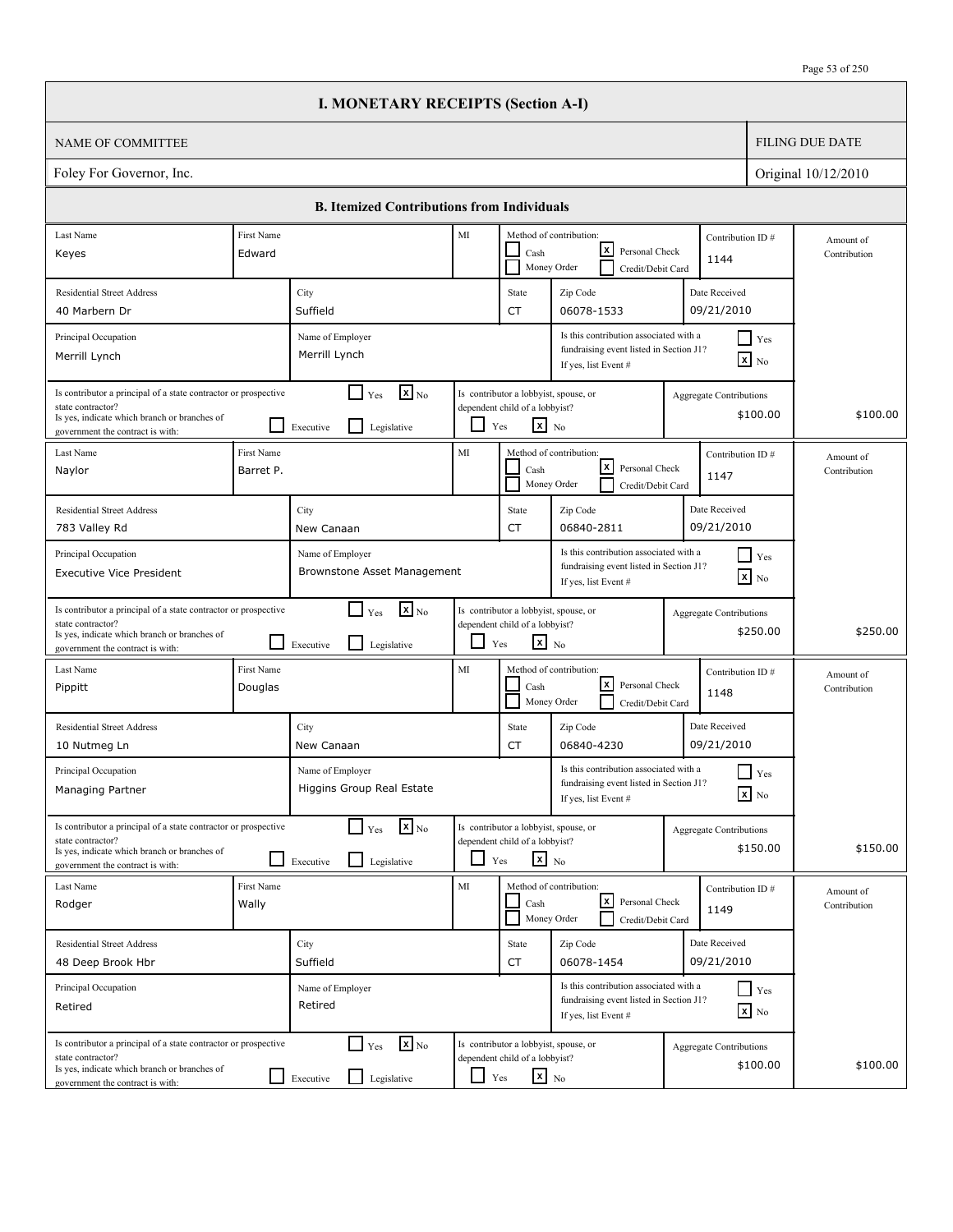# I. MONETARY RECEIPTS (Section A-I)

| NAME OF COMMITTEE | FILING DUE DATE |
|---|---|
| Foley For Governor, Inc. | Original 10/12/2010 |

## B. Itemized Contributions from Individuals

| Last Name | First Name | MI | Method of contribution | Contribution ID # | Residential Street Address | City | State | Zip Code | Date Received | Principal Occupation | Name of Employer | Associated with fundraising event in Section J1? | Principal of state contractor or prospective state contractor? | Branch | Lobbyist, spouse, or dependent child of a lobbyist? | Aggregate Contributions | Amount of Contribution |
|---|---|---|---|---|---|---|---|---|---|---|---|---|---|---|---|---|---|
| Keyes | Edward | | Personal Check | 1144 | 40 Marbern Dr | Suffield | CT | 06078-1533 | 09/21/2010 | Merrill Lynch | Merrill Lynch | No | No | | No | $100.00 | $100.00 |
| Naylor | Barret P. | | Personal Check | 1147 | 783 Valley Rd | New Canaan | CT | 06840-2811 | 09/21/2010 | Executive Vice President | Brownstone Asset Management | No | No | | No | $250.00 | $250.00 |
| Pippitt | Douglas | | Personal Check | 1148 | 10 Nutmeg Ln | New Canaan | CT | 06840-4230 | 09/21/2010 | Managing Partner | Higgins Group Real Estate | No | No | | No | $150.00 | $150.00 |
| Rodger | Wally | | Personal Check | 1149 | 48 Deep Brook Hbr | Suffield | CT | 06078-1454 | 09/21/2010 | Retired | Retired | No | No | | No | $100.00 | $100.00 |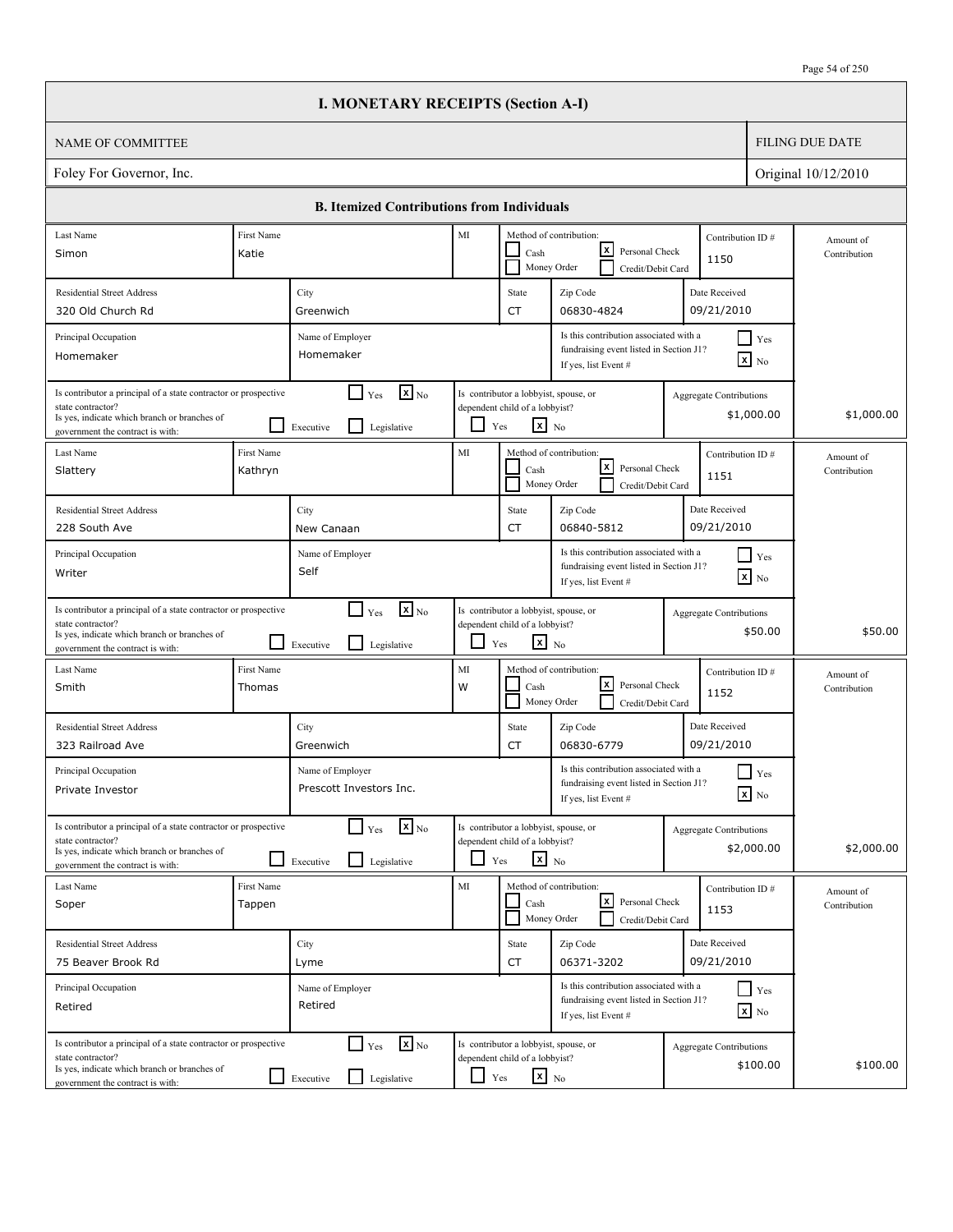# I. MONETARY RECEIPTS (Section A-I)

| NAME OF COMMITTEE | FILING DUE DATE |
|---|---|
| Foley For Governor, Inc. | Original 10/12/2010 |

## B. Itemized Contributions from Individuals

| Last Name | First Name | MI | Method of contribution | Contribution ID # | Residential Street Address | City | State | Zip Code | Date Received | Principal Occupation | Name of Employer | Associated with fundraising event listed in Section J1? | Principal of a state contractor or prospective state contractor? | Branch | Lobbyist, spouse, or dependent child of a lobbyist? | Aggregate Contributions | Amount of Contribution |
|---|---|---|---|---|---|---|---|---|---|---|---|---|---|---|---|---|---|
| Simon | Katie | | Personal Check | 1150 | 320 Old Church Rd | Greenwich | CT | 06830-4824 | 09/21/2010 | Homemaker | Homemaker | No | No | | No | $1,000.00 | $1,000.00 |
| Slattery | Kathryn | | Personal Check | 1151 | 228 South Ave | New Canaan | CT | 06840-5812 | 09/21/2010 | Writer | Self | No | No | | No | $50.00 | $50.00 |
| Smith | Thomas | W | Personal Check | 1152 | 323 Railroad Ave | Greenwich | CT | 06830-6779 | 09/21/2010 | Private Investor | Prescott Investors Inc. | No | No | | No | $2,000.00 | $2,000.00 |
| Soper | Tappen | | Personal Check | 1153 | 75 Beaver Brook Rd | Lyme | CT | 06371-3202 | 09/21/2010 | Retired | Retired | No | No | | No | $100.00 | $100.00 |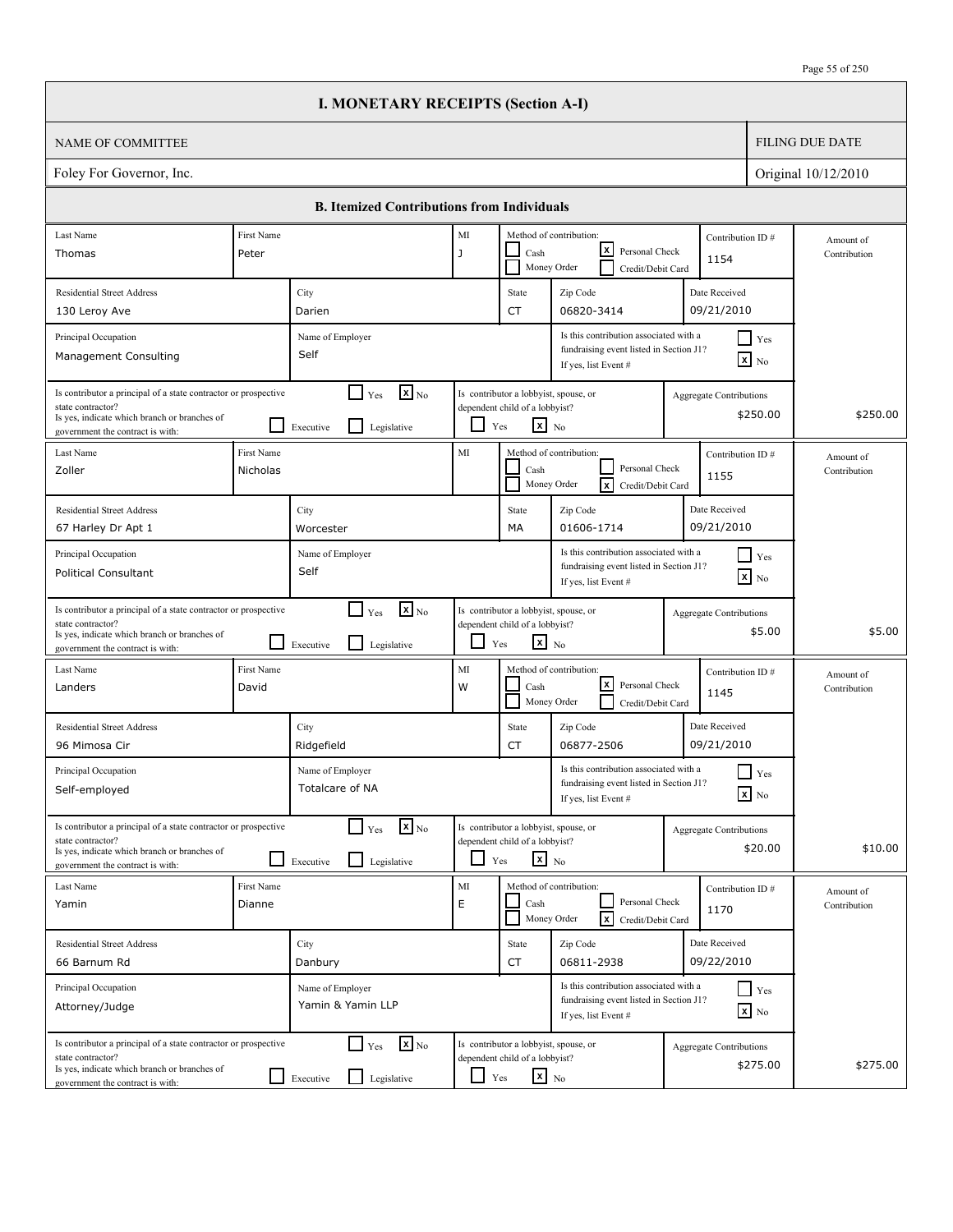# I. MONETARY RECEIPTS (Section A-I)

| NAME OF COMMITTEE | FILING DUE DATE |
|---|---|
| Foley For Governor, Inc. | Original 10/12/2010 |

## B. Itemized Contributions from Individuals

| Last Name | First Name | MI | Method of contribution | Contribution ID # | Residential Street Address | City | State | Zip Code | Date Received | Principal Occupation | Name of Employer | Associated with fundraising event listed in Section J1? | Principal of a state contractor or prospective state contractor? | Branch | Lobbyist, spouse, or dependent child of a lobbyist? | Aggregate Contributions | Amount of Contribution |
|---|---|---|---|---|---|---|---|---|---|---|---|---|---|---|---|---|---|
| Thomas | Peter | J | Personal Check | 1154 | 130 Leroy Ave | Darien | CT | 06820-3414 | 09/21/2010 | Management Consulting | Self | No | No | | No | $250.00 | $250.00 |
| Zoller | Nicholas | | Credit/Debit Card | 1155 | 67 Harley Dr Apt 1 | Worcester | MA | 01606-1714 | 09/21/2010 | Political Consultant | Self | No | No | | No | $5.00 | $5.00 |
| Landers | David | W | Personal Check | 1145 | 96 Mimosa Cir | Ridgefield | CT | 06877-2506 | 09/21/2010 | Self-employed | Totalcare of NA | No | No | | No | $20.00 | $10.00 |
| Yamin | Dianne | E | Credit/Debit Card | 1170 | 66 Barnum Rd | Danbury | CT | 06811-2938 | 09/22/2010 | Attorney/Judge | Yamin & Yamin LLP | No | No | | No | $275.00 | $275.00 |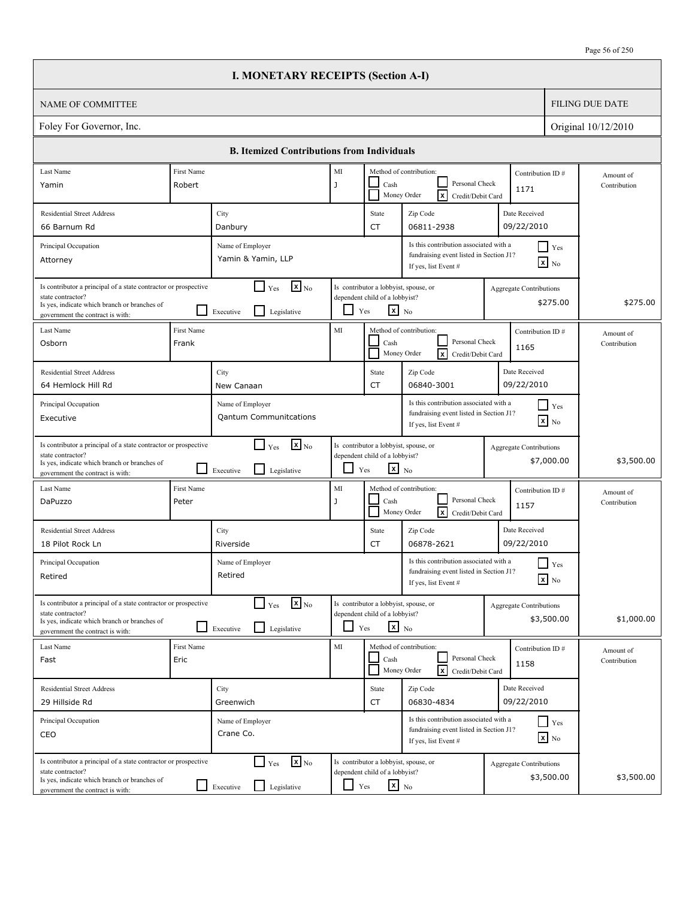# I. MONETARY RECEIPTS (Section A-I)

| NAME OF COMMITTEE | FILING DUE DATE |
|---|---|
| Foley For Governor, Inc. | Original 10/12/2010 |

## B. Itemized Contributions from Individuals

| Last Name | First Name | MI | Method of contribution | Contribution ID # | Date Received | Residential Street Address | City | State | Zip Code | Principal Occupation | Name of Employer | Associated with fundraising event (Section J1)? | Principal of a state contractor or prospective state contractor? | Branch(es) of government | Lobbyist, spouse, or dependent child of a lobbyist? | Aggregate Contributions | Amount of Contribution |
|---|---|---|---|---|---|---|---|---|---|---|---|---|---|---|---|---|---|
| Yamin | Robert | J | Credit/Debit Card | 1171 | 09/22/2010 | 66 Barnum Rd | Danbury | CT | 06811-2938 | Attorney | Yamin & Yamin, LLP | No | No | | No | $275.00 | $275.00 |
| Osborn | Frank | | Credit/Debit Card | 1165 | 09/22/2010 | 64 Hemlock Hill Rd | New Canaan | CT | 06840-3001 | Executive | Qantum Communitcations | No | No | | No | $7,000.00 | $3,500.00 |
| DaPuzzo | Peter | J | Credit/Debit Card | 1157 | 09/22/2010 | 18 Pilot Rock Ln | Riverside | CT | 06878-2621 | Retired | Retired | No | No | | No | $3,500.00 | $1,000.00 |
| Fast | Eric | | Credit/Debit Card | 1158 | 09/22/2010 | 29 Hillside Rd | Greenwich | CT | 06830-4834 | CEO | Crane Co. | No | No | | No | $3,500.00 | $3,500.00 |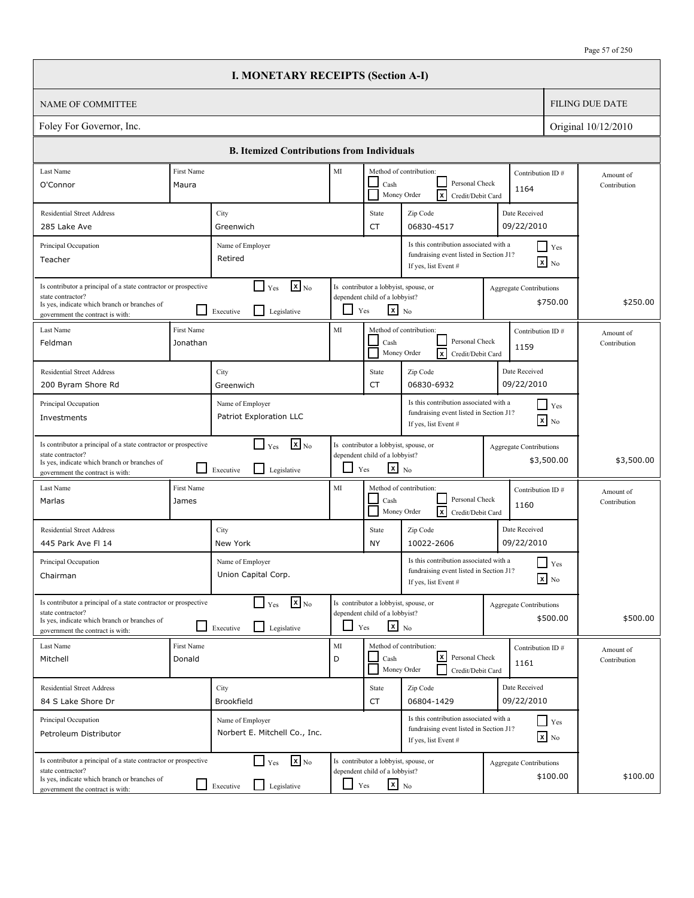# I. MONETARY RECEIPTS (Section A-I)

| NAME OF COMMITTEE | FILING DUE DATE |
|---|---|
| Foley For Governor, Inc. | Original 10/12/2010 |

## B. Itemized Contributions from Individuals

| Last Name | First Name | MI | Method of contribution | Contribution ID # | Residential Street Address | City | State | Zip Code | Date Received | Principal Occupation | Name of Employer | Associated with fundraising event listed in Section J1? | Principal of a state contractor or prospective state contractor? | Branch | Lobbyist, spouse, or dependent child of a lobbyist? | Aggregate Contributions | Amount of Contribution |
|---|---|---|---|---|---|---|---|---|---|---|---|---|---|---|---|---|---|
| O'Connor | Maura | | Credit/Debit Card | 1164 | 285 Lake Ave | Greenwich | CT | 06830-4517 | 09/22/2010 | Teacher | Retired | No | No | | No | $750.00 | $250.00 |
| Feldman | Jonathan | | Credit/Debit Card | 1159 | 200 Byram Shore Rd | Greenwich | CT | 06830-6932 | 09/22/2010 | Investments | Patriot Exploration LLC | No | No | | No | $3,500.00 | $3,500.00 |
| Marlas | James | | Credit/Debit Card | 1160 | 445 Park Ave Fl 14 | New York | NY | 10022-2606 | 09/22/2010 | Chairman | Union Capital Corp. | No | No | | No | $500.00 | $500.00 |
| Mitchell | Donald | D | Personal Check | 1161 | 84 S Lake Shore Dr | Brookfield | CT | 06804-1429 | 09/22/2010 | Petroleum Distributor | Norbert E. Mitchell Co., Inc. | No | No | | No | $100.00 | $100.00 |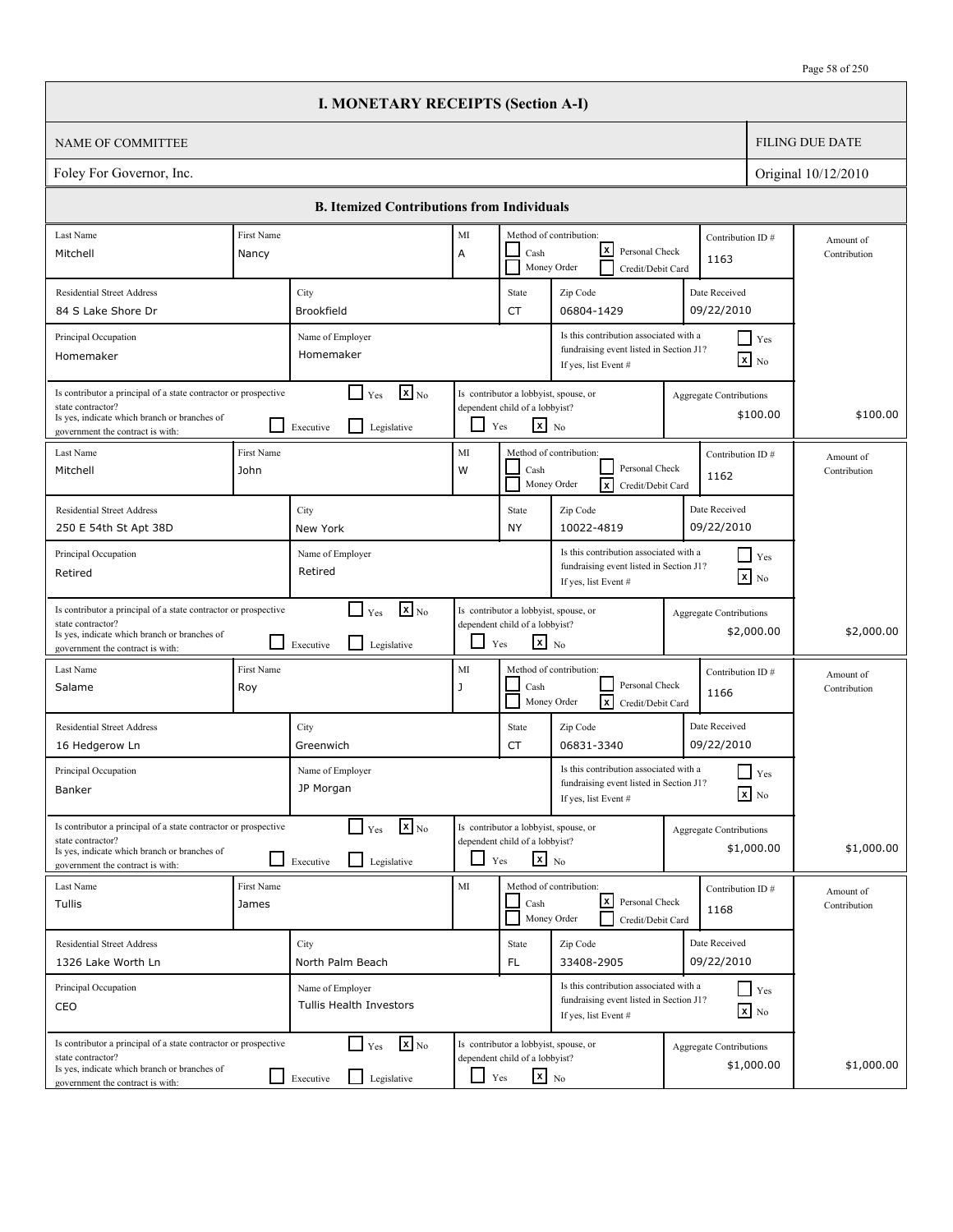# I. MONETARY RECEIPTS (Section A-I)

| NAME OF COMMITTEE | FILING DUE DATE |
|---|---|
| Foley For Governor, Inc. | Original 10/12/2010 |

## B. Itemized Contributions from Individuals

| Field | Contribution 1 | Contribution 2 | Contribution 3 | Contribution 4 |
|---|---|---|---|---|
| Last Name | Mitchell | Mitchell | Salame | Tullis |
| First Name | Nancy | John | Roy | James |
| MI | A | W | J | |
| Method of contribution | Personal Check | Credit/Debit Card | Credit/Debit Card | Personal Check |
| Contribution ID # | 1163 | 1162 | 1166 | 1168 |
| Residential Street Address | 84 S Lake Shore Dr | 250 E 54th St Apt 38D | 16 Hedgerow Ln | 1326 Lake Worth Ln |
| City | Brookfield | New York | Greenwich | North Palm Beach |
| State | CT | NY | CT | FL |
| Zip Code | 06804-1429 | 10022-4819 | 06831-3340 | 33408-2905 |
| Date Received | 09/22/2010 | 09/22/2010 | 09/22/2010 | 09/22/2010 |
| Principal Occupation | Homemaker | Retired | Banker | CEO |
| Name of Employer | Homemaker | Retired | JP Morgan | Tullis Health Investors |
| Is this contribution associated with a fundraising event listed in Section J1? If yes, list Event # | No | No | No | No |
| Is contributor a principal of a state contractor or prospective state contractor? | No | No | No | No |
| If yes, indicate which branch or branches of government the contract is with (Executive / Legislative) | | | | |
| Is contributor a lobbyist, spouse, or dependent child of a lobbyist? | No | No | No | No |
| Aggregate Contributions | $100.00 | $2,000.00 | $1,000.00 | $1,000.00 |
| Amount of Contribution | $100.00 | $2,000.00 | $1,000.00 | $1,000.00 |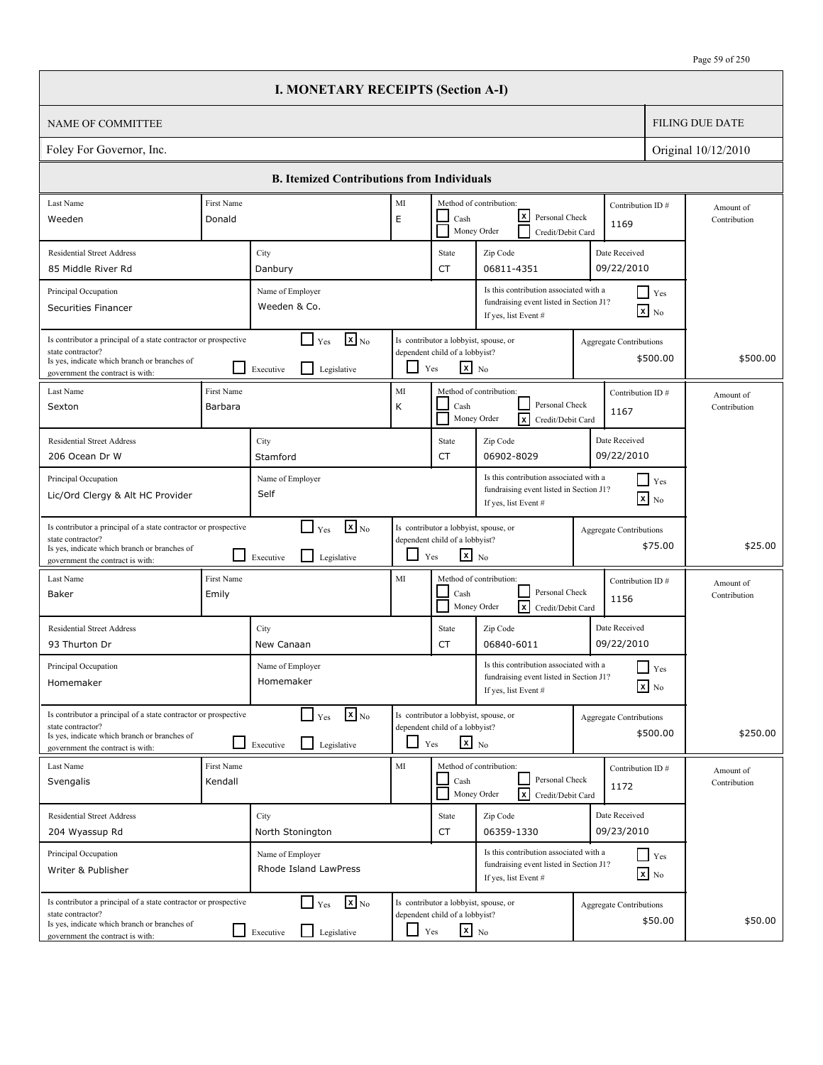# I. MONETARY RECEIPTS (Section A-I)

| NAME OF COMMITTEE | FILING DUE DATE |
|---|---|
| Foley For Governor, Inc. | Original 10/12/2010 |

## B. Itemized Contributions from Individuals

| Last Name | First Name | MI | Method of contribution | Contribution ID # | Residential Street Address | City | State | Zip Code | Date Received | Principal Occupation | Name of Employer | Associated with fundraising event (J1)? | Principal of state contractor? | Lobbyist, spouse, or dependent child? | Aggregate Contributions | Amount of Contribution |
|---|---|---|---|---|---|---|---|---|---|---|---|---|---|---|---|---|
| Weeden | Donald | E | Personal Check | 1169 | 85 Middle River Rd | Danbury | CT | 06811-4351 | 09/22/2010 | Securities Financer | Weeden & Co. | No | No | No | $500.00 | $500.00 |
| Sexton | Barbara | K | Credit/Debit Card | 1167 | 206 Ocean Dr W | Stamford | CT | 06902-8029 | 09/22/2010 | Lic/Ord Clergy & Alt HC Provider | Self | No | No | No | $75.00 | $25.00 |
| Baker | Emily | | Credit/Debit Card | 1156 | 93 Thurton Dr | New Canaan | CT | 06840-6011 | 09/22/2010 | Homemaker | Homemaker | No | No | No | $500.00 | $250.00 |
| Svengalis | Kendall | | Credit/Debit Card | 1172 | 204 Wyassup Rd | North Stonington | CT | 06359-1330 | 09/23/2010 | Writer & Publisher | Rhode Island LawPress | No | No | No | $50.00 | $50.00 |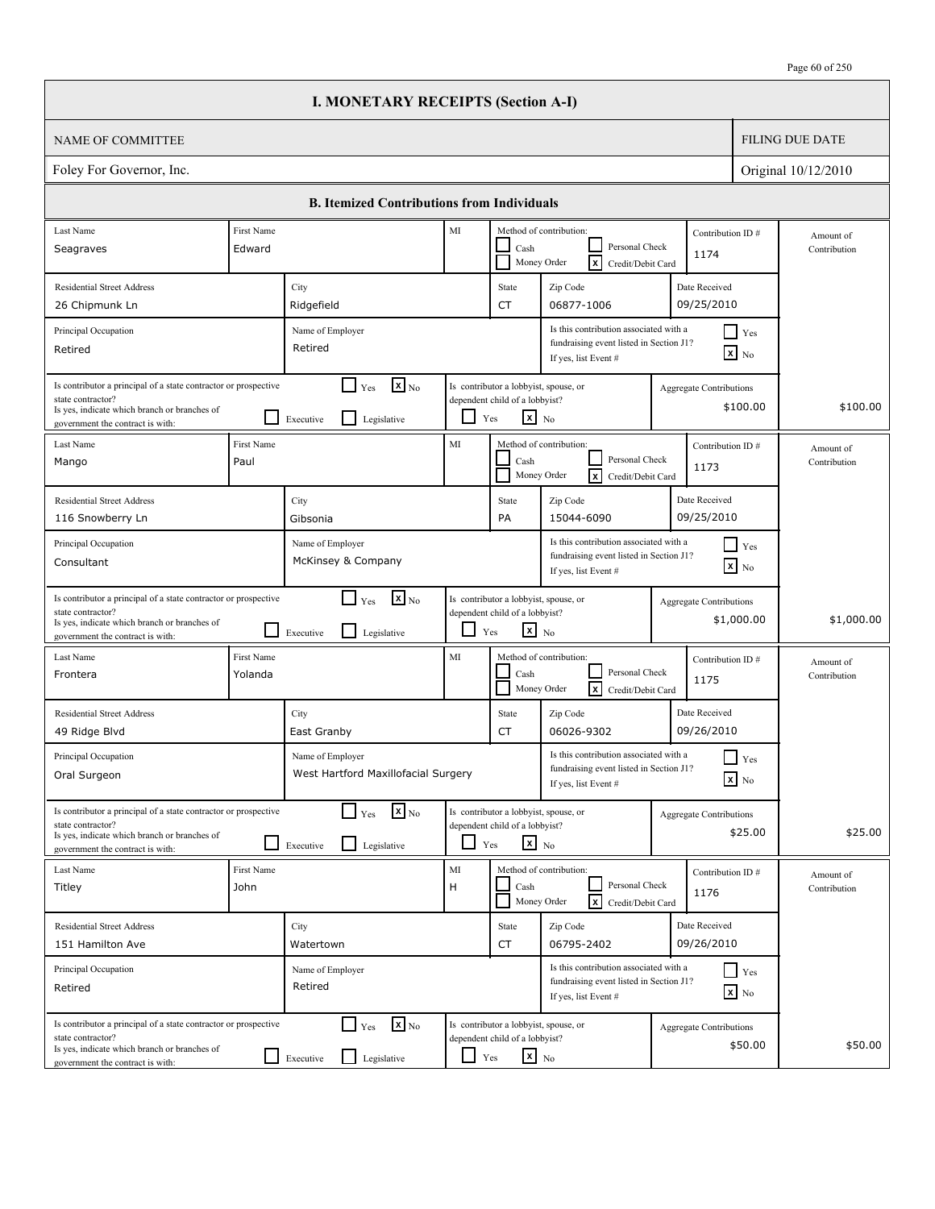# I. MONETARY RECEIPTS (Section A-I)

| NAME OF COMMITTEE | FILING DUE DATE |
|---|---|
| Foley For Governor, Inc. | Original 10/12/2010 |

## B. Itemized Contributions from Individuals

| Last Name | First Name | MI | Method of contribution | Contribution ID # | Residential Street Address | City | State | Zip Code | Date Received | Principal Occupation | Name of Employer | Associated with fundraising event (Section J1)? | Principal of a state contractor or prospective state contractor? | Branch | Lobbyist, spouse, or dependent child of a lobbyist? | Aggregate Contributions | Amount of Contribution |
|---|---|---|---|---|---|---|---|---|---|---|---|---|---|---|---|---|---|
| Seagraves | Edward | | Credit/Debit Card | 1174 | 26 Chipmunk Ln | Ridgefield | CT | 06877-1006 | 09/25/2010 | Retired | Retired | No | No | | No | $100.00 | $100.00 |
| Mango | Paul | | Credit/Debit Card | 1173 | 116 Snowberry Ln | Gibsonia | PA | 15044-6090 | 09/25/2010 | Consultant | McKinsey & Company | No | No | | No | $1,000.00 | $1,000.00 |
| Frontera | Yolanda | | Credit/Debit Card | 1175 | 49 Ridge Blvd | East Granby | CT | 06026-9302 | 09/26/2010 | Oral Surgeon | West Hartford Maxillofacial Surgery | No | No | | No | $25.00 | $25.00 |
| Titley | John | H | Credit/Debit Card | 1176 | 151 Hamilton Ave | Watertown | CT | 06795-2402 | 09/26/2010 | Retired | Retired | No | No | | No | $50.00 | $50.00 |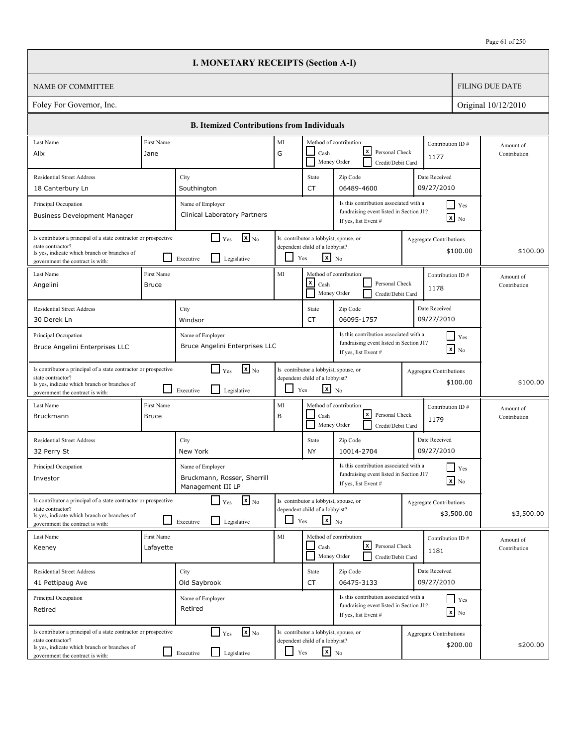# I. MONETARY RECEIPTS (Section A-I)

| NAME OF COMMITTEE | FILING DUE DATE |
|---|---|
| Foley For Governor, Inc. | Original 10/12/2010 |

## B. Itemized Contributions from Individuals

| Last Name | First Name | MI | Method of contribution | Contribution ID # | Residential Street Address | City | State | Zip Code | Date Received | Principal Occupation | Name of Employer | Associated with fundraising event listed in Section J1? | Principal of a state contractor or prospective state contractor? | Branch | Lobbyist, spouse, or dependent child of a lobbyist? | Aggregate Contributions | Amount of Contribution |
|---|---|---|---|---|---|---|---|---|---|---|---|---|---|---|---|---|---|
| Alix | Jane | G | Personal Check | 1177 | 18 Canterbury Ln | Southington | CT | 06489-4600 | 09/27/2010 | Business Development Manager | Clinical Laboratory Partners | No | No | | No | $100.00 | $100.00 |
| Angelini | Bruce | | Cash | 1178 | 30 Derek Ln | Windsor | CT | 06095-1757 | 09/27/2010 | Bruce Angelini Enterprises LLC | Bruce Angelini Enterprises LLC | No | No | | No | $100.00 | $100.00 |
| Bruckmann | Bruce | B | Personal Check | 1179 | 32 Perry St | New York | NY | 10014-2704 | 09/27/2010 | Investor | Bruckmann, Rosser, Sherrill Management III LP | No | No | | No | $3,500.00 | $3,500.00 |
| Keeney | Lafayette | | Personal Check | 1181 | 41 Pettipaug Ave | Old Saybrook | CT | 06475-3133 | 09/27/2010 | Retired | Retired | No | No | | No | $200.00 | $200.00 |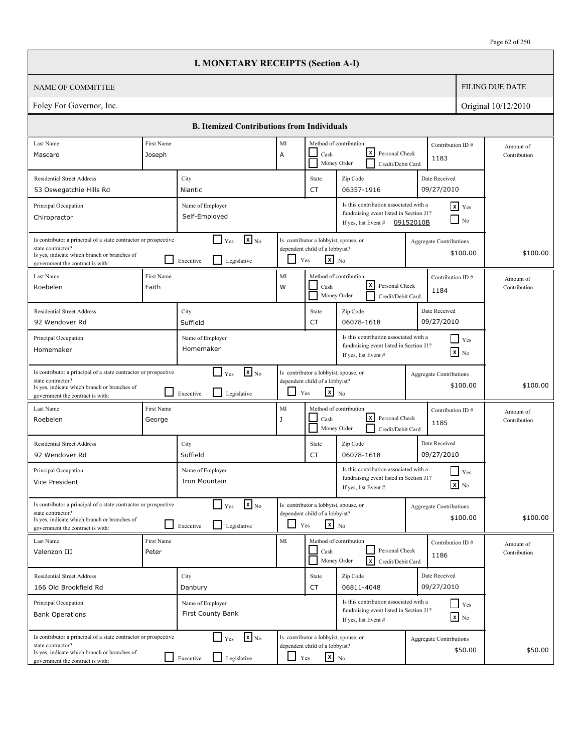# I. MONETARY RECEIPTS (Section A-I)

| NAME OF COMMITTEE | FILING DUE DATE |
|---|---|
| Foley For Governor, Inc. | Original 10/12/2010 |

## B. Itemized Contributions from Individuals

| Last Name | First Name | MI | Method of contribution | Contribution ID # | Residential Street Address | City | State | Zip Code | Date Received | Principal Occupation | Name of Employer | Associated with fundraising event listed in Section J1? | Event # | Principal of a state contractor or prospective state contractor? | Branch | Lobbyist, spouse, or dependent child of a lobbyist? | Aggregate Contributions | Amount of Contribution |
|---|---|---|---|---|---|---|---|---|---|---|---|---|---|---|---|---|---|---|
| Mascaro | Joseph | A | Personal Check | 1183 | 53 Oswegatchie Hills Rd | Niantic | CT | 06357-1916 | 09/27/2010 | Chiropractor | Self-Employed | Yes | 09152010B | No | | No | $100.00 | $100.00 |
| Roebelen | Faith | W | Personal Check | 1184 | 92 Wendover Rd | Suffield | CT | 06078-1618 | 09/27/2010 | Homemaker | Homemaker | No | | No | | No | $100.00 | $100.00 |
| Roebelen | George | J | Personal Check | 1185 | 92 Wendover Rd | Suffield | CT | 06078-1618 | 09/27/2010 | Vice President | Iron Mountain | No | | No | | No | $100.00 | $100.00 |
| Valenzon III | Peter | | Credit/Debit Card | 1186 | 166 Old Brookfield Rd | Danbury | CT | 06811-4048 | 09/27/2010 | Bank Operations | First County Bank | No | | No | | No | $50.00 | $50.00 |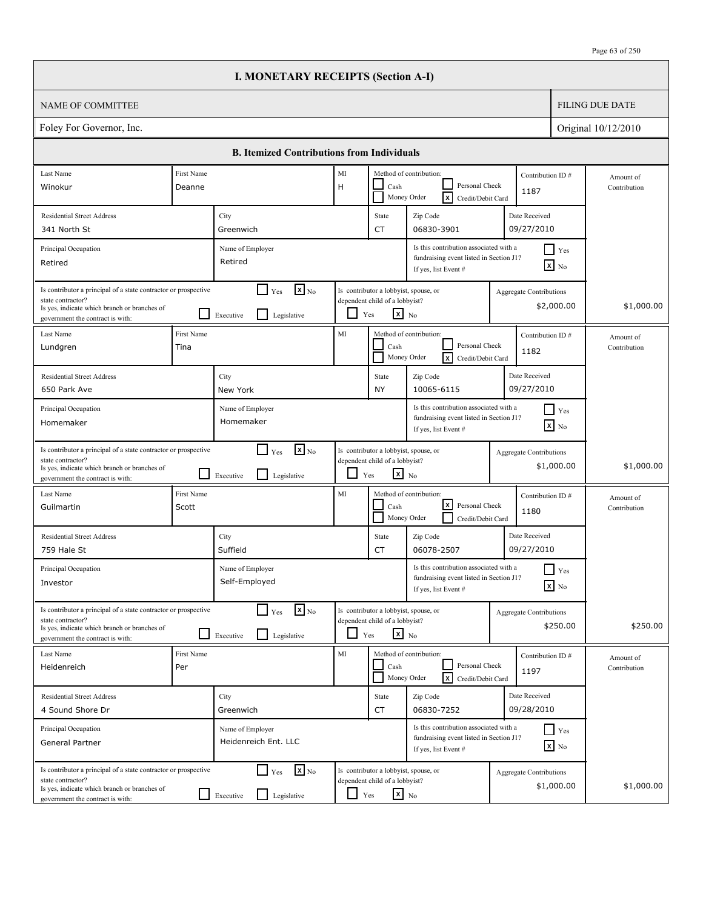# I. MONETARY RECEIPTS (Section A-I)

| NAME OF COMMITTEE | FILING DUE DATE |
|---|---|
| Foley For Governor, Inc. | Original 10/12/2010 |

## B. Itemized Contributions from Individuals

| Last Name | First Name | MI | Method of contribution | Contribution ID # | Residential Street Address | City | State | Zip Code | Date Received | Principal Occupation | Name of Employer | Associated with fundraising event listed in Section J1? | Principal of a state contractor or prospective state contractor? | Lobbyist, spouse, or dependent child of a lobbyist? | Aggregate Contributions | Amount of Contribution |
|---|---|---|---|---|---|---|---|---|---|---|---|---|---|---|---|---|
| Winokur | Deanne | H | Credit/Debit Card | 1187 | 341 North St | Greenwich | CT | 06830-3901 | 09/27/2010 | Retired | Retired | No | No | No | $2,000.00 | $1,000.00 |
| Lundgren | Tina | | Credit/Debit Card | 1182 | 650 Park Ave | New York | NY | 10065-6115 | 09/27/2010 | Homemaker | Homemaker | No | No | No | $1,000.00 | $1,000.00 |
| Guilmartin | Scott | | Personal Check | 1180 | 759 Hale St | Suffield | CT | 06078-2507 | 09/27/2010 | Investor | Self-Employed | No | No | No | $250.00 | $250.00 |
| Heidenreich | Per | | Credit/Debit Card | 1197 | 4 Sound Shore Dr | Greenwich | CT | 06830-7252 | 09/28/2010 | General Partner | Heidenreich Ent. LLC | No | No | No | $1,000.00 | $1,000.00 |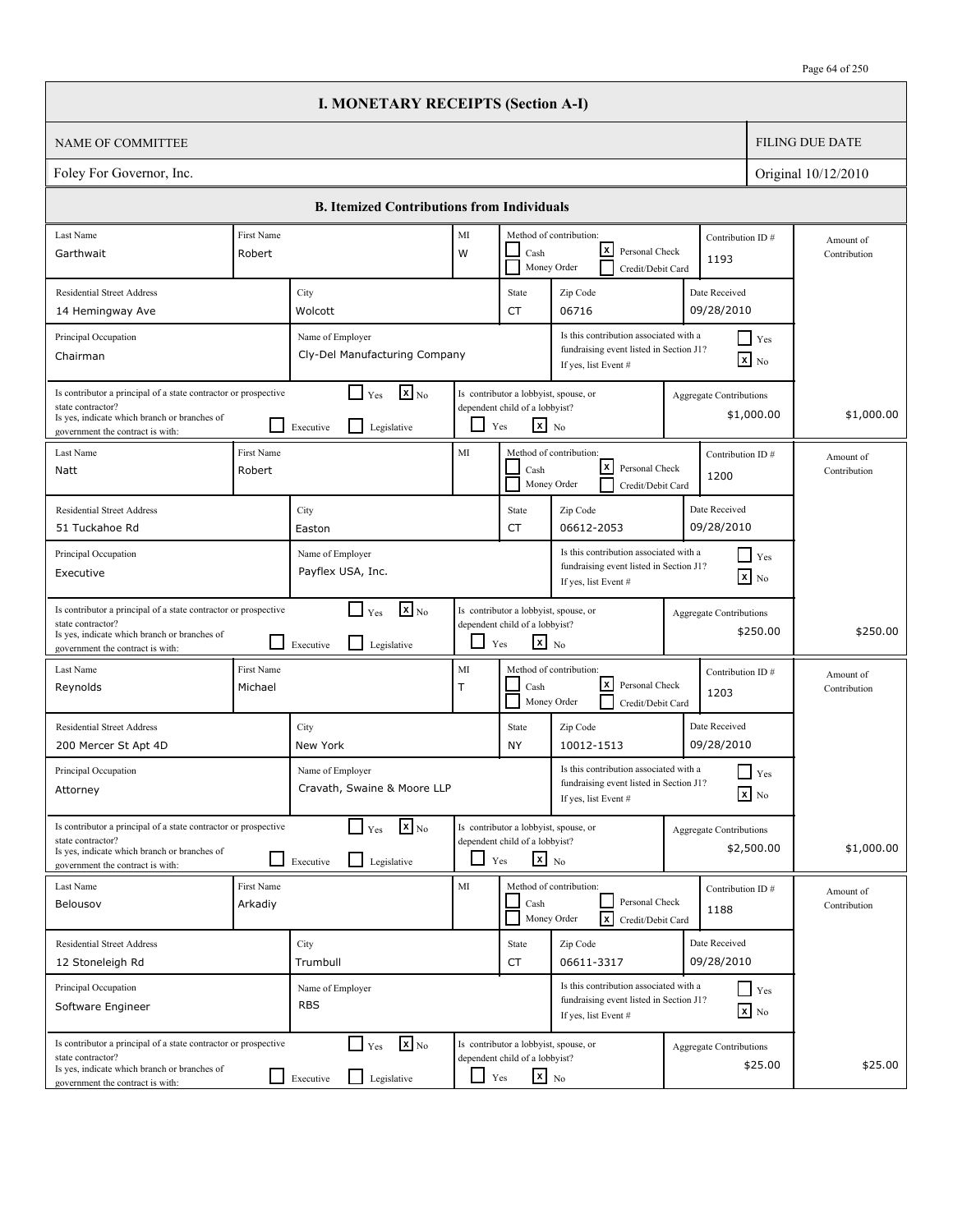# I. MONETARY RECEIPTS (Section A-I)

| NAME OF COMMITTEE | FILING DUE DATE |
|---|---|
| Foley For Governor, Inc. | Original 10/12/2010 |

## B. Itemized Contributions from Individuals

| Last Name | First Name | MI | Method of contribution | Contribution ID # | Residential Street Address | City | State | Zip Code | Date Received | Principal Occupation | Name of Employer | Associated with fundraising event in Section J1? | Principal of a state contractor or prospective state contractor? | Branch | Lobbyist, spouse, or dependent child of a lobbyist? | Aggregate Contributions | Amount of Contribution |
|---|---|---|---|---|---|---|---|---|---|---|---|---|---|---|---|---|---|
| Garthwait | Robert | W | Personal Check | 1193 | 14 Hemingway Ave | Wolcott | CT | 06716 | 09/28/2010 | Chairman | Cly-Del Manufacturing Company | No | No | | No | $1,000.00 | $1,000.00 |
| Natt | Robert | | Personal Check | 1200 | 51 Tuckahoe Rd | Easton | CT | 06612-2053 | 09/28/2010 | Executive | Payflex USA, Inc. | No | No | | No | $250.00 | $250.00 |
| Reynolds | Michael | T | Personal Check | 1203 | 200 Mercer St Apt 4D | New York | NY | 10012-1513 | 09/28/2010 | Attorney | Cravath, Swaine & Moore LLP | No | No | | No | $2,500.00 | $1,000.00 |
| Belousov | Arkadiy | | Credit/Debit Card | 1188 | 12 Stoneleigh Rd | Trumbull | CT | 06611-3317 | 09/28/2010 | Software Engineer | RBS | No | No | | No | $25.00 | $25.00 |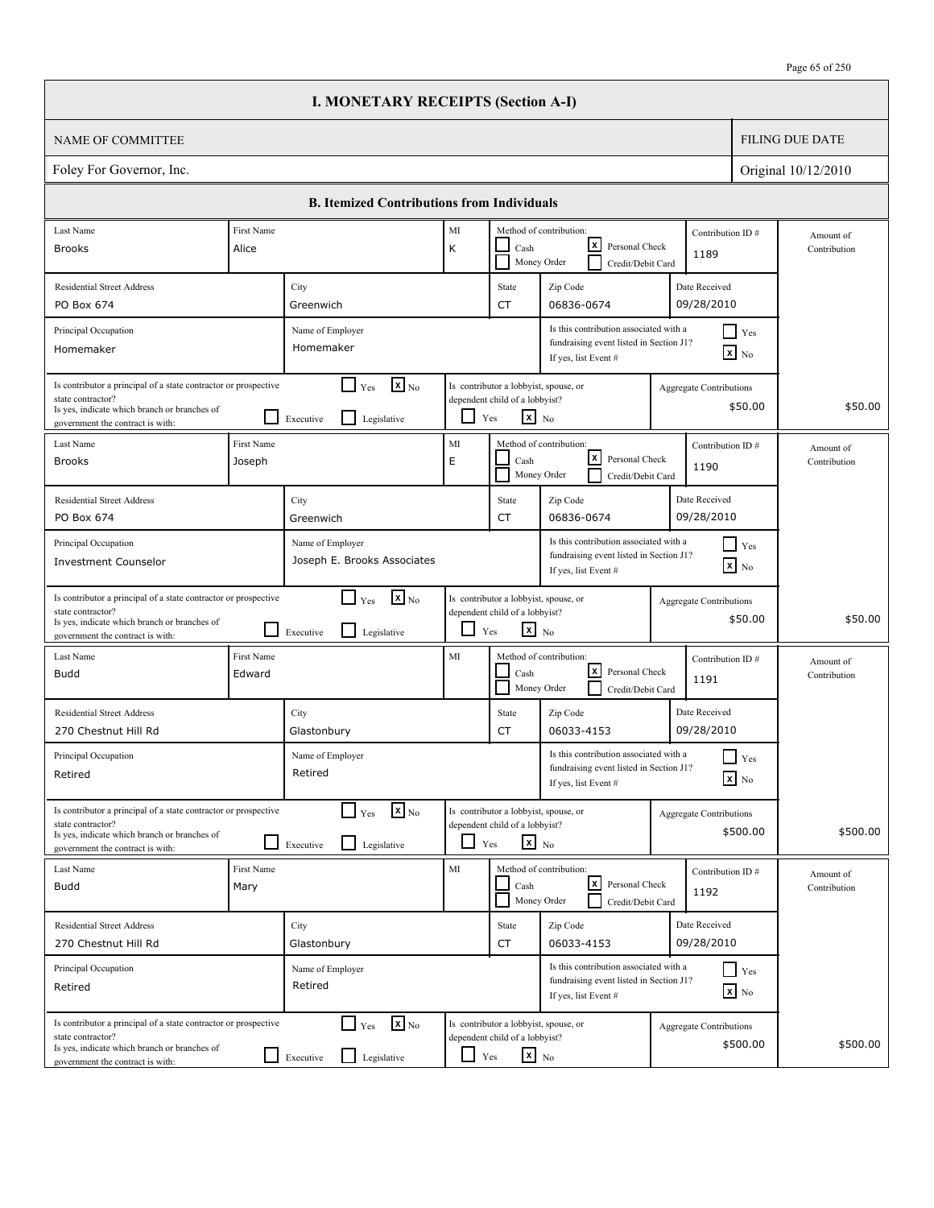# I. MONETARY RECEIPTS (Section A-I)

| NAME OF COMMITTEE | FILING DUE DATE |
|---|---|
| Foley For Governor, Inc. | Original 10/12/2010 |

## B. Itemized Contributions from Individuals

| Last Name | First Name | MI | Method of contribution | Contribution ID # | Residential Street Address | City | State | Zip Code | Date Received | Principal Occupation | Name of Employer | Associated with fundraising event listed in Section J1? | Is contributor a principal of a state contractor or prospective state contractor? | Branch of government the contract is with | Is contributor a lobbyist, spouse, or dependent child of a lobbyist? | Aggregate Contributions | Amount of Contribution |
|---|---|---|---|---|---|---|---|---|---|---|---|---|---|---|---|---|---|
| Brooks | Alice | K | Personal Check | 1189 | PO Box 674 | Greenwich | CT | 06836-0674 | 09/28/2010 | Homemaker | Homemaker | No | No | | No | $50.00 | $50.00 |
| Brooks | Joseph | E | Personal Check | 1190 | PO Box 674 | Greenwich | CT | 06836-0674 | 09/28/2010 | Investment Counselor | Joseph E. Brooks Associates | No | No | | No | $50.00 | $50.00 |
| Budd | Edward | | Personal Check | 1191 | 270 Chestnut Hill Rd | Glastonbury | CT | 06033-4153 | 09/28/2010 | Retired | Retired | No | No | | No | $500.00 | $500.00 |
| Budd | Mary | | Personal Check | 1192 | 270 Chestnut Hill Rd | Glastonbury | CT | 06033-4153 | 09/28/2010 | Retired | Retired | No | No | | No | $500.00 | $500.00 |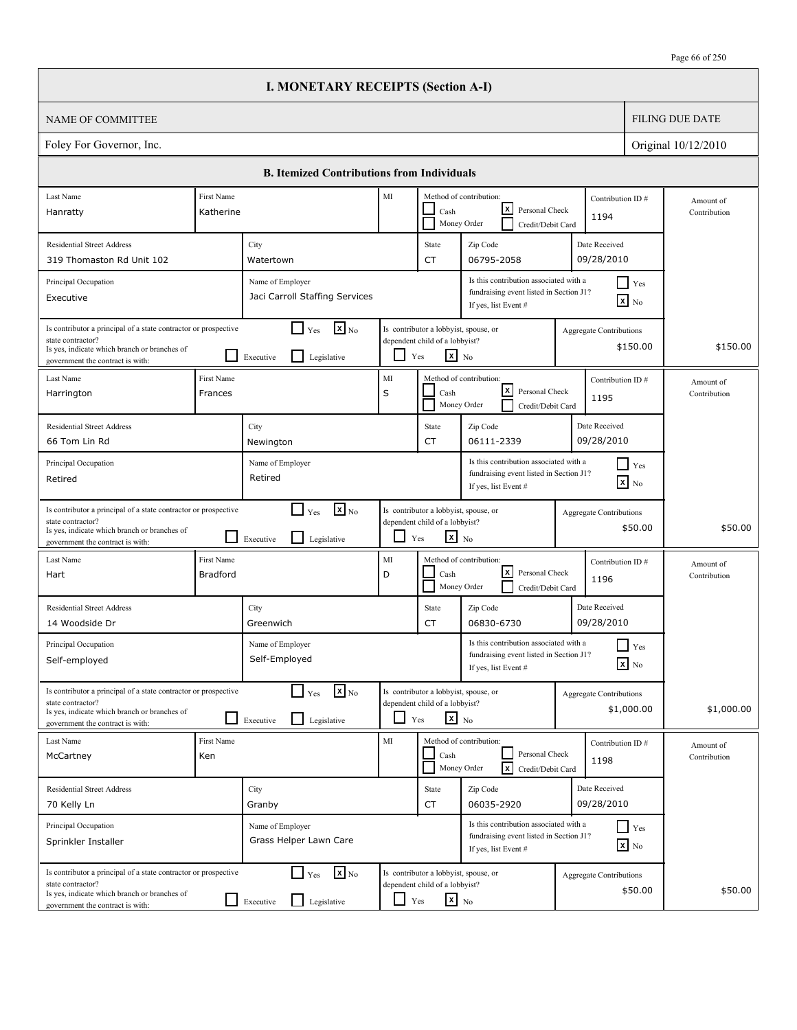# I. MONETARY RECEIPTS (Section A-I)

| NAME OF COMMITTEE | FILING DUE DATE |
|---|---|
| Foley For Governor, Inc. | Original 10/12/2010 |

## B. Itemized Contributions from Individuals

| Last Name | First Name | MI | Method of contribution | Contribution ID # | Residential Street Address | City | State | Zip Code | Date Received | Principal Occupation | Name of Employer | Associated with fundraising event in Section J1? | Principal of a state contractor or prospective state contractor? | Branch | Lobbyist, spouse, or dependent child of a lobbyist? | Aggregate Contributions | Amount of Contribution |
|---|---|---|---|---|---|---|---|---|---|---|---|---|---|---|---|---|---|
| Hanratty | Katherine | | Personal Check | 1194 | 319 Thomaston Rd Unit 102 | Watertown | CT | 06795-2058 | 09/28/2010 | Executive | Jaci Carroll Staffing Services | No | No | | No | $150.00 | $150.00 |
| Harrington | Frances | S | Personal Check | 1195 | 66 Tom Lin Rd | Newington | CT | 06111-2339 | 09/28/2010 | Retired | Retired | No | No | | No | $50.00 | $50.00 |
| Hart | Bradford | D | Personal Check | 1196 | 14 Woodside Dr | Greenwich | CT | 06830-6730 | 09/28/2010 | Self-employed | Self-Employed | No | No | | No | $1,000.00 | $1,000.00 |
| McCartney | Ken | | Credit/Debit Card | 1198 | 70 Kelly Ln | Granby | CT | 06035-2920 | 09/28/2010 | Sprinkler Installer | Grass Helper Lawn Care | No | No | | No | $50.00 | $50.00 |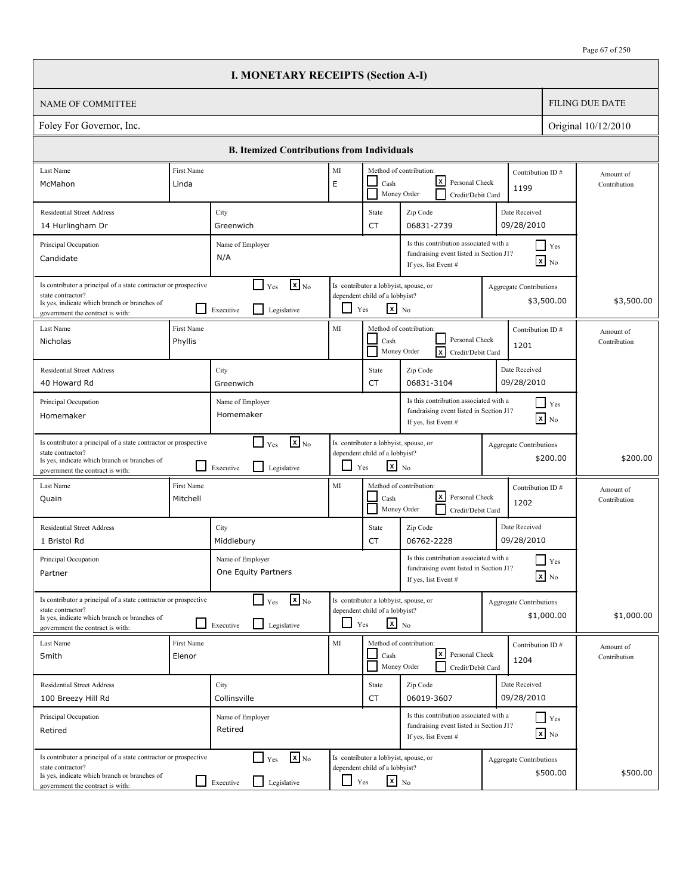# I. MONETARY RECEIPTS (Section A-I)

| NAME OF COMMITTEE | FILING DUE DATE |
|---|---|
| Foley For Governor, Inc. | Original 10/12/2010 |

## B. Itemized Contributions from Individuals

| Field | Contribution 1 | Contribution 2 | Contribution 3 | Contribution 4 |
|---|---|---|---|---|
| Last Name | McMahon | Nicholas | Quain | Smith |
| First Name | Linda | Phyllis | Mitchell | Elenor |
| MI | E | | | |
| Method of contribution | Personal Check | Credit/Debit Card | Personal Check | Personal Check |
| Contribution ID # | 1199 | 1201 | 1202 | 1204 |
| Residential Street Address | 14 Hurlingham Dr | 40 Howard Rd | 1 Bristol Rd | 100 Breezy Hill Rd |
| City | Greenwich | Greenwich | Middlebury | Collinsville |
| State | CT | CT | CT | CT |
| Zip Code | 06831-2739 | 06831-3104 | 06762-2228 | 06019-3607 |
| Date Received | 09/28/2010 | 09/28/2010 | 09/28/2010 | 09/28/2010 |
| Principal Occupation | Candidate | Homemaker | Partner | Retired |
| Name of Employer | N/A | Homemaker | One Equity Partners | Retired |
| Is this contribution associated with a fundraising event listed in Section J1? If yes, list Event # | No | No | No | No |
| Is contributor a principal of a state contractor or prospective state contractor? | No | No | No | No |
| If yes, indicate which branch or branches of government the contract is with (Executive / Legislative) | | | | |
| Is contributor a lobbyist, spouse, or dependent child of a lobbyist? | No | No | No | No |
| Aggregate Contributions | $3,500.00 | $200.00 | $1,000.00 | $500.00 |
| Amount of Contribution | $3,500.00 | $200.00 | $1,000.00 | $500.00 |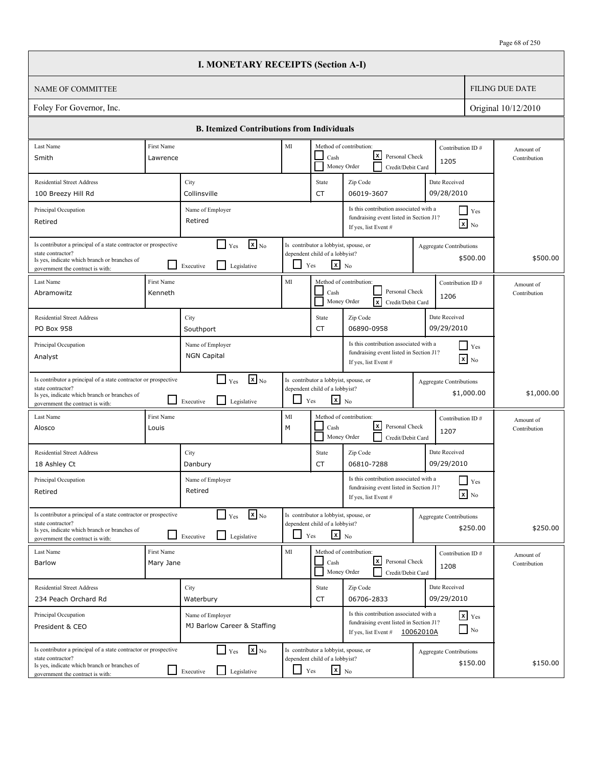# I. MONETARY RECEIPTS (Section A-I)

| NAME OF COMMITTEE | FILING DUE DATE |
|---|---|
| Foley For Governor, Inc. | Original 10/12/2010 |

## B. Itemized Contributions from Individuals

| Field | Contribution 1205 | Contribution 1206 | Contribution 1207 | Contribution 1208 |
|---|---|---|---|---|
| Last Name | Smith | Abramowitz | Alosco | Barlow |
| First Name | Lawrence | Kenneth | Louis | Mary Jane |
| MI | | | M | |
| Method of contribution | Personal Check | Credit/Debit Card | Personal Check | Personal Check |
| Contribution ID # | 1205 | 1206 | 1207 | 1208 |
| Residential Street Address | 100 Breezy Hill Rd | PO Box 958 | 18 Ashley Ct | 234 Peach Orchard Rd |
| City | Collinsville | Southport | Danbury | Waterbury |
| State | CT | CT | CT | CT |
| Zip Code | 06019-3607 | 06890-0958 | 06810-7288 | 06706-2833 |
| Date Received | 09/28/2010 | 09/29/2010 | 09/29/2010 | 09/29/2010 |
| Principal Occupation | Retired | Analyst | Retired | President & CEO |
| Name of Employer | Retired | NGN Capital | Retired | MJ Barlow Career & Staffing |
| Is this contribution associated with a fundraising event listed in Section J1? | No | No | No | Yes |
| If yes, list Event # | | | | 10062010A |
| Is contributor a principal of a state contractor or prospective state contractor? | No | No | No | No |
| If yes, indicate which branch or branches of government the contract is with (Executive / Legislative) | | | | |
| Is contributor a lobbyist, spouse, or dependent child of a lobbyist? | No | No | No | No |
| Aggregate Contributions | $500.00 | $1,000.00 | $250.00 | $150.00 |
| Amount of Contribution | $500.00 | $1,000.00 | $250.00 | $150.00 |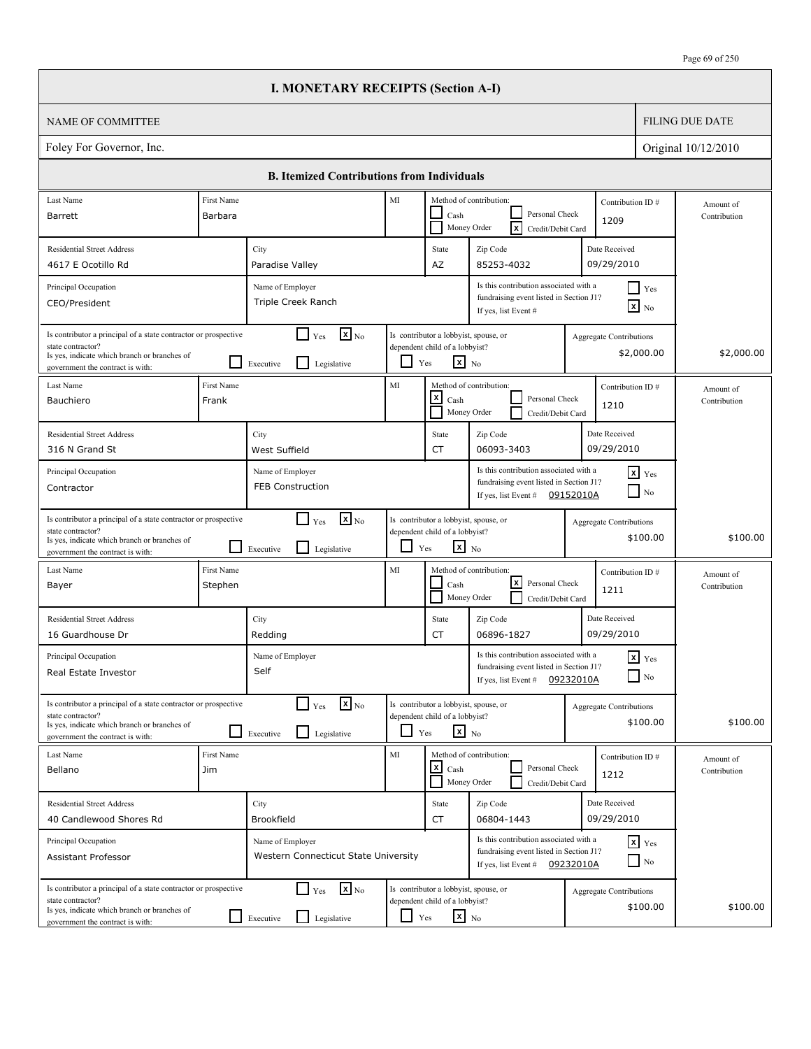# I. MONETARY RECEIPTS (Section A-I)

| NAME OF COMMITTEE | FILING DUE DATE |
|---|---|
| Foley For Governor, Inc. | Original 10/12/2010 |

## B. Itemized Contributions from Individuals

| Last Name | First Name | MI | Method of contribution | Contribution ID # | Amount of Contribution |
|---|---|---|---|---|---|
| Barrett | Barbara | | [x] Credit/Debit Card | 1209 | $2,000.00 |

| Residential Street Address | City | State | Zip Code | Date Received |
|---|---|---|---|---|
| 4617 E Ocotillo Rd | Paradise Valley | AZ | 85253-4032 | 09/29/2010 |

| Principal Occupation | Name of Employer | Is this contribution associated with a fundraising event listed in Section J1? | If yes, list Event # |
|---|---|---|---|
| CEO/President | Triple Creek Ranch | [x] No | |

| Is contributor a principal of a state contractor or prospective state contractor? | Branch(es) of government the contract is with | Is contributor a lobbyist, spouse, or dependent child of a lobbyist? | Aggregate Contributions |
|---|---|---|---|
| [x] No | [ ] Executive [ ] Legislative | [x] No | $2,000.00 |

| Last Name | First Name | MI | Method of contribution | Contribution ID # | Amount of Contribution |
|---|---|---|---|---|---|
| Bauchiero | Frank | | [x] Cash | 1210 | $100.00 |

| Residential Street Address | City | State | Zip Code | Date Received |
|---|---|---|---|---|
| 316 N Grand St | West Suffield | CT | 06093-3403 | 09/29/2010 |

| Principal Occupation | Name of Employer | Is this contribution associated with a fundraising event listed in Section J1? | If yes, list Event # |
|---|---|---|---|
| Contractor | FEB Construction | [x] Yes | 09152010A |

| Is contributor a principal of a state contractor or prospective state contractor? | Branch(es) of government the contract is with | Is contributor a lobbyist, spouse, or dependent child of a lobbyist? | Aggregate Contributions |
|---|---|---|---|
| [x] No | [ ] Executive [ ] Legislative | [x] No | $100.00 |

| Last Name | First Name | MI | Method of contribution | Contribution ID # | Amount of Contribution |
|---|---|---|---|---|---|
| Bayer | Stephen | | [x] Personal Check | 1211 | $100.00 |

| Residential Street Address | City | State | Zip Code | Date Received |
|---|---|---|---|---|
| 16 Guardhouse Dr | Redding | CT | 06896-1827 | 09/29/2010 |

| Principal Occupation | Name of Employer | Is this contribution associated with a fundraising event listed in Section J1? | If yes, list Event # |
|---|---|---|---|
| Real Estate Investor | Self | [x] Yes | 09232010A |

| Is contributor a principal of a state contractor or prospective state contractor? | Branch(es) of government the contract is with | Is contributor a lobbyist, spouse, or dependent child of a lobbyist? | Aggregate Contributions |
|---|---|---|---|
| [x] No | [ ] Executive [ ] Legislative | [x] No | $100.00 |

| Last Name | First Name | MI | Method of contribution | Contribution ID # | Amount of Contribution |
|---|---|---|---|---|---|
| Bellano | Jim | | [x] Cash | 1212 | $100.00 |

| Residential Street Address | City | State | Zip Code | Date Received |
|---|---|---|---|---|
| 40 Candlewood Shores Rd | Brookfield | CT | 06804-1443 | 09/29/2010 |

| Principal Occupation | Name of Employer | Is this contribution associated with a fundraising event listed in Section J1? | If yes, list Event # |
|---|---|---|---|
| Assistant Professor | Western Connecticut State University | [x] Yes | 09232010A |

| Is contributor a principal of a state contractor or prospective state contractor? | Branch(es) of government the contract is with | Is contributor a lobbyist, spouse, or dependent child of a lobbyist? | Aggregate Contributions |
|---|---|---|---|
| [x] No | [ ] Executive [ ] Legislative | [x] No | $100.00 |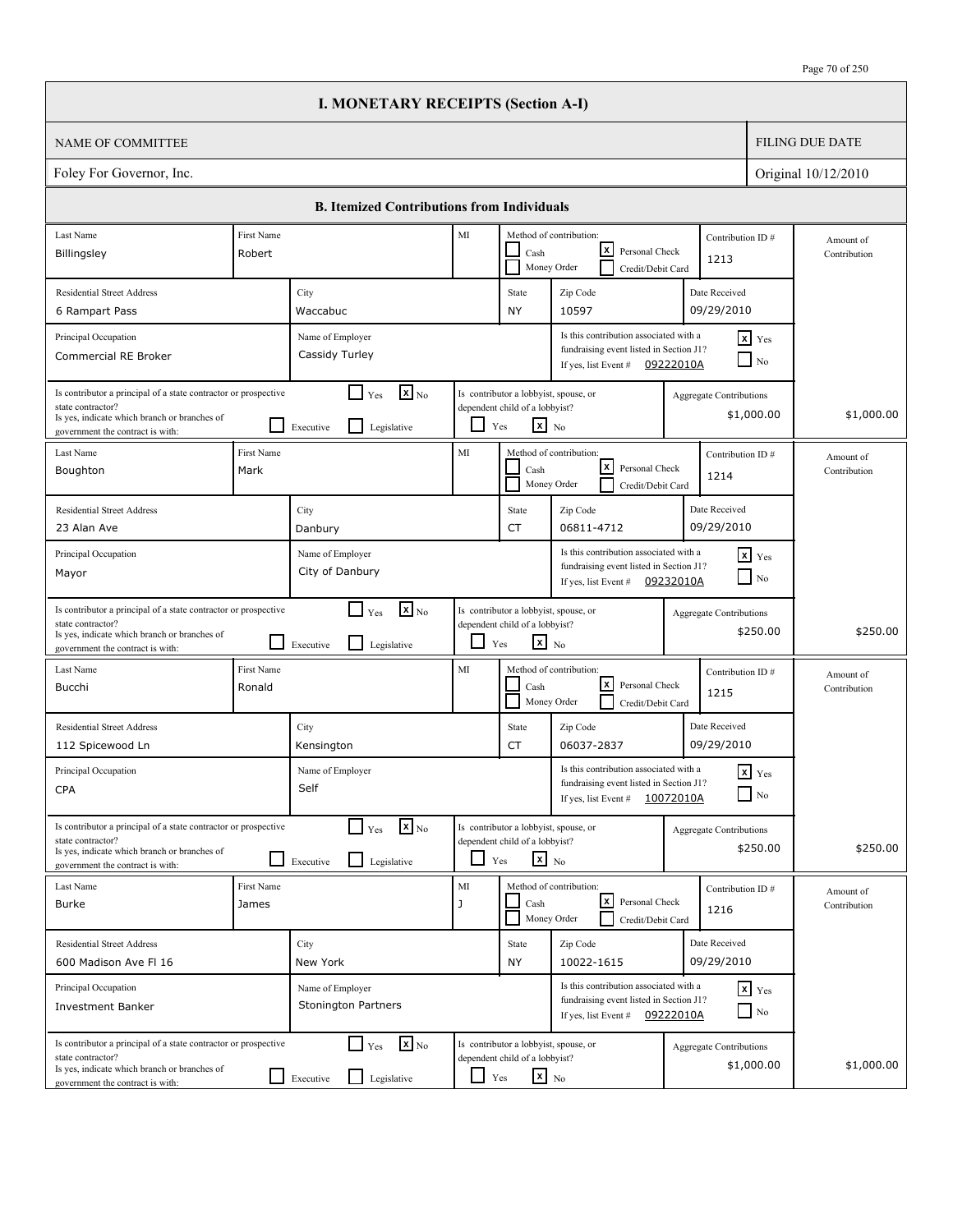# I. MONETARY RECEIPTS (Section A-I)

| NAME OF COMMITTEE | FILING DUE DATE |
|---|---|
| Foley For Governor, Inc. | Original 10/12/2010 |

## B. Itemized Contributions from Individuals

| Last Name | First Name | MI | Method of contribution | Contribution ID # | Residential Street Address | City | State | Zip Code | Date Received | Principal Occupation | Name of Employer | Associated with fundraising event listed in Section J1? | Event # | Principal of a state contractor or prospective state contractor? | Branch | Lobbyist, spouse, or dependent child of a lobbyist? | Aggregate Contributions | Amount of Contribution |
|---|---|---|---|---|---|---|---|---|---|---|---|---|---|---|---|---|---|---|
| Billingsley | Robert | | Personal Check | 1213 | 6 Rampart Pass | Waccabuc | NY | 10597 | 09/29/2010 | Commercial RE Broker | Cassidy Turley | Yes | 09222010A | No | | No | $1,000.00 | $1,000.00 |
| Boughton | Mark | | Personal Check | 1214 | 23 Alan Ave | Danbury | CT | 06811-4712 | 09/29/2010 | Mayor | City of Danbury | Yes | 09232010A | No | | No | $250.00 | $250.00 |
| Bucchi | Ronald | | Personal Check | 1215 | 112 Spicewood Ln | Kensington | CT | 06037-2837 | 09/29/2010 | CPA | Self | Yes | 10072010A | No | | No | $250.00 | $250.00 |
| Burke | James | J | Personal Check | 1216 | 600 Madison Ave Fl 16 | New York | NY | 10022-1615 | 09/29/2010 | Investment Banker | Stonington Partners | Yes | 09222010A | No | | No | $1,000.00 | $1,000.00 |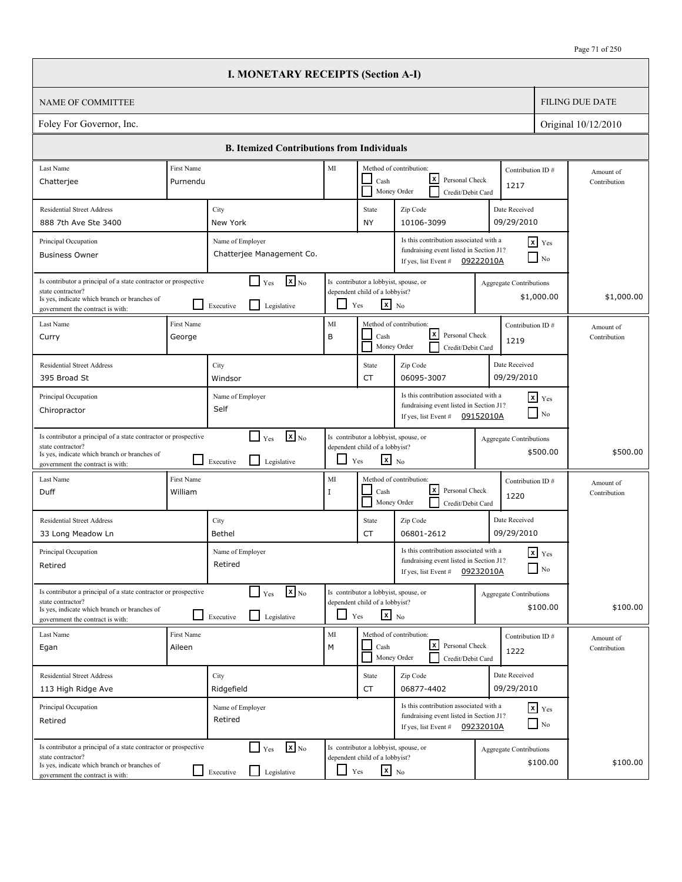# I. MONETARY RECEIPTS (Section A-I)

| NAME OF COMMITTEE | FILING DUE DATE |
| --- | --- |
| Foley For Governor, Inc. | Original 10/12/2010 |

## B. Itemized Contributions from Individuals

| Last Name | First Name | MI | Method of contribution | Contribution ID # | Amount of Contribution |
| --- | --- | --- | --- | --- | --- |
| Chatterjee | Purnendu | | Personal Check | 1217 | $1,000.00 |

| Residential Street Address | City | State | Zip Code | Date Received |
| --- | --- | --- | --- | --- |
| 888 7th Ave Ste 3400 | New York | NY | 10106-3099 | 09/29/2010 |

| Principal Occupation | Name of Employer | Is this contribution associated with a fundraising event listed in Section J1? | If yes, list Event # |
| --- | --- | --- | --- |
| Business Owner | Chatterjee Management Co. | Yes | 09222010A |

| Is contributor a principal of a state contractor or prospective state contractor? | If yes, branch(es) of government the contract is with | Is contributor a lobbyist, spouse, or dependent child of a lobbyist? | Aggregate Contributions |
| --- | --- | --- | --- |
| No | | No | $1,000.00 |

---

| Last Name | First Name | MI | Method of contribution | Contribution ID # | Amount of Contribution |
| --- | --- | --- | --- | --- | --- |
| Curry | George | B | Personal Check | 1219 | $500.00 |

| Residential Street Address | City | State | Zip Code | Date Received |
| --- | --- | --- | --- | --- |
| 395 Broad St | Windsor | CT | 06095-3007 | 09/29/2010 |

| Principal Occupation | Name of Employer | Is this contribution associated with a fundraising event listed in Section J1? | If yes, list Event # |
| --- | --- | --- | --- |
| Chiropractor | Self | Yes | 09152010A |

| Is contributor a principal of a state contractor or prospective state contractor? | If yes, branch(es) of government the contract is with | Is contributor a lobbyist, spouse, or dependent child of a lobbyist? | Aggregate Contributions |
| --- | --- | --- | --- |
| No | | No | $500.00 |

---

| Last Name | First Name | MI | Method of contribution | Contribution ID # | Amount of Contribution |
| --- | --- | --- | --- | --- | --- |
| Duff | William | I | Personal Check | 1220 | $100.00 |

| Residential Street Address | City | State | Zip Code | Date Received |
| --- | --- | --- | --- | --- |
| 33 Long Meadow Ln | Bethel | CT | 06801-2612 | 09/29/2010 |

| Principal Occupation | Name of Employer | Is this contribution associated with a fundraising event listed in Section J1? | If yes, list Event # |
| --- | --- | --- | --- |
| Retired | Retired | Yes | 09232010A |

| Is contributor a principal of a state contractor or prospective state contractor? | If yes, branch(es) of government the contract is with | Is contributor a lobbyist, spouse, or dependent child of a lobbyist? | Aggregate Contributions |
| --- | --- | --- | --- |
| No | | No | $100.00 |

---

| Last Name | First Name | MI | Method of contribution | Contribution ID # | Amount of Contribution |
| --- | --- | --- | --- | --- | --- |
| Egan | Aileen | M | Personal Check | 1222 | $100.00 |

| Residential Street Address | City | State | Zip Code | Date Received |
| --- | --- | --- | --- | --- |
| 113 High Ridge Ave | Ridgefield | CT | 06877-4402 | 09/29/2010 |

| Principal Occupation | Name of Employer | Is this contribution associated with a fundraising event listed in Section J1? | If yes, list Event # |
| --- | --- | --- | --- |
| Retired | Retired | Yes | 09232010A |

| Is contributor a principal of a state contractor or prospective state contractor? | If yes, branch(es) of government the contract is with | Is contributor a lobbyist, spouse, or dependent child of a lobbyist? | Aggregate Contributions |
| --- | --- | --- | --- |
| No | | No | $100.00 |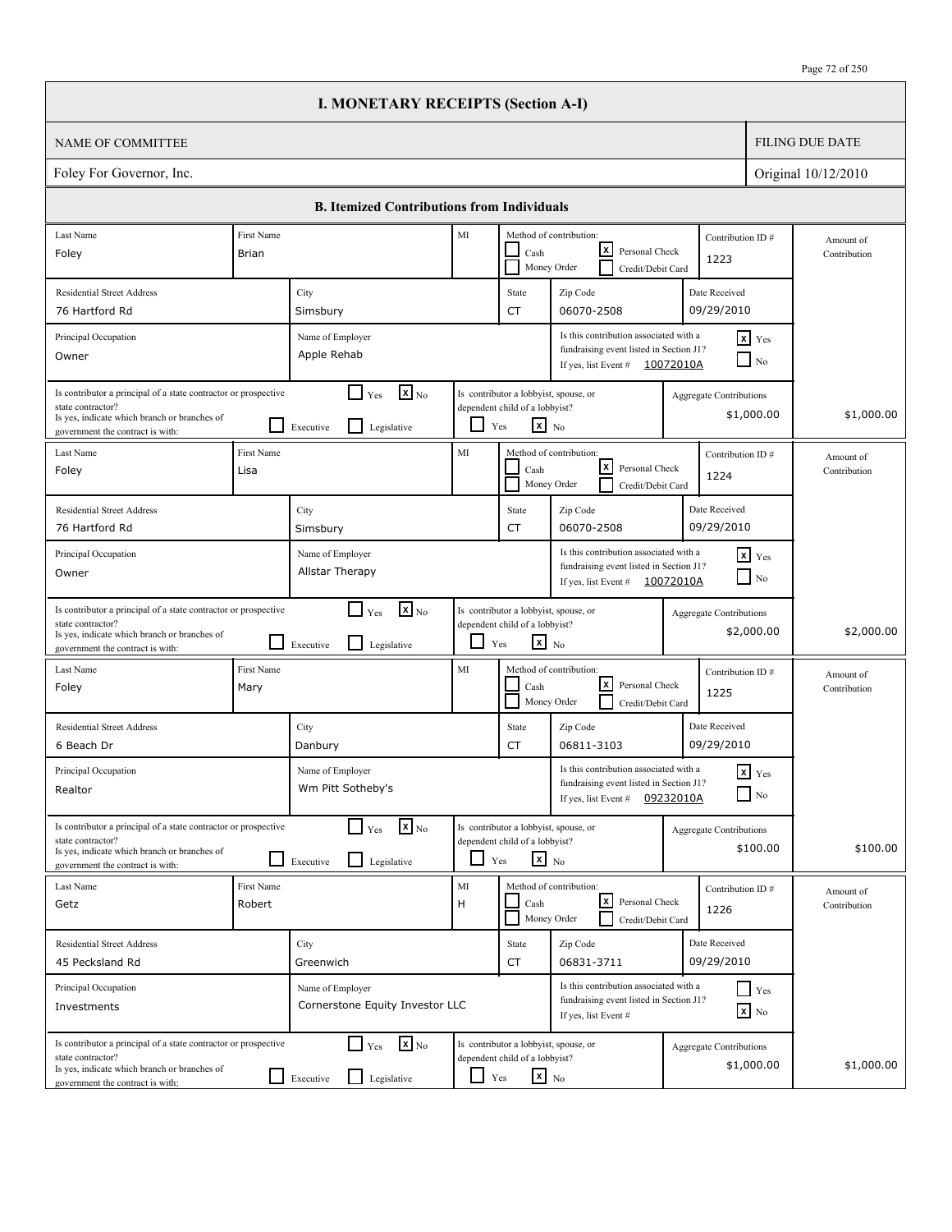# I. MONETARY RECEIPTS (Section A-I)

| NAME OF COMMITTEE | FILING DUE DATE |
|---|---|
| Foley For Governor, Inc. | Original 10/12/2010 |

## B. Itemized Contributions from Individuals

| Field | Value |
|---|---|
| Last Name | Foley |
| First Name | Brian |
| MI | |
| Method of contribution | [x] Personal Check |
| Contribution ID # | 1223 |
| Residential Street Address | 76 Hartford Rd |
| City | Simsbury |
| State | CT |
| Zip Code | 06070-2508 |
| Date Received | 09/29/2010 |
| Principal Occupation | Owner |
| Name of Employer | Apple Rehab |
| Is this contribution associated with a fundraising event listed in Section J1? | [x] Yes — Event # 10072010A |
| Is contributor a principal of a state contractor or prospective state contractor? | [x] No |
| Is contributor a lobbyist, spouse, or dependent child of a lobbyist? | [x] No |
| Aggregate Contributions | $1,000.00 |
| Amount of Contribution | $1,000.00 |

| Field | Value |
|---|---|
| Last Name | Foley |
| First Name | Lisa |
| MI | |
| Method of contribution | [x] Personal Check |
| Contribution ID # | 1224 |
| Residential Street Address | 76 Hartford Rd |
| City | Simsbury |
| State | CT |
| Zip Code | 06070-2508 |
| Date Received | 09/29/2010 |
| Principal Occupation | Owner |
| Name of Employer | Allstar Therapy |
| Is this contribution associated with a fundraising event listed in Section J1? | [x] Yes — Event # 10072010A |
| Is contributor a principal of a state contractor or prospective state contractor? | [x] No |
| Is contributor a lobbyist, spouse, or dependent child of a lobbyist? | [x] No |
| Aggregate Contributions | $2,000.00 |
| Amount of Contribution | $2,000.00 |

| Field | Value |
|---|---|
| Last Name | Foley |
| First Name | Mary |
| MI | |
| Method of contribution | [x] Personal Check |
| Contribution ID # | 1225 |
| Residential Street Address | 6 Beach Dr |
| City | Danbury |
| State | CT |
| Zip Code | 06811-3103 |
| Date Received | 09/29/2010 |
| Principal Occupation | Realtor |
| Name of Employer | Wm Pitt Sotheby's |
| Is this contribution associated with a fundraising event listed in Section J1? | [x] Yes — Event # 09232010A |
| Is contributor a principal of a state contractor or prospective state contractor? | [x] No |
| Is contributor a lobbyist, spouse, or dependent child of a lobbyist? | [x] No |
| Aggregate Contributions | $100.00 |
| Amount of Contribution | $100.00 |

| Field | Value |
|---|---|
| Last Name | Getz |
| First Name | Robert |
| MI | H |
| Method of contribution | [x] Personal Check |
| Contribution ID # | 1226 |
| Residential Street Address | 45 Pecksland Rd |
| City | Greenwich |
| State | CT |
| Zip Code | 06831-3711 |
| Date Received | 09/29/2010 |
| Principal Occupation | Investments |
| Name of Employer | Cornerstone Equity Investor LLC |
| Is this contribution associated with a fundraising event listed in Section J1? | [x] No |
| Is contributor a principal of a state contractor or prospective state contractor? | [x] No |
| Is contributor a lobbyist, spouse, or dependent child of a lobbyist? | [x] No |
| Aggregate Contributions | $1,000.00 |
| Amount of Contribution | $1,000.00 |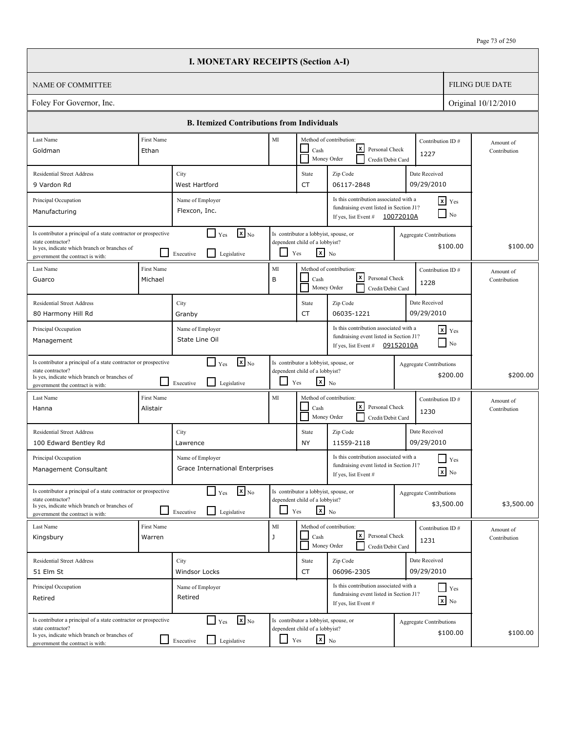# I. MONETARY RECEIPTS (Section A-I)

| NAME OF COMMITTEE | FILING DUE DATE |
|---|---|
| Foley For Governor, Inc. | Original 10/12/2010 |

## B. Itemized Contributions from Individuals

| Last Name | First Name | MI | Method of contribution | Contribution ID # | Residential Street Address | City | State | Zip Code | Date Received | Principal Occupation | Name of Employer | Associated with fundraising event listed in Section J1? | Event # | Principal of a state contractor or prospective state contractor? | Branch | Lobbyist, spouse, or dependent child of a lobbyist? | Aggregate Contributions | Amount of Contribution |
|---|---|---|---|---|---|---|---|---|---|---|---|---|---|---|---|---|---|---|
| Goldman | Ethan | | Personal Check | 1227 | 9 Vardon Rd | West Hartford | CT | 06117-2848 | 09/29/2010 | Manufacturing | Flexcon, Inc. | Yes | 10072010A | No | | No | $100.00 | $100.00 |
| Guarco | Michael | B | Personal Check | 1228 | 80 Harmony Hill Rd | Granby | CT | 06035-1221 | 09/29/2010 | Management | State Line Oil | Yes | 09152010A | No | | No | $200.00 | $200.00 |
| Hanna | Alistair | | Personal Check | 1230 | 100 Edward Bentley Rd | Lawrence | NY | 11559-2118 | 09/29/2010 | Management Consultant | Grace International Enterprises | No | | No | | No | $3,500.00 | $3,500.00 |
| Kingsbury | Warren | J | Personal Check | 1231 | 51 Elm St | Windsor Locks | CT | 06096-2305 | 09/29/2010 | Retired | Retired | No | | No | | No | $100.00 | $100.00 |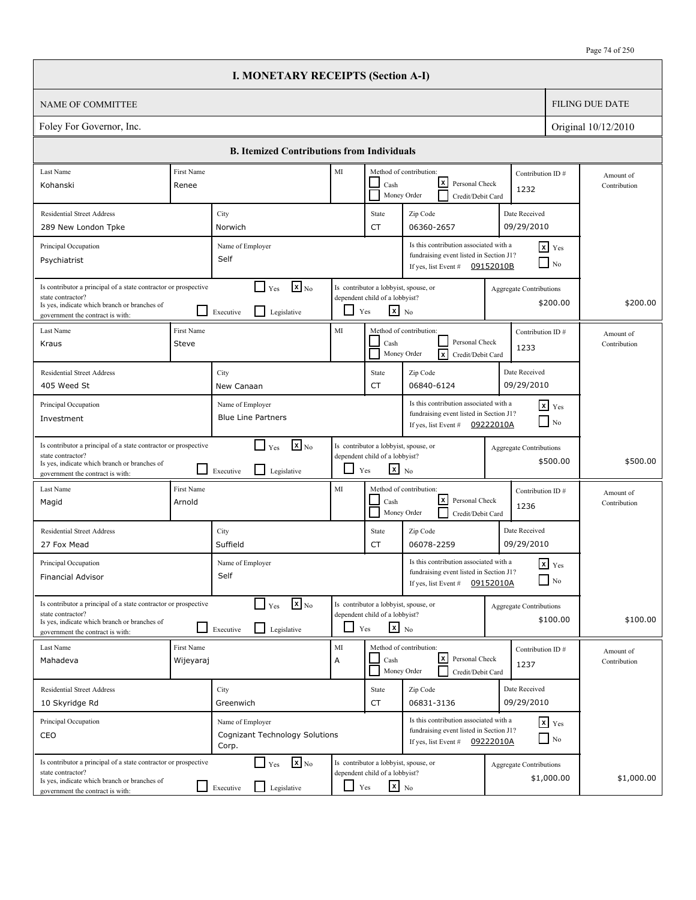# I. MONETARY RECEIPTS (Section A-I)

| NAME OF COMMITTEE | FILING DUE DATE |
|---|---|
| Foley For Governor, Inc. | Original 10/12/2010 |

## B. Itemized Contributions from Individuals

| Last Name | First Name | MI | Method of contribution | Contribution ID # | Residential Street Address | City | State | Zip Code | Date Received | Principal Occupation | Name of Employer | Associated with fundraising event (Section J1)? | Event # | Principal of state contractor? | Branch | Lobbyist, spouse, or dependent child of lobbyist? | Aggregate Contributions | Amount of Contribution |
|---|---|---|---|---|---|---|---|---|---|---|---|---|---|---|---|---|---|---|
| Kohanski | Renee | | Personal Check | 1232 | 289 New London Tpke | Norwich | CT | 06360-2657 | 09/29/2010 | Psychiatrist | Self | Yes | 09152010B | No | | No | $200.00 | $200.00 |
| Kraus | Steve | | Credit/Debit Card | 1233 | 405 Weed St | New Canaan | CT | 06840-6124 | 09/29/2010 | Investment | Blue Line Partners | Yes | 09222010A | No | | No | $500.00 | $500.00 |
| Magid | Arnold | | Personal Check | 1236 | 27 Fox Mead | Suffield | CT | 06078-2259 | 09/29/2010 | Financial Advisor | Self | Yes | 09152010A | No | | No | $100.00 | $100.00 |
| Mahadeva | Wijeyaraj | A | Personal Check | 1237 | 10 Skyridge Rd | Greenwich | CT | 06831-3136 | 09/29/2010 | CEO | Cognizant Technology Solutions Corp. | Yes | 09222010A | No | | No | $1,000.00 | $1,000.00 |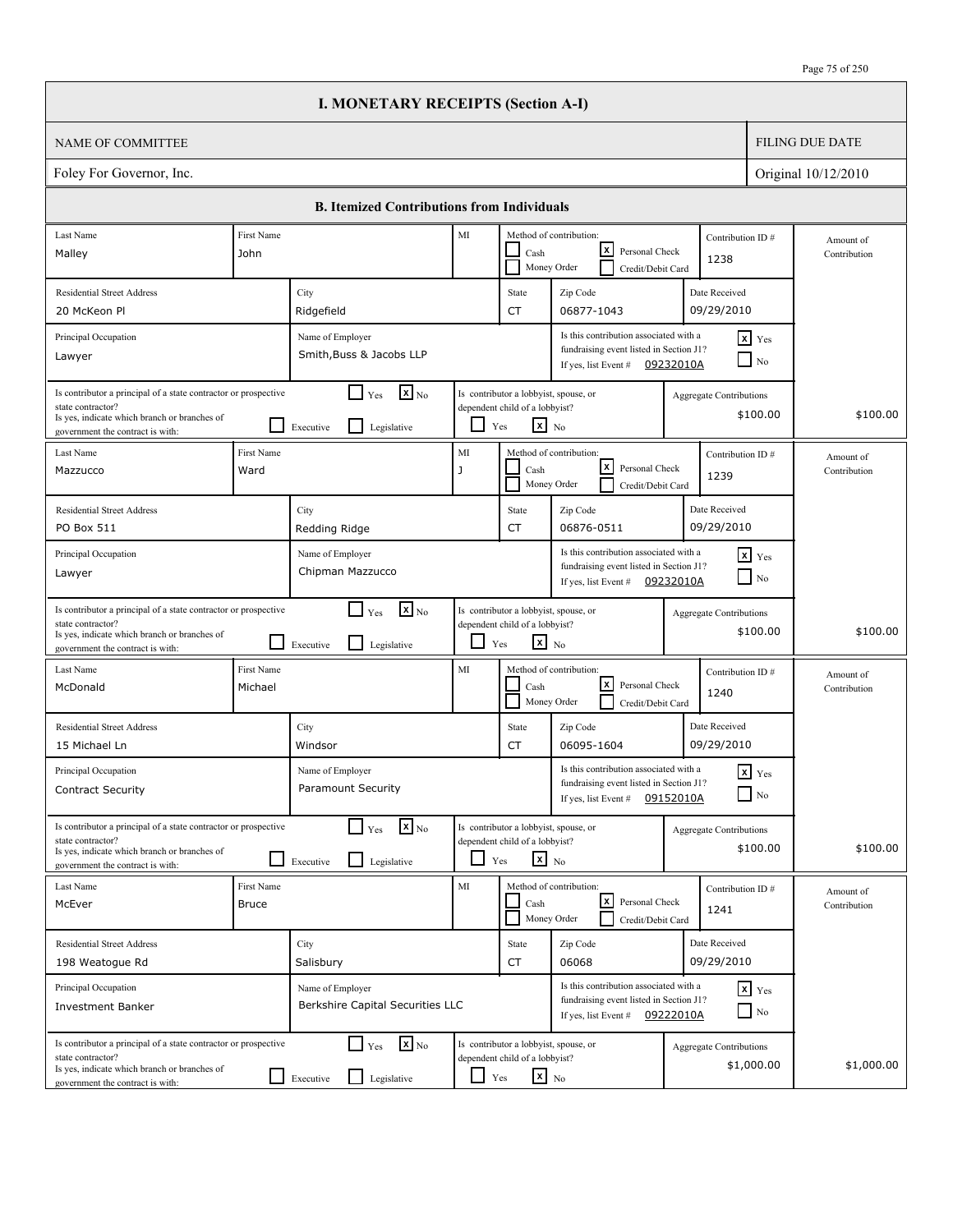# I. MONETARY RECEIPTS (Section A-I)

| NAME OF COMMITTEE | FILING DUE DATE |
|---|---|
| Foley For Governor, Inc. | Original 10/12/2010 |

## B. Itemized Contributions from Individuals

| Last Name | First Name | MI | Method of contribution | Contribution ID # | Residential Street Address | City | State | Zip Code | Date Received | Principal Occupation | Name of Employer | Associated with fundraising event in Section J1? | Event # | Principal of state contractor? | Branch | Lobbyist, spouse, or dependent child of lobbyist? | Aggregate Contributions | Amount of Contribution |
|---|---|---|---|---|---|---|---|---|---|---|---|---|---|---|---|---|---|---|
| Malley | John | | Personal Check | 1238 | 20 McKeon Pl | Ridgefield | CT | 06877-1043 | 09/29/2010 | Lawyer | Smith,Buss & Jacobs LLP | Yes | 09232010A | No | | No | $100.00 | $100.00 |
| Mazzucco | Ward | J | Personal Check | 1239 | PO Box 511 | Redding Ridge | CT | 06876-0511 | 09/29/2010 | Lawyer | Chipman Mazzucco | Yes | 09232010A | No | | No | $100.00 | $100.00 |
| McDonald | Michael | | Personal Check | 1240 | 15 Michael Ln | Windsor | CT | 06095-1604 | 09/29/2010 | Contract Security | Paramount Security | Yes | 09152010A | No | | No | $100.00 | $100.00 |
| McEver | Bruce | | Personal Check | 1241 | 198 Weatogue Rd | Salisbury | CT | 06068 | 09/29/2010 | Investment Banker | Berkshire Capital Securities LLC | Yes | 09222010A | No | | No | $1,000.00 | $1,000.00 |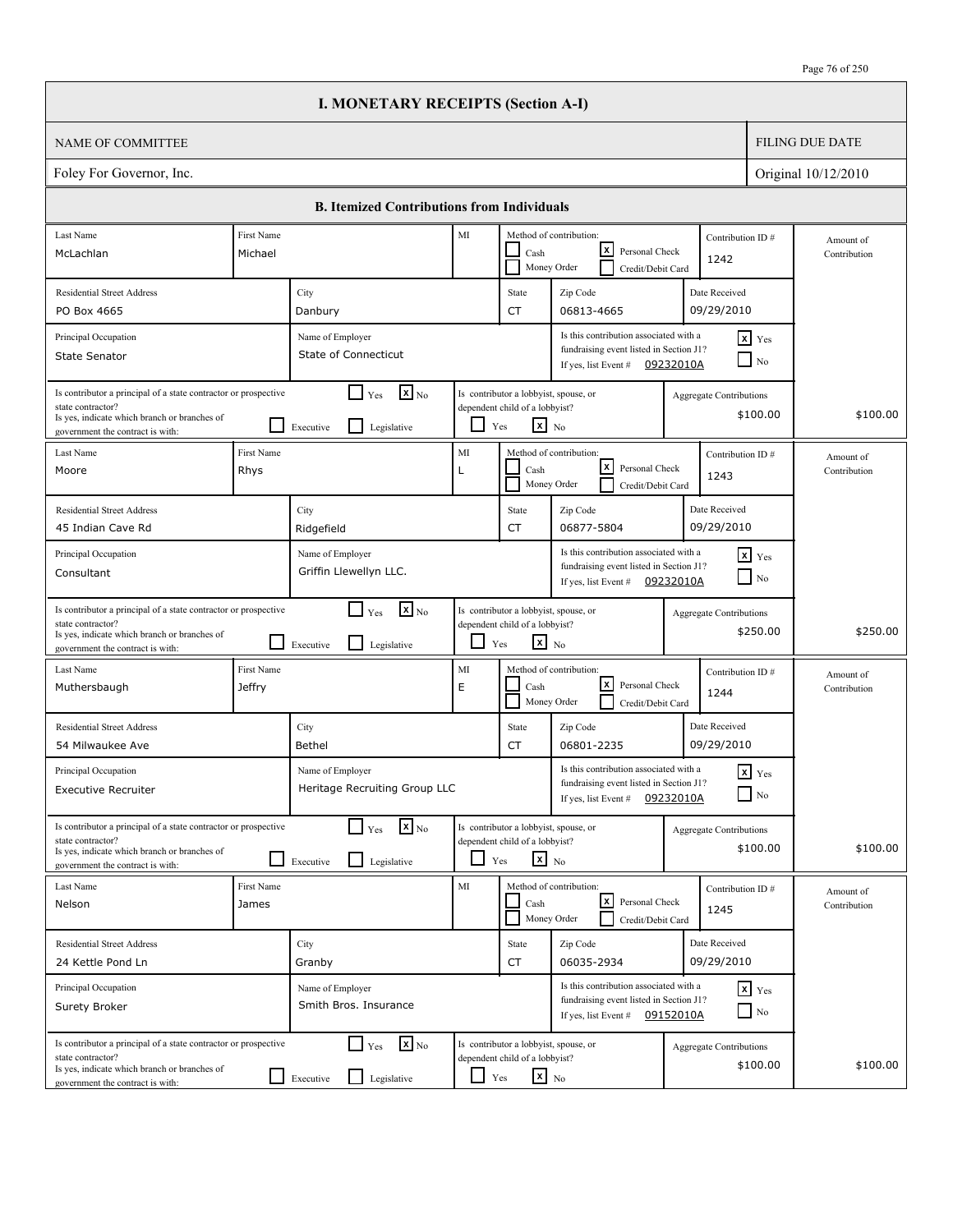# I. MONETARY RECEIPTS (Section A-I)

| NAME OF COMMITTEE | FILING DUE DATE |
|---|---|
| Foley For Governor, Inc. | Original 10/12/2010 |

## B. Itemized Contributions from Individuals

| Last Name | First Name | MI | Method of contribution | Contribution ID # | Residential Street Address | City | State | Zip Code | Date Received | Principal Occupation | Name of Employer | Associated with fundraising event listed in Section J1? | Event # | Is contributor a principal of a state contractor or prospective state contractor? | Branch | Is contributor a lobbyist, spouse, or dependent child of a lobbyist? | Aggregate Contributions | Amount of Contribution |
|---|---|---|---|---|---|---|---|---|---|---|---|---|---|---|---|---|---|---|
| McLachlan | Michael | | Personal Check | 1242 | PO Box 4665 | Danbury | CT | 06813-4665 | 09/29/2010 | State Senator | State of Connecticut | Yes | 09232010A | No | | No | $100.00 | $100.00 |
| Moore | Rhys | L | Personal Check | 1243 | 45 Indian Cave Rd | Ridgefield | CT | 06877-5804 | 09/29/2010 | Consultant | Griffin Llewellyn LLC. | Yes | 09232010A | No | | No | $250.00 | $250.00 |
| Muthersbaugh | Jeffry | E | Personal Check | 1244 | 54 Milwaukee Ave | Bethel | CT | 06801-2235 | 09/29/2010 | Executive Recruiter | Heritage Recruiting Group LLC | Yes | 09232010A | No | | No | $100.00 | $100.00 |
| Nelson | James | | Personal Check | 1245 | 24 Kettle Pond Ln | Granby | CT | 06035-2934 | 09/29/2010 | Surety Broker | Smith Bros. Insurance | Yes | 09152010A | No | | No | $100.00 | $100.00 |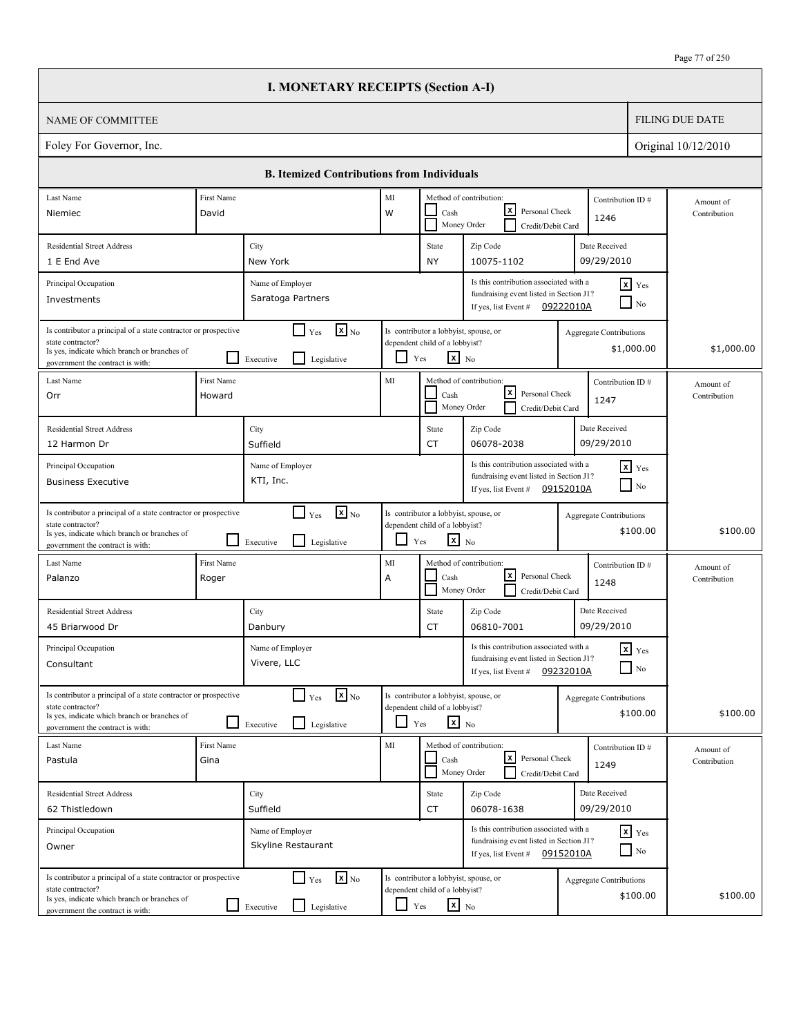# I. MONETARY RECEIPTS (Section A-I)

| NAME OF COMMITTEE | FILING DUE DATE |
|---|---|
| Foley For Governor, Inc. | Original 10/12/2010 |

## B. Itemized Contributions from Individuals

| Last Name | First Name | MI | Method of contribution | Contribution ID # | Residential Street Address | City | State | Zip Code | Date Received | Principal Occupation | Name of Employer | Associated with fundraising event listed in Section J1? | Event # | Is contributor a principal of a state contractor or prospective state contractor? | Branch | Is contributor a lobbyist, spouse, or dependent child of a lobbyist? | Aggregate Contributions | Amount of Contribution |
|---|---|---|---|---|---|---|---|---|---|---|---|---|---|---|---|---|---|---|
| Niemiec | David | W | Personal Check | 1246 | 1 E End Ave | New York | NY | 10075-1102 | 09/29/2010 | Investments | Saratoga Partners | Yes | 09222010A | No | | No | $1,000.00 | $1,000.00 |
| Orr | Howard | | Personal Check | 1247 | 12 Harmon Dr | Suffield | CT | 06078-2038 | 09/29/2010 | Business Executive | KTI, Inc. | Yes | 09152010A | No | | No | $100.00 | $100.00 |
| Palanzo | Roger | A | Personal Check | 1248 | 45 Briarwood Dr | Danbury | CT | 06810-7001 | 09/29/2010 | Consultant | Vivere, LLC | Yes | 09232010A | No | | No | $100.00 | $100.00 |
| Pastula | Gina | | Personal Check | 1249 | 62 Thistledown | Suffield | CT | 06078-1638 | 09/29/2010 | Owner | Skyline Restaurant | Yes | 09152010A | No | | No | $100.00 | $100.00 |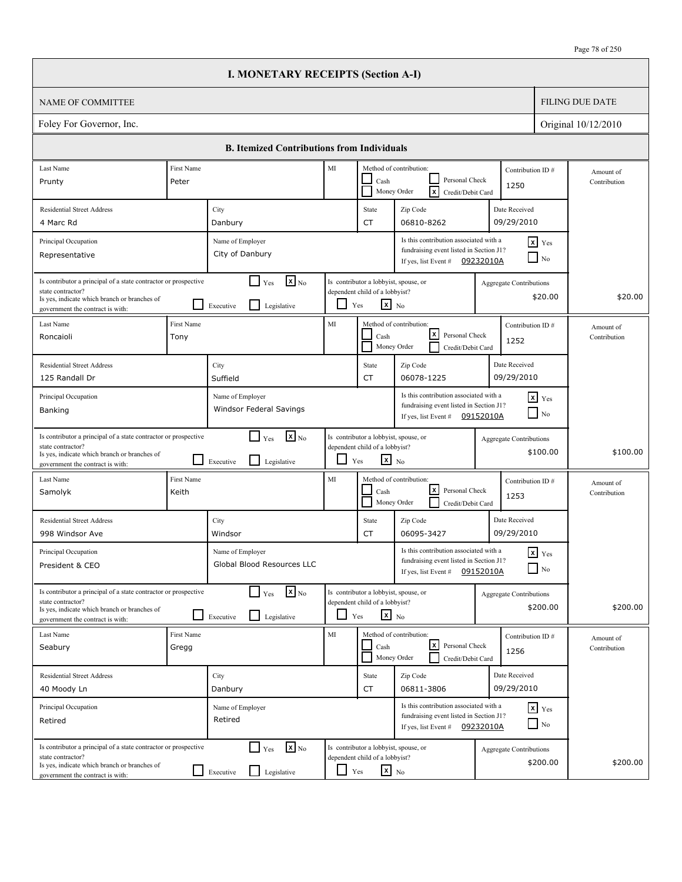# I. MONETARY RECEIPTS (Section A-I)

| NAME OF COMMITTEE | FILING DUE DATE |
|---|---|
| Foley For Governor, Inc. | Original 10/12/2010 |

## B. Itemized Contributions from Individuals

| Last Name | First Name | MI | Method of contribution | Contribution ID # | Residential Street Address | City | State | Zip Code | Date Received | Principal Occupation | Name of Employer | Associated with fundraising event listed in Section J1? | Event # | Principal of a state contractor or prospective state contractor? | Branch | Lobbyist, spouse, or dependent child of a lobbyist? | Aggregate Contributions | Amount of Contribution |
|---|---|---|---|---|---|---|---|---|---|---|---|---|---|---|---|---|---|---|
| Prunty | Peter | | Credit/Debit Card | 1250 | 4 Marc Rd | Danbury | CT | 06810-8262 | 09/29/2010 | Representative | City of Danbury | Yes | 09232010A | No | | No | $20.00 | $20.00 |
| Roncaioli | Tony | | Personal Check | 1252 | 125 Randall Dr | Suffield | CT | 06078-1225 | 09/29/2010 | Banking | Windsor Federal Savings | Yes | 09152010A | No | | No | $100.00 | $100.00 |
| Samolyk | Keith | | Personal Check | 1253 | 998 Windsor Ave | Windsor | CT | 06095-3427 | 09/29/2010 | President & CEO | Global Blood Resources LLC | Yes | 09152010A | No | | No | $200.00 | $200.00 |
| Seabury | Gregg | | Personal Check | 1256 | 40 Moody Ln | Danbury | CT | 06811-3806 | 09/29/2010 | Retired | Retired | Yes | 09232010A | No | | No | $200.00 | $200.00 |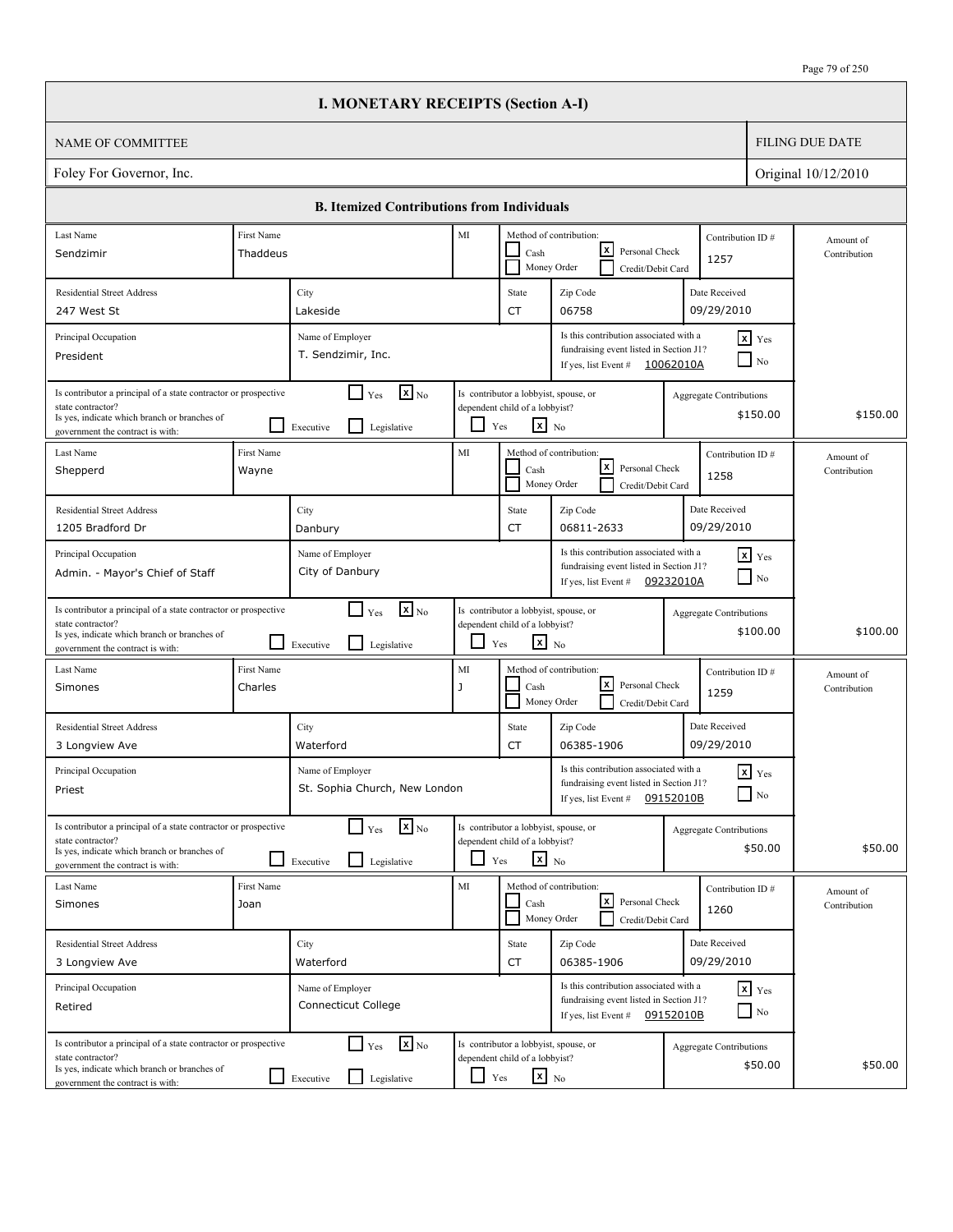# I. MONETARY RECEIPTS (Section A-I)

| NAME OF COMMITTEE | FILING DUE DATE |
| --- | --- |
| Foley For Governor, Inc. | Original 10/12/2010 |

## B. Itemized Contributions from Individuals

| Last Name | First Name | MI | Method of contribution | Contribution ID # | Residential Street Address | City | State | Zip Code | Date Received | Principal Occupation | Name of Employer | Associated with fundraising event listed in Section J1? | Event # | Principal of a state contractor or prospective state contractor? | Branch | Lobbyist, spouse, or dependent child of a lobbyist? | Aggregate Contributions | Amount of Contribution |
| --- | --- | --- | --- | --- | --- | --- | --- | --- | --- | --- | --- | --- | --- | --- | --- | --- | --- | --- |
| Sendzimir | Thaddeus | | Personal Check | 1257 | 247 West St | Lakeside | CT | 06758 | 09/29/2010 | President | T. Sendzimir, Inc. | Yes | 10062010A | No | | No | $150.00 | $150.00 |
| Shepperd | Wayne | | Personal Check | 1258 | 1205 Bradford Dr | Danbury | CT | 06811-2633 | 09/29/2010 | Admin. - Mayor's Chief of Staff | City of Danbury | Yes | 09232010A | No | | No | $100.00 | $100.00 |
| Simones | Charles | J | Personal Check | 1259 | 3 Longview Ave | Waterford | CT | 06385-1906 | 09/29/2010 | Priest | St. Sophia Church, New London | Yes | 09152010B | No | | No | $50.00 | $50.00 |
| Simones | Joan | | Personal Check | 1260 | 3 Longview Ave | Waterford | CT | 06385-1906 | 09/29/2010 | Retired | Connecticut College | Yes | 09152010B | No | | No | $50.00 | $50.00 |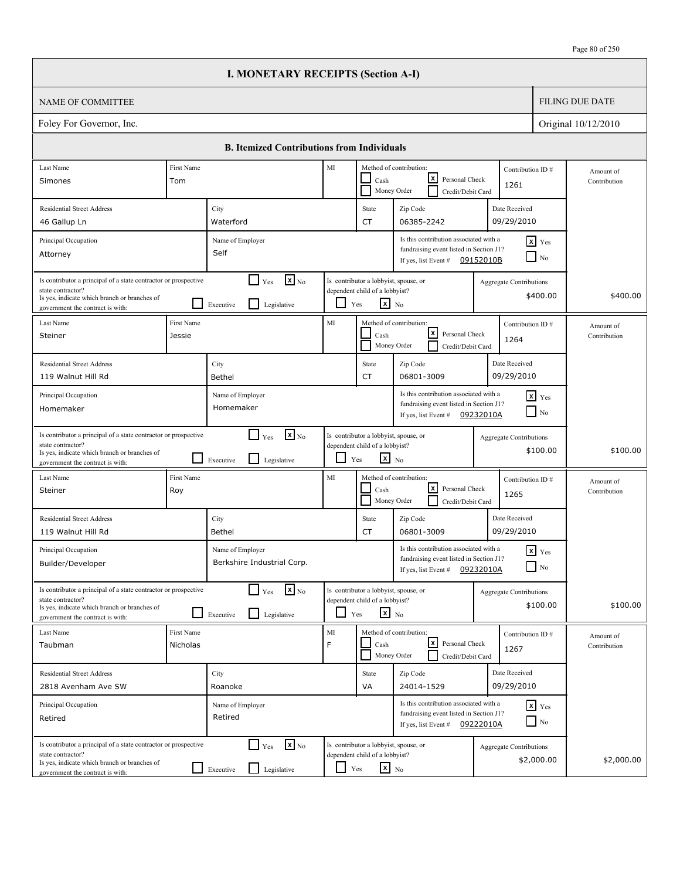# I. MONETARY RECEIPTS (Section A-I)

| NAME OF COMMITTEE | FILING DUE DATE |
|---|---|
| Foley For Governor, Inc. | Original 10/12/2010 |

## B. Itemized Contributions from Individuals

| Last Name | First Name | MI | Method of contribution | Contribution ID # | Amount of Contribution |
|---|---|---|---|---|---|
| Simones | Tom | | [ ] Cash [x] Personal Check [ ] Money Order [ ] Credit/Debit Card | 1261 | |

| Residential Street Address | City | State | Zip Code | Date Received |
|---|---|---|---|---|
| 46 Gallup Ln | Waterford | CT | 06385-2242 | 09/29/2010 |

| Principal Occupation | Name of Employer | Is this contribution associated with a fundraising event listed in Section J1? |
|---|---|---|
| Attorney | Self | [x] Yes [ ] No — If yes, list Event # 09152010B |

| Is contributor a principal of a state contractor or prospective state contractor? | Is contributor a lobbyist, spouse, or dependent child of a lobbyist? | Aggregate Contributions | Amount of Contribution |
|---|---|---|---|
| [ ] Yes [x] No — If yes, indicate which branch or branches of government the contract is with: [ ] Executive [ ] Legislative | [ ] Yes [x] No | $400.00 | $400.00 |

| Last Name | First Name | MI | Method of contribution | Contribution ID # | Amount of Contribution |
|---|---|---|---|---|---|
| Steiner | Jessie | | [ ] Cash [x] Personal Check [ ] Money Order [ ] Credit/Debit Card | 1264 | |

| Residential Street Address | City | State | Zip Code | Date Received |
|---|---|---|---|---|
| 119 Walnut Hill Rd | Bethel | CT | 06801-3009 | 09/29/2010 |

| Principal Occupation | Name of Employer | Is this contribution associated with a fundraising event listed in Section J1? |
|---|---|---|
| Homemaker | Homemaker | [x] Yes [ ] No — If yes, list Event # 09232010A |

| Is contributor a principal of a state contractor or prospective state contractor? | Is contributor a lobbyist, spouse, or dependent child of a lobbyist? | Aggregate Contributions | Amount of Contribution |
|---|---|---|---|
| [ ] Yes [x] No — If yes, indicate which branch or branches of government the contract is with: [ ] Executive [ ] Legislative | [ ] Yes [x] No | $100.00 | $100.00 |

| Last Name | First Name | MI | Method of contribution | Contribution ID # | Amount of Contribution |
|---|---|---|---|---|---|
| Steiner | Roy | | [ ] Cash [x] Personal Check [ ] Money Order [ ] Credit/Debit Card | 1265 | |

| Residential Street Address | City | State | Zip Code | Date Received |
|---|---|---|---|---|
| 119 Walnut Hill Rd | Bethel | CT | 06801-3009 | 09/29/2010 |

| Principal Occupation | Name of Employer | Is this contribution associated with a fundraising event listed in Section J1? |
|---|---|---|
| Builder/Developer | Berkshire Industrial Corp. | [x] Yes [ ] No — If yes, list Event # 09232010A |

| Is contributor a principal of a state contractor or prospective state contractor? | Is contributor a lobbyist, spouse, or dependent child of a lobbyist? | Aggregate Contributions | Amount of Contribution |
|---|---|---|---|
| [ ] Yes [x] No — If yes, indicate which branch or branches of government the contract is with: [ ] Executive [ ] Legislative | [ ] Yes [x] No | $100.00 | $100.00 |

| Last Name | First Name | MI | Method of contribution | Contribution ID # | Amount of Contribution |
|---|---|---|---|---|---|
| Taubman | Nicholas | F | [ ] Cash [x] Personal Check [ ] Money Order [ ] Credit/Debit Card | 1267 | |

| Residential Street Address | City | State | Zip Code | Date Received |
|---|---|---|---|---|
| 2818 Avenham Ave SW | Roanoke | VA | 24014-1529 | 09/29/2010 |

| Principal Occupation | Name of Employer | Is this contribution associated with a fundraising event listed in Section J1? |
|---|---|---|
| Retired | Retired | [x] Yes [ ] No — If yes, list Event # 09222010A |

| Is contributor a principal of a state contractor or prospective state contractor? | Is contributor a lobbyist, spouse, or dependent child of a lobbyist? | Aggregate Contributions | Amount of Contribution |
|---|---|---|---|
| [ ] Yes [x] No — If yes, indicate which branch or branches of government the contract is with: [ ] Executive [ ] Legislative | [ ] Yes [x] No | $2,000.00 | $2,000.00 |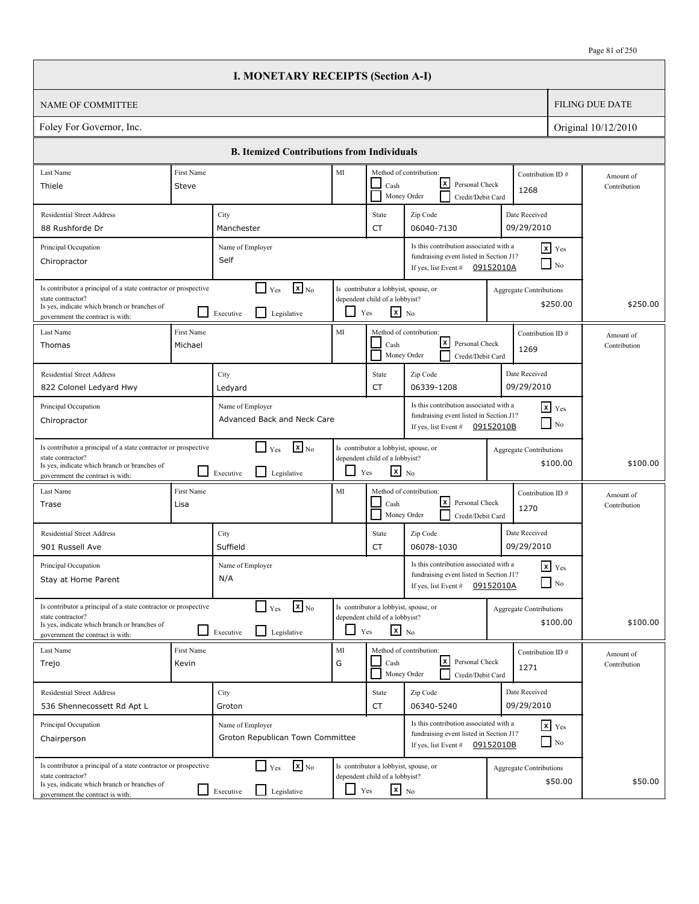# I. MONETARY RECEIPTS (Section A-I)

| NAME OF COMMITTEE | FILING DUE DATE |
|---|---|
| Foley For Governor, Inc. | Original 10/12/2010 |

## B. Itemized Contributions from Individuals

| Last Name | First Name | MI | Method of contribution | Contribution ID # | Residential Street Address | City | State | Zip Code | Date Received | Principal Occupation | Name of Employer | Associated with fundraising event listed in Section J1? | Event # | Principal of a state contractor or prospective state contractor? | Branch | Lobbyist, spouse, or dependent child of a lobbyist? | Aggregate Contributions | Amount of Contribution |
|---|---|---|---|---|---|---|---|---|---|---|---|---|---|---|---|---|---|---|
| Thiele | Steve | | Personal Check | 1268 | 88 Rushforde Dr | Manchester | CT | 06040-7130 | 09/29/2010 | Chiropractor | Self | Yes | 09152010A | No | | No | $250.00 | $250.00 |
| Thomas | Michael | | Personal Check | 1269 | 822 Colonel Ledyard Hwy | Ledyard | CT | 06339-1208 | 09/29/2010 | Chiropractor | Advanced Back and Neck Care | Yes | 09152010B | No | | No | $100.00 | $100.00 |
| Trase | Lisa | | Personal Check | 1270 | 901 Russell Ave | Suffield | CT | 06078-1030 | 09/29/2010 | Stay at Home Parent | N/A | Yes | 09152010A | No | | No | $100.00 | $100.00 |
| Trejo | Kevin | G | Personal Check | 1271 | 536 Shennecossett Rd Apt L | Groton | CT | 06340-5240 | 09/29/2010 | Chairperson | Groton Republican Town Committee | Yes | 09152010B | No | | No | $50.00 | $50.00 |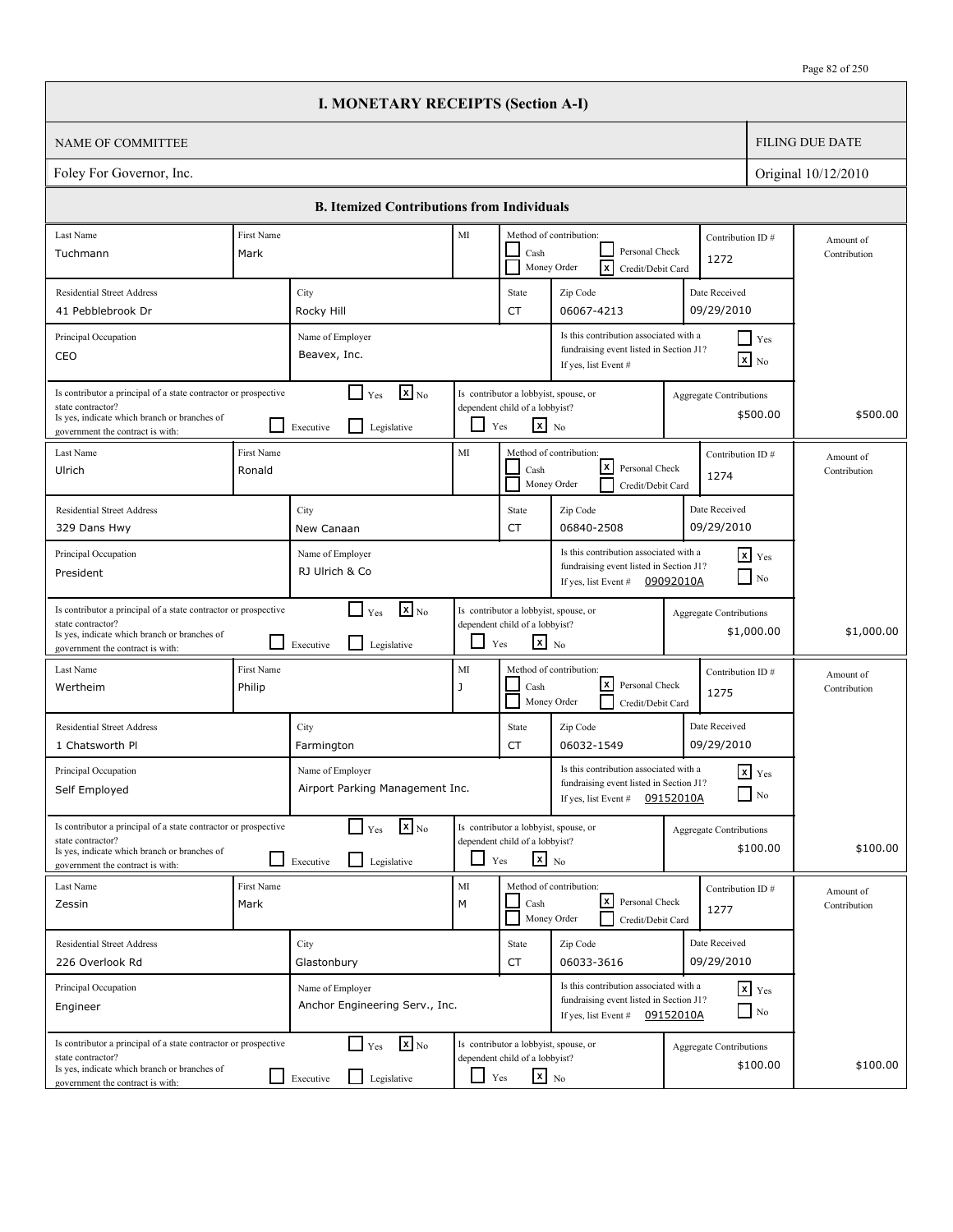# I. MONETARY RECEIPTS (Section A-I)

| NAME OF COMMITTEE | FILING DUE DATE |
|---|---|
| Foley For Governor, Inc. | Original 10/12/2010 |

## B. Itemized Contributions from Individuals

| Last Name | First Name | MI | Method of contribution | Contribution ID # | Amount of Contribution |
|---|---|---|---|---|---|
| Tuchmann | Mark | | Credit/Debit Card | 1272 | $500.00 |

| Residential Street Address | City | State | Zip Code | Date Received |
|---|---|---|---|---|
| 41 Pebblebrook Dr | Rocky Hill | CT | 06067-4213 | 09/29/2010 |

| Principal Occupation | Name of Employer | Is this contribution associated with a fundraising event listed in Section J1? If yes, list Event # |
|---|---|---|
| CEO | Beavex, Inc. | No |

| Is contributor a principal of a state contractor or prospective state contractor? | Branch or branches of government the contract is with | Is contributor a lobbyist, spouse, or dependent child of a lobbyist? | Aggregate Contributions |
|---|---|---|---|
| No | | No | $500.00 |

| Last Name | First Name | MI | Method of contribution | Contribution ID # | Amount of Contribution |
|---|---|---|---|---|---|
| Ulrich | Ronald | | Personal Check | 1274 | $1,000.00 |

| Residential Street Address | City | State | Zip Code | Date Received |
|---|---|---|---|---|
| 329 Dans Hwy | New Canaan | CT | 06840-2508 | 09/29/2010 |

| Principal Occupation | Name of Employer | Is this contribution associated with a fundraising event listed in Section J1? If yes, list Event # |
|---|---|---|
| President | RJ Ulrich & Co | Yes – 09092010A |

| Is contributor a principal of a state contractor or prospective state contractor? | Branch or branches of government the contract is with | Is contributor a lobbyist, spouse, or dependent child of a lobbyist? | Aggregate Contributions |
|---|---|---|---|
| No | | No | $1,000.00 |

| Last Name | First Name | MI | Method of contribution | Contribution ID # | Amount of Contribution |
|---|---|---|---|---|---|
| Wertheim | Philip | J | Personal Check | 1275 | $100.00 |

| Residential Street Address | City | State | Zip Code | Date Received |
|---|---|---|---|---|
| 1 Chatsworth Pl | Farmington | CT | 06032-1549 | 09/29/2010 |

| Principal Occupation | Name of Employer | Is this contribution associated with a fundraising event listed in Section J1? If yes, list Event # |
|---|---|---|
| Self Employed | Airport Parking Management Inc. | Yes – 09152010A |

| Is contributor a principal of a state contractor or prospective state contractor? | Branch or branches of government the contract is with | Is contributor a lobbyist, spouse, or dependent child of a lobbyist? | Aggregate Contributions |
|---|---|---|---|
| No | | No | $100.00 |

| Last Name | First Name | MI | Method of contribution | Contribution ID # | Amount of Contribution |
|---|---|---|---|---|---|
| Zessin | Mark | M | Personal Check | 1277 | $100.00 |

| Residential Street Address | City | State | Zip Code | Date Received |
|---|---|---|---|---|
| 226 Overlook Rd | Glastonbury | CT | 06033-3616 | 09/29/2010 |

| Principal Occupation | Name of Employer | Is this contribution associated with a fundraising event listed in Section J1? If yes, list Event # |
|---|---|---|
| Engineer | Anchor Engineering Serv., Inc. | Yes – 09152010A |

| Is contributor a principal of a state contractor or prospective state contractor? | Branch or branches of government the contract is with | Is contributor a lobbyist, spouse, or dependent child of a lobbyist? | Aggregate Contributions |
|---|---|---|---|
| No | | No | $100.00 |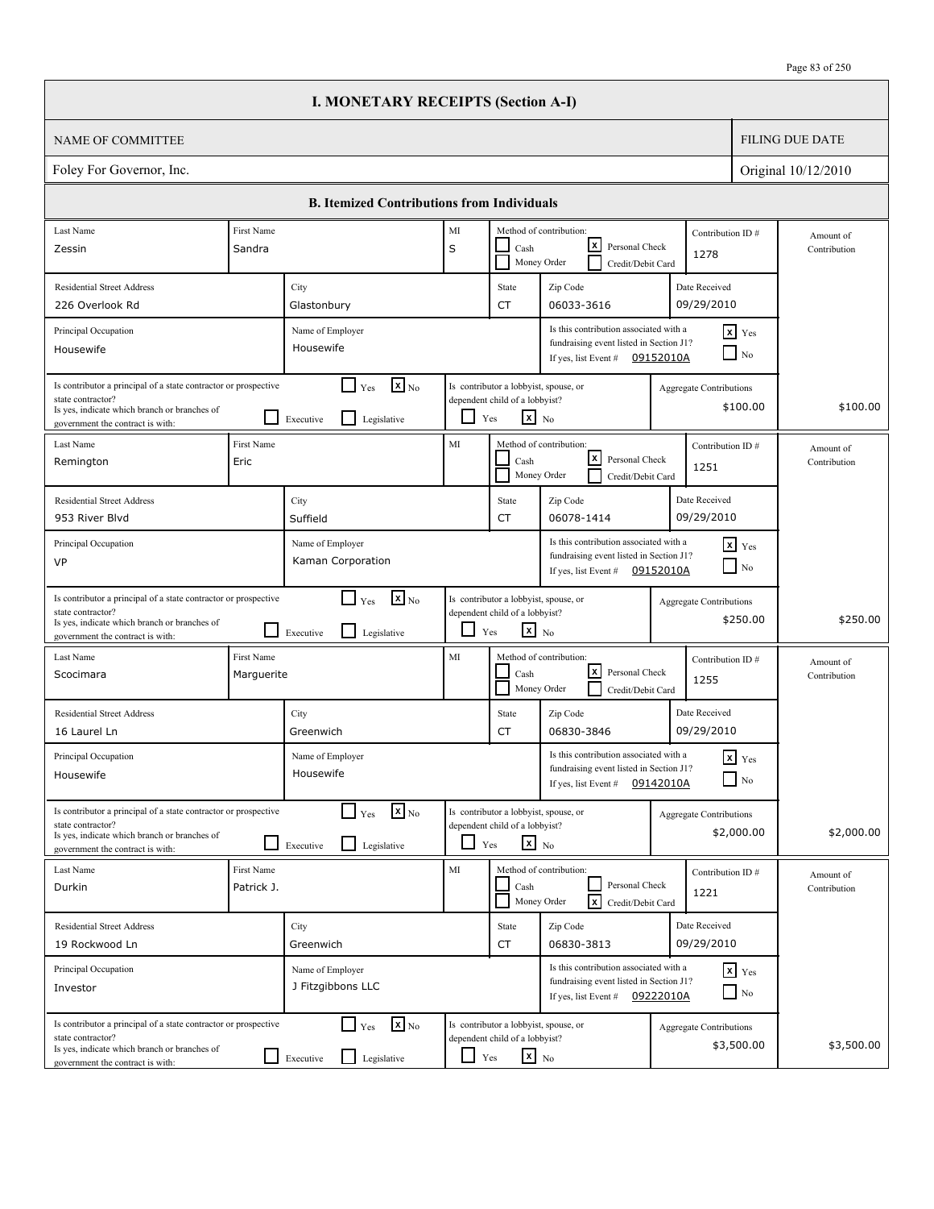# I. MONETARY RECEIPTS (Section A-I)

| NAME OF COMMITTEE | FILING DUE DATE |
|---|---|
| Foley For Governor, Inc. | Original 10/12/2010 |

## B. Itemized Contributions from Individuals

| Field | Contributor 1 | Contributor 2 | Contributor 3 | Contributor 4 |
|---|---|---|---|---|
| Last Name | Zessin | Remington | Scocimara | Durkin |
| First Name | Sandra | Eric | Marguerite | Patrick J. |
| MI | S | | | |
| Method of contribution | Personal Check | Personal Check | Personal Check | Credit/Debit Card |
| Contribution ID # | 1278 | 1251 | 1255 | 1221 |
| Residential Street Address | 226 Overlook Rd | 953 River Blvd | 16 Laurel Ln | 19 Rockwood Ln |
| City | Glastonbury | Suffield | Greenwich | Greenwich |
| State | CT | CT | CT | CT |
| Zip Code | 06033-3616 | 06078-1414 | 06830-3846 | 06830-3813 |
| Date Received | 09/29/2010 | 09/29/2010 | 09/29/2010 | 09/29/2010 |
| Principal Occupation | Housewife | VP | Housewife | Investor |
| Name of Employer | Housewife | Kaman Corporation | Housewife | J Fitzgibbons LLC |
| Is this contribution associated with a fundraising event listed in Section J1? | Yes | Yes | Yes | Yes |
| If yes, list Event # | 09152010A | 09152010A | 09142010A | 09222010A |
| Is contributor a principal of a state contractor or prospective state contractor? | No | No | No | No |
| If yes, indicate which branch or branches of government the contract is with | | | | |
| Is contributor a lobbyist, spouse, or dependent child of a lobbyist? | No | No | No | No |
| Aggregate Contributions | $100.00 | $250.00 | $2,000.00 | $3,500.00 |
| Amount of Contribution | $100.00 | $250.00 | $2,000.00 | $3,500.00 |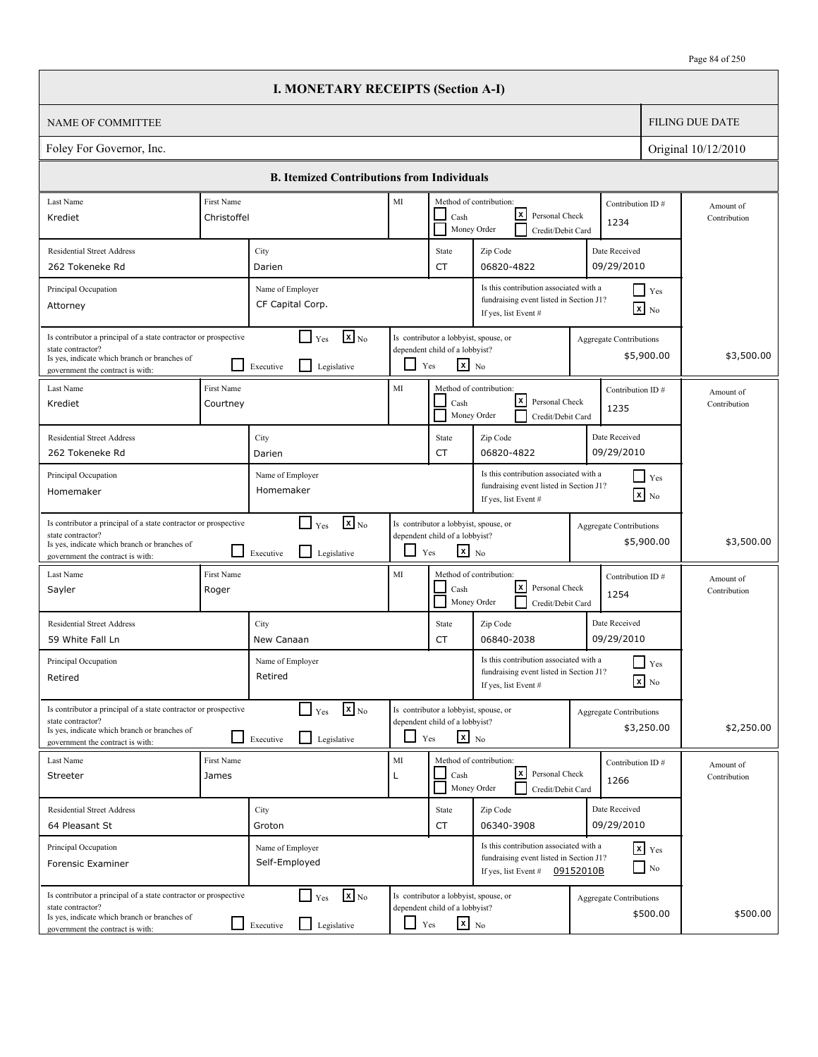# I. MONETARY RECEIPTS (Section A-I)

| NAME OF COMMITTEE | FILING DUE DATE |
|---|---|
| Foley For Governor, Inc. | Original 10/12/2010 |

## B. Itemized Contributions from Individuals

| Last Name | First Name | MI | Method of contribution | Contribution ID # | Residential Street Address | City | State | Zip Code | Date Received | Principal Occupation | Name of Employer | Associated with fundraising event listed in Section J1? | Event # | Principal of a state contractor or prospective state contractor? | Branch(es) of government | Lobbyist, spouse, or dependent child of a lobbyist? | Aggregate Contributions | Amount of Contribution |
|---|---|---|---|---|---|---|---|---|---|---|---|---|---|---|---|---|---|---|
| Krediet | Christoffel | | Personal Check | 1234 | 262 Tokeneke Rd | Darien | CT | 06820-4822 | 09/29/2010 | Attorney | CF Capital Corp. | No | | No | | No | $5,900.00 | $3,500.00 |
| Krediet | Courtney | | Personal Check | 1235 | 262 Tokeneke Rd | Darien | CT | 06820-4822 | 09/29/2010 | Homemaker | Homemaker | No | | No | | No | $5,900.00 | $3,500.00 |
| Sayler | Roger | | Personal Check | 1254 | 59 White Fall Ln | New Canaan | CT | 06840-2038 | 09/29/2010 | Retired | Retired | No | | No | | No | $3,250.00 | $2,250.00 |
| Streeter | James | L | Personal Check | 1266 | 64 Pleasant St | Groton | CT | 06340-3908 | 09/29/2010 | Forensic Examiner | Self-Employed | Yes | 09152010B | No | | No | $500.00 | $500.00 |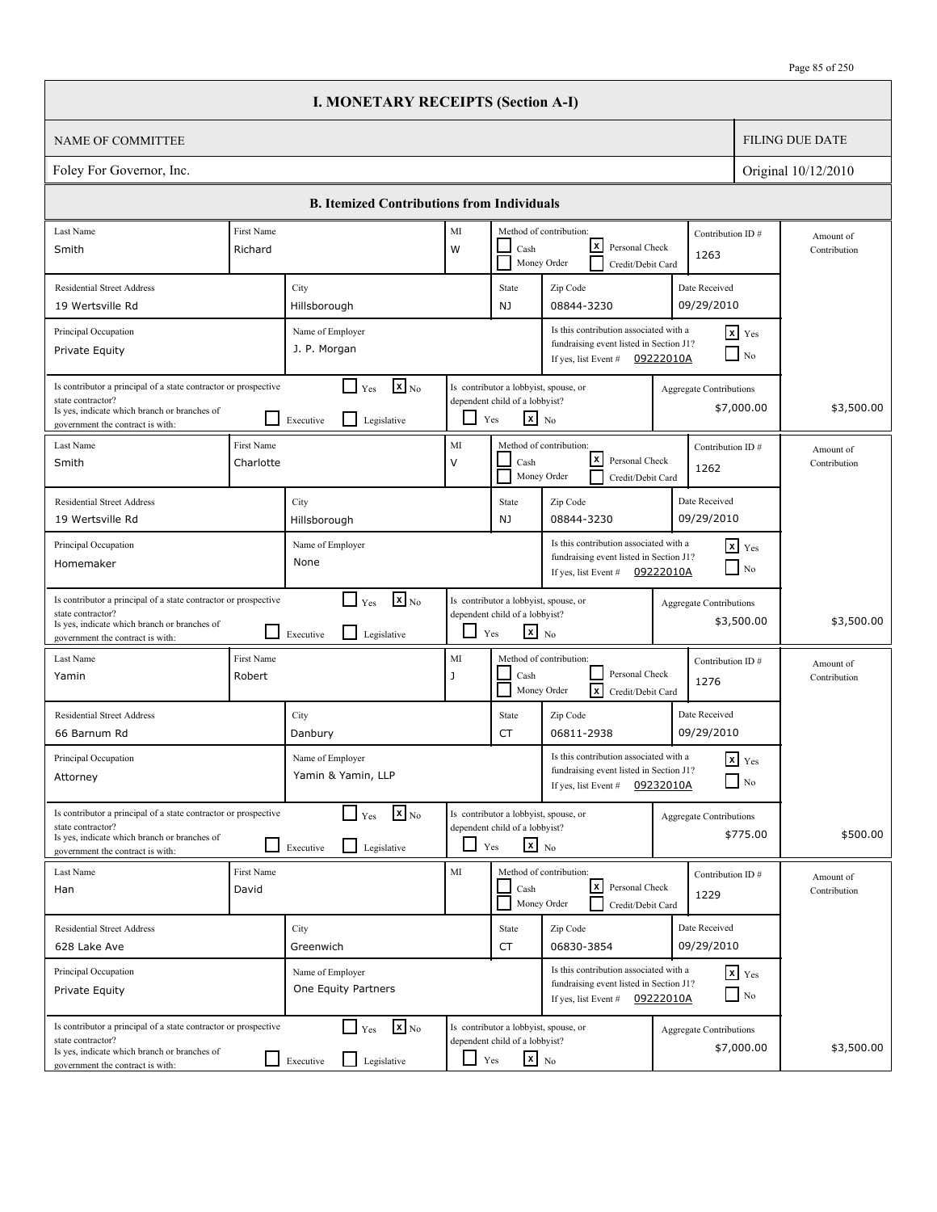# I. MONETARY RECEIPTS (Section A-I)

| NAME OF COMMITTEE | FILING DUE DATE |
|---|---|
| Foley For Governor, Inc. | Original 10/12/2010 |

## B. Itemized Contributions from Individuals

| Last Name | First Name | MI | Method of contribution | Contribution ID # | Residential Street Address | City | State | Zip Code | Date Received | Principal Occupation | Name of Employer | Associated with fundraising event listed in Section J1? | Event # | Principal of a state contractor or prospective state contractor? | Branch | Lobbyist, spouse, or dependent child of a lobbyist? | Aggregate Contributions | Amount of Contribution |
|---|---|---|---|---|---|---|---|---|---|---|---|---|---|---|---|---|---|---|
| Smith | Richard | W | Personal Check | 1263 | 19 Wertsville Rd | Hillsborough | NJ | 08844-3230 | 09/29/2010 | Private Equity | J. P. Morgan | Yes | 09222010A | No | | No | $7,000.00 | $3,500.00 |
| Smith | Charlotte | V | Personal Check | 1262 | 19 Wertsville Rd | Hillsborough | NJ | 08844-3230 | 09/29/2010 | Homemaker | None | Yes | 09222010A | No | | No | $3,500.00 | $3,500.00 |
| Yamin | Robert | J | Credit/Debit Card | 1276 | 66 Barnum Rd | Danbury | CT | 06811-2938 | 09/29/2010 | Attorney | Yamin & Yamin, LLP | Yes | 09232010A | No | | No | $775.00 | $500.00 |
| Han | David | | Personal Check | 1229 | 628 Lake Ave | Greenwich | CT | 06830-3854 | 09/29/2010 | Private Equity | One Equity Partners | Yes | 09222010A | No | | No | $7,000.00 | $3,500.00 |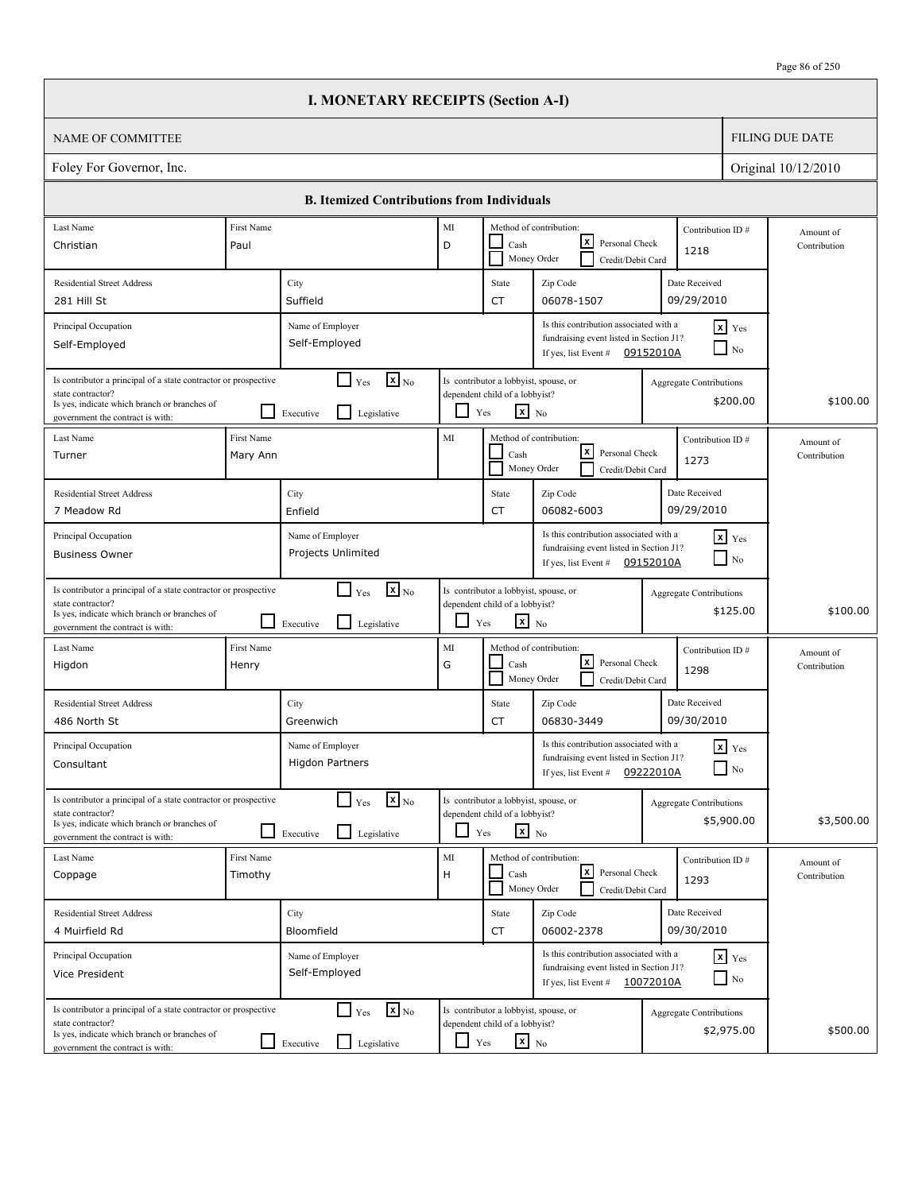# I. MONETARY RECEIPTS (Section A-I)

| NAME OF COMMITTEE | FILING DUE DATE |
| --- | --- |
| Foley For Governor, Inc. | Original 10/12/2010 |

## B. Itemized Contributions from Individuals

| Last Name | First Name | MI | Method of contribution | Contribution ID # | Residential Street Address | City | State | Zip Code | Date Received | Principal Occupation | Name of Employer | Associated with fundraising event listed in Section J1? | Event # | Is contributor a principal of a state contractor or prospective state contractor? | Branch | Is contributor a lobbyist, spouse, or dependent child of a lobbyist? | Aggregate Contributions | Amount of Contribution |
| --- | --- | --- | --- | --- | --- | --- | --- | --- | --- | --- | --- | --- | --- | --- | --- | --- | --- | --- |
| Christian | Paul | D | Personal Check | 1218 | 281 Hill St | Suffield | CT | 06078-1507 | 09/29/2010 | Self-Employed | Self-Employed | Yes | 09152010A | No | | No | $200.00 | $100.00 |
| Turner | Mary Ann | | Personal Check | 1273 | 7 Meadow Rd | Enfield | CT | 06082-6003 | 09/29/2010 | Business Owner | Projects Unlimited | Yes | 09152010A | No | | No | $125.00 | $100.00 |
| Higdon | Henry | G | Personal Check | 1298 | 486 North St | Greenwich | CT | 06830-3449 | 09/30/2010 | Consultant | Higdon Partners | Yes | 09222010A | No | | No | $5,900.00 | $3,500.00 |
| Coppage | Timothy | H | Personal Check | 1293 | 4 Muirfield Rd | Bloomfield | CT | 06002-2378 | 09/30/2010 | Vice President | Self-Employed | Yes | 10072010A | No | | No | $2,975.00 | $500.00 |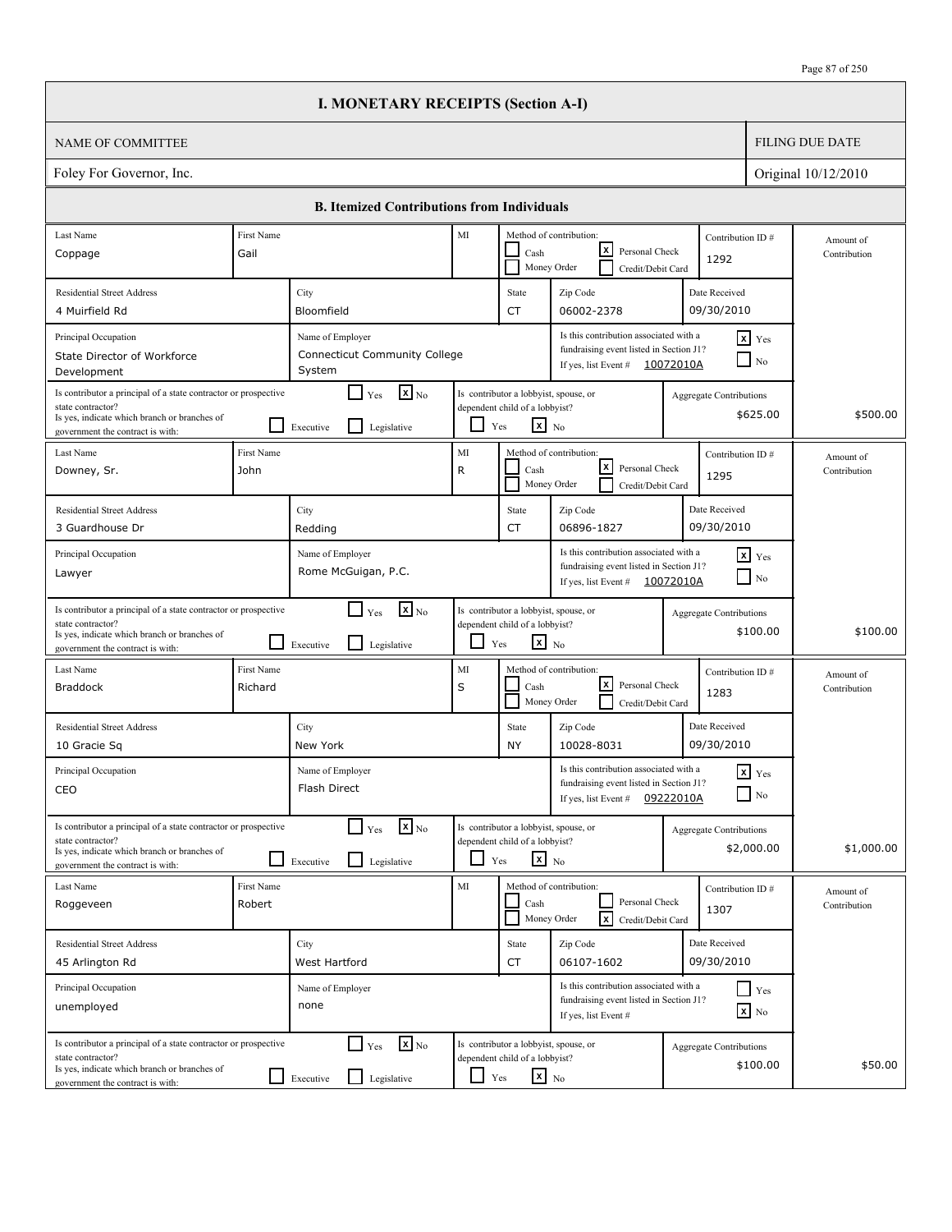# I. MONETARY RECEIPTS (Section A-I)

| NAME OF COMMITTEE | FILING DUE DATE |
|---|---|
| Foley For Governor, Inc. | Original 10/12/2010 |

## B. Itemized Contributions from Individuals

| Field | Entry |
|---|---|
| Last Name | Coppage |
| First Name | Gail |
| MI | |
| Method of contribution | [x] Personal Check |
| Contribution ID # | 1292 |
| Residential Street Address | 4 Muirfield Rd |
| City | Bloomfield |
| State | CT |
| Zip Code | 06002-2378 |
| Date Received | 09/30/2010 |
| Principal Occupation | State Director of Workforce Development |
| Name of Employer | Connecticut Community College System |
| Is this contribution associated with a fundraising event listed in Section J1? | [x] Yes — Event # 10072010A |
| Is contributor a principal of a state contractor or prospective state contractor? | [x] No |
| Is contributor a lobbyist, spouse, or dependent child of a lobbyist? | [x] No |
| Aggregate Contributions | $625.00 |
| Amount of Contribution | $500.00 |

| Field | Entry |
|---|---|
| Last Name | Downey, Sr. |
| First Name | John |
| MI | R |
| Method of contribution | [x] Personal Check |
| Contribution ID # | 1295 |
| Residential Street Address | 3 Guardhouse Dr |
| City | Redding |
| State | CT |
| Zip Code | 06896-1827 |
| Date Received | 09/30/2010 |
| Principal Occupation | Lawyer |
| Name of Employer | Rome McGuigan, P.C. |
| Is this contribution associated with a fundraising event listed in Section J1? | [x] Yes — Event # 10072010A |
| Is contributor a principal of a state contractor or prospective state contractor? | [x] No |
| Is contributor a lobbyist, spouse, or dependent child of a lobbyist? | [x] No |
| Aggregate Contributions | $100.00 |
| Amount of Contribution | $100.00 |

| Field | Entry |
|---|---|
| Last Name | Braddock |
| First Name | Richard |
| MI | S |
| Method of contribution | [x] Personal Check |
| Contribution ID # | 1283 |
| Residential Street Address | 10 Gracie Sq |
| City | New York |
| State | NY |
| Zip Code | 10028-8031 |
| Date Received | 09/30/2010 |
| Principal Occupation | CEO |
| Name of Employer | Flash Direct |
| Is this contribution associated with a fundraising event listed in Section J1? | [x] Yes — Event # 09222010A |
| Is contributor a principal of a state contractor or prospective state contractor? | [x] No |
| Is contributor a lobbyist, spouse, or dependent child of a lobbyist? | [x] No |
| Aggregate Contributions | $2,000.00 |
| Amount of Contribution | $1,000.00 |

| Field | Entry |
|---|---|
| Last Name | Roggeveen |
| First Name | Robert |
| MI | |
| Method of contribution | [x] Credit/Debit Card |
| Contribution ID # | 1307 |
| Residential Street Address | 45 Arlington Rd |
| City | West Hartford |
| State | CT |
| Zip Code | 06107-1602 |
| Date Received | 09/30/2010 |
| Principal Occupation | unemployed |
| Name of Employer | none |
| Is this contribution associated with a fundraising event listed in Section J1? | [x] No |
| Is contributor a principal of a state contractor or prospective state contractor? | [x] No |
| Is contributor a lobbyist, spouse, or dependent child of a lobbyist? | [x] No |
| Aggregate Contributions | $100.00 |
| Amount of Contribution | $50.00 |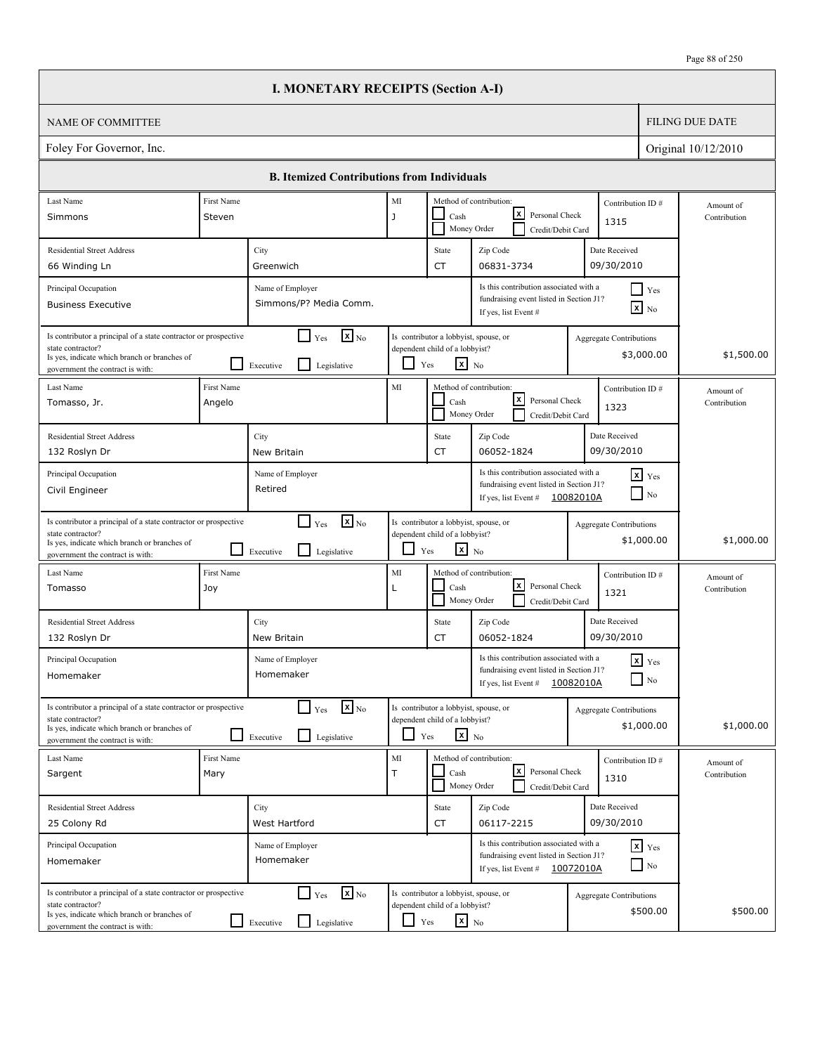# I. MONETARY RECEIPTS (Section A-I)

| NAME OF COMMITTEE | FILING DUE DATE |
|---|---|
| Foley For Governor, Inc. | Original 10/12/2010 |

## B. Itemized Contributions from Individuals

| Last Name | First Name | MI | Method of contribution | Contribution ID # | Residential Street Address | City | State | Zip Code | Date Received | Principal Occupation | Name of Employer | Associated with fundraising event listed in Section J1? | Event # | Principal of a state contractor or prospective state contractor? | Branch(es) of government | Lobbyist, spouse, or dependent child of a lobbyist? | Aggregate Contributions | Amount of Contribution |
|---|---|---|---|---|---|---|---|---|---|---|---|---|---|---|---|---|---|---|
| Simmons | Steven | J | Personal Check | 1315 | 66 Winding Ln | Greenwich | CT | 06831-3734 | 09/30/2010 | Business Executive | Simmons/P? Media Comm. | No | | No | | No | $3,000.00 | $1,500.00 |
| Tomasso, Jr. | Angelo | | Personal Check | 1323 | 132 Roslyn Dr | New Britain | CT | 06052-1824 | 09/30/2010 | Civil Engineer | Retired | Yes | 10082010A | No | | No | $1,000.00 | $1,000.00 |
| Tomasso | Joy | L | Personal Check | 1321 | 132 Roslyn Dr | New Britain | CT | 06052-1824 | 09/30/2010 | Homemaker | Homemaker | Yes | 10082010A | No | | No | $1,000.00 | $1,000.00 |
| Sargent | Mary | T | Personal Check | 1310 | 25 Colony Rd | West Hartford | CT | 06117-2215 | 09/30/2010 | Homemaker | Homemaker | Yes | 10072010A | No | | No | $500.00 | $500.00 |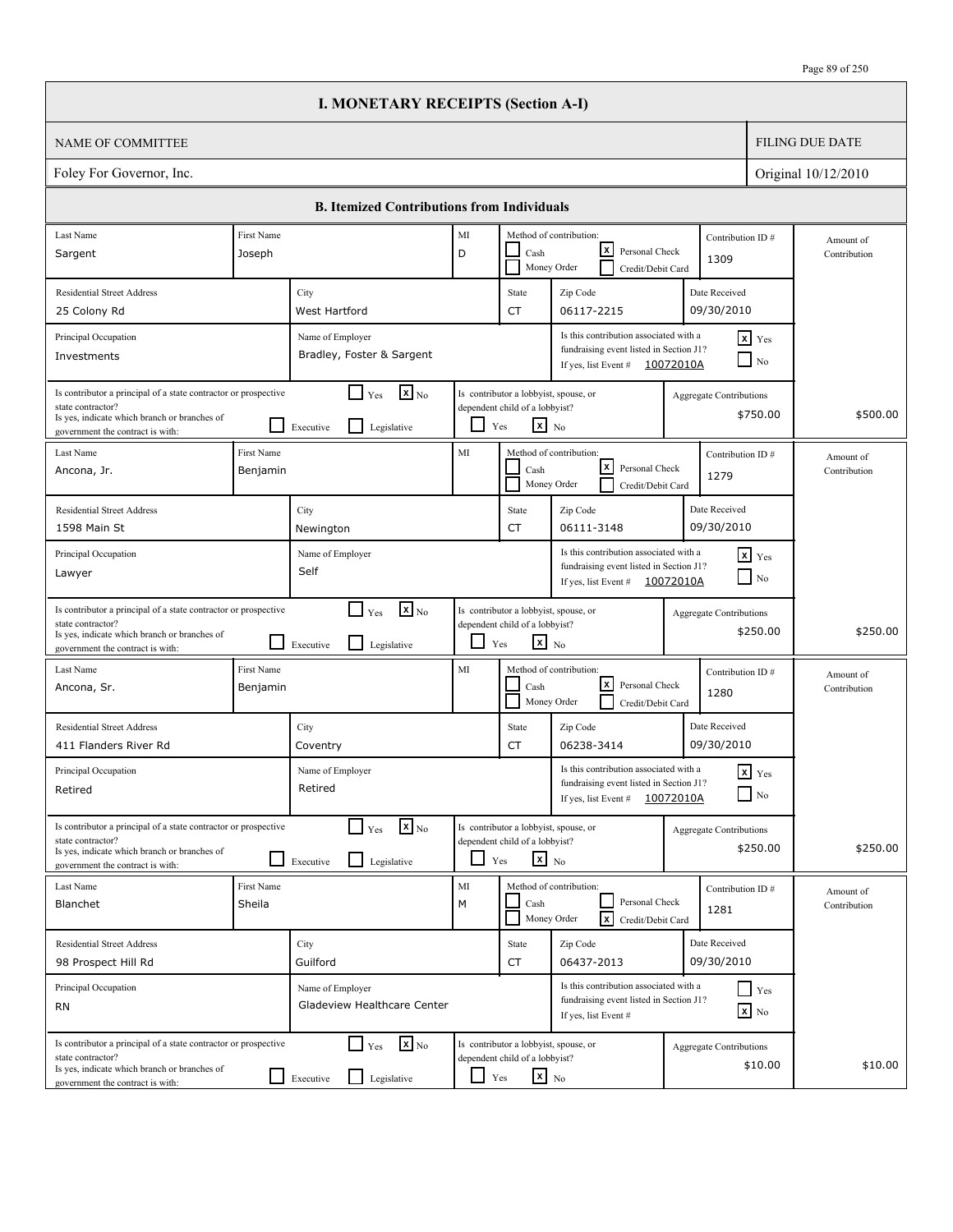# I. MONETARY RECEIPTS (Section A-I)

| NAME OF COMMITTEE | FILING DUE DATE |
|---|---|
| Foley For Governor, Inc. | Original 10/12/2010 |

## B. Itemized Contributions from Individuals

| Last Name | First Name | MI | Method of contribution | Contribution ID # | Residential Street Address | City | State | Zip Code | Date Received | Principal Occupation | Name of Employer | Associated with fundraising event listed in Section J1? | Event # | Principal of a state contractor or prospective state contractor? | Branch | Lobbyist, spouse, or dependent child of a lobbyist? | Aggregate Contributions | Amount of Contribution |
|---|---|---|---|---|---|---|---|---|---|---|---|---|---|---|---|---|---|---|
| Sargent | Joseph | D | Personal Check | 1309 | 25 Colony Rd | West Hartford | CT | 06117-2215 | 09/30/2010 | Investments | Bradley, Foster & Sargent | Yes | 10072010A | No | | No | $750.00 | $500.00 |
| Ancona, Jr. | Benjamin | | Personal Check | 1279 | 1598 Main St | Newington | CT | 06111-3148 | 09/30/2010 | Lawyer | Self | Yes | 10072010A | No | | No | $250.00 | $250.00 |
| Ancona, Sr. | Benjamin | | Personal Check | 1280 | 411 Flanders River Rd | Coventry | CT | 06238-3414 | 09/30/2010 | Retired | Retired | Yes | 10072010A | No | | No | $250.00 | $250.00 |
| Blanchet | Sheila | M | Credit/Debit Card | 1281 | 98 Prospect Hill Rd | Guilford | CT | 06437-2013 | 09/30/2010 | RN | Gladeview Healthcare Center | No | | No | | No | $10.00 | $10.00 |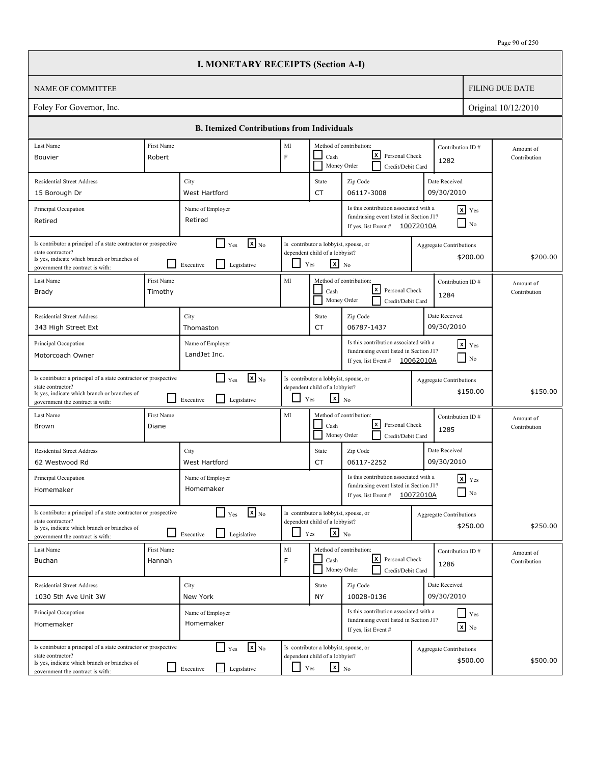# I. MONETARY RECEIPTS (Section A-I)

| NAME OF COMMITTEE | FILING DUE DATE |
|---|---|
| Foley For Governor, Inc. | Original 10/12/2010 |

## B. Itemized Contributions from Individuals

| Last Name | First Name | MI | Method of contribution | Contribution ID # | Residential Street Address | City | State | Zip Code | Date Received | Principal Occupation | Name of Employer | Associated with fundraising event listed in Section J1? | Event # | Principal of a state contractor or prospective state contractor? | Branch | Lobbyist, spouse, or dependent child of a lobbyist? | Aggregate Contributions | Amount of Contribution |
|---|---|---|---|---|---|---|---|---|---|---|---|---|---|---|---|---|---|---|
| Bouvier | Robert | F | Personal Check | 1282 | 15 Borough Dr | West Hartford | CT | 06117-3008 | 09/30/2010 | Retired | Retired | Yes | 10072010A | No | | No | $200.00 | $200.00 |
| Brady | Timothy | | Personal Check | 1284 | 343 High Street Ext | Thomaston | CT | 06787-1437 | 09/30/2010 | Motorcoach Owner | LandJet Inc. | Yes | 10062010A | No | | No | $150.00 | $150.00 |
| Brown | Diane | | Personal Check | 1285 | 62 Westwood Rd | West Hartford | CT | 06117-2252 | 09/30/2010 | Homemaker | Homemaker | Yes | 10072010A | No | | No | $250.00 | $250.00 |
| Buchan | Hannah | F | Personal Check | 1286 | 1030 5th Ave Unit 3W | New York | NY | 10028-0136 | 09/30/2010 | Homemaker | Homemaker | No | | No | | No | $500.00 | $500.00 |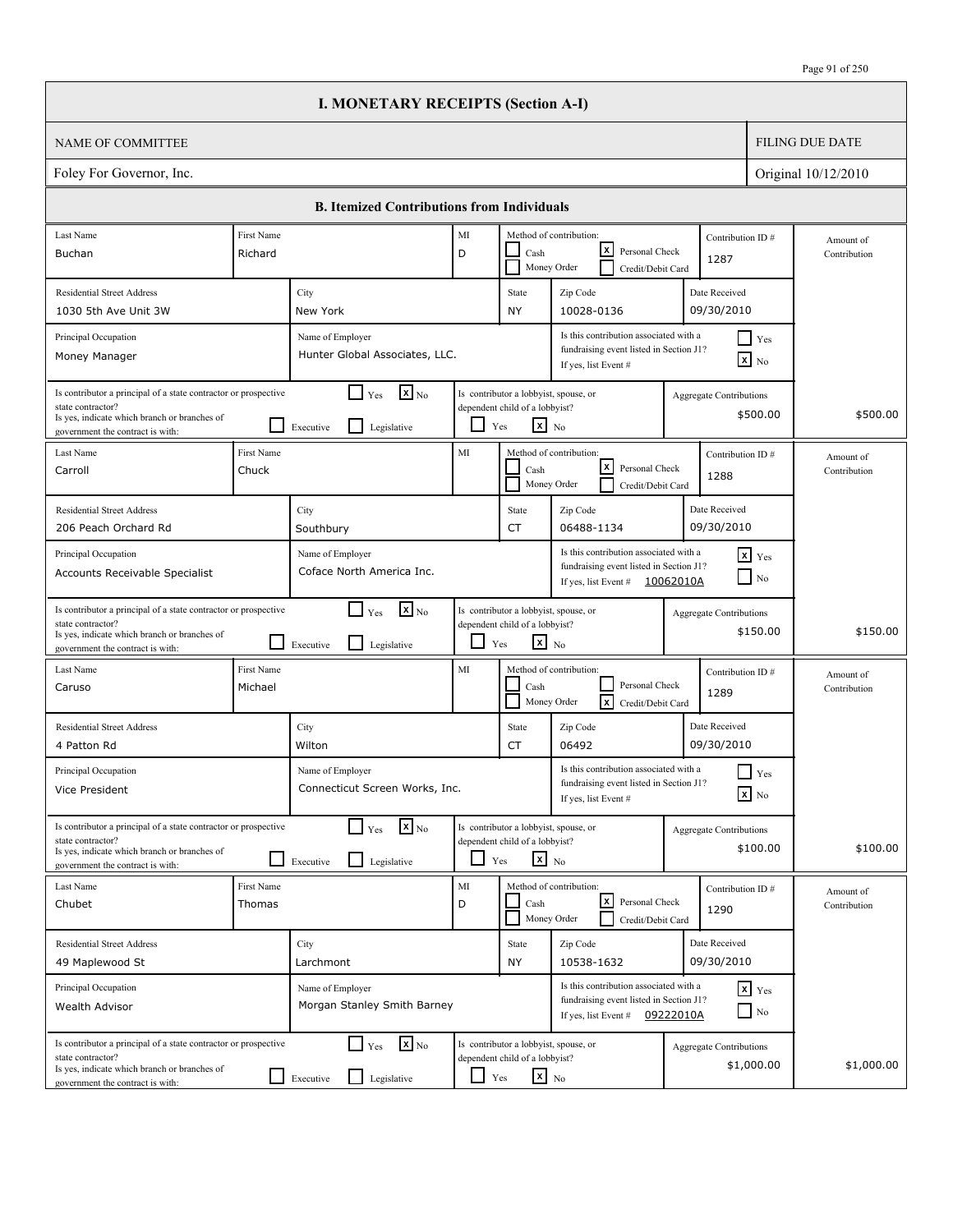# I. MONETARY RECEIPTS (Section A-I)

| NAME OF COMMITTEE | FILING DUE DATE |
|---|---|
| Foley For Governor, Inc. | Original 10/12/2010 |

## B. Itemized Contributions from Individuals

| Last Name | First Name | MI | Method of contribution | Contribution ID # | Residential Street Address | City | State | Zip Code | Date Received | Principal Occupation | Name of Employer | Associated with fundraising event (Section J1)? | Event # | Principal of state contractor? | Lobbyist, spouse, or dependent child? | Aggregate Contributions | Amount of Contribution |
|---|---|---|---|---|---|---|---|---|---|---|---|---|---|---|---|---|---|
| Buchan | Richard | D | Personal Check | 1287 | 1030 5th Ave Unit 3W | New York | NY | 10028-0136 | 09/30/2010 | Money Manager | Hunter Global Associates, LLC. | No | | No | No | $500.00 | $500.00 |
| Carroll | Chuck | | Personal Check | 1288 | 206 Peach Orchard Rd | Southbury | CT | 06488-1134 | 09/30/2010 | Accounts Receivable Specialist | Coface North America Inc. | Yes | 10062010A | No | No | $150.00 | $150.00 |
| Caruso | Michael | | Credit/Debit Card | 1289 | 4 Patton Rd | Wilton | CT | 06492 | 09/30/2010 | Vice President | Connecticut Screen Works, Inc. | No | | No | No | $100.00 | $100.00 |
| Chubet | Thomas | D | Personal Check | 1290 | 49 Maplewood St | Larchmont | NY | 10538-1632 | 09/30/2010 | Wealth Advisor | Morgan Stanley Smith Barney | Yes | 09222010A | No | No | $1,000.00 | $1,000.00 |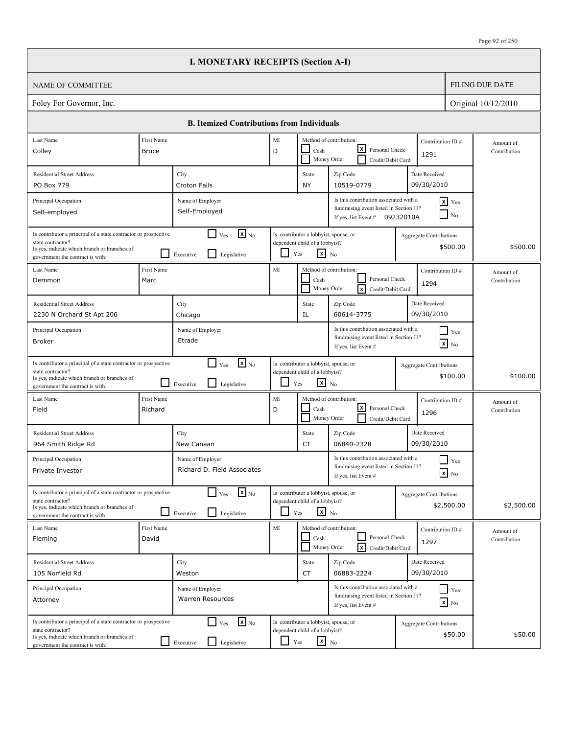# I. MONETARY RECEIPTS (Section A-I)

| NAME OF COMMITTEE | FILING DUE DATE |
|---|---|
| Foley For Governor, Inc. | Original 10/12/2010 |

## B. Itemized Contributions from Individuals

| Last Name | First Name | MI | Method of contribution | Contribution ID # | Residential Street Address | City | State | Zip Code | Date Received | Principal Occupation | Name of Employer | Associated with fundraising event listed in Section J1? | Event # | Is contributor a principal of a state contractor or prospective state contractor? | Branch(es) of government | Is contributor a lobbyist, spouse, or dependent child of a lobbyist? | Aggregate Contributions | Amount of Contribution |
|---|---|---|---|---|---|---|---|---|---|---|---|---|---|---|---|---|---|---|
| Colley | Bruce | D | Personal Check | 1291 | PO Box 779 | Croton Falls | NY | 10519-0779 | 09/30/2010 | Self-employed | Self-Employed | Yes | 09232010A | No | | No | $500.00 | $500.00 |
| Demmon | Marc | | Credit/Debit Card | 1294 | 2230 N Orchard St Apt 206 | Chicago | IL | 60614-3775 | 09/30/2010 | Broker | Etrade | No | | No | | No | $100.00 | $100.00 |
| Field | Richard | D | Personal Check | 1296 | 964 Smith Ridge Rd | New Canaan | CT | 06840-2328 | 09/30/2010 | Private Investor | Richard D. Field Associates | No | | No | | No | $2,500.00 | $2,500.00 |
| Fleming | David | | Credit/Debit Card | 1297 | 105 Norfield Rd | Weston | CT | 06883-2224 | 09/30/2010 | Attorney | Warren Resources | No | | No | | No | $50.00 | $50.00 |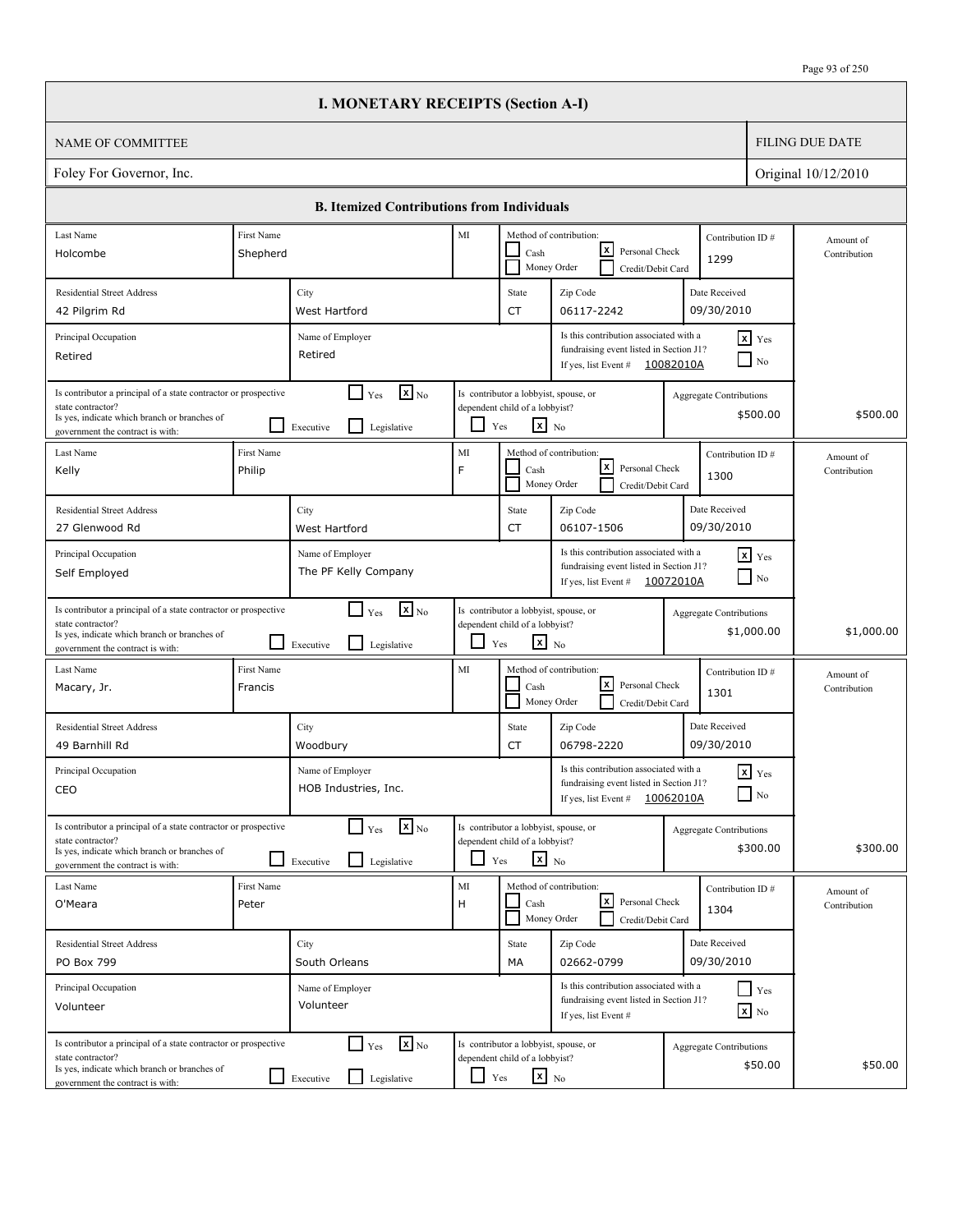# I. MONETARY RECEIPTS (Section A-I)

| NAME OF COMMITTEE | FILING DUE DATE |
|---|---|
| Foley For Governor, Inc. | Original 10/12/2010 |

## B. Itemized Contributions from Individuals

| Field | Value |
|---|---|
| Last Name | Holcombe |
| First Name | Shepherd |
| MI | |
| Method of contribution | [x] Personal Check |
| Contribution ID # | 1299 |
| Residential Street Address | 42 Pilgrim Rd |
| City | West Hartford |
| State | CT |
| Zip Code | 06117-2242 |
| Date Received | 09/30/2010 |
| Principal Occupation | Retired |
| Name of Employer | Retired |
| Is this contribution associated with a fundraising event listed in Section J1? | [x] Yes — Event # 10082010A |
| Is contributor a principal of a state contractor or prospective state contractor? | [x] No |
| Branch(es) of government the contract is with | |
| Is contributor a lobbyist, spouse, or dependent child of a lobbyist? | [x] No |
| Aggregate Contributions | $500.00 |
| Amount of Contribution | $500.00 |

| Field | Value |
|---|---|
| Last Name | Kelly |
| First Name | Philip |
| MI | F |
| Method of contribution | [x] Personal Check |
| Contribution ID # | 1300 |
| Residential Street Address | 27 Glenwood Rd |
| City | West Hartford |
| State | CT |
| Zip Code | 06107-1506 |
| Date Received | 09/30/2010 |
| Principal Occupation | Self Employed |
| Name of Employer | The PF Kelly Company |
| Is this contribution associated with a fundraising event listed in Section J1? | [x] Yes — Event # 10072010A |
| Is contributor a principal of a state contractor or prospective state contractor? | [x] No |
| Branch(es) of government the contract is with | |
| Is contributor a lobbyist, spouse, or dependent child of a lobbyist? | [x] No |
| Aggregate Contributions | $1,000.00 |
| Amount of Contribution | $1,000.00 |

| Field | Value |
|---|---|
| Last Name | Macary, Jr. |
| First Name | Francis |
| MI | |
| Method of contribution | [x] Personal Check |
| Contribution ID # | 1301 |
| Residential Street Address | 49 Barnhill Rd |
| City | Woodbury |
| State | CT |
| Zip Code | 06798-2220 |
| Date Received | 09/30/2010 |
| Principal Occupation | CEO |
| Name of Employer | HOB Industries, Inc. |
| Is this contribution associated with a fundraising event listed in Section J1? | [x] Yes — Event # 10062010A |
| Is contributor a principal of a state contractor or prospective state contractor? | [x] No |
| Branch(es) of government the contract is with | |
| Is contributor a lobbyist, spouse, or dependent child of a lobbyist? | [x] No |
| Aggregate Contributions | $300.00 |
| Amount of Contribution | $300.00 |

| Field | Value |
|---|---|
| Last Name | O'Meara |
| First Name | Peter |
| MI | H |
| Method of contribution | [x] Personal Check |
| Contribution ID # | 1304 |
| Residential Street Address | PO Box 799 |
| City | South Orleans |
| State | MA |
| Zip Code | 02662-0799 |
| Date Received | 09/30/2010 |
| Principal Occupation | Volunteer |
| Name of Employer | Volunteer |
| Is this contribution associated with a fundraising event listed in Section J1? | [x] No |
| Is contributor a principal of a state contractor or prospective state contractor? | [x] No |
| Branch(es) of government the contract is with | |
| Is contributor a lobbyist, spouse, or dependent child of a lobbyist? | [x] No |
| Aggregate Contributions | $50.00 |
| Amount of Contribution | $50.00 |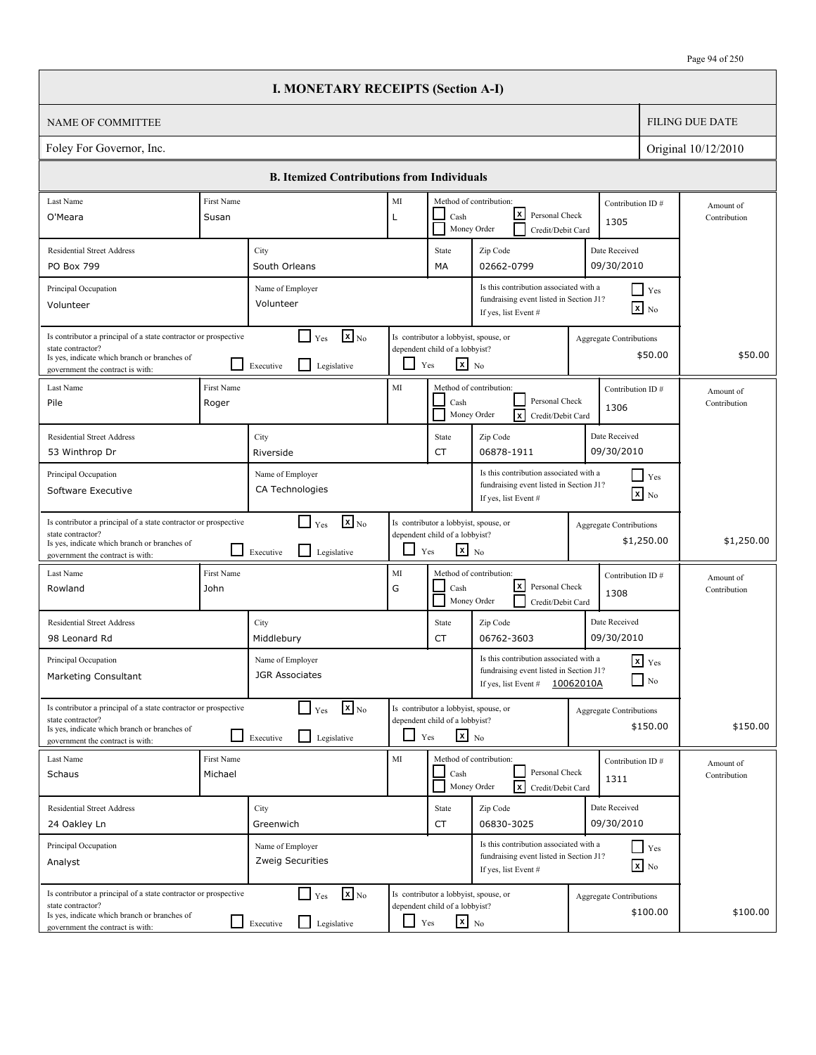# I. MONETARY RECEIPTS (Section A-I)

| NAME OF COMMITTEE | FILING DUE DATE |
|---|---|
| Foley For Governor, Inc. | Original 10/12/2010 |

## B. Itemized Contributions from Individuals

| Last Name | First Name | MI | Method of contribution | Contribution ID # | Residential Street Address | City | State | Zip Code | Date Received | Principal Occupation | Name of Employer | Associated with fundraising event in Section J1? | Event # | Principal of a state contractor or prospective state contractor? | Branch | Lobbyist, spouse, or dependent child of a lobbyist? | Aggregate Contributions | Amount of Contribution |
|---|---|---|---|---|---|---|---|---|---|---|---|---|---|---|---|---|---|---|
| O'Meara | Susan | L | Personal Check | 1305 | PO Box 799 | South Orleans | MA | 02662-0799 | 09/30/2010 | Volunteer | Volunteer | No | | No | | No | $50.00 | $50.00 |
| Pile | Roger | | Credit/Debit Card | 1306 | 53 Winthrop Dr | Riverside | CT | 06878-1911 | 09/30/2010 | Software Executive | CA Technologies | No | | No | | No | $1,250.00 | $1,250.00 |
| Rowland | John | G | Personal Check | 1308 | 98 Leonard Rd | Middlebury | CT | 06762-3603 | 09/30/2010 | Marketing Consultant | JGR Associates | Yes | 10062010A | No | | No | $150.00 | $150.00 |
| Schaus | Michael | | Credit/Debit Card | 1311 | 24 Oakley Ln | Greenwich | CT | 06830-3025 | 09/30/2010 | Analyst | Zweig Securities | No | | No | | No | $100.00 | $100.00 |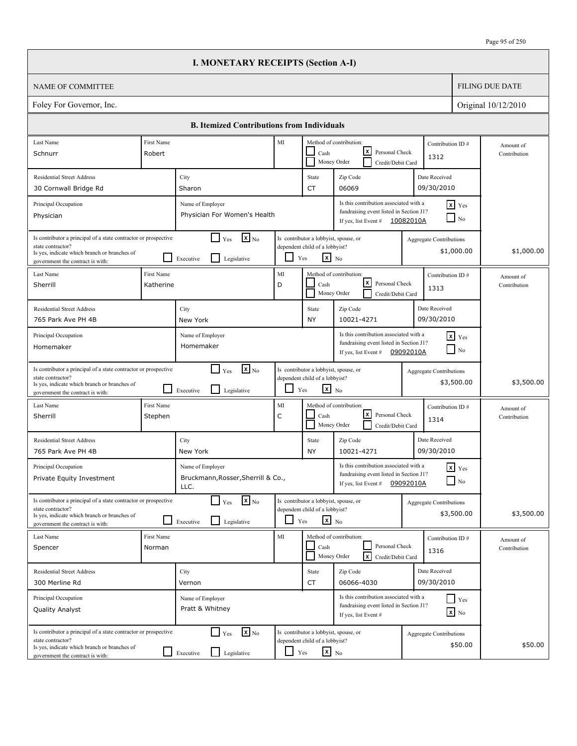# I. MONETARY RECEIPTS (Section A-I)

| NAME OF COMMITTEE | FILING DUE DATE |
|---|---|
| Foley For Governor, Inc. | Original 10/12/2010 |

## B. Itemized Contributions from Individuals

| Field | Contribution 1312 | Contribution 1313 | Contribution 1314 | Contribution 1316 |
|---|---|---|---|---|
| Last Name | Schnurr | Sherrill | Sherrill | Spencer |
| First Name | Robert | Katherine | Stephen | Norman |
| MI | | D | C | |
| Method of contribution | Personal Check | Personal Check | Personal Check | Credit/Debit Card |
| Contribution ID # | 1312 | 1313 | 1314 | 1316 |
| Residential Street Address | 30 Cornwall Bridge Rd | 765 Park Ave PH 4B | 765 Park Ave PH 4B | 300 Merline Rd |
| City | Sharon | New York | New York | Vernon |
| State | CT | NY | NY | CT |
| Zip Code | 06069 | 10021-4271 | 10021-4271 | 06066-4030 |
| Date Received | 09/30/2010 | 09/30/2010 | 09/30/2010 | 09/30/2010 |
| Principal Occupation | Physician | Homemaker | Private Equity Investment | Quality Analyst |
| Name of Employer | Physician For Women's Health | Homemaker | Bruckmann,Rosser,Sherrill & Co., LLC. | Pratt & Whitney |
| Is this contribution associated with a fundraising event listed in Section J1? | Yes | Yes | Yes | No |
| If yes, list Event # | 10082010A | 09092010A | 09092010A | |
| Is contributor a principal of a state contractor or prospective state contractor? | No | No | No | No |
| If yes, indicate which branch or branches of government the contract is with (Executive / Legislative) | | | | |
| Is contributor a lobbyist, spouse, or dependent child of a lobbyist? | No | No | No | No |
| Aggregate Contributions | $1,000.00 | $3,500.00 | $3,500.00 | $50.00 |
| Amount of Contribution | $1,000.00 | $3,500.00 | $3,500.00 | $50.00 |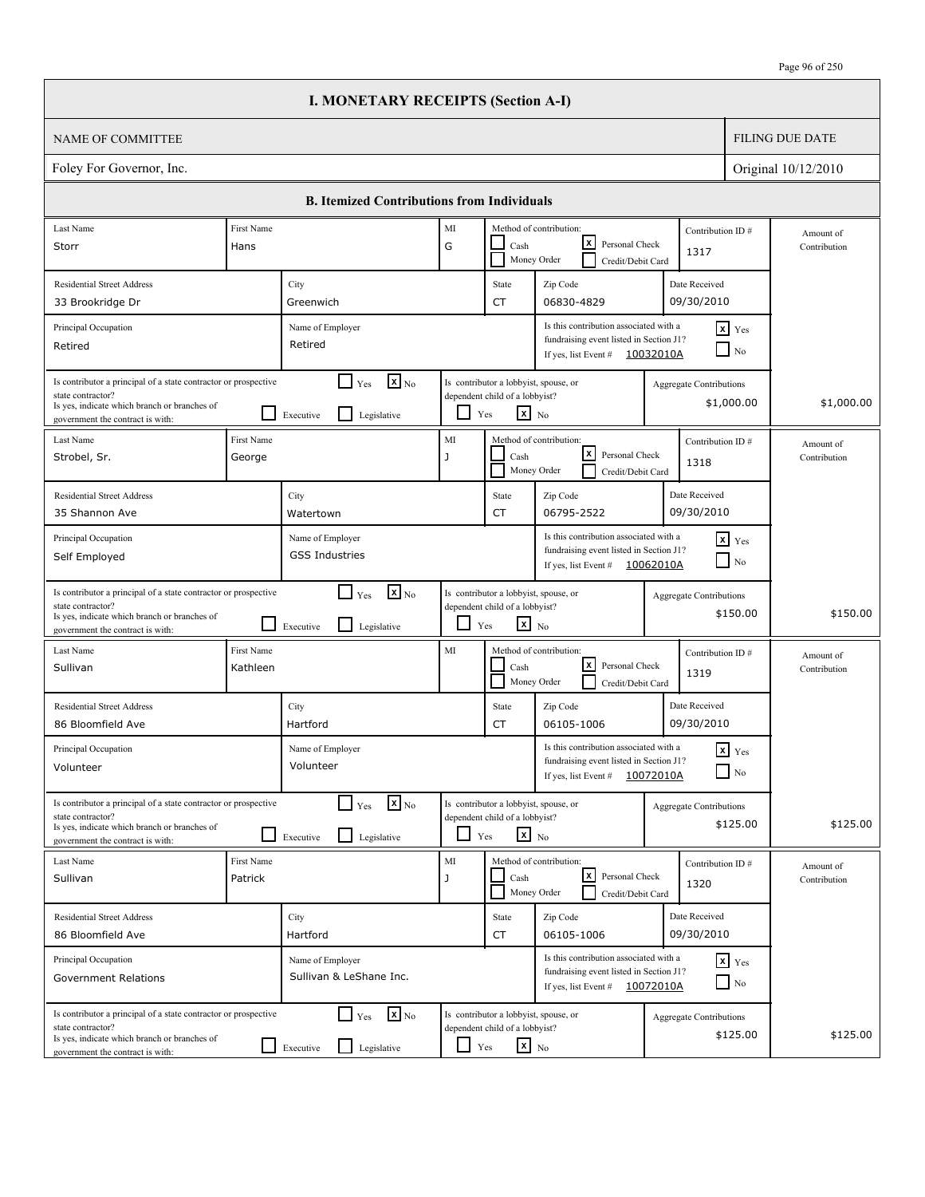# I. MONETARY RECEIPTS (Section A-I)

| NAME OF COMMITTEE | FILING DUE DATE |
|---|---|
| Foley For Governor, Inc. | Original 10/12/2010 |

## B. Itemized Contributions from Individuals

| Last Name | First Name | MI | Method of contribution | Contribution ID # | Amount of Contribution |
|---|---|---|---|---|---|
| Storr | Hans | G | [x] Personal Check | 1317 | |

| Residential Street Address | City | State | Zip Code | Date Received |
|---|---|---|---|---|
| 33 Brookridge Dr | Greenwich | CT | 06830-4829 | 09/30/2010 |

| Principal Occupation | Name of Employer | Is this contribution associated with a fundraising event listed in Section J1? |
|---|---|---|
| Retired | Retired | [x] Yes — If yes, list Event # 10032010A |

| Is contributor a principal of a state contractor or prospective state contractor? | Is contributor a lobbyist, spouse, or dependent child of a lobbyist? | Aggregate Contributions | Amount of Contribution |
|---|---|---|---|
| [x] No | [x] No | $1,000.00 | $1,000.00 |

| Last Name | First Name | MI | Method of contribution | Contribution ID # | Amount of Contribution |
|---|---|---|---|---|---|
| Strobel, Sr. | George | J | [x] Personal Check | 1318 | |

| Residential Street Address | City | State | Zip Code | Date Received |
|---|---|---|---|---|
| 35 Shannon Ave | Watertown | CT | 06795-2522 | 09/30/2010 |

| Principal Occupation | Name of Employer | Is this contribution associated with a fundraising event listed in Section J1? |
|---|---|---|
| Self Employed | GSS Industries | [x] Yes — If yes, list Event # 10062010A |

| Is contributor a principal of a state contractor or prospective state contractor? | Is contributor a lobbyist, spouse, or dependent child of a lobbyist? | Aggregate Contributions | Amount of Contribution |
|---|---|---|---|
| [x] No | [x] No | $150.00 | $150.00 |

| Last Name | First Name | MI | Method of contribution | Contribution ID # | Amount of Contribution |
|---|---|---|---|---|---|
| Sullivan | Kathleen | | [x] Personal Check | 1319 | |

| Residential Street Address | City | State | Zip Code | Date Received |
|---|---|---|---|---|
| 86 Bloomfield Ave | Hartford | CT | 06105-1006 | 09/30/2010 |

| Principal Occupation | Name of Employer | Is this contribution associated with a fundraising event listed in Section J1? |
|---|---|---|
| Volunteer | Volunteer | [x] Yes — If yes, list Event # 10072010A |

| Is contributor a principal of a state contractor or prospective state contractor? | Is contributor a lobbyist, spouse, or dependent child of a lobbyist? | Aggregate Contributions | Amount of Contribution |
|---|---|---|---|
| [x] No | [x] No | $125.00 | $125.00 |

| Last Name | First Name | MI | Method of contribution | Contribution ID # | Amount of Contribution |
|---|---|---|---|---|---|
| Sullivan | Patrick | J | [x] Personal Check | 1320 | |

| Residential Street Address | City | State | Zip Code | Date Received |
|---|---|---|---|---|
| 86 Bloomfield Ave | Hartford | CT | 06105-1006 | 09/30/2010 |

| Principal Occupation | Name of Employer | Is this contribution associated with a fundraising event listed in Section J1? |
|---|---|---|
| Government Relations | Sullivan & LeShane Inc. | [x] Yes — If yes, list Event # 10072010A |

| Is contributor a principal of a state contractor or prospective state contractor? | Is contributor a lobbyist, spouse, or dependent child of a lobbyist? | Aggregate Contributions | Amount of Contribution |
|---|---|---|---|
| [x] No | [x] No | $125.00 | $125.00 |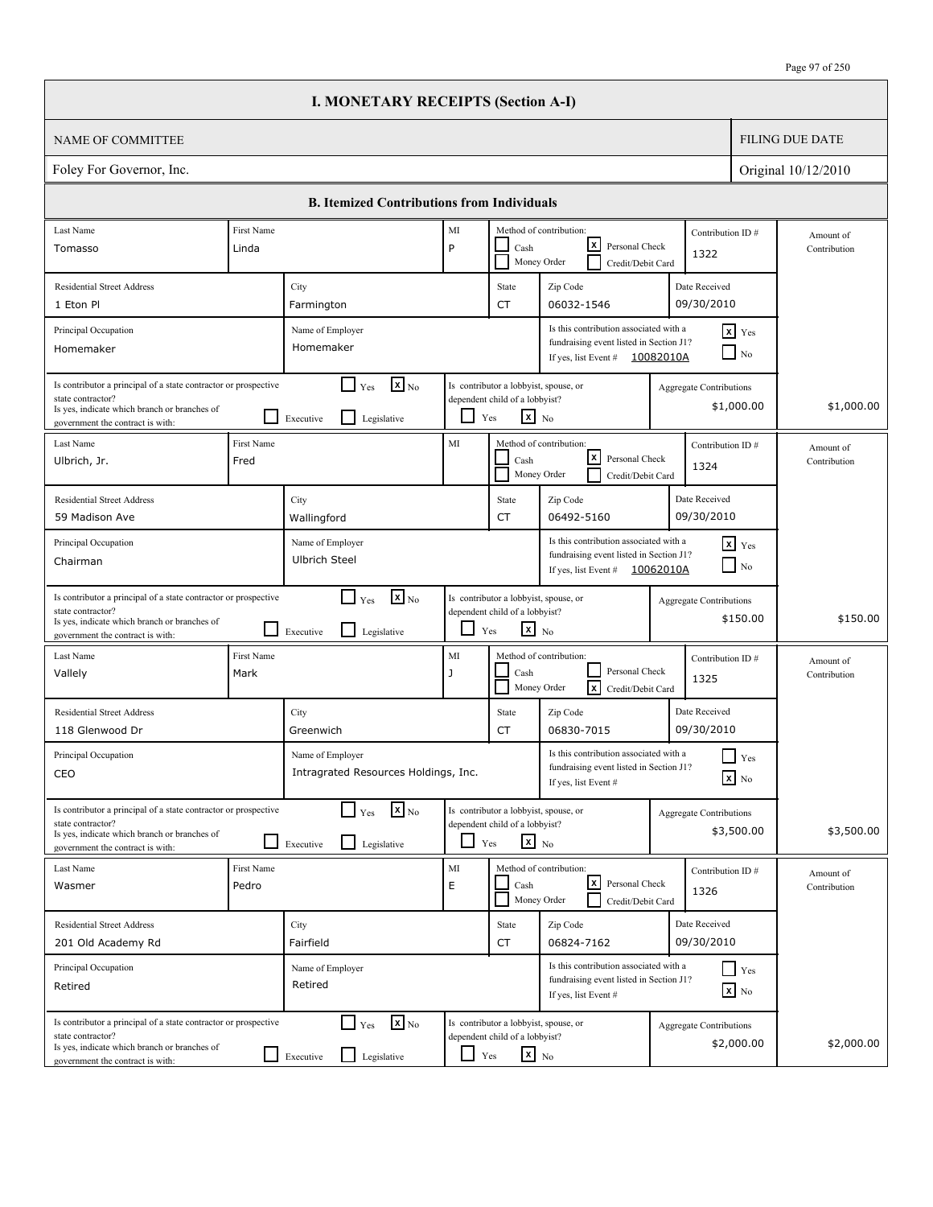# I. MONETARY RECEIPTS (Section A-I)

| NAME OF COMMITTEE | FILING DUE DATE |
|---|---|
| Foley For Governor, Inc. | Original 10/12/2010 |

## B. Itemized Contributions from Individuals

| Last Name | First Name | MI | Method of contribution | Contribution ID # | Residential Street Address | City | State | Zip Code | Date Received | Principal Occupation | Name of Employer | Associated with fundraising event listed in Section J1? | Event # | Is contributor a principal of a state contractor or prospective state contractor? | Branch(es) of government | Is contributor a lobbyist, spouse, or dependent child of a lobbyist? | Aggregate Contributions | Amount of Contribution |
|---|---|---|---|---|---|---|---|---|---|---|---|---|---|---|---|---|---|---|
| Tomasso | Linda | P | Personal Check | 1322 | 1 Eton Pl | Farmington | CT | 06032-1546 | 09/30/2010 | Homemaker | Homemaker | Yes | 10082010A | No | | No | $1,000.00 | $1,000.00 |
| Ulbrich, Jr. | Fred | | Personal Check | 1324 | 59 Madison Ave | Wallingford | CT | 06492-5160 | 09/30/2010 | Chairman | Ulbrich Steel | Yes | 10062010A | No | | No | $150.00 | $150.00 |
| Vallely | Mark | J | Credit/Debit Card | 1325 | 118 Glenwood Dr | Greenwich | CT | 06830-7015 | 09/30/2010 | CEO | Intragrated Resources Holdings, Inc. | No | | No | | No | $3,500.00 | $3,500.00 |
| Wasmer | Pedro | E | Personal Check | 1326 | 201 Old Academy Rd | Fairfield | CT | 06824-7162 | 09/30/2010 | Retired | Retired | No | | No | | No | $2,000.00 | $2,000.00 |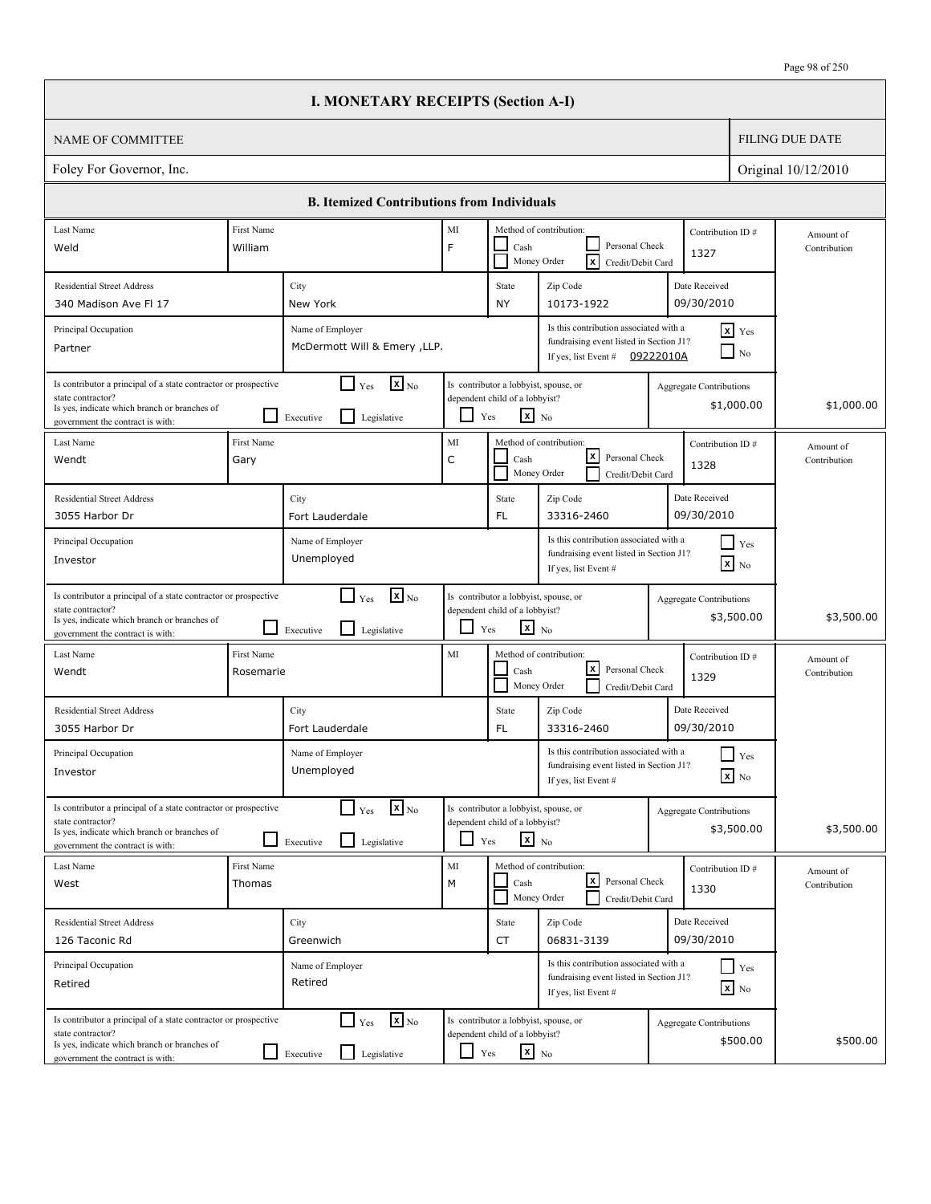# I. MONETARY RECEIPTS (Section A-I)

| NAME OF COMMITTEE | FILING DUE DATE |
|---|---|
| Foley For Governor, Inc. | Original 10/12/2010 |

## B. Itemized Contributions from Individuals

| Last Name | First Name | MI | Method of contribution | Contribution ID # | Residential Street Address | City | State | Zip Code | Date Received | Principal Occupation | Name of Employer | Associated with fundraising event listed in Section J1? | Event # | Principal of a state contractor or prospective state contractor? | Branch(es) of government | Lobbyist, spouse, or dependent child of a lobbyist? | Aggregate Contributions | Amount of Contribution |
|---|---|---|---|---|---|---|---|---|---|---|---|---|---|---|---|---|---|---|
| Weld | William | F | Credit/Debit Card | 1327 | 340 Madison Ave Fl 17 | New York | NY | 10173-1922 | 09/30/2010 | Partner | McDermott Will & Emery ,LLP. | Yes | 09222010A | No | | No | $1,000.00 | $1,000.00 |
| Wendt | Gary | C | Personal Check | 1328 | 3055 Harbor Dr | Fort Lauderdale | FL | 33316-2460 | 09/30/2010 | Investor | Unemployed | No | | No | | No | $3,500.00 | $3,500.00 |
| Wendt | Rosemarie | | Personal Check | 1329 | 3055 Harbor Dr | Fort Lauderdale | FL | 33316-2460 | 09/30/2010 | Investor | Unemployed | No | | No | | No | $3,500.00 | $3,500.00 |
| West | Thomas | M | Personal Check | 1330 | 126 Taconic Rd | Greenwich | CT | 06831-3139 | 09/30/2010 | Retired | Retired | No | | No | | No | $500.00 | $500.00 |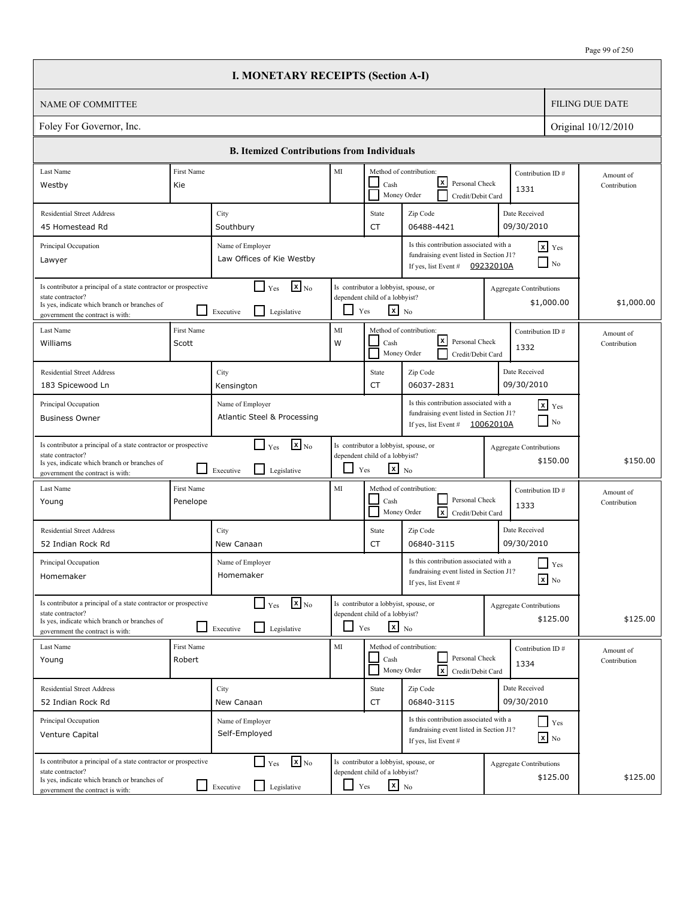# I. MONETARY RECEIPTS (Section A-I)

| NAME OF COMMITTEE | FILING DUE DATE |
|---|---|
| Foley For Governor, Inc. | Original 10/12/2010 |

## B. Itemized Contributions from Individuals

| Last Name | First Name | MI | Method of contribution | Contribution ID # | Residential Street Address | City | State | Zip Code | Date Received | Principal Occupation | Name of Employer | Associated with fundraising event listed in Section J1? | Event # | Principal of a state contractor or prospective state contractor? | Branch | Lobbyist, spouse, or dependent child of a lobbyist? | Aggregate Contributions | Amount of Contribution |
|---|---|---|---|---|---|---|---|---|---|---|---|---|---|---|---|---|---|---|
| Westby | Kie | | Personal Check | 1331 | 45 Homestead Rd | Southbury | CT | 06488-4421 | 09/30/2010 | Lawyer | Law Offices of Kie Westby | Yes | 09232010A | No | | No | $1,000.00 | $1,000.00 |
| Williams | Scott | W | Personal Check | 1332 | 183 Spicewood Ln | Kensington | CT | 06037-2831 | 09/30/2010 | Business Owner | Atlantic Steel & Processing | Yes | 10062010A | No | | No | $150.00 | $150.00 |
| Young | Penelope | | Credit/Debit Card | 1333 | 52 Indian Rock Rd | New Canaan | CT | 06840-3115 | 09/30/2010 | Homemaker | Homemaker | No | | No | | No | $125.00 | $125.00 |
| Young | Robert | | Credit/Debit Card | 1334 | 52 Indian Rock Rd | New Canaan | CT | 06840-3115 | 09/30/2010 | Venture Capital | Self-Employed | No | | No | | No | $125.00 | $125.00 |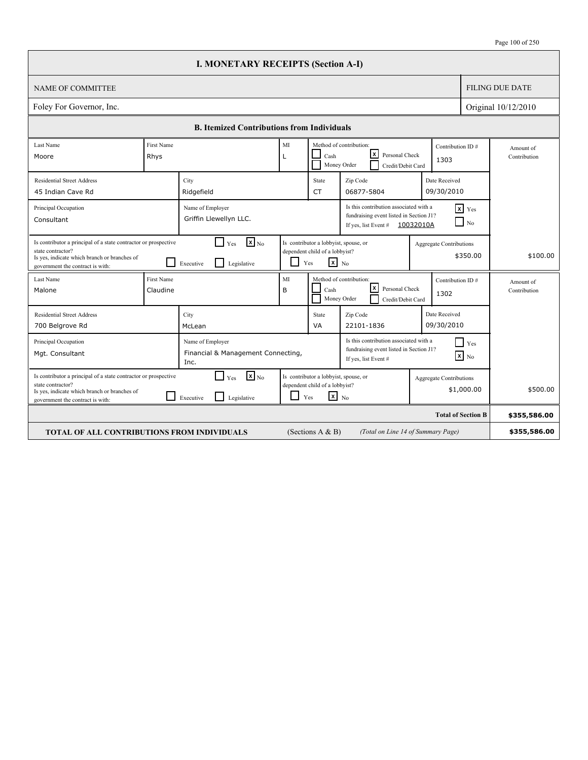# I. MONETARY RECEIPTS (Section A-I)

| NAME OF COMMITTEE | FILING DUE DATE |
|---|---|
| Foley For Governor, Inc. | Original 10/12/2010 |

## B. Itemized Contributions from Individuals

| Last Name | First Name | MI | Method of contribution | Contribution ID # | Amount of Contribution |
|---|---|---|---|---|---|
| Moore | Rhys | L | [ ] Cash [ ] Money Order [x] Personal Check [ ] Credit/Debit Card | 1303 | |

| Residential Street Address | City | State | Zip Code | Date Received |
|---|---|---|---|---|
| 45 Indian Cave Rd | Ridgefield | CT | 06877-5804 | 09/30/2010 |

| Principal Occupation | Name of Employer | Is this contribution associated with a fundraising event listed in Section J1? If yes, list Event # |
|---|---|---|
| Consultant | Griffin Llewellyn LLC. | [x] Yes [ ] No — 10032010A |

| Is contributor a principal of a state contractor or prospective state contractor? Is yes, indicate which branch or branches of government the contract is with: | Is contributor a lobbyist, spouse, or dependent child of a lobbyist? | Aggregate Contributions | Amount of Contribution |
|---|---|---|---|
| [ ] Yes [x] No; [ ] Executive [ ] Legislative | [ ] Yes [x] No | $350.00 | $100.00 |

| Last Name | First Name | MI | Method of contribution | Contribution ID # | Amount of Contribution |
|---|---|---|---|---|---|
| Malone | Claudine | B | [ ] Cash [ ] Money Order [x] Personal Check [ ] Credit/Debit Card | 1302 | |

| Residential Street Address | City | State | Zip Code | Date Received |
|---|---|---|---|---|
| 700 Belgrove Rd | McLean | VA | 22101-1836 | 09/30/2010 |

| Principal Occupation | Name of Employer | Is this contribution associated with a fundraising event listed in Section J1? If yes, list Event # |
|---|---|---|
| Mgt. Consultant | Financial & Management Connecting, Inc. | [ ] Yes [x] No |

| Is contributor a principal of a state contractor or prospective state contractor? Is yes, indicate which branch or branches of government the contract is with: | Is contributor a lobbyist, spouse, or dependent child of a lobbyist? | Aggregate Contributions | Amount of Contribution |
|---|---|---|---|
| [ ] Yes [x] No; [ ] Executive [ ] Legislative | [ ] Yes [x] No | $1,000.00 | $500.00 |

| | |
|---|---|
| **Total of Section B** | **$355,586.00** |
| **TOTAL OF ALL CONTRIBUTIONS FROM INDIVIDUALS** (Sections A & B) *(Total on Line 14 of Summary Page)* | **$355,586.00** |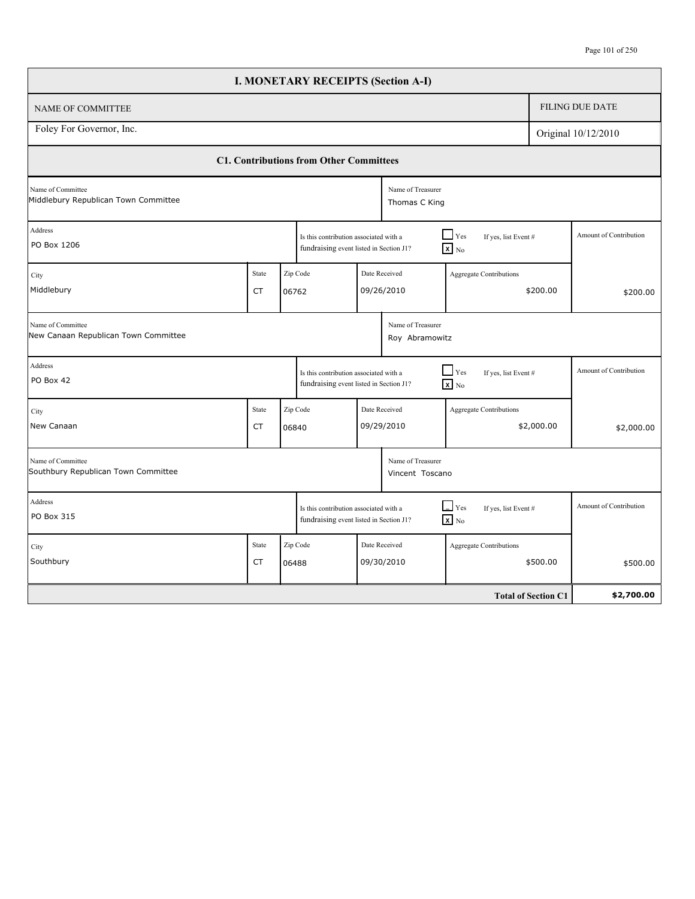# I. MONETARY RECEIPTS (Section A-I)

| NAME OF COMMITTEE | FILING DUE DATE |
|---|---|
| Foley For Governor, Inc. | Original 10/12/2010 |

## C1. Contributions from Other Committees

| Name of Committee | Name of Treasurer | Address | City | State | Zip Code | Is this contribution associated with a fundraising event listed in Section J1? | If yes, list Event # | Date Received | Aggregate Contributions | Amount of Contribution |
|---|---|---|---|---|---|---|---|---|---|---|
| Middlebury Republican Town Committee | Thomas C King | PO Box 1206 | Middlebury | CT | 06762 | No | | 09/26/2010 | $200.00 | $200.00 |
| New Canaan Republican Town Committee | Roy Abramowitz | PO Box 42 | New Canaan | CT | 06840 | No | | 09/29/2010 | $2,000.00 | $2,000.00 |
| Southbury Republican Town Committee | Vincent Toscano | PO Box 315 | Southbury | CT | 06488 | No | | 09/30/2010 | $500.00 | $500.00 |
| | | | | | | | | | **Total of Section C1** | **$2,700.00** |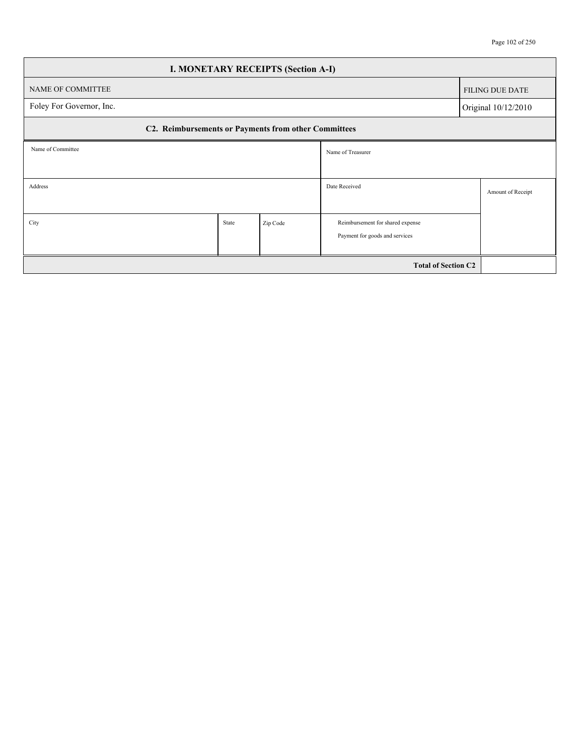# I. MONETARY RECEIPTS (Section A-I)

| NAME OF COMMITTEE | FILING DUE DATE |
| --- | --- |
| Foley For Governor, Inc. | Original 10/12/2010 |

## C2. Reimbursements or Payments from other Committees

| Name of Committee | | | Name of Treasurer | |
| --- | --- | --- | --- | --- |
| Address | | | Date Received | Amount of Receipt |
| City | State | Zip Code | Reimbursement for shared expense<br>Payment for goods and services | |
| | | | **Total of Section C2** | |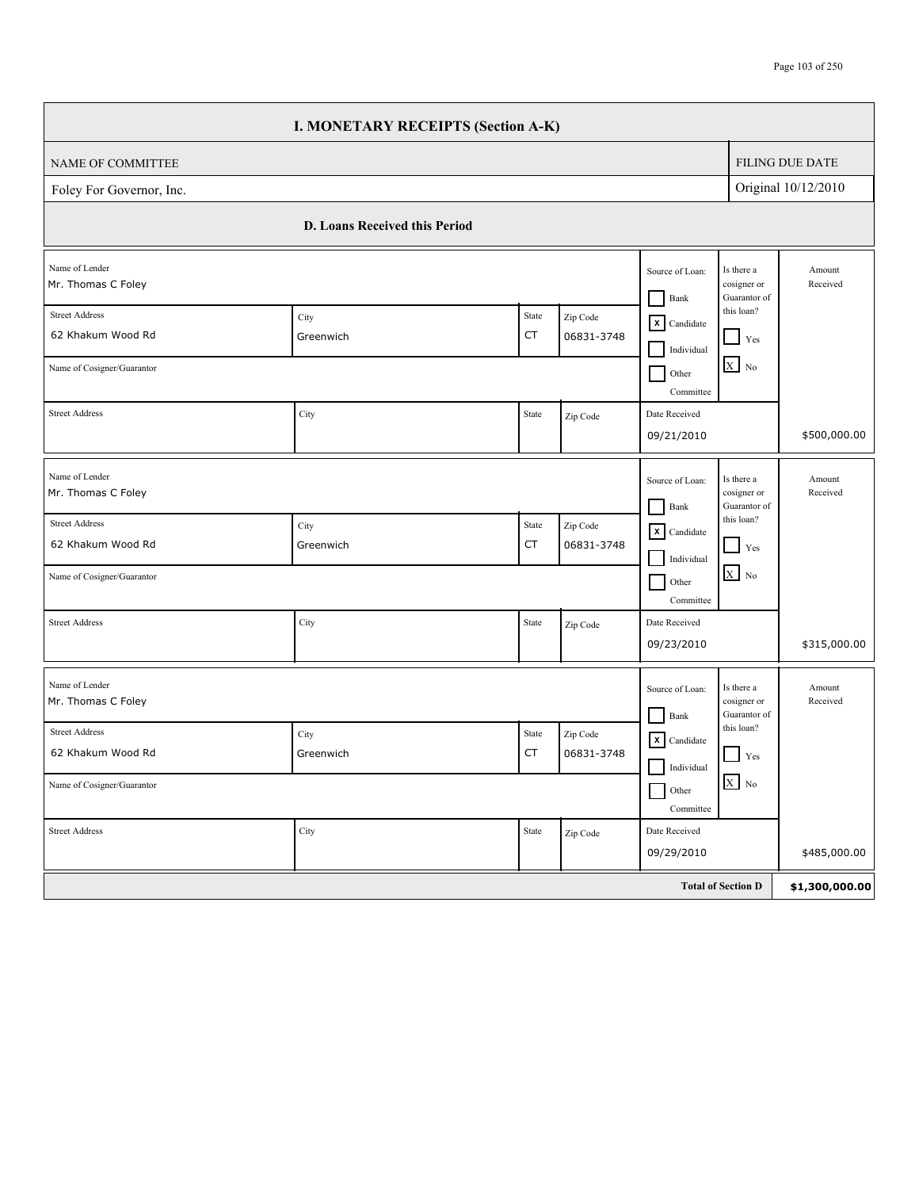## I. MONETARY RECEIPTS (Section A-K)

| NAME OF COMMITTEE | FILING DUE DATE |
|---|---|
| Foley For Governor, Inc. | Original 10/12/2010 |

### D. Loans Received this Period

| Name of Lender | Street Address | City | State | Zip Code | Name of Cosigner/Guarantor | Cosigner Street Address | Cosigner City | Cosigner State | Cosigner Zip Code | Source of Loan | Is there a cosigner or Guarantor of this loan? | Date Received | Amount Received |
|---|---|---|---|---|---|---|---|---|---|---|---|---|---|
| Mr. Thomas C Foley | 62 Khakum Wood Rd | Greenwich | CT | 06831-3748 | | | | | | [x] Candidate | [X] No | 09/21/2010 | $500,000.00 |
| Mr. Thomas C Foley | 62 Khakum Wood Rd | Greenwich | CT | 06831-3748 | | | | | | [x] Candidate | [X] No | 09/23/2010 | $315,000.00 |
| Mr. Thomas C Foley | 62 Khakum Wood Rd | Greenwich | CT | 06831-3748 | | | | | | [x] Candidate | [X] No | 09/29/2010 | $485,000.00 |

| **Total of Section D** | **$1,300,000.00** |
|---|---|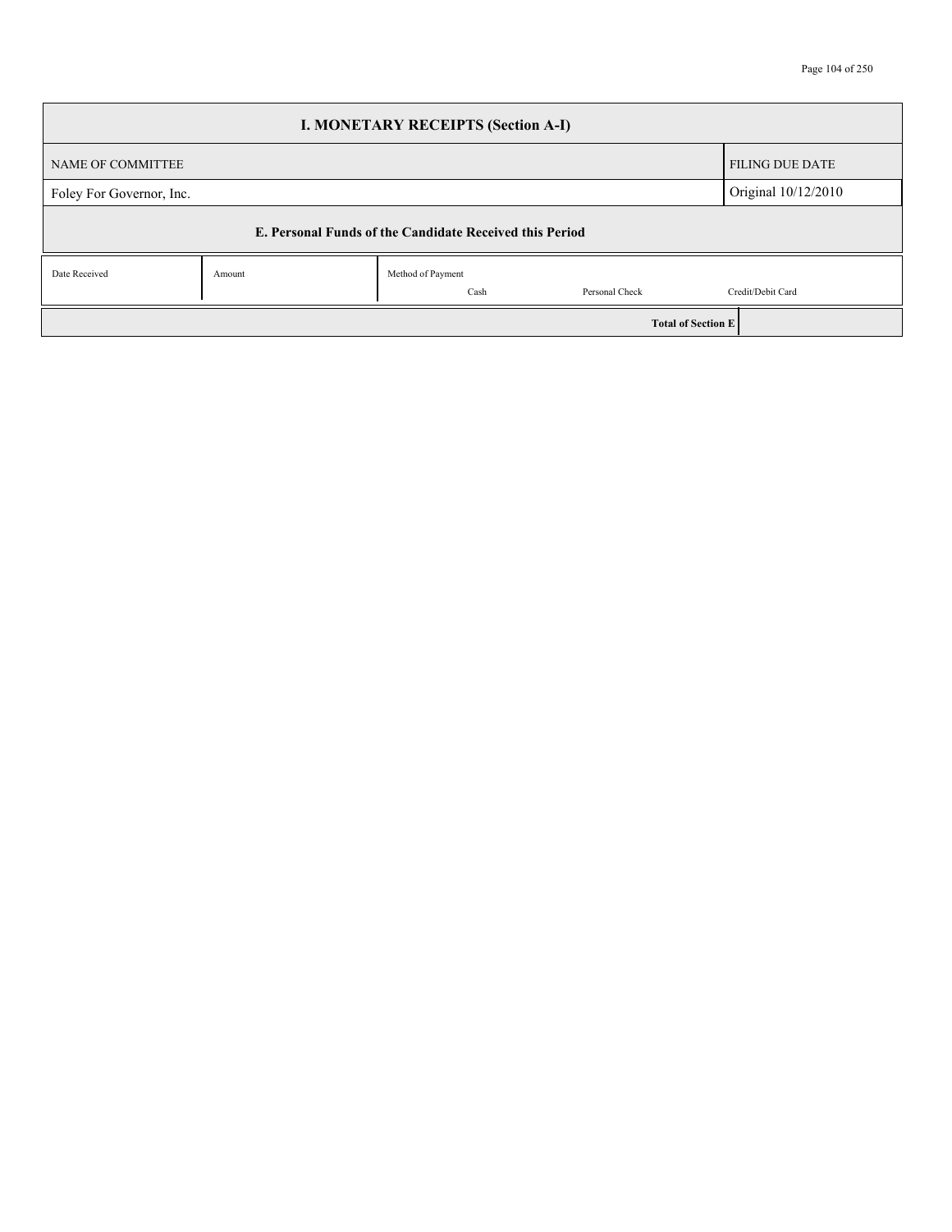## I. MONETARY RECEIPTS (Section A-I)

| NAME OF COMMITTEE | FILING DUE DATE |
|---|---|
| Foley For Governor, Inc. | Original 10/12/2010 |

### E. Personal Funds of the Candidate Received this Period

| Date Received | Amount | Method of Payment: Cash | Personal Check | Credit/Debit Card |
|---|---|---|---|---|
| | | | | |

| Total of Section E | |
|---|---|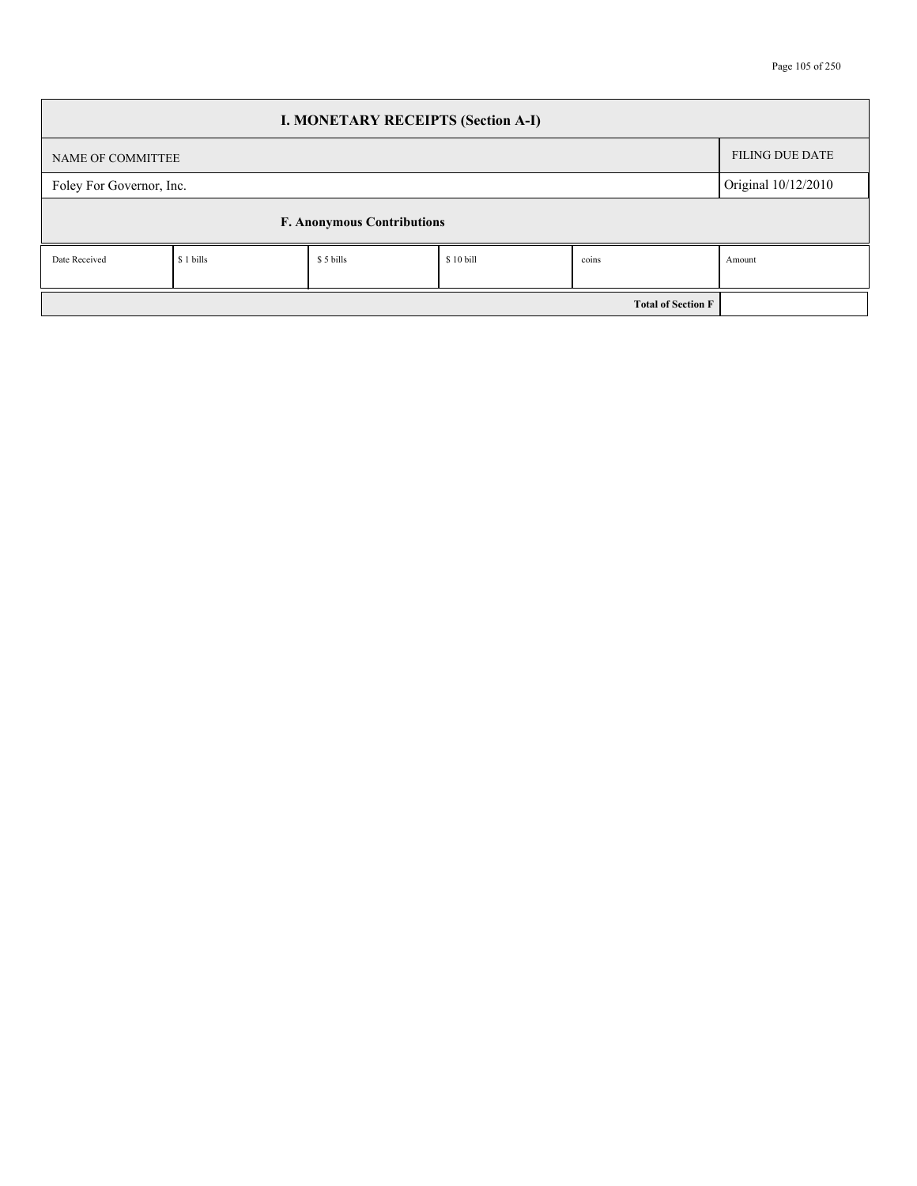## I. MONETARY RECEIPTS (Section A-I)

| NAME OF COMMITTEE | FILING DUE DATE |
|---|---|
| Foley For Governor, Inc. | Original 10/12/2010 |

### F. Anonymous Contributions

| Date Received | $ 1 bills | $ 5 bills | $ 10 bill | coins | Amount |
|---|---|---|---|---|---|
| | | | | **Total of Section F** | |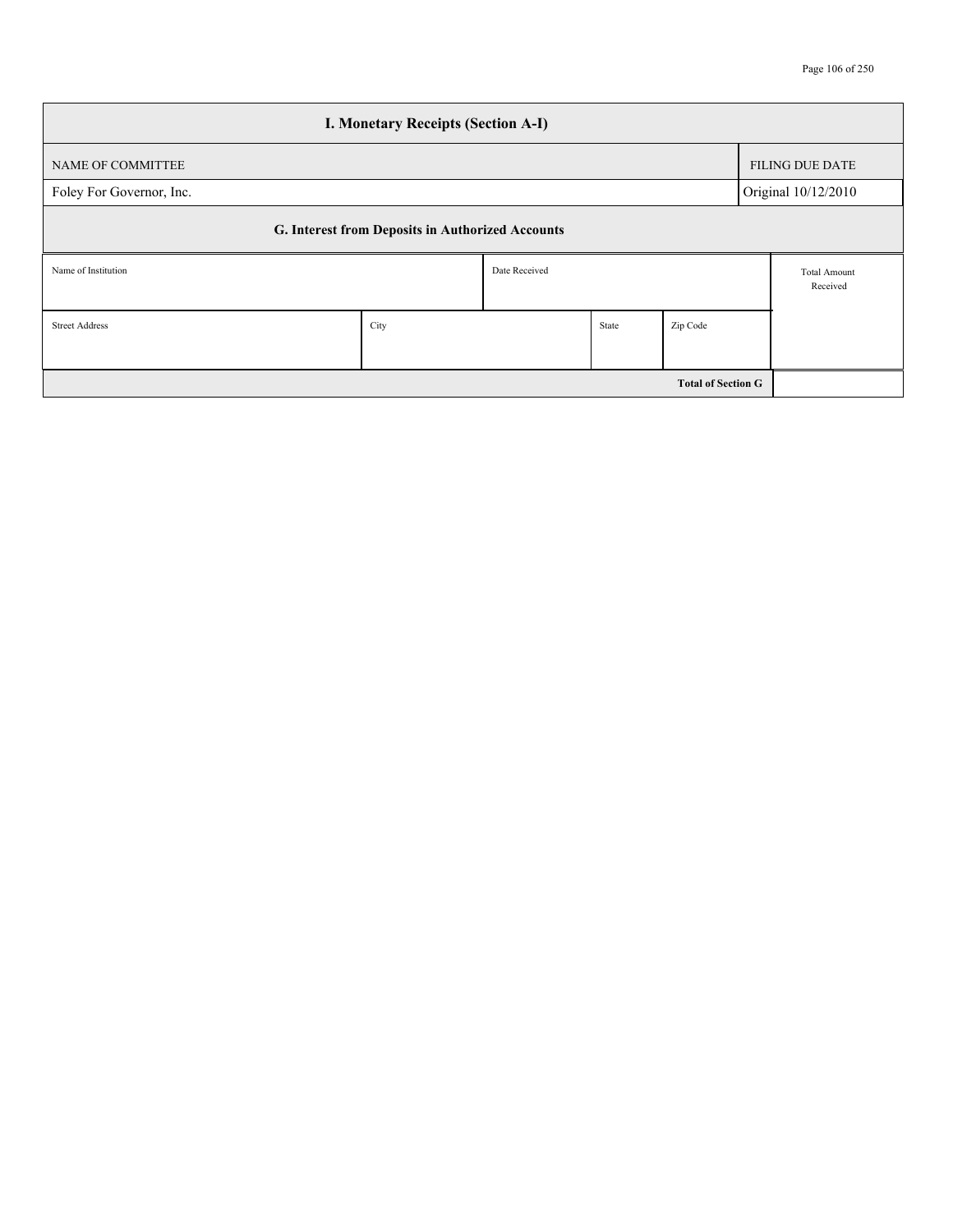## I. Monetary Receipts (Section A-I)

| NAME OF COMMITTEE | FILING DUE DATE |
|---|---|
| Foley For Governor, Inc. | Original 10/12/2010 |

### G. Interest from Deposits in Authorized Accounts

| Name of Institution | | Date Received | | | Total Amount Received |
|---|---|---|---|---|---|
| Street Address | City | | State | Zip Code | |
| | | | | **Total of Section G** | |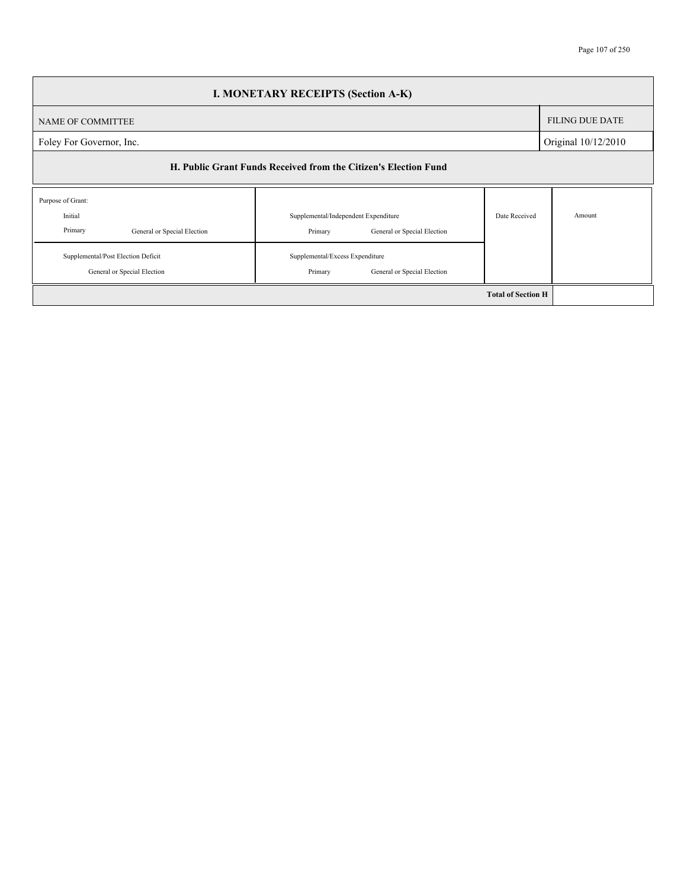## I. MONETARY RECEIPTS (Section A-K)

| NAME OF COMMITTEE | FILING DUE DATE |
|---|---|
| Foley For Governor, Inc. | Original 10/12/2010 |

### H. Public Grant Funds Received from the Citizen's Election Fund

| Purpose of Grant: | | Date Received | Amount |
|---|---|---|---|
| Initial<br>Primary General or Special Election | Supplemental/Independent Expenditure<br>Primary General or Special Election | | |
| Supplemental/Post Election Deficit<br>General or Special Election | Supplemental/Excess Expenditure<br>Primary General or Special Election | | |
| | | **Total of Section H** | |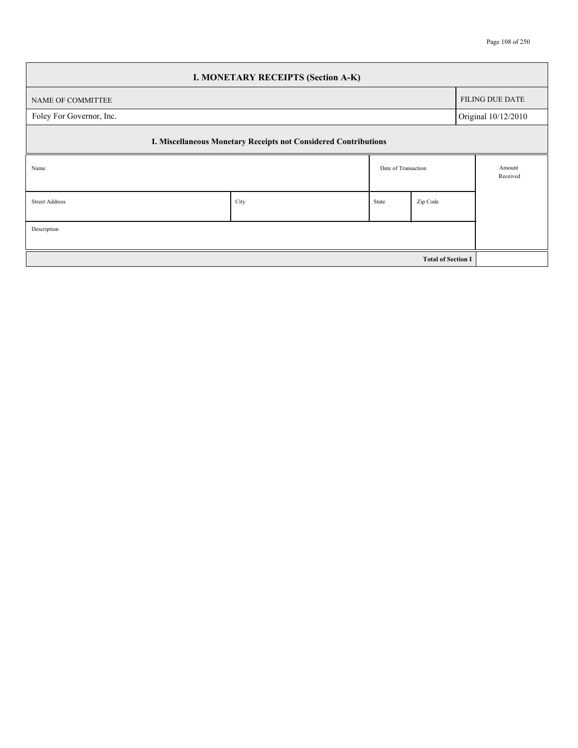## I. MONETARY RECEIPTS (Section A-K)

| NAME OF COMMITTEE | FILING DUE DATE |
|---|---|
| Foley For Governor, Inc. | Original 10/12/2010 |

### I. Miscellaneous Monetary Receipts not Considered Contributions

| Name | | Date of Transaction | | Amount Received |
|---|---|---|---|---|
| Street Address | City | State | Zip Code | |
| Description | | | | |
| | | | **Total of Section I** | |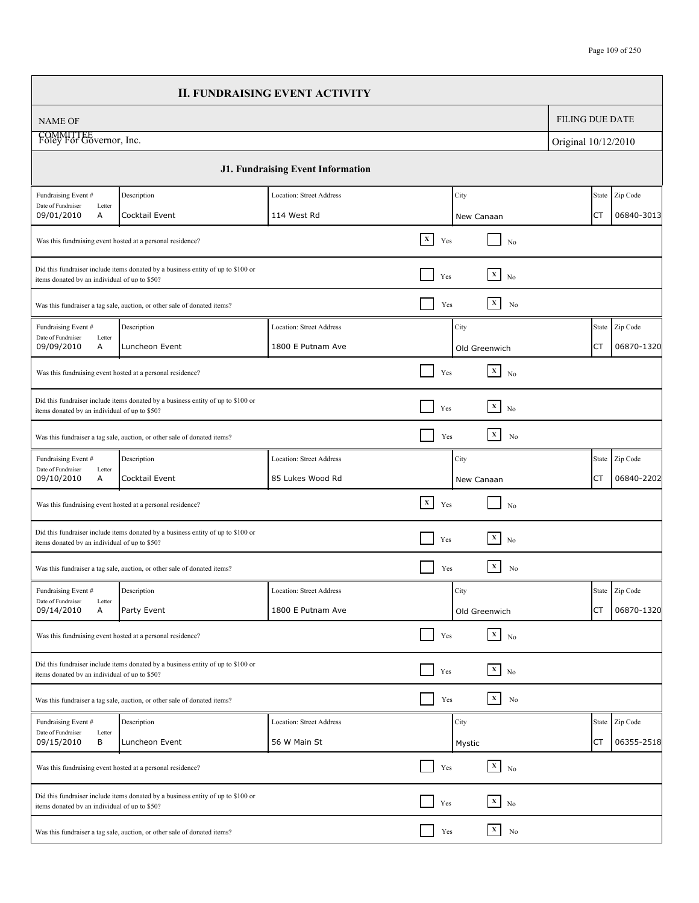## II. FUNDRAISING EVENT ACTIVITY

| NAME OF COMMITTEE | FILING DUE DATE |
|---|---|
| Foley For Governor, Inc. | Original 10/12/2010 |

### J1. Fundraising Event Information

| Fundraising Event # Date of Fundraiser | Letter | Description | Location: Street Address | City | State | Zip Code |
|---|---|---|---|---|---|---|
| 09/01/2010 | A | Cocktail Event | 114 West Rd | New Canaan | CT | 06840-3013 |

| Question | Yes | No |
|---|---|---|
| Was this fundraising event hosted at a personal residence? | X | |
| Did this fundraiser include items donated by a business entity of up to $100 or items donated by an individual of up to $50? | | X |
| Was this fundraiser a tag sale, auction, or other sale of donated items? | | X |

| Fundraising Event # Date of Fundraiser | Letter | Description | Location: Street Address | City | State | Zip Code |
|---|---|---|---|---|---|---|
| 09/09/2010 | A | Luncheon Event | 1800 E Putnam Ave | Old Greenwich | CT | 06870-1320 |

| Question | Yes | No |
|---|---|---|
| Was this fundraising event hosted at a personal residence? | | X |
| Did this fundraiser include items donated by a business entity of up to $100 or items donated by an individual of up to $50? | | X |
| Was this fundraiser a tag sale, auction, or other sale of donated items? | | X |

| Fundraising Event # Date of Fundraiser | Letter | Description | Location: Street Address | City | State | Zip Code |
|---|---|---|---|---|---|---|
| 09/10/2010 | A | Cocktail Event | 85 Lukes Wood Rd | New Canaan | CT | 06840-2202 |

| Question | Yes | No |
|---|---|---|
| Was this fundraising event hosted at a personal residence? | X | |
| Did this fundraiser include items donated by a business entity of up to $100 or items donated by an individual of up to $50? | | X |
| Was this fundraiser a tag sale, auction, or other sale of donated items? | | X |

| Fundraising Event # Date of Fundraiser | Letter | Description | Location: Street Address | City | State | Zip Code |
|---|---|---|---|---|---|---|
| 09/14/2010 | A | Party Event | 1800 E Putnam Ave | Old Greenwich | CT | 06870-1320 |

| Question | Yes | No |
|---|---|---|
| Was this fundraising event hosted at a personal residence? | | X |
| Did this fundraiser include items donated by a business entity of up to $100 or items donated by an individual of up to $50? | | X |
| Was this fundraiser a tag sale, auction, or other sale of donated items? | | X |

| Fundraising Event # Date of Fundraiser | Letter | Description | Location: Street Address | City | State | Zip Code |
|---|---|---|---|---|---|---|
| 09/15/2010 | B | Luncheon Event | 56 W Main St | Mystic | CT | 06355-2518 |

| Question | Yes | No |
|---|---|---|
| Was this fundraising event hosted at a personal residence? | | X |
| Did this fundraiser include items donated by a business entity of up to $100 or items donated by an individual of up to $50? | | X |
| Was this fundraiser a tag sale, auction, or other sale of donated items? | | X |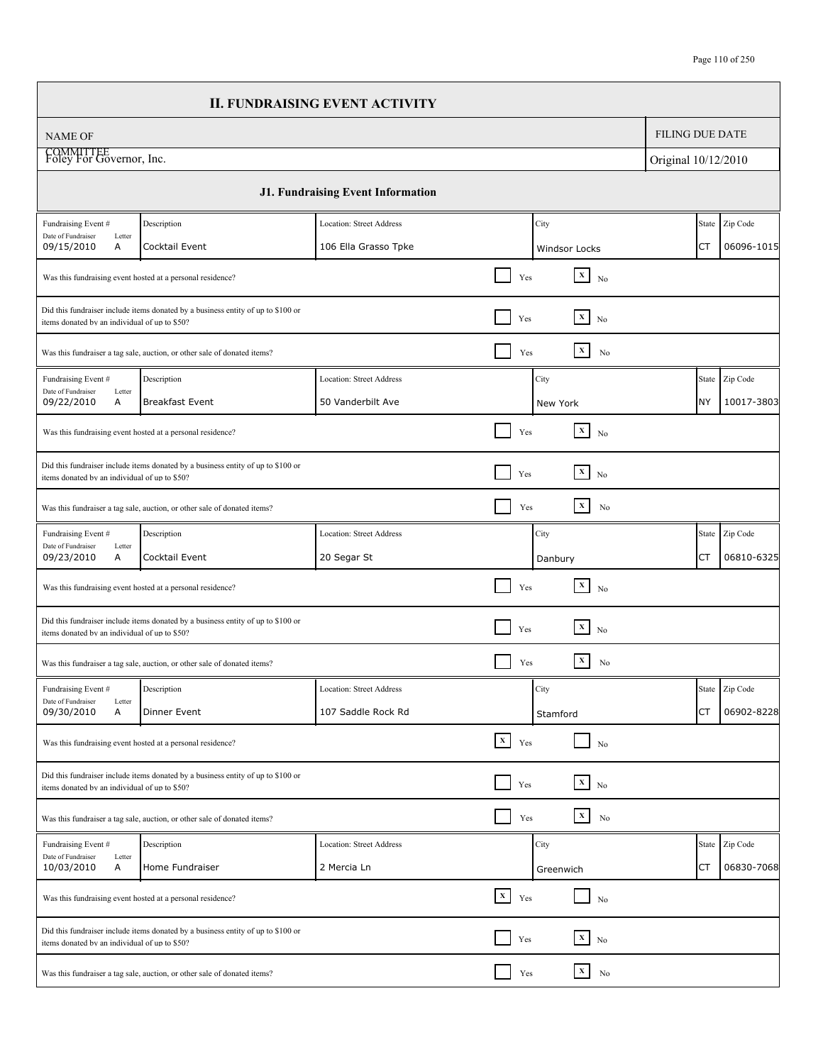## II. FUNDRAISING EVENT ACTIVITY

| NAME OF COMMITTEE | FILING DUE DATE |
|---|---|
| Foley For Governor, Inc. | Original 10/12/2010 |

### J1. Fundraising Event Information

| Fundraising Event # / Date of Fundraiser | Letter | Description | Location: Street Address | City | State | Zip Code |
|---|---|---|---|---|---|---|
| 09/15/2010 | A | Cocktail Event | 106 Ella Grasso Tpke | Windsor Locks | CT | 06096-1015 |

| Question | Yes | No |
|---|---|---|
| Was this fundraising event hosted at a personal residence? | | X |
| Did this fundraiser include items donated by a business entity of up to $100 or items donated by an individual of up to $50? | | X |
| Was this fundraiser a tag sale, auction, or other sale of donated items? | | X |

| Fundraising Event # / Date of Fundraiser | Letter | Description | Location: Street Address | City | State | Zip Code |
|---|---|---|---|---|---|---|
| 09/22/2010 | A | Breakfast Event | 50 Vanderbilt Ave | New York | NY | 10017-3803 |

| Question | Yes | No |
|---|---|---|
| Was this fundraising event hosted at a personal residence? | | X |
| Did this fundraiser include items donated by a business entity of up to $100 or items donated by an individual of up to $50? | | X |
| Was this fundraiser a tag sale, auction, or other sale of donated items? | | X |

| Fundraising Event # / Date of Fundraiser | Letter | Description | Location: Street Address | City | State | Zip Code |
|---|---|---|---|---|---|---|
| 09/23/2010 | A | Cocktail Event | 20 Segar St | Danbury | CT | 06810-6325 |

| Question | Yes | No |
|---|---|---|
| Was this fundraising event hosted at a personal residence? | | X |
| Did this fundraiser include items donated by a business entity of up to $100 or items donated by an individual of up to $50? | | X |
| Was this fundraiser a tag sale, auction, or other sale of donated items? | | X |

| Fundraising Event # / Date of Fundraiser | Letter | Description | Location: Street Address | City | State | Zip Code |
|---|---|---|---|---|---|---|
| 09/30/2010 | A | Dinner Event | 107 Saddle Rock Rd | Stamford | CT | 06902-8228 |

| Question | Yes | No |
|---|---|---|
| Was this fundraising event hosted at a personal residence? | X | |
| Did this fundraiser include items donated by a business entity of up to $100 or items donated by an individual of up to $50? | | X |
| Was this fundraiser a tag sale, auction, or other sale of donated items? | | X |

| Fundraising Event # / Date of Fundraiser | Letter | Description | Location: Street Address | City | State | Zip Code |
|---|---|---|---|---|---|---|
| 10/03/2010 | A | Home Fundraiser | 2 Mercia Ln | Greenwich | CT | 06830-7068 |

| Question | Yes | No |
|---|---|---|
| Was this fundraising event hosted at a personal residence? | X | |
| Did this fundraiser include items donated by a business entity of up to $100 or items donated by an individual of up to $50? | | X |
| Was this fundraiser a tag sale, auction, or other sale of donated items? | | X |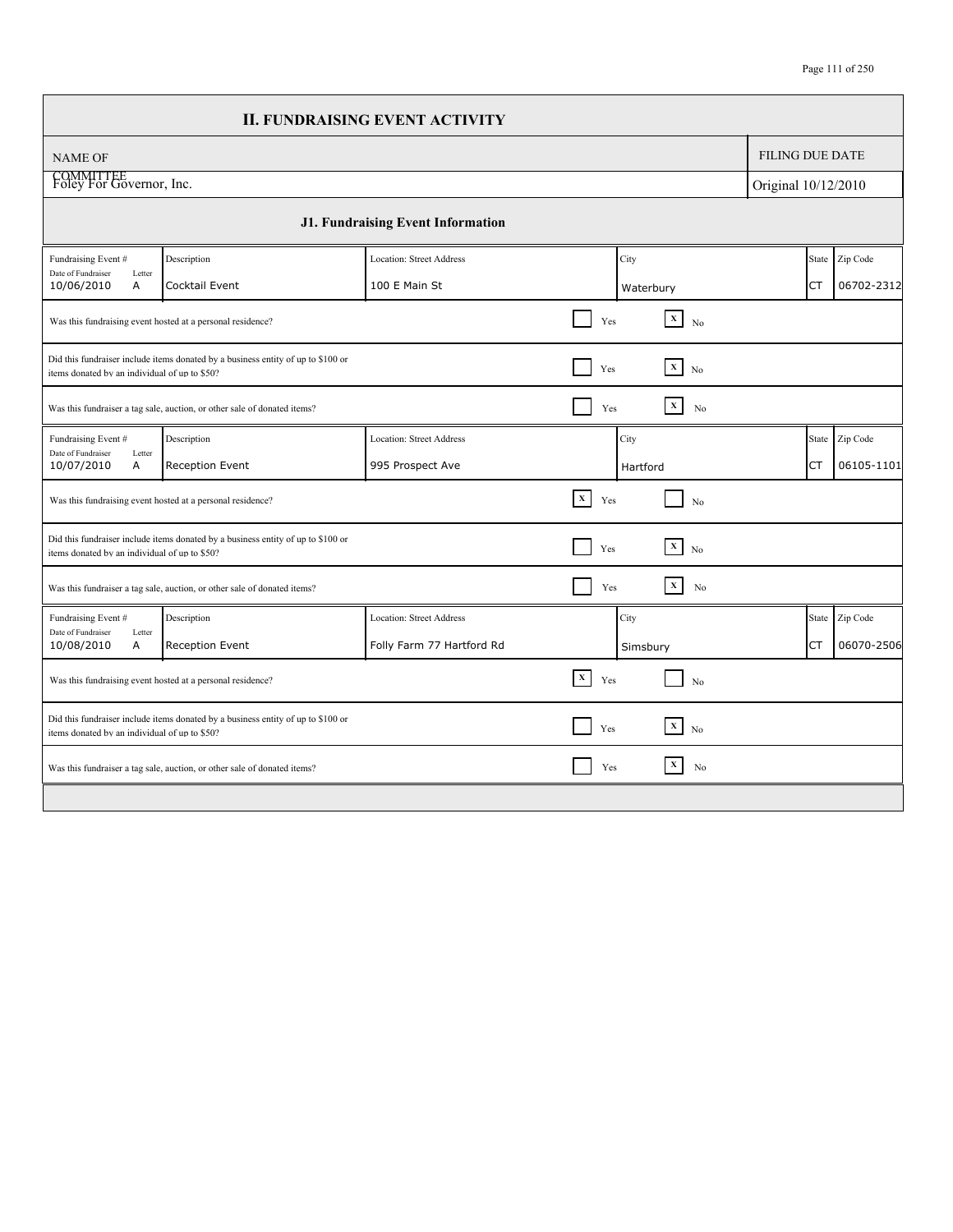## II. FUNDRAISING EVENT ACTIVITY

| NAME OF COMMITTEE | FILING DUE DATE |
|---|---|
| Foley For Governor, Inc. | Original 10/12/2010 |

### J1. Fundraising Event Information

| Fundraising Event # / Date of Fundraiser | Letter | Description | Location: Street Address | City | State | Zip Code |
|---|---|---|---|---|---|---|
| 10/06/2010 | A | Cocktail Event | 100 E Main St | Waterbury | CT | 06702-2312 |

| Question | Yes | No |
|---|---|---|
| Was this fundraising event hosted at a personal residence? | | X |
| Did this fundraiser include items donated by a business entity of up to $100 or items donated by an individual of up to $50? | | X |
| Was this fundraiser a tag sale, auction, or other sale of donated items? | | X |

| Fundraising Event # / Date of Fundraiser | Letter | Description | Location: Street Address | City | State | Zip Code |
|---|---|---|---|---|---|---|
| 10/07/2010 | A | Reception Event | 995 Prospect Ave | Hartford | CT | 06105-1101 |

| Question | Yes | No |
|---|---|---|
| Was this fundraising event hosted at a personal residence? | X | |
| Did this fundraiser include items donated by a business entity of up to $100 or items donated by an individual of up to $50? | | X |
| Was this fundraiser a tag sale, auction, or other sale of donated items? | | X |

| Fundraising Event # / Date of Fundraiser | Letter | Description | Location: Street Address | City | State | Zip Code |
|---|---|---|---|---|---|---|
| 10/08/2010 | A | Reception Event | Folly Farm 77 Hartford Rd | Simsbury | CT | 06070-2506 |

| Question | Yes | No |
|---|---|---|
| Was this fundraising event hosted at a personal residence? | X | |
| Did this fundraiser include items donated by a business entity of up to $100 or items donated by an individual of up to $50? | | X |
| Was this fundraiser a tag sale, auction, or other sale of donated items? | | X |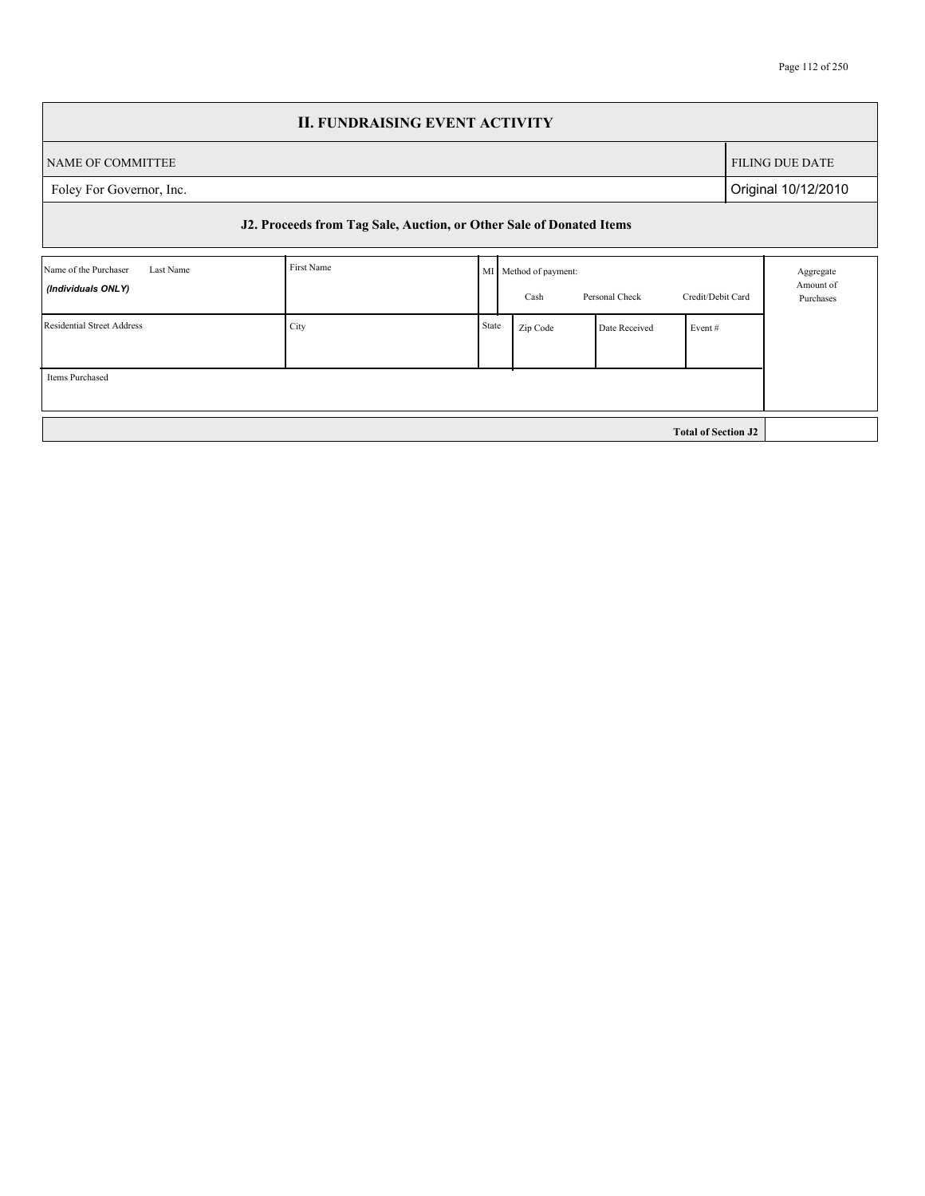# II. FUNDRAISING EVENT ACTIVITY

| NAME OF COMMITTEE | FILING DUE DATE |
|---|---|
| Foley For Governor, Inc. | Original 10/12/2010 |

## J2. Proceeds from Tag Sale, Auction, or Other Sale of Donated Items

| Name of the Purchaser Last Name *(Individuals ONLY)* | First Name | MI | Method of payment: Cash | Personal Check | Credit/Debit Card | Aggregate Amount of Purchases |
|---|---|---|---|---|---|---|
| Residential Street Address | City | State | Zip Code | Date Received | Event # | |
| Items Purchased | | | | | | |

| **Total of Section J2** | |
|---|---|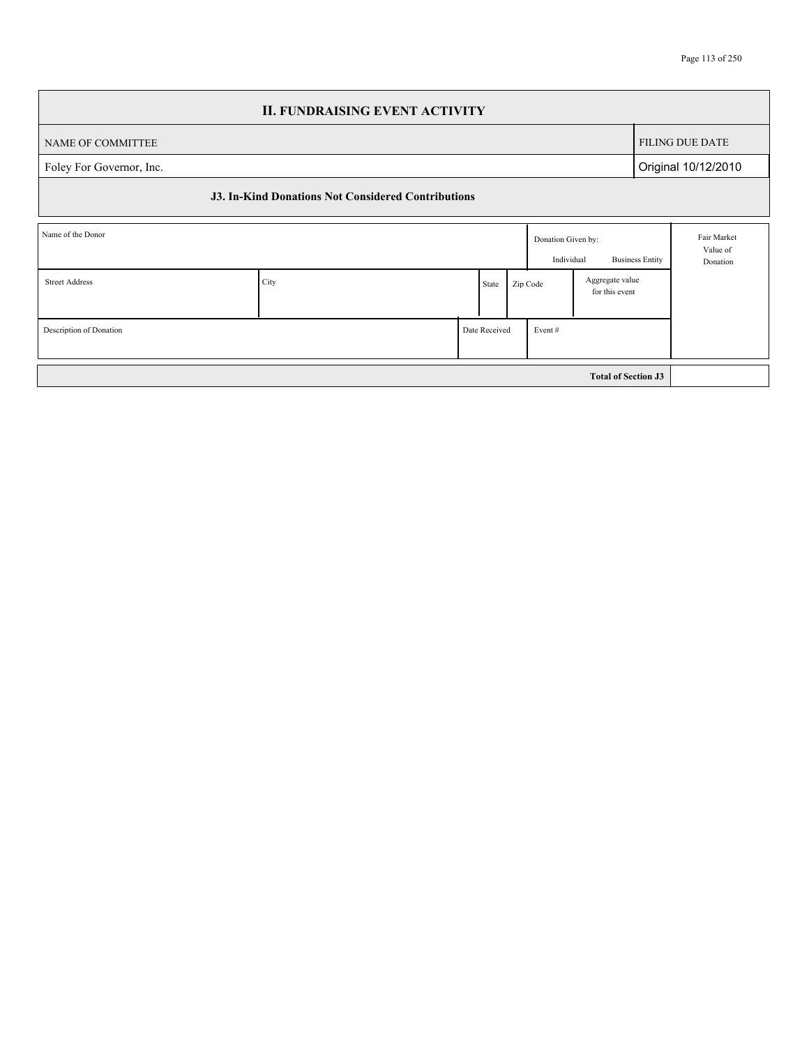## II. FUNDRAISING EVENT ACTIVITY

| NAME OF COMMITTEE | FILING DUE DATE |
|---|---|
| Foley For Governor, Inc. | Original 10/12/2010 |

### J3. In-Kind Donations Not Considered Contributions

| Name of the Donor | | | | Donation Given by: Individual / Business Entity | | Fair Market Value of Donation |
|---|---|---|---|---|---|---|
| Street Address | City | State | Zip Code | | Aggregate value for this event | |
| Description of Donation | | Date Received | | Event # | | |

| | |
|---|---|
| **Total of Section J3** | |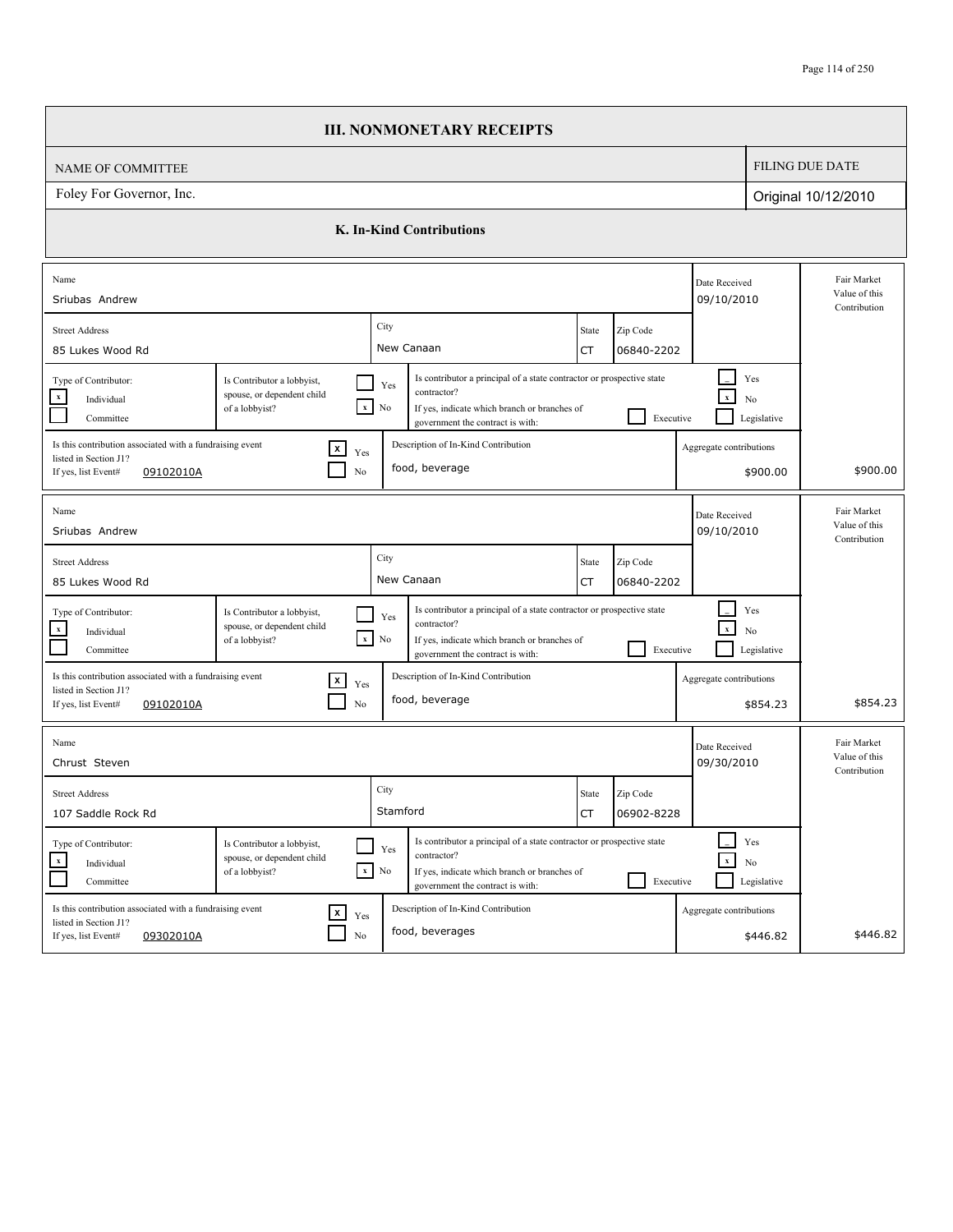# III. NONMONETARY RECEIPTS

| NAME OF COMMITTEE | FILING DUE DATE |
|---|---|
| Foley For Governor, Inc. | Original 10/12/2010 |

## K. In-Kind Contributions

| Name | Street Address | City | State | Zip Code | Date Received | Type of Contributor | Is Contributor a lobbyist, spouse, or dependent child of a lobbyist? | Is contributor a principal of a state contractor or prospective state contractor? | Branch | Associated with a fundraising event listed in Section J1? | Event# | Description of In-Kind Contribution | Aggregate contributions | Fair Market Value of this Contribution |
|---|---|---|---|---|---|---|---|---|---|---|---|---|---|---|
| Sriubas Andrew | 85 Lukes Wood Rd | New Canaan | CT | 06840-2202 | 09/10/2010 | Individual | No | No | | Yes | 09102010A | food, beverage | $900.00 | $900.00 |
| Sriubas Andrew | 85 Lukes Wood Rd | New Canaan | CT | 06840-2202 | 09/10/2010 | Individual | No | No | | Yes | 09102010A | food, beverage | $854.23 | $854.23 |
| Chrust Steven | 107 Saddle Rock Rd | Stamford | CT | 06902-8228 | 09/30/2010 | Individual | No | No | | Yes | 09302010A | food, beverages | $446.82 | $446.82 |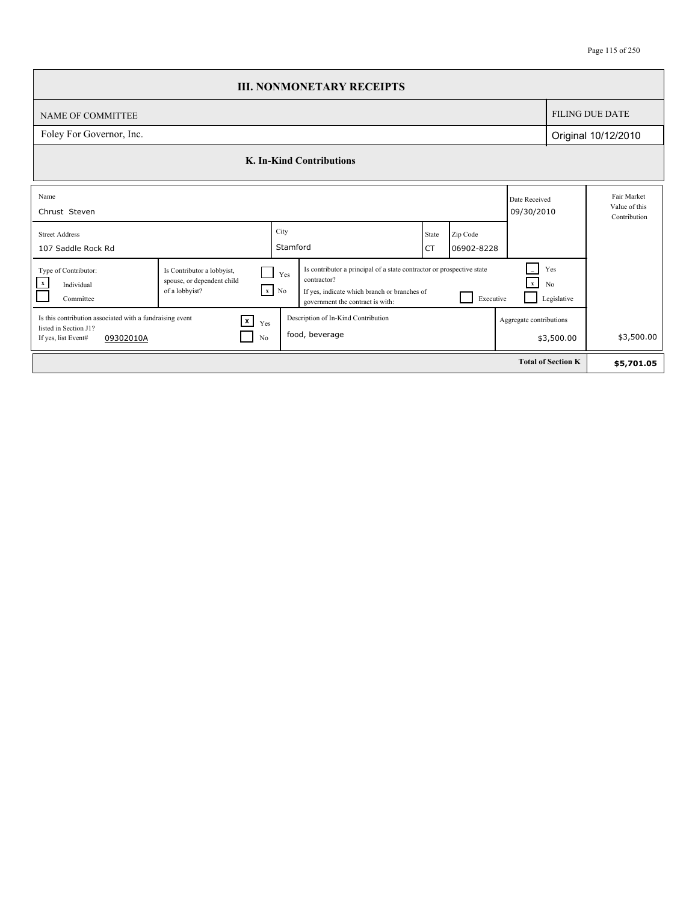# III. NONMONETARY RECEIPTS

| NAME OF COMMITTEE | FILING DUE DATE |
|---|---|
| Foley For Governor, Inc. | Original 10/12/2010 |

## K. In-Kind Contributions

| Field | Value |
|---|---|
| Name | Chrust Steven |
| Date Received | 09/30/2010 |
| Street Address | 107 Saddle Rock Rd |
| City | Stamford |
| State | CT |
| Zip Code | 06902-8228 |
| Type of Contributor | [x] Individual [ ] Committee |
| Is Contributor a lobbyist, spouse, or dependent child of a lobbyist? | [ ] Yes [x] No |
| Is contributor a principal of a state contractor or prospective state contractor? | [ ] Yes [x] No |
| If yes, indicate which branch or branches of government the contract is with: | [ ] Executive [ ] Legislative |
| Is this contribution associated with a fundraising event listed in Section J1? | [x] Yes [ ] No |
| If yes, list Event# | 09302010A |
| Description of In-Kind Contribution | food, beverage |
| Aggregate contributions | $3,500.00 |
| Fair Market Value of this Contribution | $3,500.00 |

**Total of Section K: $5,701.05**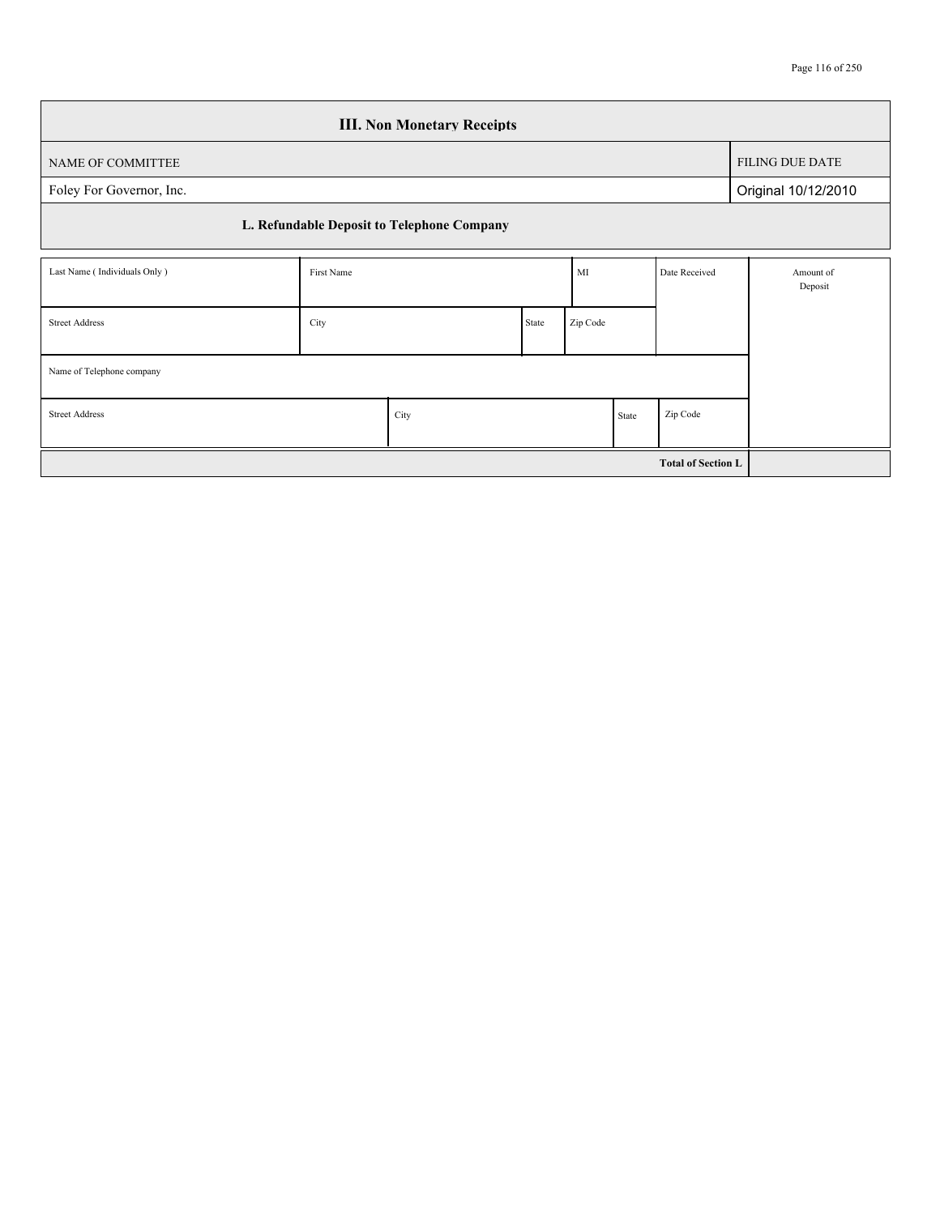## III. Non Monetary Receipts

| NAME OF COMMITTEE | FILING DUE DATE |
|---|---|
| Foley For Governor, Inc. | Original 10/12/2010 |

### L. Refundable Deposit to Telephone Company

| Last Name ( Individuals Only ) | First Name | | MI | Date Received | Amount of Deposit |
|---|---|---|---|---|---|
| Street Address | City | State | Zip Code | | |
| Name of Telephone company | | | | | |
| Street Address | City | State | Zip Code | | |

| | |
|---|---|
| **Total of Section L** | |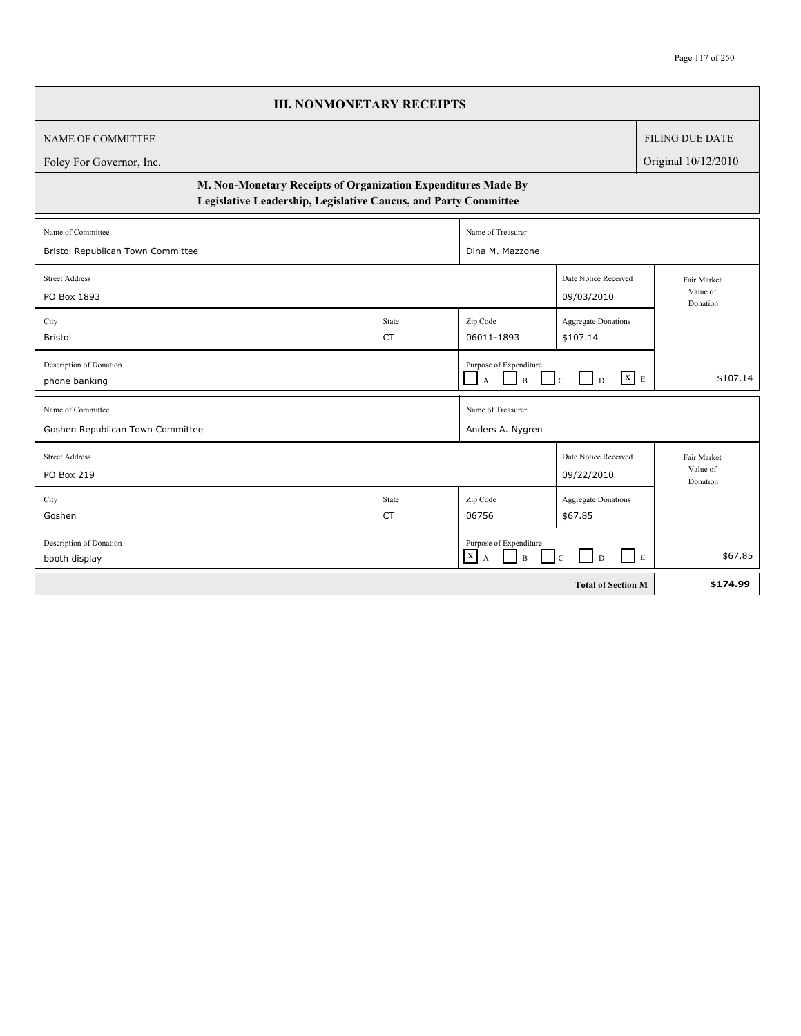## III. NONMONETARY RECEIPTS

| NAME OF COMMITTEE | FILING DUE DATE |
|---|---|
| Foley For Governor, Inc. | Original 10/12/2010 |

### M. Non-Monetary Receipts of Organization Expenditures Made By Legislative Leadership, Legislative Caucus, and Party Committee

| Name of Committee | | Name of Treasurer | | |
|---|---|---|---|---|
| Bristol Republican Town Committee | | Dina M. Mazzone | | |
| **Street Address** | | | **Date Notice Received** | **Fair Market Value of Donation** |
| PO Box 1893 | | | 09/03/2010 | |
| **City** | **State** | **Zip Code** | **Aggregate Donations** | |
| Bristol | CT | 06011-1893 | $107.14 | |
| **Description of Donation** | | **Purpose of Expenditure** | | |
| phone banking | | [ ] A [ ] B [ ] C [ ] D [X] E | | $107.14 |

| Name of Committee | | Name of Treasurer | | |
|---|---|---|---|---|
| Goshen Republican Town Committee | | Anders A. Nygren | | |
| **Street Address** | | | **Date Notice Received** | **Fair Market Value of Donation** |
| PO Box 219 | | | 09/22/2010 | |
| **City** | **State** | **Zip Code** | **Aggregate Donations** | |
| Goshen | CT | 06756 | $67.85 | |
| **Description of Donation** | | **Purpose of Expenditure** | | |
| booth display | | [X] A [ ] B [ ] C [ ] D [ ] E | | $67.85 |

| **Total of Section M** | **$174.99** |
|---|---|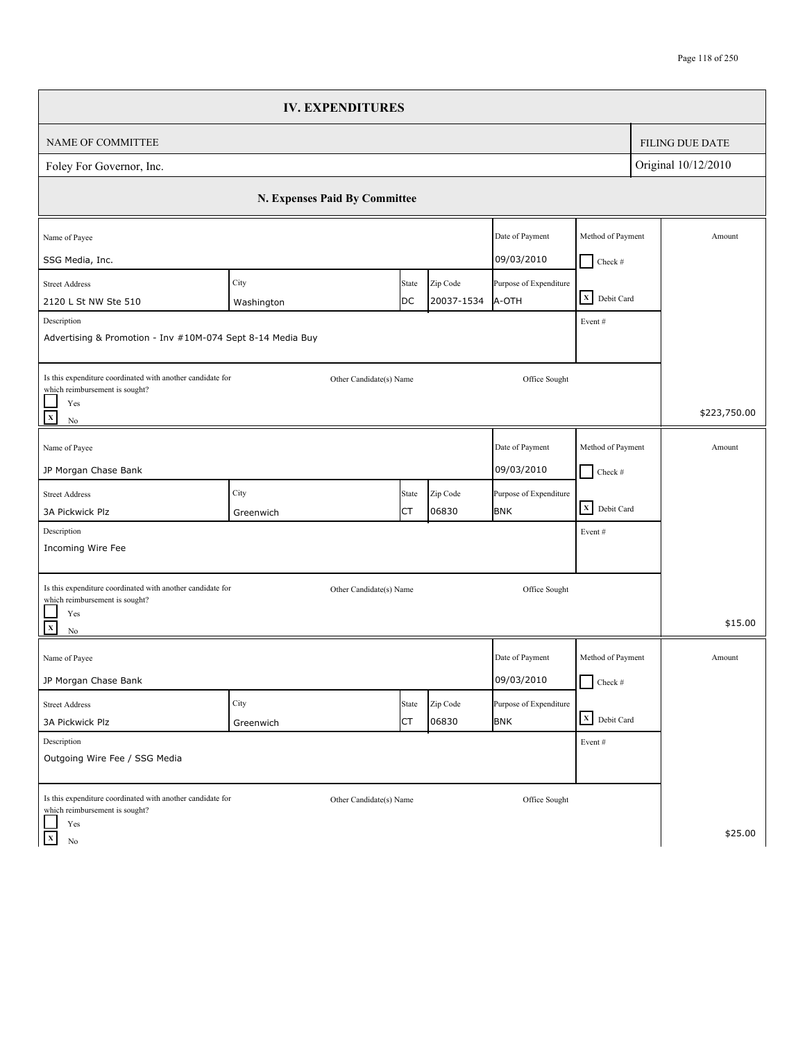# IV. EXPENDITURES

| NAME OF COMMITTEE | FILING DUE DATE |
|---|---|
| Foley For Governor, Inc. | Original 10/12/2010 |

## N. Expenses Paid By Committee

| Name of Payee | Street Address | City | State | Zip Code | Date of Payment | Purpose of Expenditure | Method of Payment | Description | Event # | Coordinated with another candidate for which reimbursement is sought? | Other Candidate(s) Name | Office Sought | Amount |
|---|---|---|---|---|---|---|---|---|---|---|---|---|---|
| SSG Media, Inc. | 2120 L St NW Ste 510 | Washington | DC | 20037-1534 | 09/03/2010 | A-OTH | [ ] Check # [X] Debit Card | Advertising & Promotion - Inv #10M-074 Sept 8-14 Media Buy | | [ ] Yes [X] No | | | $223,750.00 |
| JP Morgan Chase Bank | 3A Pickwick Plz | Greenwich | CT | 06830 | 09/03/2010 | BNK | [ ] Check # [X] Debit Card | Incoming Wire Fee | | [ ] Yes [X] No | | | $15.00 |
| JP Morgan Chase Bank | 3A Pickwick Plz | Greenwich | CT | 06830 | 09/03/2010 | BNK | [ ] Check # [X] Debit Card | Outgoing Wire Fee / SSG Media | | [ ] Yes [X] No | | | $25.00 |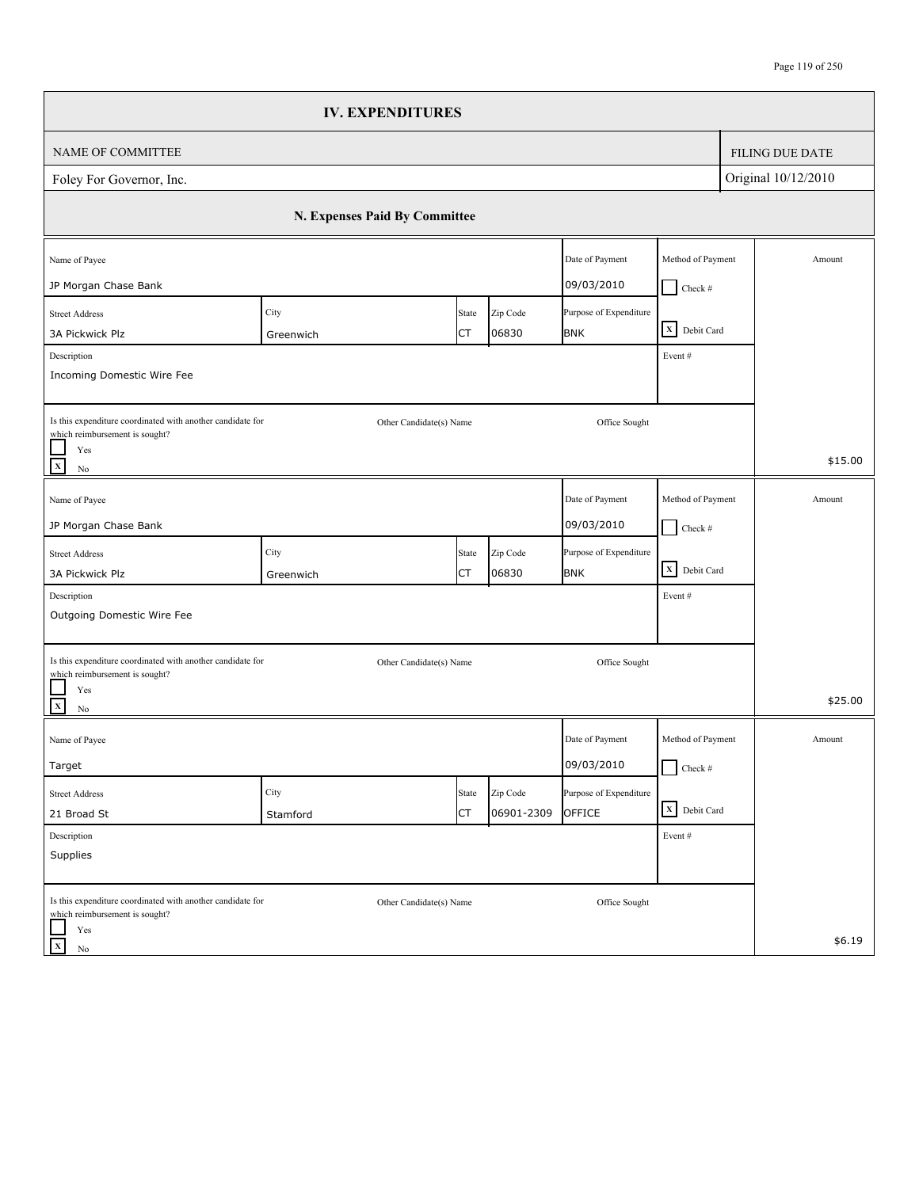# IV. EXPENDITURES

| NAME OF COMMITTEE | FILING DUE DATE |
|---|---|
| Foley For Governor, Inc. | Original 10/12/2010 |

## N. Expenses Paid By Committee

| Name of Payee | | | | Date of Payment | Method of Payment | Amount |
|---|---|---|---|---|---|---|
| JP Morgan Chase Bank | | | | 09/03/2010 | [ ] Check # | |
| **Street Address** | **City** | **State** | **Zip Code** | **Purpose of Expenditure** | | |
| 3A Pickwick Plz | Greenwich | CT | 06830 | BNK | [X] Debit Card | |
| **Description** | | | | | **Event #** | |
| Incoming Domestic Wire Fee | | | | | | |
| **Is this expenditure coordinated with another candidate for which reimbursement is sought?** | **Other Candidate(s) Name** | | | **Office Sought** | | |
| [ ] Yes [X] No | | | | | | $15.00 |

| Name of Payee | | | | Date of Payment | Method of Payment | Amount |
|---|---|---|---|---|---|---|
| JP Morgan Chase Bank | | | | 09/03/2010 | [ ] Check # | |
| **Street Address** | **City** | **State** | **Zip Code** | **Purpose of Expenditure** | | |
| 3A Pickwick Plz | Greenwich | CT | 06830 | BNK | [X] Debit Card | |
| **Description** | | | | | **Event #** | |
| Outgoing Domestic Wire Fee | | | | | | |
| **Is this expenditure coordinated with another candidate for which reimbursement is sought?** | **Other Candidate(s) Name** | | | **Office Sought** | | |
| [ ] Yes [X] No | | | | | | $25.00 |

| Name of Payee | | | | Date of Payment | Method of Payment | Amount |
|---|---|---|---|---|---|---|
| Target | | | | 09/03/2010 | [ ] Check # | |
| **Street Address** | **City** | **State** | **Zip Code** | **Purpose of Expenditure** | | |
| 21 Broad St | Stamford | CT | 06901-2309 | OFFICE | [X] Debit Card | |
| **Description** | | | | | **Event #** | |
| Supplies | | | | | | |
| **Is this expenditure coordinated with another candidate for which reimbursement is sought?** | **Other Candidate(s) Name** | | | **Office Sought** | | |
| [ ] Yes [X] No | | | | | | $6.19 |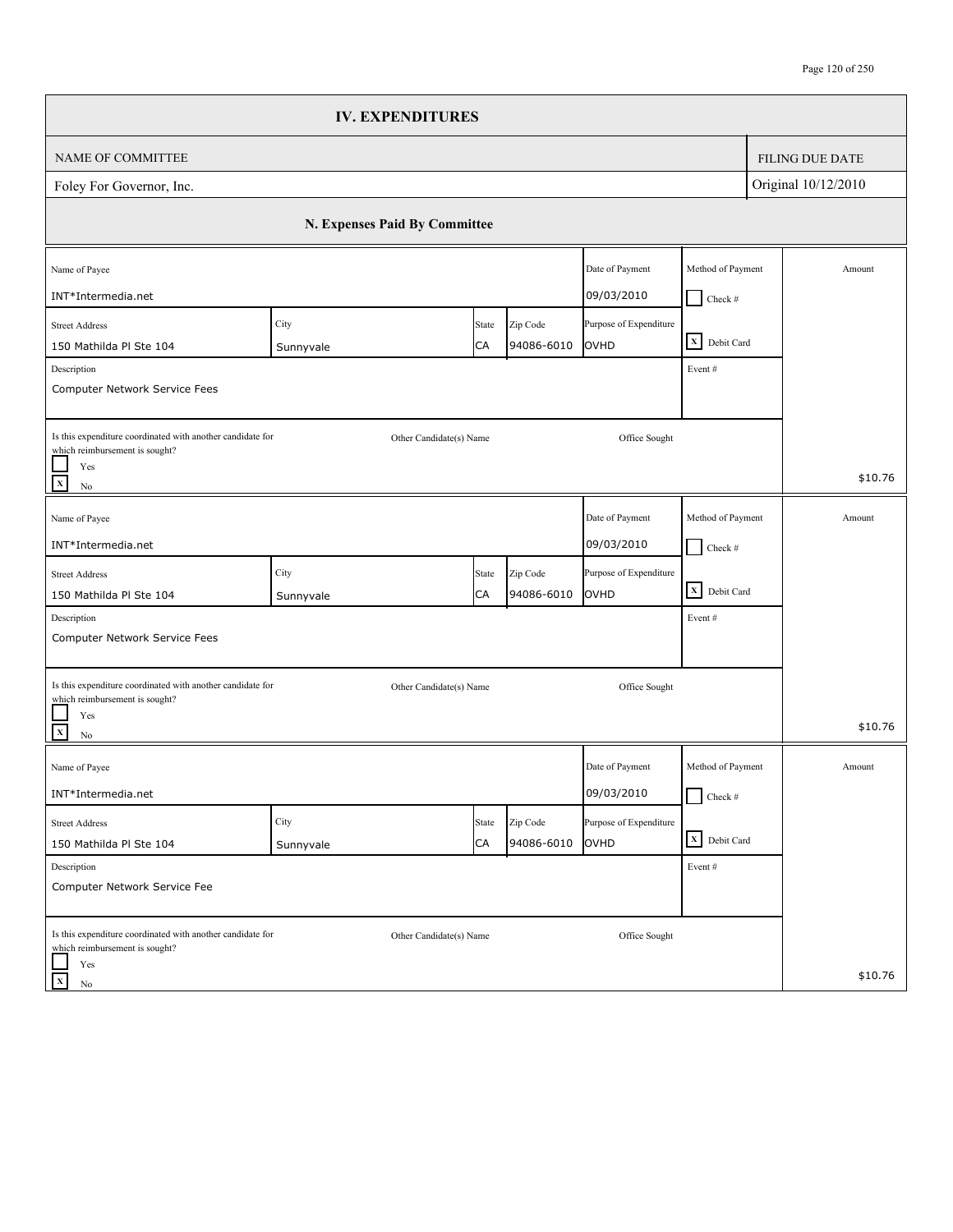## IV. EXPENDITURES

| NAME OF COMMITTEE | FILING DUE DATE |
|---|---|
| Foley For Governor, Inc. | Original 10/12/2010 |

### N. Expenses Paid By Committee

| Name of Payee | Street Address | City | State | Zip Code | Date of Payment | Purpose of Expenditure | Method of Payment | Description | Event # | Is this expenditure coordinated with another candidate for which reimbursement is sought? | Other Candidate(s) Name | Office Sought | Amount |
|---|---|---|---|---|---|---|---|---|---|---|---|---|---|
| INT*Intermedia.net | 150 Mathilda Pl Ste 104 | Sunnyvale | CA | 94086-6010 | 09/03/2010 | OVHD | [X] Debit Card | Computer Network Service Fees | | [X] No | | | $10.76 |
| INT*Intermedia.net | 150 Mathilda Pl Ste 104 | Sunnyvale | CA | 94086-6010 | 09/03/2010 | OVHD | [X] Debit Card | Computer Network Service Fees | | [X] No | | | $10.76 |
| INT*Intermedia.net | 150 Mathilda Pl Ste 104 | Sunnyvale | CA | 94086-6010 | 09/03/2010 | OVHD | [X] Debit Card | Computer Network Service Fee | | [X] No | | | $10.76 |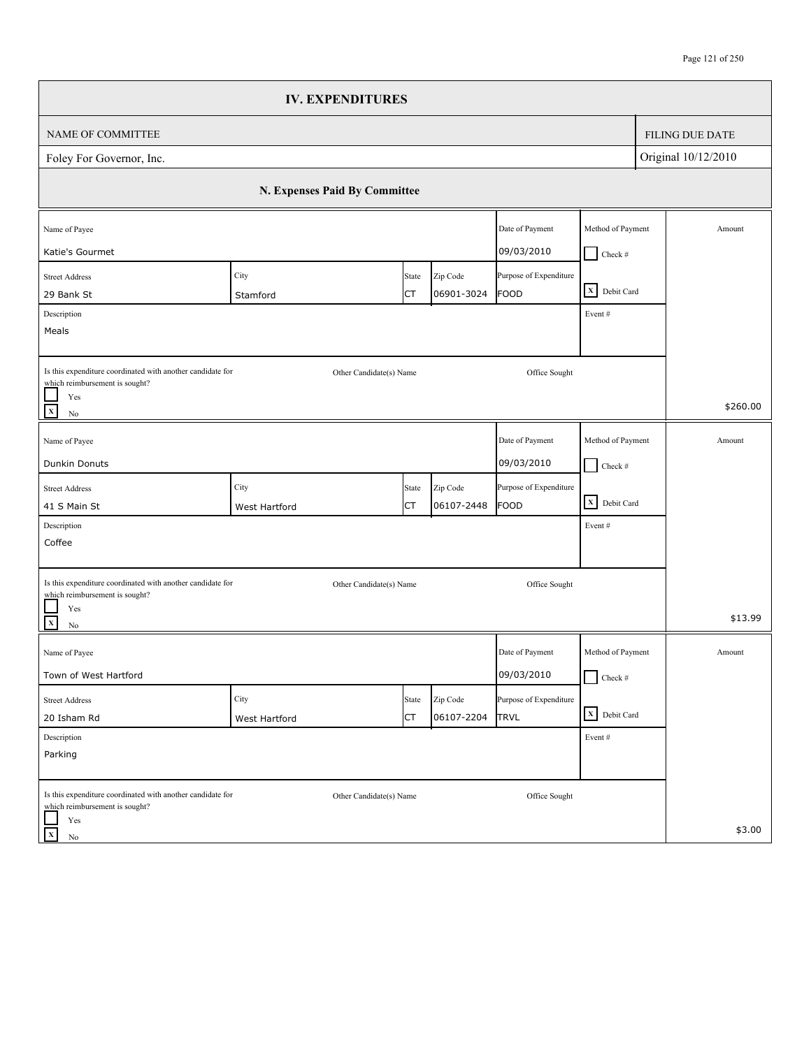# IV. EXPENDITURES

| NAME OF COMMITTEE | FILING DUE DATE |
| --- | --- |
| Foley For Governor, Inc. | Original 10/12/2010 |

## N. Expenses Paid By Committee

| Name of Payee | | | | Date of Payment | Method of Payment | Amount |
| --- | --- | --- | --- | --- | --- | --- |
| Katie's Gourmet | | | | 09/03/2010 | [ ] Check # | |
| **Street Address** | **City** | **State** | **Zip Code** | **Purpose of Expenditure** | | |
| 29 Bank St | Stamford | CT | 06901-3024 | FOOD | [X] Debit Card | |
| **Description** | | | | | **Event #** | |
| Meals | | | | | | |
| Is this expenditure coordinated with another candidate for which reimbursement is sought? [ ] Yes [X] No | Other Candidate(s) Name | | | Office Sought | | $260.00 |

| Name of Payee | | | | Date of Payment | Method of Payment | Amount |
| --- | --- | --- | --- | --- | --- | --- |
| Dunkin Donuts | | | | 09/03/2010 | [ ] Check # | |
| **Street Address** | **City** | **State** | **Zip Code** | **Purpose of Expenditure** | | |
| 41 S Main St | West Hartford | CT | 06107-2448 | FOOD | [X] Debit Card | |
| **Description** | | | | | **Event #** | |
| Coffee | | | | | | |
| Is this expenditure coordinated with another candidate for which reimbursement is sought? [ ] Yes [X] No | Other Candidate(s) Name | | | Office Sought | | $13.99 |

| Name of Payee | | | | Date of Payment | Method of Payment | Amount |
| --- | --- | --- | --- | --- | --- | --- |
| Town of West Hartford | | | | 09/03/2010 | [ ] Check # | |
| **Street Address** | **City** | **State** | **Zip Code** | **Purpose of Expenditure** | | |
| 20 Isham Rd | West Hartford | CT | 06107-2204 | TRVL | [X] Debit Card | |
| **Description** | | | | | **Event #** | |
| Parking | | | | | | |
| Is this expenditure coordinated with another candidate for which reimbursement is sought? [ ] Yes [X] No | Other Candidate(s) Name | | | Office Sought | | $3.00 |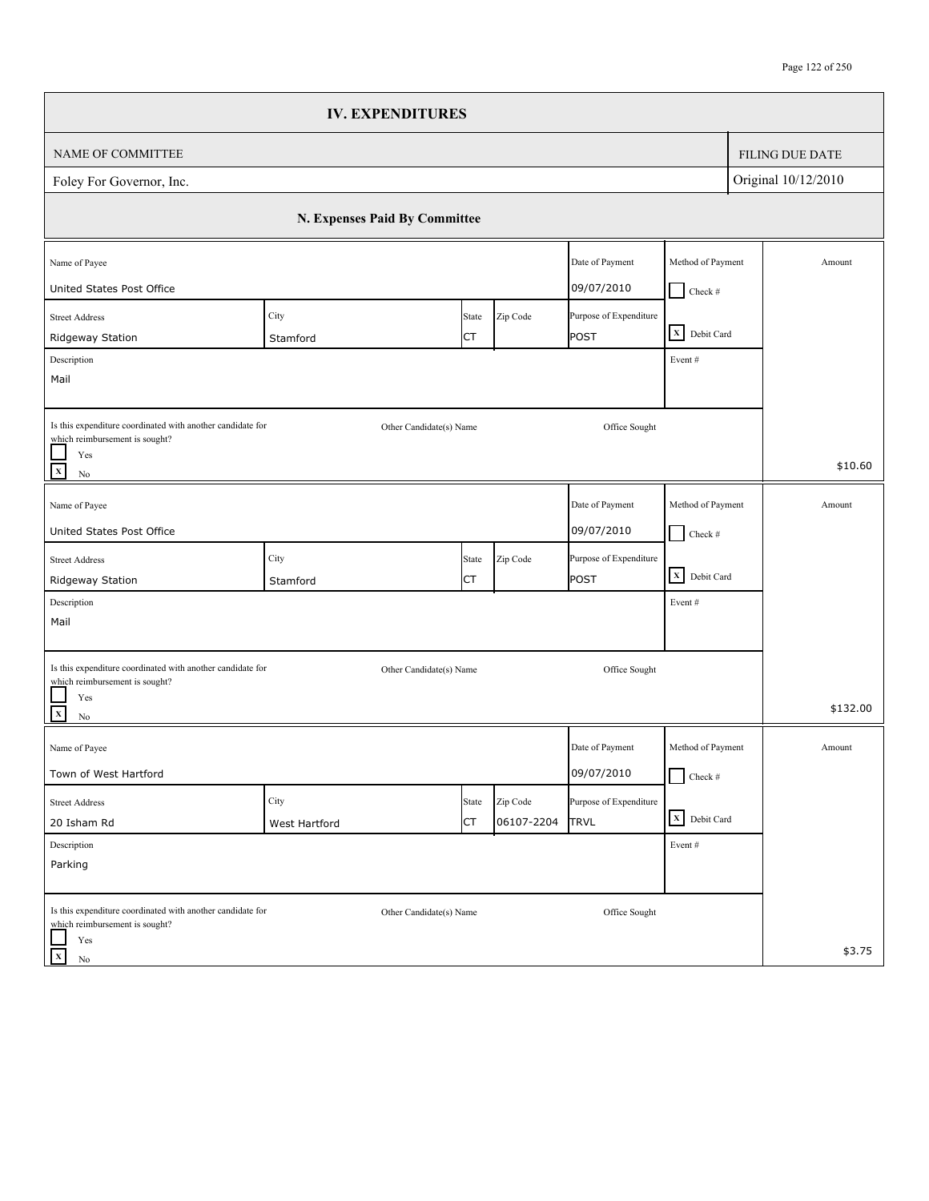# IV. EXPENDITURES

| NAME OF COMMITTEE | FILING DUE DATE |
|---|---|
| Foley For Governor, Inc. | Original 10/12/2010 |

## N. Expenses Paid By Committee

| Name of Payee | | | | Date of Payment | Method of Payment | Amount |
|---|---|---|---|---|---|---|
| United States Post Office | | | | 09/07/2010 | [ ] Check # | |
| **Street Address** | **City** | **State** | **Zip Code** | **Purpose of Expenditure** | | |
| Ridgeway Station | Stamford | CT | | POST | [X] Debit Card | |
| **Description** | | | | | **Event #** | |
| Mail | | | | | | |
| Is this expenditure coordinated with another candidate for which reimbursement is sought? [ ] Yes [X] No | Other Candidate(s) Name | | | Office Sought | | $10.60 |

| Name of Payee | | | | Date of Payment | Method of Payment | Amount |
|---|---|---|---|---|---|---|
| United States Post Office | | | | 09/07/2010 | [ ] Check # | |
| **Street Address** | **City** | **State** | **Zip Code** | **Purpose of Expenditure** | | |
| Ridgeway Station | Stamford | CT | | POST | [X] Debit Card | |
| **Description** | | | | | **Event #** | |
| Mail | | | | | | |
| Is this expenditure coordinated with another candidate for which reimbursement is sought? [ ] Yes [X] No | Other Candidate(s) Name | | | Office Sought | | $132.00 |

| Name of Payee | | | | Date of Payment | Method of Payment | Amount |
|---|---|---|---|---|---|---|
| Town of West Hartford | | | | 09/07/2010 | [ ] Check # | |
| **Street Address** | **City** | **State** | **Zip Code** | **Purpose of Expenditure** | | |
| 20 Isham Rd | West Hartford | CT | 06107-2204 | TRVL | [X] Debit Card | |
| **Description** | | | | | **Event #** | |
| Parking | | | | | | |
| Is this expenditure coordinated with another candidate for which reimbursement is sought? [ ] Yes [X] No | Other Candidate(s) Name | | | Office Sought | | $3.75 |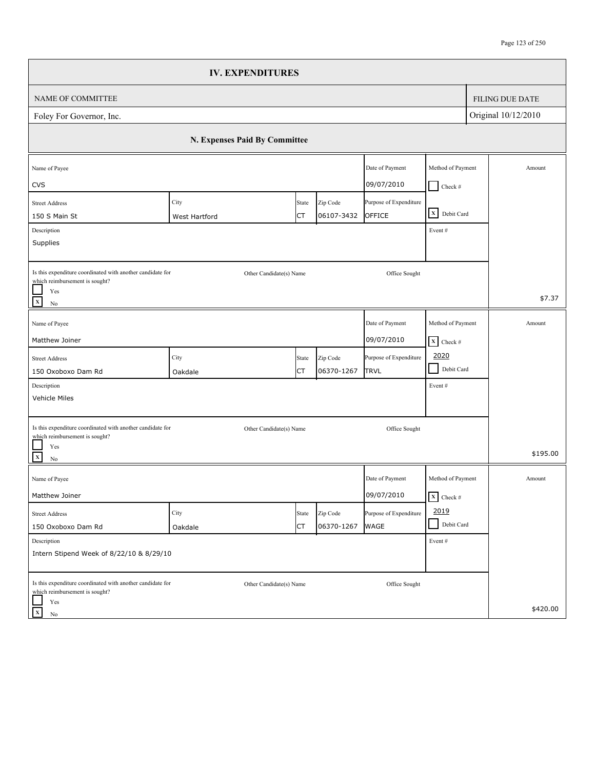# IV. EXPENDITURES

| NAME OF COMMITTEE | FILING DUE DATE |
|---|---|
| Foley For Governor, Inc. | Original 10/12/2010 |

## N. Expenses Paid By Committee

| Name of Payee | Street Address | City | State | Zip Code | Date of Payment | Purpose of Expenditure | Method of Payment | Description | Event # | Coordinated with another candidate for which reimbursement is sought? | Other Candidate(s) Name | Office Sought | Amount |
|---|---|---|---|---|---|---|---|---|---|---|---|---|---|
| CVS | 150 S Main St | West Hartford | CT | 06107-3432 | 09/07/2010 | OFFICE | [X] Debit Card | Supplies | | [X] No | | | $7.37 |
| Matthew Joiner | 150 Oxoboxo Dam Rd | Oakdale | CT | 06370-1267 | 09/07/2010 | TRVL | [X] Check # 2020 | Vehicle Miles | | [X] No | | | $195.00 |
| Matthew Joiner | 150 Oxoboxo Dam Rd | Oakdale | CT | 06370-1267 | 09/07/2010 | WAGE | [X] Check # 2019 | Intern Stipend Week of 8/22/10 & 8/29/10 | | [X] No | | | $420.00 |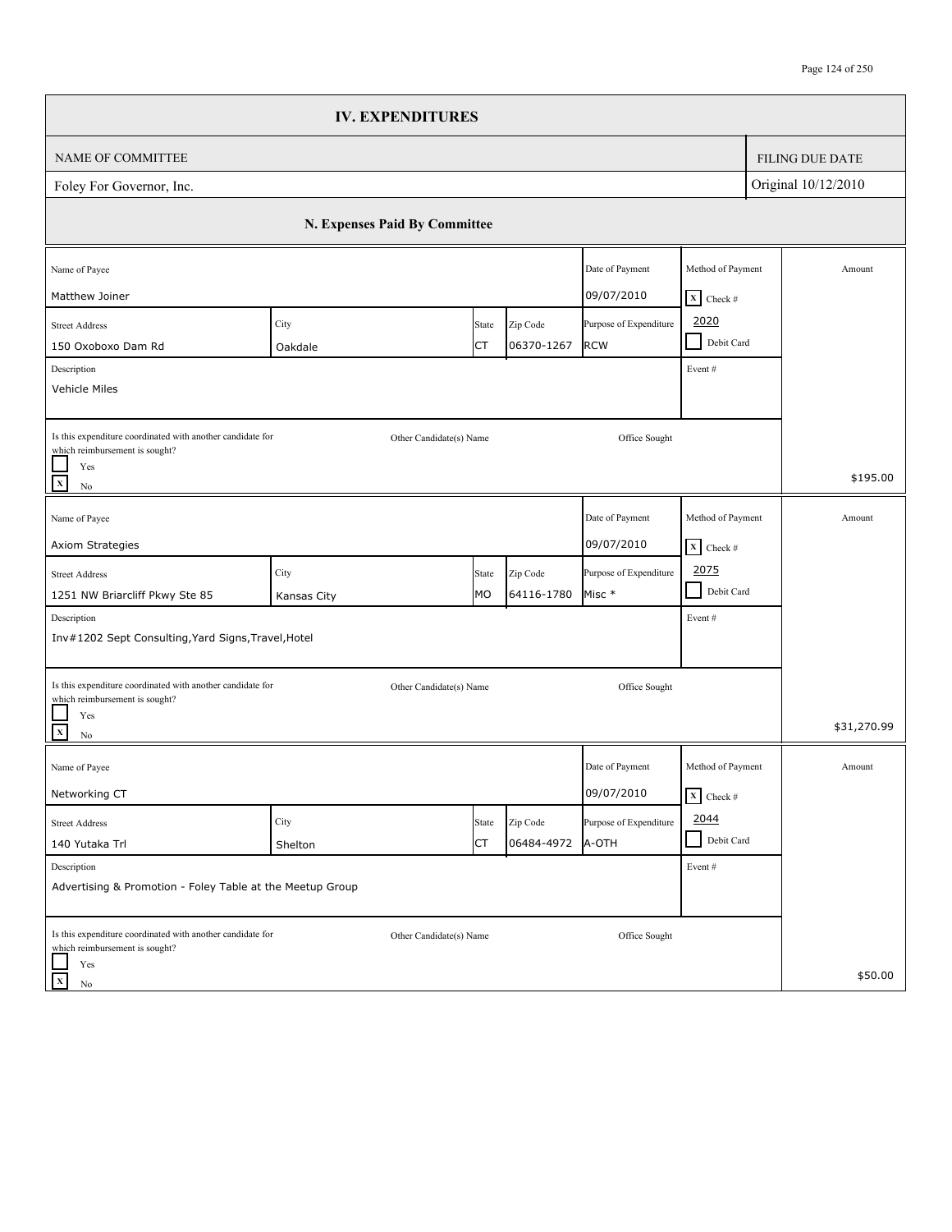# IV. EXPENDITURES

| NAME OF COMMITTEE | FILING DUE DATE |
|---|---|
| Foley For Governor, Inc. | Original 10/12/2010 |

## N. Expenses Paid By Committee

| Name of Payee | | | | Date of Payment | Method of Payment | Amount |
|---|---|---|---|---|---|---|
| Matthew Joiner | | | | 09/07/2010 | [X] Check # 2020 | |
| **Street Address** | **City** | **State** | **Zip Code** | **Purpose of Expenditure** | [ ] Debit Card | |
| 150 Oxoboxo Dam Rd | Oakdale | CT | 06370-1267 | RCW | | |
| **Description** | | | | | **Event #** | |
| Vehicle Miles | | | | | | |
| Is this expenditure coordinated with another candidate for which reimbursement is sought? [ ] Yes [X] No | Other Candidate(s) Name | | | Office Sought | | $195.00 |

| Name of Payee | | | | Date of Payment | Method of Payment | Amount |
|---|---|---|---|---|---|---|
| Axiom Strategies | | | | 09/07/2010 | [X] Check # 2075 | |
| **Street Address** | **City** | **State** | **Zip Code** | **Purpose of Expenditure** | [ ] Debit Card | |
| 1251 NW Briarcliff Pkwy Ste 85 | Kansas City | MO | 64116-1780 | Misc * | | |
| **Description** | | | | | **Event #** | |
| Inv#1202 Sept Consulting,Yard Signs,Travel,Hotel | | | | | | |
| Is this expenditure coordinated with another candidate for which reimbursement is sought? [ ] Yes [X] No | Other Candidate(s) Name | | | Office Sought | | $31,270.99 |

| Name of Payee | | | | Date of Payment | Method of Payment | Amount |
|---|---|---|---|---|---|---|
| Networking CT | | | | 09/07/2010 | [X] Check # 2044 | |
| **Street Address** | **City** | **State** | **Zip Code** | **Purpose of Expenditure** | [ ] Debit Card | |
| 140 Yutaka Trl | Shelton | CT | 06484-4972 | A-OTH | | |
| **Description** | | | | | **Event #** | |
| Advertising & Promotion - Foley Table at the Meetup Group | | | | | | |
| Is this expenditure coordinated with another candidate for which reimbursement is sought? [ ] Yes [X] No | Other Candidate(s) Name | | | Office Sought | | $50.00 |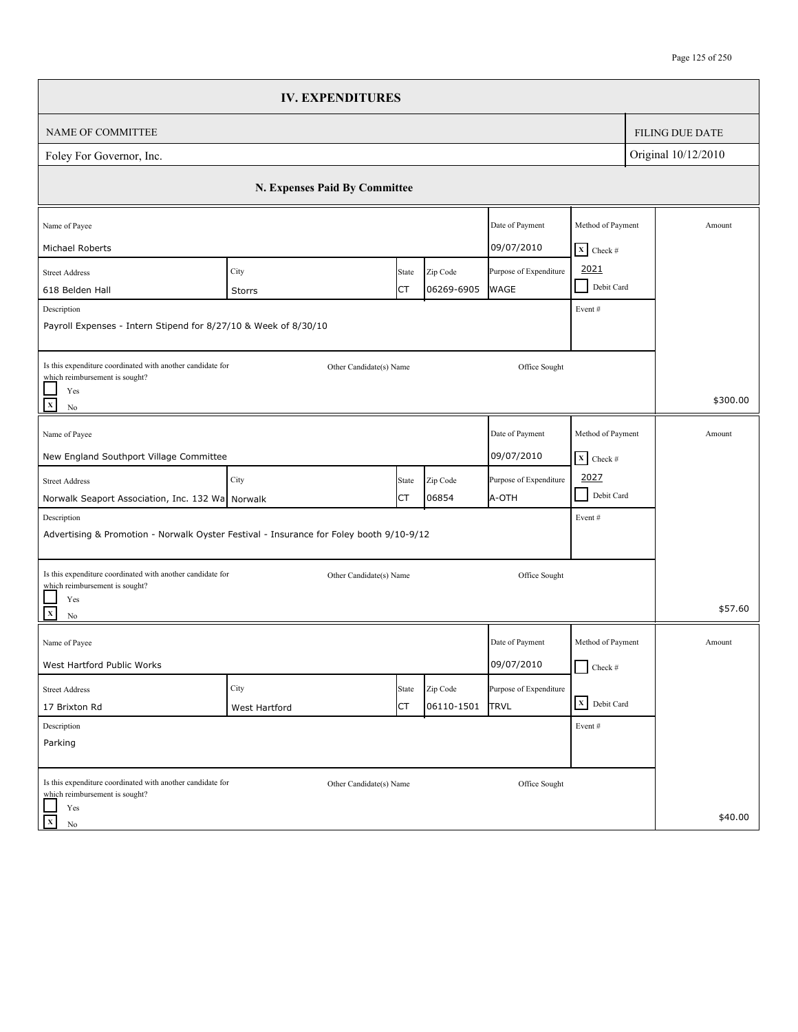# IV. EXPENDITURES

| NAME OF COMMITTEE | FILING DUE DATE |
|---|---|
| Foley For Governor, Inc. | Original 10/12/2010 |

## N. Expenses Paid By Committee

| Name of Payee | | | | Date of Payment | Method of Payment | Amount |
|---|---|---|---|---|---|---|
| Michael Roberts | | | | 09/07/2010 | [X] Check # 2021 | |
| **Street Address** | **City** | **State** | **Zip Code** | **Purpose of Expenditure** | [ ] Debit Card | |
| 618 Belden Hall | Storrs | CT | 06269-6905 | WAGE | | |
| **Description** | | | | | **Event #** | |
| Payroll Expenses - Intern Stipend for 8/27/10 & Week of 8/30/10 | | | | | | |
| Is this expenditure coordinated with another candidate for which reimbursement is sought? [ ] Yes [X] No | Other Candidate(s) Name | | | Office Sought | | $300.00 |

| Name of Payee | | | | Date of Payment | Method of Payment | Amount |
|---|---|---|---|---|---|---|
| New England Southport Village Committee | | | | 09/07/2010 | [X] Check # 2027 | |
| **Street Address** | **City** | **State** | **Zip Code** | **Purpose of Expenditure** | [ ] Debit Card | |
| Norwalk Seaport Association, Inc. 132 Wa | Norwalk | CT | 06854 | A-OTH | | |
| **Description** | | | | | **Event #** | |
| Advertising & Promotion - Norwalk Oyster Festival - Insurance for Foley booth 9/10-9/12 | | | | | | |
| Is this expenditure coordinated with another candidate for which reimbursement is sought? [ ] Yes [X] No | Other Candidate(s) Name | | | Office Sought | | $57.60 |

| Name of Payee | | | | Date of Payment | Method of Payment | Amount |
|---|---|---|---|---|---|---|
| West Hartford Public Works | | | | 09/07/2010 | [ ] Check # | |
| **Street Address** | **City** | **State** | **Zip Code** | **Purpose of Expenditure** | [X] Debit Card | |
| 17 Brixton Rd | West Hartford | CT | 06110-1501 | TRVL | | |
| **Description** | | | | | **Event #** | |
| Parking | | | | | | |
| Is this expenditure coordinated with another candidate for which reimbursement is sought? [ ] Yes [X] No | Other Candidate(s) Name | | | Office Sought | | $40.00 |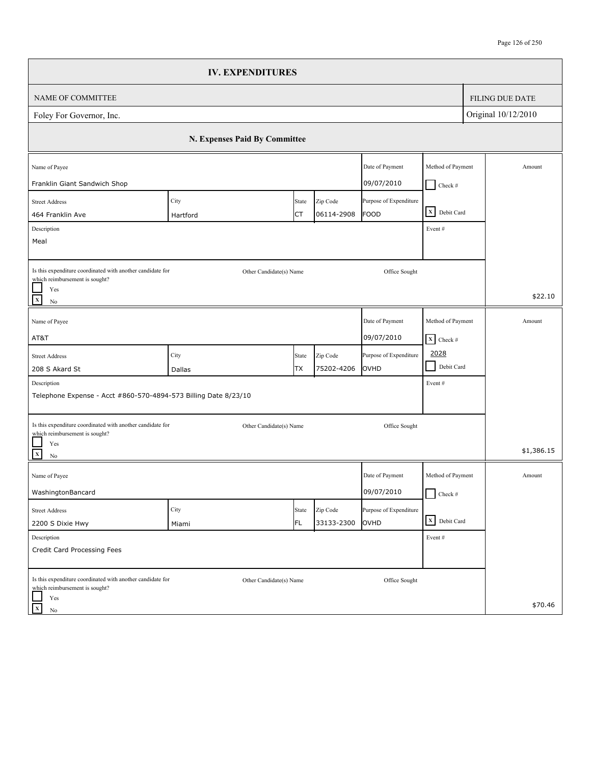## IV. EXPENDITURES

| NAME OF COMMITTEE | FILING DUE DATE |
|---|---|
| Foley For Governor, Inc. | Original 10/12/2010 |

### N. Expenses Paid By Committee

| Name of Payee | Street Address | City | State | Zip Code | Date of Payment | Purpose of Expenditure | Method of Payment | Description | Event # | Coordinated with another candidate for which reimbursement is sought? | Other Candidate(s) Name | Office Sought | Amount |
|---|---|---|---|---|---|---|---|---|---|---|---|---|---|
| Franklin Giant Sandwich Shop | 464 Franklin Ave | Hartford | CT | 06114-2908 | 09/07/2010 | FOOD | Debit Card | Meal | | No | | | $22.10 |
| AT&T | 208 S Akard St | Dallas | TX | 75202-4206 | 09/07/2010 | OVHD | Check # 2028 | Telephone Expense - Acct #860-570-4894-573 Billing Date 8/23/10 | | No | | | $1,386.15 |
| WashingtonBancard | 2200 S Dixie Hwy | Miami | FL | 33133-2300 | 09/07/2010 | OVHD | Debit Card | Credit Card Processing Fees | | No | | | $70.46 |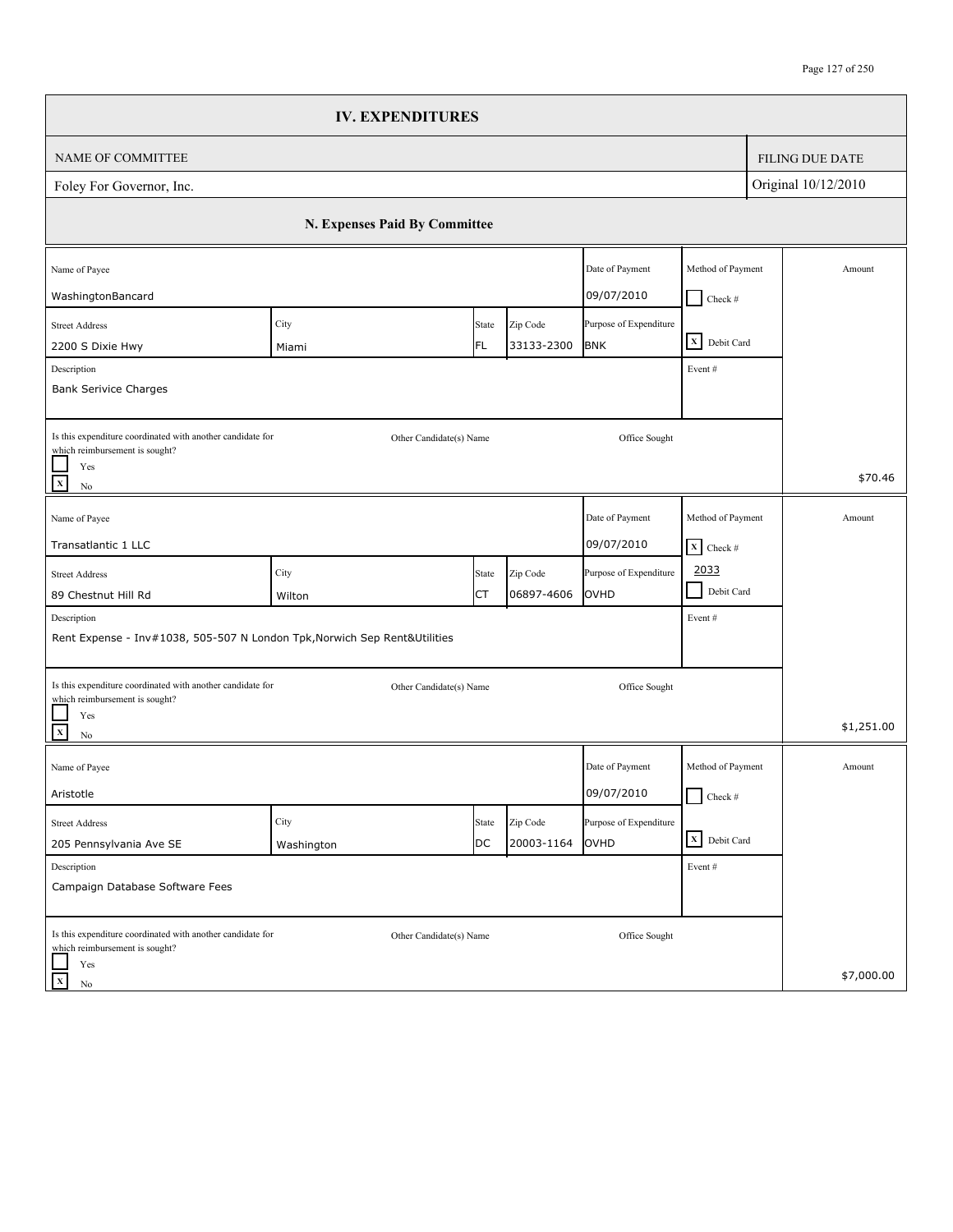# IV. EXPENDITURES

| NAME OF COMMITTEE | FILING DUE DATE |
|---|---|
| Foley For Governor, Inc. | Original 10/12/2010 |

## N. Expenses Paid By Committee

| Name of Payee | Street Address | City | State | Zip Code | Date of Payment | Purpose of Expenditure | Method of Payment | Description | Event # | Is this expenditure coordinated with another candidate for which reimbursement is sought? | Other Candidate(s) Name | Office Sought | Amount |
|---|---|---|---|---|---|---|---|---|---|---|---|---|---|
| WashingtonBancard | 2200 S Dixie Hwy | Miami | FL | 33133-2300 | 09/07/2010 | BNK | [X] Debit Card | Bank Serivice Charges | | [X] No | | | $70.46 |
| Transatlantic 1 LLC | 89 Chestnut Hill Rd | Wilton | CT | 06897-4606 | 09/07/2010 | OVHD | [X] Check # 2033 | Rent Expense - Inv#1038, 505-507 N London Tpk,Norwich Sep Rent&Utilities | | [X] No | | | $1,251.00 |
| Aristotle | 205 Pennsylvania Ave SE | Washington | DC | 20003-1164 | 09/07/2010 | OVHD | [X] Debit Card | Campaign Database Software Fees | | [X] No | | | $7,000.00 |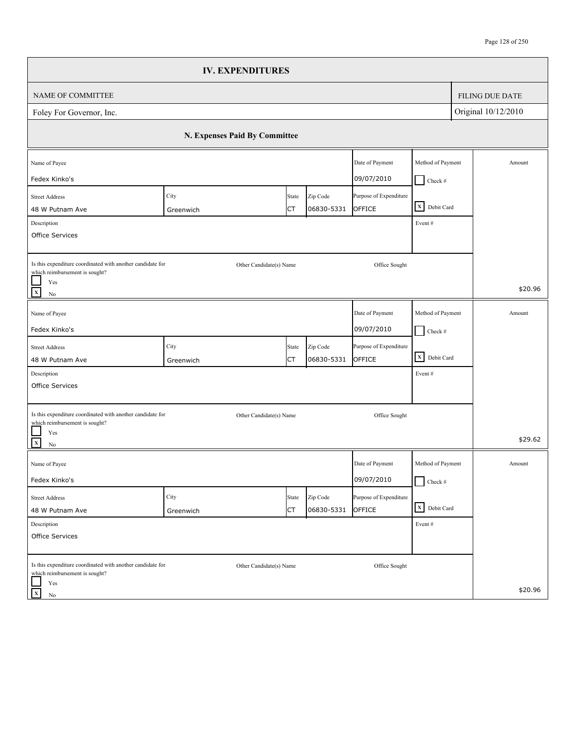## IV. EXPENDITURES

| NAME OF COMMITTEE | FILING DUE DATE |
| --- | --- |
| Foley For Governor, Inc. | Original 10/12/2010 |

### N. Expenses Paid By Committee

| Name of Payee | Street Address | City | State | Zip Code | Date of Payment | Purpose of Expenditure | Method of Payment | Description | Event # | Is this expenditure coordinated with another candidate for which reimbursement is sought? | Other Candidate(s) Name | Office Sought | Amount |
| --- | --- | --- | --- | --- | --- | --- | --- | --- | --- | --- | --- | --- | --- |
| Fedex Kinko's | 48 W Putnam Ave | Greenwich | CT | 06830-5331 | 09/07/2010 | OFFICE | [X] Debit Card | Office Services | | [X] No | | | $20.96 |
| Fedex Kinko's | 48 W Putnam Ave | Greenwich | CT | 06830-5331 | 09/07/2010 | OFFICE | [X] Debit Card | Office Services | | [X] No | | | $29.62 |
| Fedex Kinko's | 48 W Putnam Ave | Greenwich | CT | 06830-5331 | 09/07/2010 | OFFICE | [X] Debit Card | Office Services | | [X] No | | | $20.96 |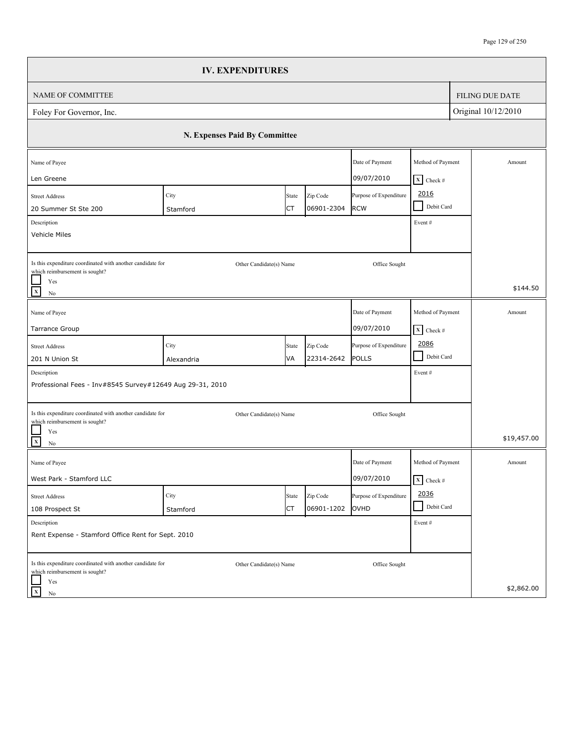# IV. EXPENDITURES

| NAME OF COMMITTEE | FILING DUE DATE |
| --- | --- |
| Foley For Governor, Inc. | Original 10/12/2010 |

## N. Expenses Paid By Committee

| Name of Payee | Street Address | City | State | Zip Code | Date of Payment | Purpose of Expenditure | Method of Payment | Description | Event # | Is this expenditure coordinated with another candidate for which reimbursement is sought? | Other Candidate(s) Name | Office Sought | Amount |
| --- | --- | --- | --- | --- | --- | --- | --- | --- | --- | --- | --- | --- | --- |
| Len Greene | 20 Summer St Ste 200 | Stamford | CT | 06901-2304 | 09/07/2010 | RCW | [X] Check # 2016 [ ] Debit Card | Vehicle Miles | | [ ] Yes [X] No | | | $144.50 |
| Tarrance Group | 201 N Union St | Alexandria | VA | 22314-2642 | 09/07/2010 | POLLS | [X] Check # 2086 [ ] Debit Card | Professional Fees - Inv#8545 Survey#12649 Aug 29-31, 2010 | | [ ] Yes [X] No | | | $19,457.00 |
| West Park - Stamford LLC | 108 Prospect St | Stamford | CT | 06901-1202 | 09/07/2010 | OVHD | [X] Check # 2036 [ ] Debit Card | Rent Expense - Stamford Office Rent for Sept. 2010 | | [ ] Yes [X] No | | | $2,862.00 |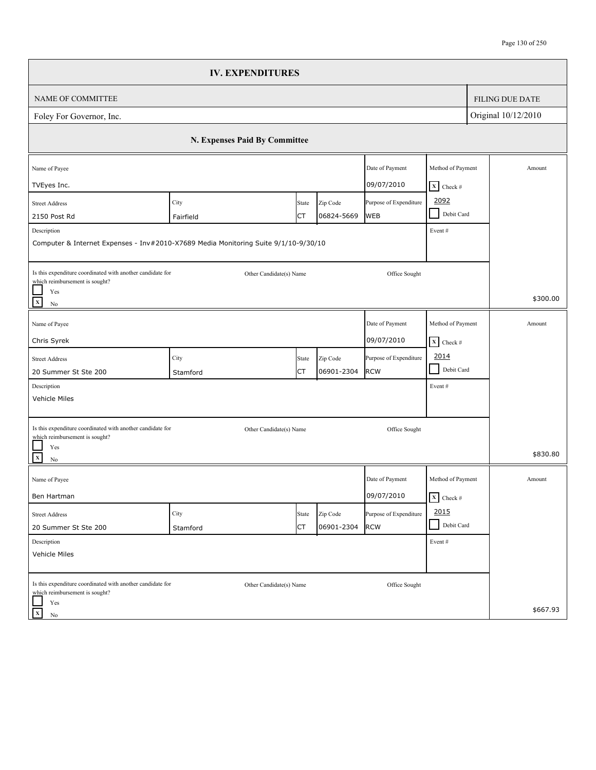# IV. EXPENDITURES

| NAME OF COMMITTEE | FILING DUE DATE |
|---|---|
| Foley For Governor, Inc. | Original 10/12/2010 |

## N. Expenses Paid By Committee

| Name of Payee | | | | Date of Payment | Method of Payment | Amount |
|---|---|---|---|---|---|---|
| TVEyes Inc. | | | | 09/07/2010 | [X] Check # 2092 | |
| **Street Address** | **City** | **State** | **Zip Code** | **Purpose of Expenditure** | [ ] Debit Card | |
| 2150 Post Rd | Fairfield | CT | 06824-5669 | WEB | | |
| **Description** | | | | | **Event #** | |
| Computer & Internet Expenses - Inv#2010-X7689 Media Monitoring Suite 9/1/10-9/30/10 | | | | | | |
| Is this expenditure coordinated with another candidate for which reimbursement is sought? [ ] Yes [X] No | Other Candidate(s) Name | | | Office Sought | | $300.00 |

| Name of Payee | | | | Date of Payment | Method of Payment | Amount |
|---|---|---|---|---|---|---|
| Chris Syrek | | | | 09/07/2010 | [X] Check # 2014 | |
| **Street Address** | **City** | **State** | **Zip Code** | **Purpose of Expenditure** | [ ] Debit Card | |
| 20 Summer St Ste 200 | Stamford | CT | 06901-2304 | RCW | | |
| **Description** | | | | | **Event #** | |
| Vehicle Miles | | | | | | |
| Is this expenditure coordinated with another candidate for which reimbursement is sought? [ ] Yes [X] No | Other Candidate(s) Name | | | Office Sought | | $830.80 |

| Name of Payee | | | | Date of Payment | Method of Payment | Amount |
|---|---|---|---|---|---|---|
| Ben Hartman | | | | 09/07/2010 | [X] Check # 2015 | |
| **Street Address** | **City** | **State** | **Zip Code** | **Purpose of Expenditure** | [ ] Debit Card | |
| 20 Summer St Ste 200 | Stamford | CT | 06901-2304 | RCW | | |
| **Description** | | | | | **Event #** | |
| Vehicle Miles | | | | | | |
| Is this expenditure coordinated with another candidate for which reimbursement is sought? [ ] Yes [X] No | Other Candidate(s) Name | | | Office Sought | | $667.93 |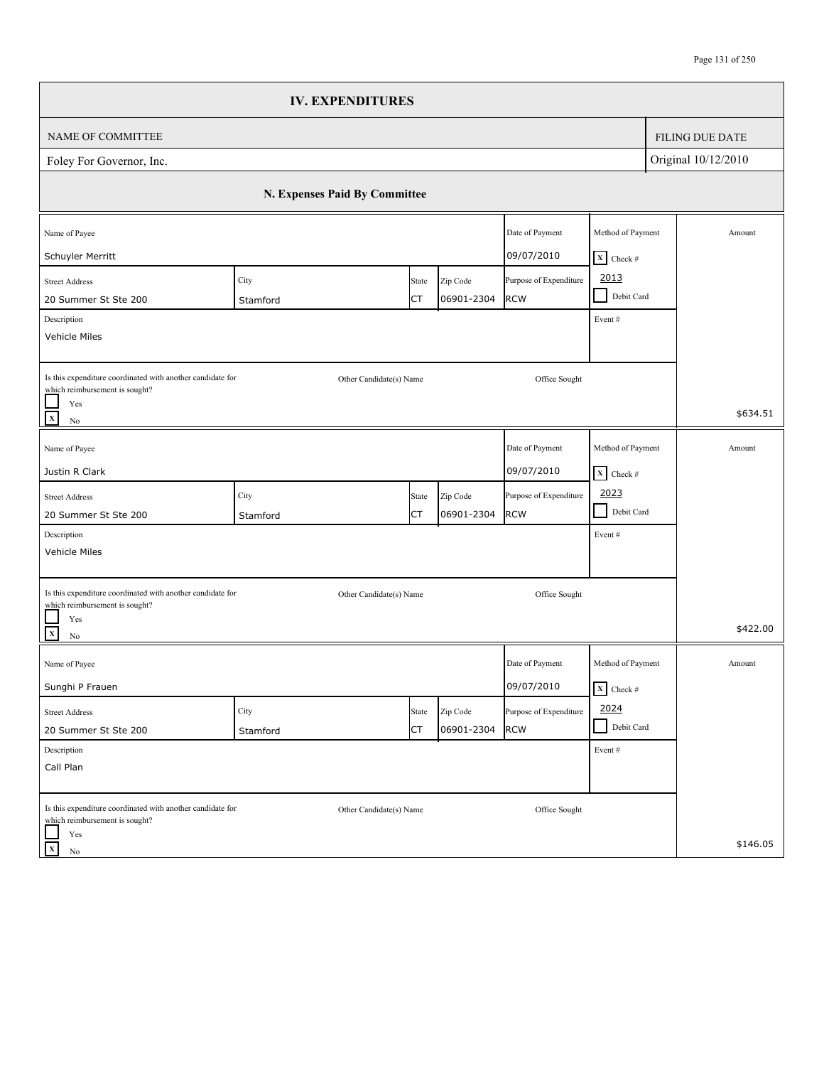# IV. EXPENDITURES

| NAME OF COMMITTEE | FILING DUE DATE |
| --- | --- |
| Foley For Governor, Inc. | Original 10/12/2010 |

## N. Expenses Paid By Committee

| Name of Payee | Street Address | City | State | Zip Code | Date of Payment | Purpose of Expenditure | Method of Payment | Description | Event # | Coordinated with another candidate for which reimbursement is sought? | Other Candidate(s) Name | Office Sought | Amount |
| --- | --- | --- | --- | --- | --- | --- | --- | --- | --- | --- | --- | --- | --- |
| Schuyler Merritt | 20 Summer St Ste 200 | Stamford | CT | 06901-2304 | 09/07/2010 | RCW | [X] Check # 2013 [ ] Debit Card | Vehicle Miles | | [ ] Yes [X] No | | | $634.51 |
| Justin R Clark | 20 Summer St Ste 200 | Stamford | CT | 06901-2304 | 09/07/2010 | RCW | [X] Check # 2023 [ ] Debit Card | Vehicle Miles | | [ ] Yes [X] No | | | $422.00 |
| Sunghi P Frauen | 20 Summer St Ste 200 | Stamford | CT | 06901-2304 | 09/07/2010 | RCW | [X] Check # 2024 [ ] Debit Card | Call Plan | | [ ] Yes [X] No | | | $146.05 |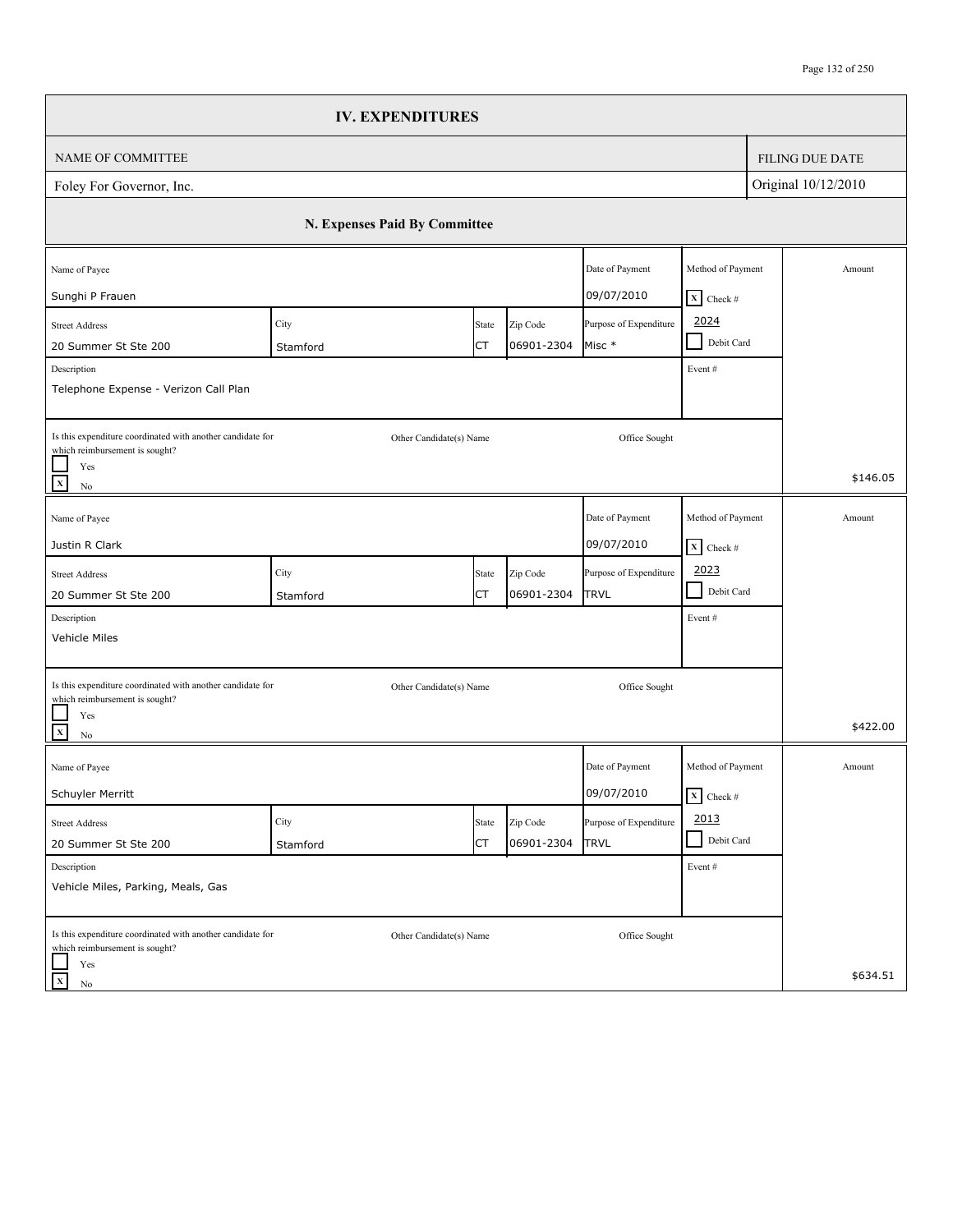# IV. EXPENDITURES

| NAME OF COMMITTEE | FILING DUE DATE |
| --- | --- |
| Foley For Governor, Inc. | Original 10/12/2010 |

## N. Expenses Paid By Committee

| Name of Payee | | | | Date of Payment | Method of Payment | Amount |
| --- | --- | --- | --- | --- | --- | --- |
| Sunghi P Frauen | | | | 09/07/2010 | [X] Check # 2024 | |
| **Street Address** | **City** | **State** | **Zip Code** | **Purpose of Expenditure** | [ ] Debit Card | |
| 20 Summer St Ste 200 | Stamford | CT | 06901-2304 | Misc * | | |
| **Description** | | | | | **Event #** | |
| Telephone Expense - Verizon Call Plan | | | | | | |
| Is this expenditure coordinated with another candidate for which reimbursement is sought? [ ] Yes [X] No | Other Candidate(s) Name | | | Office Sought | | $146.05 |

| Name of Payee | | | | Date of Payment | Method of Payment | Amount |
| --- | --- | --- | --- | --- | --- | --- |
| Justin R Clark | | | | 09/07/2010 | [X] Check # 2023 | |
| **Street Address** | **City** | **State** | **Zip Code** | **Purpose of Expenditure** | [ ] Debit Card | |
| 20 Summer St Ste 200 | Stamford | CT | 06901-2304 | TRVL | | |
| **Description** | | | | | **Event #** | |
| Vehicle Miles | | | | | | |
| Is this expenditure coordinated with another candidate for which reimbursement is sought? [ ] Yes [X] No | Other Candidate(s) Name | | | Office Sought | | $422.00 |

| Name of Payee | | | | Date of Payment | Method of Payment | Amount |
| --- | --- | --- | --- | --- | --- | --- |
| Schuyler Merritt | | | | 09/07/2010 | [X] Check # 2013 | |
| **Street Address** | **City** | **State** | **Zip Code** | **Purpose of Expenditure** | [ ] Debit Card | |
| 20 Summer St Ste 200 | Stamford | CT | 06901-2304 | TRVL | | |
| **Description** | | | | | **Event #** | |
| Vehicle Miles, Parking, Meals, Gas | | | | | | |
| Is this expenditure coordinated with another candidate for which reimbursement is sought? [ ] Yes [X] No | Other Candidate(s) Name | | | Office Sought | | $634.51 |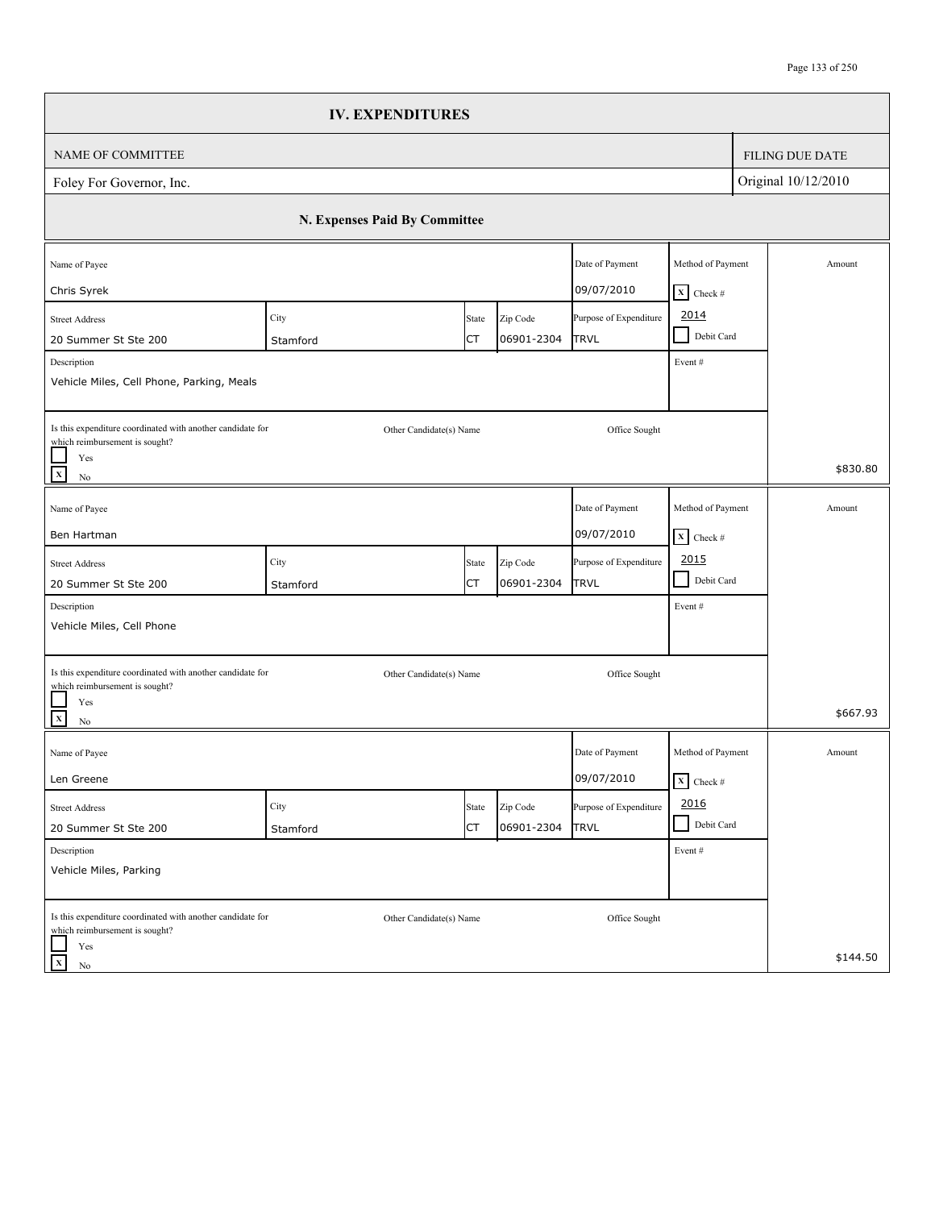# IV. EXPENDITURES

| NAME OF COMMITTEE | FILING DUE DATE |
| --- | --- |
| Foley For Governor, Inc. | Original 10/12/2010 |

## N. Expenses Paid By Committee

| Name of Payee | Street Address | City | State | Zip Code | Date of Payment | Purpose of Expenditure | Method of Payment | Description | Event # | Is this expenditure coordinated with another candidate for which reimbursement is sought? | Other Candidate(s) Name | Office Sought | Amount |
| --- | --- | --- | --- | --- | --- | --- | --- | --- | --- | --- | --- | --- | --- |
| Chris Syrek | 20 Summer St Ste 200 | Stamford | CT | 06901-2304 | 09/07/2010 | TRVL | [X] Check # 2014 [ ] Debit Card | Vehicle Miles, Cell Phone, Parking, Meals | | [ ] Yes [X] No | | | $830.80 |
| Ben Hartman | 20 Summer St Ste 200 | Stamford | CT | 06901-2304 | 09/07/2010 | TRVL | [X] Check # 2015 [ ] Debit Card | Vehicle Miles, Cell Phone | | [ ] Yes [X] No | | | $667.93 |
| Len Greene | 20 Summer St Ste 200 | Stamford | CT | 06901-2304 | 09/07/2010 | TRVL | [X] Check # 2016 [ ] Debit Card | Vehicle Miles, Parking | | [ ] Yes [X] No | | | $144.50 |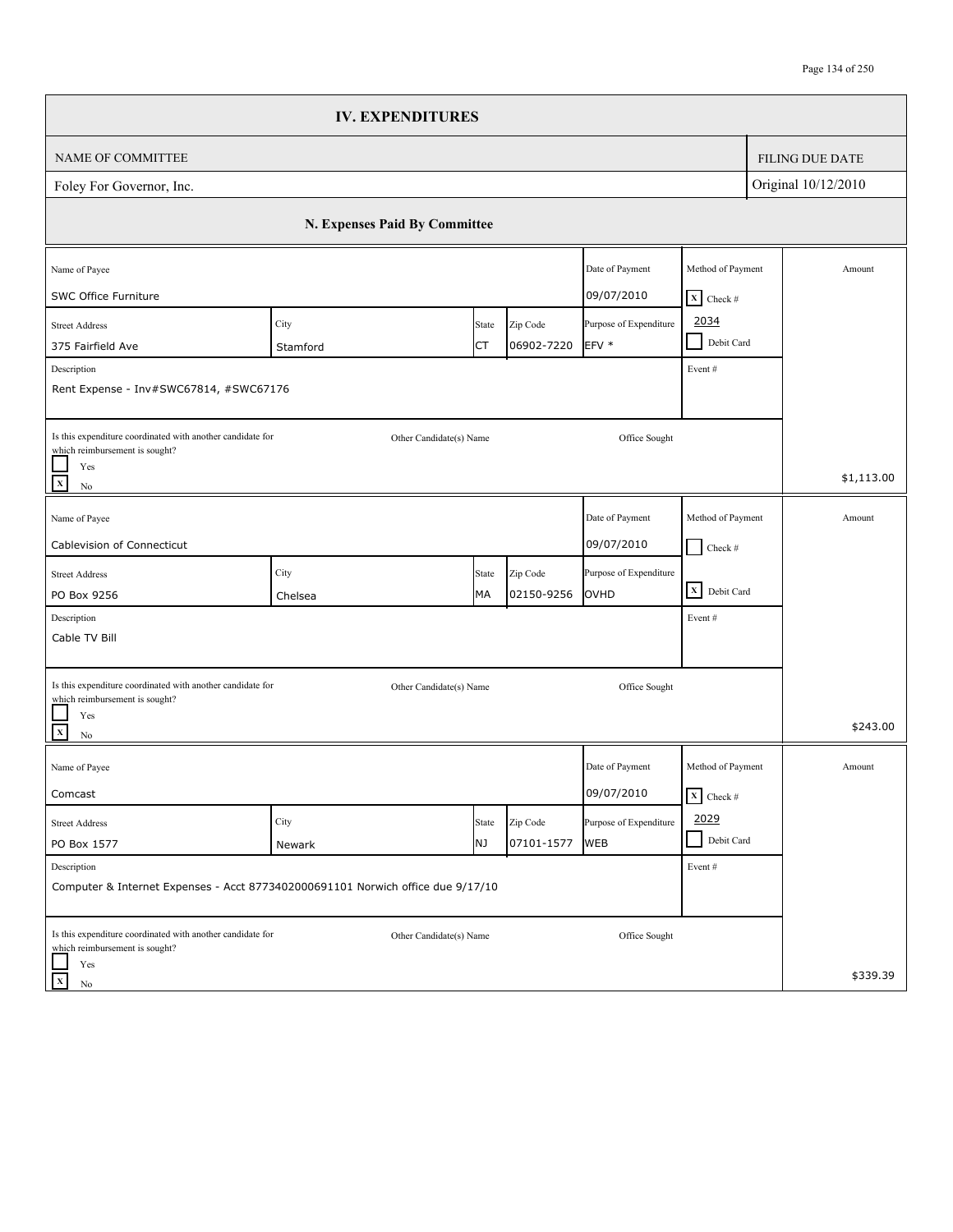# IV. EXPENDITURES

| NAME OF COMMITTEE | FILING DUE DATE |
| --- | --- |
| Foley For Governor, Inc. | Original 10/12/2010 |

## N. Expenses Paid By Committee

| Name of Payee | Street Address | City | State | Zip Code | Date of Payment | Purpose of Expenditure | Method of Payment | Event # | Description | Is this expenditure coordinated with another candidate for which reimbursement is sought? | Other Candidate(s) Name | Office Sought | Amount |
| --- | --- | --- | --- | --- | --- | --- | --- | --- | --- | --- | --- | --- | --- |
| SWC Office Furniture | 375 Fairfield Ave | Stamford | CT | 06902-7220 | 09/07/2010 | EFV * | [X] Check # 2034 [ ] Debit Card | | Rent Expense - Inv#SWC67814, #SWC67176 | [ ] Yes [X] No | | | $1,113.00 |
| Cablevision of Connecticut | PO Box 9256 | Chelsea | MA | 02150-9256 | 09/07/2010 | OVHD | [ ] Check # [X] Debit Card | | Cable TV Bill | [ ] Yes [X] No | | | $243.00 |
| Comcast | PO Box 1577 | Newark | NJ | 07101-1577 | 09/07/2010 | WEB | [X] Check # 2029 [ ] Debit Card | | Computer & Internet Expenses - Acct 8773402000691101 Norwich office due 9/17/10 | [ ] Yes [X] No | | | $339.39 |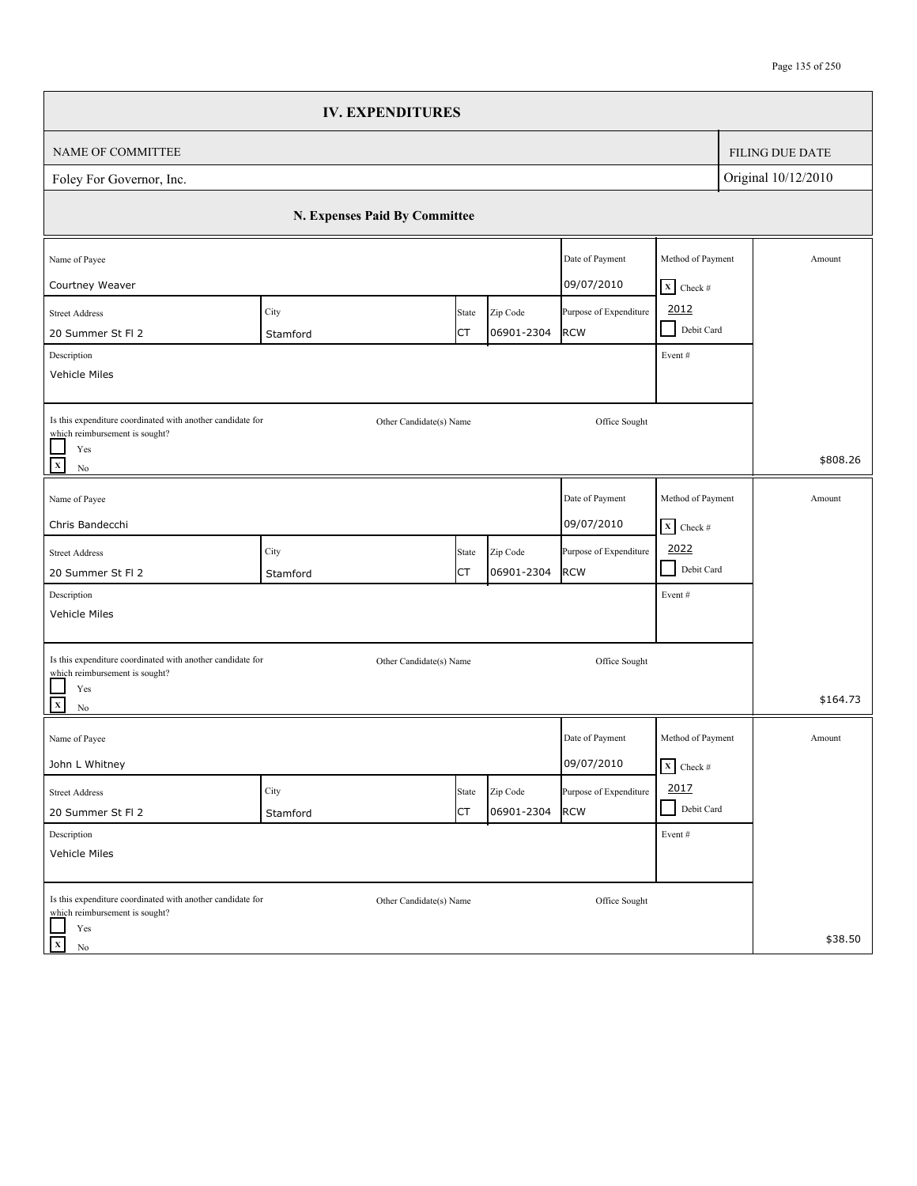# IV. EXPENDITURES

| NAME OF COMMITTEE | FILING DUE DATE |
| --- | --- |
| Foley For Governor, Inc. | Original 10/12/2010 |

## N. Expenses Paid By Committee

| Name of Payee | City | State | Zip Code | Date of Payment | Method of Payment | Amount |
| --- | --- | --- | --- | --- | --- | --- |
| Courtney Weaver | | | | 09/07/2010 | [X] Check # 2012 [ ] Debit Card | |
| Street Address: 20 Summer St Fl 2 | Stamford | CT | 06901-2304 | Purpose of Expenditure: RCW | Event # | |
| Description: Vehicle Miles | | | | | | |
| Is this expenditure coordinated with another candidate for which reimbursement is sought? [ ] Yes [X] No | Other Candidate(s) Name | | | Office Sought | | $808.26 |

| Name of Payee | City | State | Zip Code | Date of Payment | Method of Payment | Amount |
| --- | --- | --- | --- | --- | --- | --- |
| Chris Bandecchi | | | | 09/07/2010 | [X] Check # 2022 [ ] Debit Card | |
| Street Address: 20 Summer St Fl 2 | Stamford | CT | 06901-2304 | Purpose of Expenditure: RCW | Event # | |
| Description: Vehicle Miles | | | | | | |
| Is this expenditure coordinated with another candidate for which reimbursement is sought? [ ] Yes [X] No | Other Candidate(s) Name | | | Office Sought | | $164.73 |

| Name of Payee | City | State | Zip Code | Date of Payment | Method of Payment | Amount |
| --- | --- | --- | --- | --- | --- | --- |
| John L Whitney | | | | 09/07/2010 | [X] Check # 2017 [ ] Debit Card | |
| Street Address: 20 Summer St Fl 2 | Stamford | CT | 06901-2304 | Purpose of Expenditure: RCW | Event # | |
| Description: Vehicle Miles | | | | | | |
| Is this expenditure coordinated with another candidate for which reimbursement is sought? [ ] Yes [X] No | Other Candidate(s) Name | | | Office Sought | | $38.50 |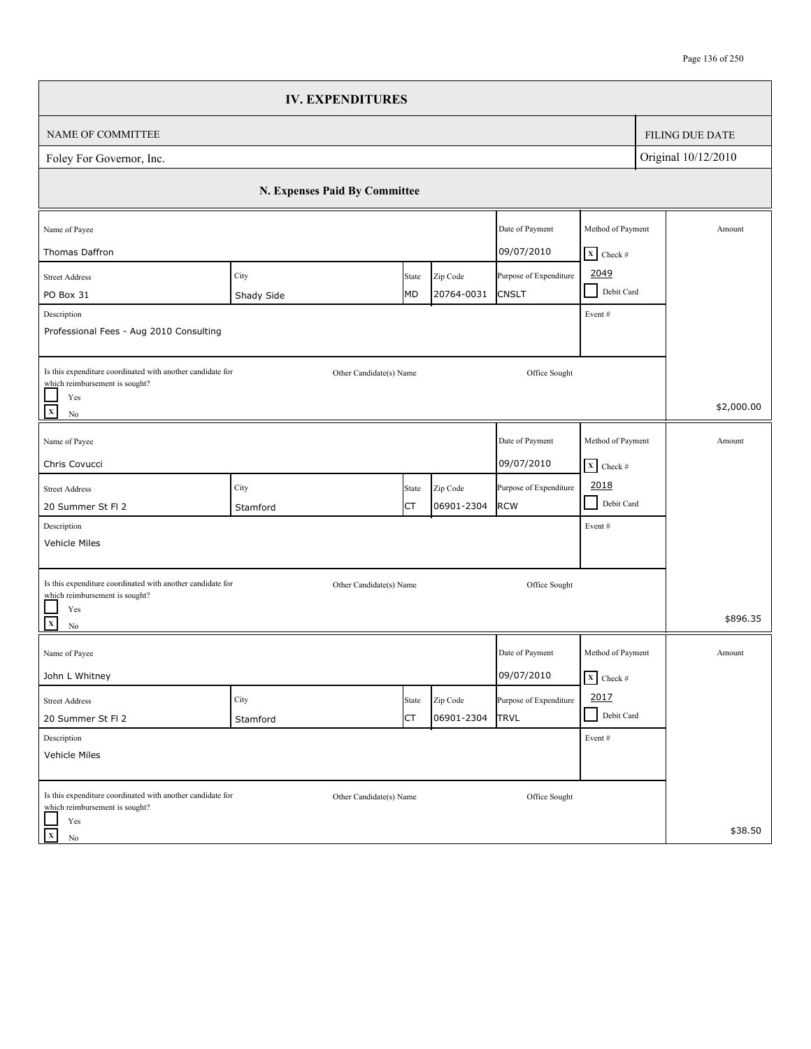# IV. EXPENDITURES

| NAME OF COMMITTEE | FILING DUE DATE |
| --- | --- |
| Foley For Governor, Inc. | Original 10/12/2010 |

## N. Expenses Paid By Committee

| Name of Payee | Street Address | City | State | Zip Code | Date of Payment | Purpose of Expenditure | Method of Payment | Description | Event # | Coordinated with another candidate for which reimbursement is sought? | Other Candidate(s) Name | Office Sought | Amount |
| --- | --- | --- | --- | --- | --- | --- | --- | --- | --- | --- | --- | --- | --- |
| Thomas Daffron | PO Box 31 | Shady Side | MD | 20764-0031 | 09/07/2010 | CNSLT | [X] Check # 2049 | Professional Fees - Aug 2010 Consulting | | [X] No | | | $2,000.00 |
| Chris Covucci | 20 Summer St Fl 2 | Stamford | CT | 06901-2304 | 09/07/2010 | RCW | [X] Check # 2018 | Vehicle Miles | | [X] No | | | $896.35 |
| John L Whitney | 20 Summer St Fl 2 | Stamford | CT | 06901-2304 | 09/07/2010 | TRVL | [X] Check # 2017 | Vehicle Miles | | [X] No | | | $38.50 |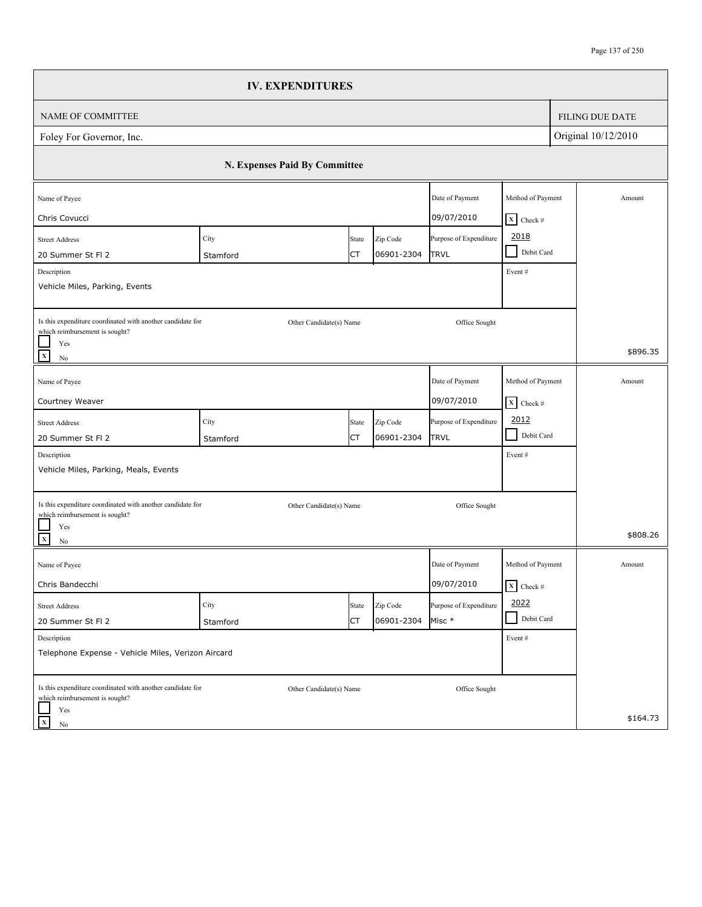# IV. EXPENDITURES

| NAME OF COMMITTEE | FILING DUE DATE |
|---|---|
| Foley For Governor, Inc. | Original 10/12/2010 |

## N. Expenses Paid By Committee

| Name of Payee | Street Address | City | State | Zip Code | Date of Payment | Purpose of Expenditure | Method of Payment | Description | Event # | Coordinated with another candidate for which reimbursement is sought? | Other Candidate(s) Name | Office Sought | Amount |
|---|---|---|---|---|---|---|---|---|---|---|---|---|---|
| Chris Covucci | 20 Summer St Fl 2 | Stamford | CT | 06901-2304 | 09/07/2010 | TRVL | [X] Check # 2018 [ ] Debit Card | Vehicle Miles, Parking, Events | | [ ] Yes [X] No | | | $896.35 |
| Courtney Weaver | 20 Summer St Fl 2 | Stamford | CT | 06901-2304 | 09/07/2010 | TRVL | [X] Check # 2012 [ ] Debit Card | Vehicle Miles, Parking, Meals, Events | | [ ] Yes [X] No | | | $808.26 |
| Chris Bandecchi | 20 Summer St Fl 2 | Stamford | CT | 06901-2304 | 09/07/2010 | Misc * | [X] Check # 2022 [ ] Debit Card | Telephone Expense - Vehicle Miles, Verizon Aircard | | [ ] Yes [X] No | | | $164.73 |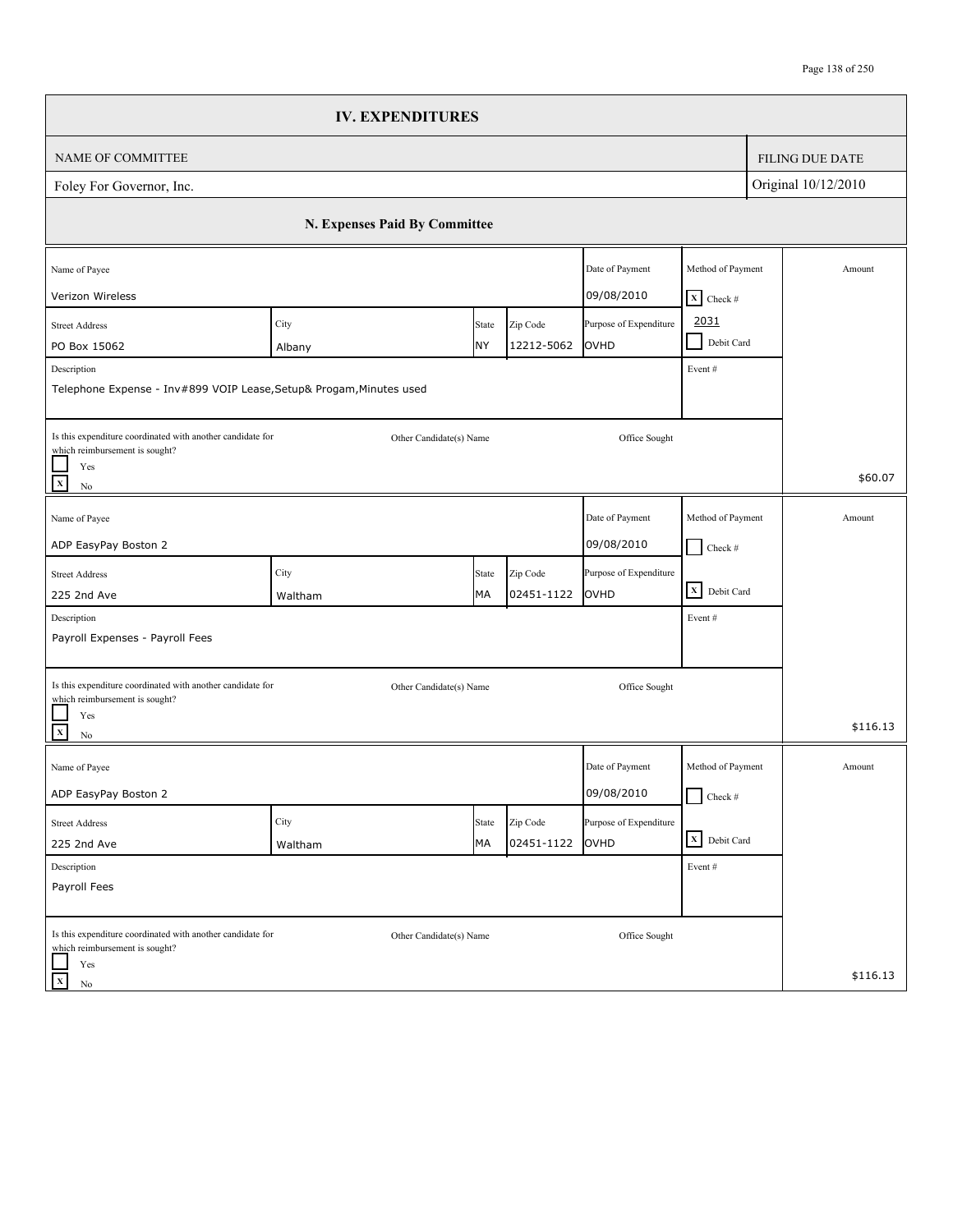# IV. EXPENDITURES

| NAME OF COMMITTEE | FILING DUE DATE |
|---|---|
| Foley For Governor, Inc. | Original 10/12/2010 |

## N. Expenses Paid By Committee

| Name of Payee | | | | Date of Payment | Method of Payment | Amount |
|---|---|---|---|---|---|---|
| Verizon Wireless | | | | 09/08/2010 | [X] Check # 2031 | |
| **Street Address** | **City** | **State** | **Zip Code** | **Purpose of Expenditure** | [ ] Debit Card | |
| PO Box 15062 | Albany | NY | 12212-5062 | OVHD | | |
| **Description** | | | | | **Event #** | |
| Telephone Expense - Inv#899 VOIP Lease,Setup& Progam,Minutes used | | | | | | |
| **Is this expenditure coordinated with another candidate for which reimbursement is sought?** [ ] Yes [X] No | | **Other Candidate(s) Name** | | **Office Sought** | | $60.07 |

| Name of Payee | | | | Date of Payment | Method of Payment | Amount |
|---|---|---|---|---|---|---|
| ADP EasyPay Boston 2 | | | | 09/08/2010 | [ ] Check # | |
| **Street Address** | **City** | **State** | **Zip Code** | **Purpose of Expenditure** | [X] Debit Card | |
| 225 2nd Ave | Waltham | MA | 02451-1122 | OVHD | | |
| **Description** | | | | | **Event #** | |
| Payroll Expenses - Payroll Fees | | | | | | |
| **Is this expenditure coordinated with another candidate for which reimbursement is sought?** [ ] Yes [X] No | | **Other Candidate(s) Name** | | **Office Sought** | | $116.13 |

| Name of Payee | | | | Date of Payment | Method of Payment | Amount |
|---|---|---|---|---|---|---|
| ADP EasyPay Boston 2 | | | | 09/08/2010 | [ ] Check # | |
| **Street Address** | **City** | **State** | **Zip Code** | **Purpose of Expenditure** | [X] Debit Card | |
| 225 2nd Ave | Waltham | MA | 02451-1122 | OVHD | | |
| **Description** | | | | | **Event #** | |
| Payroll Fees | | | | | | |
| **Is this expenditure coordinated with another candidate for which reimbursement is sought?** [ ] Yes [X] No | | **Other Candidate(s) Name** | | **Office Sought** | | $116.13 |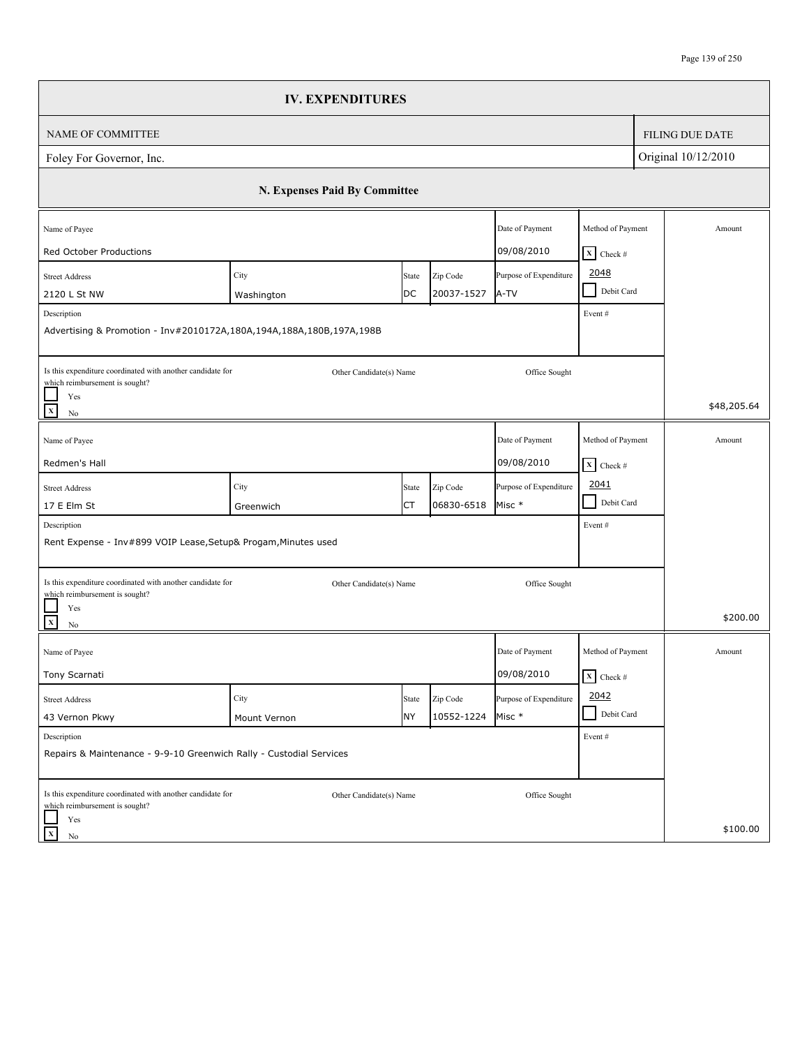# IV. EXPENDITURES

| NAME OF COMMITTEE | FILING DUE DATE |
| --- | --- |
| Foley For Governor, Inc. | Original 10/12/2010 |

## N. Expenses Paid By Committee

| Name of Payee | Street Address | City | State | Zip Code | Date of Payment | Purpose of Expenditure | Method of Payment | Description | Coordinated expenditure for which reimbursement is sought? | Other Candidate(s) Name | Office Sought | Event # | Amount |
| --- | --- | --- | --- | --- | --- | --- | --- | --- | --- | --- | --- | --- | --- |
| Red October Productions | 2120 L St NW | Washington | DC | 20037-1527 | 09/08/2010 | A-TV | [X] Check # 2048 | Advertising & Promotion - Inv#2010172A,180A,194A,188A,180B,197A,198B | [X] No | | | | $48,205.64 |
| Redmen's Hall | 17 E Elm St | Greenwich | CT | 06830-6518 | 09/08/2010 | Misc * | [X] Check # 2041 | Rent Expense - Inv#899 VOIP Lease,Setup& Progam,Minutes used | [X] No | | | | $200.00 |
| Tony Scarnati | 43 Vernon Pkwy | Mount Vernon | NY | 10552-1224 | 09/08/2010 | Misc * | [X] Check # 2042 | Repairs & Maintenance - 9-9-10 Greenwich Rally - Custodial Services | [X] No | | | | $100.00 |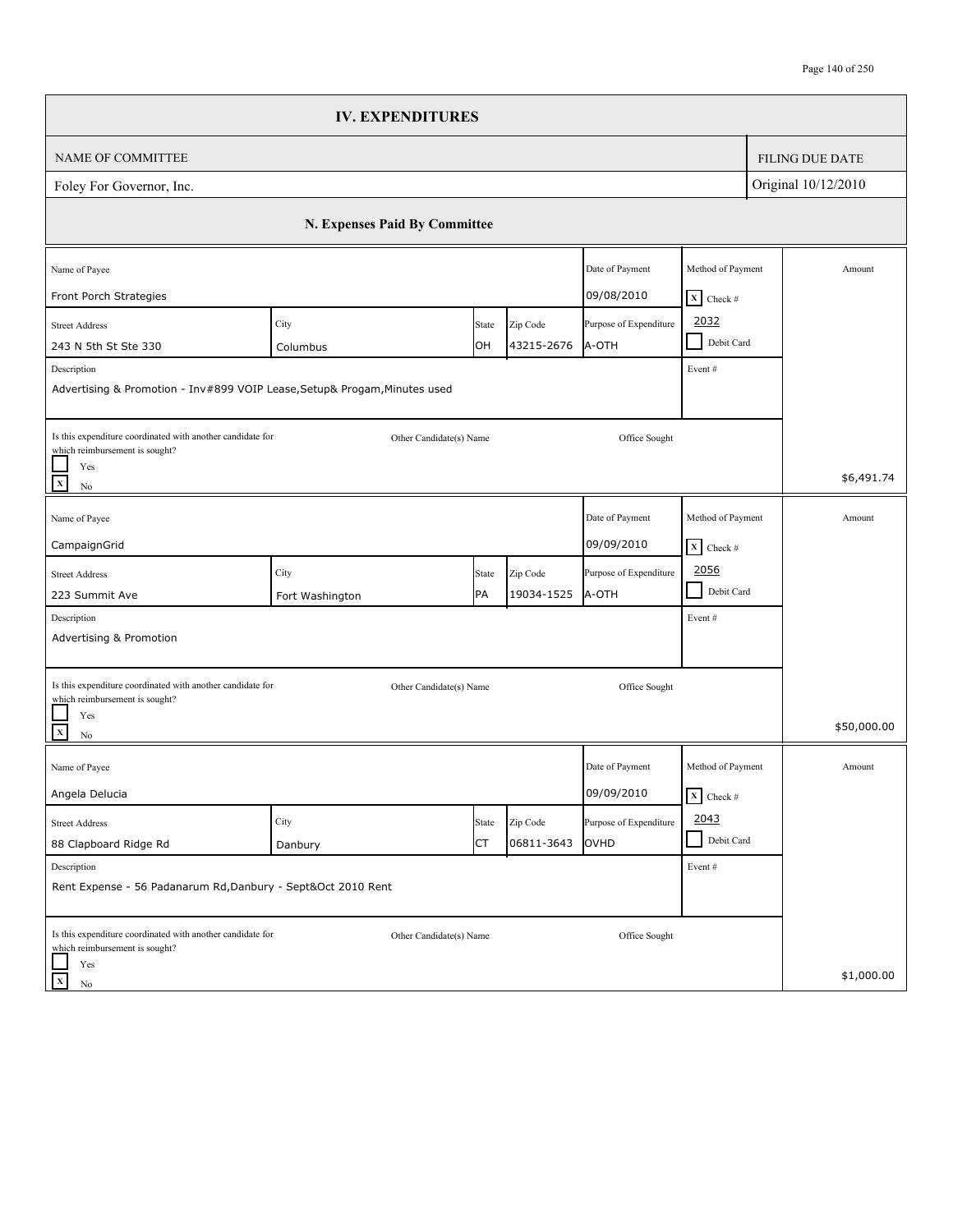# IV. EXPENDITURES

| NAME OF COMMITTEE | FILING DUE DATE |
| --- | --- |
| Foley For Governor, Inc. | Original 10/12/2010 |

## N. Expenses Paid By Committee

| Name of Payee | | | | Date of Payment | Method of Payment | Amount |
| --- | --- | --- | --- | --- | --- | --- |
| Front Porch Strategies | | | | 09/08/2010 | [X] Check # 2032 | |
| **Street Address** | **City** | **State** | **Zip Code** | **Purpose of Expenditure** | [ ] Debit Card | |
| 243 N 5th St Ste 330 | Columbus | OH | 43215-2676 | A-OTH | | |
| **Description** | | | | | **Event #** | |
| Advertising & Promotion - Inv#899 VOIP Lease,Setup& Progam,Minutes used | | | | | | |
| **Is this expenditure coordinated with another candidate for which reimbursement is sought?** [ ] Yes [X] No | **Other Candidate(s) Name** | | | **Office Sought** | | $6,491.74 |

| Name of Payee | | | | Date of Payment | Method of Payment | Amount |
| --- | --- | --- | --- | --- | --- | --- |
| CampaignGrid | | | | 09/09/2010 | [X] Check # 2056 | |
| **Street Address** | **City** | **State** | **Zip Code** | **Purpose of Expenditure** | [ ] Debit Card | |
| 223 Summit Ave | Fort Washington | PA | 19034-1525 | A-OTH | | |
| **Description** | | | | | **Event #** | |
| Advertising & Promotion | | | | | | |
| **Is this expenditure coordinated with another candidate for which reimbursement is sought?** [ ] Yes [X] No | **Other Candidate(s) Name** | | | **Office Sought** | | $50,000.00 |

| Name of Payee | | | | Date of Payment | Method of Payment | Amount |
| --- | --- | --- | --- | --- | --- | --- |
| Angela Delucia | | | | 09/09/2010 | [X] Check # 2043 | |
| **Street Address** | **City** | **State** | **Zip Code** | **Purpose of Expenditure** | [ ] Debit Card | |
| 88 Clapboard Ridge Rd | Danbury | CT | 06811-3643 | OVHD | | |
| **Description** | | | | | **Event #** | |
| Rent Expense - 56 Padanarum Rd,Danbury - Sept&Oct 2010 Rent | | | | | | |
| **Is this expenditure coordinated with another candidate for which reimbursement is sought?** [ ] Yes [X] No | **Other Candidate(s) Name** | | | **Office Sought** | | $1,000.00 |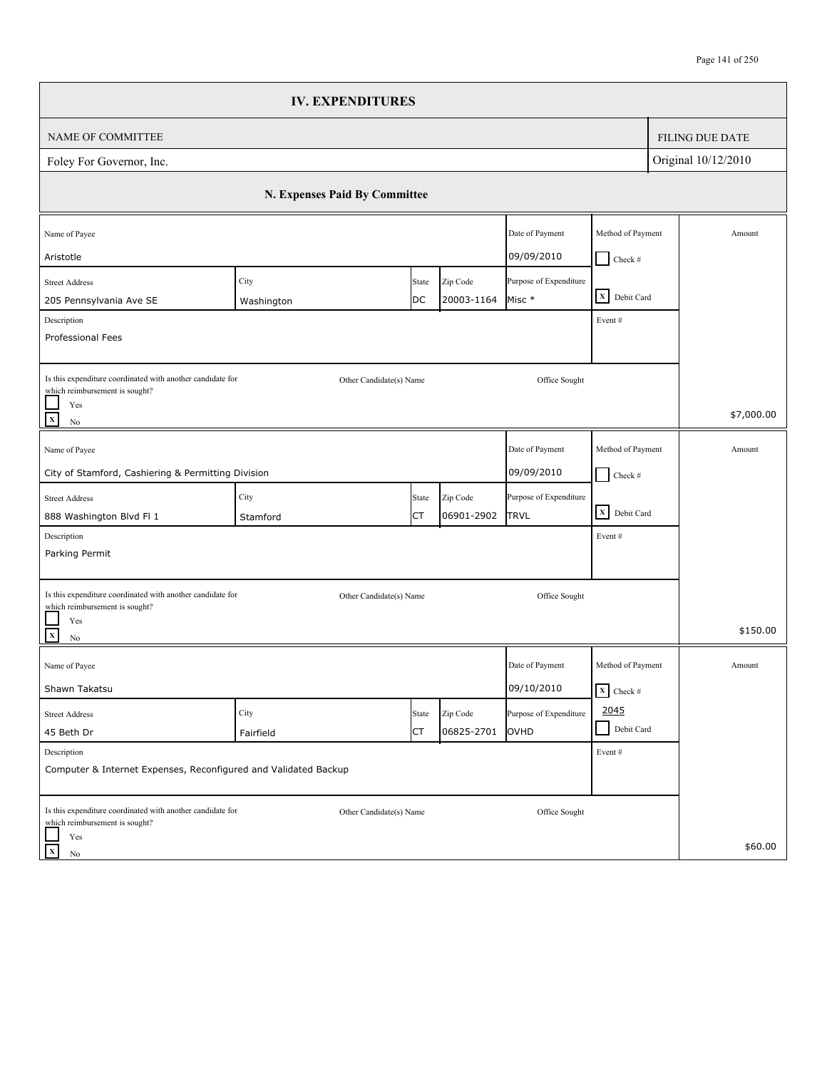# IV. EXPENDITURES

| NAME OF COMMITTEE | FILING DUE DATE |
| --- | --- |
| Foley For Governor, Inc. | Original 10/12/2010 |

## N. Expenses Paid By Committee

| Name of Payee | | | | Date of Payment | Method of Payment | Amount |
| --- | --- | --- | --- | --- | --- | --- |
| Aristotle | | | | 09/09/2010 | [ ] Check # | |
| **Street Address** | **City** | **State** | **Zip Code** | **Purpose of Expenditure** | | |
| 205 Pennsylvania Ave SE | Washington | DC | 20003-1164 | Misc * | [X] Debit Card | |
| **Description** | | | | | **Event #** | |
| Professional Fees | | | | | | |
| **Is this expenditure coordinated with another candidate for which reimbursement is sought?** | **Other Candidate(s) Name** | | | **Office Sought** | | |
| [ ] Yes [X] No | | | | | | $7,000.00 |

| Name of Payee | | | | Date of Payment | Method of Payment | Amount |
| --- | --- | --- | --- | --- | --- | --- |
| City of Stamford, Cashiering & Permitting Division | | | | 09/09/2010 | [ ] Check # | |
| **Street Address** | **City** | **State** | **Zip Code** | **Purpose of Expenditure** | | |
| 888 Washington Blvd Fl 1 | Stamford | CT | 06901-2902 | TRVL | [X] Debit Card | |
| **Description** | | | | | **Event #** | |
| Parking Permit | | | | | | |
| **Is this expenditure coordinated with another candidate for which reimbursement is sought?** | **Other Candidate(s) Name** | | | **Office Sought** | | |
| [ ] Yes [X] No | | | | | | $150.00 |

| Name of Payee | | | | Date of Payment | Method of Payment | Amount |
| --- | --- | --- | --- | --- | --- | --- |
| Shawn Takatsu | | | | 09/10/2010 | [X] Check # 2045 | |
| **Street Address** | **City** | **State** | **Zip Code** | **Purpose of Expenditure** | | |
| 45 Beth Dr | Fairfield | CT | 06825-2701 | OVHD | [ ] Debit Card | |
| **Description** | | | | | **Event #** | |
| Computer & Internet Expenses, Reconfigured and Validated Backup | | | | | | |
| **Is this expenditure coordinated with another candidate for which reimbursement is sought?** | **Other Candidate(s) Name** | | | **Office Sought** | | |
| [ ] Yes [X] No | | | | | | $60.00 |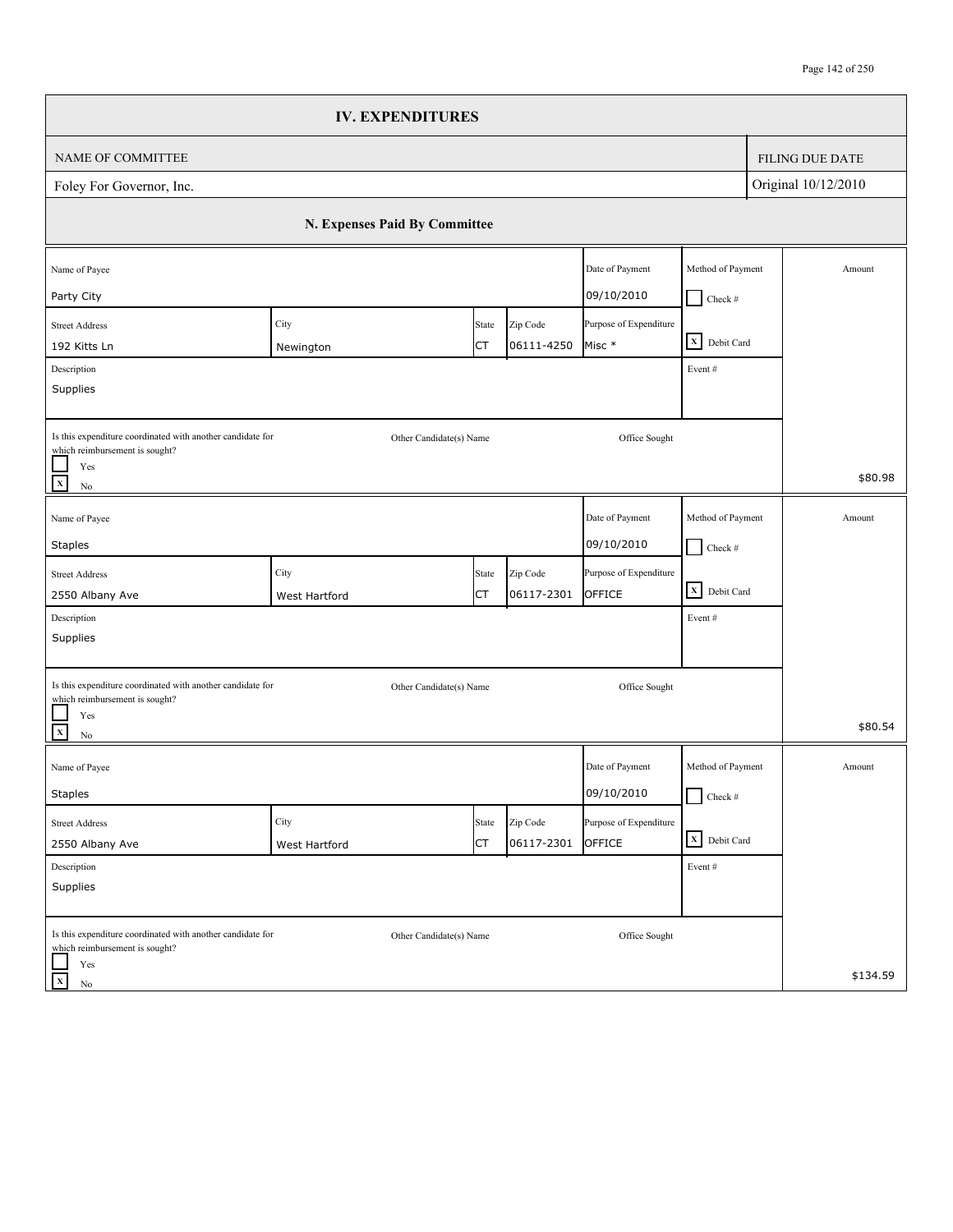# IV. EXPENDITURES

| NAME OF COMMITTEE | FILING DUE DATE |
|---|---|
| Foley For Governor, Inc. | Original 10/12/2010 |

## N. Expenses Paid By Committee

| Name of Payee | Street Address | City | State | Zip Code | Date of Payment | Purpose of Expenditure | Method of Payment | Description | Event # | Coordinated with another candidate for which reimbursement is sought? | Other Candidate(s) Name | Office Sought | Amount |
|---|---|---|---|---|---|---|---|---|---|---|---|---|---|
| Party City | 192 Kitts Ln | Newington | CT | 06111-4250 | 09/10/2010 | Misc * | Debit Card | Supplies | | No | | | $80.98 |
| Staples | 2550 Albany Ave | West Hartford | CT | 06117-2301 | 09/10/2010 | OFFICE | Debit Card | Supplies | | No | | | $80.54 |
| Staples | 2550 Albany Ave | West Hartford | CT | 06117-2301 | 09/10/2010 | OFFICE | Debit Card | Supplies | | No | | | $134.59 |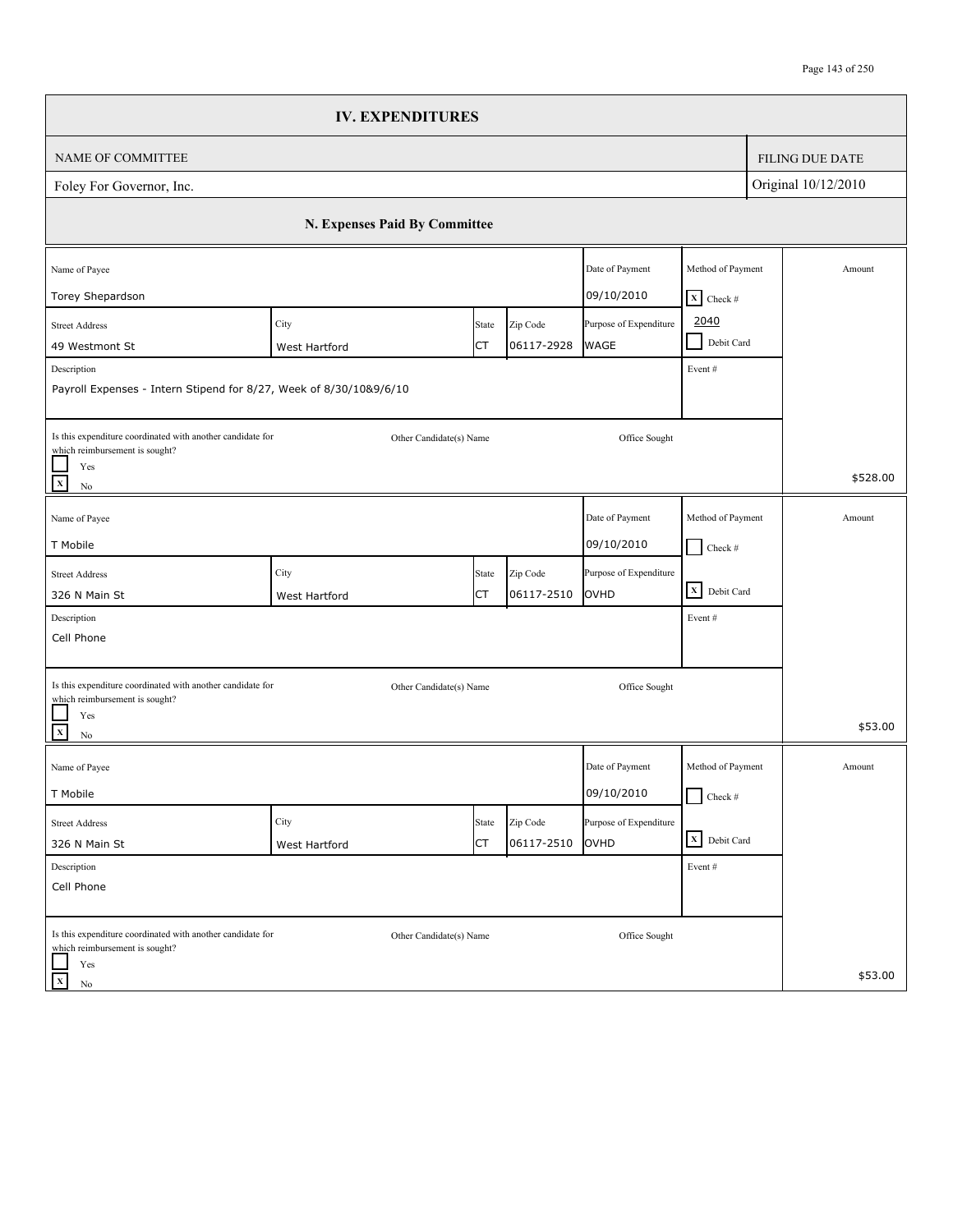# IV. EXPENDITURES

| NAME OF COMMITTEE | FILING DUE DATE |
| --- | --- |
| Foley For Governor, Inc. | Original 10/12/2010 |

## N. Expenses Paid By Committee

| Name of Payee | | | | Date of Payment | Method of Payment | Amount |
| --- | --- | --- | --- | --- | --- | --- |
| Torey Shepardson | | | | 09/10/2010 | [X] Check # 2040 | |
| **Street Address** | **City** | **State** | **Zip Code** | **Purpose of Expenditure** | [ ] Debit Card | |
| 49 Westmont St | West Hartford | CT | 06117-2928 | WAGE | | |
| **Description** | | | | | **Event #** | |
| Payroll Expenses - Intern Stipend for 8/27, Week of 8/30/10&9/6/10 | | | | | | |
| Is this expenditure coordinated with another candidate for which reimbursement is sought? [ ] Yes [X] No | Other Candidate(s) Name | | | Office Sought | | $528.00 |

| Name of Payee | | | | Date of Payment | Method of Payment | Amount |
| --- | --- | --- | --- | --- | --- | --- |
| T Mobile | | | | 09/10/2010 | [ ] Check # | |
| **Street Address** | **City** | **State** | **Zip Code** | **Purpose of Expenditure** | [X] Debit Card | |
| 326 N Main St | West Hartford | CT | 06117-2510 | OVHD | | |
| **Description** | | | | | **Event #** | |
| Cell Phone | | | | | | |
| Is this expenditure coordinated with another candidate for which reimbursement is sought? [ ] Yes [X] No | Other Candidate(s) Name | | | Office Sought | | $53.00 |

| Name of Payee | | | | Date of Payment | Method of Payment | Amount |
| --- | --- | --- | --- | --- | --- | --- |
| T Mobile | | | | 09/10/2010 | [ ] Check # | |
| **Street Address** | **City** | **State** | **Zip Code** | **Purpose of Expenditure** | [X] Debit Card | |
| 326 N Main St | West Hartford | CT | 06117-2510 | OVHD | | |
| **Description** | | | | | **Event #** | |
| Cell Phone | | | | | | |
| Is this expenditure coordinated with another candidate for which reimbursement is sought? [ ] Yes [X] No | Other Candidate(s) Name | | | Office Sought | | $53.00 |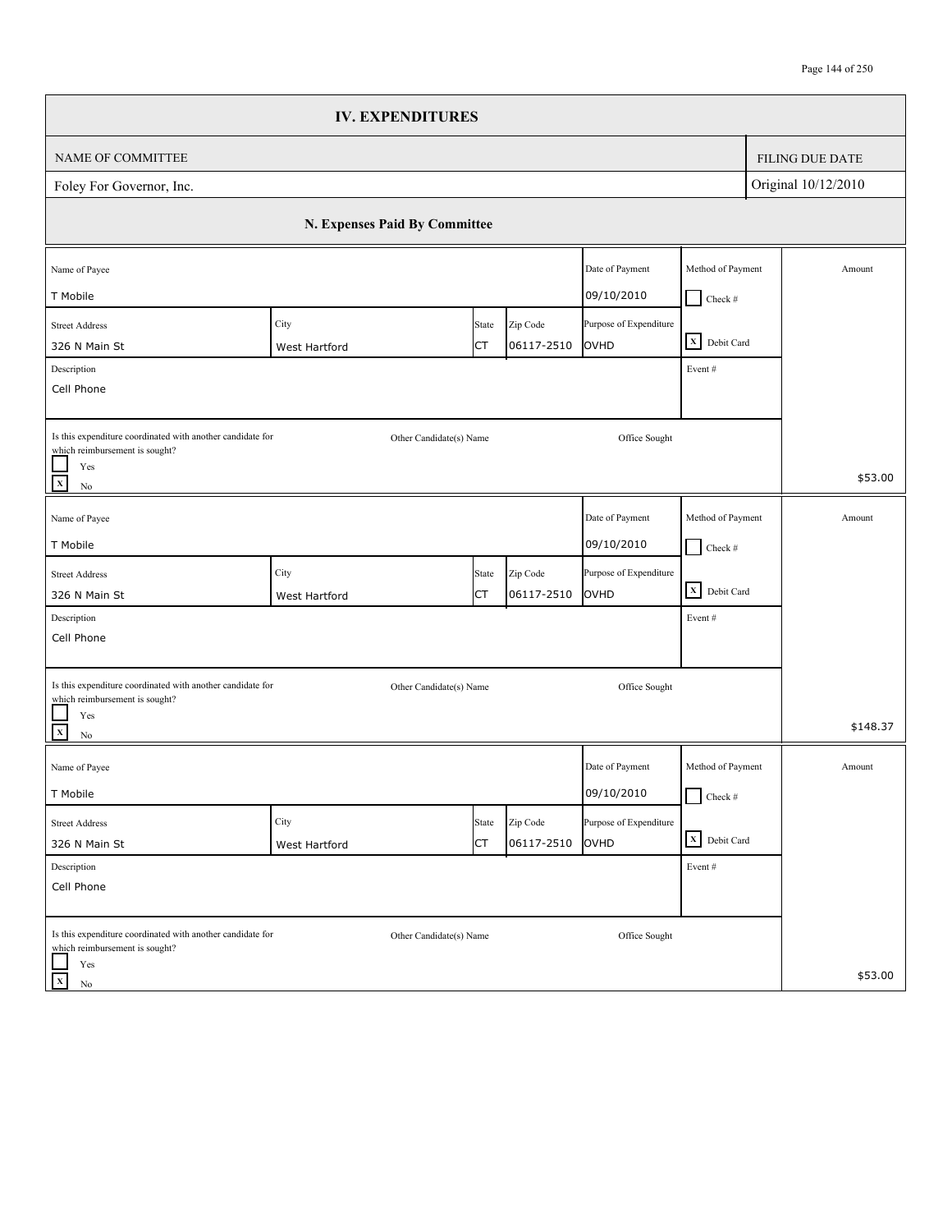# IV. EXPENDITURES

| NAME OF COMMITTEE | FILING DUE DATE |
| --- | --- |
| Foley For Governor, Inc. | Original 10/12/2010 |

## N. Expenses Paid By Committee

| Name of Payee | Street Address | City | State | Zip Code | Date of Payment | Purpose of Expenditure | Method of Payment | Event # | Description | Is this expenditure coordinated with another candidate for which reimbursement is sought? | Other Candidate(s) Name | Office Sought | Amount |
| --- | --- | --- | --- | --- | --- | --- | --- | --- | --- | --- | --- | --- | --- |
| T Mobile | 326 N Main St | West Hartford | CT | 06117-2510 | 09/10/2010 | OVHD | [ ] Check # [X] Debit Card | | Cell Phone | [ ] Yes [X] No | | | $53.00 |
| T Mobile | 326 N Main St | West Hartford | CT | 06117-2510 | 09/10/2010 | OVHD | [ ] Check # [X] Debit Card | | Cell Phone | [ ] Yes [X] No | | | $148.37 |
| T Mobile | 326 N Main St | West Hartford | CT | 06117-2510 | 09/10/2010 | OVHD | [ ] Check # [X] Debit Card | | Cell Phone | [ ] Yes [X] No | | | $53.00 |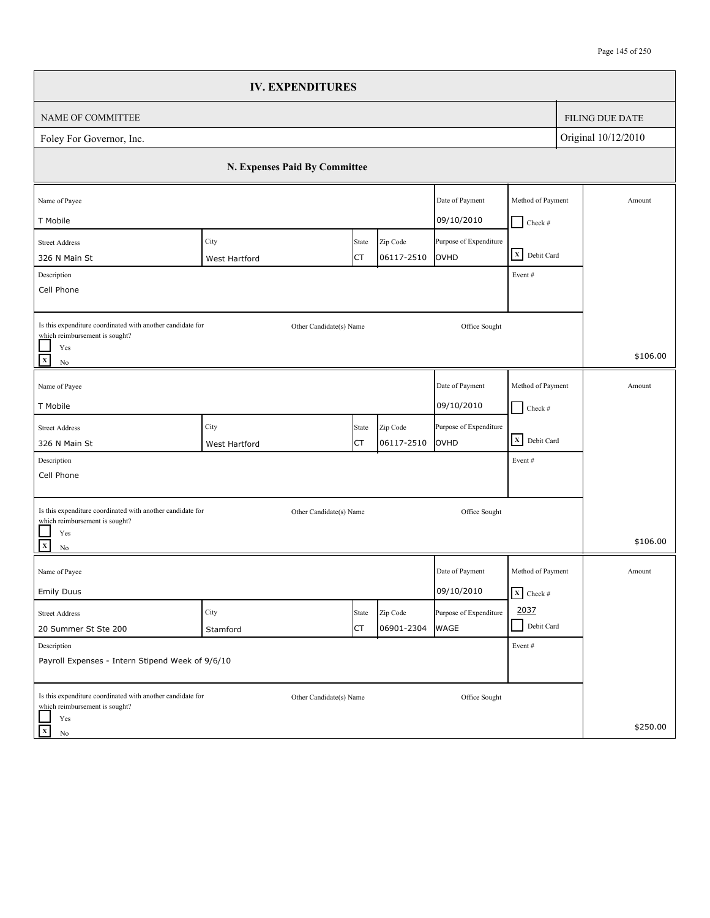# IV. EXPENDITURES

| NAME OF COMMITTEE | FILING DUE DATE |
|---|---|
| Foley For Governor, Inc. | Original 10/12/2010 |

## N. Expenses Paid By Committee

| Name of Payee | Street Address | City | State | Zip Code | Date of Payment | Purpose of Expenditure | Method of Payment | Description | Event # | Coordinated with another candidate for which reimbursement is sought? | Other Candidate(s) Name | Office Sought | Amount |
|---|---|---|---|---|---|---|---|---|---|---|---|---|---|
| T Mobile | 326 N Main St | West Hartford | CT | 06117-2510 | 09/10/2010 | OVHD | [X] Debit Card | Cell Phone | | [X] No | | | $106.00 |
| T Mobile | 326 N Main St | West Hartford | CT | 06117-2510 | 09/10/2010 | OVHD | [X] Debit Card | Cell Phone | | [X] No | | | $106.00 |
| Emily Duus | 20 Summer St Ste 200 | Stamford | CT | 06901-2304 | 09/10/2010 | WAGE | [X] Check # 2037 | Payroll Expenses - Intern Stipend Week of 9/6/10 | | [X] No | | | $250.00 |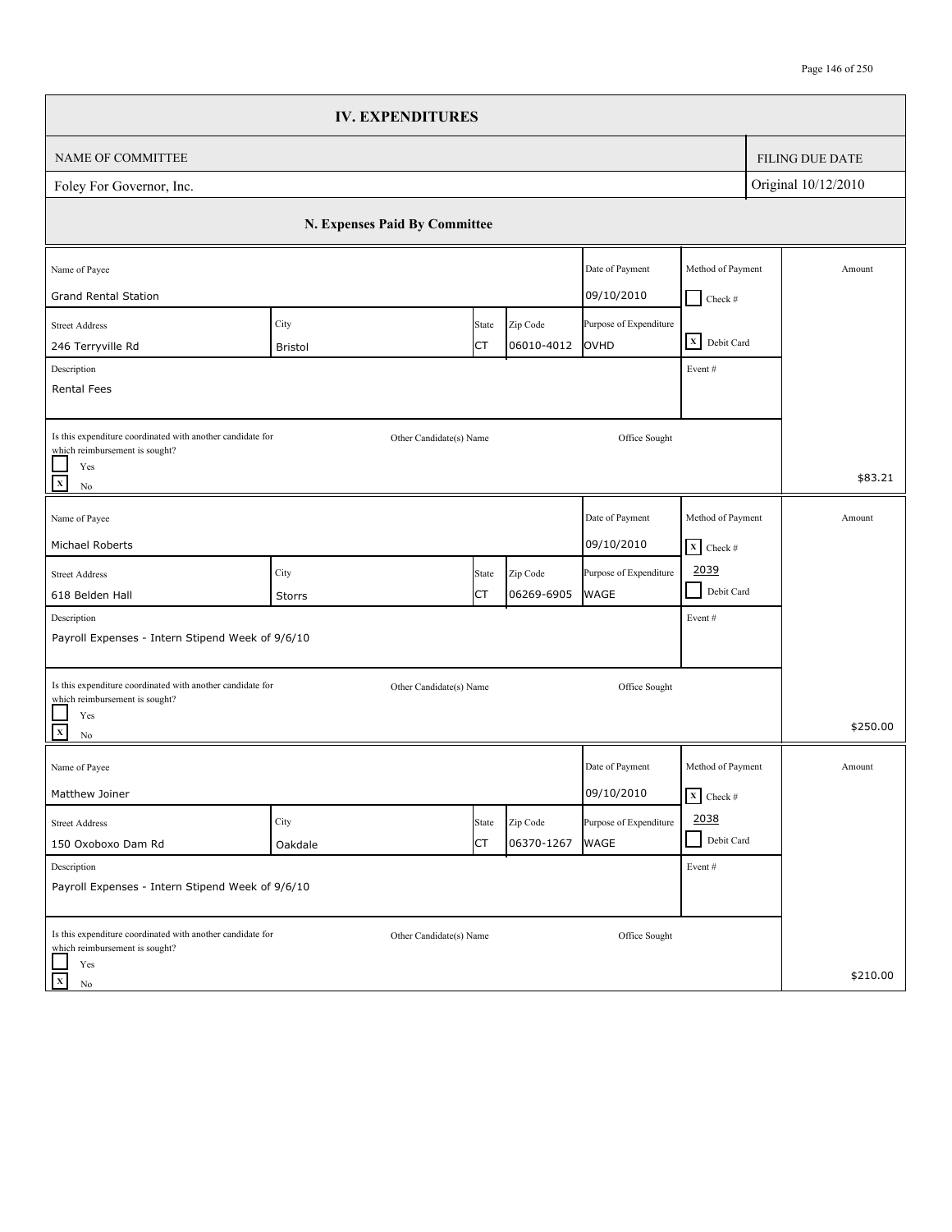## IV. EXPENDITURES

| NAME OF COMMITTEE | FILING DUE DATE |
|---|---|
| Foley For Governor, Inc. | Original 10/12/2010 |

### N. Expenses Paid By Committee

| Name of Payee | Street Address | City | State | Zip Code | Date of Payment | Purpose of Expenditure | Method of Payment | Description | Event # | Coordinated with another candidate for which reimbursement is sought? | Other Candidate(s) Name | Office Sought | Amount |
|---|---|---|---|---|---|---|---|---|---|---|---|---|---|
| Grand Rental Station | 246 Terryville Rd | Bristol | CT | 06010-4012 | 09/10/2010 | OVHD | [X] Debit Card | Rental Fees | | [X] No | | | $83.21 |
| Michael Roberts | 618 Belden Hall | Storrs | CT | 06269-6905 | 09/10/2010 | WAGE | [X] Check # 2039 | Payroll Expenses - Intern Stipend Week of 9/6/10 | | [X] No | | | $250.00 |
| Matthew Joiner | 150 Oxoboxo Dam Rd | Oakdale | CT | 06370-1267 | 09/10/2010 | WAGE | [X] Check # 2038 | Payroll Expenses - Intern Stipend Week of 9/6/10 | | [X] No | | | $210.00 |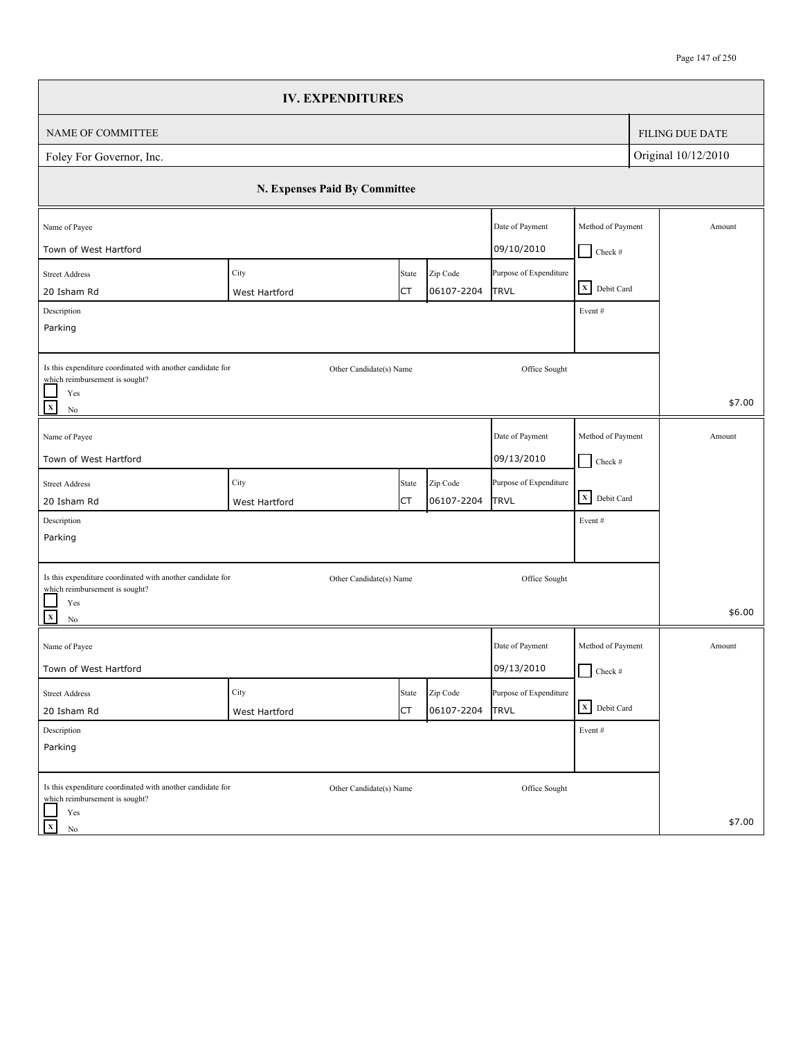## IV. EXPENDITURES

| NAME OF COMMITTEE | FILING DUE DATE |
| --- | --- |
| Foley For Governor, Inc. | Original 10/12/2010 |

### N. Expenses Paid By Committee

| Name of Payee | Street Address | City | State | Zip Code | Date of Payment | Purpose of Expenditure | Method of Payment | Description | Event # | Coordinated with another candidate for which reimbursement is sought? | Other Candidate(s) Name | Office Sought | Amount |
| --- | --- | --- | --- | --- | --- | --- | --- | --- | --- | --- | --- | --- | --- |
| Town of West Hartford | 20 Isham Rd | West Hartford | CT | 06107-2204 | 09/10/2010 | TRVL | [X] Debit Card | Parking | | [X] No | | | $7.00 |
| Town of West Hartford | 20 Isham Rd | West Hartford | CT | 06107-2204 | 09/13/2010 | TRVL | [X] Debit Card | Parking | | [X] No | | | $6.00 |
| Town of West Hartford | 20 Isham Rd | West Hartford | CT | 06107-2204 | 09/13/2010 | TRVL | [X] Debit Card | Parking | | [X] No | | | $7.00 |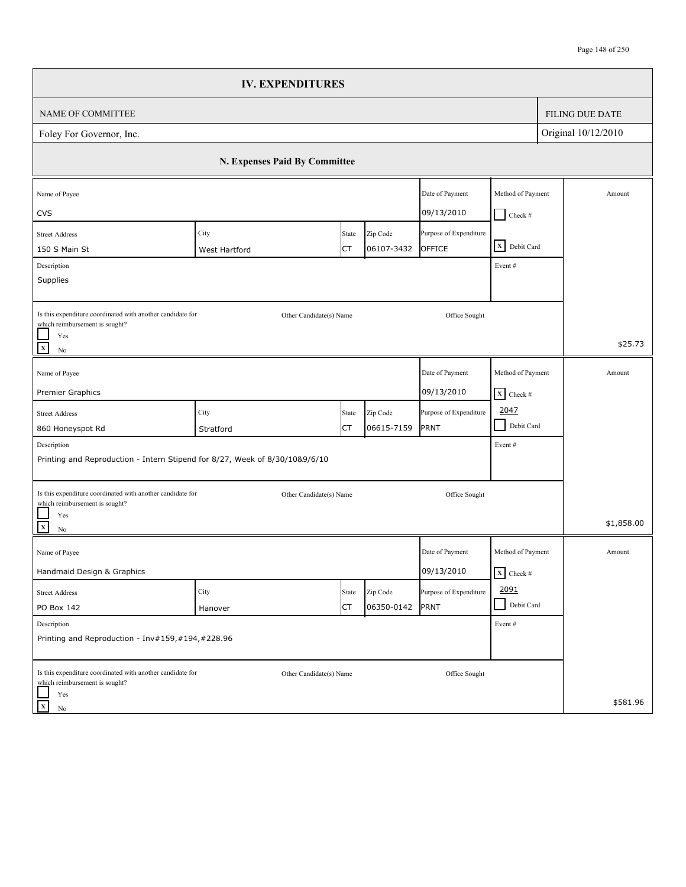# IV. EXPENDITURES

| NAME OF COMMITTEE | FILING DUE DATE |
|---|---|
| Foley For Governor, Inc. | Original 10/12/2010 |

## N. Expenses Paid By Committee

| Name of Payee | | | | Date of Payment | Method of Payment | Amount |
|---|---|---|---|---|---|---|
| CVS | | | | 09/13/2010 | [ ] Check # | |
| **Street Address** | **City** | **State** | **Zip Code** | **Purpose of Expenditure** | | |
| 150 S Main St | West Hartford | CT | 06107-3432 | OFFICE | [X] Debit Card | |
| **Description** | | | | | **Event #** | |
| Supplies | | | | | | |
| **Is this expenditure coordinated with another candidate for which reimbursement is sought?** | **Other Candidate(s) Name** | | | **Office Sought** | | |
| [ ] Yes [X] No | | | | | | $25.73 |

| Name of Payee | | | | Date of Payment | Method of Payment | Amount |
|---|---|---|---|---|---|---|
| Premier Graphics | | | | 09/13/2010 | [X] Check # 2047 | |
| **Street Address** | **City** | **State** | **Zip Code** | **Purpose of Expenditure** | | |
| 860 Honeyspot Rd | Stratford | CT | 06615-7159 | PRNT | [ ] Debit Card | |
| **Description** | | | | | **Event #** | |
| Printing and Reproduction - Intern Stipend for 8/27, Week of 8/30/10&9/6/10 | | | | | | |
| **Is this expenditure coordinated with another candidate for which reimbursement is sought?** | **Other Candidate(s) Name** | | | **Office Sought** | | |
| [ ] Yes [X] No | | | | | | $1,858.00 |

| Name of Payee | | | | Date of Payment | Method of Payment | Amount |
|---|---|---|---|---|---|---|
| Handmaid Design & Graphics | | | | 09/13/2010 | [X] Check # 2091 | |
| **Street Address** | **City** | **State** | **Zip Code** | **Purpose of Expenditure** | | |
| PO Box 142 | Hanover | CT | 06350-0142 | PRNT | [ ] Debit Card | |
| **Description** | | | | | **Event #** | |
| Printing and Reproduction - Inv#159,#194,#228.96 | | | | | | |
| **Is this expenditure coordinated with another candidate for which reimbursement is sought?** | **Other Candidate(s) Name** | | | **Office Sought** | | |
| [ ] Yes [X] No | | | | | | $581.96 |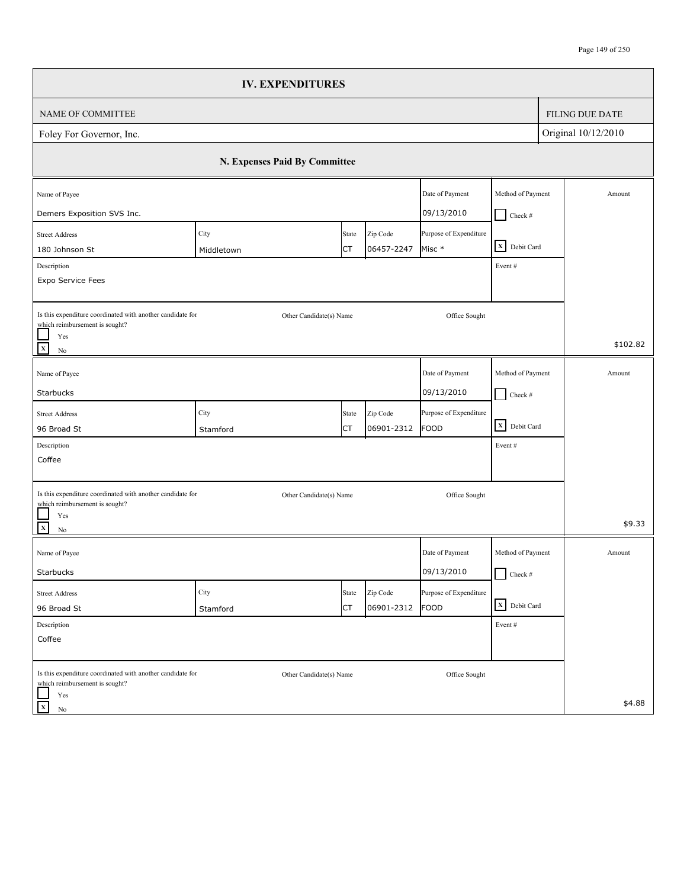# IV. EXPENDITURES

| NAME OF COMMITTEE | FILING DUE DATE |
|---|---|
| Foley For Governor, Inc. | Original 10/12/2010 |

## N. Expenses Paid By Committee

| Name of Payee | Street Address | City | State | Zip Code | Date of Payment | Purpose of Expenditure | Method of Payment | Description | Event # | Is this expenditure coordinated with another candidate for which reimbursement is sought? | Other Candidate(s) Name | Office Sought | Amount |
|---|---|---|---|---|---|---|---|---|---|---|---|---|---|
| Demers Exposition SVS Inc. | 180 Johnson St | Middletown | CT | 06457-2247 | 09/13/2010 | Misc * | [X] Debit Card | Expo Service Fees | | [X] No | | | $102.82 |
| Starbucks | 96 Broad St | Stamford | CT | 06901-2312 | 09/13/2010 | FOOD | [X] Debit Card | Coffee | | [X] No | | | $9.33 |
| Starbucks | 96 Broad St | Stamford | CT | 06901-2312 | 09/13/2010 | FOOD | [X] Debit Card | Coffee | | [X] No | | | $4.88 |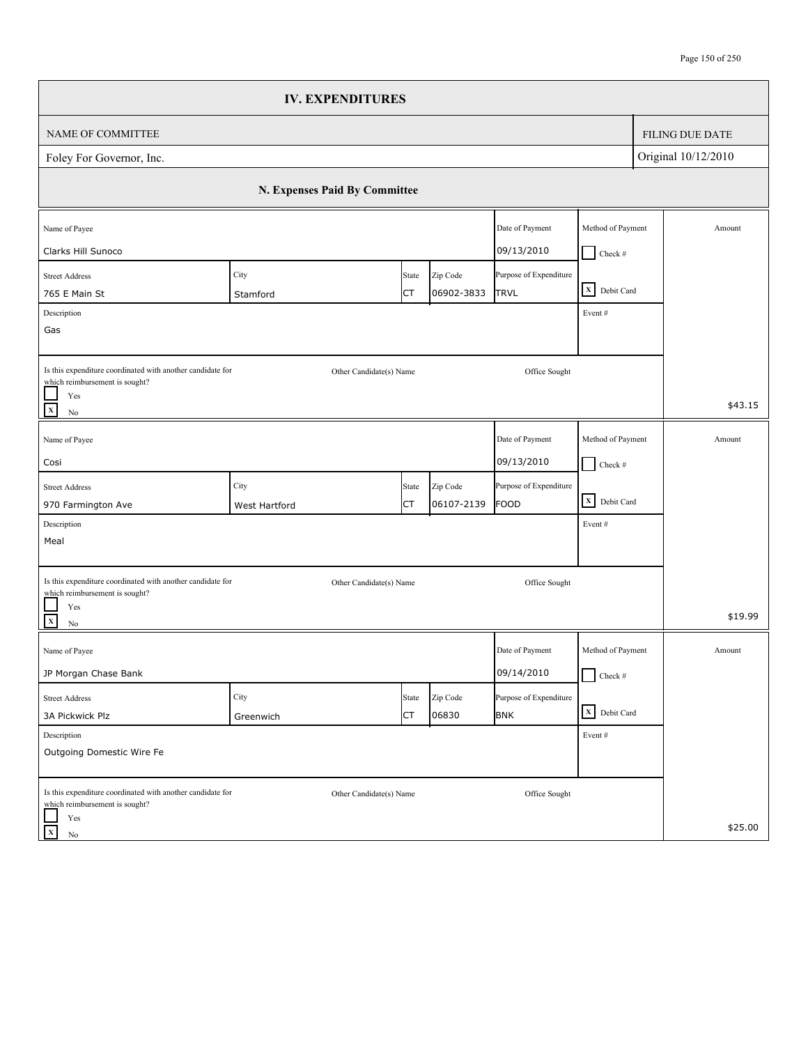# IV. EXPENDITURES

| NAME OF COMMITTEE | FILING DUE DATE |
|---|---|
| Foley For Governor, Inc. | Original 10/12/2010 |

## N. Expenses Paid By Committee

| Name of Payee | Street Address | City | State | Zip Code | Date of Payment | Purpose of Expenditure | Method of Payment | Description | Event # | Coordinated with another candidate for which reimbursement is sought? | Other Candidate(s) Name | Office Sought | Amount |
|---|---|---|---|---|---|---|---|---|---|---|---|---|---|
| Clarks Hill Sunoco | 765 E Main St | Stamford | CT | 06902-3833 | 09/13/2010 | TRVL | Debit Card | Gas | | No | | | $43.15 |
| Cosi | 970 Farmington Ave | West Hartford | CT | 06107-2139 | 09/13/2010 | FOOD | Debit Card | Meal | | No | | | $19.99 |
| JP Morgan Chase Bank | 3A Pickwick Plz | Greenwich | CT | 06830 | 09/14/2010 | BNK | Debit Card | Outgoing Domestic Wire Fe | | No | | | $25.00 |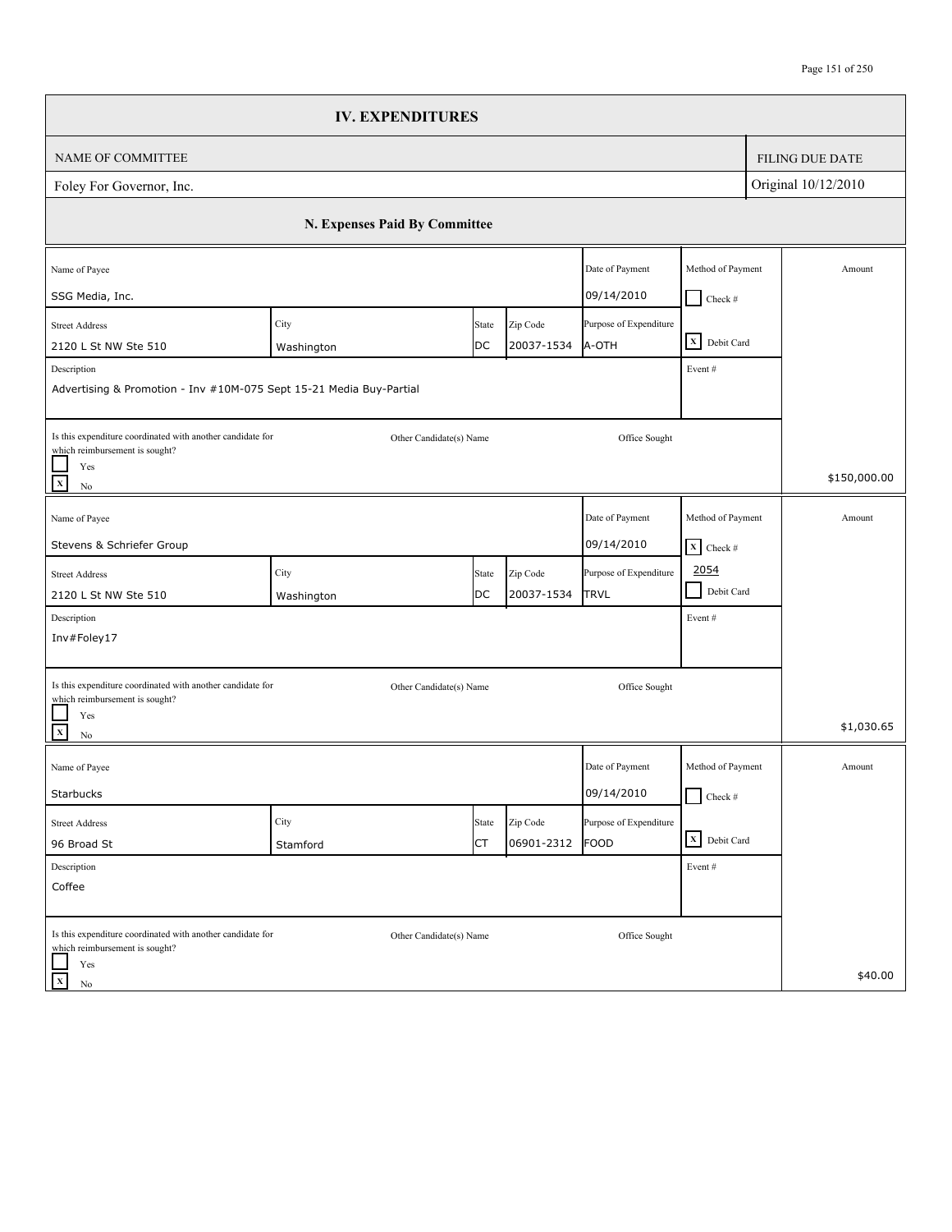# IV. EXPENDITURES

| NAME OF COMMITTEE | FILING DUE DATE |
| --- | --- |
| Foley For Governor, Inc. | Original 10/12/2010 |

## N. Expenses Paid By Committee

| Name of Payee | | | | Date of Payment | Method of Payment | Amount |
| --- | --- | --- | --- | --- | --- | --- |
| SSG Media, Inc. | | | | 09/14/2010 | [ ] Check # | |
| **Street Address** | **City** | **State** | **Zip Code** | **Purpose of Expenditure** | | |
| 2120 L St NW Ste 510 | Washington | DC | 20037-1534 | A-OTH | [X] Debit Card | |
| **Description** | | | | | **Event #** | |
| Advertising & Promotion - Inv #10M-075 Sept 15-21 Media Buy-Partial | | | | | | |
| Is this expenditure coordinated with another candidate for which reimbursement is sought? [ ] Yes [X] No | Other Candidate(s) Name | | | Office Sought | | $150,000.00 |

| Name of Payee | | | | Date of Payment | Method of Payment | Amount |
| --- | --- | --- | --- | --- | --- | --- |
| Stevens & Schriefer Group | | | | 09/14/2010 | [X] Check # 2054 | |
| **Street Address** | **City** | **State** | **Zip Code** | **Purpose of Expenditure** | | |
| 2120 L St NW Ste 510 | Washington | DC | 20037-1534 | TRVL | [ ] Debit Card | |
| **Description** | | | | | **Event #** | |
| Inv#Foley17 | | | | | | |
| Is this expenditure coordinated with another candidate for which reimbursement is sought? [ ] Yes [X] No | Other Candidate(s) Name | | | Office Sought | | $1,030.65 |

| Name of Payee | | | | Date of Payment | Method of Payment | Amount |
| --- | --- | --- | --- | --- | --- | --- |
| Starbucks | | | | 09/14/2010 | [ ] Check # | |
| **Street Address** | **City** | **State** | **Zip Code** | **Purpose of Expenditure** | | |
| 96 Broad St | Stamford | CT | 06901-2312 | FOOD | [X] Debit Card | |
| **Description** | | | | | **Event #** | |
| Coffee | | | | | | |
| Is this expenditure coordinated with another candidate for which reimbursement is sought? [ ] Yes [X] No | Other Candidate(s) Name | | | Office Sought | | $40.00 |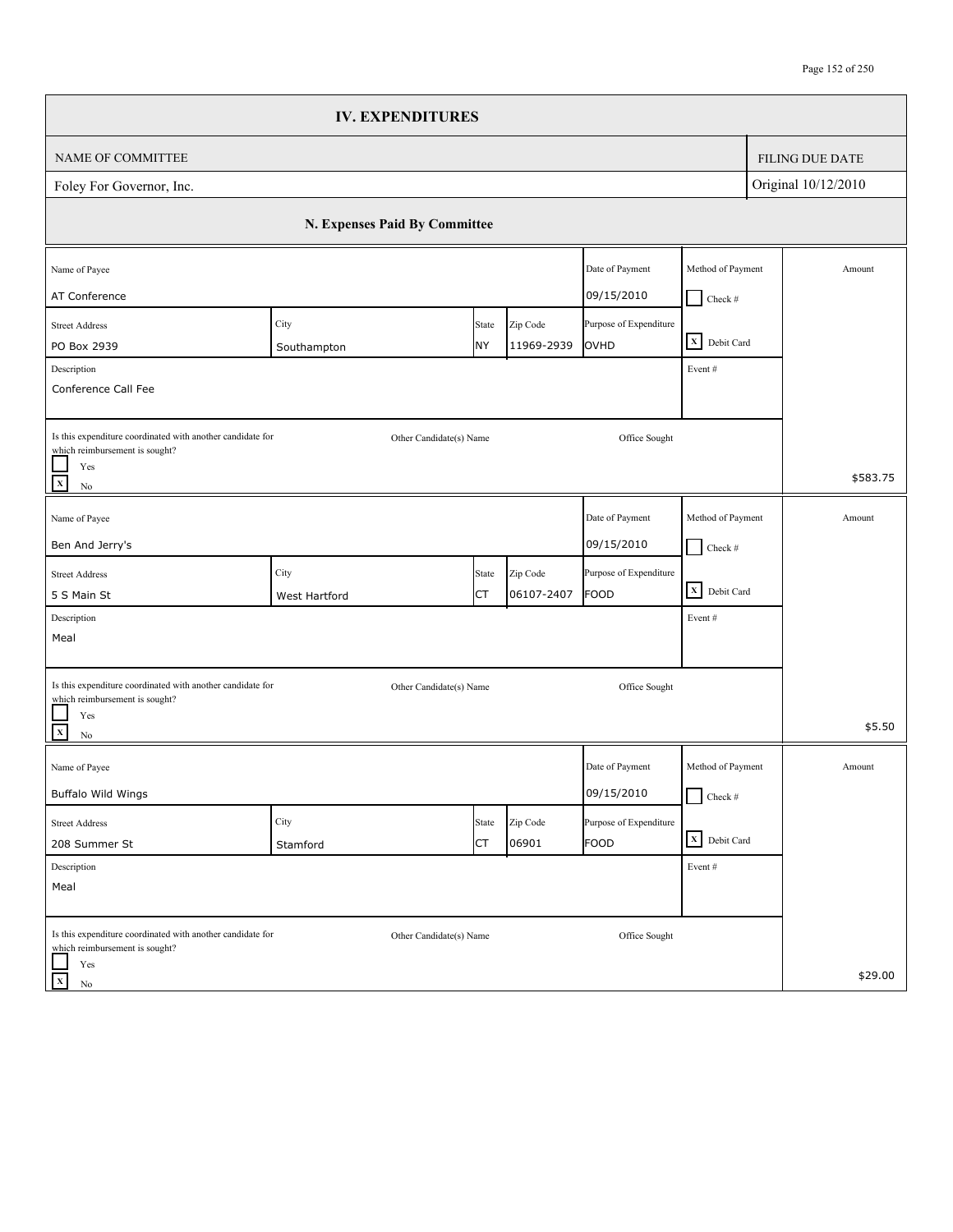# IV. EXPENDITURES

| NAME OF COMMITTEE | FILING DUE DATE |
| --- | --- |
| Foley For Governor, Inc. | Original 10/12/2010 |

## N. Expenses Paid By Committee

| Name of Payee | | | | Date of Payment | Method of Payment | Amount |
| --- | --- | --- | --- | --- | --- | --- |
| AT Conference | | | | 09/15/2010 | [ ] Check # | |
| **Street Address** | **City** | **State** | **Zip Code** | **Purpose of Expenditure** | | |
| PO Box 2939 | Southampton | NY | 11969-2939 | OVHD | [X] Debit Card | |
| **Description** | | | | | **Event #** | |
| Conference Call Fee | | | | | | |
| **Is this expenditure coordinated with another candidate for which reimbursement is sought?** | **Other Candidate(s) Name** | | | **Office Sought** | | |
| [ ] Yes [X] No | | | | | | $583.75 |

| Name of Payee | | | | Date of Payment | Method of Payment | Amount |
| --- | --- | --- | --- | --- | --- | --- |
| Ben And Jerry's | | | | 09/15/2010 | [ ] Check # | |
| **Street Address** | **City** | **State** | **Zip Code** | **Purpose of Expenditure** | | |
| 5 S Main St | West Hartford | CT | 06107-2407 | FOOD | [X] Debit Card | |
| **Description** | | | | | **Event #** | |
| Meal | | | | | | |
| **Is this expenditure coordinated with another candidate for which reimbursement is sought?** | **Other Candidate(s) Name** | | | **Office Sought** | | |
| [ ] Yes [X] No | | | | | | $5.50 |

| Name of Payee | | | | Date of Payment | Method of Payment | Amount |
| --- | --- | --- | --- | --- | --- | --- |
| Buffalo Wild Wings | | | | 09/15/2010 | [ ] Check # | |
| **Street Address** | **City** | **State** | **Zip Code** | **Purpose of Expenditure** | | |
| 208 Summer St | Stamford | CT | 06901 | FOOD | [X] Debit Card | |
| **Description** | | | | | **Event #** | |
| Meal | | | | | | |
| **Is this expenditure coordinated with another candidate for which reimbursement is sought?** | **Other Candidate(s) Name** | | | **Office Sought** | | |
| [ ] Yes [X] No | | | | | | $29.00 |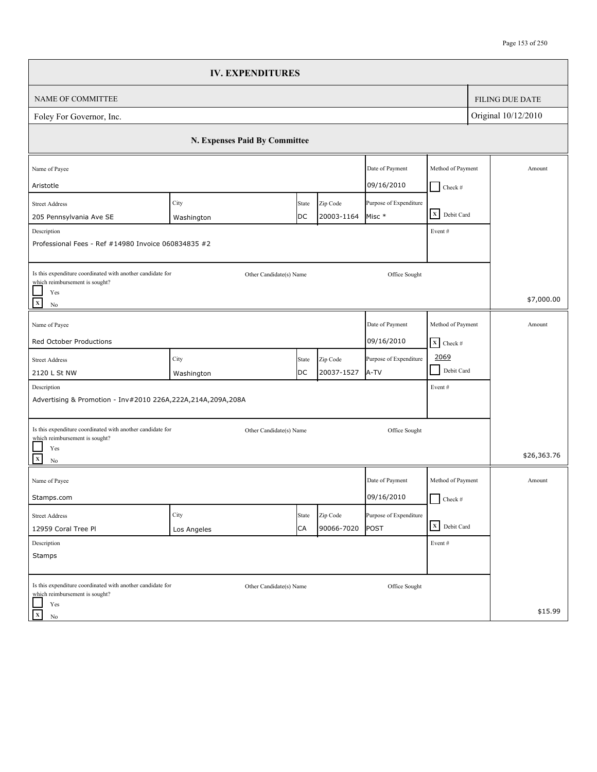# IV. EXPENDITURES

| NAME OF COMMITTEE | FILING DUE DATE |
|---|---|
| Foley For Governor, Inc. | Original 10/12/2010 |

## N. Expenses Paid By Committee

| Name of Payee | | | | Date of Payment | Method of Payment | Amount |
|---|---|---|---|---|---|---|
| Aristotle | | | | 09/16/2010 | [ ] Check # | |
| **Street Address** | **City** | **State** | **Zip Code** | **Purpose of Expenditure** | | |
| 205 Pennsylvania Ave SE | Washington | DC | 20003-1164 | Misc * | [X] Debit Card | |
| **Description** | | | | | **Event #** | |
| Professional Fees - Ref #14980 Invoice 060834835 #2 | | | | | | |
| **Is this expenditure coordinated with another candidate for which reimbursement is sought?** [ ] Yes [X] No | **Other Candidate(s) Name** | | | **Office Sought** | | $7,000.00 |

| Name of Payee | | | | Date of Payment | Method of Payment | Amount |
|---|---|---|---|---|---|---|
| Red October Productions | | | | 09/16/2010 | [X] Check # 2069 | |
| **Street Address** | **City** | **State** | **Zip Code** | **Purpose of Expenditure** | | |
| 2120 L St NW | Washington | DC | 20037-1527 | A-TV | [ ] Debit Card | |
| **Description** | | | | | **Event #** | |
| Advertising & Promotion - Inv#2010 226A,222A,214A,209A,208A | | | | | | |
| **Is this expenditure coordinated with another candidate for which reimbursement is sought?** [ ] Yes [X] No | **Other Candidate(s) Name** | | | **Office Sought** | | $26,363.76 |

| Name of Payee | | | | Date of Payment | Method of Payment | Amount |
|---|---|---|---|---|---|---|
| Stamps.com | | | | 09/16/2010 | [ ] Check # | |
| **Street Address** | **City** | **State** | **Zip Code** | **Purpose of Expenditure** | | |
| 12959 Coral Tree Pl | Los Angeles | CA | 90066-7020 | POST | [X] Debit Card | |
| **Description** | | | | | **Event #** | |
| Stamps | | | | | | |
| **Is this expenditure coordinated with another candidate for which reimbursement is sought?** [ ] Yes [X] No | **Other Candidate(s) Name** | | | **Office Sought** | | $15.99 |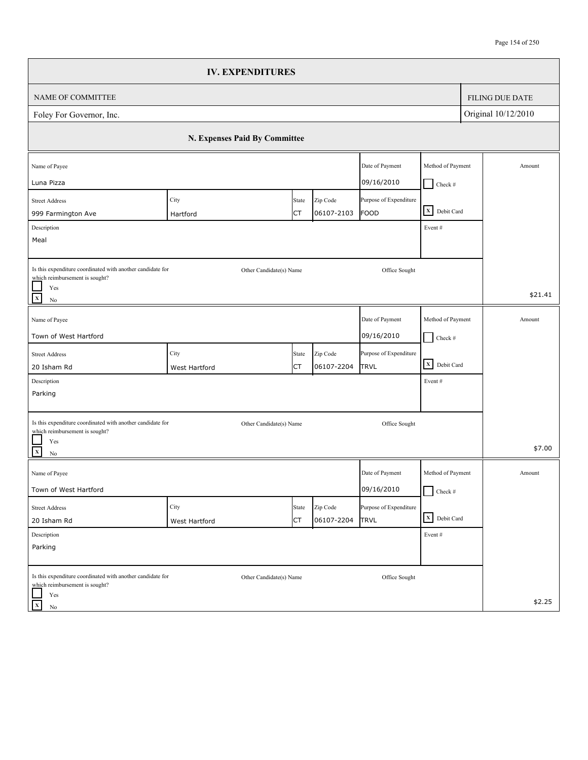# IV. EXPENDITURES

| NAME OF COMMITTEE | FILING DUE DATE |
|---|---|
| Foley For Governor, Inc. | Original 10/12/2010 |

## N. Expenses Paid By Committee

| Name of Payee | Street Address | City | State | Zip Code | Date of Payment | Purpose of Expenditure | Method of Payment | Description | Event # | Coordinated with another candidate for which reimbursement is sought? | Other Candidate(s) Name | Office Sought | Amount |
|---|---|---|---|---|---|---|---|---|---|---|---|---|---|
| Luna Pizza | 999 Farmington Ave | Hartford | CT | 06107-2103 | 09/16/2010 | FOOD | Debit Card | Meal | | No | | | $21.41 |
| Town of West Hartford | 20 Isham Rd | West Hartford | CT | 06107-2204 | 09/16/2010 | TRVL | Debit Card | Parking | | No | | | $7.00 |
| Town of West Hartford | 20 Isham Rd | West Hartford | CT | 06107-2204 | 09/16/2010 | TRVL | Debit Card | Parking | | No | | | $2.25 |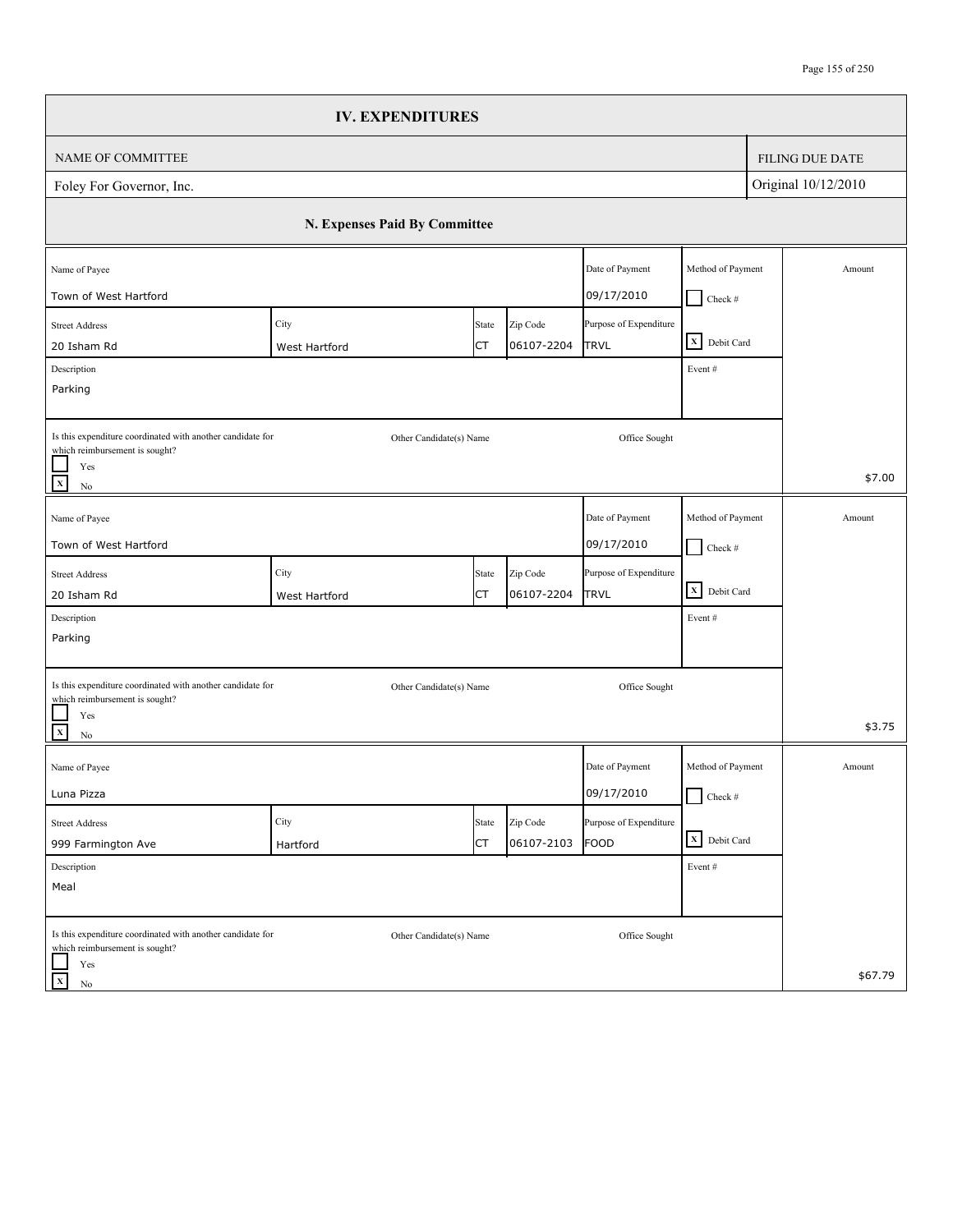# IV. EXPENDITURES

| NAME OF COMMITTEE | FILING DUE DATE |
| --- | --- |
| Foley For Governor, Inc. | Original 10/12/2010 |

## N. Expenses Paid By Committee

| Name of Payee | Street Address | City | State | Zip Code | Date of Payment | Purpose of Expenditure | Method of Payment | Description | Event # | Coordinated with another candidate for which reimbursement is sought? | Other Candidate(s) Name | Office Sought | Amount |
| --- | --- | --- | --- | --- | --- | --- | --- | --- | --- | --- | --- | --- | --- |
| Town of West Hartford | 20 Isham Rd | West Hartford | CT | 06107-2204 | 09/17/2010 | TRVL | Debit Card | Parking | | No | | | $7.00 |
| Town of West Hartford | 20 Isham Rd | West Hartford | CT | 06107-2204 | 09/17/2010 | TRVL | Debit Card | Parking | | No | | | $3.75 |
| Luna Pizza | 999 Farmington Ave | Hartford | CT | 06107-2103 | 09/17/2010 | FOOD | Debit Card | Meal | | No | | | $67.79 |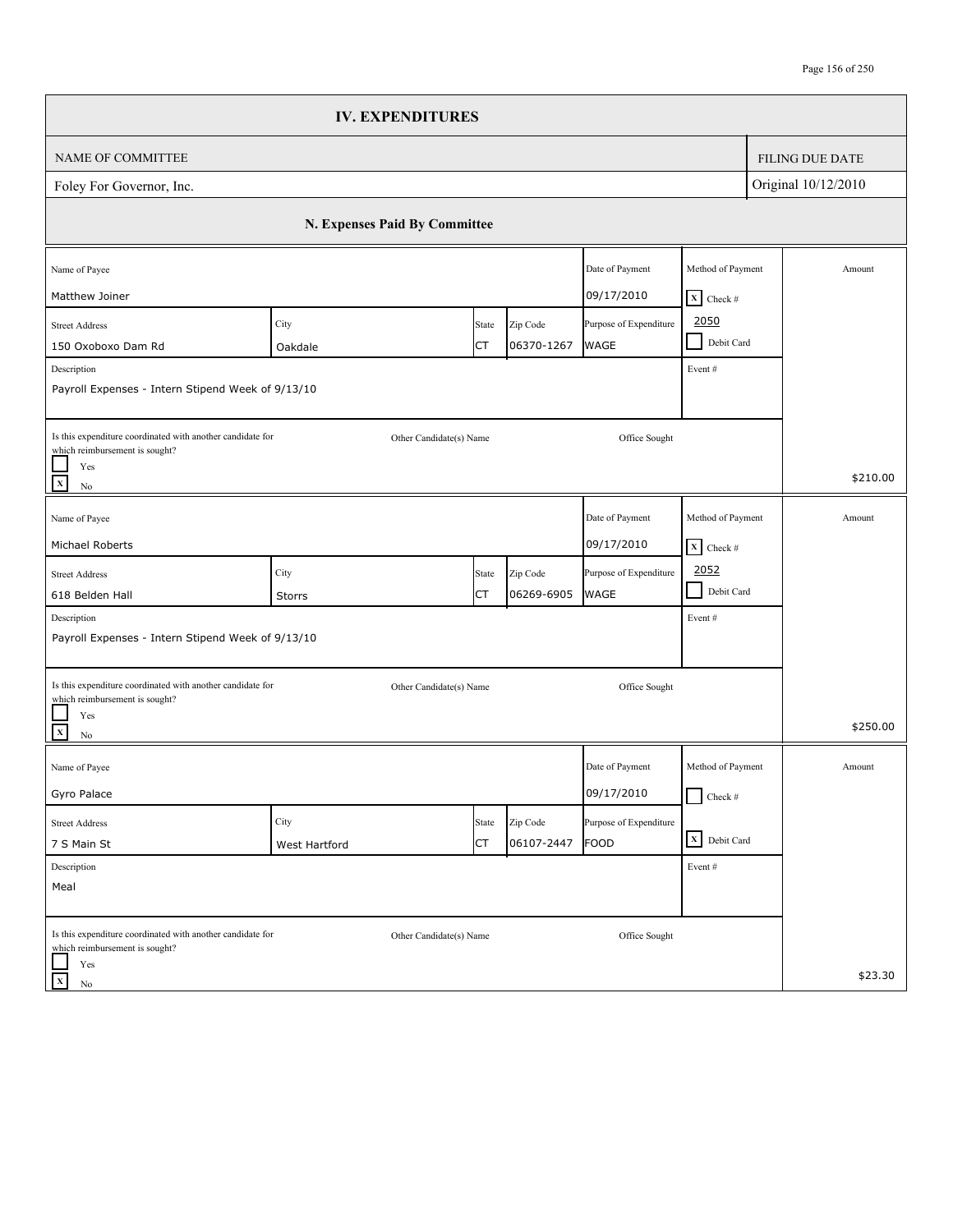# IV. EXPENDITURES

| NAME OF COMMITTEE | FILING DUE DATE |
| --- | --- |
| Foley For Governor, Inc. | Original 10/12/2010 |

## N. Expenses Paid By Committee

| Name of Payee | | | | Date of Payment | Method of Payment | Amount |
| --- | --- | --- | --- | --- | --- | --- |
| Matthew Joiner | | | | 09/17/2010 | [X] Check # 2050 | |
| **Street Address** | **City** | **State** | **Zip Code** | **Purpose of Expenditure** | [ ] Debit Card | |
| 150 Oxoboxo Dam Rd | Oakdale | CT | 06370-1267 | WAGE | | |
| **Description** | | | | | **Event #** | |
| Payroll Expenses - Intern Stipend Week of 9/13/10 | | | | | | |
| Is this expenditure coordinated with another candidate for which reimbursement is sought? [ ] Yes [X] No | Other Candidate(s) Name | | | Office Sought | | $210.00 |

| Name of Payee | | | | Date of Payment | Method of Payment | Amount |
| --- | --- | --- | --- | --- | --- | --- |
| Michael Roberts | | | | 09/17/2010 | [X] Check # 2052 | |
| **Street Address** | **City** | **State** | **Zip Code** | **Purpose of Expenditure** | [ ] Debit Card | |
| 618 Belden Hall | Storrs | CT | 06269-6905 | WAGE | | |
| **Description** | | | | | **Event #** | |
| Payroll Expenses - Intern Stipend Week of 9/13/10 | | | | | | |
| Is this expenditure coordinated with another candidate for which reimbursement is sought? [ ] Yes [X] No | Other Candidate(s) Name | | | Office Sought | | $250.00 |

| Name of Payee | | | | Date of Payment | Method of Payment | Amount |
| --- | --- | --- | --- | --- | --- | --- |
| Gyro Palace | | | | 09/17/2010 | [ ] Check # | |
| **Street Address** | **City** | **State** | **Zip Code** | **Purpose of Expenditure** | [X] Debit Card | |
| 7 S Main St | West Hartford | CT | 06107-2447 | FOOD | | |
| **Description** | | | | | **Event #** | |
| Meal | | | | | | |
| Is this expenditure coordinated with another candidate for which reimbursement is sought? [ ] Yes [X] No | Other Candidate(s) Name | | | Office Sought | | $23.30 |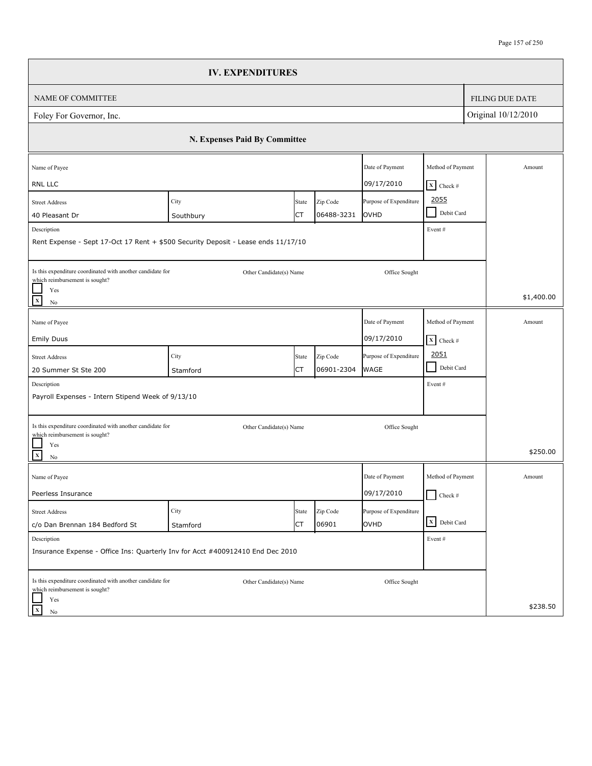## IV. EXPENDITURES

| NAME OF COMMITTEE | FILING DUE DATE |
|---|---|
| Foley For Governor, Inc. | Original 10/12/2010 |

### N. Expenses Paid By Committee

| Field | Value |
|---|---|
| Name of Payee | RNL LLC |
| Date of Payment | 09/17/2010 |
| Method of Payment | [X] Check # 2055 / [ ] Debit Card |
| Street Address | 40 Pleasant Dr |
| City | Southbury |
| State | CT |
| Zip Code | 06488-3231 |
| Purpose of Expenditure | OVHD |
| Event # | |
| Description | Rent Expense - Sept 17-Oct 17 Rent + $500 Security Deposit - Lease ends 11/17/10 |
| Is this expenditure coordinated with another candidate for which reimbursement is sought? | [ ] Yes [X] No |
| Other Candidate(s) Name | |
| Office Sought | |
| Amount | $1,400.00 |

| Field | Value |
|---|---|
| Name of Payee | Emily Duus |
| Date of Payment | 09/17/2010 |
| Method of Payment | [X] Check # 2051 / [ ] Debit Card |
| Street Address | 20 Summer St Ste 200 |
| City | Stamford |
| State | CT |
| Zip Code | 06901-2304 |
| Purpose of Expenditure | WAGE |
| Event # | |
| Description | Payroll Expenses - Intern Stipend Week of 9/13/10 |
| Is this expenditure coordinated with another candidate for which reimbursement is sought? | [ ] Yes [X] No |
| Other Candidate(s) Name | |
| Office Sought | |
| Amount | $250.00 |

| Field | Value |
|---|---|
| Name of Payee | Peerless Insurance |
| Date of Payment | 09/17/2010 |
| Method of Payment | [ ] Check # / [X] Debit Card |
| Street Address | c/o Dan Brennan 184 Bedford St |
| City | Stamford |
| State | CT |
| Zip Code | 06901 |
| Purpose of Expenditure | OVHD |
| Event # | |
| Description | Insurance Expense - Office Ins: Quarterly Inv for Acct #400912410 End Dec 2010 |
| Is this expenditure coordinated with another candidate for which reimbursement is sought? | [ ] Yes [X] No |
| Other Candidate(s) Name | |
| Office Sought | |
| Amount | $238.50 |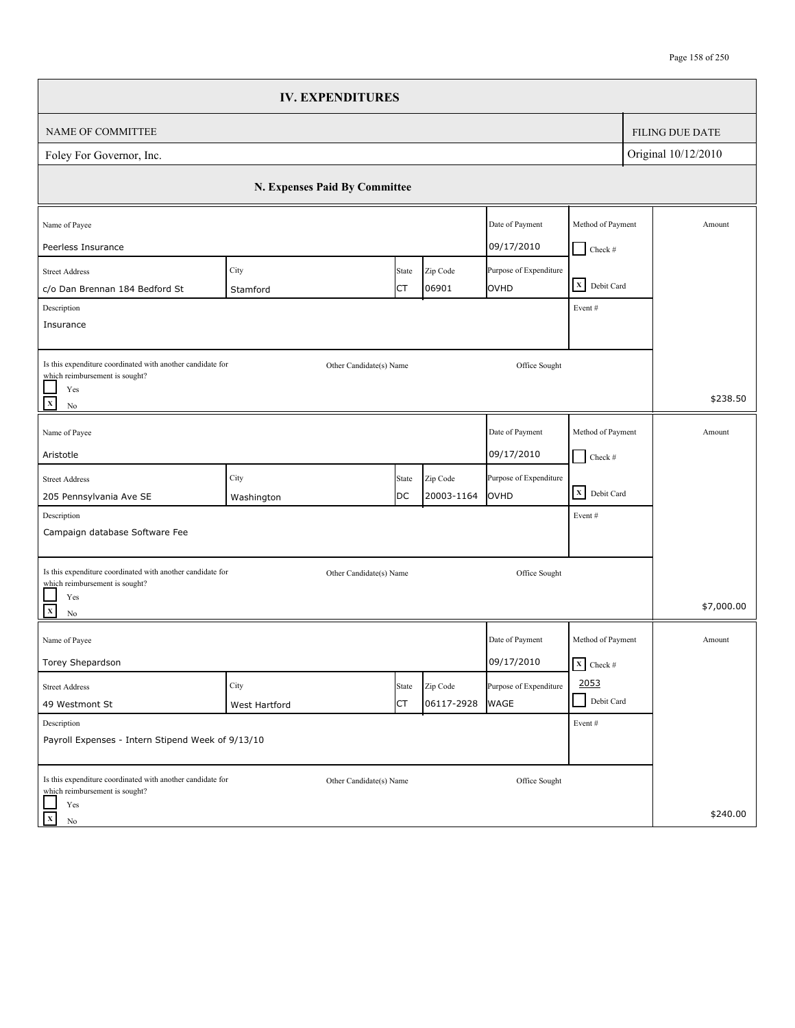# IV. EXPENDITURES

| NAME OF COMMITTEE | FILING DUE DATE |
|---|---|
| Foley For Governor, Inc. | Original 10/12/2010 |

## N. Expenses Paid By Committee

| Name of Payee | Date of Payment | Method of Payment | Amount |
|---|---|---|---|
| Peerless Insurance | 09/17/2010 | [ ] Check # / [X] Debit Card | $238.50 |

| Street Address | City | State | Zip Code | Purpose of Expenditure |
|---|---|---|---|---|
| c/o Dan Brennan 184 Bedford St | Stamford | CT | 06901 | OVHD |

Description: Insurance

Event #:

Is this expenditure coordinated with another candidate for which reimbursement is sought? [ ] Yes [X] No

Other Candidate(s) Name:

Office Sought:

---

| Name of Payee | Date of Payment | Method of Payment | Amount |
|---|---|---|---|
| Aristotle | 09/17/2010 | [ ] Check # / [X] Debit Card | $7,000.00 |

| Street Address | City | State | Zip Code | Purpose of Expenditure |
|---|---|---|---|---|
| 205 Pennsylvania Ave SE | Washington | DC | 20003-1164 | OVHD |

Description: Campaign database Software Fee

Event #:

Is this expenditure coordinated with another candidate for which reimbursement is sought? [ ] Yes [X] No

Other Candidate(s) Name:

Office Sought:

---

| Name of Payee | Date of Payment | Method of Payment | Amount |
|---|---|---|---|
| Torey Shepardson | 09/17/2010 | [X] Check # 2053 / [ ] Debit Card | $240.00 |

| Street Address | City | State | Zip Code | Purpose of Expenditure |
|---|---|---|---|---|
| 49 Westmont St | West Hartford | CT | 06117-2928 | WAGE |

Description: Payroll Expenses - Intern Stipend Week of 9/13/10

Event #:

Is this expenditure coordinated with another candidate for which reimbursement is sought? [ ] Yes [X] No

Other Candidate(s) Name:

Office Sought: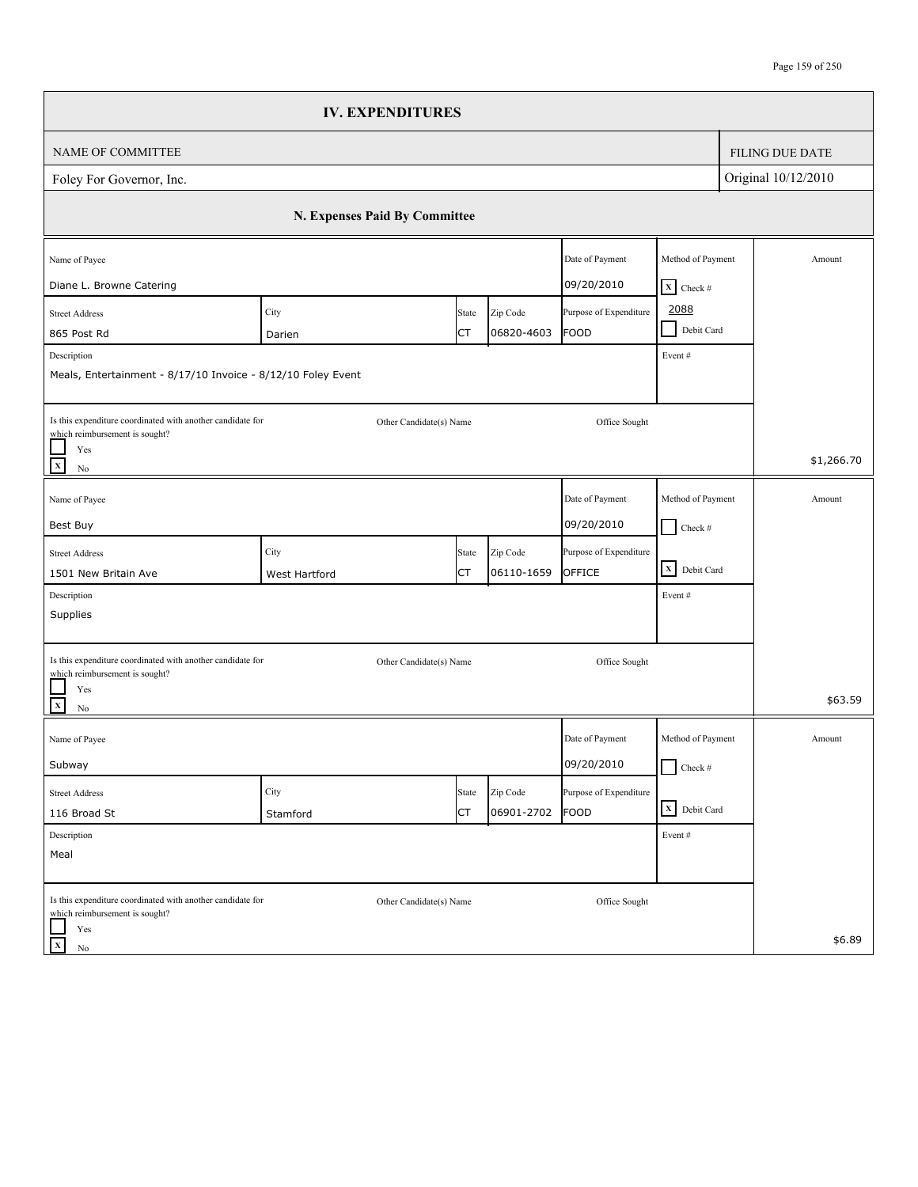# IV. EXPENDITURES

| NAME OF COMMITTEE | FILING DUE DATE |
|---|---|
| Foley For Governor, Inc. | Original 10/12/2010 |

## N. Expenses Paid By Committee

| Name of Payee | Date of Payment | Method of Payment | Amount |
|---|---|---|---|
| Diane L. Browne Catering | 09/20/2010 | [X] Check # 2088 / [ ] Debit Card | $1,266.70 |

| Street Address | City | State | Zip Code | Purpose of Expenditure |
|---|---|---|---|---|
| 865 Post Rd | Darien | CT | 06820-4603 | FOOD |

Description: Meals, Entertainment - 8/17/10 Invoice - 8/12/10 Foley Event

Event #:

Is this expenditure coordinated with another candidate for which reimbursement is sought? [ ] Yes [X] No

Other Candidate(s) Name:

Office Sought:

---

| Name of Payee | Date of Payment | Method of Payment | Amount |
|---|---|---|---|
| Best Buy | 09/20/2010 | [ ] Check # / [X] Debit Card | $63.59 |

| Street Address | City | State | Zip Code | Purpose of Expenditure |
|---|---|---|---|---|
| 1501 New Britain Ave | West Hartford | CT | 06110-1659 | OFFICE |

Description: Supplies

Event #:

Is this expenditure coordinated with another candidate for which reimbursement is sought? [ ] Yes [X] No

Other Candidate(s) Name:

Office Sought:

---

| Name of Payee | Date of Payment | Method of Payment | Amount |
|---|---|---|---|
| Subway | 09/20/2010 | [ ] Check # / [X] Debit Card | $6.89 |

| Street Address | City | State | Zip Code | Purpose of Expenditure |
|---|---|---|---|---|
| 116 Broad St | Stamford | CT | 06901-2702 | FOOD |

Description: Meal

Event #:

Is this expenditure coordinated with another candidate for which reimbursement is sought? [ ] Yes [X] No

Other Candidate(s) Name:

Office Sought: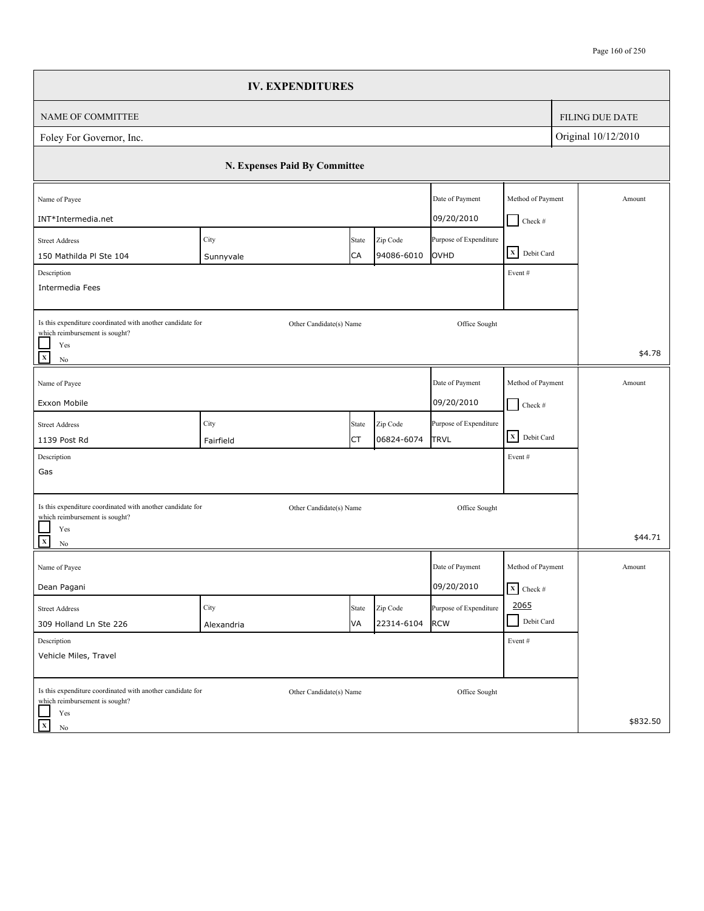# IV. EXPENDITURES

| NAME OF COMMITTEE | FILING DUE DATE |
|---|---|
| Foley For Governor, Inc. | Original 10/12/2010 |

## N. Expenses Paid By Committee

| Name of Payee | Date of Payment | Method of Payment | Amount |
|---|---|---|---|
| INT*Intermedia.net | 09/20/2010 | [ ] Check # | |
| **Street Address:** 150 Mathilda Pl Ste 104 **City:** Sunnyvale **State:** CA **Zip Code:** 94086-6010 | **Purpose of Expenditure:** OVHD | [X] Debit Card | |
| **Description:** Intermedia Fees | | Event # | |
| Is this expenditure coordinated with another candidate for which reimbursement is sought? [ ] Yes [X] No | Other Candidate(s) Name: | Office Sought: | $4.78 |

| Name of Payee | Date of Payment | Method of Payment | Amount |
|---|---|---|---|
| Exxon Mobile | 09/20/2010 | [ ] Check # | |
| **Street Address:** 1139 Post Rd **City:** Fairfield **State:** CT **Zip Code:** 06824-6074 | **Purpose of Expenditure:** TRVL | [X] Debit Card | |
| **Description:** Gas | | Event # | |
| Is this expenditure coordinated with another candidate for which reimbursement is sought? [ ] Yes [X] No | Other Candidate(s) Name: | Office Sought: | $44.71 |

| Name of Payee | Date of Payment | Method of Payment | Amount |
|---|---|---|---|
| Dean Pagani | 09/20/2010 | [X] Check # 2065 | |
| **Street Address:** 309 Holland Ln Ste 226 **City:** Alexandria **State:** VA **Zip Code:** 22314-6104 | **Purpose of Expenditure:** RCW | [ ] Debit Card | |
| **Description:** Vehicle Miles, Travel | | Event # | |
| Is this expenditure coordinated with another candidate for which reimbursement is sought? [ ] Yes [X] No | Other Candidate(s) Name: | Office Sought: | $832.50 |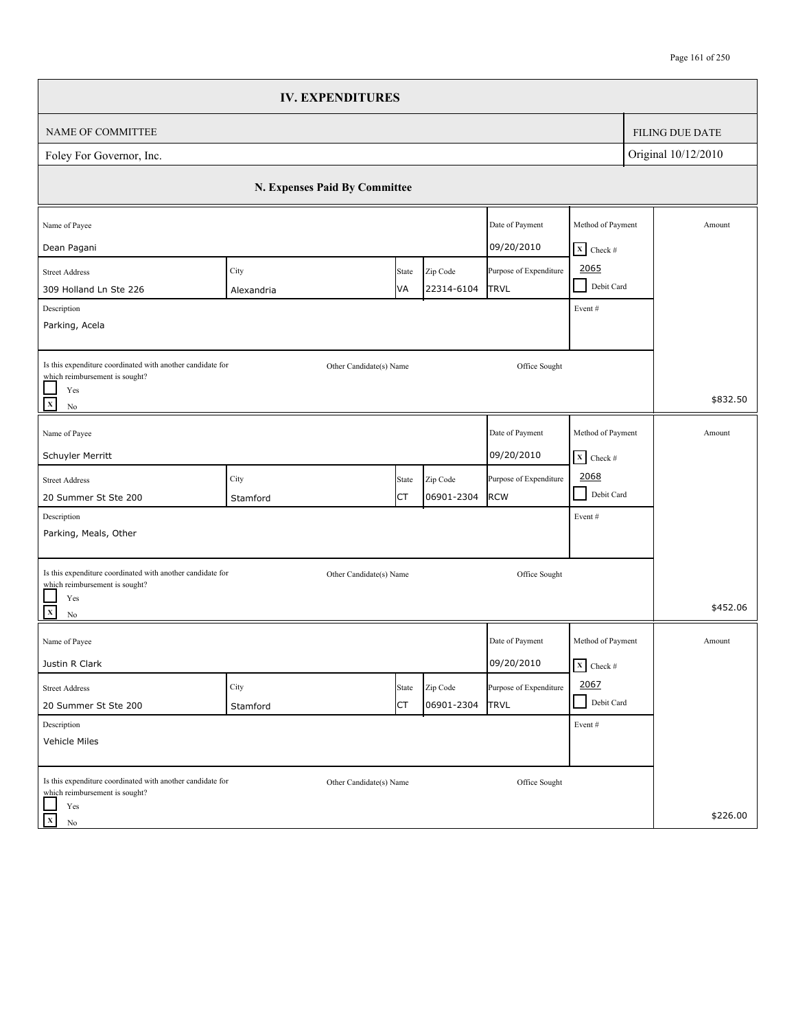## IV. EXPENDITURES

| NAME OF COMMITTEE | FILING DUE DATE |
| --- | --- |
| Foley For Governor, Inc. | Original 10/12/2010 |

### N. Expenses Paid By Committee

| Name of Payee | Street Address | City | State | Zip Code | Date of Payment | Purpose of Expenditure | Method of Payment | Description | Event # | Coordinated with another candidate for which reimbursement is sought? | Other Candidate(s) Name | Office Sought | Amount |
| --- | --- | --- | --- | --- | --- | --- | --- | --- | --- | --- | --- | --- | --- |
| Dean Pagani | 309 Holland Ln Ste 226 | Alexandria | VA | 22314-6104 | 09/20/2010 | TRVL | [X] Check # 2065 [ ] Debit Card | Parking, Acela | | [ ] Yes [X] No | | | $832.50 |
| Schuyler Merritt | 20 Summer St Ste 200 | Stamford | CT | 06901-2304 | 09/20/2010 | RCW | [X] Check # 2068 [ ] Debit Card | Parking, Meals, Other | | [ ] Yes [X] No | | | $452.06 |
| Justin R Clark | 20 Summer St Ste 200 | Stamford | CT | 06901-2304 | 09/20/2010 | TRVL | [X] Check # 2067 [ ] Debit Card | Vehicle Miles | | [ ] Yes [X] No | | | $226.00 |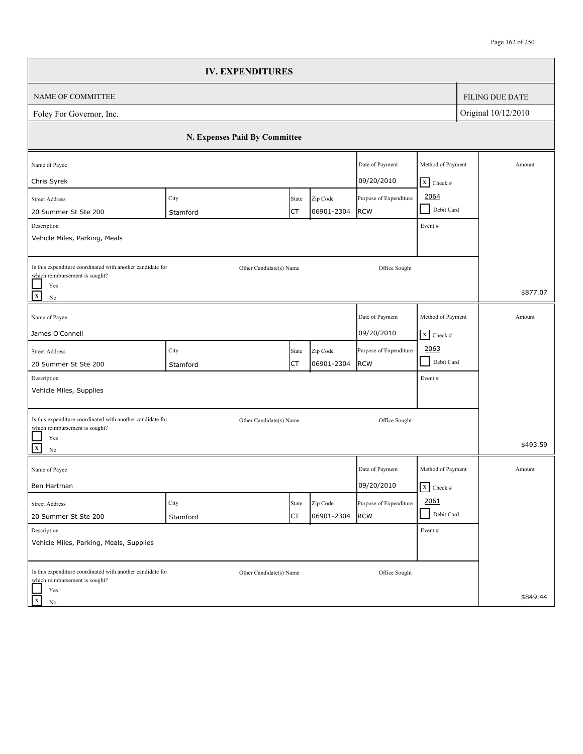# IV. EXPENDITURES

| NAME OF COMMITTEE | FILING DUE DATE |
|---|---|
| Foley For Governor, Inc. | Original 10/12/2010 |

## N. Expenses Paid By Committee

| Name of Payee | Street Address | City | State | Zip Code | Date of Payment | Purpose of Expenditure | Method of Payment | Description | Coordinated with another candidate for which reimbursement is sought? | Other Candidate(s) Name | Office Sought | Event # | Amount |
|---|---|---|---|---|---|---|---|---|---|---|---|---|---|
| Chris Syrek | 20 Summer St Ste 200 | Stamford | CT | 06901-2304 | 09/20/2010 | RCW | [X] Check # 2064 | Vehicle Miles, Parking, Meals | [X] No | | | | $877.07 |
| James O'Connell | 20 Summer St Ste 200 | Stamford | CT | 06901-2304 | 09/20/2010 | RCW | [X] Check # 2063 | Vehicle Miles, Supplies | [X] No | | | | $493.59 |
| Ben Hartman | 20 Summer St Ste 200 | Stamford | CT | 06901-2304 | 09/20/2010 | RCW | [X] Check # 2061 | Vehicle Miles, Parking, Meals, Supplies | [X] No | | | | $849.44 |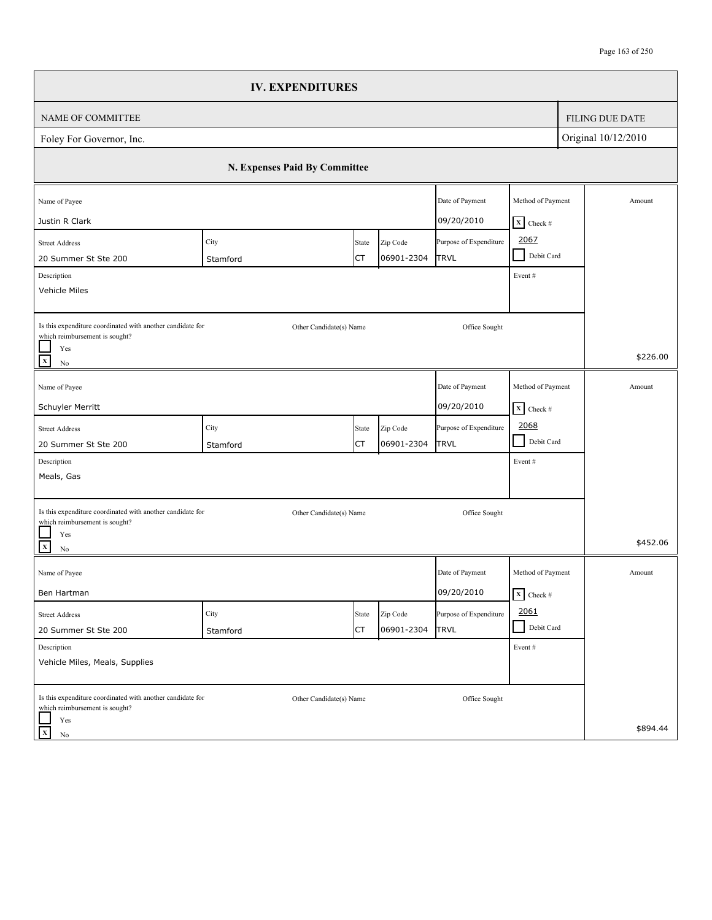# IV. EXPENDITURES

| NAME OF COMMITTEE | FILING DUE DATE |
|---|---|
| Foley For Governor, Inc. | Original 10/12/2010 |

## N. Expenses Paid By Committee

| Name of Payee | Street Address | City | State | Zip Code | Date of Payment | Purpose of Expenditure | Method of Payment | Description | Coordinated with another candidate for which reimbursement is sought? | Other Candidate(s) Name | Office Sought | Amount |
|---|---|---|---|---|---|---|---|---|---|---|---|---|
| Justin R Clark | 20 Summer St Ste 200 | Stamford | CT | 06901-2304 | 09/20/2010 | TRVL | [X] Check # 2067 | Vehicle Miles | [X] No | | | $226.00 |
| Schuyler Merritt | 20 Summer St Ste 200 | Stamford | CT | 06901-2304 | 09/20/2010 | TRVL | [X] Check # 2068 | Meals, Gas | [X] No | | | $452.06 |
| Ben Hartman | 20 Summer St Ste 200 | Stamford | CT | 06901-2304 | 09/20/2010 | TRVL | [X] Check # 2061 | Vehicle Miles, Meals, Supplies | [X] No | | | $894.44 |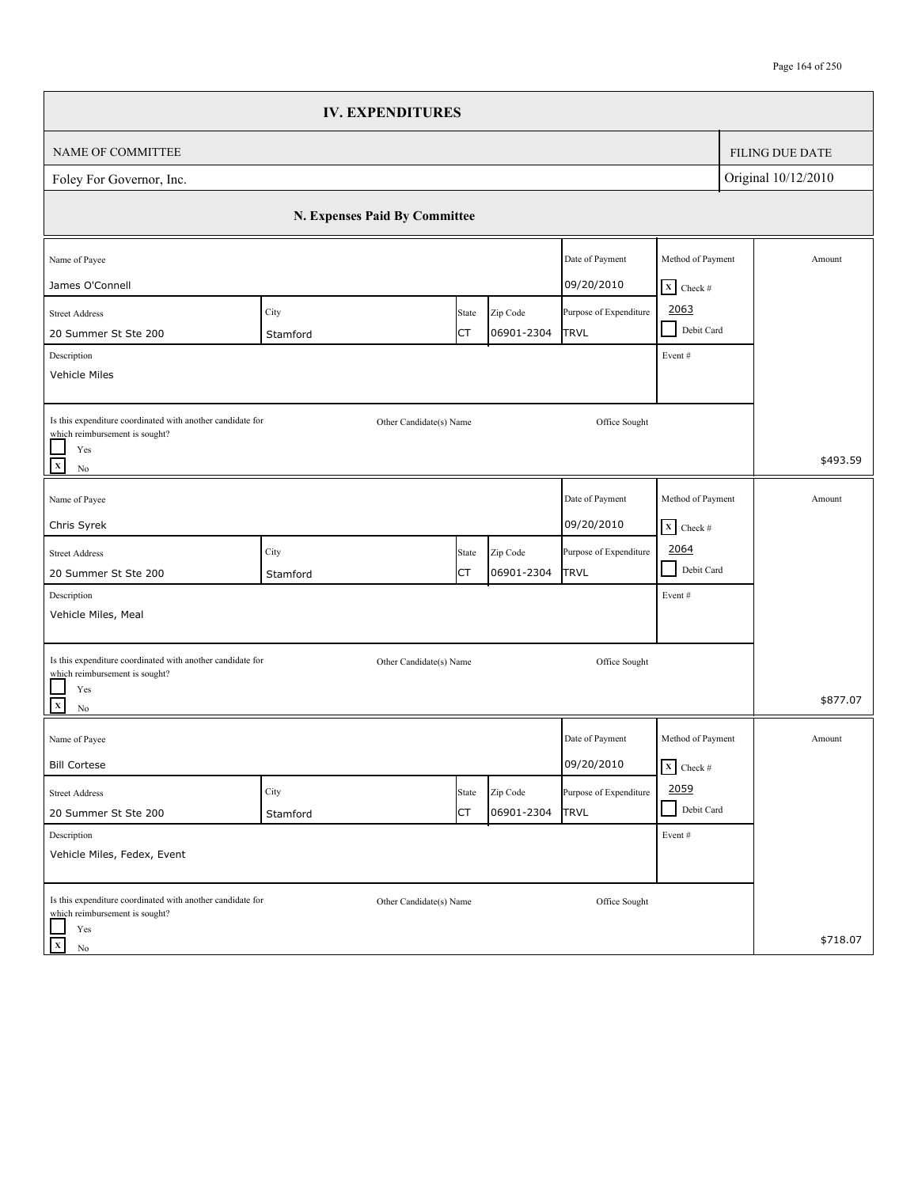## IV. EXPENDITURES

| NAME OF COMMITTEE | FILING DUE DATE |
|---|---|
| Foley For Governor, Inc. | Original 10/12/2010 |

### N. Expenses Paid By Committee

| Name of Payee | Street Address | City | State | Zip Code | Date of Payment | Purpose of Expenditure | Method of Payment | Event # | Description | Coordinated with another candidate for which reimbursement is sought? | Other Candidate(s) Name | Office Sought | Amount |
|---|---|---|---|---|---|---|---|---|---|---|---|---|---|
| James O'Connell | 20 Summer St Ste 200 | Stamford | CT | 06901-2304 | 09/20/2010 | TRVL | [X] Check # 2063 | | Vehicle Miles | [X] No | | | $493.59 |
| Chris Syrek | 20 Summer St Ste 200 | Stamford | CT | 06901-2304 | 09/20/2010 | TRVL | [X] Check # 2064 | | Vehicle Miles, Meal | [X] No | | | $877.07 |
| Bill Cortese | 20 Summer St Ste 200 | Stamford | CT | 06901-2304 | 09/20/2010 | TRVL | [X] Check # 2059 | | Vehicle Miles, Fedex, Event | [X] No | | | $718.07 |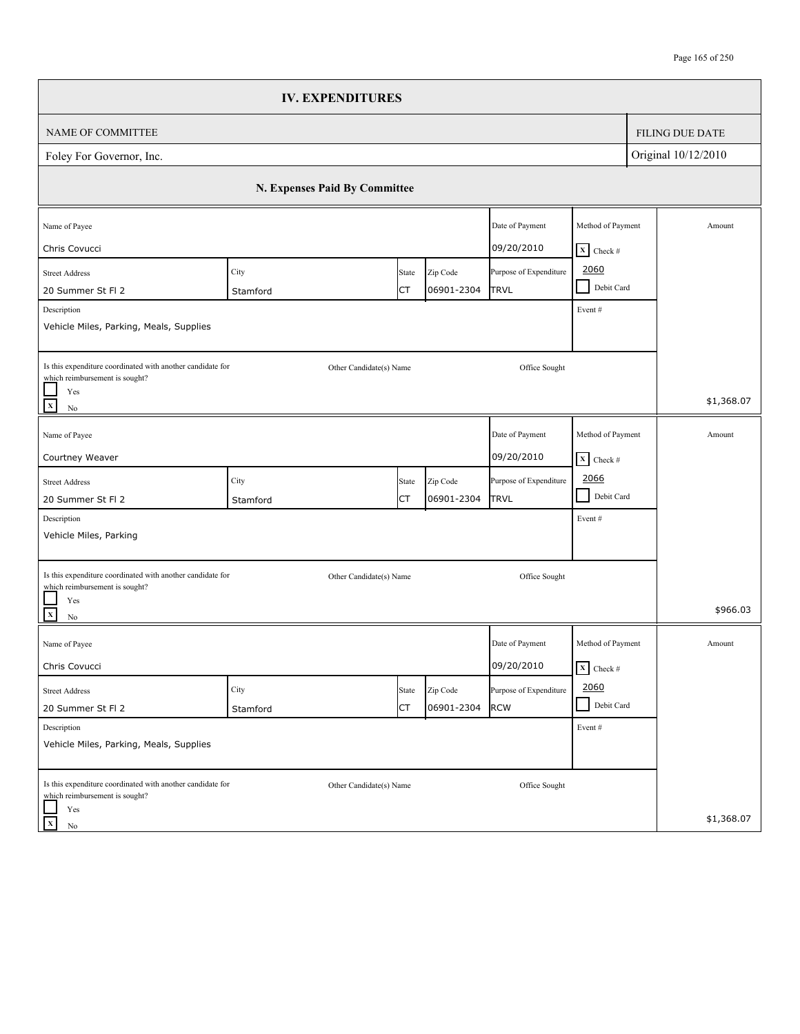# IV. EXPENDITURES

| NAME OF COMMITTEE | FILING DUE DATE |
| --- | --- |
| Foley For Governor, Inc. | Original 10/12/2010 |

## N. Expenses Paid By Committee

| Name of Payee | Street Address | City | State | Zip Code | Date of Payment | Purpose of Expenditure | Method of Payment | Description | Event # | Coordinated with another candidate for which reimbursement is sought? | Other Candidate(s) Name | Office Sought | Amount |
| --- | --- | --- | --- | --- | --- | --- | --- | --- | --- | --- | --- | --- | --- |
| Chris Covucci | 20 Summer St Fl 2 | Stamford | CT | 06901-2304 | 09/20/2010 | TRVL | [X] Check # 2060 [ ] Debit Card | Vehicle Miles, Parking, Meals, Supplies | | [ ] Yes [X] No | | | $1,368.07 |
| Courtney Weaver | 20 Summer St Fl 2 | Stamford | CT | 06901-2304 | 09/20/2010 | TRVL | [X] Check # 2066 [ ] Debit Card | Vehicle Miles, Parking | | [ ] Yes [X] No | | | $966.03 |
| Chris Covucci | 20 Summer St Fl 2 | Stamford | CT | 06901-2304 | 09/20/2010 | RCW | [X] Check # 2060 [ ] Debit Card | Vehicle Miles, Parking, Meals, Supplies | | [ ] Yes [X] No | | | $1,368.07 |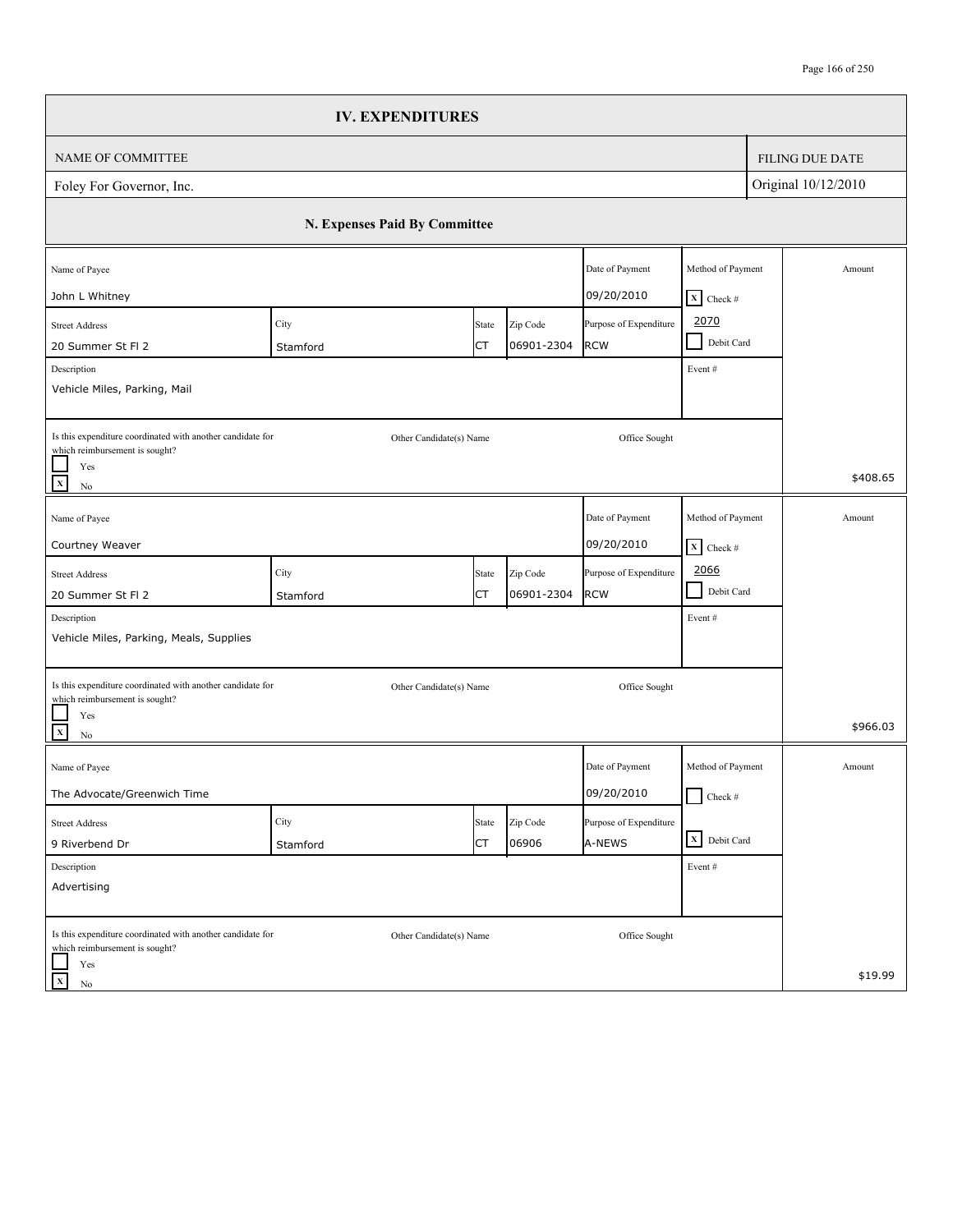## IV. EXPENDITURES

| NAME OF COMMITTEE | FILING DUE DATE |
| --- | --- |
| Foley For Governor, Inc. | Original 10/12/2010 |

### N. Expenses Paid By Committee

| Name of Payee | Street Address | City | State | Zip Code | Date of Payment | Purpose of Expenditure | Method of Payment | Event # | Description | Is this expenditure coordinated with another candidate for which reimbursement is sought? | Other Candidate(s) Name | Office Sought | Amount |
| --- | --- | --- | --- | --- | --- | --- | --- | --- | --- | --- | --- | --- | --- |
| John L Whitney | 20 Summer St Fl 2 | Stamford | CT | 06901-2304 | 09/20/2010 | RCW | [X] Check # 2070 [ ] Debit Card | | Vehicle Miles, Parking, Mail | [ ] Yes [X] No | | | $408.65 |
| Courtney Weaver | 20 Summer St Fl 2 | Stamford | CT | 06901-2304 | 09/20/2010 | RCW | [X] Check # 2066 [ ] Debit Card | | Vehicle Miles, Parking, Meals, Supplies | [ ] Yes [X] No | | | $966.03 |
| The Advocate/Greenwich Time | 9 Riverbend Dr | Stamford | CT | 06906 | 09/20/2010 | A-NEWS | [ ] Check # [X] Debit Card | | Advertising | [ ] Yes [X] No | | | $19.99 |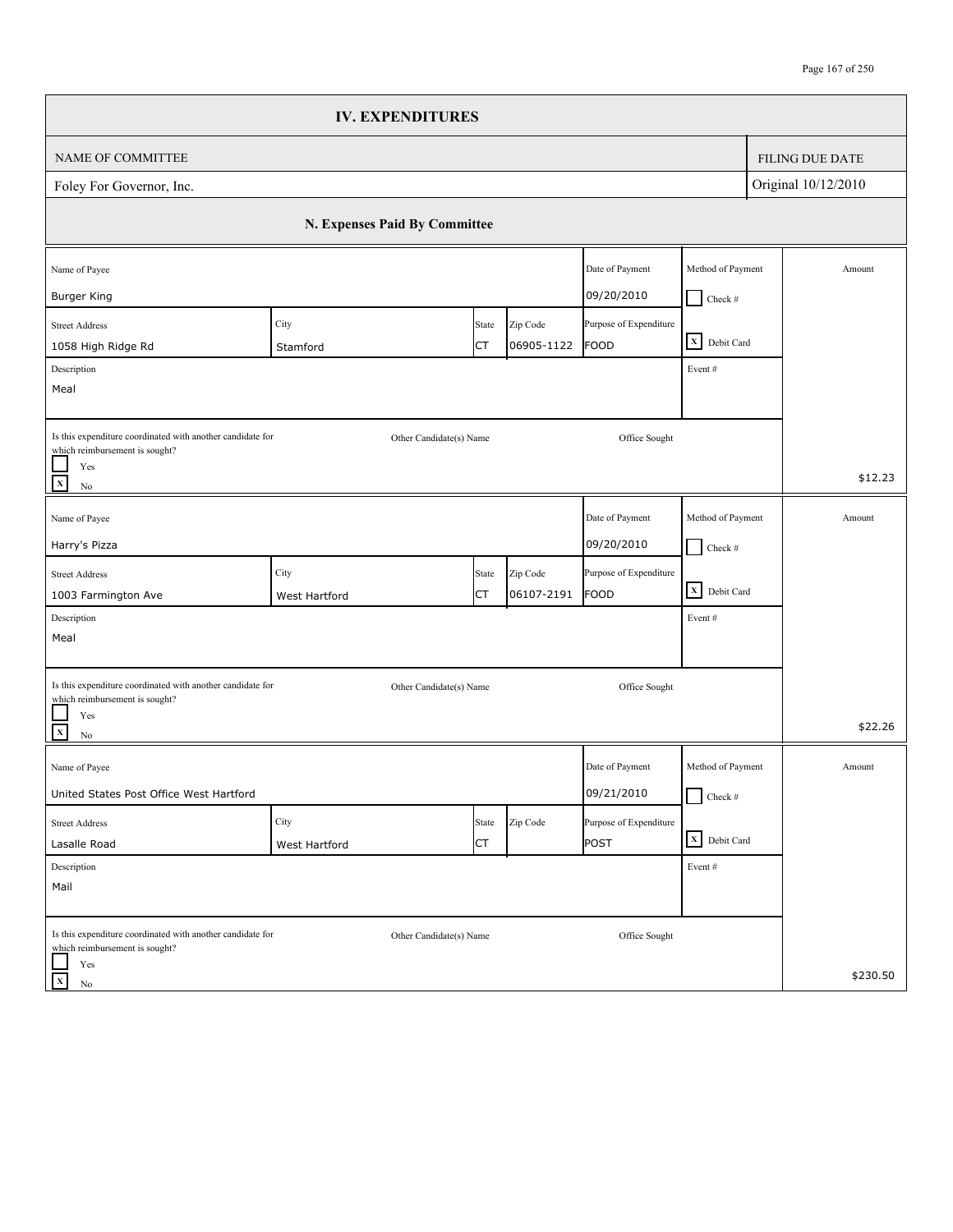# IV. EXPENDITURES

| NAME OF COMMITTEE | FILING DUE DATE |
|---|---|
| Foley For Governor, Inc. | Original 10/12/2010 |

## N. Expenses Paid By Committee

| Name of Payee | Street Address | City | State | Zip Code | Date of Payment | Purpose of Expenditure | Method of Payment | Description | Event # | Coordinated with another candidate for which reimbursement is sought? | Other Candidate(s) Name | Office Sought | Amount |
|---|---|---|---|---|---|---|---|---|---|---|---|---|---|
| Burger King | 1058 High Ridge Rd | Stamford | CT | 06905-1122 | 09/20/2010 | FOOD | [X] Debit Card | Meal | | [X] No | | | $12.23 |
| Harry's Pizza | 1003 Farmington Ave | West Hartford | CT | 06107-2191 | 09/20/2010 | FOOD | [X] Debit Card | Meal | | [X] No | | | $22.26 |
| United States Post Office West Hartford | Lasalle Road | West Hartford | CT | | 09/21/2010 | POST | [X] Debit Card | Mail | | [X] No | | | $230.50 |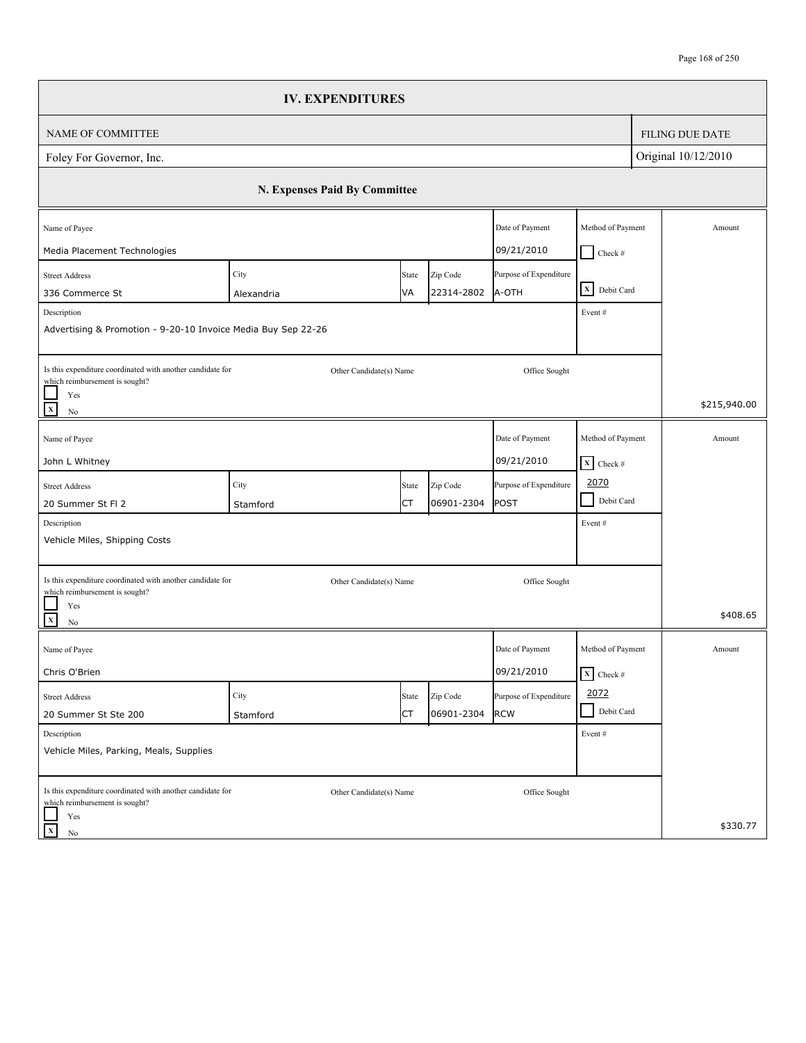## IV. EXPENDITURES

| NAME OF COMMITTEE | FILING DUE DATE |
|---|---|
| Foley For Governor, Inc. | Original 10/12/2010 |

### N. Expenses Paid By Committee

| Name of Payee | | | | Date of Payment | Method of Payment | Amount |
|---|---|---|---|---|---|---|
| Media Placement Technologies | | | | 09/21/2010 | [ ] Check # | |
| **Street Address** | **City** | **State** | **Zip Code** | **Purpose of Expenditure** | | |
| 336 Commerce St | Alexandria | VA | 22314-2802 | A-OTH | [X] Debit Card | |
| **Description** | | | | | **Event #** | |
| Advertising & Promotion - 9-20-10 Invoice Media Buy Sep 22-26 | | | | | | |
| Is this expenditure coordinated with another candidate for which reimbursement is sought? [ ] Yes [X] No | Other Candidate(s) Name | | | Office Sought | | $215,940.00 |

| Name of Payee | | | | Date of Payment | Method of Payment | Amount |
|---|---|---|---|---|---|---|
| John L Whitney | | | | 09/21/2010 | [X] Check # 2070 | |
| **Street Address** | **City** | **State** | **Zip Code** | **Purpose of Expenditure** | | |
| 20 Summer St Fl 2 | Stamford | CT | 06901-2304 | POST | [ ] Debit Card | |
| **Description** | | | | | **Event #** | |
| Vehicle Miles, Shipping Costs | | | | | | |
| Is this expenditure coordinated with another candidate for which reimbursement is sought? [ ] Yes [X] No | Other Candidate(s) Name | | | Office Sought | | $408.65 |

| Name of Payee | | | | Date of Payment | Method of Payment | Amount |
|---|---|---|---|---|---|---|
| Chris O'Brien | | | | 09/21/2010 | [X] Check # 2072 | |
| **Street Address** | **City** | **State** | **Zip Code** | **Purpose of Expenditure** | | |
| 20 Summer St Ste 200 | Stamford | CT | 06901-2304 | RCW | [ ] Debit Card | |
| **Description** | | | | | **Event #** | |
| Vehicle Miles, Parking, Meals, Supplies | | | | | | |
| Is this expenditure coordinated with another candidate for which reimbursement is sought? [ ] Yes [X] No | Other Candidate(s) Name | | | Office Sought | | $330.77 |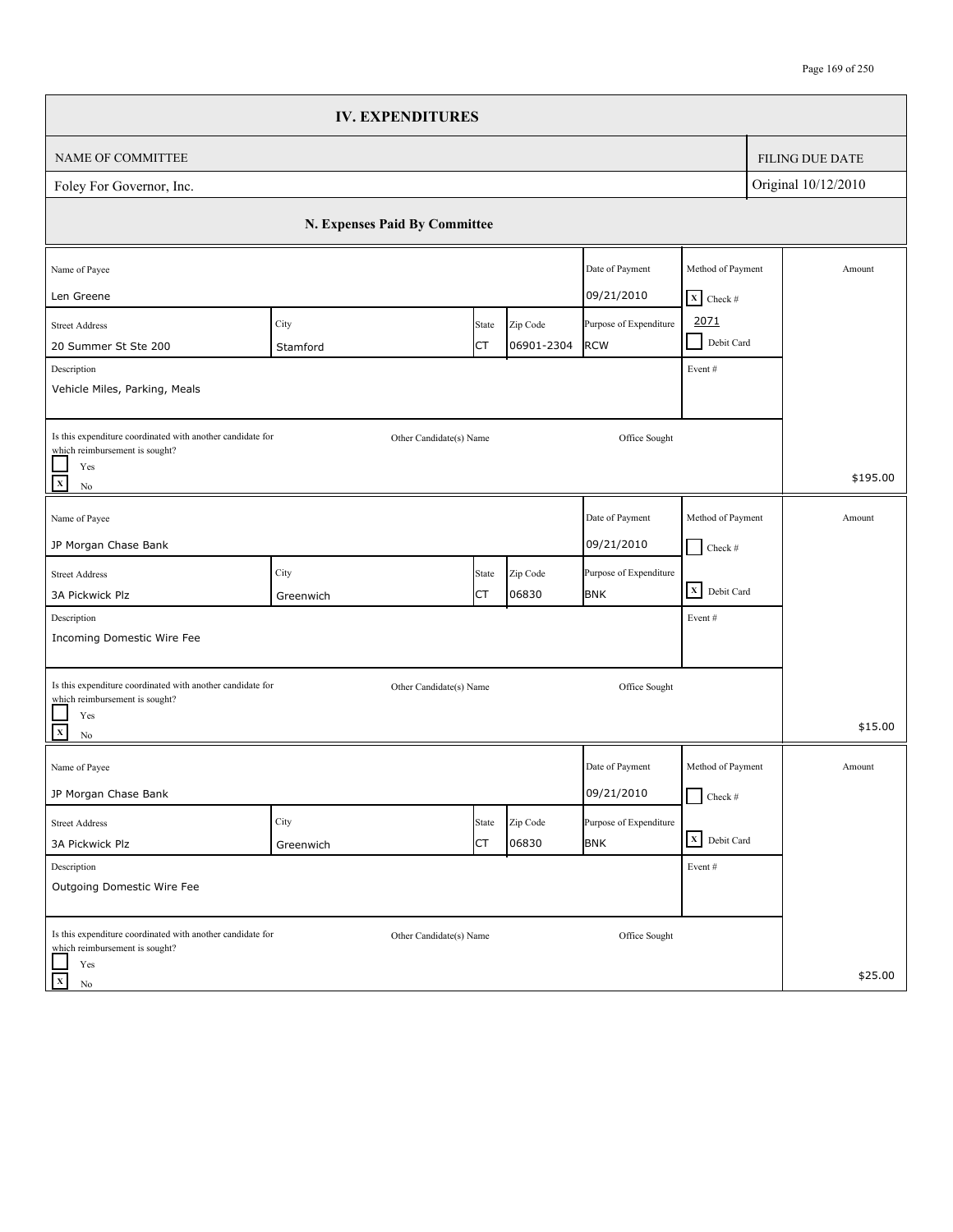# IV. EXPENDITURES

| NAME OF COMMITTEE | FILING DUE DATE |
|---|---|
| Foley For Governor, Inc. | Original 10/12/2010 |

## N. Expenses Paid By Committee

| Name of Payee | Street Address | City | State | Zip Code | Date of Payment | Purpose of Expenditure | Method of Payment | Description | Event # | Coordinated with another candidate for which reimbursement is sought? | Other Candidate(s) Name | Office Sought | Amount |
|---|---|---|---|---|---|---|---|---|---|---|---|---|---|
| Len Greene | 20 Summer St Ste 200 | Stamford | CT | 06901-2304 | 09/21/2010 | RCW | [X] Check # 2071 [ ] Debit Card | Vehicle Miles, Parking, Meals | | [ ] Yes [X] No | | | $195.00 |
| JP Morgan Chase Bank | 3A Pickwick Plz | Greenwich | CT | 06830 | 09/21/2010 | BNK | [ ] Check # [X] Debit Card | Incoming Domestic Wire Fee | | [ ] Yes [X] No | | | $15.00 |
| JP Morgan Chase Bank | 3A Pickwick Plz | Greenwich | CT | 06830 | 09/21/2010 | BNK | [ ] Check # [X] Debit Card | Outgoing Domestic Wire Fee | | [ ] Yes [X] No | | | $25.00 |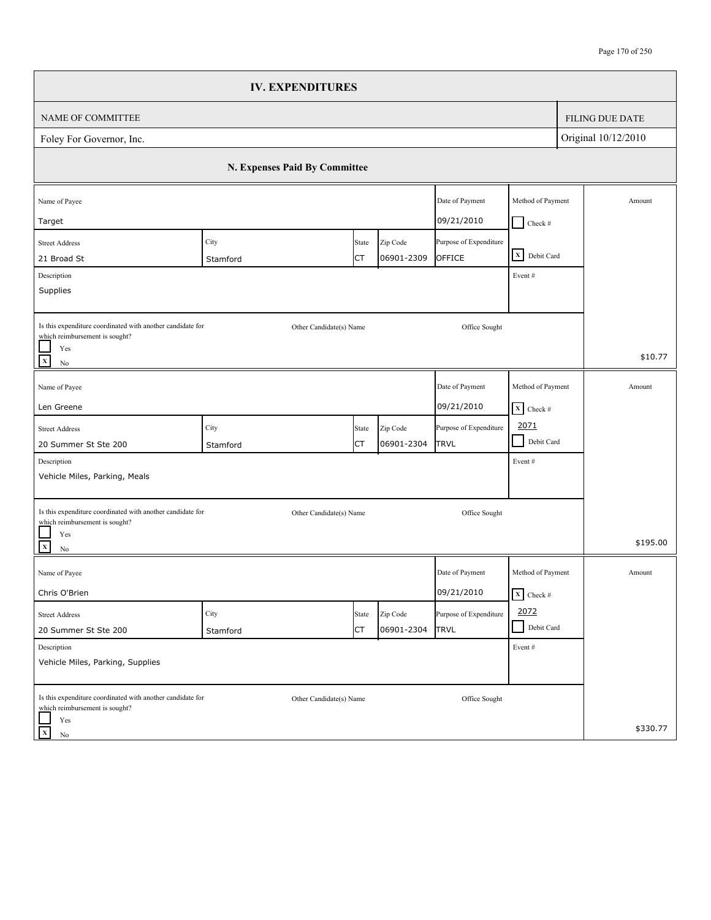# IV. EXPENDITURES

| NAME OF COMMITTEE | FILING DUE DATE |
|---|---|
| Foley For Governor, Inc. | Original 10/12/2010 |

## N. Expenses Paid By Committee

| Name of Payee | Street Address | City | State | Zip Code | Date of Payment | Purpose of Expenditure | Method of Payment | Description | Event # | Is this expenditure coordinated with another candidate for which reimbursement is sought? | Other Candidate(s) Name | Office Sought | Amount |
|---|---|---|---|---|---|---|---|---|---|---|---|---|---|
| Target | 21 Broad St | Stamford | CT | 06901-2309 | 09/21/2010 | OFFICE | [X] Debit Card | Supplies | | [X] No | | | $10.77 |
| Len Greene | 20 Summer St Ste 200 | Stamford | CT | 06901-2304 | 09/21/2010 | TRVL | [X] Check # 2071 | Vehicle Miles, Parking, Meals | | [X] No | | | $195.00 |
| Chris O'Brien | 20 Summer St Ste 200 | Stamford | CT | 06901-2304 | 09/21/2010 | TRVL | [X] Check # 2072 | Vehicle Miles, Parking, Supplies | | [X] No | | | $330.77 |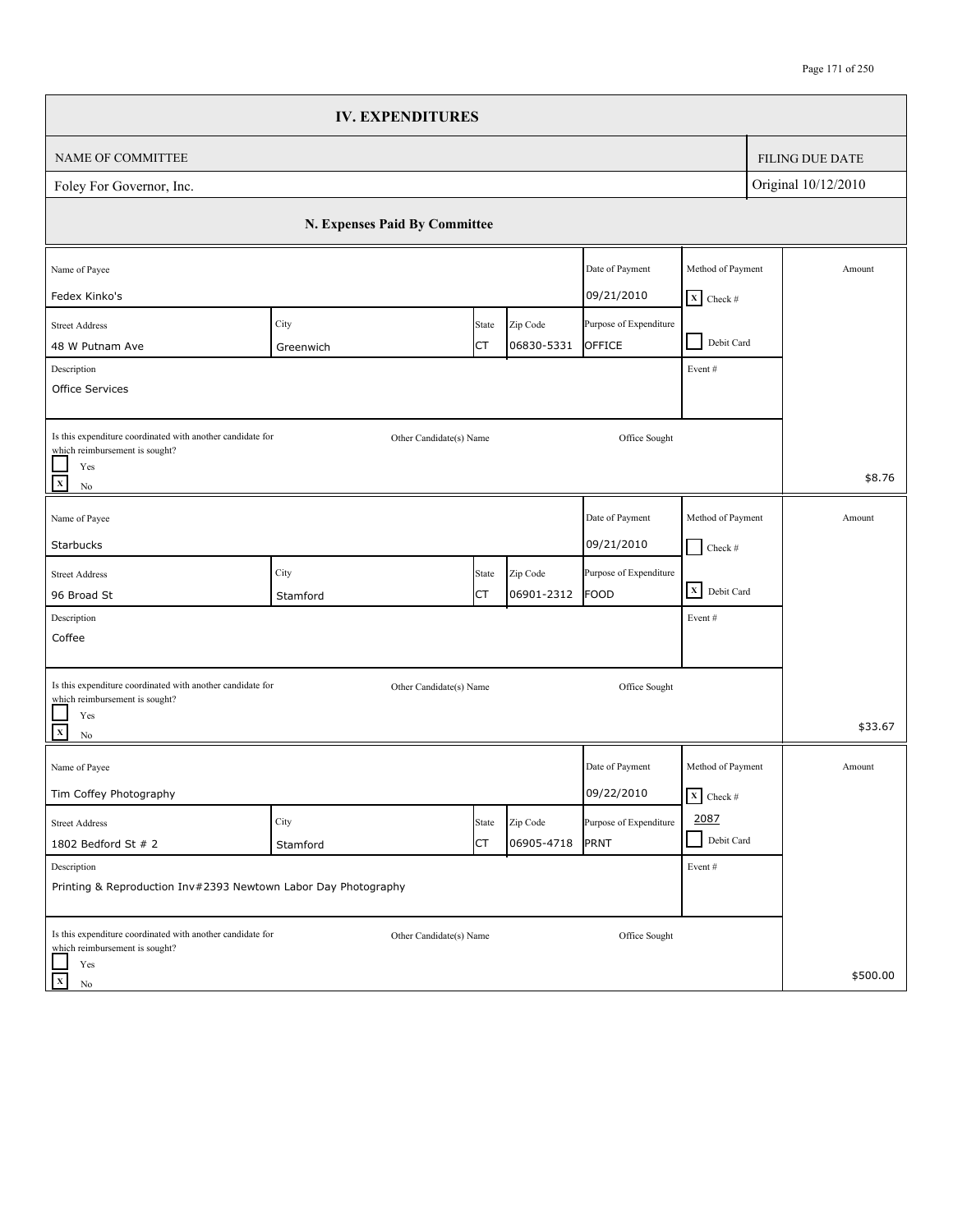## IV. EXPENDITURES

| NAME OF COMMITTEE | FILING DUE DATE |
|---|---|
| Foley For Governor, Inc. | Original 10/12/2010 |

### N. Expenses Paid By Committee

| Name of Payee | Street Address | City | State | Zip Code | Date of Payment | Purpose of Expenditure | Method of Payment | Description | Event # | Coordinated with another candidate for which reimbursement is sought? | Other Candidate(s) Name | Office Sought | Amount |
|---|---|---|---|---|---|---|---|---|---|---|---|---|---|
| Fedex Kinko's | 48 W Putnam Ave | Greenwich | CT | 06830-5331 | 09/21/2010 | OFFICE | [X] Check # / [ ] Debit Card | Office Services | | [ ] Yes [X] No | | | $8.76 |
| Starbucks | 96 Broad St | Stamford | CT | 06901-2312 | 09/21/2010 | FOOD | [ ] Check # / [X] Debit Card | Coffee | | [ ] Yes [X] No | | | $33.67 |
| Tim Coffey Photography | 1802 Bedford St # 2 | Stamford | CT | 06905-4718 | 09/22/2010 | PRNT | [X] Check # 2087 / [ ] Debit Card | Printing & Reproduction Inv#2393 Newtown Labor Day Photography | | [ ] Yes [X] No | | | $500.00 |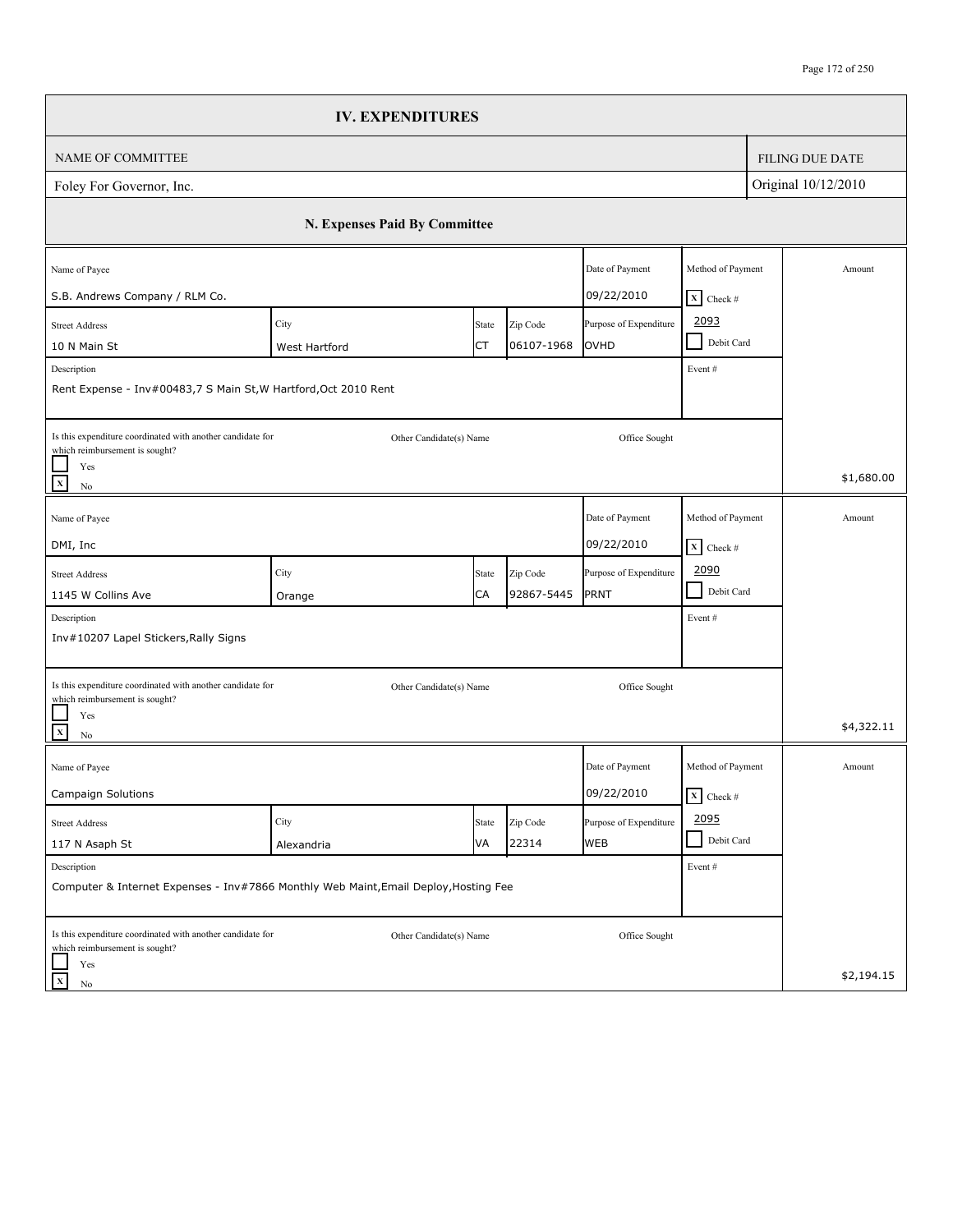# IV. EXPENDITURES

| NAME OF COMMITTEE | FILING DUE DATE |
| --- | --- |
| Foley For Governor, Inc. | Original 10/12/2010 |

## N. Expenses Paid By Committee

| Name of Payee | | | | Date of Payment | Method of Payment | Amount |
| --- | --- | --- | --- | --- | --- | --- |
| S.B. Andrews Company / RLM Co. | | | | 09/22/2010 | [X] Check # 2093 | |
| **Street Address** | **City** | **State** | **Zip Code** | **Purpose of Expenditure** | [ ] Debit Card | |
| 10 N Main St | West Hartford | CT | 06107-1968 | OVHD | | |
| **Description** | | | | | **Event #** | |
| Rent Expense - Inv#00483,7 S Main St,W Hartford,Oct 2010 Rent | | | | | | |
| Is this expenditure coordinated with another candidate for which reimbursement is sought? [ ] Yes [X] No | | Other Candidate(s) Name | | Office Sought | | $1,680.00 |

| Name of Payee | | | | Date of Payment | Method of Payment | Amount |
| --- | --- | --- | --- | --- | --- | --- |
| DMI, Inc | | | | 09/22/2010 | [X] Check # 2090 | |
| **Street Address** | **City** | **State** | **Zip Code** | **Purpose of Expenditure** | [ ] Debit Card | |
| 1145 W Collins Ave | Orange | CA | 92867-5445 | PRNT | | |
| **Description** | | | | | **Event #** | |
| Inv#10207 Lapel Stickers,Rally Signs | | | | | | |
| Is this expenditure coordinated with another candidate for which reimbursement is sought? [ ] Yes [X] No | | Other Candidate(s) Name | | Office Sought | | $4,322.11 |

| Name of Payee | | | | Date of Payment | Method of Payment | Amount |
| --- | --- | --- | --- | --- | --- | --- |
| Campaign Solutions | | | | 09/22/2010 | [X] Check # 2095 | |
| **Street Address** | **City** | **State** | **Zip Code** | **Purpose of Expenditure** | [ ] Debit Card | |
| 117 N Asaph St | Alexandria | VA | 22314 | WEB | | |
| **Description** | | | | | **Event #** | |
| Computer & Internet Expenses - Inv#7866 Monthly Web Maint,Email Deploy,Hosting Fee | | | | | | |
| Is this expenditure coordinated with another candidate for which reimbursement is sought? [ ] Yes [X] No | | Other Candidate(s) Name | | Office Sought | | $2,194.15 |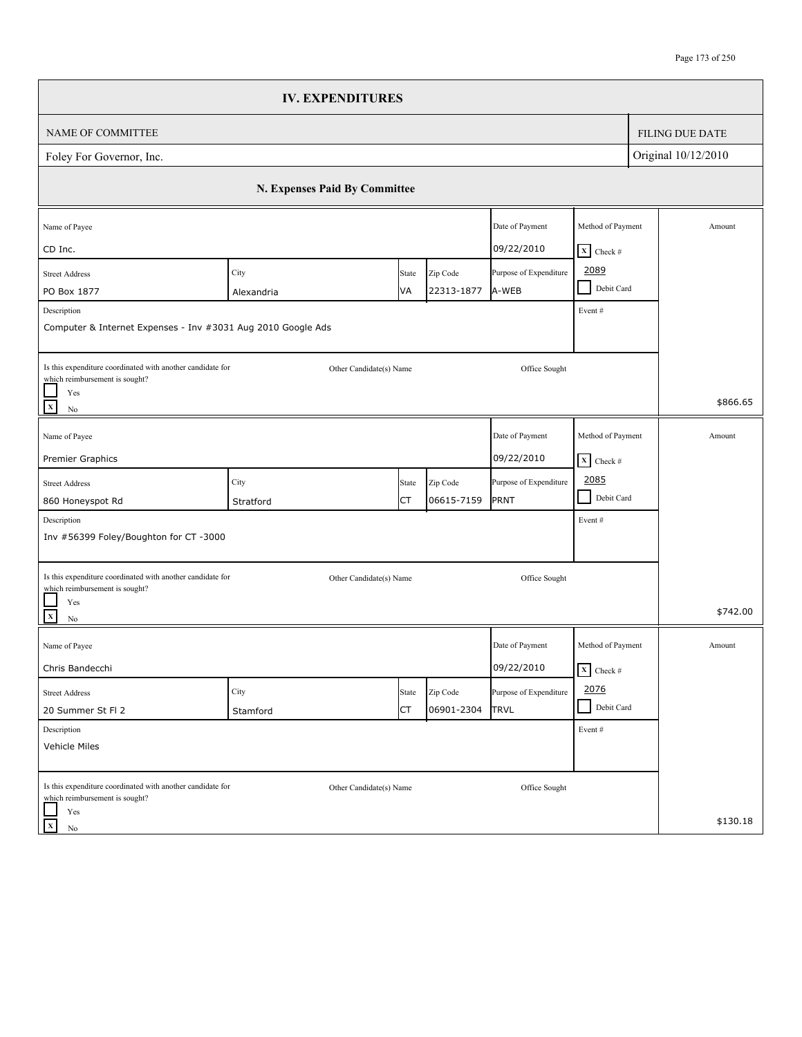# IV. EXPENDITURES

| NAME OF COMMITTEE | FILING DUE DATE |
|---|---|
| Foley For Governor, Inc. | Original 10/12/2010 |

## N. Expenses Paid By Committee

| Name of Payee | Street Address | City | State | Zip Code | Date of Payment | Purpose of Expenditure | Method of Payment | Description | Event # | Coordinated with another candidate for which reimbursement is sought? | Other Candidate(s) Name | Office Sought | Amount |
|---|---|---|---|---|---|---|---|---|---|---|---|---|---|
| CD Inc. | PO Box 1877 | Alexandria | VA | 22313-1877 | 09/22/2010 | A-WEB | [X] Check # 2089 [ ] Debit Card | Computer & Internet Expenses - Inv #3031 Aug 2010 Google Ads | | [ ] Yes [X] No | | | $866.65 |
| Premier Graphics | 860 Honeyspot Rd | Stratford | CT | 06615-7159 | 09/22/2010 | PRNT | [X] Check # 2085 [ ] Debit Card | Inv #56399 Foley/Boughton for CT -3000 | | [ ] Yes [X] No | | | $742.00 |
| Chris Bandecchi | 20 Summer St Fl 2 | Stamford | CT | 06901-2304 | 09/22/2010 | TRVL | [X] Check # 2076 [ ] Debit Card | Vehicle Miles | | [ ] Yes [X] No | | | $130.18 |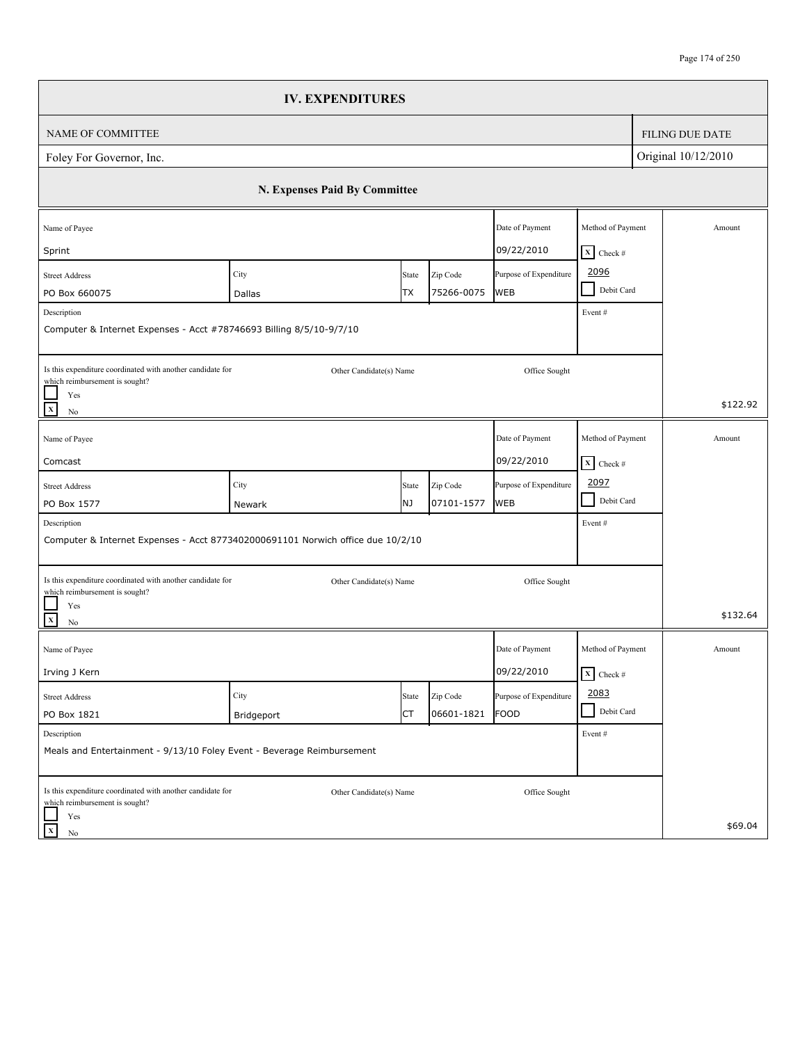# IV. EXPENDITURES

| NAME OF COMMITTEE | FILING DUE DATE |
|---|---|
| Foley For Governor, Inc. | Original 10/12/2010 |

## N. Expenses Paid By Committee

| Name of Payee | Street Address | City | State | Zip Code | Date of Payment | Purpose of Expenditure | Method of Payment | Description | Event # | Coordinated with another candidate for which reimbursement is sought? | Other Candidate(s) Name | Office Sought | Amount |
|---|---|---|---|---|---|---|---|---|---|---|---|---|---|
| Sprint | PO Box 660075 | Dallas | TX | 75266-0075 | 09/22/2010 | WEB | [X] Check # 2096 | Computer & Internet Expenses - Acct #78746693 Billing 8/5/10-9/7/10 | | [X] No | | | $122.92 |
| Comcast | PO Box 1577 | Newark | NJ | 07101-1577 | 09/22/2010 | WEB | [X] Check # 2097 | Computer & Internet Expenses - Acct 8773402000691101 Norwich office due 10/2/10 | | [X] No | | | $132.64 |
| Irving J Kern | PO Box 1821 | Bridgeport | CT | 06601-1821 | 09/22/2010 | FOOD | [X] Check # 2083 | Meals and Entertainment - 9/13/10 Foley Event - Beverage Reimbursement | | [X] No | | | $69.04 |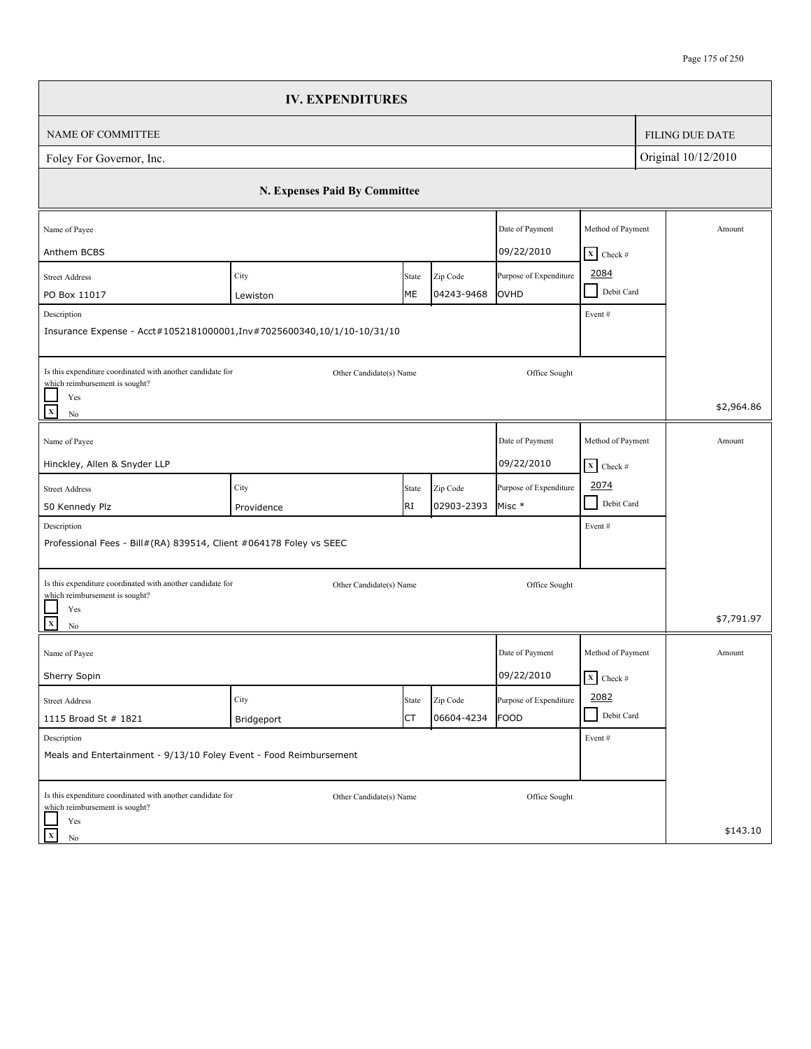# IV. EXPENDITURES

| NAME OF COMMITTEE | FILING DUE DATE |
|---|---|
| Foley For Governor, Inc. | Original 10/12/2010 |

## N. Expenses Paid By Committee

| Name of Payee | | | | Date of Payment | Method of Payment | Amount |
|---|---|---|---|---|---|---|
| Anthem BCBS | | | | 09/22/2010 | [X] Check # 2084 | |
| **Street Address** | **City** | **State** | **Zip Code** | **Purpose of Expenditure** | [ ] Debit Card | |
| PO Box 11017 | Lewiston | ME | 04243-9468 | OVHD | | |
| **Description** | | | | | **Event #** | |
| Insurance Expense - Acct#1052181000001,Inv#7025600340,10/1/10-10/31/10 | | | | | | |
| Is this expenditure coordinated with another candidate for which reimbursement is sought? [ ] Yes [X] No | Other Candidate(s) Name | | | Office Sought | | $2,964.86 |

| Name of Payee | | | | Date of Payment | Method of Payment | Amount |
|---|---|---|---|---|---|---|
| Hinckley, Allen & Snyder LLP | | | | 09/22/2010 | [X] Check # 2074 | |
| **Street Address** | **City** | **State** | **Zip Code** | **Purpose of Expenditure** | [ ] Debit Card | |
| 50 Kennedy Plz | Providence | RI | 02903-2393 | Misc * | | |
| **Description** | | | | | **Event #** | |
| Professional Fees - Bill#(RA) 839514, Client #064178 Foley vs SEEC | | | | | | |
| Is this expenditure coordinated with another candidate for which reimbursement is sought? [ ] Yes [X] No | Other Candidate(s) Name | | | Office Sought | | $7,791.97 |

| Name of Payee | | | | Date of Payment | Method of Payment | Amount |
|---|---|---|---|---|---|---|
| Sherry Sopin | | | | 09/22/2010 | [X] Check # 2082 | |
| **Street Address** | **City** | **State** | **Zip Code** | **Purpose of Expenditure** | [ ] Debit Card | |
| 1115 Broad St # 1821 | Bridgeport | CT | 06604-4234 | FOOD | | |
| **Description** | | | | | **Event #** | |
| Meals and Entertainment - 9/13/10 Foley Event - Food Reimbursement | | | | | | |
| Is this expenditure coordinated with another candidate for which reimbursement is sought? [ ] Yes [X] No | Other Candidate(s) Name | | | Office Sought | | $143.10 |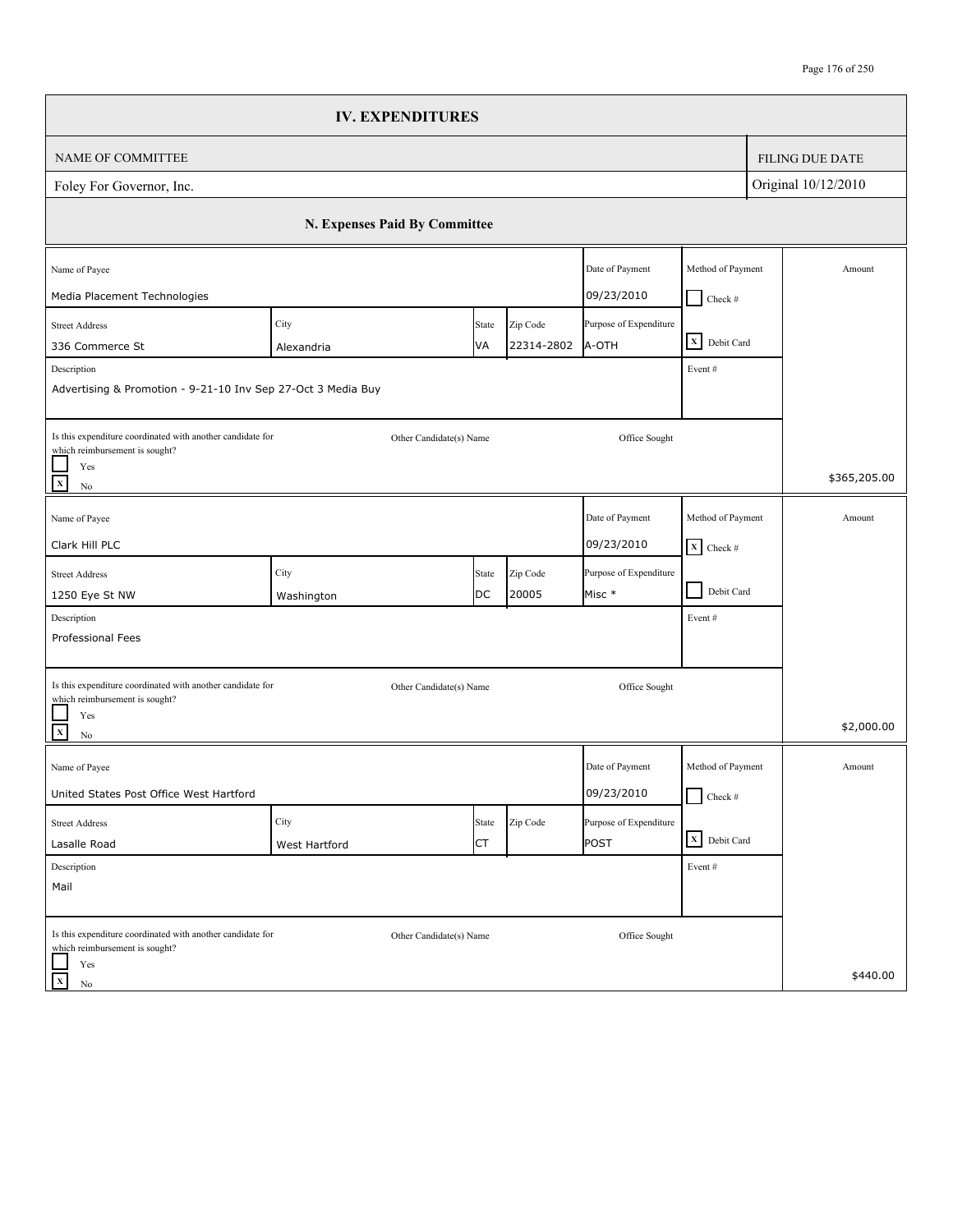# IV. EXPENDITURES

| NAME OF COMMITTEE | FILING DUE DATE |
|---|---|
| Foley For Governor, Inc. | Original 10/12/2010 |

## N. Expenses Paid By Committee

| Name of Payee | | | | Date of Payment | Method of Payment | Amount |
|---|---|---|---|---|---|---|
| Media Placement Technologies | | | | 09/23/2010 | [ ] Check # | |
| **Street Address** | **City** | **State** | **Zip Code** | **Purpose of Expenditure** | | |
| 336 Commerce St | Alexandria | VA | 22314-2802 | A-OTH | [X] Debit Card | |
| **Description** | | | | | **Event #** | |
| Advertising & Promotion - 9-21-10 Inv Sep 27-Oct 3 Media Buy | | | | | | |
| Is this expenditure coordinated with another candidate for which reimbursement is sought? [ ] Yes [X] No | Other Candidate(s) Name | | | Office Sought | | $365,205.00 |

| Name of Payee | | | | Date of Payment | Method of Payment | Amount |
|---|---|---|---|---|---|---|
| Clark Hill PLC | | | | 09/23/2010 | [X] Check # | |
| **Street Address** | **City** | **State** | **Zip Code** | **Purpose of Expenditure** | | |
| 1250 Eye St NW | Washington | DC | 20005 | Misc * | [ ] Debit Card | |
| **Description** | | | | | **Event #** | |
| Professional Fees | | | | | | |
| Is this expenditure coordinated with another candidate for which reimbursement is sought? [ ] Yes [X] No | Other Candidate(s) Name | | | Office Sought | | $2,000.00 |

| Name of Payee | | | | Date of Payment | Method of Payment | Amount |
|---|---|---|---|---|---|---|
| United States Post Office West Hartford | | | | 09/23/2010 | [ ] Check # | |
| **Street Address** | **City** | **State** | **Zip Code** | **Purpose of Expenditure** | | |
| Lasalle Road | West Hartford | CT | | POST | [X] Debit Card | |
| **Description** | | | | | **Event #** | |
| Mail | | | | | | |
| Is this expenditure coordinated with another candidate for which reimbursement is sought? [ ] Yes [X] No | Other Candidate(s) Name | | | Office Sought | | $440.00 |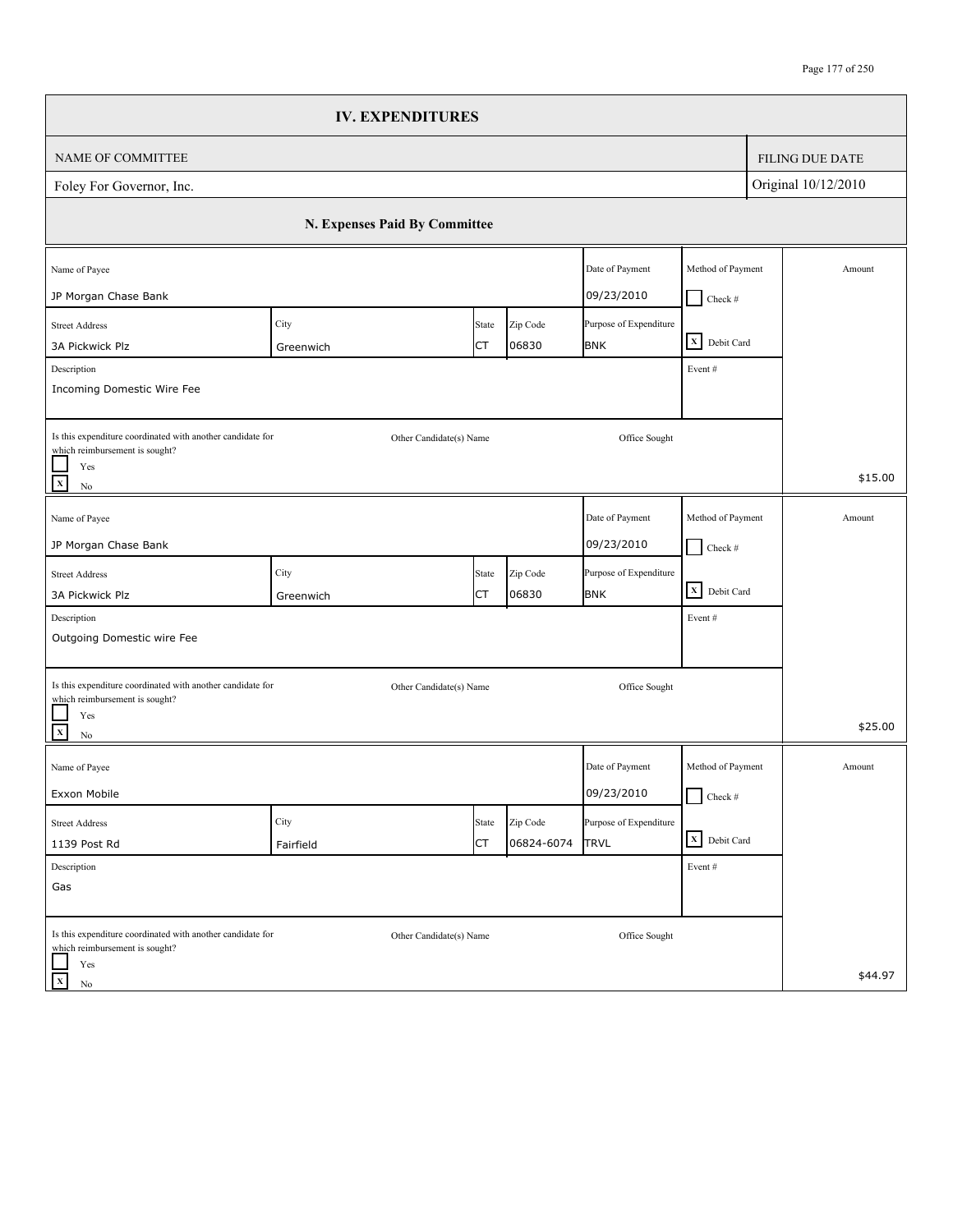# IV. EXPENDITURES

| NAME OF COMMITTEE | FILING DUE DATE |
|---|---|
| Foley For Governor, Inc. | Original 10/12/2010 |

## N. Expenses Paid By Committee

| Name of Payee | Date of Payment | Method of Payment | Street Address | City | State | Zip Code | Purpose of Expenditure | Description | Event # | Is this expenditure coordinated with another candidate for which reimbursement is sought? | Other Candidate(s) Name | Office Sought | Amount |
|---|---|---|---|---|---|---|---|---|---|---|---|---|---|
| JP Morgan Chase Bank | 09/23/2010 | [X] Debit Card | 3A Pickwick Plz | Greenwich | CT | 06830 | BNK | Incoming Domestic Wire Fee | | [X] No | | | $15.00 |
| JP Morgan Chase Bank | 09/23/2010 | [X] Debit Card | 3A Pickwick Plz | Greenwich | CT | 06830 | BNK | Outgoing Domestic wire Fee | | [X] No | | | $25.00 |
| Exxon Mobile | 09/23/2010 | [X] Debit Card | 1139 Post Rd | Fairfield | CT | 06824-6074 | TRVL | Gas | | [X] No | | | $44.97 |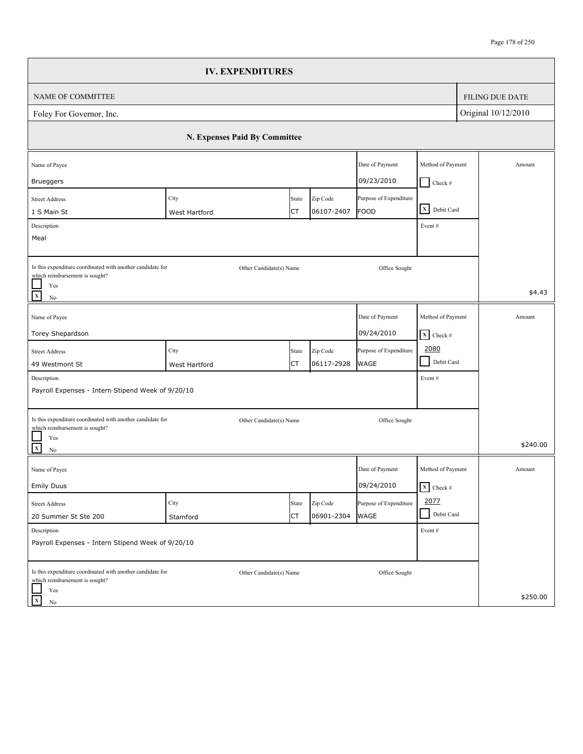# IV. EXPENDITURES

| NAME OF COMMITTEE | FILING DUE DATE |
|---|---|
| Foley For Governor, Inc. | Original 10/12/2010 |

## N. Expenses Paid By Committee

| Name of Payee | Street Address | City | State | Zip Code | Date of Payment | Purpose of Expenditure | Method of Payment | Description | Event # | Is this expenditure coordinated with another candidate for which reimbursement is sought? | Other Candidate(s) Name | Office Sought | Amount |
|---|---|---|---|---|---|---|---|---|---|---|---|---|---|
| Brueggers | 1 S Main St | West Hartford | CT | 06107-2407 | 09/23/2010 | FOOD | [X] Debit Card | Meal | | [X] No | | | $4.43 |
| Torey Shepardson | 49 Westmont St | West Hartford | CT | 06117-2928 | 09/24/2010 | WAGE | [X] Check # 2080 | Payroll Expenses - Intern Stipend Week of 9/20/10 | | [X] No | | | $240.00 |
| Emily Duus | 20 Summer St Ste 200 | Stamford | CT | 06901-2304 | 09/24/2010 | WAGE | [X] Check # 2077 | Payroll Expenses - Intern Stipend Week of 9/20/10 | | [X] No | | | $250.00 |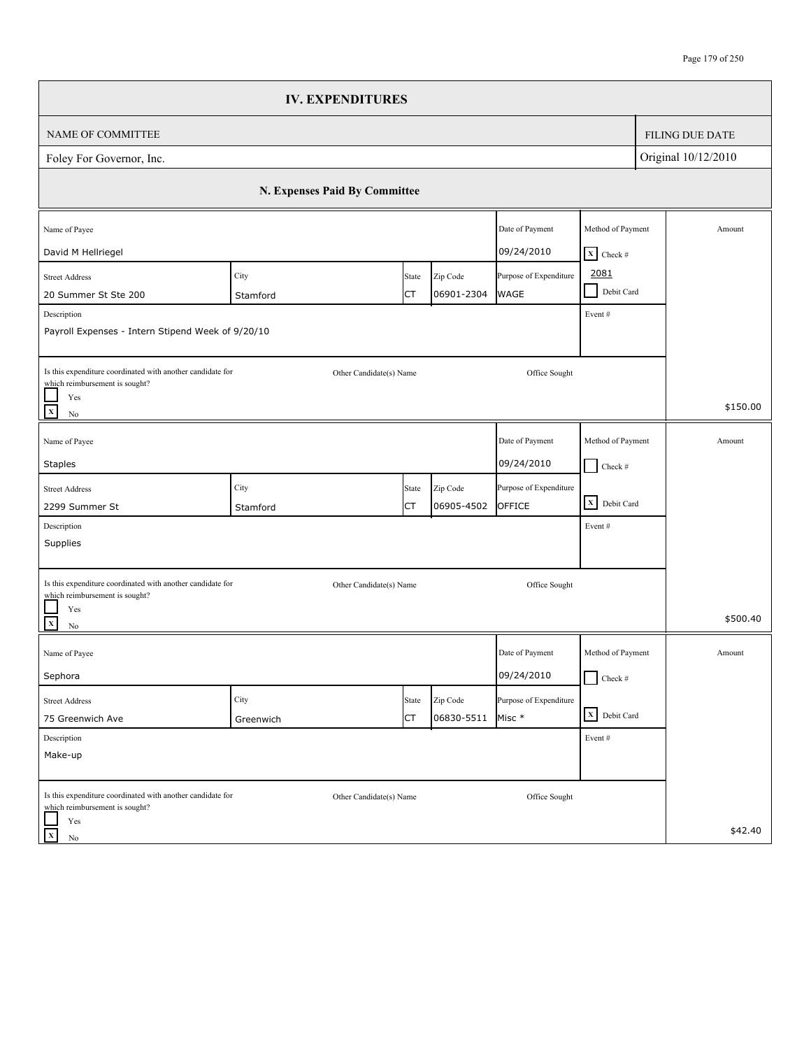# IV. EXPENDITURES

| NAME OF COMMITTEE | FILING DUE DATE |
| --- | --- |
| Foley For Governor, Inc. | Original 10/12/2010 |

## N. Expenses Paid By Committee

| Name of Payee | | | | Date of Payment | Method of Payment | Amount |
| --- | --- | --- | --- | --- | --- | --- |
| David M Hellriegel | | | | 09/24/2010 | [X] Check # 2081 | |
| **Street Address** | **City** | **State** | **Zip Code** | **Purpose of Expenditure** | [ ] Debit Card | |
| 20 Summer St Ste 200 | Stamford | CT | 06901-2304 | WAGE | | |
| **Description** | | | | | **Event #** | |
| Payroll Expenses - Intern Stipend Week of 9/20/10 | | | | | | |
| Is this expenditure coordinated with another candidate for which reimbursement is sought? [ ] Yes [X] No | Other Candidate(s) Name | | | Office Sought | | $150.00 |

| Name of Payee | | | | Date of Payment | Method of Payment | Amount |
| --- | --- | --- | --- | --- | --- | --- |
| Staples | | | | 09/24/2010 | [ ] Check # | |
| **Street Address** | **City** | **State** | **Zip Code** | **Purpose of Expenditure** | [X] Debit Card | |
| 2299 Summer St | Stamford | CT | 06905-4502 | OFFICE | | |
| **Description** | | | | | **Event #** | |
| Supplies | | | | | | |
| Is this expenditure coordinated with another candidate for which reimbursement is sought? [ ] Yes [X] No | Other Candidate(s) Name | | | Office Sought | | $500.40 |

| Name of Payee | | | | Date of Payment | Method of Payment | Amount |
| --- | --- | --- | --- | --- | --- | --- |
| Sephora | | | | 09/24/2010 | [ ] Check # | |
| **Street Address** | **City** | **State** | **Zip Code** | **Purpose of Expenditure** | [X] Debit Card | |
| 75 Greenwich Ave | Greenwich | CT | 06830-5511 | Misc * | | |
| **Description** | | | | | **Event #** | |
| Make-up | | | | | | |
| Is this expenditure coordinated with another candidate for which reimbursement is sought? [ ] Yes [X] No | Other Candidate(s) Name | | | Office Sought | | $42.40 |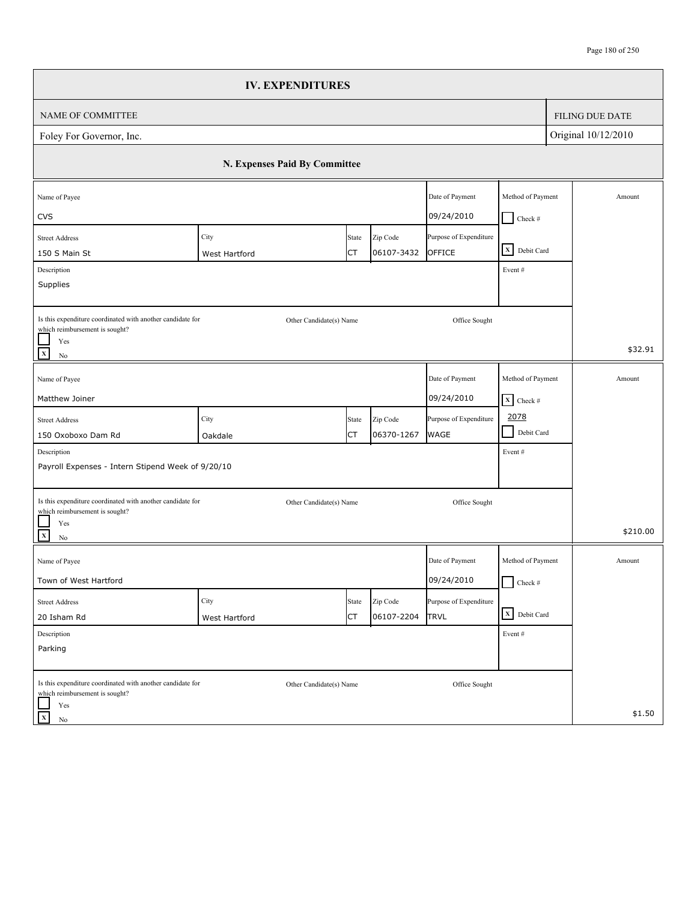## IV. EXPENDITURES

| NAME OF COMMITTEE | FILING DUE DATE |
|---|---|
| Foley For Governor, Inc. | Original 10/12/2010 |

### N. Expenses Paid By Committee

| Name of Payee | Street Address | City | State | Zip Code | Date of Payment | Purpose of Expenditure | Method of Payment | Description | Event # | Is this expenditure coordinated with another candidate for which reimbursement is sought? | Other Candidate(s) Name | Office Sought | Amount |
|---|---|---|---|---|---|---|---|---|---|---|---|---|---|
| CVS | 150 S Main St | West Hartford | CT | 06107-3432 | 09/24/2010 | OFFICE | Debit Card | Supplies | | No | | | $32.91 |
| Matthew Joiner | 150 Oxoboxo Dam Rd | Oakdale | CT | 06370-1267 | 09/24/2010 | WAGE | Check # 2078 | Payroll Expenses - Intern Stipend Week of 9/20/10 | | No | | | $210.00 |
| Town of West Hartford | 20 Isham Rd | West Hartford | CT | 06107-2204 | 09/24/2010 | TRVL | Debit Card | Parking | | No | | | $1.50 |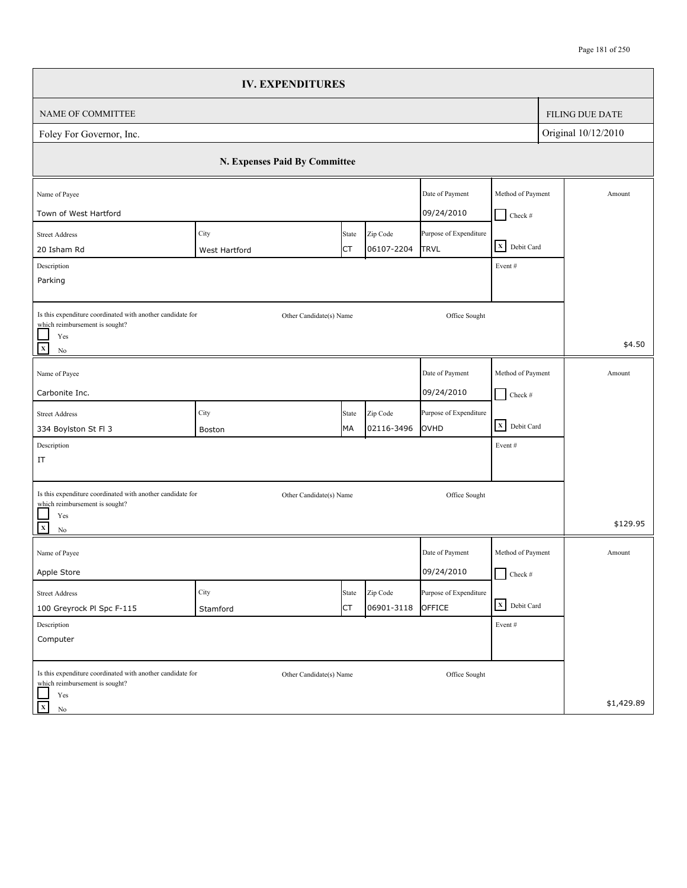# IV. EXPENDITURES

| NAME OF COMMITTEE | FILING DUE DATE |
|---|---|
| Foley For Governor, Inc. | Original 10/12/2010 |

## N. Expenses Paid By Committee

| Name of Payee | Street Address | City | State | Zip Code | Date of Payment | Purpose of Expenditure | Method of Payment | Description | Event # | Coordinated with another candidate for which reimbursement is sought? | Other Candidate(s) Name | Office Sought | Amount |
|---|---|---|---|---|---|---|---|---|---|---|---|---|---|
| Town of West Hartford | 20 Isham Rd | West Hartford | CT | 06107-2204 | 09/24/2010 | TRVL | [X] Debit Card | Parking | | [X] No | | | $4.50 |
| Carbonite Inc. | 334 Boylston St Fl 3 | Boston | MA | 02116-3496 | 09/24/2010 | OVHD | [X] Debit Card | IT | | [X] No | | | $129.95 |
| Apple Store | 100 Greyrock Pl Spc F-115 | Stamford | CT | 06901-3118 | 09/24/2010 | OFFICE | [X] Debit Card | Computer | | [X] No | | | $1,429.89 |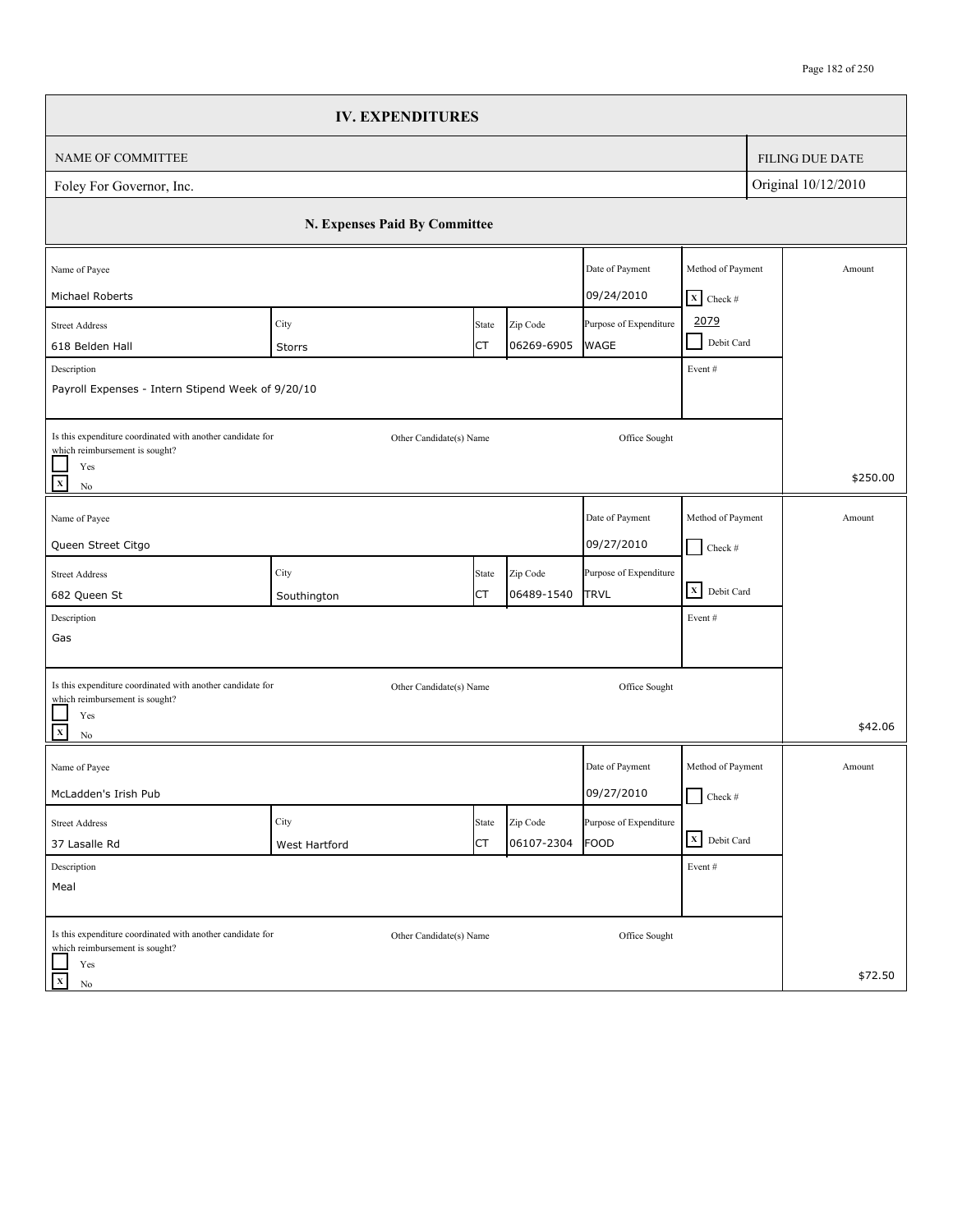# IV. EXPENDITURES

| NAME OF COMMITTEE | FILING DUE DATE |
|---|---|
| Foley For Governor, Inc. | Original 10/12/2010 |

## N. Expenses Paid By Committee

| Name of Payee | Street Address | City | State | Zip Code | Date of Payment | Purpose of Expenditure | Method of Payment | Description | Event # | Coordinated with another candidate for which reimbursement is sought? | Other Candidate(s) Name | Office Sought | Amount |
|---|---|---|---|---|---|---|---|---|---|---|---|---|---|
| Michael Roberts | 618 Belden Hall | Storrs | CT | 06269-6905 | 09/24/2010 | WAGE | [X] Check # 2079 | Payroll Expenses - Intern Stipend Week of 9/20/10 | | [X] No | | | $250.00 |
| Queen Street Citgo | 682 Queen St | Southington | CT | 06489-1540 | 09/27/2010 | TRVL | [X] Debit Card | Gas | | [X] No | | | $42.06 |
| McLadden's Irish Pub | 37 Lasalle Rd | West Hartford | CT | 06107-2304 | 09/27/2010 | FOOD | [X] Debit Card | Meal | | [X] No | | | $72.50 |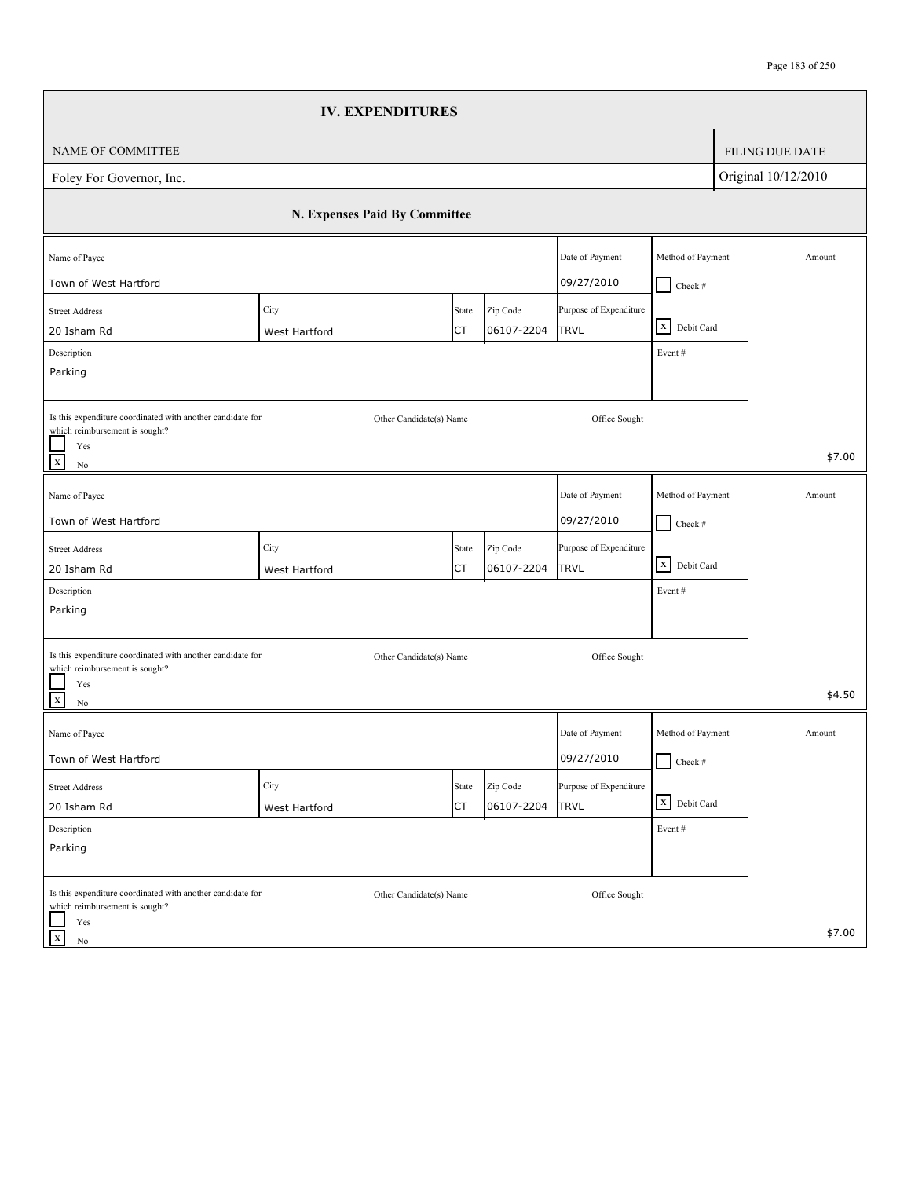## IV. EXPENDITURES

| NAME OF COMMITTEE | FILING DUE DATE |
|---|---|
| Foley For Governor, Inc. | Original 10/12/2010 |

### N. Expenses Paid By Committee

| Name of Payee | Street Address | City | State | Zip Code | Date of Payment | Purpose of Expenditure | Method of Payment | Description | Event # | Coordinated with another candidate for which reimbursement is sought? | Other Candidate(s) Name | Office Sought | Amount |
|---|---|---|---|---|---|---|---|---|---|---|---|---|---|
| Town of West Hartford | 20 Isham Rd | West Hartford | CT | 06107-2204 | 09/27/2010 | TRVL | [X] Debit Card | Parking | | [X] No | | | $7.00 |
| Town of West Hartford | 20 Isham Rd | West Hartford | CT | 06107-2204 | 09/27/2010 | TRVL | [X] Debit Card | Parking | | [X] No | | | $4.50 |
| Town of West Hartford | 20 Isham Rd | West Hartford | CT | 06107-2204 | 09/27/2010 | TRVL | [X] Debit Card | Parking | | [X] No | | | $7.00 |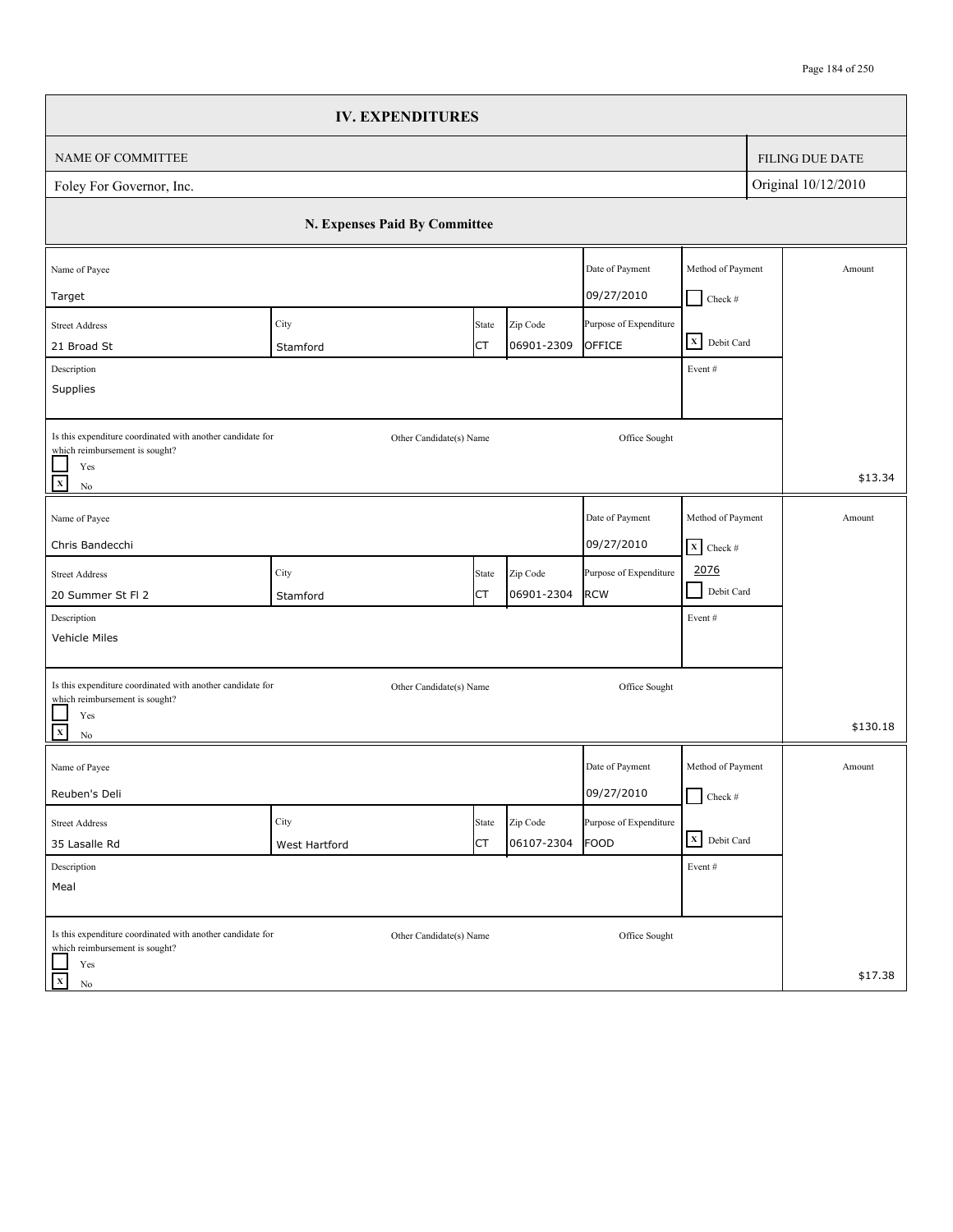# IV. EXPENDITURES

| NAME OF COMMITTEE | FILING DUE DATE |
|---|---|
| Foley For Governor, Inc. | Original 10/12/2010 |

## N. Expenses Paid By Committee

| Name of Payee | Street Address | City | State | Zip Code | Date of Payment | Purpose of Expenditure | Method of Payment | Description | Event # | Coordinated with another candidate for which reimbursement is sought? | Other Candidate(s) Name | Office Sought | Amount |
|---|---|---|---|---|---|---|---|---|---|---|---|---|---|
| Target | 21 Broad St | Stamford | CT | 06901-2309 | 09/27/2010 | OFFICE | Debit Card | Supplies | | No | | | $13.34 |
| Chris Bandecchi | 20 Summer St Fl 2 | Stamford | CT | 06901-2304 | 09/27/2010 | RCW | Check # 2076 | Vehicle Miles | | No | | | $130.18 |
| Reuben's Deli | 35 Lasalle Rd | West Hartford | CT | 06107-2304 | 09/27/2010 | FOOD | Debit Card | Meal | | No | | | $17.38 |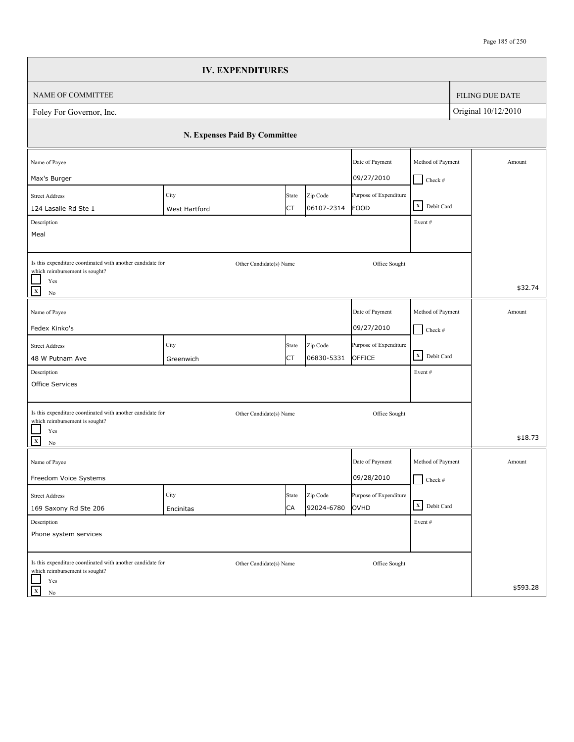## IV. EXPENDITURES

| NAME OF COMMITTEE | FILING DUE DATE |
|---|---|
| Foley For Governor, Inc. | Original 10/12/2010 |

### N. Expenses Paid By Committee

| Name of Payee | Street Address | City | State | Zip Code | Date of Payment | Purpose of Expenditure | Method of Payment | Description | Event # | Coordinated with another candidate for which reimbursement is sought? | Other Candidate(s) Name | Office Sought | Amount |
|---|---|---|---|---|---|---|---|---|---|---|---|---|---|
| Max's Burger | 124 Lasalle Rd Ste 1 | West Hartford | CT | 06107-2314 | 09/27/2010 | FOOD | [X] Debit Card | Meal | | [X] No | | | $32.74 |
| Fedex Kinko's | 48 W Putnam Ave | Greenwich | CT | 06830-5331 | 09/27/2010 | OFFICE | [X] Debit Card | Office Services | | [X] No | | | $18.73 |
| Freedom Voice Systems | 169 Saxony Rd Ste 206 | Encinitas | CA | 92024-6780 | 09/28/2010 | OVHD | [X] Debit Card | Phone system services | | [X] No | | | $593.28 |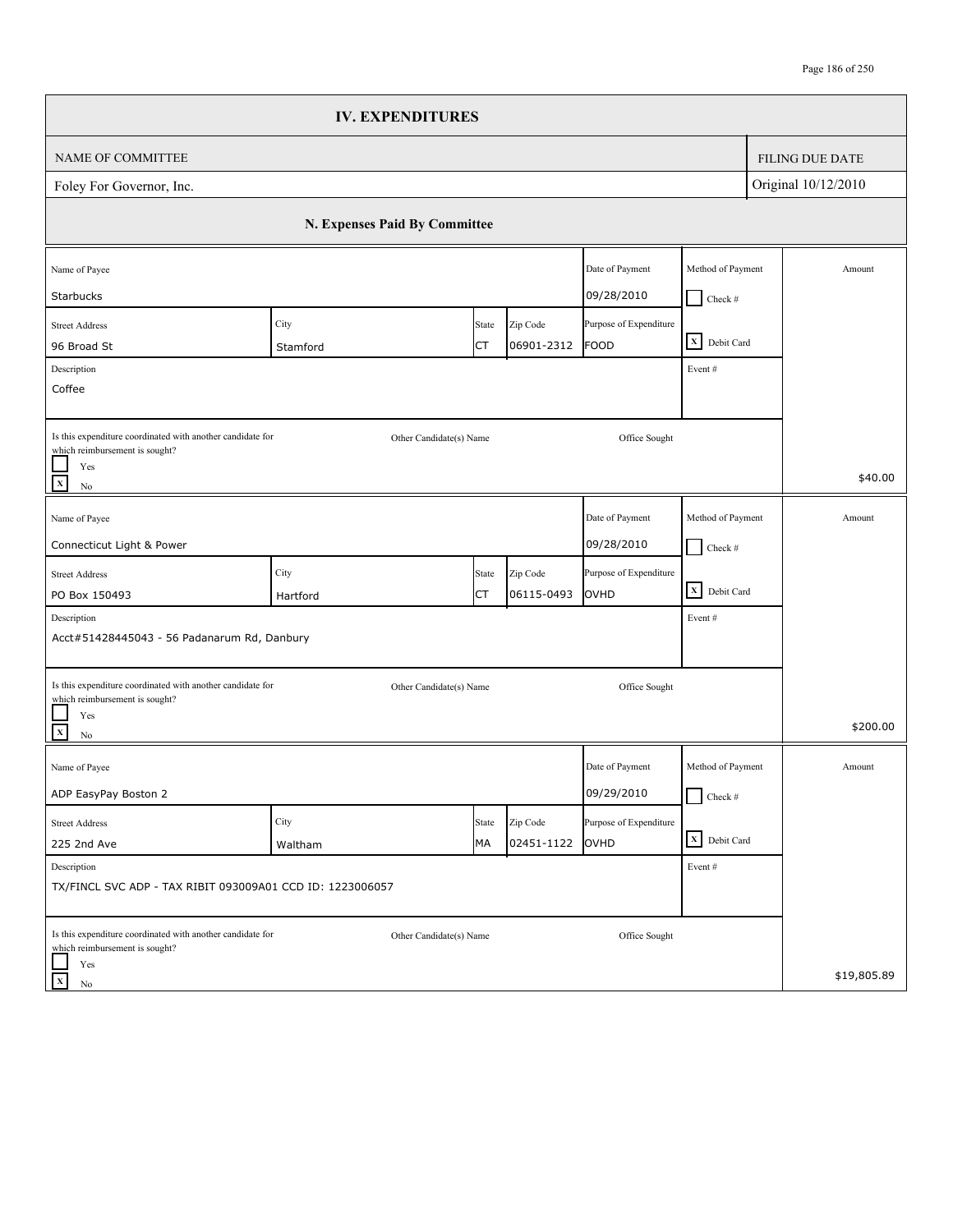## IV. EXPENDITURES

| NAME OF COMMITTEE | FILING DUE DATE |
| --- | --- |
| Foley For Governor, Inc. | Original 10/12/2010 |

### N. Expenses Paid By Committee

| Name of Payee | | | | Date of Payment | Method of Payment | Amount |
| --- | --- | --- | --- | --- | --- | --- |
| Starbucks | | | | 09/28/2010 | [ ] Check # | |
| **Street Address** | **City** | **State** | **Zip Code** | **Purpose of Expenditure** | | |
| 96 Broad St | Stamford | CT | 06901-2312 | FOOD | [X] Debit Card | |
| **Description** | | | | | **Event #** | |
| Coffee | | | | | | |
| **Is this expenditure coordinated with another candidate for which reimbursement is sought?** | **Other Candidate(s) Name** | | | **Office Sought** | | |
| [ ] Yes [X] No | | | | | | $40.00 |

| Name of Payee | | | | Date of Payment | Method of Payment | Amount |
| --- | --- | --- | --- | --- | --- | --- |
| Connecticut Light & Power | | | | 09/28/2010 | [ ] Check # | |
| **Street Address** | **City** | **State** | **Zip Code** | **Purpose of Expenditure** | | |
| PO Box 150493 | Hartford | CT | 06115-0493 | OVHD | [X] Debit Card | |
| **Description** | | | | | **Event #** | |
| Acct#51428445043 - 56 Padanarum Rd, Danbury | | | | | | |
| **Is this expenditure coordinated with another candidate for which reimbursement is sought?** | **Other Candidate(s) Name** | | | **Office Sought** | | |
| [ ] Yes [X] No | | | | | | $200.00 |

| Name of Payee | | | | Date of Payment | Method of Payment | Amount |
| --- | --- | --- | --- | --- | --- | --- |
| ADP EasyPay Boston 2 | | | | 09/29/2010 | [ ] Check # | |
| **Street Address** | **City** | **State** | **Zip Code** | **Purpose of Expenditure** | | |
| 225 2nd Ave | Waltham | MA | 02451-1122 | OVHD | [X] Debit Card | |
| **Description** | | | | | **Event #** | |
| TX/FINCL SVC ADP - TAX RIBIT 093009A01 CCD ID: 1223006057 | | | | | | |
| **Is this expenditure coordinated with another candidate for which reimbursement is sought?** | **Other Candidate(s) Name** | | | **Office Sought** | | |
| [ ] Yes [X] No | | | | | | $19,805.89 |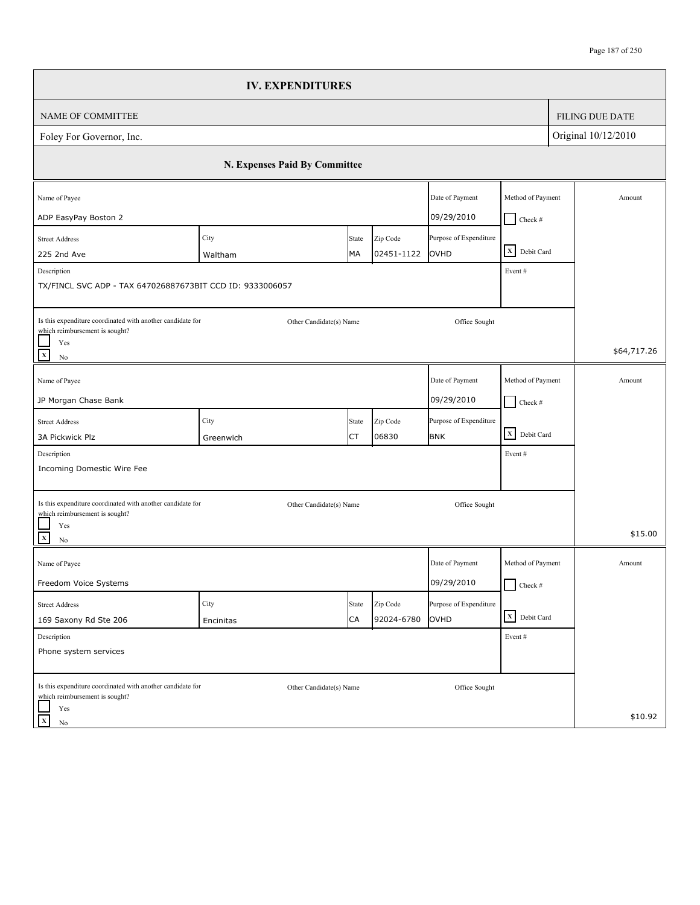# IV. EXPENDITURES

| NAME OF COMMITTEE | FILING DUE DATE |
| --- | --- |
| Foley For Governor, Inc. | Original 10/12/2010 |

## N. Expenses Paid By Committee

| Name of Payee | | | | Date of Payment | Method of Payment | Amount |
| --- | --- | --- | --- | --- | --- | --- |
| ADP EasyPay Boston 2 | | | | 09/29/2010 | [ ] Check # | |
| **Street Address** | **City** | **State** | **Zip Code** | **Purpose of Expenditure** | | |
| 225 2nd Ave | Waltham | MA | 02451-1122 | OVHD | [X] Debit Card | |
| **Description** | | | | | **Event #** | |
| TX/FINCL SVC ADP - TAX 647026887673BIT CCD ID: 9333006057 | | | | | | |
| **Is this expenditure coordinated with another candidate for which reimbursement is sought?** | **Other Candidate(s) Name** | | | **Office Sought** | | |
| [ ] Yes [X] No | | | | | | $64,717.26 |

| Name of Payee | | | | Date of Payment | Method of Payment | Amount |
| --- | --- | --- | --- | --- | --- | --- |
| JP Morgan Chase Bank | | | | 09/29/2010 | [ ] Check # | |
| **Street Address** | **City** | **State** | **Zip Code** | **Purpose of Expenditure** | | |
| 3A Pickwick Plz | Greenwich | CT | 06830 | BNK | [X] Debit Card | |
| **Description** | | | | | **Event #** | |
| Incoming Domestic Wire Fee | | | | | | |
| **Is this expenditure coordinated with another candidate for which reimbursement is sought?** | **Other Candidate(s) Name** | | | **Office Sought** | | |
| [ ] Yes [X] No | | | | | | $15.00 |

| Name of Payee | | | | Date of Payment | Method of Payment | Amount |
| --- | --- | --- | --- | --- | --- | --- |
| Freedom Voice Systems | | | | 09/29/2010 | [ ] Check # | |
| **Street Address** | **City** | **State** | **Zip Code** | **Purpose of Expenditure** | | |
| 169 Saxony Rd Ste 206 | Encinitas | CA | 92024-6780 | OVHD | [X] Debit Card | |
| **Description** | | | | | **Event #** | |
| Phone system services | | | | | | |
| **Is this expenditure coordinated with another candidate for which reimbursement is sought?** | **Other Candidate(s) Name** | | | **Office Sought** | | |
| [ ] Yes [X] No | | | | | | $10.92 |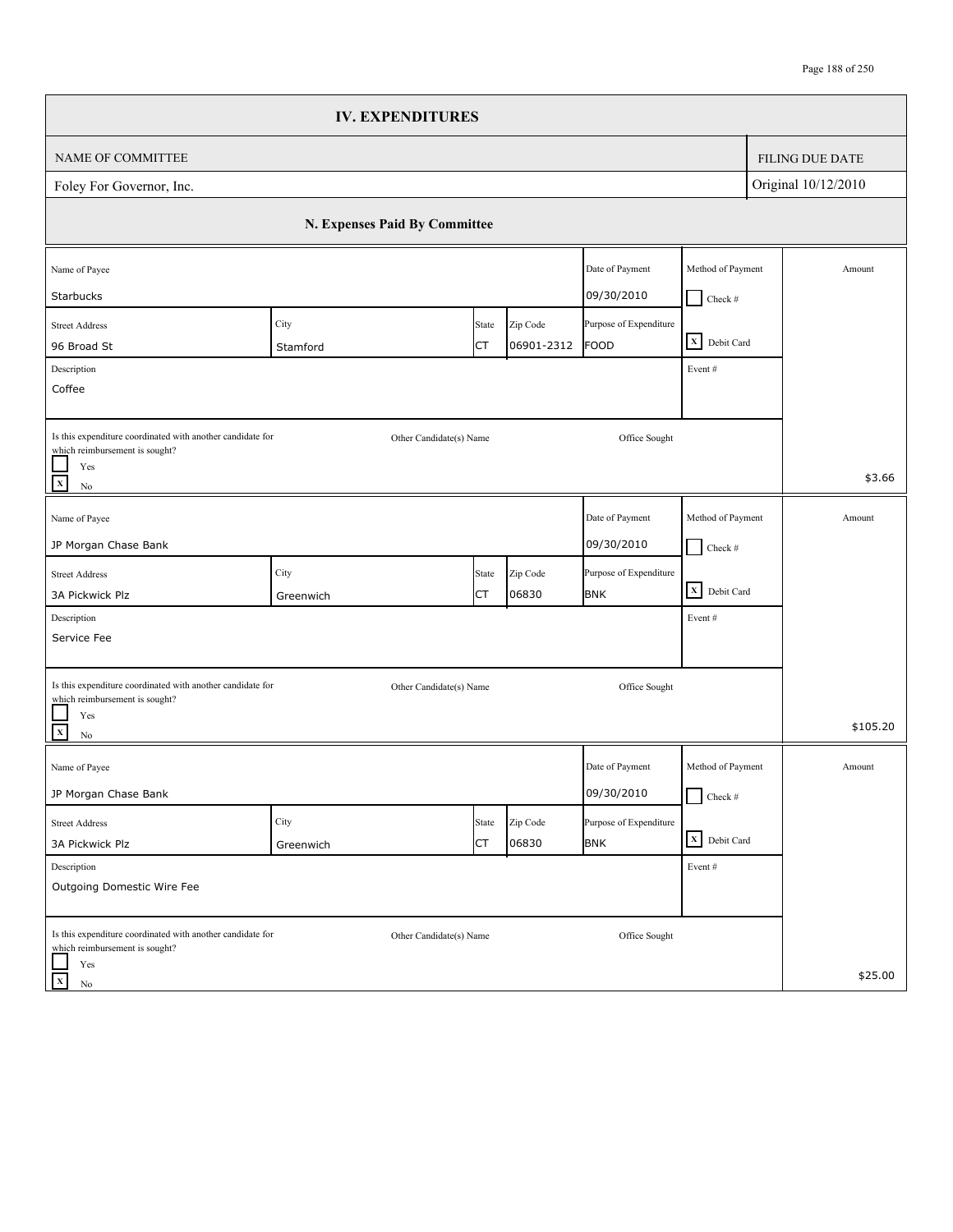# IV. EXPENDITURES

| NAME OF COMMITTEE | FILING DUE DATE |
| --- | --- |
| Foley For Governor, Inc. | Original 10/12/2010 |

## N. Expenses Paid By Committee

| Name of Payee | | | | Date of Payment | Method of Payment | Amount |
| --- | --- | --- | --- | --- | --- | --- |
| Starbucks | | | | 09/30/2010 | [ ] Check # | |
| **Street Address** | **City** | **State** | **Zip Code** | **Purpose of Expenditure** | | |
| 96 Broad St | Stamford | CT | 06901-2312 | FOOD | [X] Debit Card | |
| **Description** | | | | | **Event #** | |
| Coffee | | | | | | |
| Is this expenditure coordinated with another candidate for which reimbursement is sought? [ ] Yes [X] No | Other Candidate(s) Name | | | Office Sought | | $3.66 |

| Name of Payee | | | | Date of Payment | Method of Payment | Amount |
| --- | --- | --- | --- | --- | --- | --- |
| JP Morgan Chase Bank | | | | 09/30/2010 | [ ] Check # | |
| **Street Address** | **City** | **State** | **Zip Code** | **Purpose of Expenditure** | | |
| 3A Pickwick Plz | Greenwich | CT | 06830 | BNK | [X] Debit Card | |
| **Description** | | | | | **Event #** | |
| Service Fee | | | | | | |
| Is this expenditure coordinated with another candidate for which reimbursement is sought? [ ] Yes [X] No | Other Candidate(s) Name | | | Office Sought | | $105.20 |

| Name of Payee | | | | Date of Payment | Method of Payment | Amount |
| --- | --- | --- | --- | --- | --- | --- |
| JP Morgan Chase Bank | | | | 09/30/2010 | [ ] Check # | |
| **Street Address** | **City** | **State** | **Zip Code** | **Purpose of Expenditure** | | |
| 3A Pickwick Plz | Greenwich | CT | 06830 | BNK | [X] Debit Card | |
| **Description** | | | | | **Event #** | |
| Outgoing Domestic Wire Fee | | | | | | |
| Is this expenditure coordinated with another candidate for which reimbursement is sought? [ ] Yes [X] No | Other Candidate(s) Name | | | Office Sought | | $25.00 |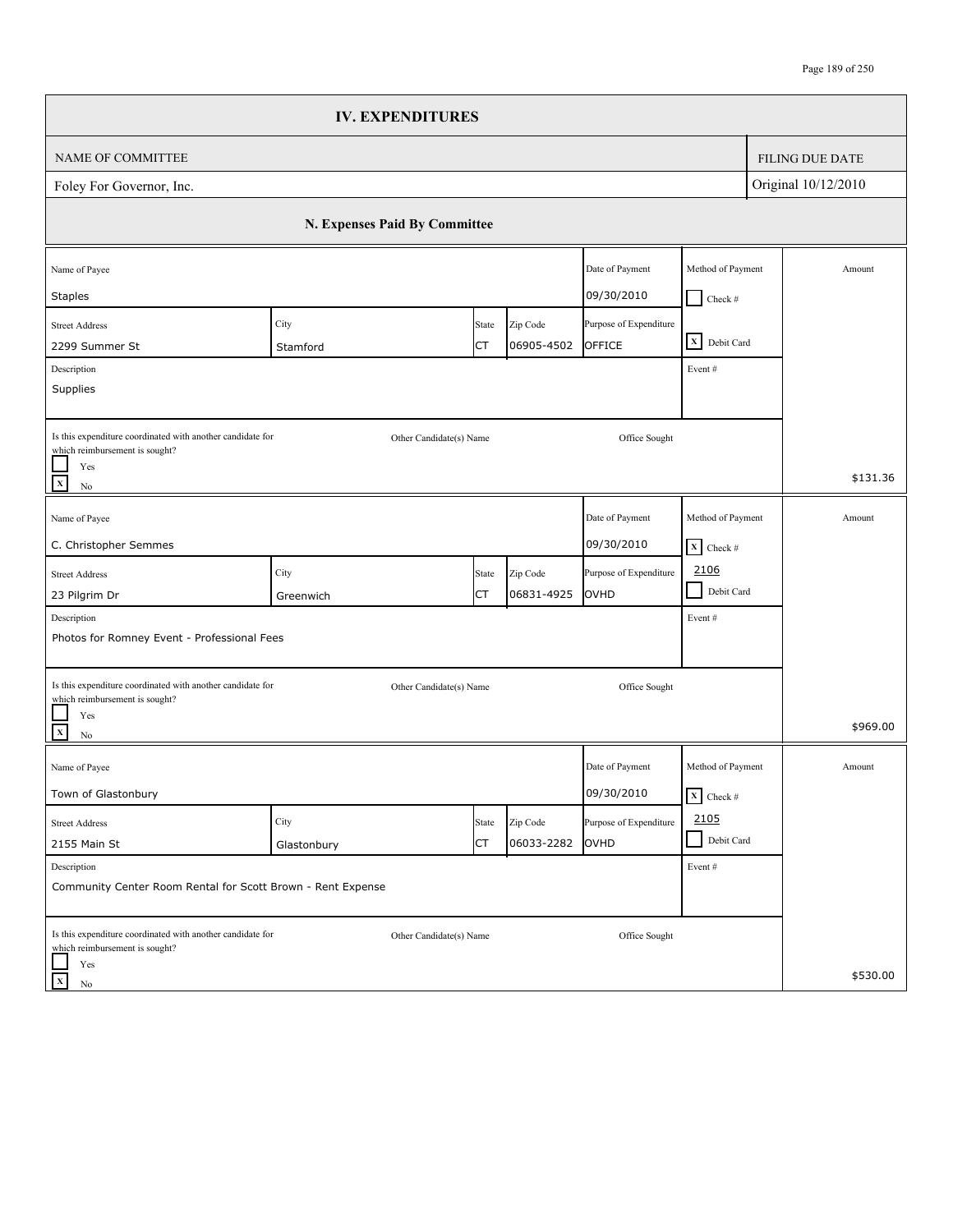# IV. EXPENDITURES

| NAME OF COMMITTEE | FILING DUE DATE |
| --- | --- |
| Foley For Governor, Inc. | Original 10/12/2010 |

## N. Expenses Paid By Committee

| Name of Payee | Street Address | City | State | Zip Code | Date of Payment | Purpose of Expenditure | Method of Payment | Description | Event # | Coordinated with another candidate for which reimbursement is sought? | Other Candidate(s) Name | Office Sought | Amount |
| --- | --- | --- | --- | --- | --- | --- | --- | --- | --- | --- | --- | --- | --- |
| Staples | 2299 Summer St | Stamford | CT | 06905-4502 | 09/30/2010 | OFFICE | Debit Card | Supplies | | No | | | $131.36 |
| C. Christopher Semmes | 23 Pilgrim Dr | Greenwich | CT | 06831-4925 | 09/30/2010 | OVHD | Check # 2106 | Photos for Romney Event - Professional Fees | | No | | | $969.00 |
| Town of Glastonbury | 2155 Main St | Glastonbury | CT | 06033-2282 | 09/30/2010 | OVHD | Check # 2105 | Community Center Room Rental for Scott Brown - Rent Expense | | No | | | $530.00 |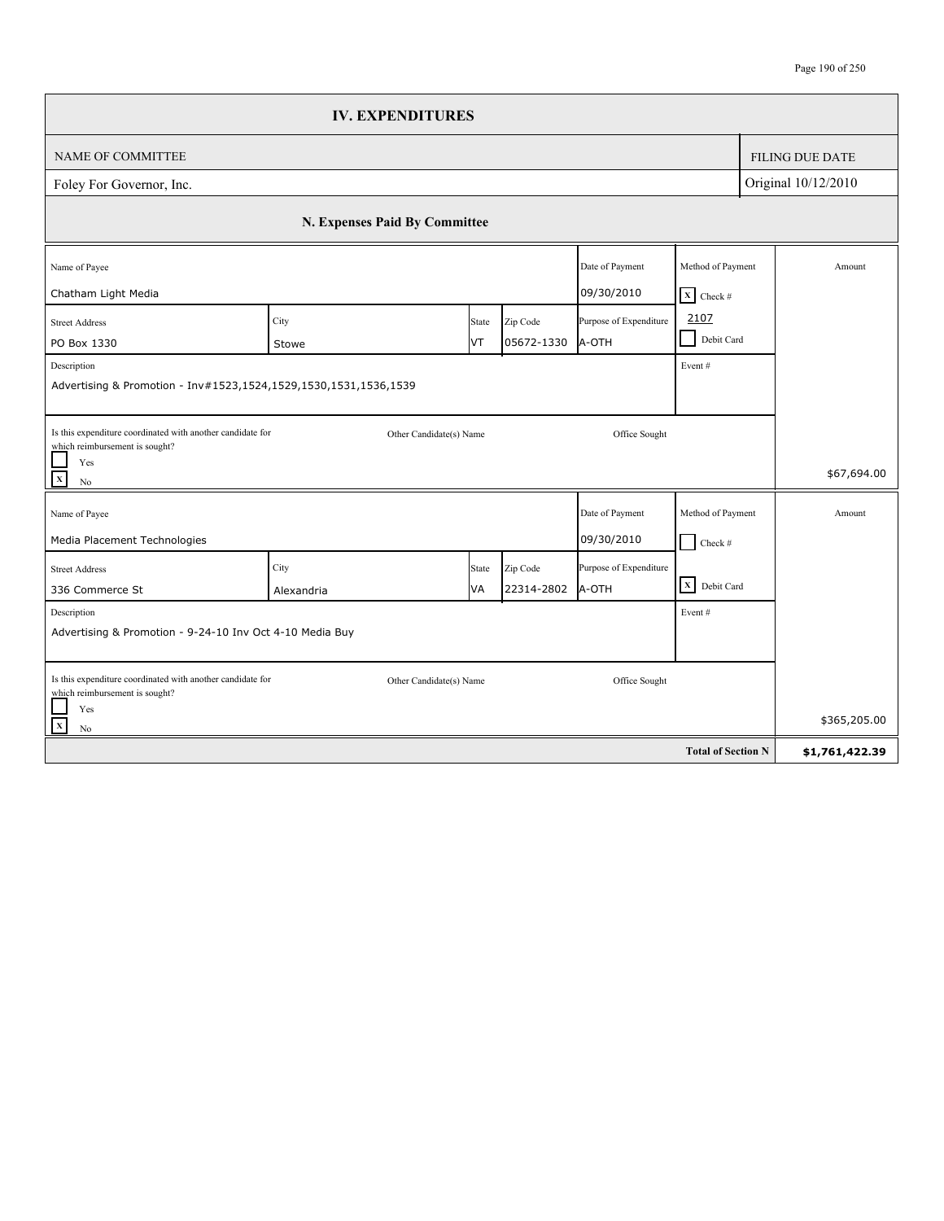## IV. EXPENDITURES

| NAME OF COMMITTEE | FILING DUE DATE |
|---|---|
| Foley For Governor, Inc. | Original 10/12/2010 |

### N. Expenses Paid By Committee

| Name of Payee | | | | Date of Payment | Method of Payment | Amount |
|---|---|---|---|---|---|---|
| Chatham Light Media | | | | 09/30/2010 | [X] Check # 2107 | |
| **Street Address** | **City** | **State** | **Zip Code** | **Purpose of Expenditure** | [ ] Debit Card | |
| PO Box 1330 | Stowe | VT | 05672-1330 | A-OTH | | |
| **Description** | | | | | **Event #** | |
| Advertising & Promotion - Inv#1523,1524,1529,1530,1531,1536,1539 | | | | | | |
| **Is this expenditure coordinated with another candidate for which reimbursement is sought?** [ ] Yes [X] No | | **Other Candidate(s) Name** | | **Office Sought** | | $67,694.00 |

| Name of Payee | | | | Date of Payment | Method of Payment | Amount |
|---|---|---|---|---|---|---|
| Media Placement Technologies | | | | 09/30/2010 | [ ] Check # | |
| **Street Address** | **City** | **State** | **Zip Code** | **Purpose of Expenditure** | [X] Debit Card | |
| 336 Commerce St | Alexandria | VA | 22314-2802 | A-OTH | | |
| **Description** | | | | | **Event #** | |
| Advertising & Promotion - 9-24-10 Inv Oct 4-10 Media Buy | | | | | | |
| **Is this expenditure coordinated with another candidate for which reimbursement is sought?** [ ] Yes [X] No | | **Other Candidate(s) Name** | | **Office Sought** | | $365,205.00 |

| | Total of Section N | $1,761,422.39 |
|---|---|---|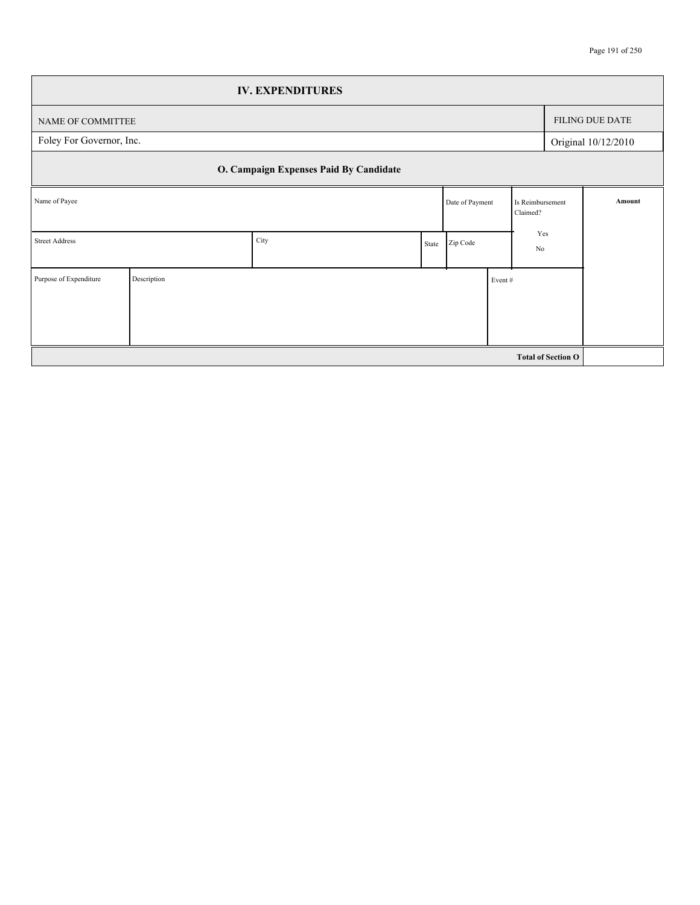## IV. EXPENDITURES

| NAME OF COMMITTEE | FILING DUE DATE |
| --- | --- |
| Foley For Governor, Inc. | Original 10/12/2010 |

### O. Campaign Expenses Paid By Candidate

| Name of Payee | | | | Date of Payment | Is Reimbursement Claimed? | Amount |
| --- | --- | --- | --- | --- | --- | --- |
| Street Address | City | State | Zip Code | | Yes No | |
| Purpose of Expenditure | Description | | | Event # | | |
| | | | | | **Total of Section O** | |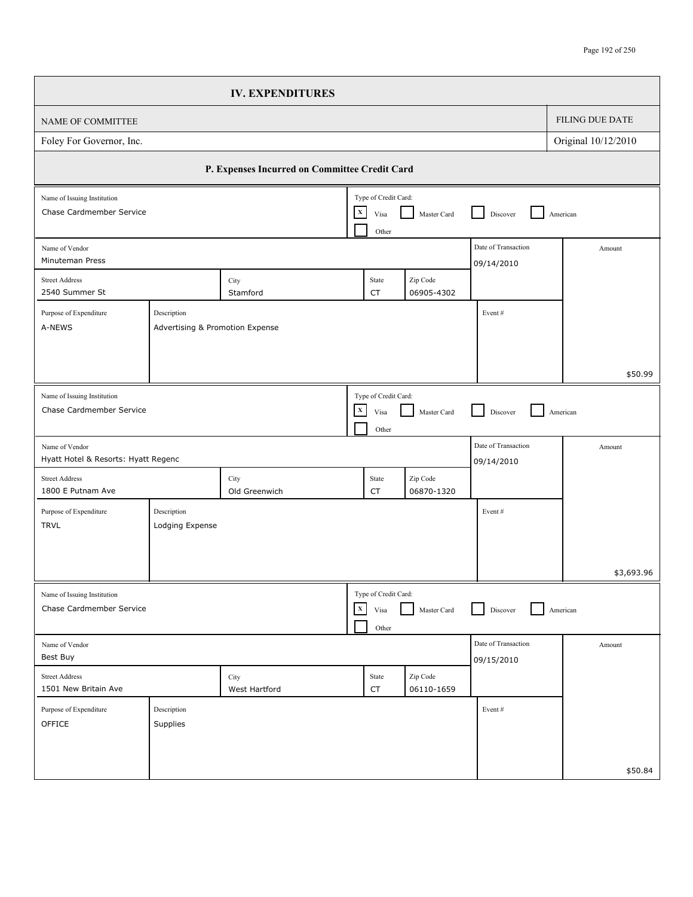# IV. EXPENDITURES

| NAME OF COMMITTEE | FILING DUE DATE |
|---|---|
| Foley For Governor, Inc. | Original 10/12/2010 |

## P. Expenses Incurred on Committee Credit Card

| Name of Issuing Institution | Type of Credit Card |
|---|---|
| Chase Cardmember Service | [X] Visa [ ] Master Card [ ] Discover [ ] American [ ] Other |

| Name of Vendor | Street Address | City | State | Zip Code | Date of Transaction | Purpose of Expenditure | Description | Event # | Amount |
|---|---|---|---|---|---|---|---|---|---|
| Minuteman Press | 2540 Summer St | Stamford | CT | 06905-4302 | 09/14/2010 | A-NEWS | Advertising & Promotion Expense | | $50.99 |

| Name of Issuing Institution | Type of Credit Card |
|---|---|
| Chase Cardmember Service | [X] Visa [ ] Master Card [ ] Discover [ ] American [ ] Other |

| Name of Vendor | Street Address | City | State | Zip Code | Date of Transaction | Purpose of Expenditure | Description | Event # | Amount |
|---|---|---|---|---|---|---|---|---|---|
| Hyatt Hotel & Resorts: Hyatt Regenc | 1800 E Putnam Ave | Old Greenwich | CT | 06870-1320 | 09/14/2010 | TRVL | Lodging Expense | | $3,693.96 |

| Name of Issuing Institution | Type of Credit Card |
|---|---|
| Chase Cardmember Service | [X] Visa [ ] Master Card [ ] Discover [ ] American [ ] Other |

| Name of Vendor | Street Address | City | State | Zip Code | Date of Transaction | Purpose of Expenditure | Description | Event # | Amount |
|---|---|---|---|---|---|---|---|---|---|
| Best Buy | 1501 New Britain Ave | West Hartford | CT | 06110-1659 | 09/15/2010 | OFFICE | Supplies | | $50.84 |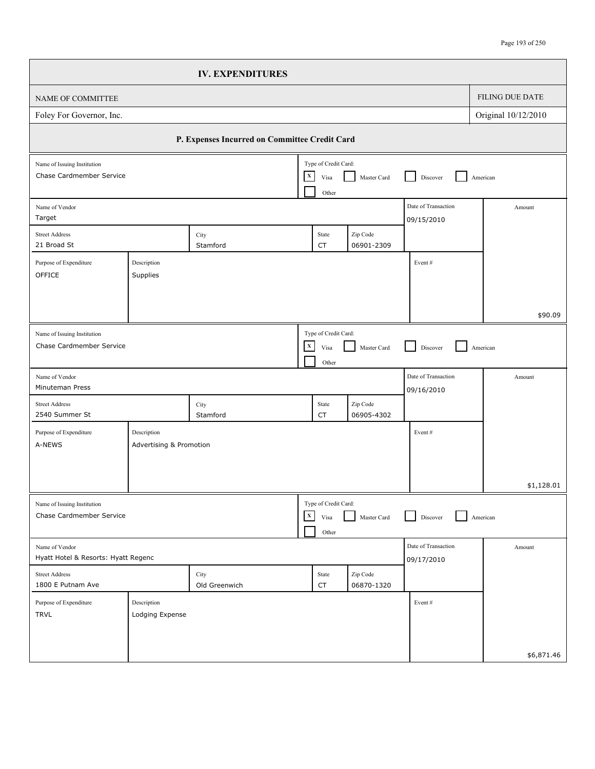# IV. EXPENDITURES

| NAME OF COMMITTEE | FILING DUE DATE |
|---|---|
| Foley For Governor, Inc. | Original 10/12/2010 |

## P. Expenses Incurred on Committee Credit Card

| Name of Issuing Institution | Type of Credit Card | Name of Vendor | Street Address | City | State | Zip Code | Purpose of Expenditure | Description | Date of Transaction | Event # | Amount |
|---|---|---|---|---|---|---|---|---|---|---|---|
| Chase Cardmember Service | Visa | Target | 21 Broad St | Stamford | CT | 06901-2309 | OFFICE | Supplies | 09/15/2010 | | $90.09 |
| Chase Cardmember Service | Visa | Minuteman Press | 2540 Summer St | Stamford | CT | 06905-4302 | A-NEWS | Advertising & Promotion | 09/16/2010 | | $1,128.01 |
| Chase Cardmember Service | Visa | Hyatt Hotel & Resorts: Hyatt Regenc | 1800 E Putnam Ave | Old Greenwich | CT | 06870-1320 | TRVL | Lodging Expense | 09/17/2010 | | $6,871.46 |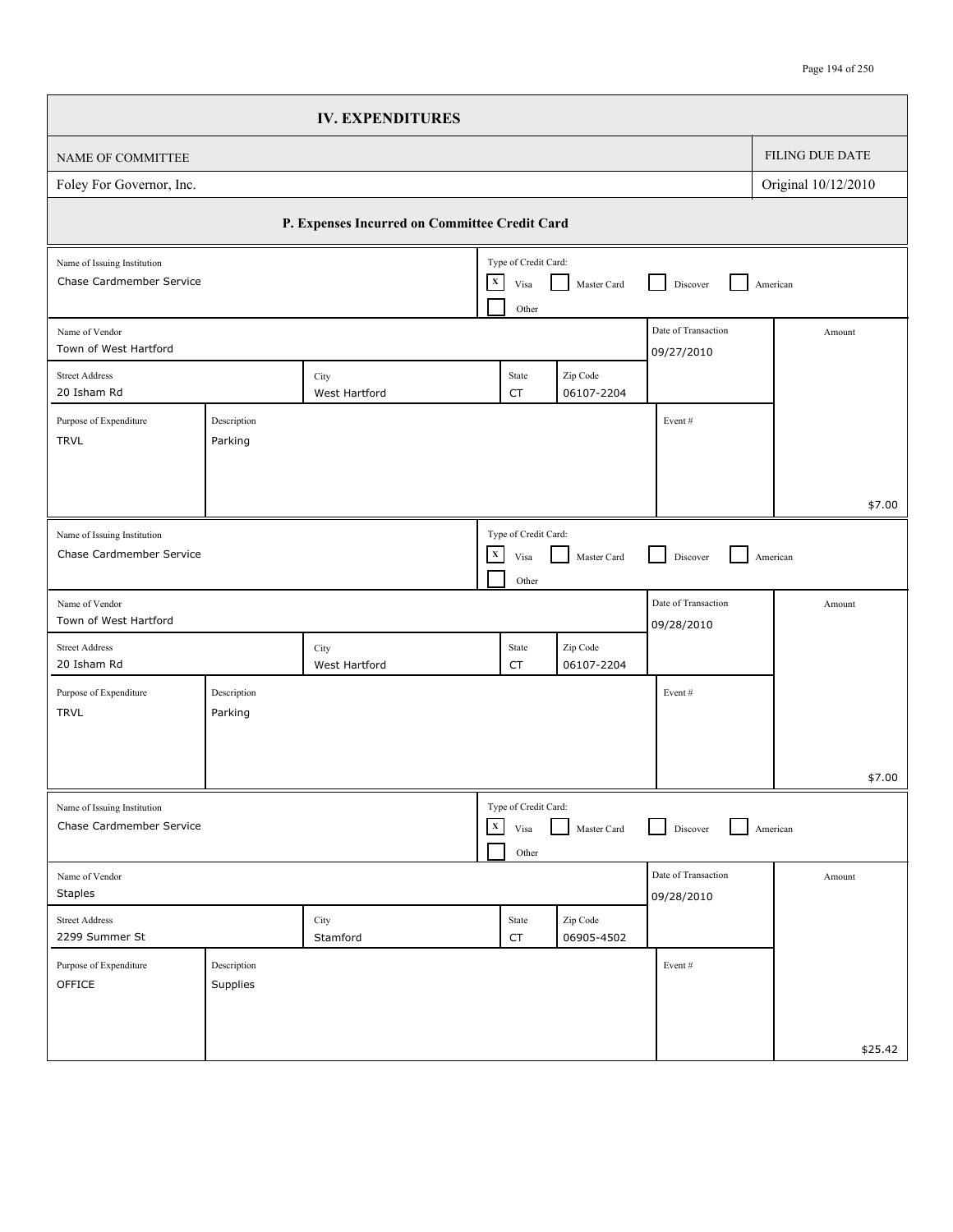## IV. EXPENDITURES

| NAME OF COMMITTEE | FILING DUE DATE |
| --- | --- |
| Foley For Governor, Inc. | Original 10/12/2010 |

### P. Expenses Incurred on Committee Credit Card

| Name of Issuing Institution | Type of Credit Card |
| --- | --- |
| Chase Cardmember Service | [X] Visa [ ] Master Card [ ] Discover [ ] American [ ] Other |

| Name of Vendor | | | | | Date of Transaction | Amount |
| --- | --- | --- | --- | --- | --- | --- |
| Town of West Hartford | | | | | 09/27/2010 | |
| **Street Address** | | **City** | **State** | **Zip Code** | | |
| 20 Isham Rd | | West Hartford | CT | 06107-2204 | | |
| **Purpose of Expenditure** | **Description** | | | | **Event #** | |
| TRVL | Parking | | | | | $7.00 |

| Name of Issuing Institution | Type of Credit Card |
| --- | --- |
| Chase Cardmember Service | [X] Visa [ ] Master Card [ ] Discover [ ] American [ ] Other |

| Name of Vendor | | | | | Date of Transaction | Amount |
| --- | --- | --- | --- | --- | --- | --- |
| Town of West Hartford | | | | | 09/28/2010 | |
| **Street Address** | | **City** | **State** | **Zip Code** | | |
| 20 Isham Rd | | West Hartford | CT | 06107-2204 | | |
| **Purpose of Expenditure** | **Description** | | | | **Event #** | |
| TRVL | Parking | | | | | $7.00 |

| Name of Issuing Institution | Type of Credit Card |
| --- | --- |
| Chase Cardmember Service | [X] Visa [ ] Master Card [ ] Discover [ ] American [ ] Other |

| Name of Vendor | | | | | Date of Transaction | Amount |
| --- | --- | --- | --- | --- | --- | --- |
| Staples | | | | | 09/28/2010 | |
| **Street Address** | | **City** | **State** | **Zip Code** | | |
| 2299 Summer St | | Stamford | CT | 06905-4502 | | |
| **Purpose of Expenditure** | **Description** | | | | **Event #** | |
| OFFICE | Supplies | | | | | $25.42 |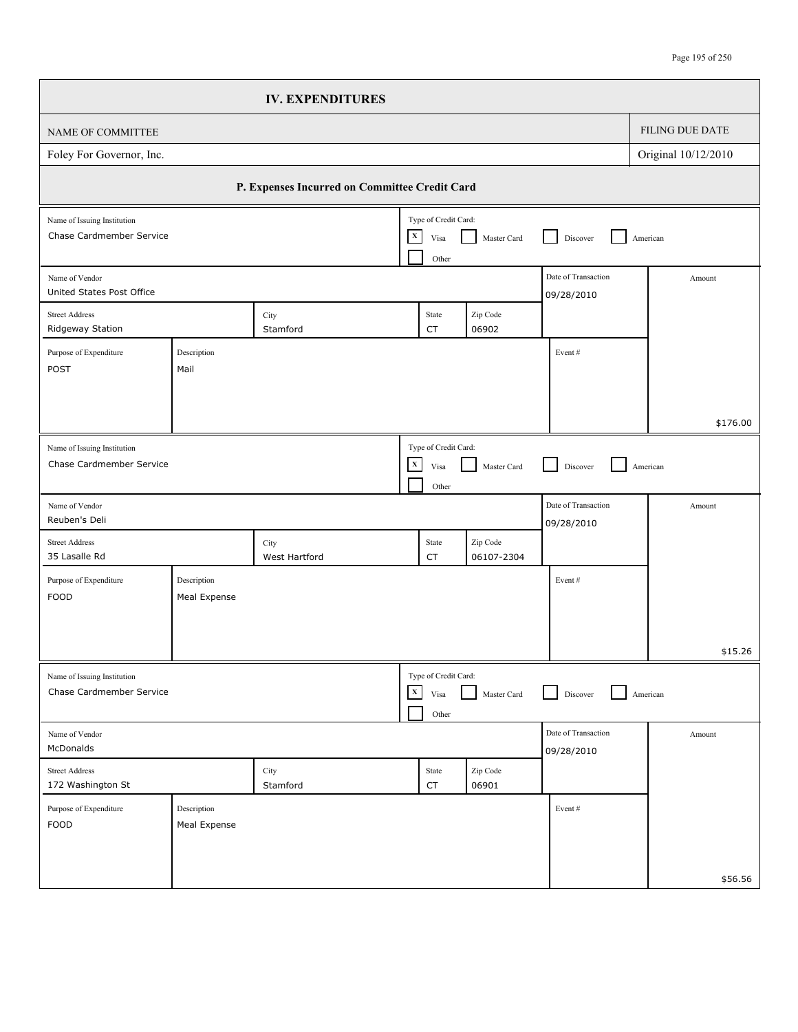## IV. EXPENDITURES

| NAME OF COMMITTEE | FILING DUE DATE |
|---|---|
| Foley For Governor, Inc. | Original 10/12/2010 |

### P. Expenses Incurred on Committee Credit Card

| Name of Issuing Institution | Type of Credit Card | Name of Vendor | Date of Transaction | Street Address | City | State | Zip Code | Purpose of Expenditure | Description | Event # | Amount |
|---|---|---|---|---|---|---|---|---|---|---|---|
| Chase Cardmember Service | Visa | United States Post Office | 09/28/2010 | Ridgeway Station | Stamford | CT | 06902 | POST | Mail | | $176.00 |
| Chase Cardmember Service | Visa | Reuben's Deli | 09/28/2010 | 35 Lasalle Rd | West Hartford | CT | 06107-2304 | FOOD | Meal Expense | | $15.26 |
| Chase Cardmember Service | Visa | McDonalds | 09/28/2010 | 172 Washington St | Stamford | CT | 06901 | FOOD | Meal Expense | | $56.56 |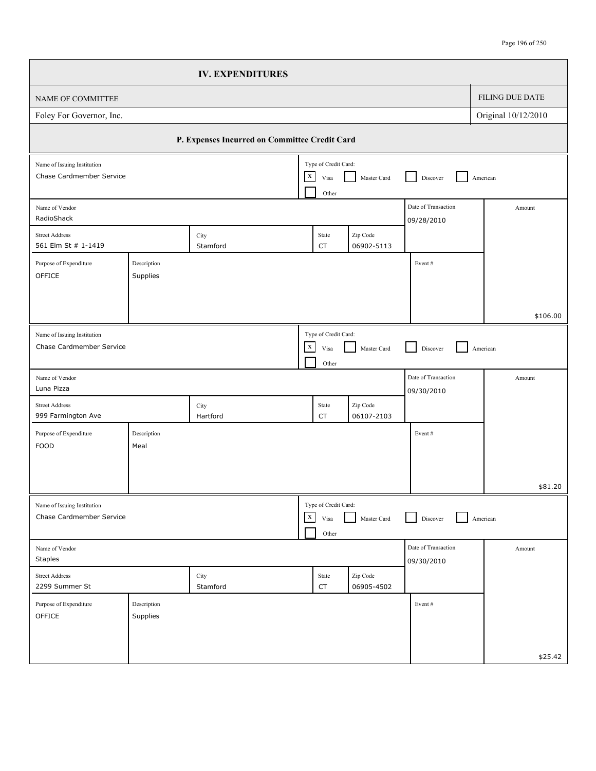## IV. EXPENDITURES

| NAME OF COMMITTEE | FILING DUE DATE |
| --- | --- |
| Foley For Governor, Inc. | Original 10/12/2010 |

### P. Expenses Incurred on Committee Credit Card

| Name of Issuing Institution | Type of Credit Card |
| --- | --- |
| Chase Cardmember Service | [X] Visa [ ] Master Card [ ] Discover [ ] American [ ] Other |

| Name of Vendor | Street Address | City | State | Zip Code | Purpose of Expenditure | Description | Event # | Date of Transaction | Amount |
| --- | --- | --- | --- | --- | --- | --- | --- | --- | --- |
| RadioShack | 561 Elm St # 1-1419 | Stamford | CT | 06902-5113 | OFFICE | Supplies | | 09/28/2010 | $106.00 |

| Name of Issuing Institution | Type of Credit Card |
| --- | --- |
| Chase Cardmember Service | [X] Visa [ ] Master Card [ ] Discover [ ] American [ ] Other |

| Name of Vendor | Street Address | City | State | Zip Code | Purpose of Expenditure | Description | Event # | Date of Transaction | Amount |
| --- | --- | --- | --- | --- | --- | --- | --- | --- | --- |
| Luna Pizza | 999 Farmington Ave | Hartford | CT | 06107-2103 | FOOD | Meal | | 09/30/2010 | $81.20 |

| Name of Issuing Institution | Type of Credit Card |
| --- | --- |
| Chase Cardmember Service | [X] Visa [ ] Master Card [ ] Discover [ ] American [ ] Other |

| Name of Vendor | Street Address | City | State | Zip Code | Purpose of Expenditure | Description | Event # | Date of Transaction | Amount |
| --- | --- | --- | --- | --- | --- | --- | --- | --- | --- |
| Staples | 2299 Summer St | Stamford | CT | 06905-4502 | OFFICE | Supplies | | 09/30/2010 | $25.42 |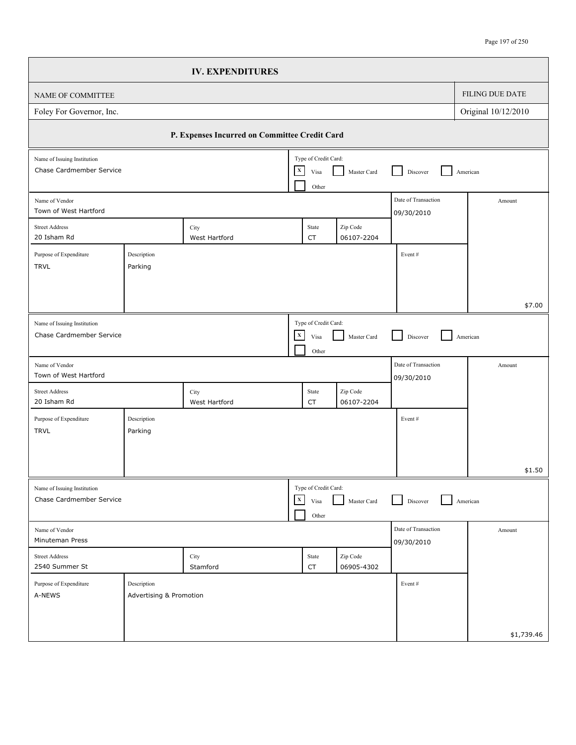## IV. EXPENDITURES

| NAME OF COMMITTEE | FILING DUE DATE |
| --- | --- |
| Foley For Governor, Inc. | Original 10/12/2010 |

### P. Expenses Incurred on Committee Credit Card

| Field | Value |
| --- | --- |
| Name of Issuing Institution | Chase Cardmember Service |
| Type of Credit Card | [X] Visa [ ] Master Card [ ] Discover [ ] American [ ] Other |
| Name of Vendor | Town of West Hartford |
| Date of Transaction | 09/30/2010 |
| Street Address | 20 Isham Rd |
| City | West Hartford |
| State | CT |
| Zip Code | 06107-2204 |
| Purpose of Expenditure | TRVL |
| Description | Parking |
| Event # | |
| Amount | $7.00 |

| Field | Value |
| --- | --- |
| Name of Issuing Institution | Chase Cardmember Service |
| Type of Credit Card | [X] Visa [ ] Master Card [ ] Discover [ ] American [ ] Other |
| Name of Vendor | Town of West Hartford |
| Date of Transaction | 09/30/2010 |
| Street Address | 20 Isham Rd |
| City | West Hartford |
| State | CT |
| Zip Code | 06107-2204 |
| Purpose of Expenditure | TRVL |
| Description | Parking |
| Event # | |
| Amount | $1.50 |

| Field | Value |
| --- | --- |
| Name of Issuing Institution | Chase Cardmember Service |
| Type of Credit Card | [X] Visa [ ] Master Card [ ] Discover [ ] American [ ] Other |
| Name of Vendor | Minuteman Press |
| Date of Transaction | 09/30/2010 |
| Street Address | 2540 Summer St |
| City | Stamford |
| State | CT |
| Zip Code | 06905-4302 |
| Purpose of Expenditure | A-NEWS |
| Description | Advertising & Promotion |
| Event # | |
| Amount | $1,739.46 |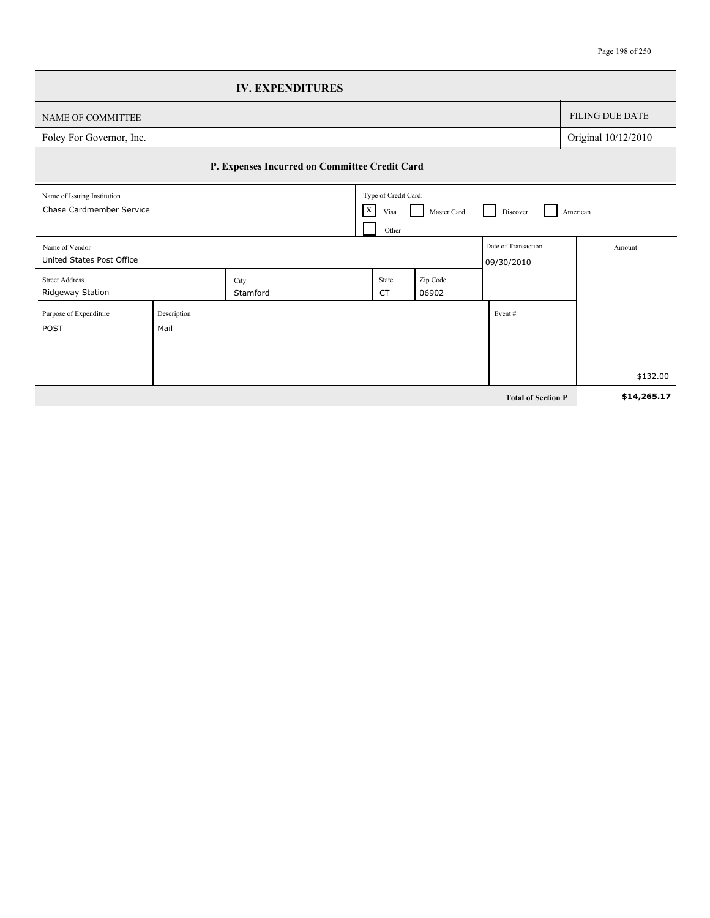## IV. EXPENDITURES

| NAME OF COMMITTEE | FILING DUE DATE |
| --- | --- |
| Foley For Governor, Inc. | Original 10/12/2010 |

### P. Expenses Incurred on Committee Credit Card

| Name of Issuing Institution | Type of Credit Card: |
| --- | --- |
| Chase Cardmember Service | [X] Visa [ ] Master Card [ ] Discover [ ] American [ ] Other |

| Name of Vendor | | | | | Date of Transaction | Amount |
| --- | --- | --- | --- | --- | --- | --- |
| United States Post Office | | | | | 09/30/2010 | |
| **Street Address** | | **City** | **State** | **Zip Code** | | |
| Ridgeway Station | | Stamford | CT | 06902 | | |
| **Purpose of Expenditure** | **Description** | | | | **Event #** | |
| POST | Mail | | | | | $132.00 |
| | | | | | **Total of Section P** | **$14,265.17** |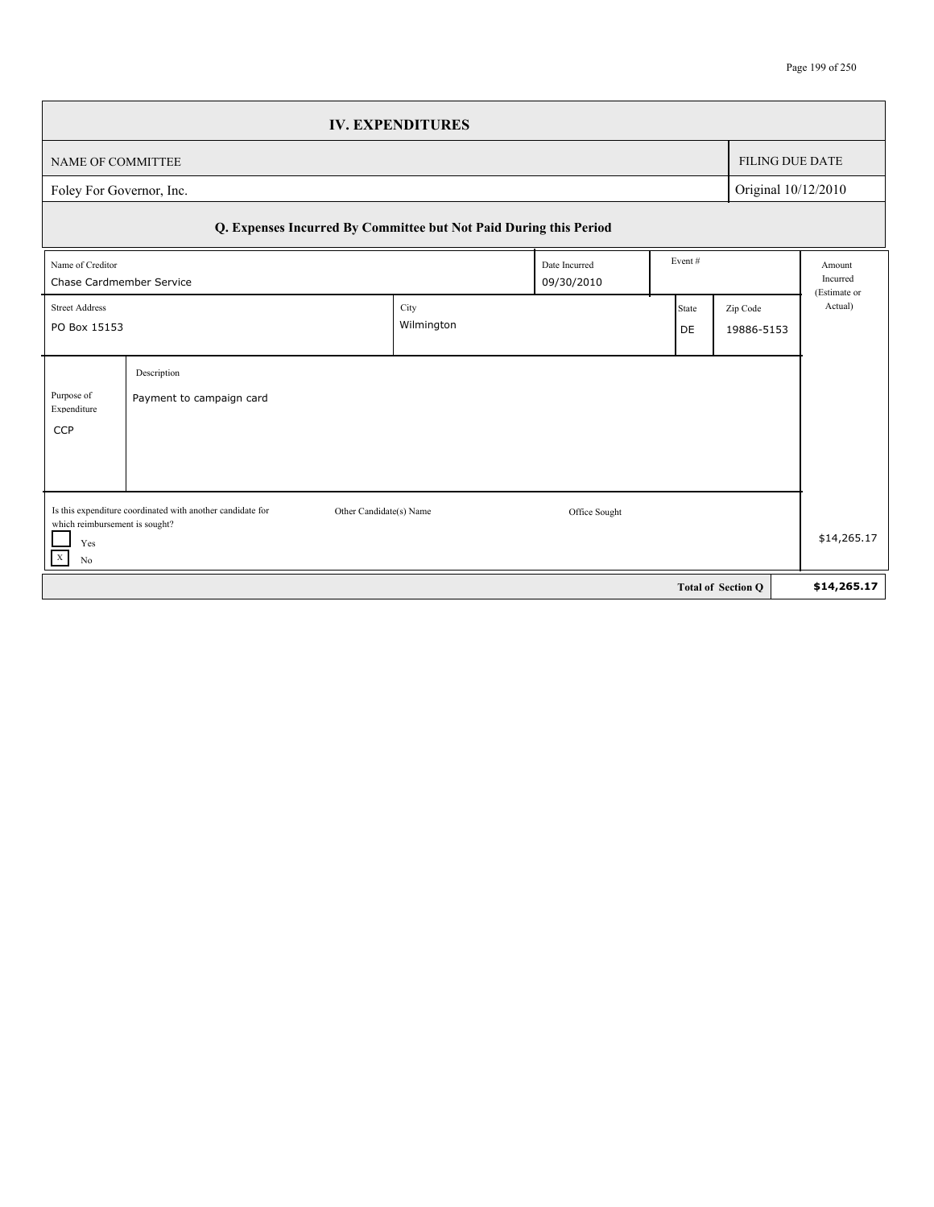## IV. EXPENDITURES

| NAME OF COMMITTEE | FILING DUE DATE |
|---|---|
| Foley For Governor, Inc. | Original 10/12/2010 |

### Q. Expenses Incurred By Committee but Not Paid During this Period

| Field | Value |
|---|---|
| Name of Creditor | Chase Cardmember Service |
| Date Incurred | 09/30/2010 |
| Event # | |
| Street Address | PO Box 15153 |
| City | Wilmington |
| State | DE |
| Zip Code | 19886-5153 |
| Purpose of Expenditure | CCP |
| Description | Payment to campaign card |
| Is this expenditure coordinated with another candidate for which reimbursement is sought? | ☐ Yes ☒ No |
| Other Candidate(s) Name | |
| Office Sought | |
| Amount Incurred (Estimate or Actual) | $14,265.17 |

| | |
|---|---|
| **Total of Section Q** | **$14,265.17** |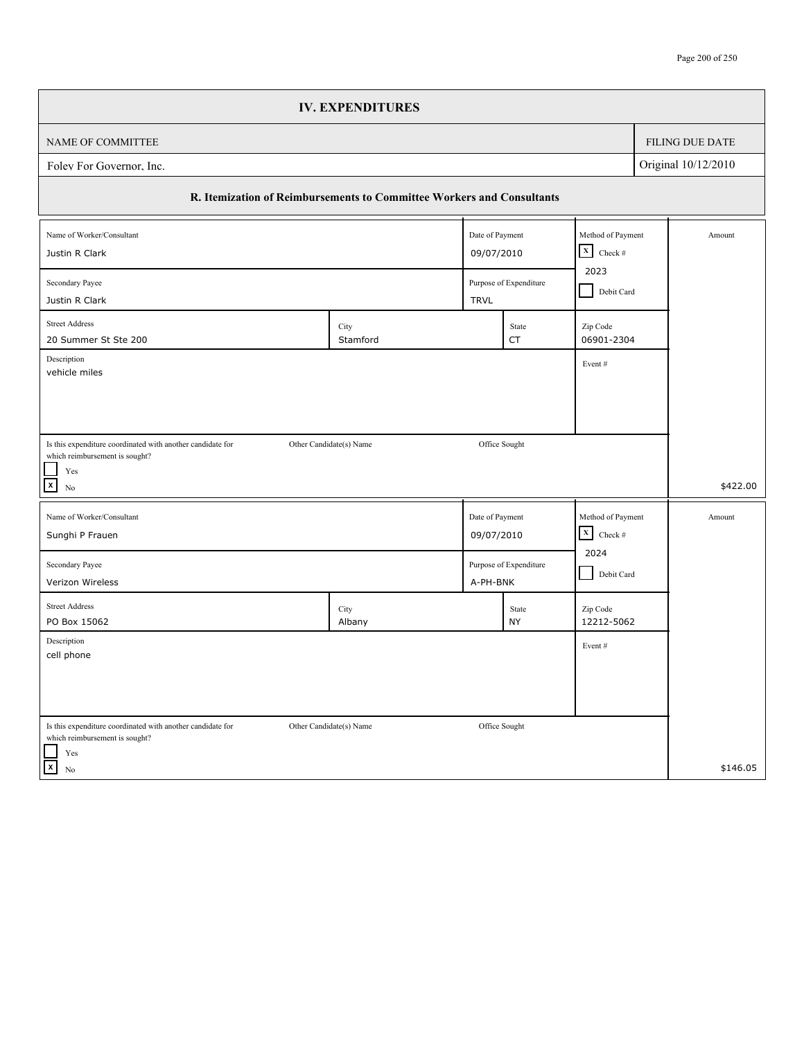# IV. EXPENDITURES

| NAME OF COMMITTEE | FILING DUE DATE |
|---|---|
| Foley For Governor, Inc. | Original 10/12/2010 |

## R. Itemization of Reimbursements to Committee Workers and Consultants

| Field | Value |
|---|---|
| Name of Worker/Consultant | Justin R Clark |
| Date of Payment | 09/07/2010 |
| Method of Payment | [X] Check # 2023 / [ ] Debit Card |
| Secondary Payee | Justin R Clark |
| Purpose of Expenditure | TRVL |
| Street Address | 20 Summer St Ste 200 |
| City | Stamford |
| State | CT |
| Zip Code | 06901-2304 |
| Description | vehicle miles |
| Event # | |
| Is this expenditure coordinated with another candidate for which reimbursement is sought? | [ ] Yes [X] No |
| Other Candidate(s) Name | |
| Office Sought | |
| Amount | $422.00 |

| Field | Value |
|---|---|
| Name of Worker/Consultant | Sunghi P Frauen |
| Date of Payment | 09/07/2010 |
| Method of Payment | [X] Check # 2024 / [ ] Debit Card |
| Secondary Payee | Verizon Wireless |
| Purpose of Expenditure | A-PH-BNK |
| Street Address | PO Box 15062 |
| City | Albany |
| State | NY |
| Zip Code | 12212-5062 |
| Description | cell phone |
| Event # | |
| Is this expenditure coordinated with another candidate for which reimbursement is sought? | [ ] Yes [X] No |
| Other Candidate(s) Name | |
| Office Sought | |
| Amount | $146.05 |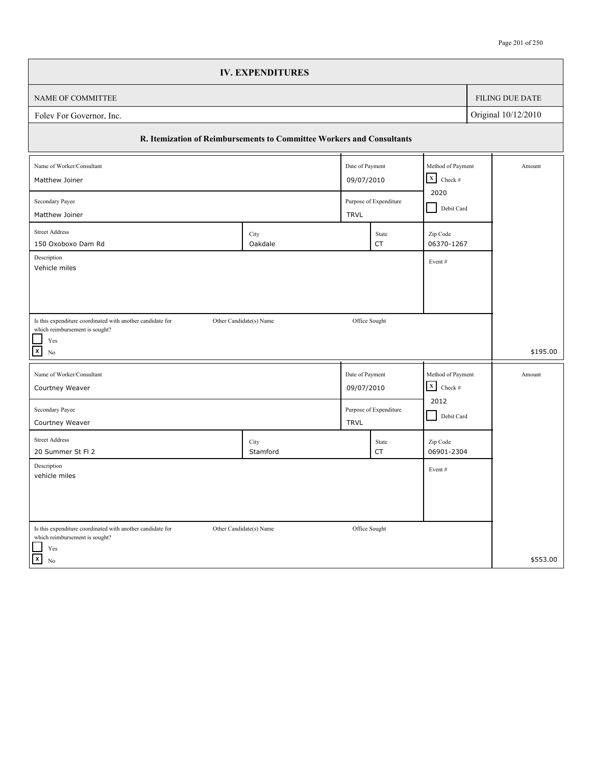# IV. EXPENDITURES

| NAME OF COMMITTEE | FILING DUE DATE |
|---|---|
| Foley For Governor, Inc. | Original 10/12/2010 |

## R. Itemization of Reimbursements to Committee Workers and Consultants

| Field | Value |
|---|---|
| Name of Worker/Consultant | Matthew Joiner |
| Date of Payment | 09/07/2010 |
| Method of Payment | [X] Check # 2020 / [ ] Debit Card |
| Secondary Payee | Matthew Joiner |
| Purpose of Expenditure | TRVL |
| Street Address | 150 Oxoboxo Dam Rd |
| City | Oakdale |
| State | CT |
| Zip Code | 06370-1267 |
| Description | Vehicle miles |
| Event # | |
| Is this expenditure coordinated with another candidate for which reimbursement is sought? | [ ] Yes [X] No |
| Other Candidate(s) Name | |
| Office Sought | |
| Amount | $195.00 |

| Field | Value |
|---|---|
| Name of Worker/Consultant | Courtney Weaver |
| Date of Payment | 09/07/2010 |
| Method of Payment | [X] Check # 2012 / [ ] Debit Card |
| Secondary Payee | Courtney Weaver |
| Purpose of Expenditure | TRVL |
| Street Address | 20 Summer St Fl 2 |
| City | Stamford |
| State | CT |
| Zip Code | 06901-2304 |
| Description | vehicle miles |
| Event # | |
| Is this expenditure coordinated with another candidate for which reimbursement is sought? | [ ] Yes [X] No |
| Other Candidate(s) Name | |
| Office Sought | |
| Amount | $553.00 |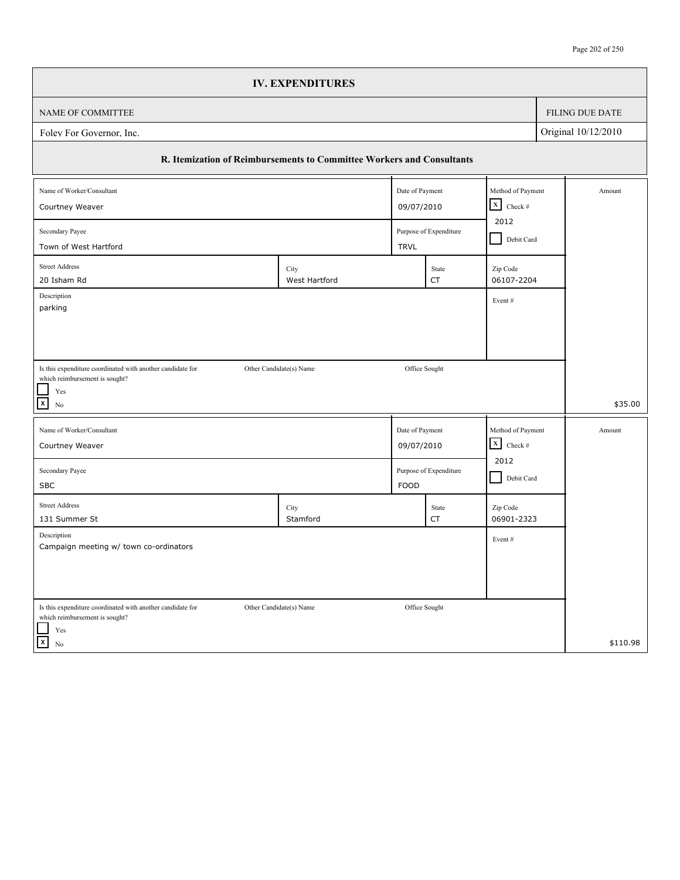# IV. EXPENDITURES

| NAME OF COMMITTEE | FILING DUE DATE |
|---|---|
| Foley For Governor, Inc. | Original 10/12/2010 |

## R. Itemization of Reimbursements to Committee Workers and Consultants

| Field | Value |
|---|---|
| Name of Worker/Consultant | Courtney Weaver |
| Date of Payment | 09/07/2010 |
| Method of Payment | [X] Check # 2012 [ ] Debit Card |
| Secondary Payee | Town of West Hartford |
| Purpose of Expenditure | TRVL |
| Street Address | 20 Isham Rd |
| City | West Hartford |
| State | CT |
| Zip Code | 06107-2204 |
| Description | parking |
| Event # | |
| Is this expenditure coordinated with another candidate for which reimbursement is sought? | [ ] Yes [X] No |
| Other Candidate(s) Name | |
| Office Sought | |
| Amount | $35.00 |

| Field | Value |
|---|---|
| Name of Worker/Consultant | Courtney Weaver |
| Date of Payment | 09/07/2010 |
| Method of Payment | [X] Check # 2012 [ ] Debit Card |
| Secondary Payee | SBC |
| Purpose of Expenditure | FOOD |
| Street Address | 131 Summer St |
| City | Stamford |
| State | CT |
| Zip Code | 06901-2323 |
| Description | Campaign meeting w/ town co-ordinators |
| Event # | |
| Is this expenditure coordinated with another candidate for which reimbursement is sought? | [ ] Yes [X] No |
| Other Candidate(s) Name | |
| Office Sought | |
| Amount | $110.98 |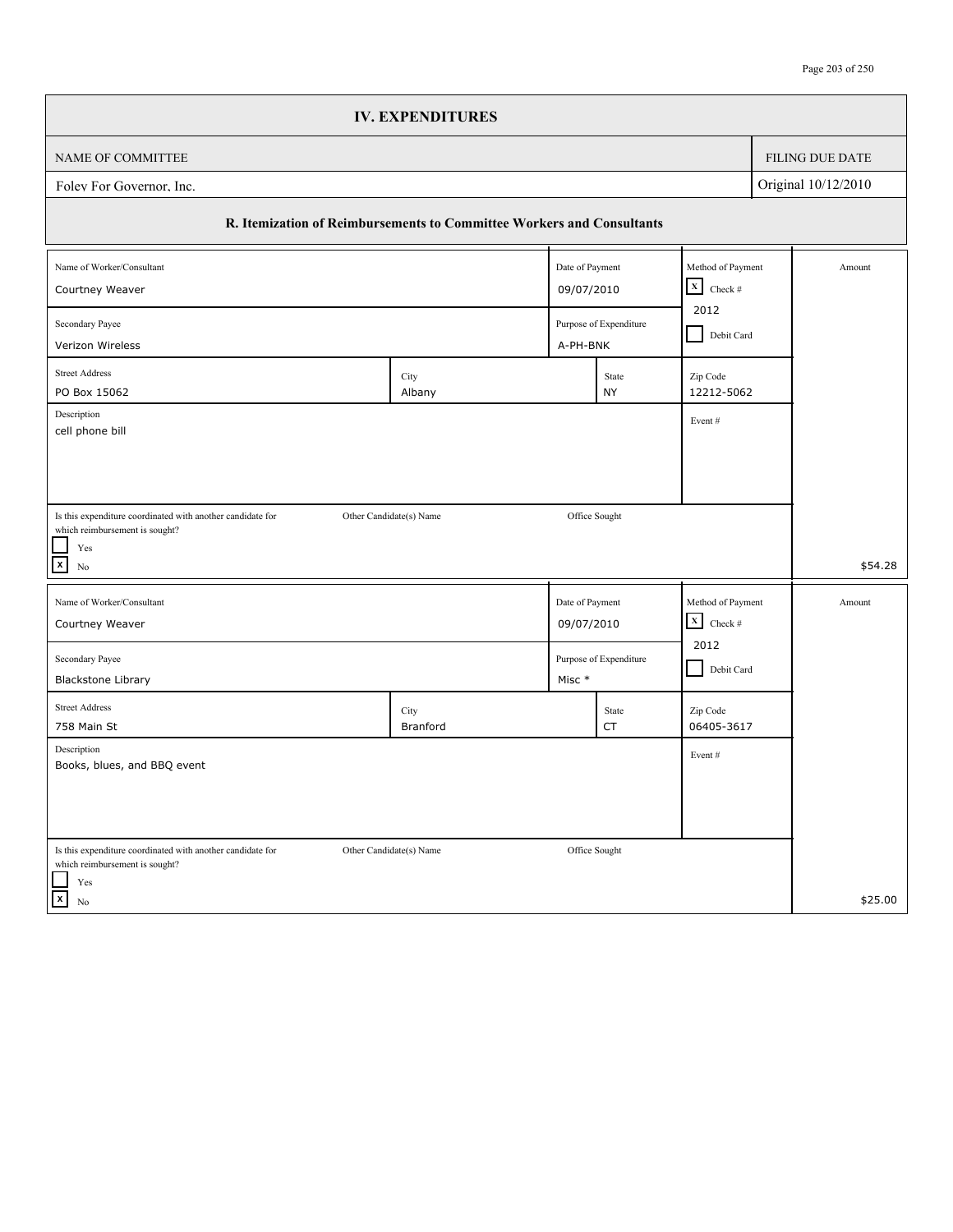## IV. EXPENDITURES

| NAME OF COMMITTEE | FILING DUE DATE |
| --- | --- |
| Foley For Governor, Inc. | Original 10/12/2010 |

### R. Itemization of Reimbursements to Committee Workers and Consultants

| Field | Value |
| --- | --- |
| Name of Worker/Consultant | Courtney Weaver |
| Date of Payment | 09/07/2010 |
| Method of Payment | [X] Check # 2012 [ ] Debit Card |
| Secondary Payee | Verizon Wireless |
| Purpose of Expenditure | A-PH-BNK |
| Street Address | PO Box 15062 |
| City | Albany |
| State | NY |
| Zip Code | 12212-5062 |
| Description | cell phone bill |
| Event # | |
| Is this expenditure coordinated with another candidate for which reimbursement is sought? | [ ] Yes [X] No |
| Other Candidate(s) Name | |
| Office Sought | |
| Amount | $54.28 |

| Field | Value |
| --- | --- |
| Name of Worker/Consultant | Courtney Weaver |
| Date of Payment | 09/07/2010 |
| Method of Payment | [X] Check # 2012 [ ] Debit Card |
| Secondary Payee | Blackstone Library |
| Purpose of Expenditure | Misc * |
| Street Address | 758 Main St |
| City | Branford |
| State | CT |
| Zip Code | 06405-3617 |
| Description | Books, blues, and BBQ event |
| Event # | |
| Is this expenditure coordinated with another candidate for which reimbursement is sought? | [ ] Yes [X] No |
| Other Candidate(s) Name | |
| Office Sought | |
| Amount | $25.00 |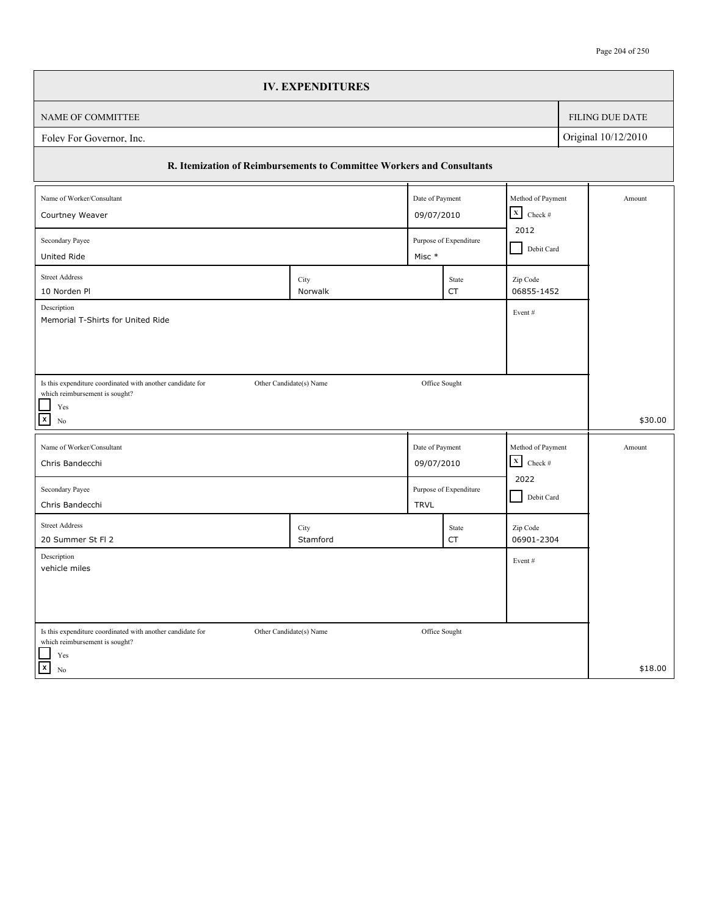# IV. EXPENDITURES

| NAME OF COMMITTEE | FILING DUE DATE |
|---|---|
| Foley For Governor, Inc. | Original 10/12/2010 |

## R. Itemization of Reimbursements to Committee Workers and Consultants

| Field | Value |
|---|---|
| Name of Worker/Consultant | Courtney Weaver |
| Date of Payment | 09/07/2010 |
| Method of Payment | [X] Check # 2012 / [ ] Debit Card |
| Secondary Payee | United Ride |
| Purpose of Expenditure | Misc * |
| Street Address | 10 Norden Pl |
| City | Norwalk |
| State | CT |
| Zip Code | 06855-1452 |
| Description | Memorial T-Shirts for United Ride |
| Event # | |
| Is this expenditure coordinated with another candidate for which reimbursement is sought? | [ ] Yes [X] No |
| Other Candidate(s) Name | |
| Office Sought | |
| Amount | $30.00 |

| Field | Value |
|---|---|
| Name of Worker/Consultant | Chris Bandecchi |
| Date of Payment | 09/07/2010 |
| Method of Payment | [X] Check # 2022 / [ ] Debit Card |
| Secondary Payee | Chris Bandecchi |
| Purpose of Expenditure | TRVL |
| Street Address | 20 Summer St Fl 2 |
| City | Stamford |
| State | CT |
| Zip Code | 06901-2304 |
| Description | vehicle miles |
| Event # | |
| Is this expenditure coordinated with another candidate for which reimbursement is sought? | [ ] Yes [X] No |
| Other Candidate(s) Name | |
| Office Sought | |
| Amount | $18.00 |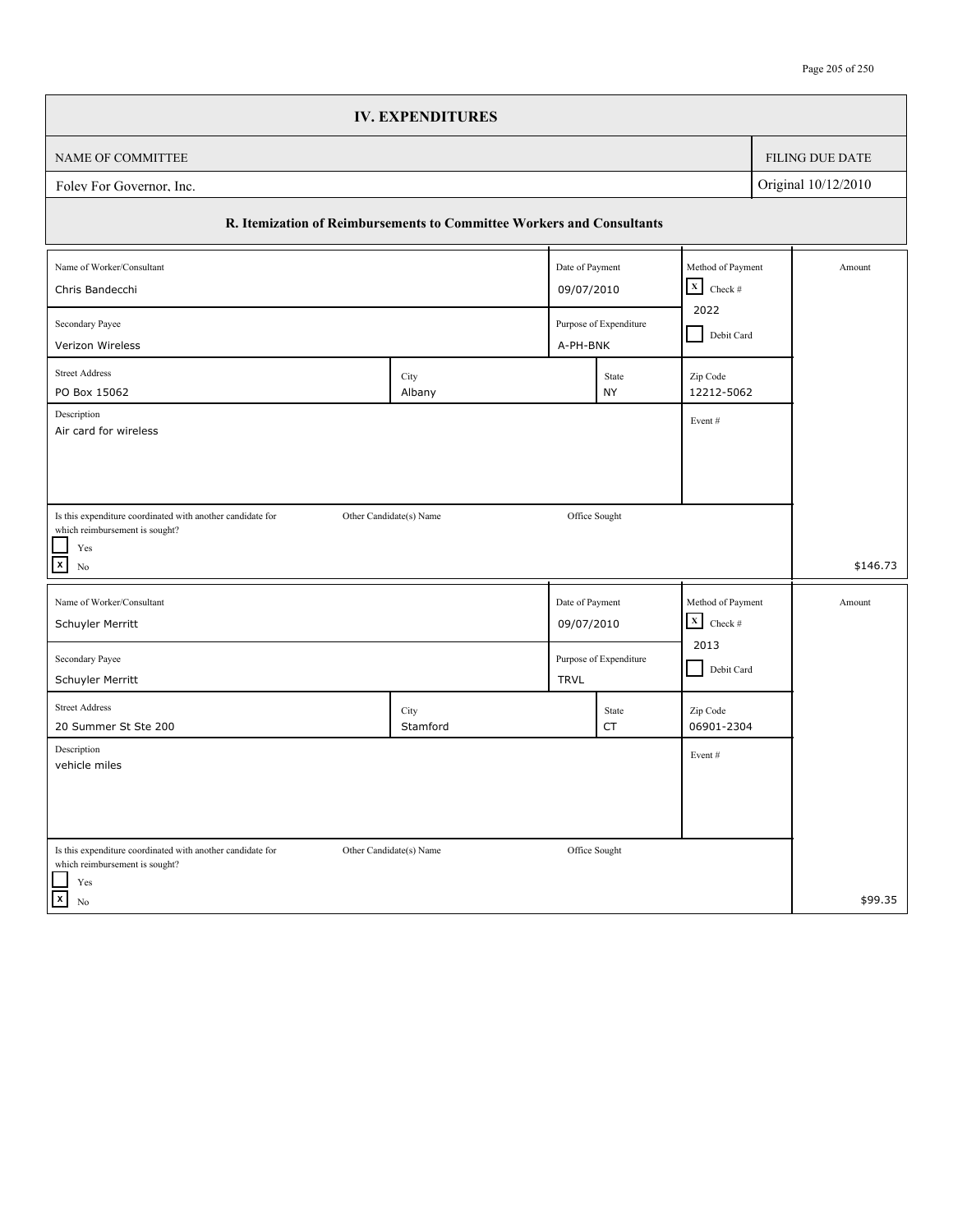## IV. EXPENDITURES

| NAME OF COMMITTEE | FILING DUE DATE |
|---|---|
| Foley For Governor, Inc. | Original 10/12/2010 |

### R. Itemization of Reimbursements to Committee Workers and Consultants

| Field | Value |
|---|---|
| Name of Worker/Consultant | Chris Bandecchi |
| Date of Payment | 09/07/2010 |
| Method of Payment | [X] Check # 2022 / [ ] Debit Card |
| Secondary Payee | Verizon Wireless |
| Purpose of Expenditure | A-PH-BNK |
| Street Address | PO Box 15062 |
| City | Albany |
| State | NY |
| Zip Code | 12212-5062 |
| Description | Air card for wireless |
| Event # | |
| Is this expenditure coordinated with another candidate for which reimbursement is sought? | [ ] Yes [X] No |
| Other Candidate(s) Name | |
| Office Sought | |
| Amount | $146.73 |

| Field | Value |
|---|---|
| Name of Worker/Consultant | Schuyler Merritt |
| Date of Payment | 09/07/2010 |
| Method of Payment | [X] Check # 2013 / [ ] Debit Card |
| Secondary Payee | Schuyler Merritt |
| Purpose of Expenditure | TRVL |
| Street Address | 20 Summer St Ste 200 |
| City | Stamford |
| State | CT |
| Zip Code | 06901-2304 |
| Description | vehicle miles |
| Event # | |
| Is this expenditure coordinated with another candidate for which reimbursement is sought? | [ ] Yes [X] No |
| Other Candidate(s) Name | |
| Office Sought | |
| Amount | $99.35 |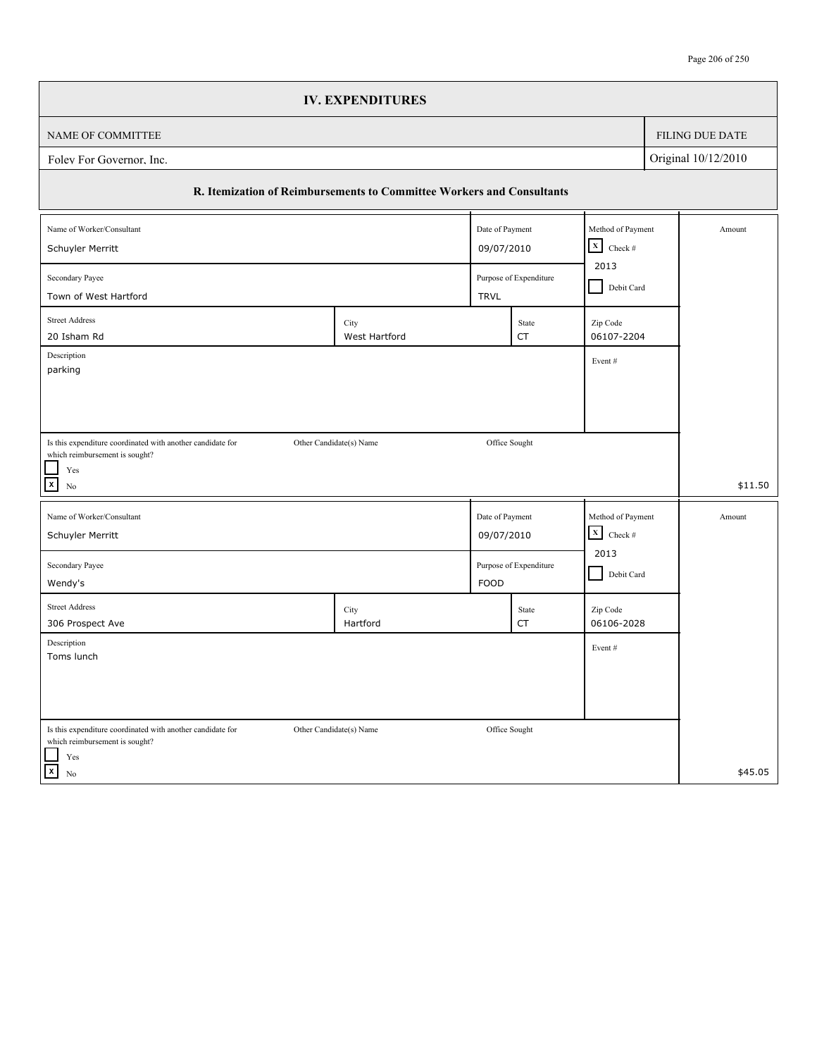# IV. EXPENDITURES

| NAME OF COMMITTEE | FILING DUE DATE |
| --- | --- |
| Foley For Governor, Inc. | Original 10/12/2010 |

## R. Itemization of Reimbursements to Committee Workers and Consultants

| Field | Value |
| --- | --- |
| Name of Worker/Consultant | Schuyler Merritt |
| Date of Payment | 09/07/2010 |
| Method of Payment | [X] Check # 2013 [ ] Debit Card |
| Secondary Payee | Town of West Hartford |
| Purpose of Expenditure | TRVL |
| Street Address | 20 Isham Rd |
| City | West Hartford |
| State | CT |
| Zip Code | 06107-2204 |
| Description | parking |
| Event # | |
| Is this expenditure coordinated with another candidate for which reimbursement is sought? | [ ] Yes [X] No |
| Other Candidate(s) Name | |
| Office Sought | |
| Amount | $11.50 |

| Field | Value |
| --- | --- |
| Name of Worker/Consultant | Schuyler Merritt |
| Date of Payment | 09/07/2010 |
| Method of Payment | [X] Check # 2013 [ ] Debit Card |
| Secondary Payee | Wendy's |
| Purpose of Expenditure | FOOD |
| Street Address | 306 Prospect Ave |
| City | Hartford |
| State | CT |
| Zip Code | 06106-2028 |
| Description | Toms lunch |
| Event # | |
| Is this expenditure coordinated with another candidate for which reimbursement is sought? | [ ] Yes [X] No |
| Other Candidate(s) Name | |
| Office Sought | |
| Amount | $45.05 |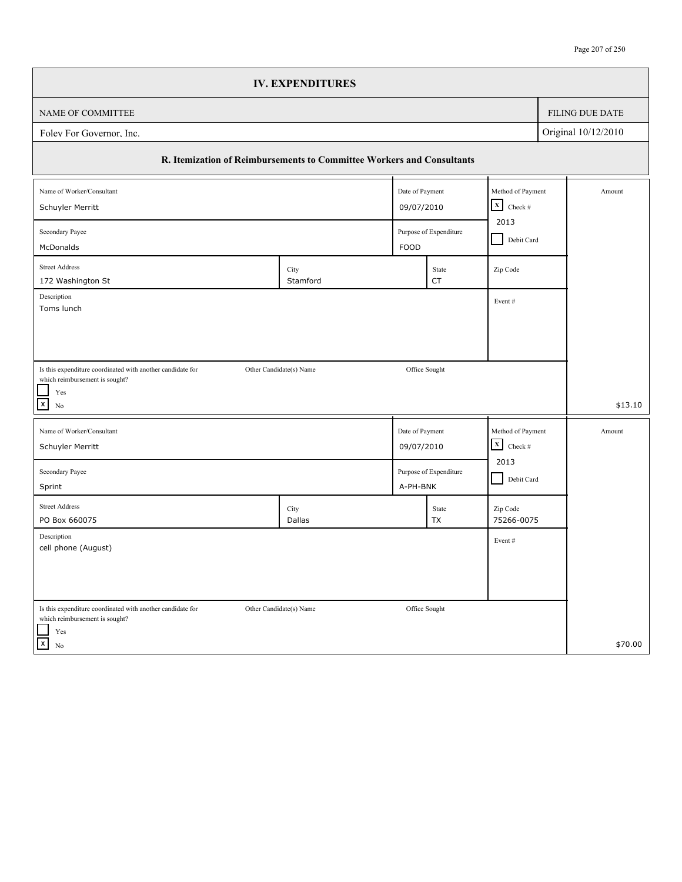# IV. EXPENDITURES

| NAME OF COMMITTEE | FILING DUE DATE |
| --- | --- |
| Foley For Governor, Inc. | Original 10/12/2010 |

## R. Itemization of Reimbursements to Committee Workers and Consultants

| Field | Value |
| --- | --- |
| Name of Worker/Consultant | Schuyler Merritt |
| Date of Payment | 09/07/2010 |
| Method of Payment | [X] Check # 2013 [ ] Debit Card |
| Secondary Payee | McDonalds |
| Purpose of Expenditure | FOOD |
| Street Address | 172 Washington St |
| City | Stamford |
| State | CT |
| Zip Code | |
| Description | Toms lunch |
| Event # | |
| Is this expenditure coordinated with another candidate for which reimbursement is sought? | [ ] Yes [X] No |
| Other Candidate(s) Name | |
| Office Sought | |
| Amount | $13.10 |

| Field | Value |
| --- | --- |
| Name of Worker/Consultant | Schuyler Merritt |
| Date of Payment | 09/07/2010 |
| Method of Payment | [X] Check # 2013 [ ] Debit Card |
| Secondary Payee | Sprint |
| Purpose of Expenditure | A-PH-BNK |
| Street Address | PO Box 660075 |
| City | Dallas |
| State | TX |
| Zip Code | 75266-0075 |
| Description | cell phone (August) |
| Event # | |
| Is this expenditure coordinated with another candidate for which reimbursement is sought? | [ ] Yes [X] No |
| Other Candidate(s) Name | |
| Office Sought | |
| Amount | $70.00 |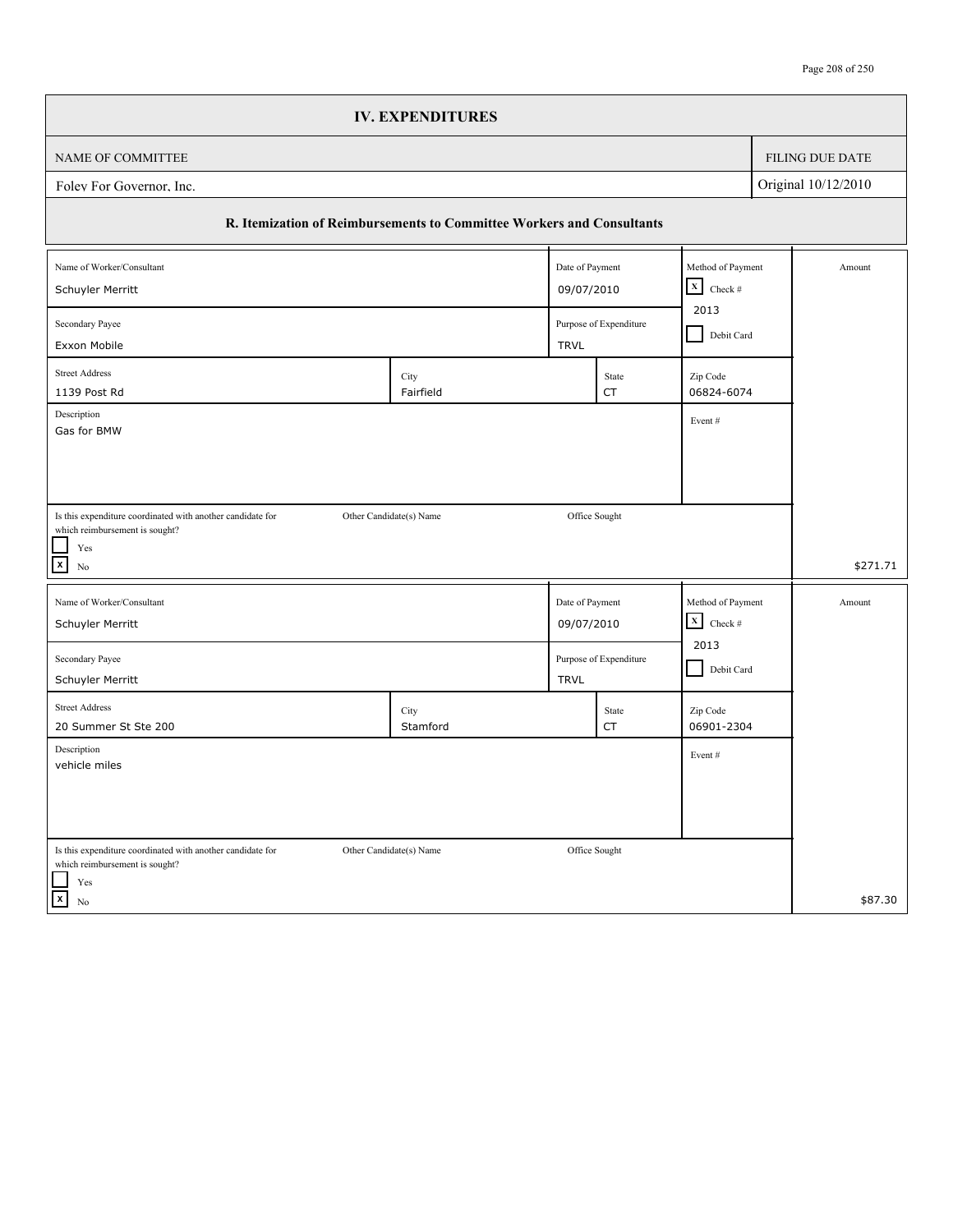# IV. EXPENDITURES

| NAME OF COMMITTEE | FILING DUE DATE |
|---|---|
| Foley For Governor, Inc. | Original 10/12/2010 |

## R. Itemization of Reimbursements to Committee Workers and Consultants

| Field | Value |
|---|---|
| Name of Worker/Consultant | Schuyler Merritt |
| Date of Payment | 09/07/2010 |
| Method of Payment | [X] Check # 2013 [ ] Debit Card |
| Secondary Payee | Exxon Mobile |
| Purpose of Expenditure | TRVL |
| Street Address | 1139 Post Rd |
| City | Fairfield |
| State | CT |
| Zip Code | 06824-6074 |
| Description | Gas for BMW |
| Event # | |
| Is this expenditure coordinated with another candidate for which reimbursement is sought? | [ ] Yes [X] No |
| Other Candidate(s) Name | |
| Office Sought | |
| Amount | $271.71 |

| Field | Value |
|---|---|
| Name of Worker/Consultant | Schuyler Merritt |
| Date of Payment | 09/07/2010 |
| Method of Payment | [X] Check # 2013 [ ] Debit Card |
| Secondary Payee | Schuyler Merritt |
| Purpose of Expenditure | TRVL |
| Street Address | 20 Summer St Ste 200 |
| City | Stamford |
| State | CT |
| Zip Code | 06901-2304 |
| Description | vehicle miles |
| Event # | |
| Is this expenditure coordinated with another candidate for which reimbursement is sought? | [ ] Yes [X] No |
| Other Candidate(s) Name | |
| Office Sought | |
| Amount | $87.30 |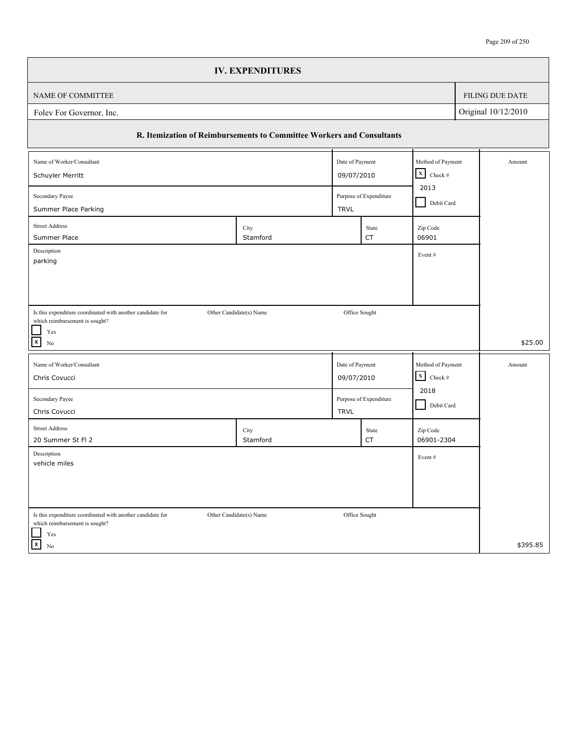## IV. EXPENDITURES

| NAME OF COMMITTEE | FILING DUE DATE |
|---|---|
| Foley For Governor, Inc. | Original 10/12/2010 |

### R. Itemization of Reimbursements to Committee Workers and Consultants

| Field | Value |
|---|---|
| Name of Worker/Consultant | Schuyler Merritt |
| Date of Payment | 09/07/2010 |
| Method of Payment | [X] Check # 2013 / [ ] Debit Card |
| Secondary Payee | Summer Place Parking |
| Purpose of Expenditure | TRVL |
| Street Address | Summer Place |
| City | Stamford |
| State | CT |
| Zip Code | 06901 |
| Description | parking |
| Event # | |
| Is this expenditure coordinated with another candidate for which reimbursement is sought? | [ ] Yes [X] No |
| Other Candidate(s) Name | |
| Office Sought | |
| Amount | $25.00 |

| Field | Value |
|---|---|
| Name of Worker/Consultant | Chris Covucci |
| Date of Payment | 09/07/2010 |
| Method of Payment | [X] Check # 2018 / [ ] Debit Card |
| Secondary Payee | Chris Covucci |
| Purpose of Expenditure | TRVL |
| Street Address | 20 Summer St Fl 2 |
| City | Stamford |
| State | CT |
| Zip Code | 06901-2304 |
| Description | vehicle miles |
| Event # | |
| Is this expenditure coordinated with another candidate for which reimbursement is sought? | [ ] Yes [X] No |
| Other Candidate(s) Name | |
| Office Sought | |
| Amount | $395.85 |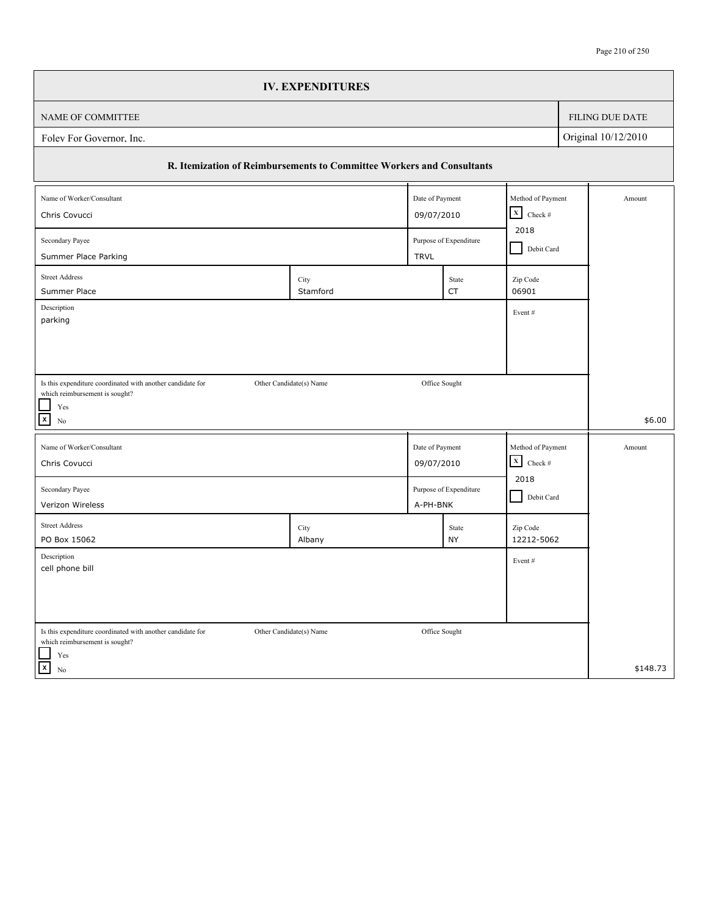# IV. EXPENDITURES

| NAME OF COMMITTEE | FILING DUE DATE |
|---|---|
| Foley For Governor, Inc. | Original 10/12/2010 |

## R. Itemization of Reimbursements to Committee Workers and Consultants

| Field | Value |
|---|---|
| Name of Worker/Consultant | Chris Covucci |
| Date of Payment | 09/07/2010 |
| Method of Payment | [X] Check # 2018 / [ ] Debit Card |
| Secondary Payee | Summer Place Parking |
| Purpose of Expenditure | TRVL |
| Street Address | Summer Place |
| City | Stamford |
| State | CT |
| Zip Code | 06901 |
| Description | parking |
| Event # | |
| Is this expenditure coordinated with another candidate for which reimbursement is sought? | [ ] Yes [X] No |
| Other Candidate(s) Name | |
| Office Sought | |
| Amount | $6.00 |

| Field | Value |
|---|---|
| Name of Worker/Consultant | Chris Covucci |
| Date of Payment | 09/07/2010 |
| Method of Payment | [X] Check # 2018 / [ ] Debit Card |
| Secondary Payee | Verizon Wireless |
| Purpose of Expenditure | A-PH-BNK |
| Street Address | PO Box 15062 |
| City | Albany |
| State | NY |
| Zip Code | 12212-5062 |
| Description | cell phone bill |
| Event # | |
| Is this expenditure coordinated with another candidate for which reimbursement is sought? | [ ] Yes [X] No |
| Other Candidate(s) Name | |
| Office Sought | |
| Amount | $148.73 |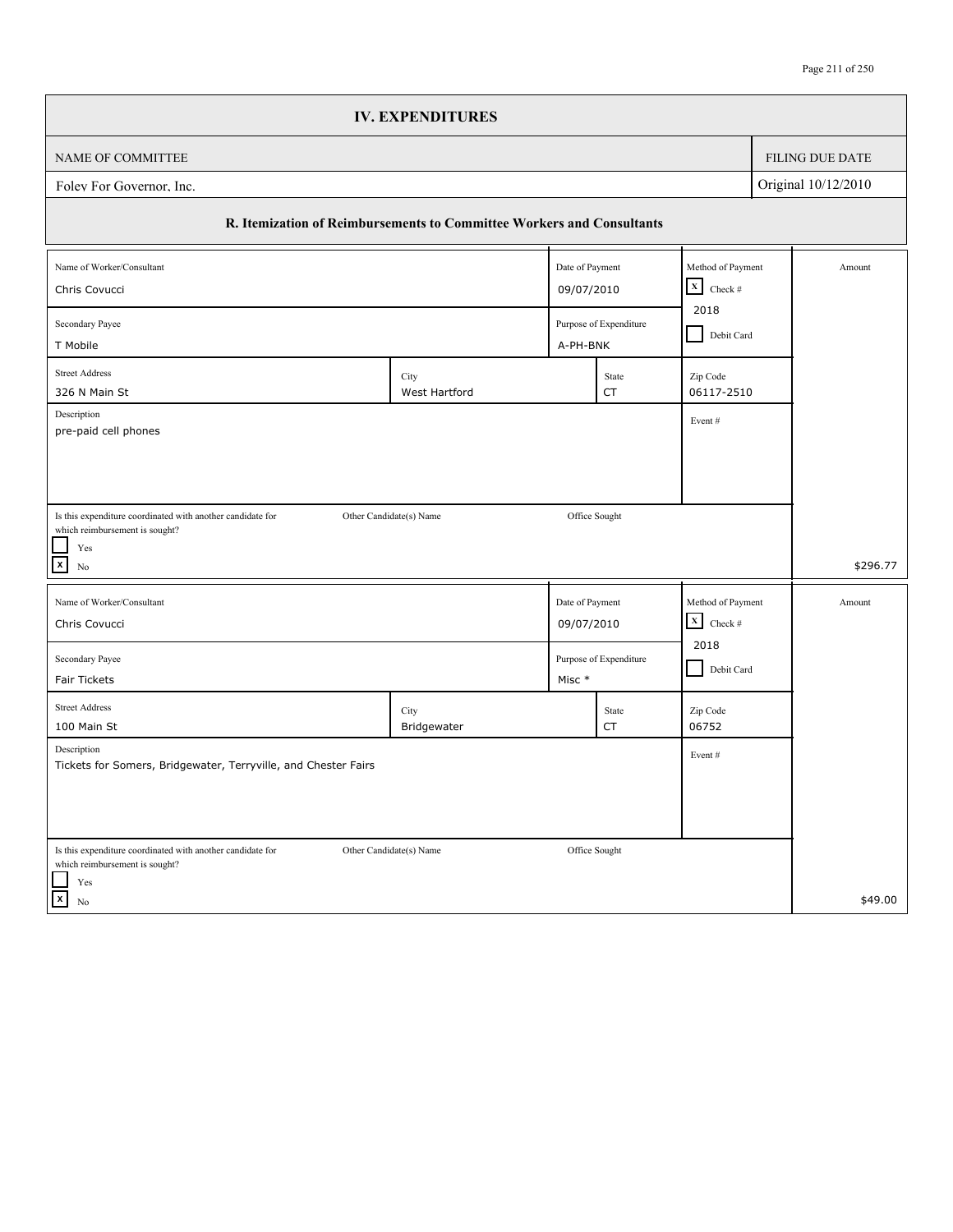# IV. EXPENDITURES

| NAME OF COMMITTEE | FILING DUE DATE |
| --- | --- |
| Foley For Governor, Inc. | Original 10/12/2010 |

## R. Itemization of Reimbursements to Committee Workers and Consultants

| Field | Value |
| --- | --- |
| Name of Worker/Consultant | Chris Covucci |
| Date of Payment | 09/07/2010 |
| Method of Payment | [X] Check # 2018 / [ ] Debit Card |
| Secondary Payee | T Mobile |
| Purpose of Expenditure | A-PH-BNK |
| Street Address | 326 N Main St |
| City | West Hartford |
| State | CT |
| Zip Code | 06117-2510 |
| Description | pre-paid cell phones |
| Event # | |
| Is this expenditure coordinated with another candidate for which reimbursement is sought? | [ ] Yes [X] No |
| Other Candidate(s) Name | |
| Office Sought | |
| Amount | $296.77 |

| Field | Value |
| --- | --- |
| Name of Worker/Consultant | Chris Covucci |
| Date of Payment | 09/07/2010 |
| Method of Payment | [X] Check # 2018 / [ ] Debit Card |
| Secondary Payee | Fair Tickets |
| Purpose of Expenditure | Misc * |
| Street Address | 100 Main St |
| City | Bridgewater |
| State | CT |
| Zip Code | 06752 |
| Description | Tickets for Somers, Bridgewater, Terryville, and Chester Fairs |
| Event # | |
| Is this expenditure coordinated with another candidate for which reimbursement is sought? | [ ] Yes [X] No |
| Other Candidate(s) Name | |
| Office Sought | |
| Amount | $49.00 |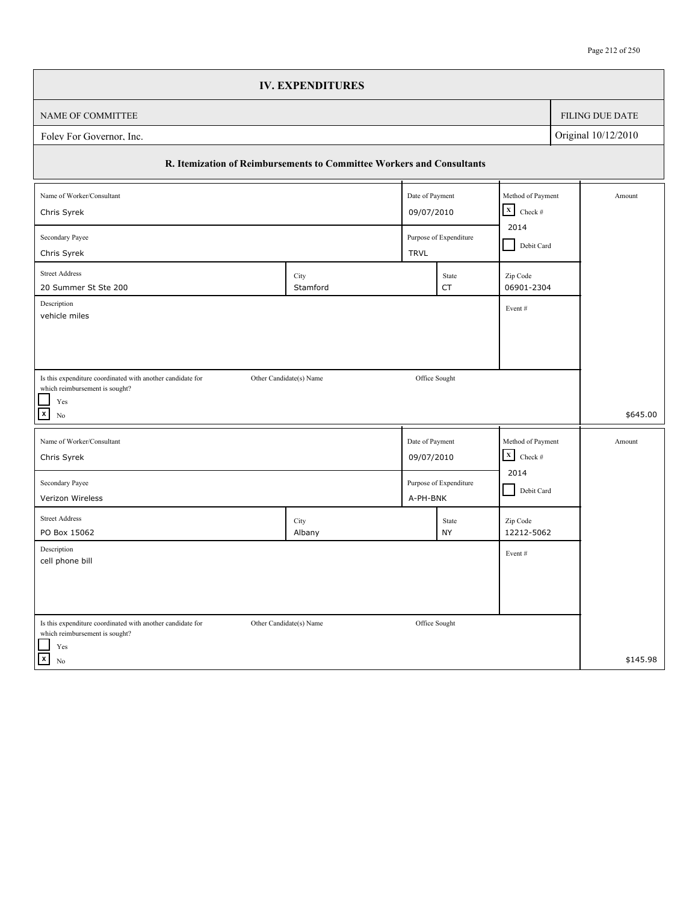# IV. EXPENDITURES

| NAME OF COMMITTEE | FILING DUE DATE |
| --- | --- |
| Foley For Governor, Inc. | Original 10/12/2010 |

## R. Itemization of Reimbursements to Committee Workers and Consultants

| Field | Value |
| --- | --- |
| Name of Worker/Consultant | Chris Syrek |
| Date of Payment | 09/07/2010 |
| Method of Payment | [X] Check # 2014 / [ ] Debit Card |
| Secondary Payee | Chris Syrek |
| Purpose of Expenditure | TRVL |
| Street Address | 20 Summer St Ste 200 |
| City | Stamford |
| State | CT |
| Zip Code | 06901-2304 |
| Description | vehicle miles |
| Event # | |
| Is this expenditure coordinated with another candidate for which reimbursement is sought? | [ ] Yes [X] No |
| Other Candidate(s) Name | |
| Office Sought | |
| Amount | $645.00 |

| Field | Value |
| --- | --- |
| Name of Worker/Consultant | Chris Syrek |
| Date of Payment | 09/07/2010 |
| Method of Payment | [X] Check # 2014 / [ ] Debit Card |
| Secondary Payee | Verizon Wireless |
| Purpose of Expenditure | A-PH-BNK |
| Street Address | PO Box 15062 |
| City | Albany |
| State | NY |
| Zip Code | 12212-5062 |
| Description | cell phone bill |
| Event # | |
| Is this expenditure coordinated with another candidate for which reimbursement is sought? | [ ] Yes [X] No |
| Other Candidate(s) Name | |
| Office Sought | |
| Amount | $145.98 |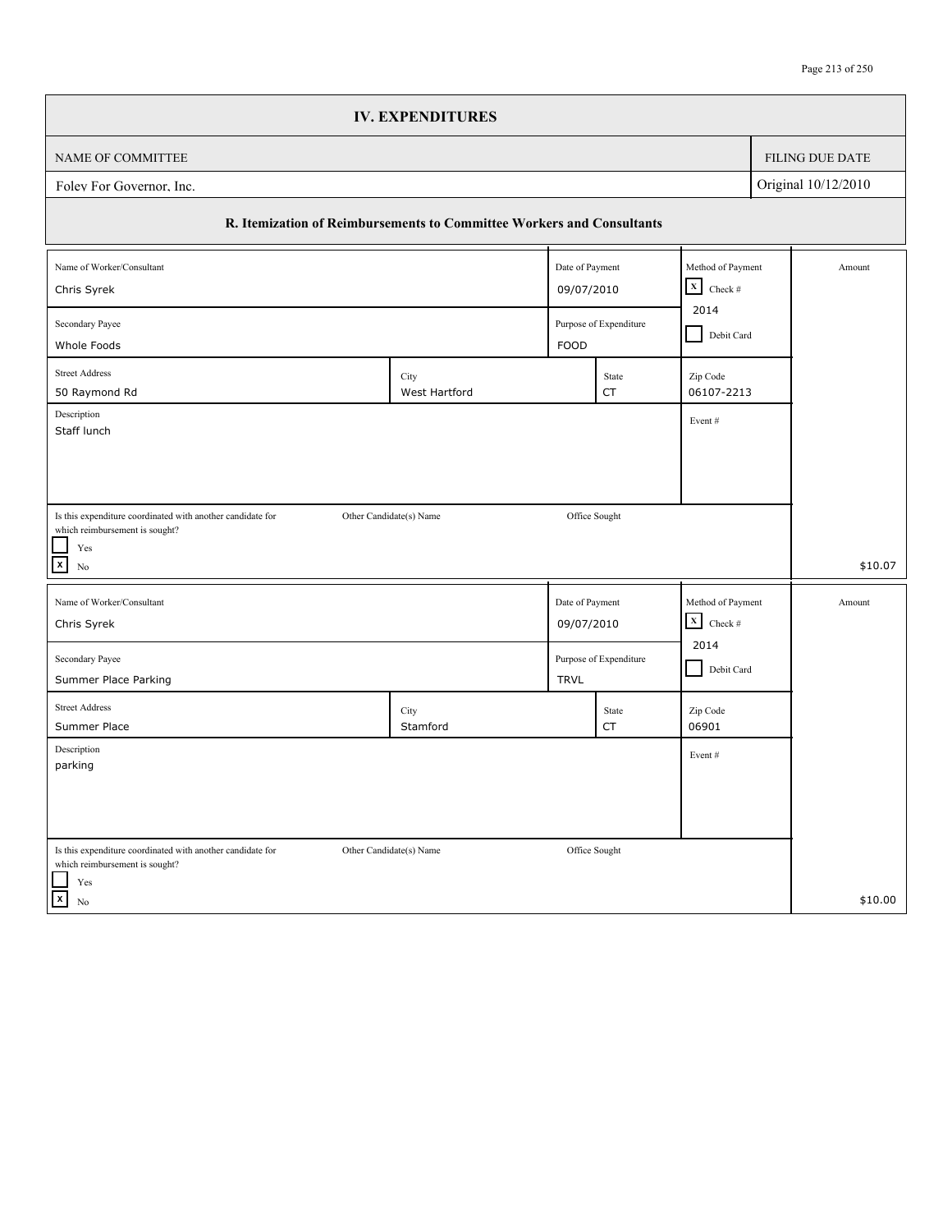# IV. EXPENDITURES

| NAME OF COMMITTEE | FILING DUE DATE |
|---|---|
| Foley For Governor, Inc. | Original 10/12/2010 |

## R. Itemization of Reimbursements to Committee Workers and Consultants

| Field | Value |
|---|---|
| Name of Worker/Consultant | Chris Syrek |
| Date of Payment | 09/07/2010 |
| Method of Payment | [X] Check # 2014 [ ] Debit Card |
| Secondary Payee | Whole Foods |
| Purpose of Expenditure | FOOD |
| Street Address | 50 Raymond Rd |
| City | West Hartford |
| State | CT |
| Zip Code | 06107-2213 |
| Description | Staff lunch |
| Event # | |
| Is this expenditure coordinated with another candidate for which reimbursement is sought? | [ ] Yes [X] No |
| Other Candidate(s) Name | |
| Office Sought | |
| Amount | $10.07 |

| Field | Value |
|---|---|
| Name of Worker/Consultant | Chris Syrek |
| Date of Payment | 09/07/2010 |
| Method of Payment | [X] Check # 2014 [ ] Debit Card |
| Secondary Payee | Summer Place Parking |
| Purpose of Expenditure | TRVL |
| Street Address | Summer Place |
| City | Stamford |
| State | CT |
| Zip Code | 06901 |
| Description | parking |
| Event # | |
| Is this expenditure coordinated with another candidate for which reimbursement is sought? | [ ] Yes [X] No |
| Other Candidate(s) Name | |
| Office Sought | |
| Amount | $10.00 |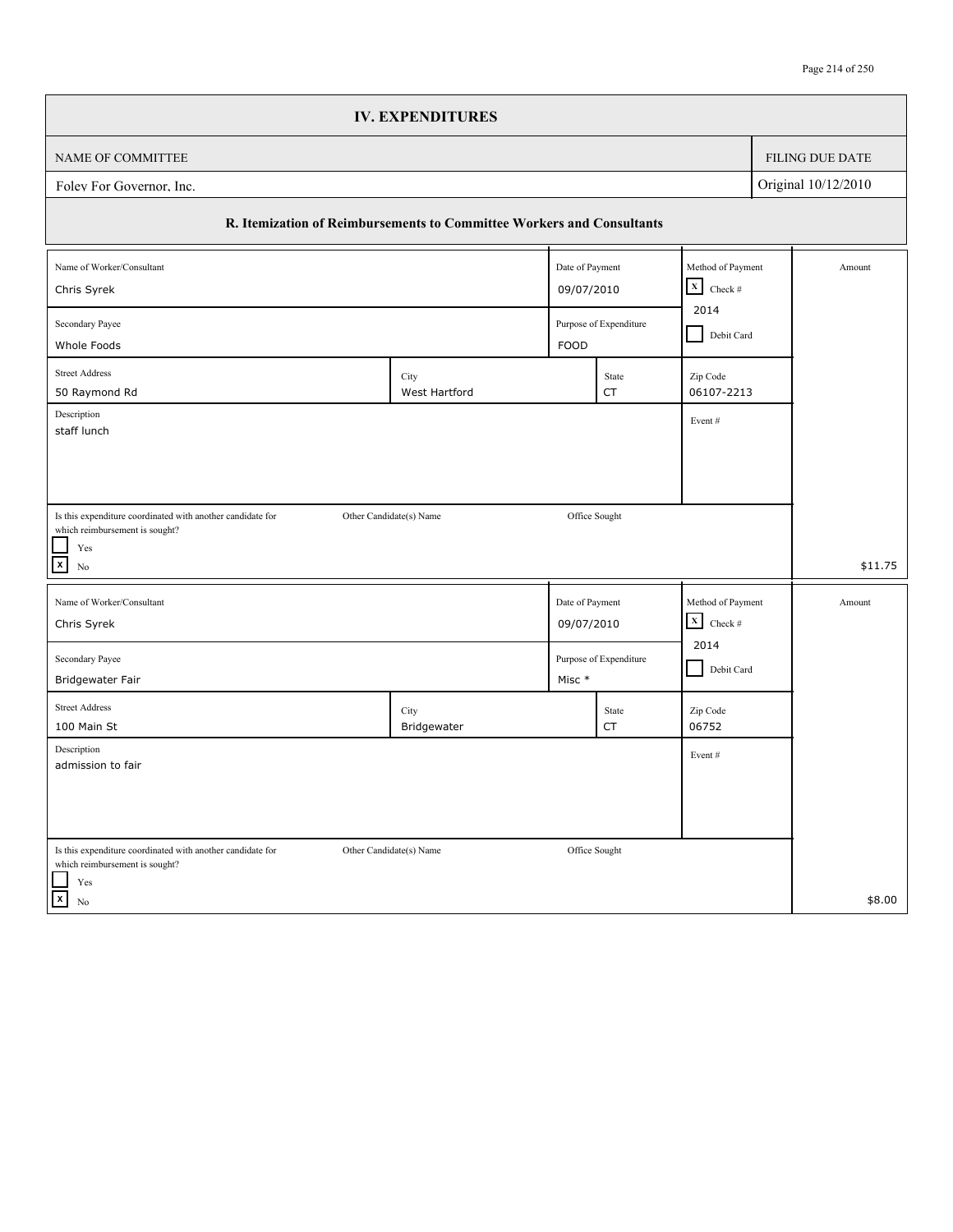# IV. EXPENDITURES

| NAME OF COMMITTEE | FILING DUE DATE |
|---|---|
| Foley For Governor, Inc. | Original 10/12/2010 |

## R. Itemization of Reimbursements to Committee Workers and Consultants

| Field | Value |
|---|---|
| Name of Worker/Consultant | Chris Syrek |
| Date of Payment | 09/07/2010 |
| Method of Payment | [X] Check # 2014 [ ] Debit Card |
| Secondary Payee | Whole Foods |
| Purpose of Expenditure | FOOD |
| Street Address | 50 Raymond Rd |
| City | West Hartford |
| State | CT |
| Zip Code | 06107-2213 |
| Description | staff lunch |
| Event # | |
| Is this expenditure coordinated with another candidate for which reimbursement is sought? | [ ] Yes [X] No |
| Other Candidate(s) Name | |
| Office Sought | |
| Amount | $11.75 |

| Field | Value |
|---|---|
| Name of Worker/Consultant | Chris Syrek |
| Date of Payment | 09/07/2010 |
| Method of Payment | [X] Check # 2014 [ ] Debit Card |
| Secondary Payee | Bridgewater Fair |
| Purpose of Expenditure | Misc * |
| Street Address | 100 Main St |
| City | Bridgewater |
| State | CT |
| Zip Code | 06752 |
| Description | admission to fair |
| Event # | |
| Is this expenditure coordinated with another candidate for which reimbursement is sought? | [ ] Yes [X] No |
| Other Candidate(s) Name | |
| Office Sought | |
| Amount | $8.00 |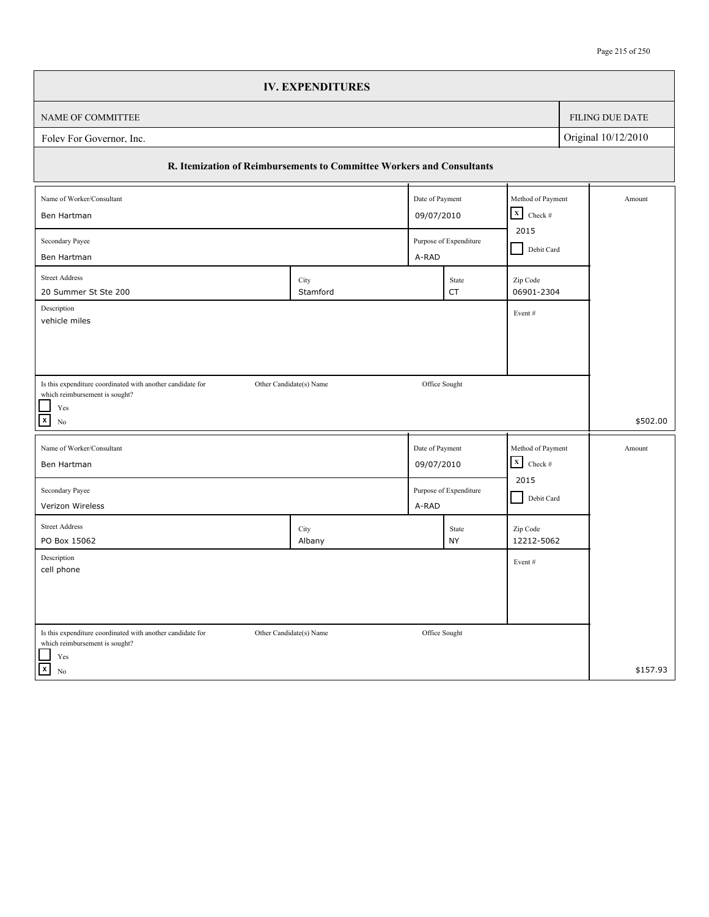## IV. EXPENDITURES

| NAME OF COMMITTEE | FILING DUE DATE |
|---|---|
| Foley For Governor, Inc. | Original 10/12/2010 |

### R. Itemization of Reimbursements to Committee Workers and Consultants

| Field | Value |
|---|---|
| Name of Worker/Consultant | Ben Hartman |
| Date of Payment | 09/07/2010 |
| Method of Payment | [X] Check # 2015 [ ] Debit Card |
| Secondary Payee | Ben Hartman |
| Purpose of Expenditure | A-RAD |
| Street Address | 20 Summer St Ste 200 |
| City | Stamford |
| State | CT |
| Zip Code | 06901-2304 |
| Description | vehicle miles |
| Event # | |
| Is this expenditure coordinated with another candidate for which reimbursement is sought? | [ ] Yes [X] No |
| Other Candidate(s) Name | |
| Office Sought | |
| Amount | $502.00 |

| Field | Value |
|---|---|
| Name of Worker/Consultant | Ben Hartman |
| Date of Payment | 09/07/2010 |
| Method of Payment | [X] Check # 2015 [ ] Debit Card |
| Secondary Payee | Verizon Wireless |
| Purpose of Expenditure | A-RAD |
| Street Address | PO Box 15062 |
| City | Albany |
| State | NY |
| Zip Code | 12212-5062 |
| Description | cell phone |
| Event # | |
| Is this expenditure coordinated with another candidate for which reimbursement is sought? | [ ] Yes [X] No |
| Other Candidate(s) Name | |
| Office Sought | |
| Amount | $157.93 |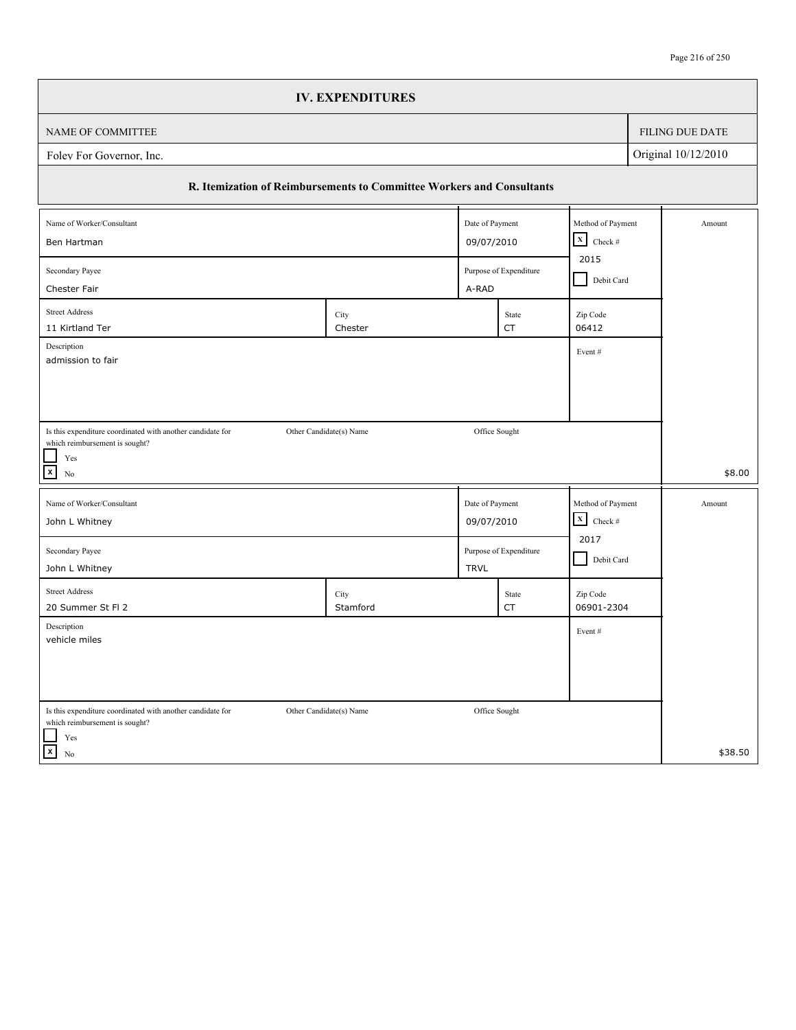# IV. EXPENDITURES

| NAME OF COMMITTEE | FILING DUE DATE |
|---|---|
| Foley For Governor, Inc. | Original 10/12/2010 |

## R. Itemization of Reimbursements to Committee Workers and Consultants

| Field | Value |
|---|---|
| Name of Worker/Consultant | Ben Hartman |
| Date of Payment | 09/07/2010 |
| Method of Payment | [X] Check # 2015 / [ ] Debit Card |
| Amount | $8.00 |
| Secondary Payee | Chester Fair |
| Purpose of Expenditure | A-RAD |
| Street Address | 11 Kirtland Ter |
| City | Chester |
| State | CT |
| Zip Code | 06412 |
| Description | admission to fair |
| Event # | |
| Is this expenditure coordinated with another candidate for which reimbursement is sought? | [ ] Yes [X] No |
| Other Candidate(s) Name | |
| Office Sought | |

| Field | Value |
|---|---|
| Name of Worker/Consultant | John L Whitney |
| Date of Payment | 09/07/2010 |
| Method of Payment | [X] Check # 2017 / [ ] Debit Card |
| Amount | $38.50 |
| Secondary Payee | John L Whitney |
| Purpose of Expenditure | TRVL |
| Street Address | 20 Summer St Fl 2 |
| City | Stamford |
| State | CT |
| Zip Code | 06901-2304 |
| Description | vehicle miles |
| Event # | |
| Is this expenditure coordinated with another candidate for which reimbursement is sought? | [ ] Yes [X] No |
| Other Candidate(s) Name | |
| Office Sought | |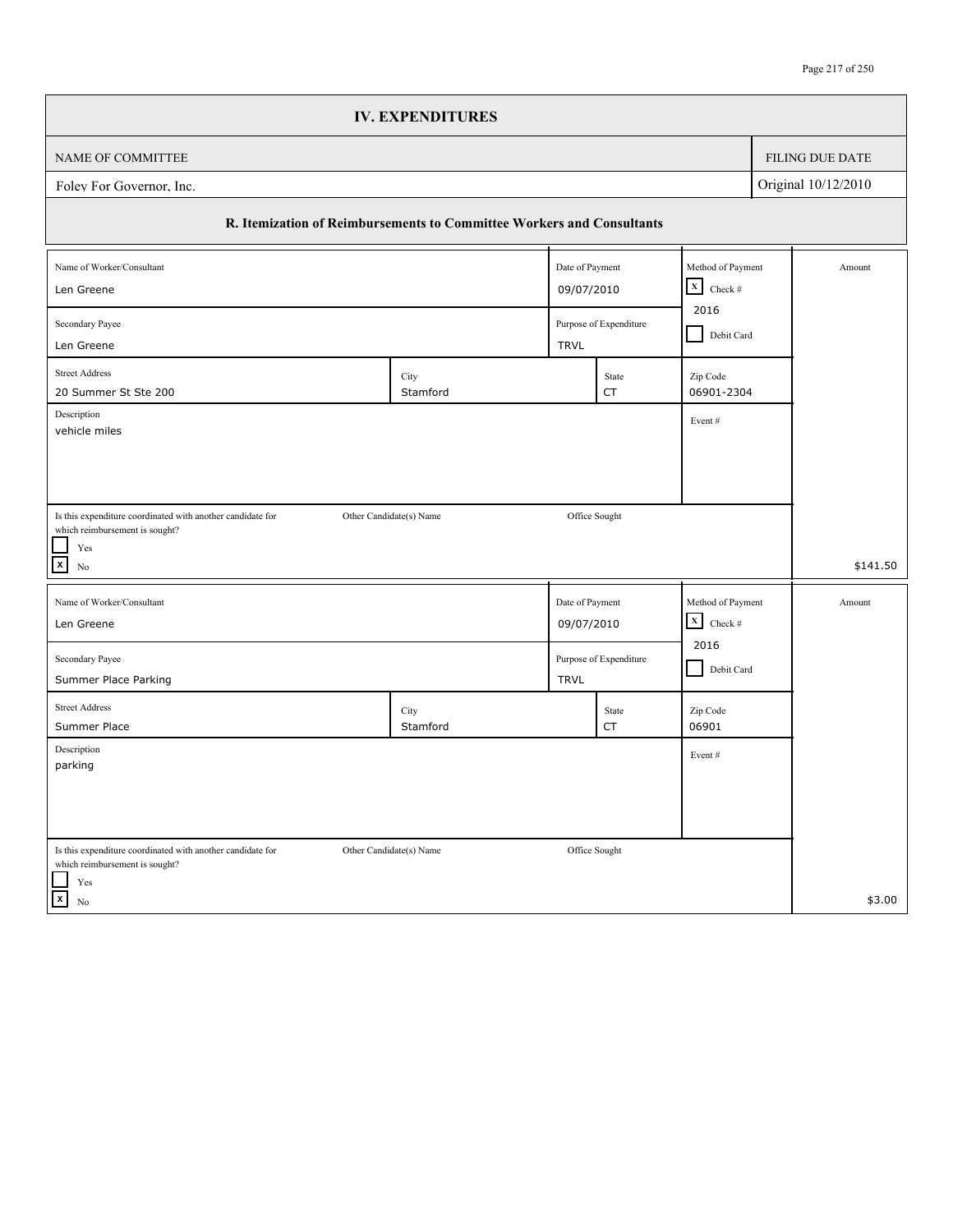## IV. EXPENDITURES

| NAME OF COMMITTEE | FILING DUE DATE |
|---|---|
| Foley For Governor, Inc. | Original 10/12/2010 |

### R. Itemization of Reimbursements to Committee Workers and Consultants

| Field | Value |
|---|---|
| Name of Worker/Consultant | Len Greene |
| Date of Payment | 09/07/2010 |
| Method of Payment | [X] Check # 2016 [ ] Debit Card |
| Secondary Payee | Len Greene |
| Purpose of Expenditure | TRVL |
| Street Address | 20 Summer St Ste 200 |
| City | Stamford |
| State | CT |
| Zip Code | 06901-2304 |
| Description | vehicle miles |
| Event # | |
| Is this expenditure coordinated with another candidate for which reimbursement is sought? | [ ] Yes [X] No |
| Other Candidate(s) Name | |
| Office Sought | |
| Amount | $141.50 |

| Field | Value |
|---|---|
| Name of Worker/Consultant | Len Greene |
| Date of Payment | 09/07/2010 |
| Method of Payment | [X] Check # 2016 [ ] Debit Card |
| Secondary Payee | Summer Place Parking |
| Purpose of Expenditure | TRVL |
| Street Address | Summer Place |
| City | Stamford |
| State | CT |
| Zip Code | 06901 |
| Description | parking |
| Event # | |
| Is this expenditure coordinated with another candidate for which reimbursement is sought? | [ ] Yes [X] No |
| Other Candidate(s) Name | |
| Office Sought | |
| Amount | $3.00 |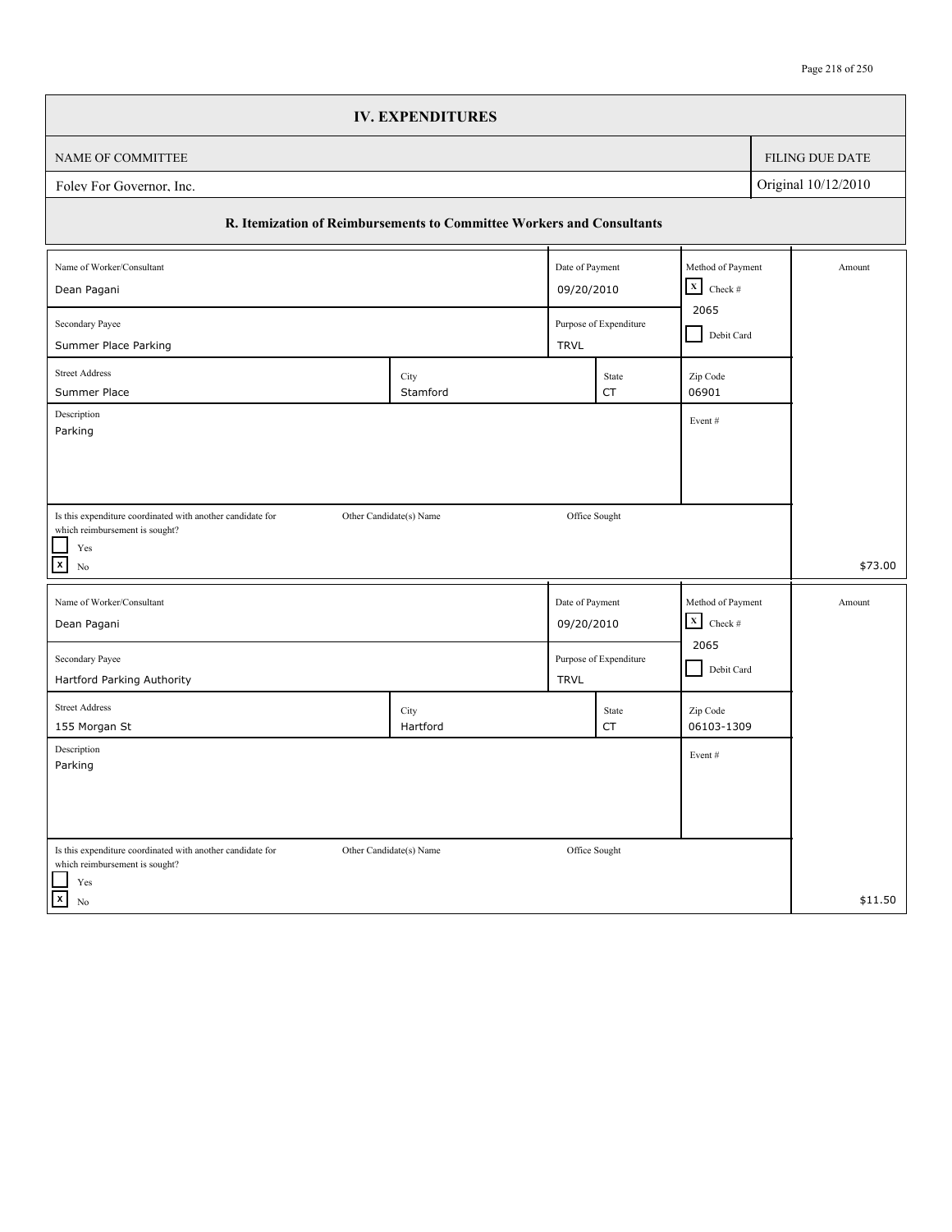# IV. EXPENDITURES

| NAME OF COMMITTEE | FILING DUE DATE |
| --- | --- |
| Foley For Governor, Inc. | Original 10/12/2010 |

## R. Itemization of Reimbursements to Committee Workers and Consultants

| Field | Value |
| --- | --- |
| Name of Worker/Consultant | Dean Pagani |
| Date of Payment | 09/20/2010 |
| Method of Payment | [X] Check # 2065 [ ] Debit Card |
| Secondary Payee | Summer Place Parking |
| Purpose of Expenditure | TRVL |
| Street Address | Summer Place |
| City | Stamford |
| State | CT |
| Zip Code | 06901 |
| Description | Parking |
| Event # | |
| Is this expenditure coordinated with another candidate for which reimbursement is sought? | [ ] Yes [X] No |
| Other Candidate(s) Name | |
| Office Sought | |
| Amount | $73.00 |

| Field | Value |
| --- | --- |
| Name of Worker/Consultant | Dean Pagani |
| Date of Payment | 09/20/2010 |
| Method of Payment | [X] Check # 2065 [ ] Debit Card |
| Secondary Payee | Hartford Parking Authority |
| Purpose of Expenditure | TRVL |
| Street Address | 155 Morgan St |
| City | Hartford |
| State | CT |
| Zip Code | 06103-1309 |
| Description | Parking |
| Event # | |
| Is this expenditure coordinated with another candidate for which reimbursement is sought? | [ ] Yes [X] No |
| Other Candidate(s) Name | |
| Office Sought | |
| Amount | $11.50 |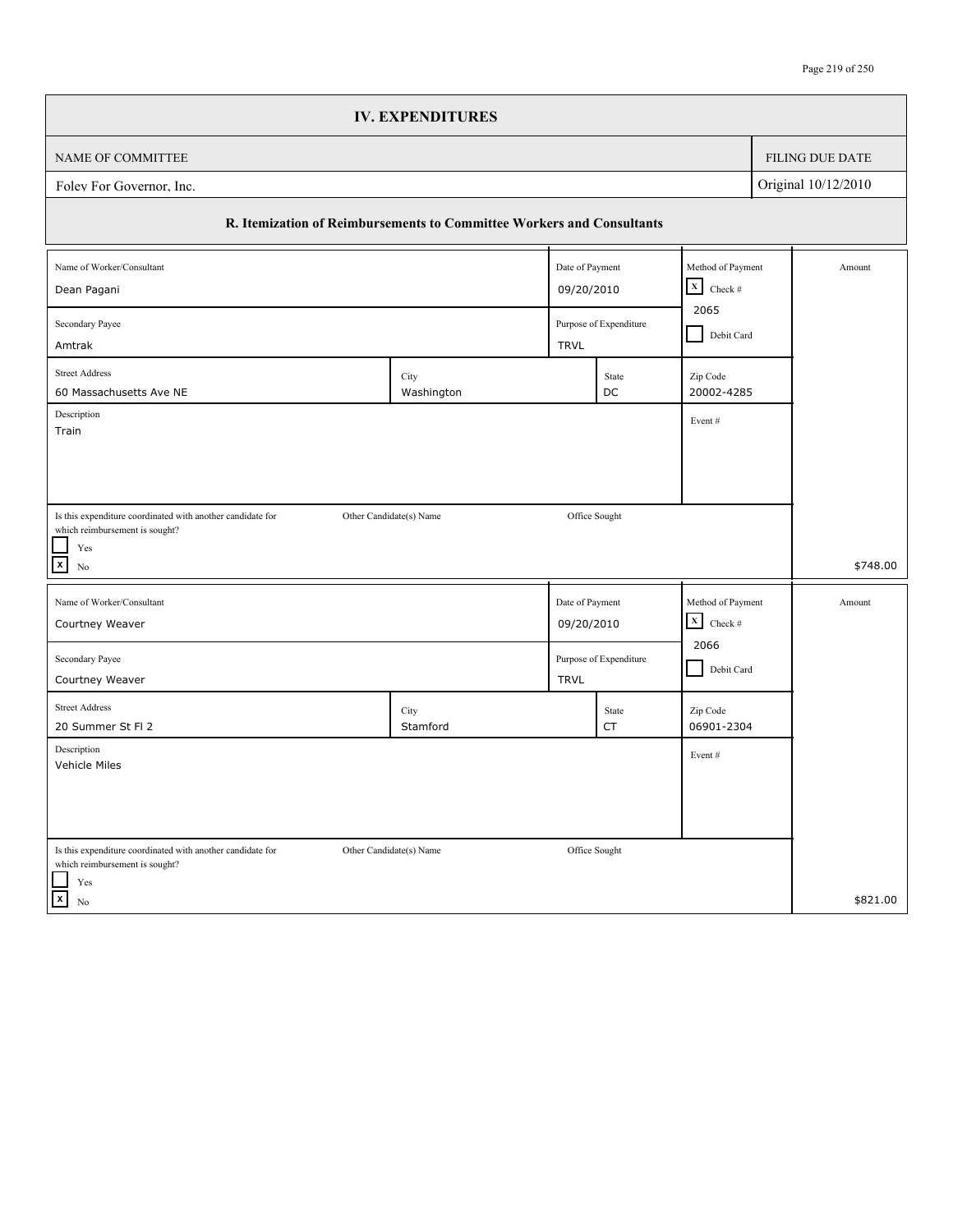# IV. EXPENDITURES

| NAME OF COMMITTEE | FILING DUE DATE |
|---|---|
| Foley For Governor, Inc. | Original 10/12/2010 |

## R. Itemization of Reimbursements to Committee Workers and Consultants

| Field | Value |
|---|---|
| Name of Worker/Consultant | Dean Pagani |
| Date of Payment | 09/20/2010 |
| Method of Payment | [X] Check # 2065 [ ] Debit Card |
| Secondary Payee | Amtrak |
| Purpose of Expenditure | TRVL |
| Street Address | 60 Massachusetts Ave NE |
| City | Washington |
| State | DC |
| Zip Code | 20002-4285 |
| Description | Train |
| Event # | |
| Is this expenditure coordinated with another candidate for which reimbursement is sought? | [ ] Yes [X] No |
| Other Candidate(s) Name | |
| Office Sought | |
| Amount | $748.00 |

| Field | Value |
|---|---|
| Name of Worker/Consultant | Courtney Weaver |
| Date of Payment | 09/20/2010 |
| Method of Payment | [X] Check # 2066 [ ] Debit Card |
| Secondary Payee | Courtney Weaver |
| Purpose of Expenditure | TRVL |
| Street Address | 20 Summer St Fl 2 |
| City | Stamford |
| State | CT |
| Zip Code | 06901-2304 |
| Description | Vehicle Miles |
| Event # | |
| Is this expenditure coordinated with another candidate for which reimbursement is sought? | [ ] Yes [X] No |
| Other Candidate(s) Name | |
| Office Sought | |
| Amount | $821.00 |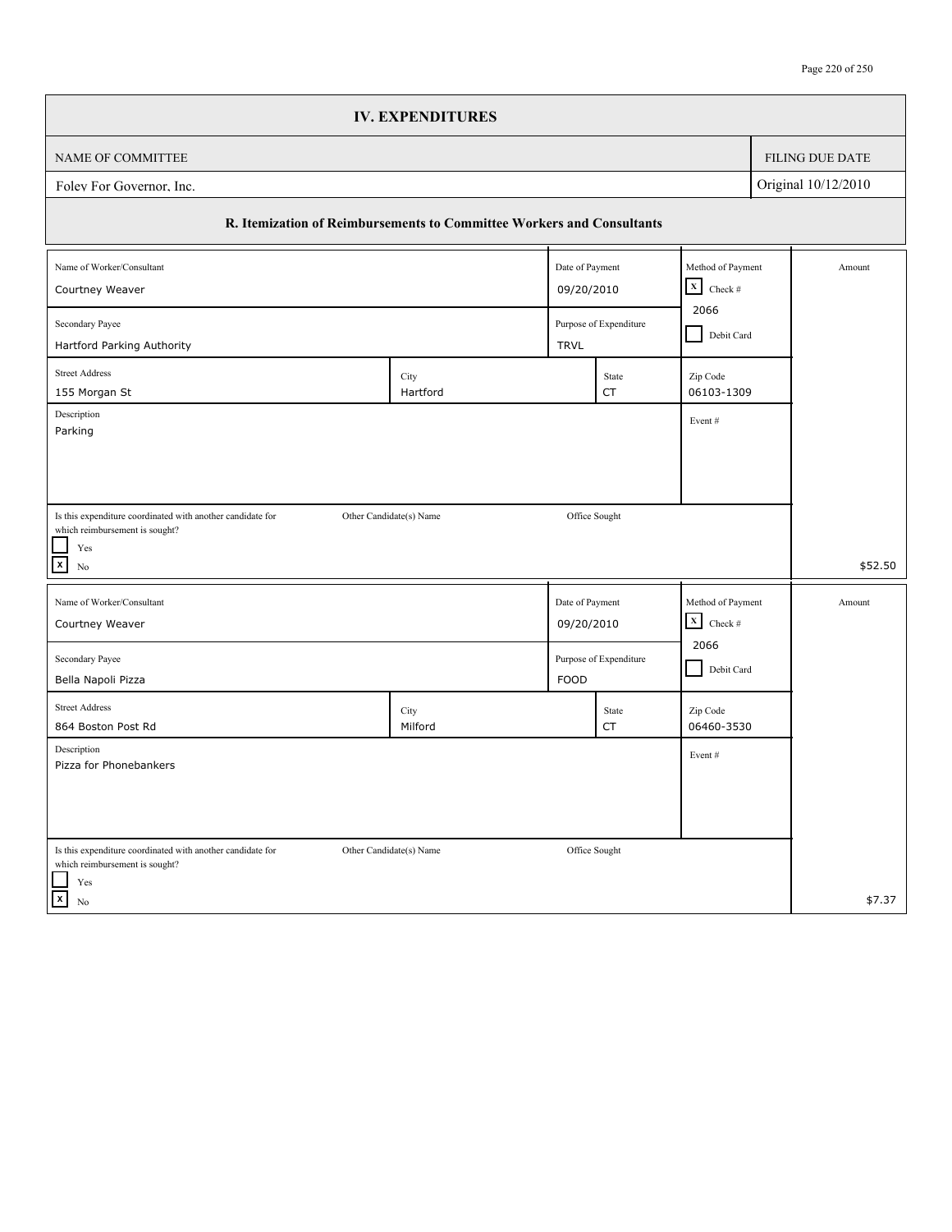# IV. EXPENDITURES

| NAME OF COMMITTEE | FILING DUE DATE |
|---|---|
| Foley For Governor, Inc. | Original 10/12/2010 |

## R. Itemization of Reimbursements to Committee Workers and Consultants

| Field | Value |
|---|---|
| Name of Worker/Consultant | Courtney Weaver |
| Date of Payment | 09/20/2010 |
| Method of Payment | [X] Check # 2066 / [ ] Debit Card |
| Secondary Payee | Hartford Parking Authority |
| Purpose of Expenditure | TRVL |
| Street Address | 155 Morgan St |
| City | Hartford |
| State | CT |
| Zip Code | 06103-1309 |
| Description | Parking |
| Event # | |
| Is this expenditure coordinated with another candidate for which reimbursement is sought? | [ ] Yes [X] No |
| Other Candidate(s) Name | |
| Office Sought | |
| Amount | $52.50 |

| Field | Value |
|---|---|
| Name of Worker/Consultant | Courtney Weaver |
| Date of Payment | 09/20/2010 |
| Method of Payment | [X] Check # 2066 / [ ] Debit Card |
| Secondary Payee | Bella Napoli Pizza |
| Purpose of Expenditure | FOOD |
| Street Address | 864 Boston Post Rd |
| City | Milford |
| State | CT |
| Zip Code | 06460-3530 |
| Description | Pizza for Phonebankers |
| Event # | |
| Is this expenditure coordinated with another candidate for which reimbursement is sought? | [ ] Yes [X] No |
| Other Candidate(s) Name | |
| Office Sought | |
| Amount | $7.37 |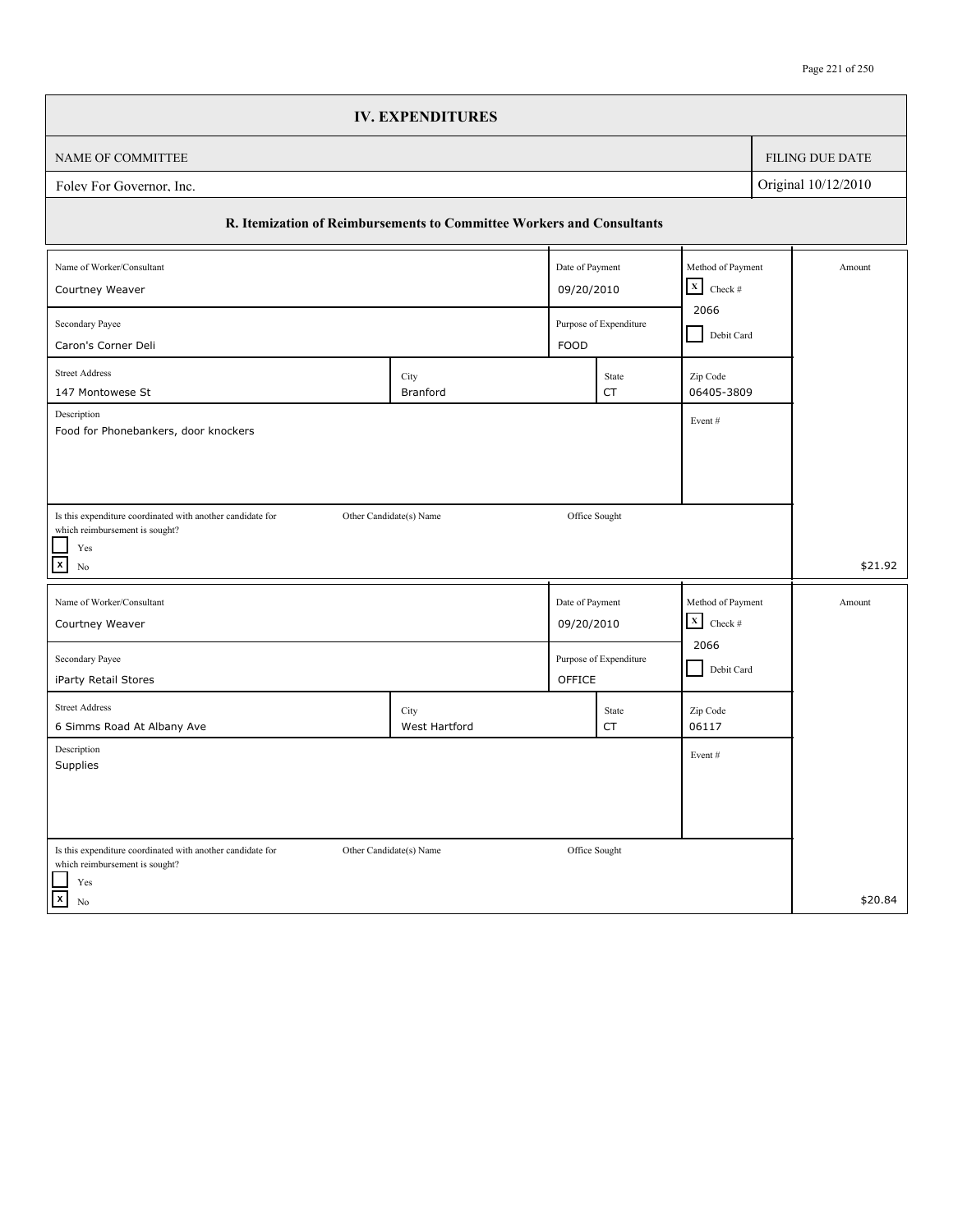## IV. EXPENDITURES

| NAME OF COMMITTEE | FILING DUE DATE |
|---|---|
| Foley For Governor, Inc. | Original 10/12/2010 |

### R. Itemization of Reimbursements to Committee Workers and Consultants

| Field | Value |
|---|---|
| Name of Worker/Consultant | Courtney Weaver |
| Date of Payment | 09/20/2010 |
| Method of Payment | [X] Check # 2066 / [ ] Debit Card |
| Secondary Payee | Caron's Corner Deli |
| Purpose of Expenditure | FOOD |
| Street Address | 147 Montowese St |
| City | Branford |
| State | CT |
| Zip Code | 06405-3809 |
| Description | Food for Phonebankers, door knockers |
| Event # | |
| Is this expenditure coordinated with another candidate for which reimbursement is sought? | [ ] Yes [X] No |
| Other Candidate(s) Name | |
| Office Sought | |
| Amount | $21.92 |

| Field | Value |
|---|---|
| Name of Worker/Consultant | Courtney Weaver |
| Date of Payment | 09/20/2010 |
| Method of Payment | [X] Check # 2066 / [ ] Debit Card |
| Secondary Payee | iParty Retail Stores |
| Purpose of Expenditure | OFFICE |
| Street Address | 6 Simms Road At Albany Ave |
| City | West Hartford |
| State | CT |
| Zip Code | 06117 |
| Description | Supplies |
| Event # | |
| Is this expenditure coordinated with another candidate for which reimbursement is sought? | [ ] Yes [X] No |
| Other Candidate(s) Name | |
| Office Sought | |
| Amount | $20.84 |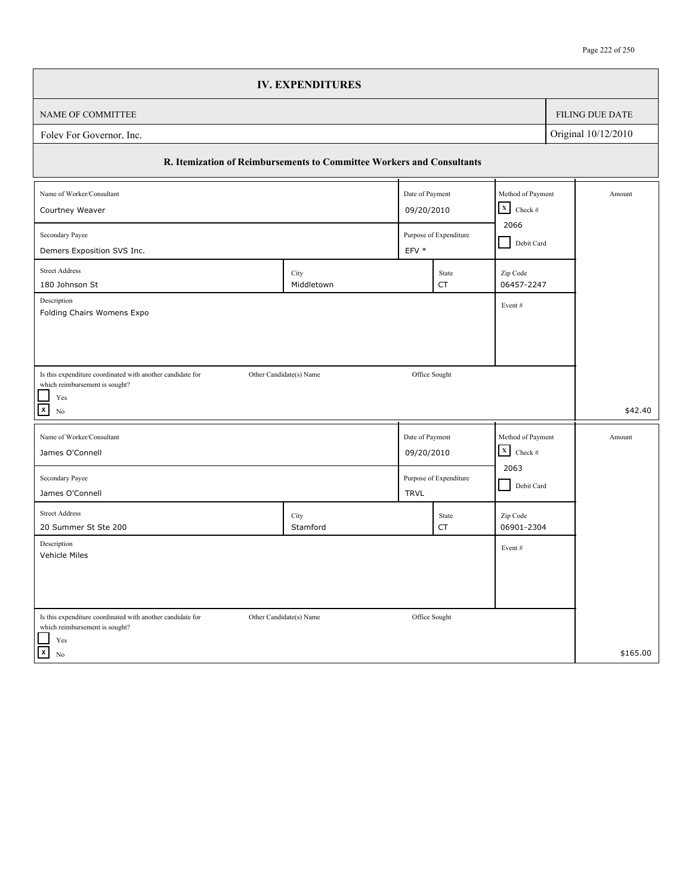# IV. EXPENDITURES

| NAME OF COMMITTEE | FILING DUE DATE |
| --- | --- |
| Foley For Governor, Inc. | Original 10/12/2010 |

## R. Itemization of Reimbursements to Committee Workers and Consultants

| Field | Value |
| --- | --- |
| Name of Worker/Consultant | Courtney Weaver |
| Date of Payment | 09/20/2010 |
| Method of Payment | [X] Check # 2066 / [ ] Debit Card |
| Secondary Payee | Demers Exposition SVS Inc. |
| Purpose of Expenditure | EFV * |
| Street Address | 180 Johnson St |
| City | Middletown |
| State | CT |
| Zip Code | 06457-2247 |
| Description | Folding Chairs Womens Expo |
| Event # | |
| Is this expenditure coordinated with another candidate for which reimbursement is sought? | [ ] Yes [X] No |
| Other Candidate(s) Name | |
| Office Sought | |
| Amount | $42.40 |

| Field | Value |
| --- | --- |
| Name of Worker/Consultant | James O'Connell |
| Date of Payment | 09/20/2010 |
| Method of Payment | [X] Check # 2063 / [ ] Debit Card |
| Secondary Payee | James O'Connell |
| Purpose of Expenditure | TRVL |
| Street Address | 20 Summer St Ste 200 |
| City | Stamford |
| State | CT |
| Zip Code | 06901-2304 |
| Description | Vehicle Miles |
| Event # | |
| Is this expenditure coordinated with another candidate for which reimbursement is sought? | [ ] Yes [X] No |
| Other Candidate(s) Name | |
| Office Sought | |
| Amount | $165.00 |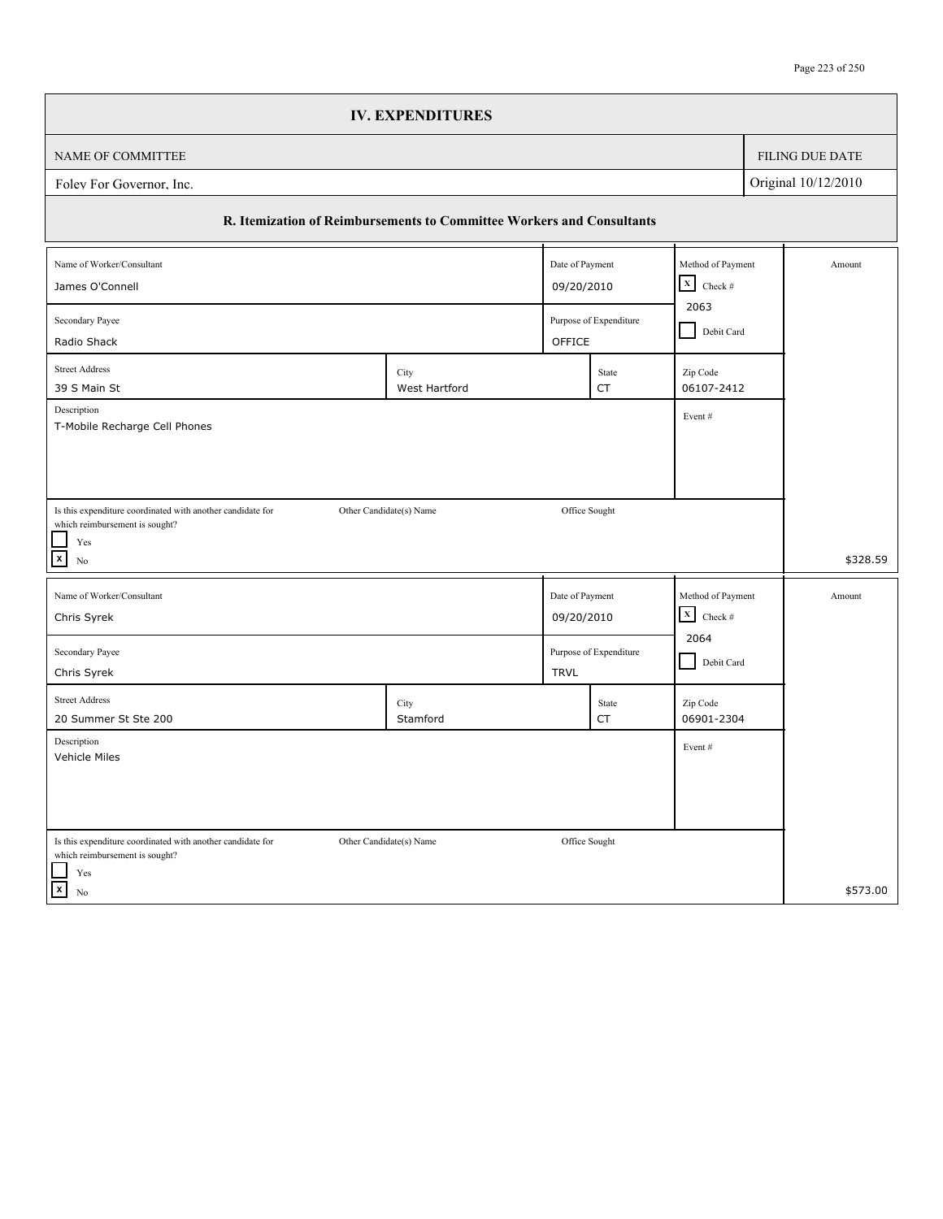# IV. EXPENDITURES

| NAME OF COMMITTEE | FILING DUE DATE |
|---|---|
| Foley For Governor, Inc. | Original 10/12/2010 |

## R. Itemization of Reimbursements to Committee Workers and Consultants

| Field | Value |
|---|---|
| Name of Worker/Consultant | James O'Connell |
| Date of Payment | 09/20/2010 |
| Method of Payment | [X] Check # 2063 [ ] Debit Card |
| Secondary Payee | Radio Shack |
| Purpose of Expenditure | OFFICE |
| Street Address | 39 S Main St |
| City | West Hartford |
| State | CT |
| Zip Code | 06107-2412 |
| Description | T-Mobile Recharge Cell Phones |
| Event # | |
| Is this expenditure coordinated with another candidate for which reimbursement is sought? | [ ] Yes [X] No |
| Other Candidate(s) Name | |
| Office Sought | |
| Amount | $328.59 |

| Field | Value |
|---|---|
| Name of Worker/Consultant | Chris Syrek |
| Date of Payment | 09/20/2010 |
| Method of Payment | [X] Check # 2064 [ ] Debit Card |
| Secondary Payee | Chris Syrek |
| Purpose of Expenditure | TRVL |
| Street Address | 20 Summer St Ste 200 |
| City | Stamford |
| State | CT |
| Zip Code | 06901-2304 |
| Description | Vehicle Miles |
| Event # | |
| Is this expenditure coordinated with another candidate for which reimbursement is sought? | [ ] Yes [X] No |
| Other Candidate(s) Name | |
| Office Sought | |
| Amount | $573.00 |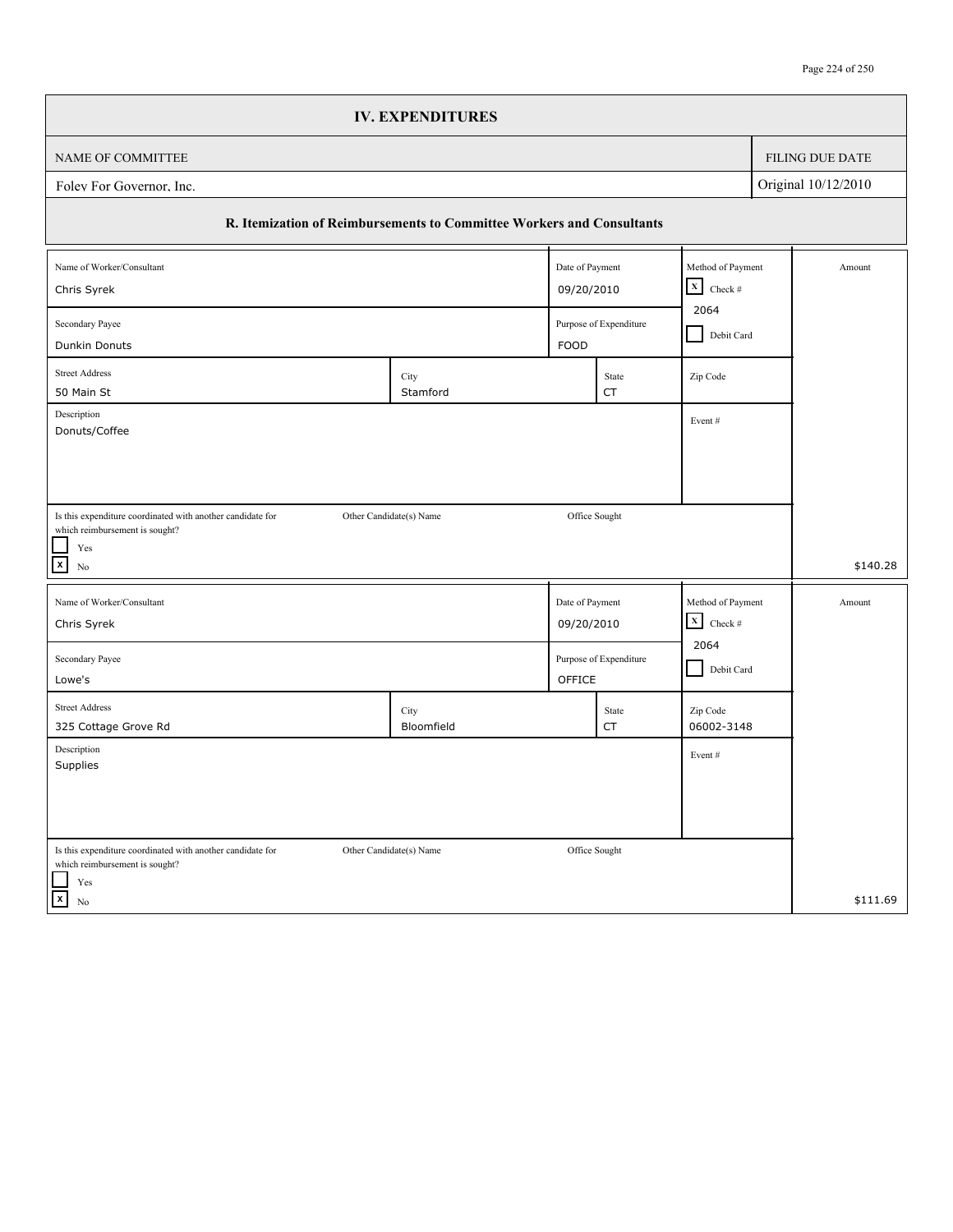# IV. EXPENDITURES

| NAME OF COMMITTEE | FILING DUE DATE |
| --- | --- |
| Foley For Governor, Inc. | Original 10/12/2010 |

## R. Itemization of Reimbursements to Committee Workers and Consultants

| Field | Value |
| --- | --- |
| Name of Worker/Consultant | Chris Syrek |
| Date of Payment | 09/20/2010 |
| Method of Payment | [X] Check # 2064 [ ] Debit Card |
| Secondary Payee | Dunkin Donuts |
| Purpose of Expenditure | FOOD |
| Street Address | 50 Main St |
| City | Stamford |
| State | CT |
| Zip Code | |
| Description | Donuts/Coffee |
| Event # | |
| Is this expenditure coordinated with another candidate for which reimbursement is sought? | [ ] Yes [X] No |
| Other Candidate(s) Name | |
| Office Sought | |
| Amount | $140.28 |

| Field | Value |
| --- | --- |
| Name of Worker/Consultant | Chris Syrek |
| Date of Payment | 09/20/2010 |
| Method of Payment | [X] Check # 2064 [ ] Debit Card |
| Secondary Payee | Lowe's |
| Purpose of Expenditure | OFFICE |
| Street Address | 325 Cottage Grove Rd |
| City | Bloomfield |
| State | CT |
| Zip Code | 06002-3148 |
| Description | Supplies |
| Event # | |
| Is this expenditure coordinated with another candidate for which reimbursement is sought? | [ ] Yes [X] No |
| Other Candidate(s) Name | |
| Office Sought | |
| Amount | $111.69 |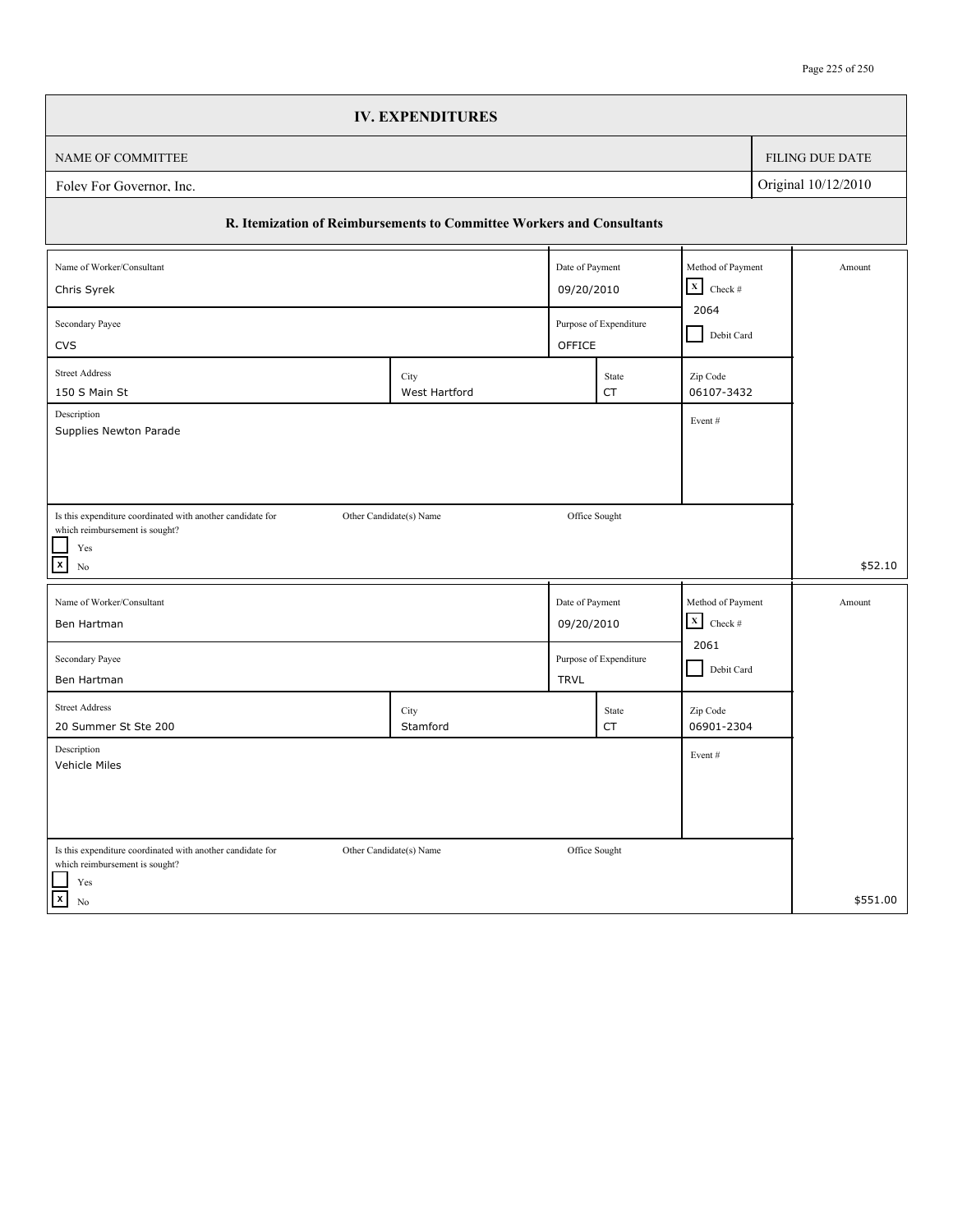# IV. EXPENDITURES

| NAME OF COMMITTEE | FILING DUE DATE |
| --- | --- |
| Foley For Governor, Inc. | Original 10/12/2010 |

## R. Itemization of Reimbursements to Committee Workers and Consultants

| Field | Value |
| --- | --- |
| Name of Worker/Consultant | Chris Syrek |
| Date of Payment | 09/20/2010 |
| Method of Payment | [X] Check # 2064 / [ ] Debit Card |
| Secondary Payee | CVS |
| Purpose of Expenditure | OFFICE |
| Street Address | 150 S Main St |
| City | West Hartford |
| State | CT |
| Zip Code | 06107-3432 |
| Description | Supplies Newton Parade |
| Event # | |
| Is this expenditure coordinated with another candidate for which reimbursement is sought? | [ ] Yes [X] No |
| Other Candidate(s) Name | |
| Office Sought | |
| Amount | $52.10 |

| Field | Value |
| --- | --- |
| Name of Worker/Consultant | Ben Hartman |
| Date of Payment | 09/20/2010 |
| Method of Payment | [X] Check # 2061 / [ ] Debit Card |
| Secondary Payee | Ben Hartman |
| Purpose of Expenditure | TRVL |
| Street Address | 20 Summer St Ste 200 |
| City | Stamford |
| State | CT |
| Zip Code | 06901-2304 |
| Description | Vehicle Miles |
| Event # | |
| Is this expenditure coordinated with another candidate for which reimbursement is sought? | [ ] Yes [X] No |
| Other Candidate(s) Name | |
| Office Sought | |
| Amount | $551.00 |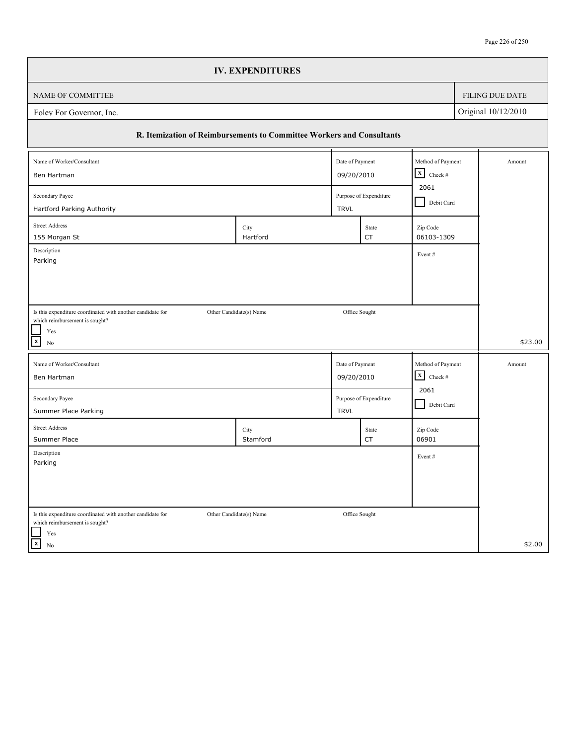# IV. EXPENDITURES

| NAME OF COMMITTEE | FILING DUE DATE |
|---|---|
| Foley For Governor, Inc. | Original 10/12/2010 |

## R. Itemization of Reimbursements to Committee Workers and Consultants

| Field | Value |
|---|---|
| Name of Worker/Consultant | Ben Hartman |
| Date of Payment | 09/20/2010 |
| Method of Payment | [X] Check # 2061 [ ] Debit Card |
| Secondary Payee | Hartford Parking Authority |
| Purpose of Expenditure | TRVL |
| Street Address | 155 Morgan St |
| City | Hartford |
| State | CT |
| Zip Code | 06103-1309 |
| Description | Parking |
| Event # | |
| Is this expenditure coordinated with another candidate for which reimbursement is sought? | [ ] Yes [X] No |
| Other Candidate(s) Name | |
| Office Sought | |
| Amount | $23.00 |

| Field | Value |
|---|---|
| Name of Worker/Consultant | Ben Hartman |
| Date of Payment | 09/20/2010 |
| Method of Payment | [X] Check # 2061 [ ] Debit Card |
| Secondary Payee | Summer Place Parking |
| Purpose of Expenditure | TRVL |
| Street Address | Summer Place |
| City | Stamford |
| State | CT |
| Zip Code | 06901 |
| Description | Parking |
| Event # | |
| Is this expenditure coordinated with another candidate for which reimbursement is sought? | [ ] Yes [X] No |
| Other Candidate(s) Name | |
| Office Sought | |
| Amount | $2.00 |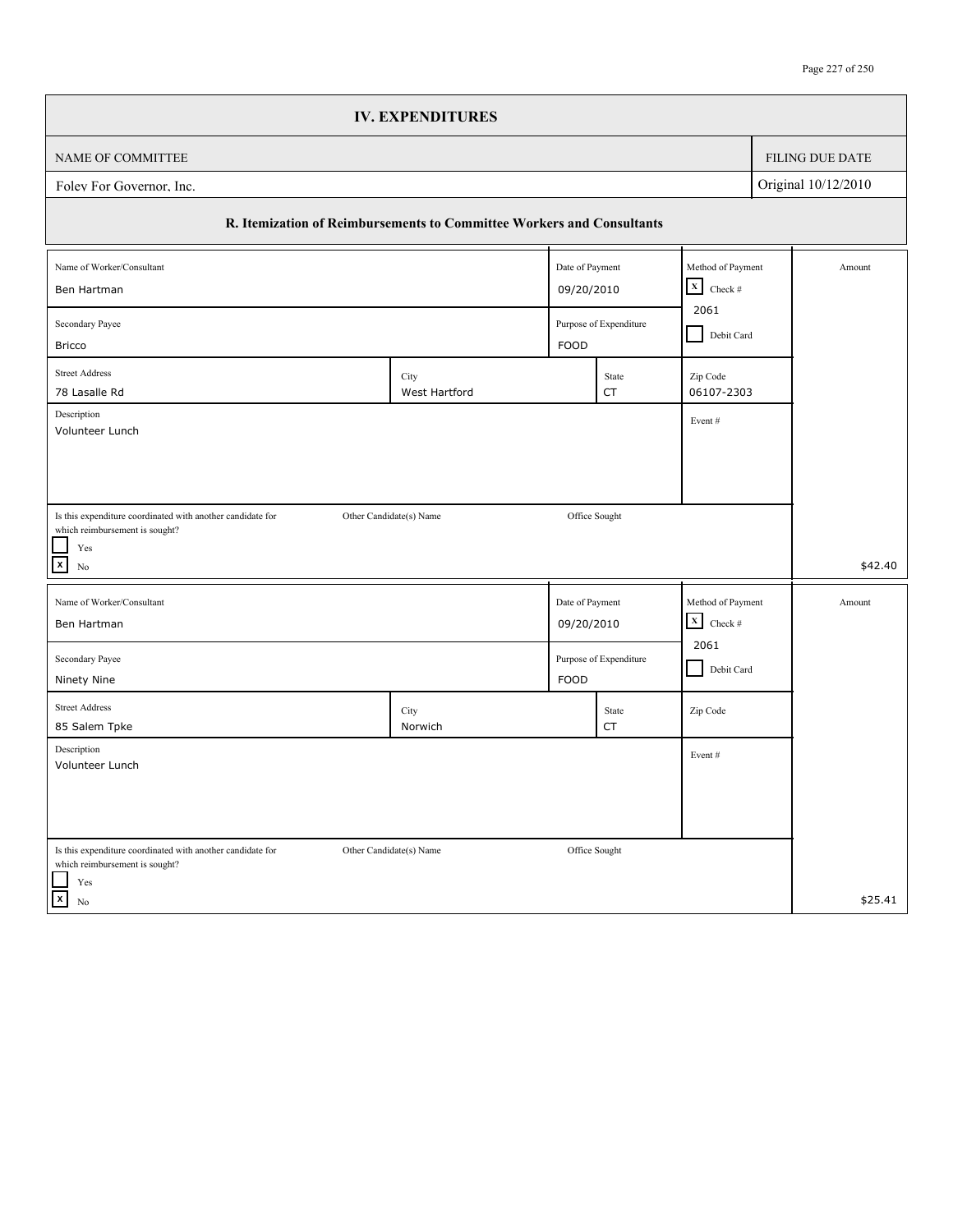# IV. EXPENDITURES

| NAME OF COMMITTEE | FILING DUE DATE |
| --- | --- |
| Foley For Governor, Inc. | Original 10/12/2010 |

## R. Itemization of Reimbursements to Committee Workers and Consultants

| Field | Value |
| --- | --- |
| Name of Worker/Consultant | Ben Hartman |
| Date of Payment | 09/20/2010 |
| Method of Payment | [X] Check # 2061 [ ] Debit Card |
| Secondary Payee | Bricco |
| Purpose of Expenditure | FOOD |
| Street Address | 78 Lasalle Rd |
| City | West Hartford |
| State | CT |
| Zip Code | 06107-2303 |
| Description | Volunteer Lunch |
| Event # | |
| Is this expenditure coordinated with another candidate for which reimbursement is sought? | [ ] Yes [X] No |
| Other Candidate(s) Name | |
| Office Sought | |
| Amount | $42.40 |

| Field | Value |
| --- | --- |
| Name of Worker/Consultant | Ben Hartman |
| Date of Payment | 09/20/2010 |
| Method of Payment | [X] Check # 2061 [ ] Debit Card |
| Secondary Payee | Ninety Nine |
| Purpose of Expenditure | FOOD |
| Street Address | 85 Salem Tpke |
| City | Norwich |
| State | CT |
| Zip Code | |
| Description | Volunteer Lunch |
| Event # | |
| Is this expenditure coordinated with another candidate for which reimbursement is sought? | [ ] Yes [X] No |
| Other Candidate(s) Name | |
| Office Sought | |
| Amount | $25.41 |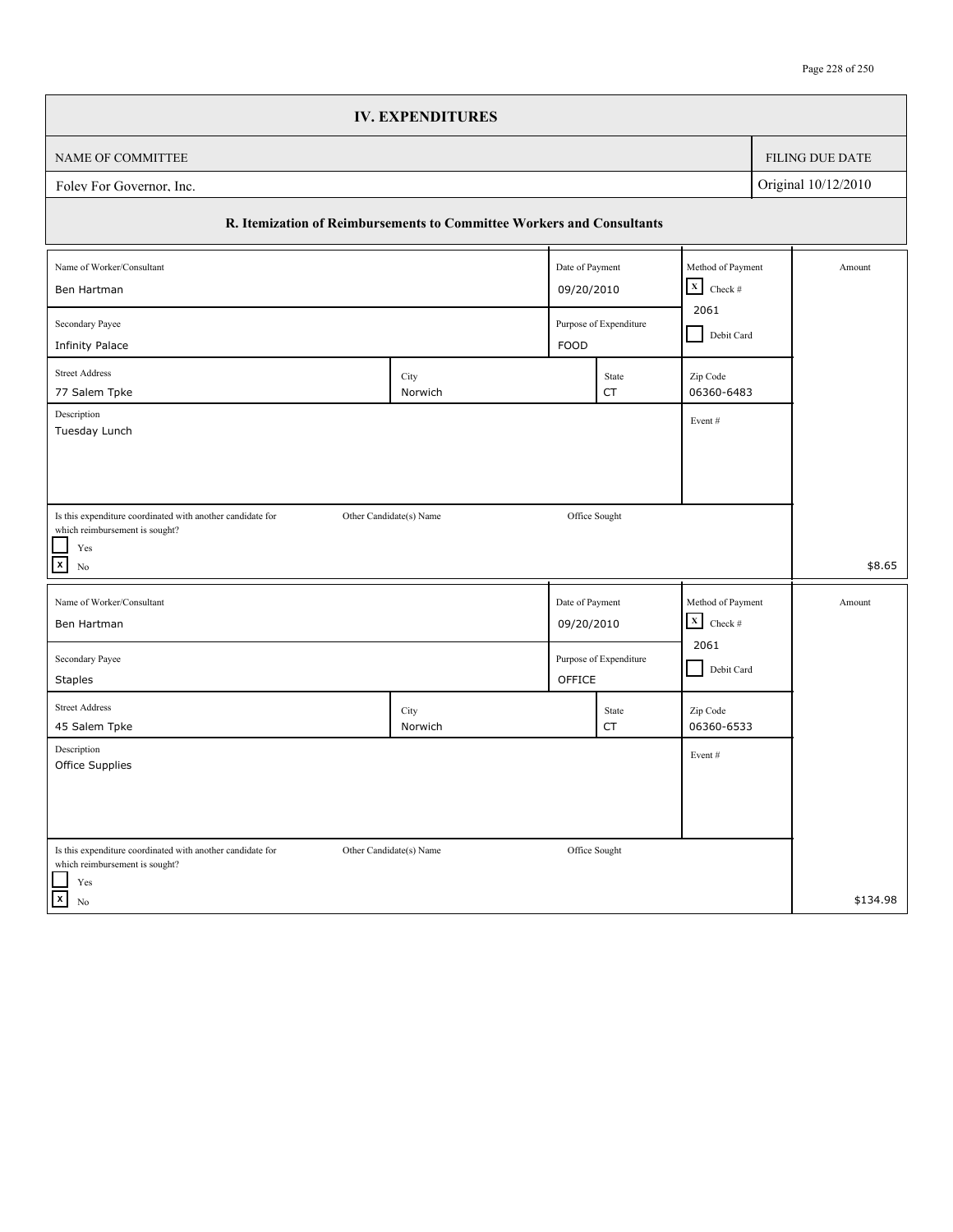## IV. EXPENDITURES

| NAME OF COMMITTEE | FILING DUE DATE |
|---|---|
| Foley For Governor, Inc. | Original 10/12/2010 |

### R. Itemization of Reimbursements to Committee Workers and Consultants

| Field | Value |
|---|---|
| Name of Worker/Consultant | Ben Hartman |
| Date of Payment | 09/20/2010 |
| Method of Payment | [X] Check # 2061 [ ] Debit Card |
| Secondary Payee | Infinity Palace |
| Purpose of Expenditure | FOOD |
| Street Address | 77 Salem Tpke |
| City | Norwich |
| State | CT |
| Zip Code | 06360-6483 |
| Description | Tuesday Lunch |
| Event # | |
| Is this expenditure coordinated with another candidate for which reimbursement is sought? | [ ] Yes [X] No |
| Other Candidate(s) Name | |
| Office Sought | |
| Amount | $8.65 |

| Field | Value |
|---|---|
| Name of Worker/Consultant | Ben Hartman |
| Date of Payment | 09/20/2010 |
| Method of Payment | [X] Check # 2061 [ ] Debit Card |
| Secondary Payee | Staples |
| Purpose of Expenditure | OFFICE |
| Street Address | 45 Salem Tpke |
| City | Norwich |
| State | CT |
| Zip Code | 06360-6533 |
| Description | Office Supplies |
| Event # | |
| Is this expenditure coordinated with another candidate for which reimbursement is sought? | [ ] Yes [X] No |
| Other Candidate(s) Name | |
| Office Sought | |
| Amount | $134.98 |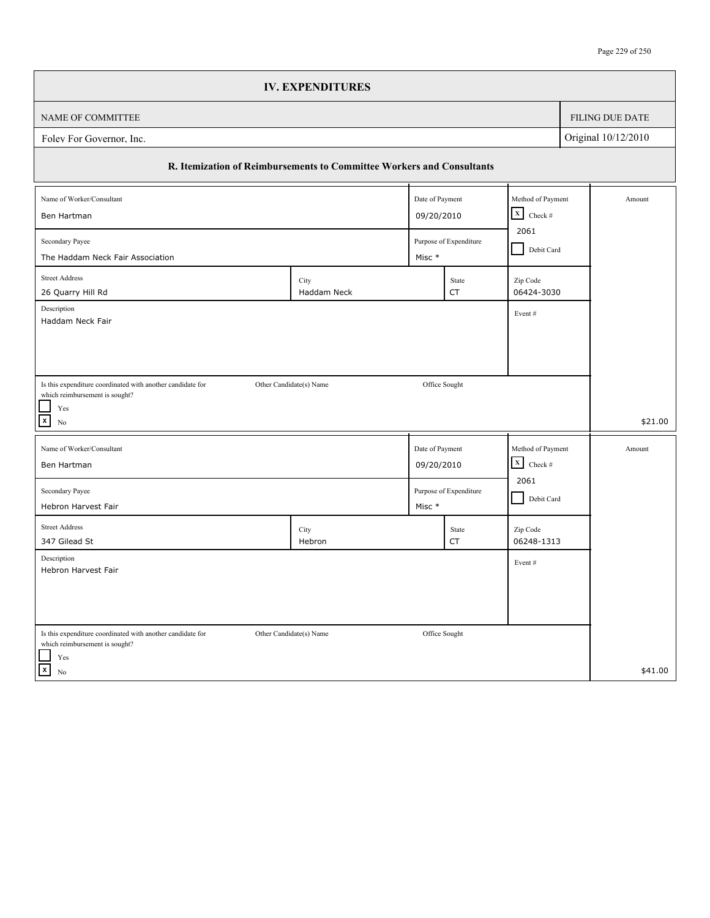## IV. EXPENDITURES

| NAME OF COMMITTEE | FILING DUE DATE |
| --- | --- |
| Foley For Governor, Inc. | Original 10/12/2010 |

### R. Itemization of Reimbursements to Committee Workers and Consultants

| Field | Value |
| --- | --- |
| Name of Worker/Consultant | Ben Hartman |
| Date of Payment | 09/20/2010 |
| Method of Payment | [X] Check # 2061 [ ] Debit Card |
| Secondary Payee | The Haddam Neck Fair Association |
| Purpose of Expenditure | Misc * |
| Street Address | 26 Quarry Hill Rd |
| City | Haddam Neck |
| State | CT |
| Zip Code | 06424-3030 |
| Description | Haddam Neck Fair |
| Event # | |
| Is this expenditure coordinated with another candidate for which reimbursement is sought? | [ ] Yes [X] No |
| Other Candidate(s) Name | |
| Office Sought | |
| Amount | $21.00 |

| Field | Value |
| --- | --- |
| Name of Worker/Consultant | Ben Hartman |
| Date of Payment | 09/20/2010 |
| Method of Payment | [X] Check # 2061 [ ] Debit Card |
| Secondary Payee | Hebron Harvest Fair |
| Purpose of Expenditure | Misc * |
| Street Address | 347 Gilead St |
| City | Hebron |
| State | CT |
| Zip Code | 06248-1313 |
| Description | Hebron Harvest Fair |
| Event # | |
| Is this expenditure coordinated with another candidate for which reimbursement is sought? | [ ] Yes [X] No |
| Other Candidate(s) Name | |
| Office Sought | |
| Amount | $41.00 |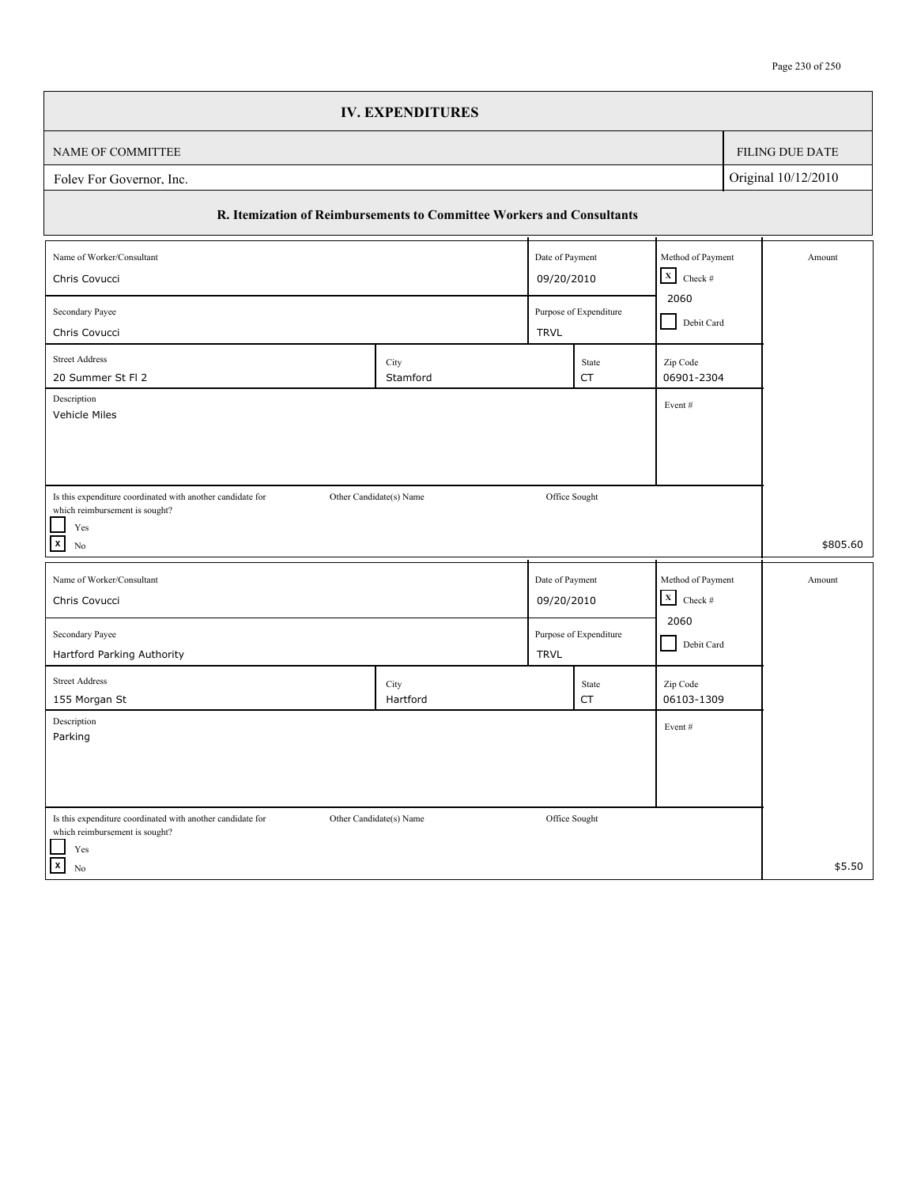# IV. EXPENDITURES

| NAME OF COMMITTEE | FILING DUE DATE |
| --- | --- |
| Foley For Governor, Inc. | Original 10/12/2010 |

## R. Itemization of Reimbursements to Committee Workers and Consultants

| Field | Value |
| --- | --- |
| Name of Worker/Consultant | Chris Covucci |
| Date of Payment | 09/20/2010 |
| Method of Payment | [X] Check # 2060 [ ] Debit Card |
| Secondary Payee | Chris Covucci |
| Purpose of Expenditure | TRVL |
| Street Address | 20 Summer St Fl 2 |
| City | Stamford |
| State | CT |
| Zip Code | 06901-2304 |
| Description | Vehicle Miles |
| Event # | |
| Is this expenditure coordinated with another candidate for which reimbursement is sought? | [ ] Yes [X] No |
| Other Candidate(s) Name | |
| Office Sought | |
| Amount | $805.60 |

| Field | Value |
| --- | --- |
| Name of Worker/Consultant | Chris Covucci |
| Date of Payment | 09/20/2010 |
| Method of Payment | [X] Check # 2060 [ ] Debit Card |
| Secondary Payee | Hartford Parking Authority |
| Purpose of Expenditure | TRVL |
| Street Address | 155 Morgan St |
| City | Hartford |
| State | CT |
| Zip Code | 06103-1309 |
| Description | Parking |
| Event # | |
| Is this expenditure coordinated with another candidate for which reimbursement is sought? | [ ] Yes [X] No |
| Other Candidate(s) Name | |
| Office Sought | |
| Amount | $5.50 |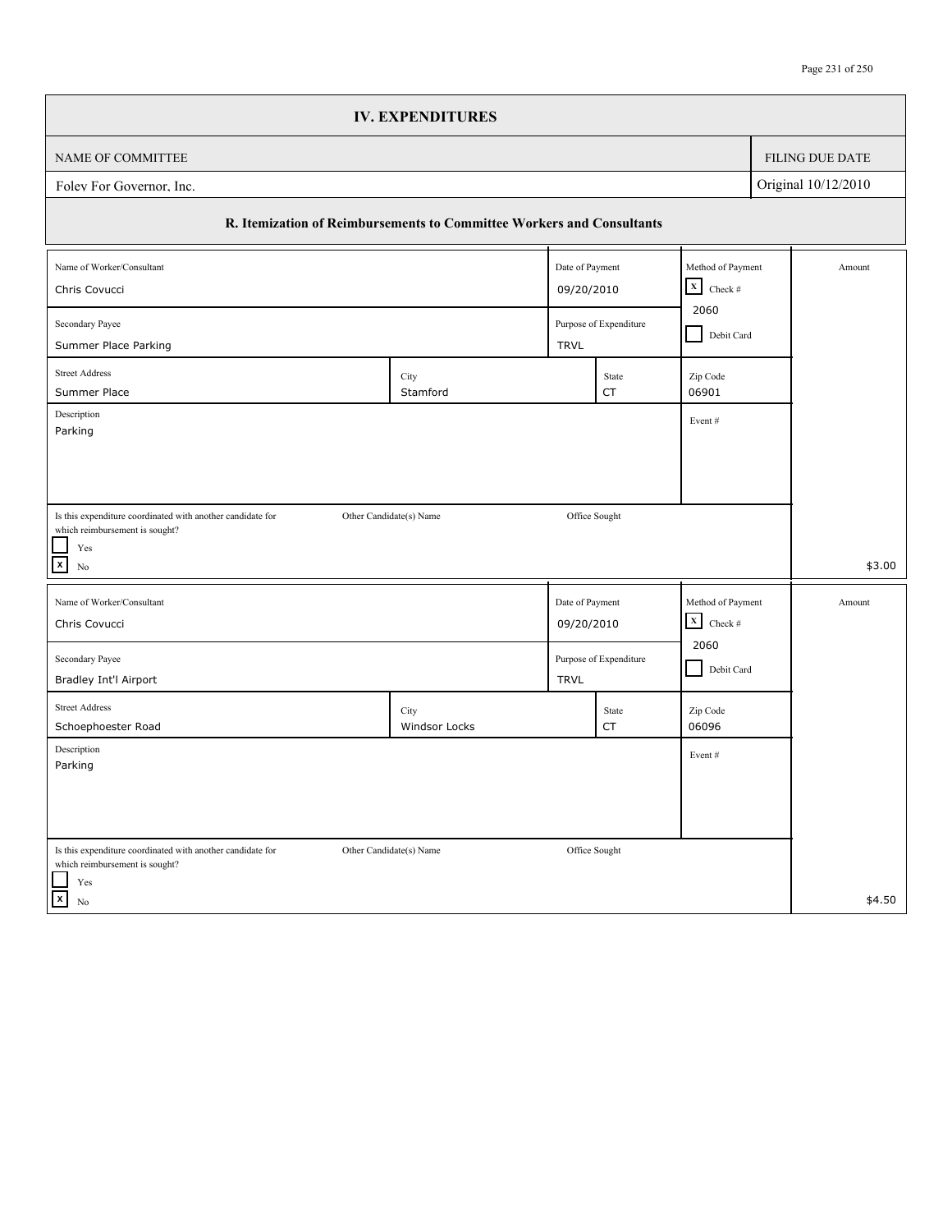# IV. EXPENDITURES

| NAME OF COMMITTEE | FILING DUE DATE |
|---|---|
| Foley For Governor, Inc. | Original 10/12/2010 |

## R. Itemization of Reimbursements to Committee Workers and Consultants

| Field | Value |
|---|---|
| Name of Worker/Consultant | Chris Covucci |
| Date of Payment | 09/20/2010 |
| Method of Payment | [X] Check # 2060 / [ ] Debit Card |
| Secondary Payee | Summer Place Parking |
| Purpose of Expenditure | TRVL |
| Street Address | Summer Place |
| City | Stamford |
| State | CT |
| Zip Code | 06901 |
| Description | Parking |
| Event # | |
| Is this expenditure coordinated with another candidate for which reimbursement is sought? | [ ] Yes [X] No |
| Other Candidate(s) Name | |
| Office Sought | |
| Amount | $3.00 |

| Field | Value |
|---|---|
| Name of Worker/Consultant | Chris Covucci |
| Date of Payment | 09/20/2010 |
| Method of Payment | [X] Check # 2060 / [ ] Debit Card |
| Secondary Payee | Bradley Int'l Airport |
| Purpose of Expenditure | TRVL |
| Street Address | Schoephoester Road |
| City | Windsor Locks |
| State | CT |
| Zip Code | 06096 |
| Description | Parking |
| Event # | |
| Is this expenditure coordinated with another candidate for which reimbursement is sought? | [ ] Yes [X] No |
| Other Candidate(s) Name | |
| Office Sought | |
| Amount | $4.50 |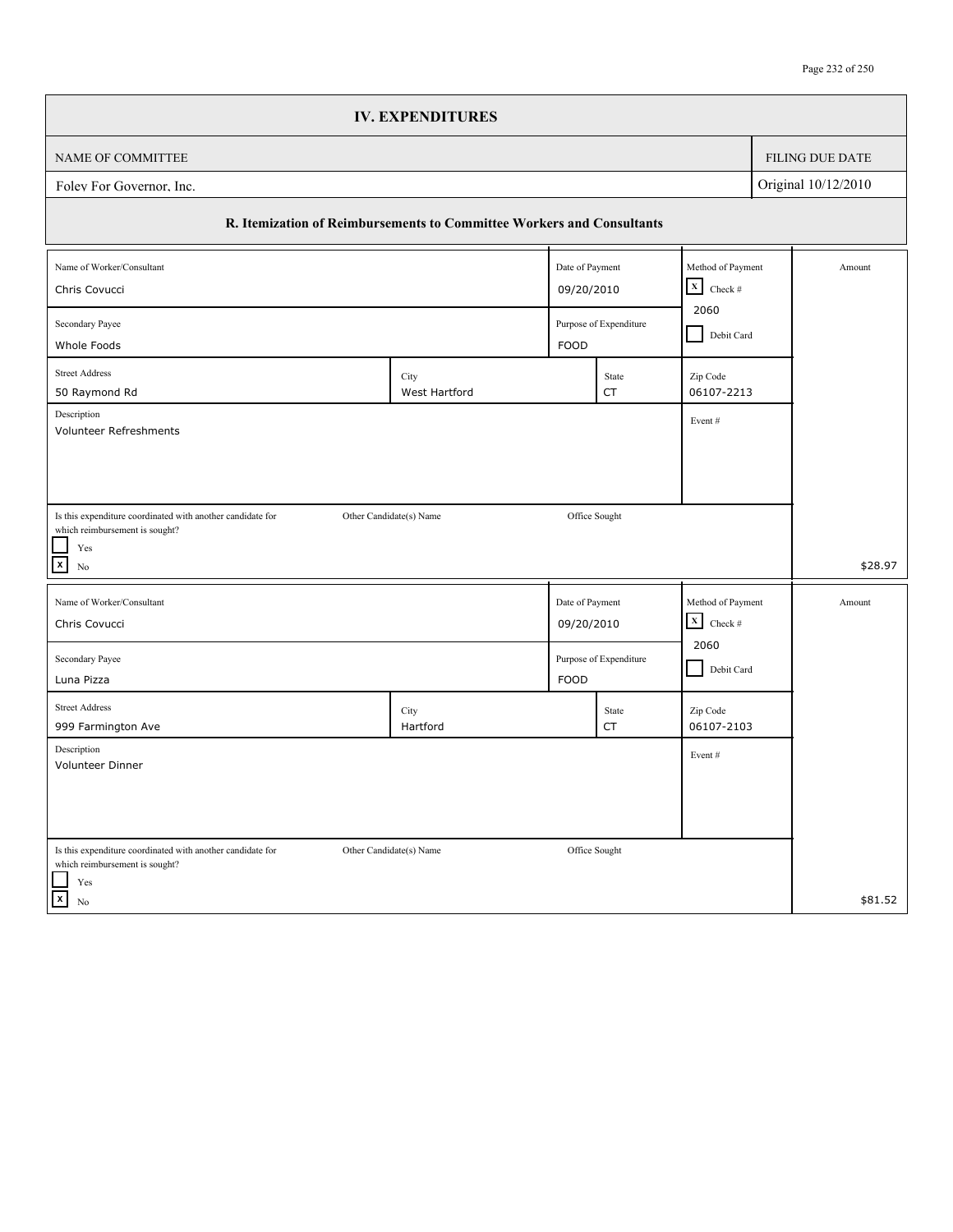## IV. EXPENDITURES

| NAME OF COMMITTEE | FILING DUE DATE |
|---|---|
| Foley For Governor, Inc. | Original 10/12/2010 |

### R. Itemization of Reimbursements to Committee Workers and Consultants

| Field | Entry 1 | Entry 2 |
|---|---|---|
| Name of Worker/Consultant | Chris Covucci | Chris Covucci |
| Date of Payment | 09/20/2010 | 09/20/2010 |
| Method of Payment | [X] Check # 2060 / [ ] Debit Card | [X] Check # 2060 / [ ] Debit Card |
| Secondary Payee | Whole Foods | Luna Pizza |
| Purpose of Expenditure | FOOD | FOOD |
| Street Address | 50 Raymond Rd | 999 Farmington Ave |
| City | West Hartford | Hartford |
| State | CT | CT |
| Zip Code | 06107-2213 | 06107-2103 |
| Description | Volunteer Refreshments | Volunteer Dinner |
| Event # | | |
| Is this expenditure coordinated with another candidate for which reimbursement is sought? | [ ] Yes [X] No | [ ] Yes [X] No |
| Other Candidate(s) Name | | |
| Office Sought | | |
| Amount | $28.97 | $81.52 |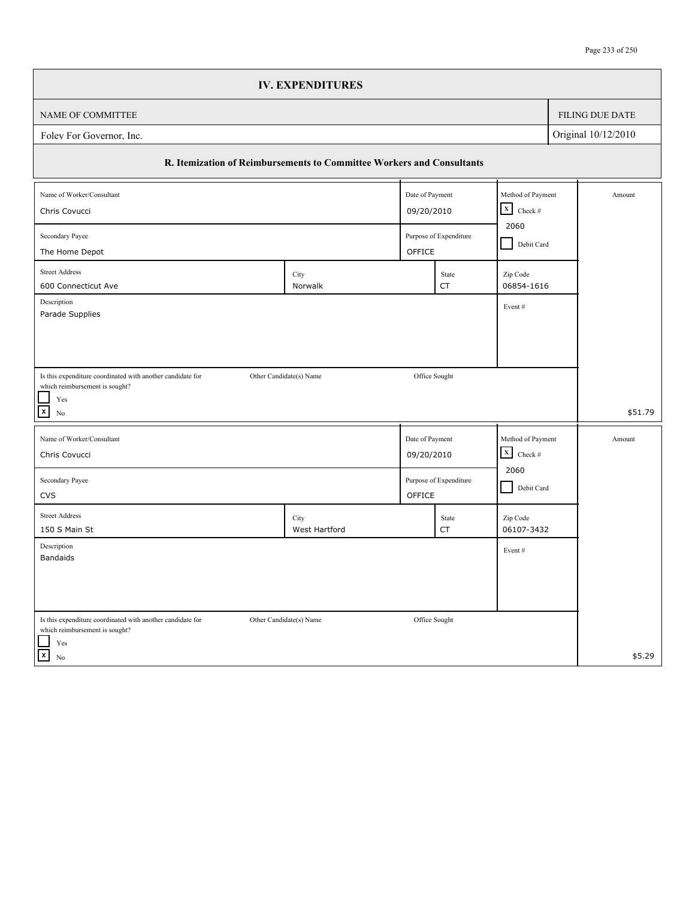## IV. EXPENDITURES

| NAME OF COMMITTEE | FILING DUE DATE |
|---|---|
| Foley For Governor, Inc. | Original 10/12/2010 |

### R. Itemization of Reimbursements to Committee Workers and Consultants

| Field | Value |
|---|---|
| Name of Worker/Consultant | Chris Covucci |
| Date of Payment | 09/20/2010 |
| Method of Payment | [X] Check # 2060 [ ] Debit Card |
| Secondary Payee | The Home Depot |
| Purpose of Expenditure | OFFICE |
| Street Address | 600 Connecticut Ave |
| City | Norwalk |
| State | CT |
| Zip Code | 06854-1616 |
| Description | Parade Supplies |
| Event # | |
| Is this expenditure coordinated with another candidate for which reimbursement is sought? | [ ] Yes [X] No |
| Other Candidate(s) Name | |
| Office Sought | |
| Amount | $51.79 |

| Field | Value |
|---|---|
| Name of Worker/Consultant | Chris Covucci |
| Date of Payment | 09/20/2010 |
| Method of Payment | [X] Check # 2060 [ ] Debit Card |
| Secondary Payee | CVS |
| Purpose of Expenditure | OFFICE |
| Street Address | 150 S Main St |
| City | West Hartford |
| State | CT |
| Zip Code | 06107-3432 |
| Description | Bandaids |
| Event # | |
| Is this expenditure coordinated with another candidate for which reimbursement is sought? | [ ] Yes [X] No |
| Other Candidate(s) Name | |
| Office Sought | |
| Amount | $5.29 |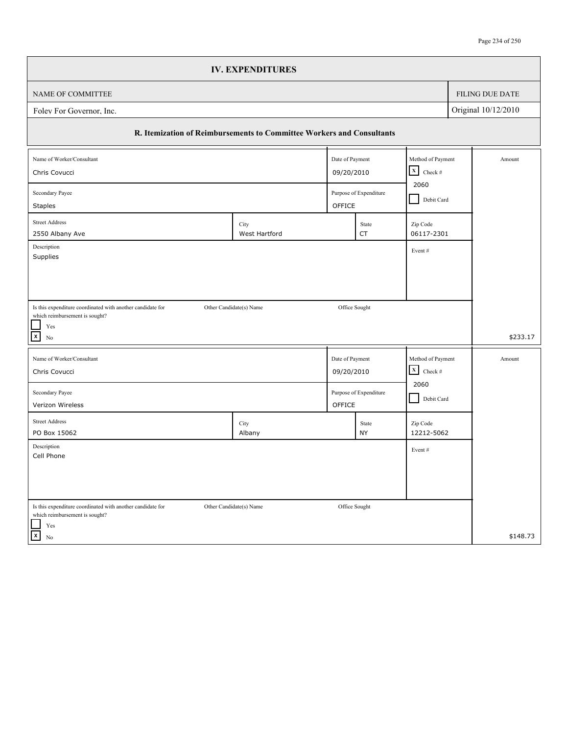# IV. EXPENDITURES

| NAME OF COMMITTEE | FILING DUE DATE |
|---|---|
| Foley For Governor, Inc. | Original 10/12/2010 |

## R. Itemization of Reimbursements to Committee Workers and Consultants

| Field | Value |
|---|---|
| Name of Worker/Consultant | Chris Covucci |
| Date of Payment | 09/20/2010 |
| Method of Payment | [X] Check # 2060 [ ] Debit Card |
| Secondary Payee | Staples |
| Purpose of Expenditure | OFFICE |
| Street Address | 2550 Albany Ave |
| City | West Hartford |
| State | CT |
| Zip Code | 06117-2301 |
| Description | Supplies |
| Event # | |
| Is this expenditure coordinated with another candidate for which reimbursement is sought? | [ ] Yes [X] No |
| Other Candidate(s) Name | |
| Office Sought | |
| Amount | $233.17 |

| Field | Value |
|---|---|
| Name of Worker/Consultant | Chris Covucci |
| Date of Payment | 09/20/2010 |
| Method of Payment | [X] Check # 2060 [ ] Debit Card |
| Secondary Payee | Verizon Wireless |
| Purpose of Expenditure | OFFICE |
| Street Address | PO Box 15062 |
| City | Albany |
| State | NY |
| Zip Code | 12212-5062 |
| Description | Cell Phone |
| Event # | |
| Is this expenditure coordinated with another candidate for which reimbursement is sought? | [ ] Yes [X] No |
| Other Candidate(s) Name | |
| Office Sought | |
| Amount | $148.73 |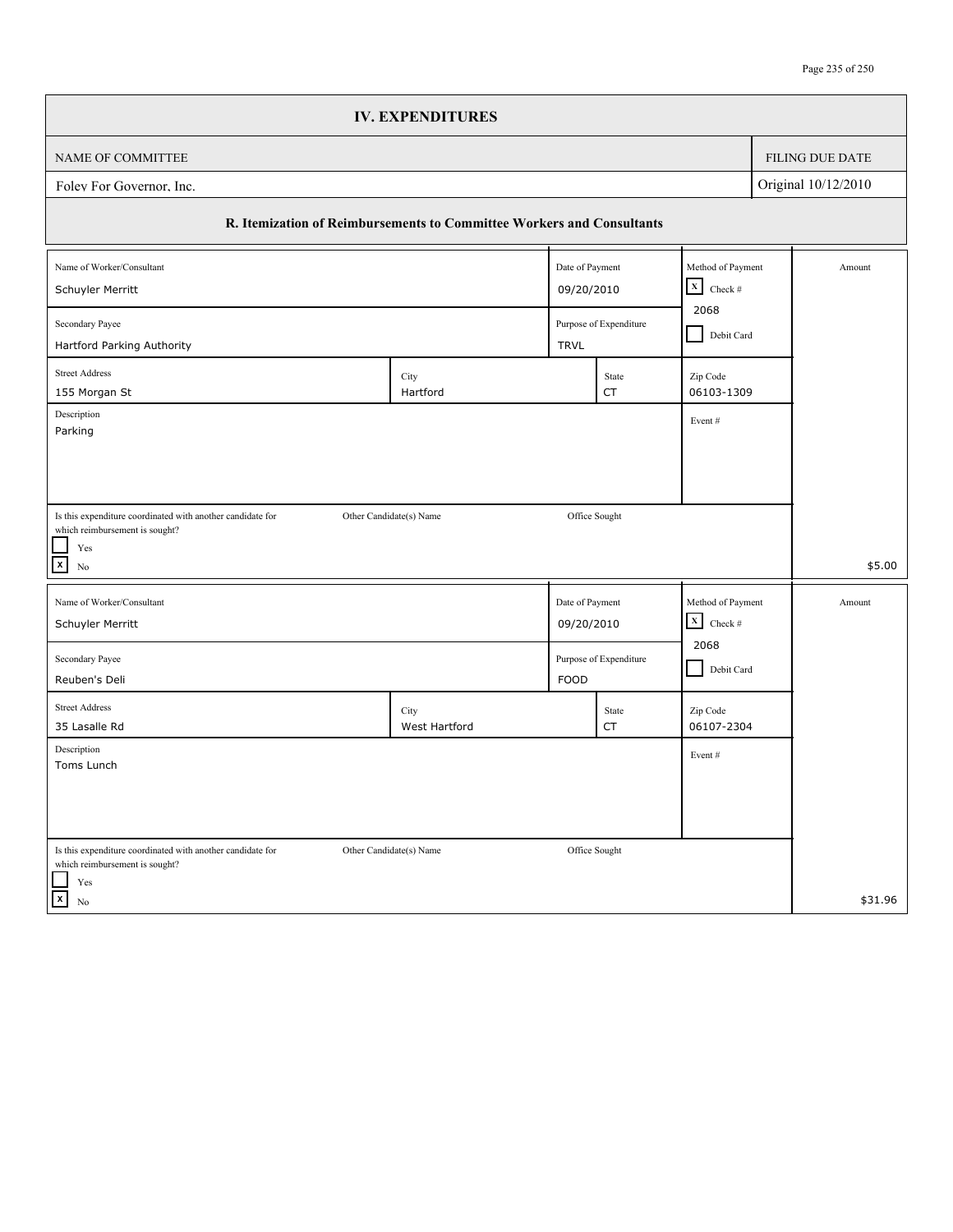# IV. EXPENDITURES

| NAME OF COMMITTEE | FILING DUE DATE |
|---|---|
| Foley For Governor, Inc. | Original 10/12/2010 |

## R. Itemization of Reimbursements to Committee Workers and Consultants

| Field | Value |
|---|---|
| Name of Worker/Consultant | Schuyler Merritt |
| Date of Payment | 09/20/2010 |
| Method of Payment | [X] Check # 2068 / [ ] Debit Card |
| Secondary Payee | Hartford Parking Authority |
| Purpose of Expenditure | TRVL |
| Street Address | 155 Morgan St |
| City | Hartford |
| State | CT |
| Zip Code | 06103-1309 |
| Description | Parking |
| Event # | |
| Is this expenditure coordinated with another candidate for which reimbursement is sought? | [ ] Yes [X] No |
| Other Candidate(s) Name | |
| Office Sought | |
| Amount | $5.00 |

| Field | Value |
|---|---|
| Name of Worker/Consultant | Schuyler Merritt |
| Date of Payment | 09/20/2010 |
| Method of Payment | [X] Check # 2068 / [ ] Debit Card |
| Secondary Payee | Reuben's Deli |
| Purpose of Expenditure | FOOD |
| Street Address | 35 Lasalle Rd |
| City | West Hartford |
| State | CT |
| Zip Code | 06107-2304 |
| Description | Toms Lunch |
| Event # | |
| Is this expenditure coordinated with another candidate for which reimbursement is sought? | [ ] Yes [X] No |
| Other Candidate(s) Name | |
| Office Sought | |
| Amount | $31.96 |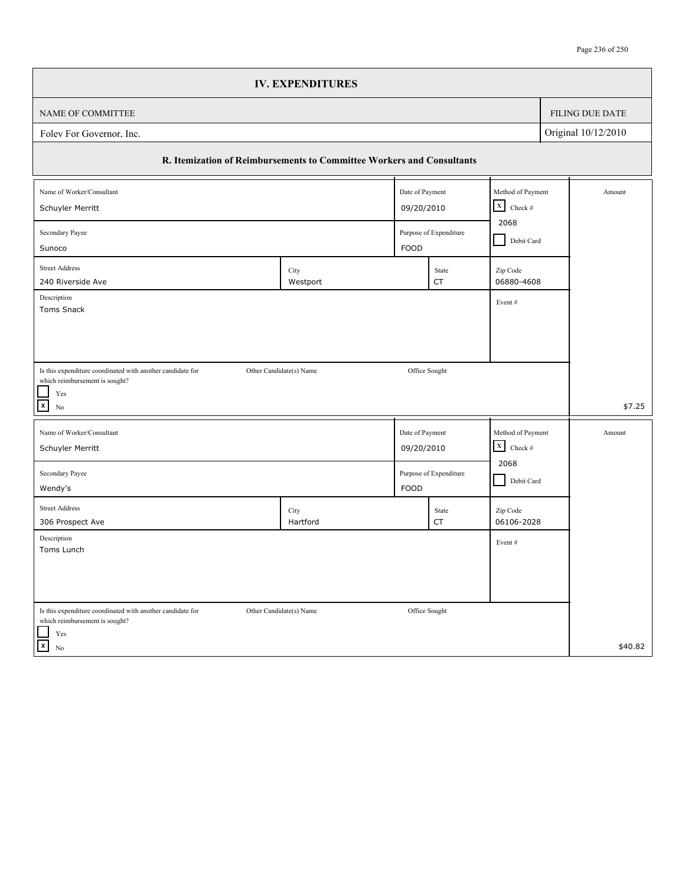# IV. EXPENDITURES

| NAME OF COMMITTEE | FILING DUE DATE |
| --- | --- |
| Foley For Governor, Inc. | Original 10/12/2010 |

## R. Itemization of Reimbursements to Committee Workers and Consultants

| Field | Value |
| --- | --- |
| Name of Worker/Consultant | Schuyler Merritt |
| Date of Payment | 09/20/2010 |
| Method of Payment | [X] Check # 2068 [ ] Debit Card |
| Secondary Payee | Sunoco |
| Purpose of Expenditure | FOOD |
| Street Address | 240 Riverside Ave |
| City | Westport |
| State | CT |
| Zip Code | 06880-4608 |
| Description | Toms Snack |
| Event # | |
| Is this expenditure coordinated with another candidate for which reimbursement is sought? | [ ] Yes [X] No |
| Other Candidate(s) Name | |
| Office Sought | |
| Amount | $7.25 |

| Field | Value |
| --- | --- |
| Name of Worker/Consultant | Schuyler Merritt |
| Date of Payment | 09/20/2010 |
| Method of Payment | [X] Check # 2068 [ ] Debit Card |
| Secondary Payee | Wendy's |
| Purpose of Expenditure | FOOD |
| Street Address | 306 Prospect Ave |
| City | Hartford |
| State | CT |
| Zip Code | 06106-2028 |
| Description | Toms Lunch |
| Event # | |
| Is this expenditure coordinated with another candidate for which reimbursement is sought? | [ ] Yes [X] No |
| Other Candidate(s) Name | |
| Office Sought | |
| Amount | $40.82 |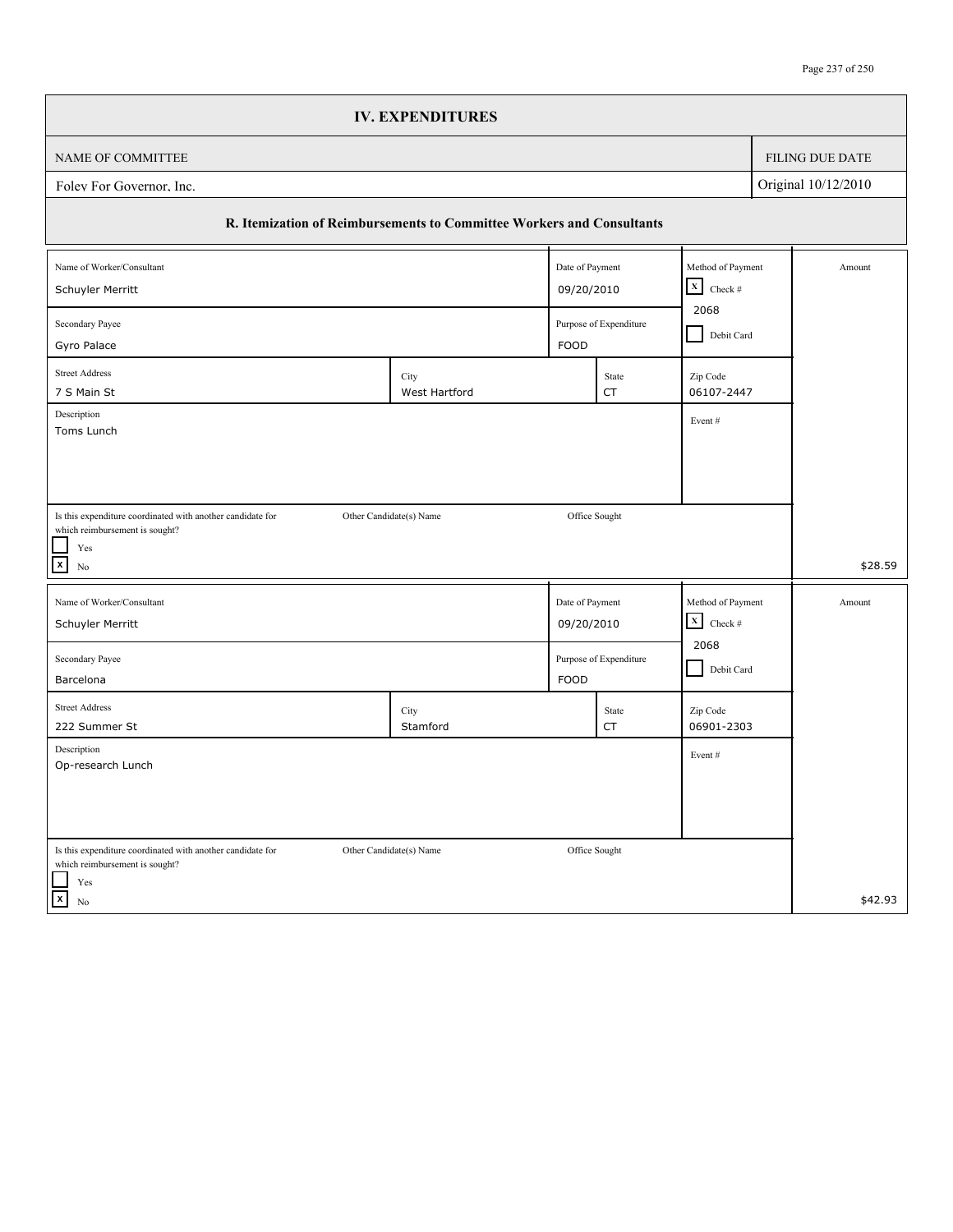# IV. EXPENDITURES

| NAME OF COMMITTEE | FILING DUE DATE |
|---|---|
| Foley For Governor, Inc. | Original 10/12/2010 |

## R. Itemization of Reimbursements to Committee Workers and Consultants

| Field | Value |
|---|---|
| Name of Worker/Consultant | Schuyler Merritt |
| Date of Payment | 09/20/2010 |
| Method of Payment | [X] Check # 2068 / [ ] Debit Card |
| Secondary Payee | Gyro Palace |
| Purpose of Expenditure | FOOD |
| Street Address | 7 S Main St |
| City | West Hartford |
| State | CT |
| Zip Code | 06107-2447 |
| Description | Toms Lunch |
| Event # | |
| Is this expenditure coordinated with another candidate for which reimbursement is sought? | [ ] Yes [X] No |
| Other Candidate(s) Name | |
| Office Sought | |
| Amount | $28.59 |

| Field | Value |
|---|---|
| Name of Worker/Consultant | Schuyler Merritt |
| Date of Payment | 09/20/2010 |
| Method of Payment | [X] Check # 2068 / [ ] Debit Card |
| Secondary Payee | Barcelona |
| Purpose of Expenditure | FOOD |
| Street Address | 222 Summer St |
| City | Stamford |
| State | CT |
| Zip Code | 06901-2303 |
| Description | Op-research Lunch |
| Event # | |
| Is this expenditure coordinated with another candidate for which reimbursement is sought? | [ ] Yes [X] No |
| Other Candidate(s) Name | |
| Office Sought | |
| Amount | $42.93 |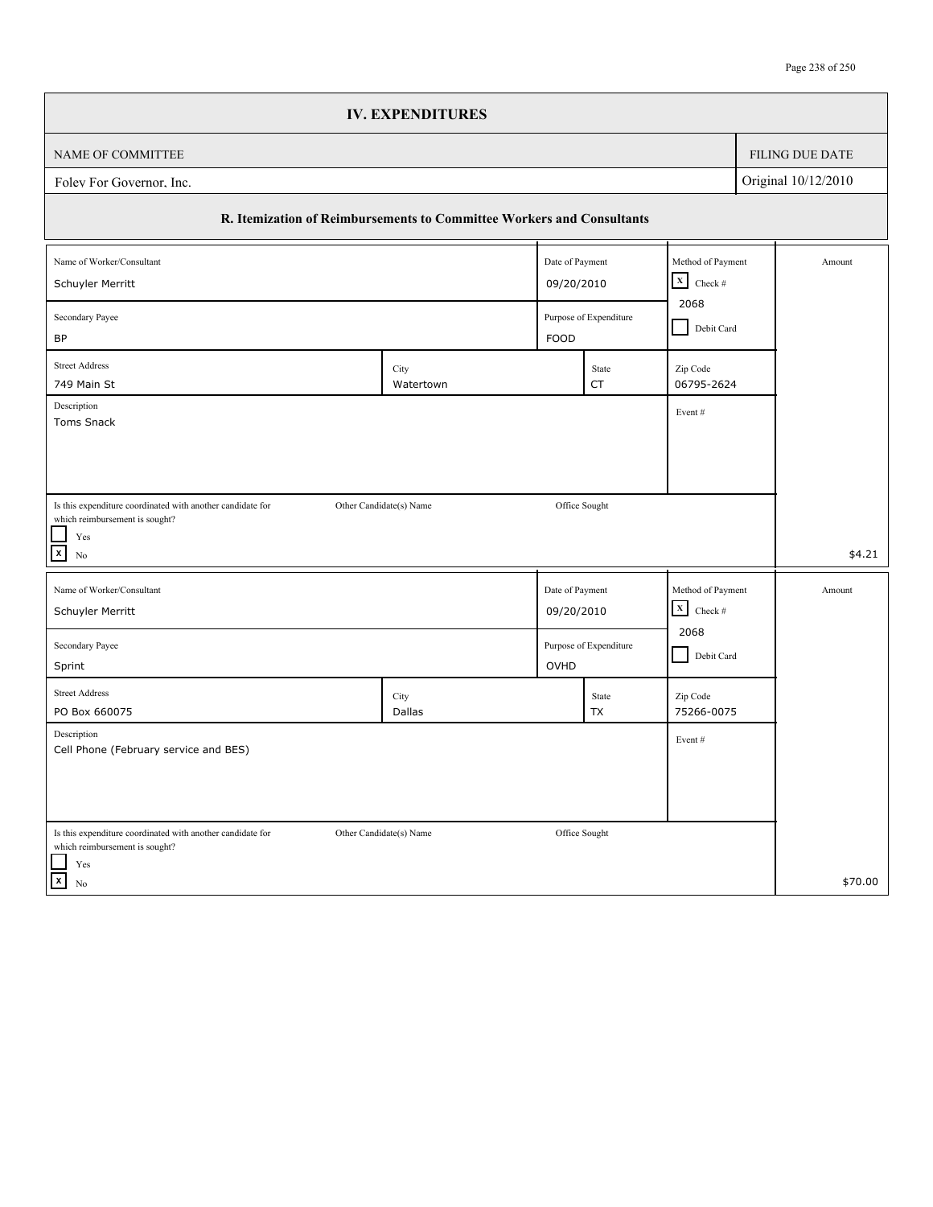## IV. EXPENDITURES

| NAME OF COMMITTEE | FILING DUE DATE |
|---|---|
| Foley For Governor, Inc. | Original 10/12/2010 |

### R. Itemization of Reimbursements to Committee Workers and Consultants

| Field | Value |
|---|---|
| Name of Worker/Consultant | Schuyler Merritt |
| Date of Payment | 09/20/2010 |
| Method of Payment | [X] Check # 2068 / [ ] Debit Card |
| Secondary Payee | BP |
| Purpose of Expenditure | FOOD |
| Street Address | 749 Main St |
| City | Watertown |
| State | CT |
| Zip Code | 06795-2624 |
| Description | Toms Snack |
| Event # | |
| Is this expenditure coordinated with another candidate for which reimbursement is sought? | [ ] Yes [X] No |
| Other Candidate(s) Name | |
| Office Sought | |
| Amount | $4.21 |

| Field | Value |
|---|---|
| Name of Worker/Consultant | Schuyler Merritt |
| Date of Payment | 09/20/2010 |
| Method of Payment | [X] Check # 2068 / [ ] Debit Card |
| Secondary Payee | Sprint |
| Purpose of Expenditure | OVHD |
| Street Address | PO Box 660075 |
| City | Dallas |
| State | TX |
| Zip Code | 75266-0075 |
| Description | Cell Phone (February service and BES) |
| Event # | |
| Is this expenditure coordinated with another candidate for which reimbursement is sought? | [ ] Yes [X] No |
| Other Candidate(s) Name | |
| Office Sought | |
| Amount | $70.00 |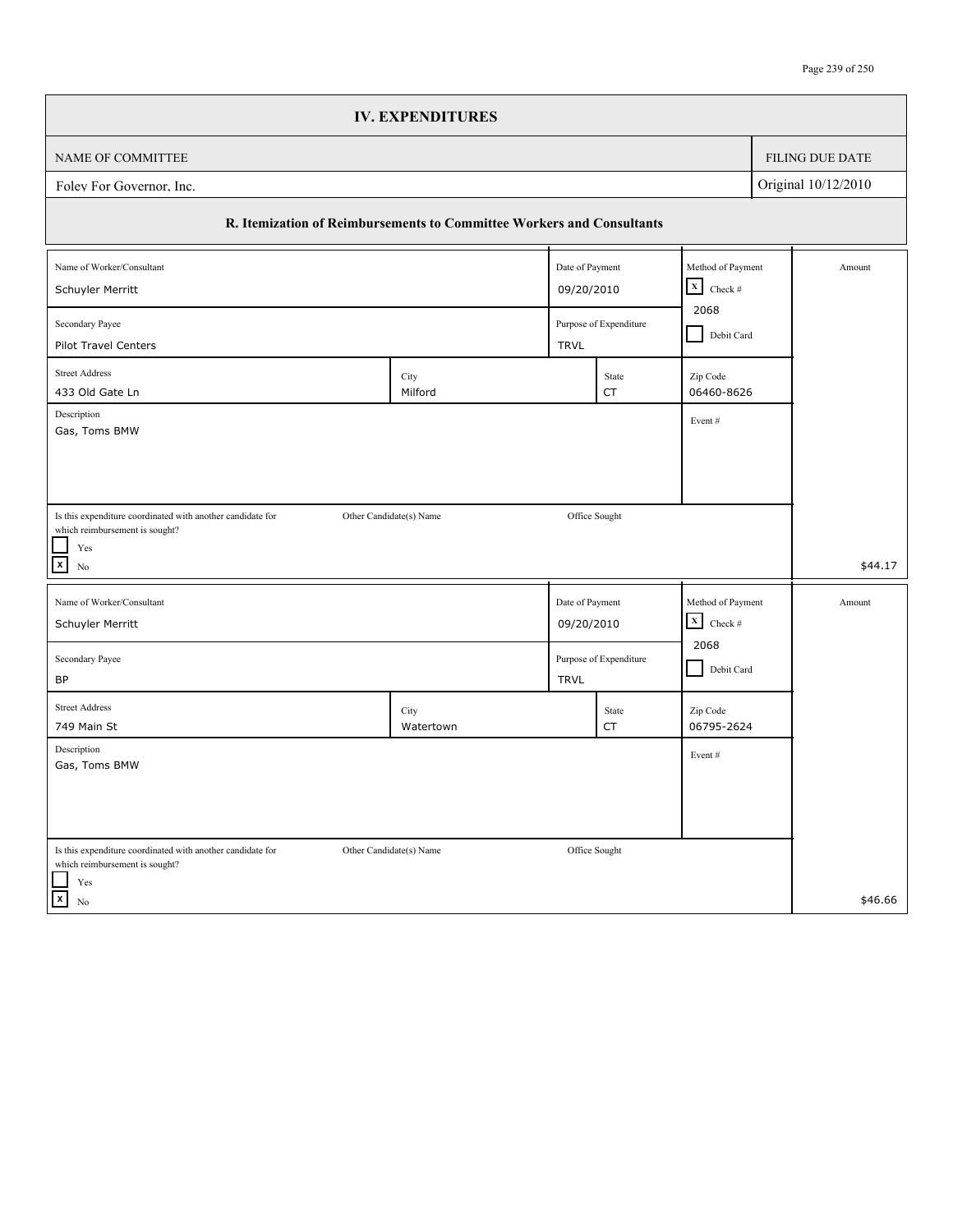# IV. EXPENDITURES

| NAME OF COMMITTEE | FILING DUE DATE |
|---|---|
| Foley For Governor, Inc. | Original 10/12/2010 |

## R. Itemization of Reimbursements to Committee Workers and Consultants

| Field | Value |
|---|---|
| Name of Worker/Consultant | Schuyler Merritt |
| Date of Payment | 09/20/2010 |
| Method of Payment | [X] Check # 2068 / [ ] Debit Card |
| Secondary Payee | Pilot Travel Centers |
| Purpose of Expenditure | TRVL |
| Street Address | 433 Old Gate Ln |
| City | Milford |
| State | CT |
| Zip Code | 06460-8626 |
| Description | Gas, Toms BMW |
| Event # | |
| Is this expenditure coordinated with another candidate for which reimbursement is sought? | [ ] Yes [X] No |
| Other Candidate(s) Name | |
| Office Sought | |
| Amount | $44.17 |

| Field | Value |
|---|---|
| Name of Worker/Consultant | Schuyler Merritt |
| Date of Payment | 09/20/2010 |
| Method of Payment | [X] Check # 2068 / [ ] Debit Card |
| Secondary Payee | BP |
| Purpose of Expenditure | TRVL |
| Street Address | 749 Main St |
| City | Watertown |
| State | CT |
| Zip Code | 06795-2624 |
| Description | Gas, Toms BMW |
| Event # | |
| Is this expenditure coordinated with another candidate for which reimbursement is sought? | [ ] Yes [X] No |
| Other Candidate(s) Name | |
| Office Sought | |
| Amount | $46.66 |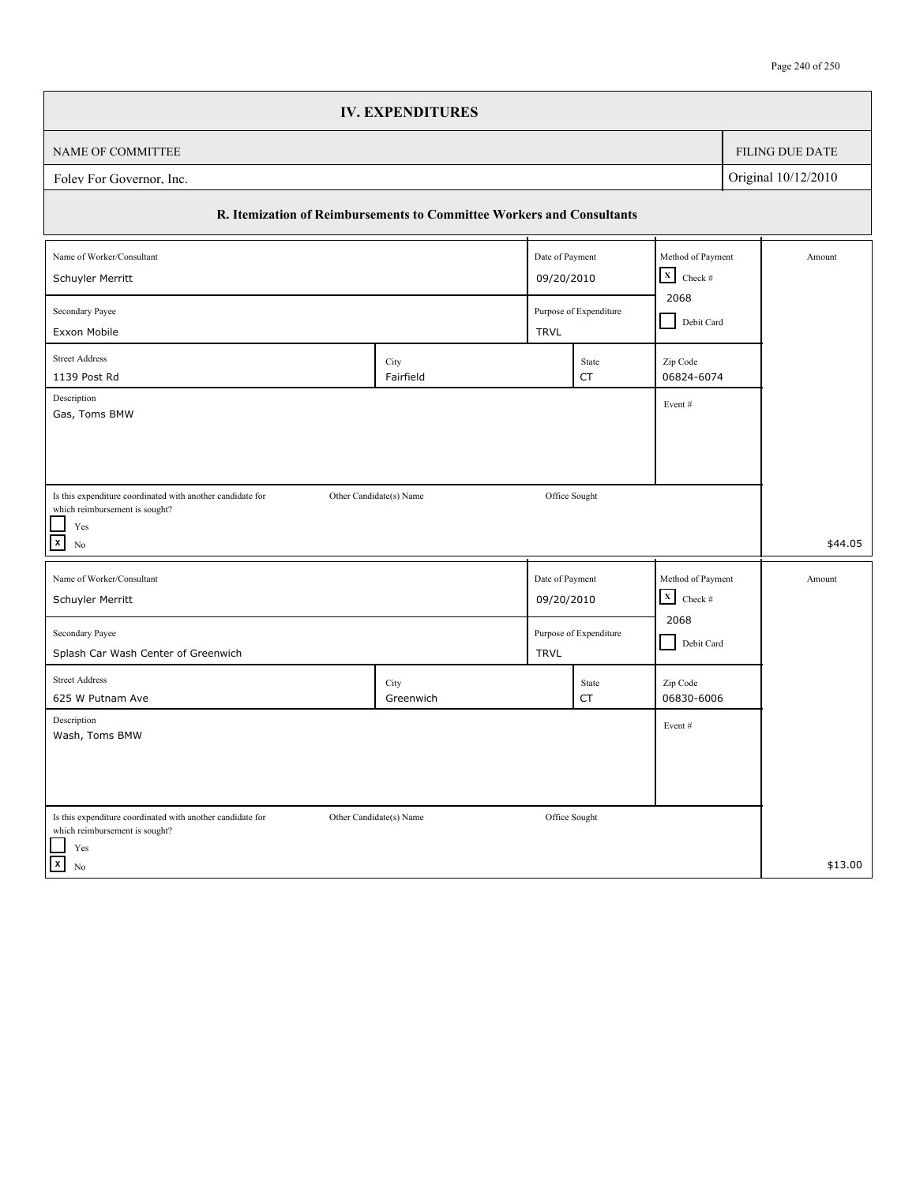# IV. EXPENDITURES

| NAME OF COMMITTEE | FILING DUE DATE |
|---|---|
| Foley For Governor, Inc. | Original 10/12/2010 |

## R. Itemization of Reimbursements to Committee Workers and Consultants

| Field | Value |
|---|---|
| Name of Worker/Consultant | Schuyler Merritt |
| Date of Payment | 09/20/2010 |
| Method of Payment | [X] Check # 2068 [ ] Debit Card |
| Secondary Payee | Exxon Mobile |
| Purpose of Expenditure | TRVL |
| Street Address | 1139 Post Rd |
| City | Fairfield |
| State | CT |
| Zip Code | 06824-6074 |
| Description | Gas, Toms BMW |
| Event # | |
| Is this expenditure coordinated with another candidate for which reimbursement is sought? | [ ] Yes [X] No |
| Other Candidate(s) Name | |
| Office Sought | |
| Amount | $44.05 |

| Field | Value |
|---|---|
| Name of Worker/Consultant | Schuyler Merritt |
| Date of Payment | 09/20/2010 |
| Method of Payment | [X] Check # 2068 [ ] Debit Card |
| Secondary Payee | Splash Car Wash Center of Greenwich |
| Purpose of Expenditure | TRVL |
| Street Address | 625 W Putnam Ave |
| City | Greenwich |
| State | CT |
| Zip Code | 06830-6006 |
| Description | Wash, Toms BMW |
| Event # | |
| Is this expenditure coordinated with another candidate for which reimbursement is sought? | [ ] Yes [X] No |
| Other Candidate(s) Name | |
| Office Sought | |
| Amount | $13.00 |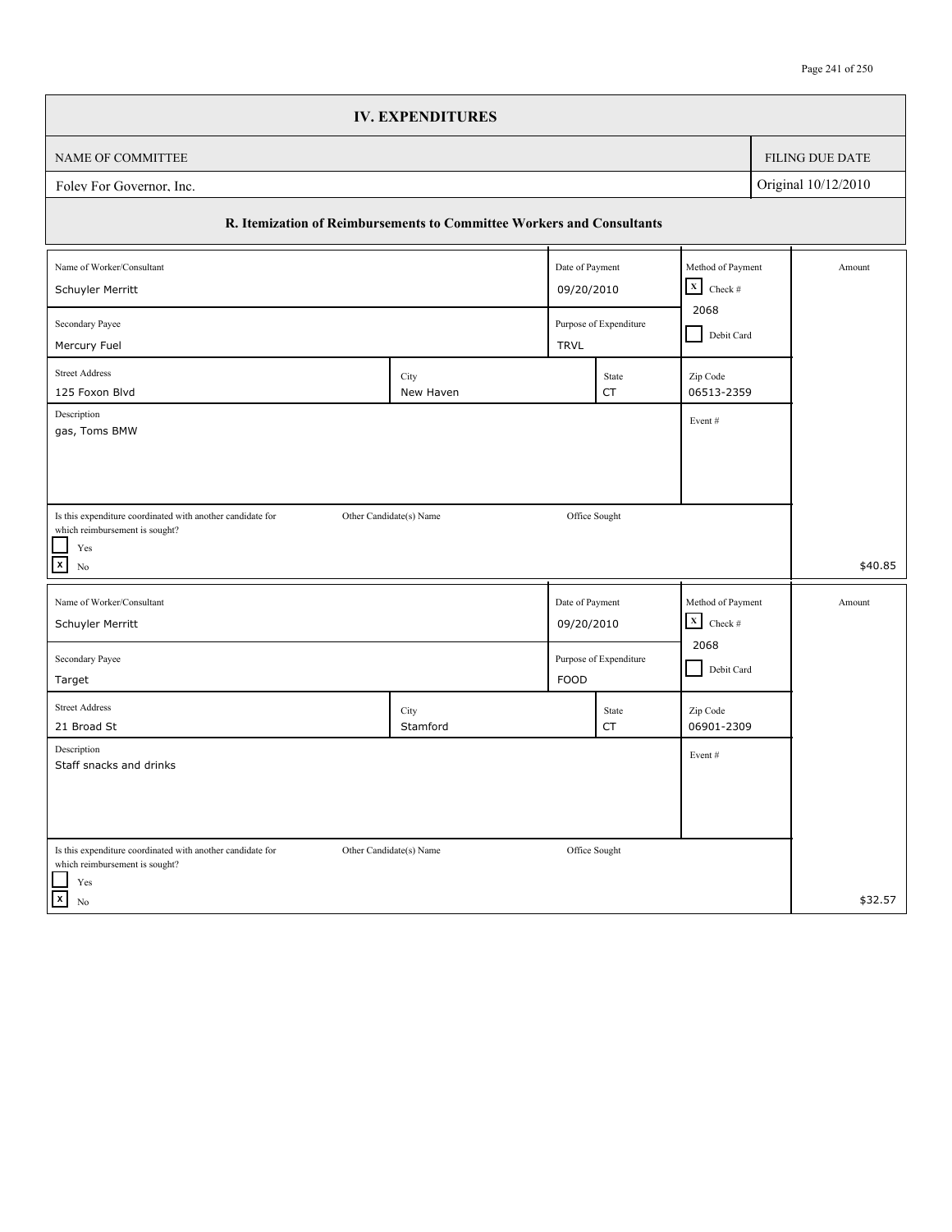## IV. EXPENDITURES

| NAME OF COMMITTEE | FILING DUE DATE |
|---|---|
| Foley For Governor, Inc. | Original 10/12/2010 |

### R. Itemization of Reimbursements to Committee Workers and Consultants

| Field | Value |
|---|---|
| Name of Worker/Consultant | Schuyler Merritt |
| Date of Payment | 09/20/2010 |
| Method of Payment | [X] Check # 2068 [ ] Debit Card |
| Secondary Payee | Mercury Fuel |
| Purpose of Expenditure | TRVL |
| Street Address | 125 Foxon Blvd |
| City | New Haven |
| State | CT |
| Zip Code | 06513-2359 |
| Description | gas, Toms BMW |
| Event # | |
| Is this expenditure coordinated with another candidate for which reimbursement is sought? | [ ] Yes [X] No |
| Other Candidate(s) Name | |
| Office Sought | |
| Amount | $40.85 |

| Field | Value |
|---|---|
| Name of Worker/Consultant | Schuyler Merritt |
| Date of Payment | 09/20/2010 |
| Method of Payment | [X] Check # 2068 [ ] Debit Card |
| Secondary Payee | Target |
| Purpose of Expenditure | FOOD |
| Street Address | 21 Broad St |
| City | Stamford |
| State | CT |
| Zip Code | 06901-2309 |
| Description | Staff snacks and drinks |
| Event # | |
| Is this expenditure coordinated with another candidate for which reimbursement is sought? | [ ] Yes [X] No |
| Other Candidate(s) Name | |
| Office Sought | |
| Amount | $32.57 |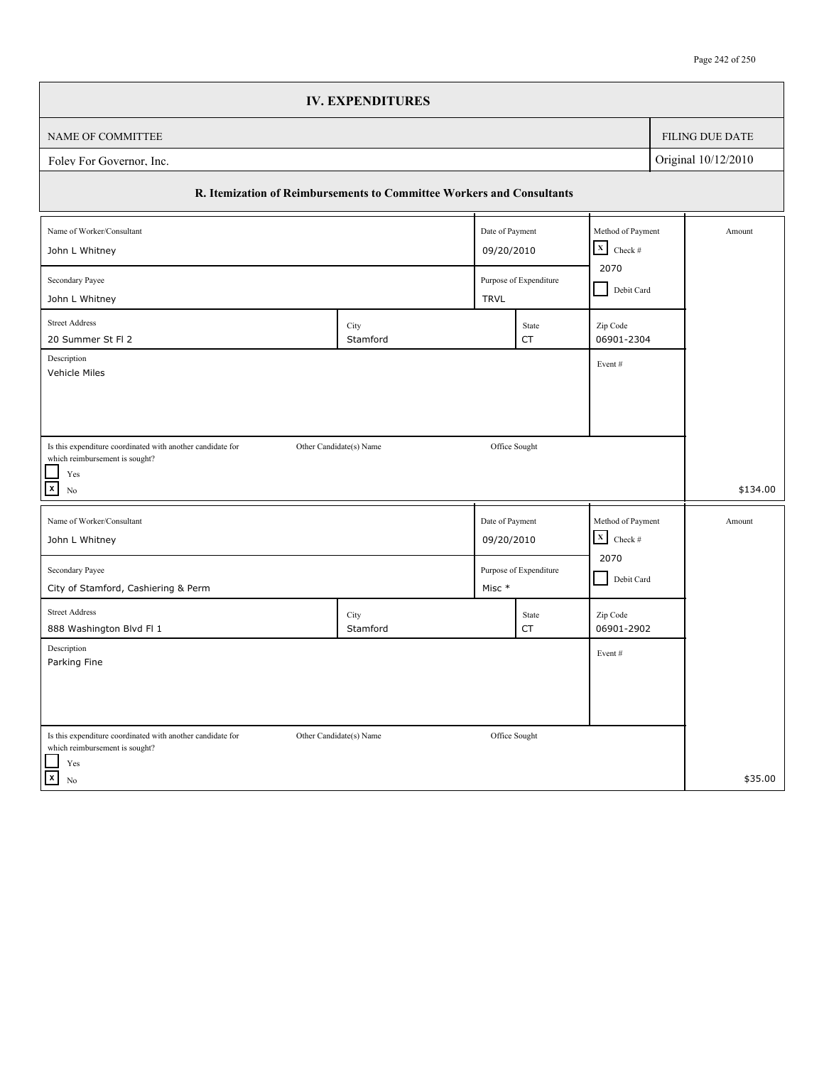# IV. EXPENDITURES

| NAME OF COMMITTEE | FILING DUE DATE |
|---|---|
| Foley For Governor, Inc. | Original 10/12/2010 |

## R. Itemization of Reimbursements to Committee Workers and Consultants

| Field | Value |
|---|---|
| Name of Worker/Consultant | John L Whitney |
| Date of Payment | 09/20/2010 |
| Method of Payment | [X] Check # 2070 [ ] Debit Card |
| Secondary Payee | John L Whitney |
| Purpose of Expenditure | TRVL |
| Street Address | 20 Summer St Fl 2 |
| City | Stamford |
| State | CT |
| Zip Code | 06901-2304 |
| Description | Vehicle Miles |
| Event # | |
| Is this expenditure coordinated with another candidate for which reimbursement is sought? | [ ] Yes [X] No |
| Other Candidate(s) Name | |
| Office Sought | |
| Amount | $134.00 |

| Field | Value |
|---|---|
| Name of Worker/Consultant | John L Whitney |
| Date of Payment | 09/20/2010 |
| Method of Payment | [X] Check # 2070 [ ] Debit Card |
| Secondary Payee | City of Stamford, Cashiering & Perm |
| Purpose of Expenditure | Misc * |
| Street Address | 888 Washington Blvd Fl 1 |
| City | Stamford |
| State | CT |
| Zip Code | 06901-2902 |
| Description | Parking Fine |
| Event # | |
| Is this expenditure coordinated with another candidate for which reimbursement is sought? | [ ] Yes [X] No |
| Other Candidate(s) Name | |
| Office Sought | |
| Amount | $35.00 |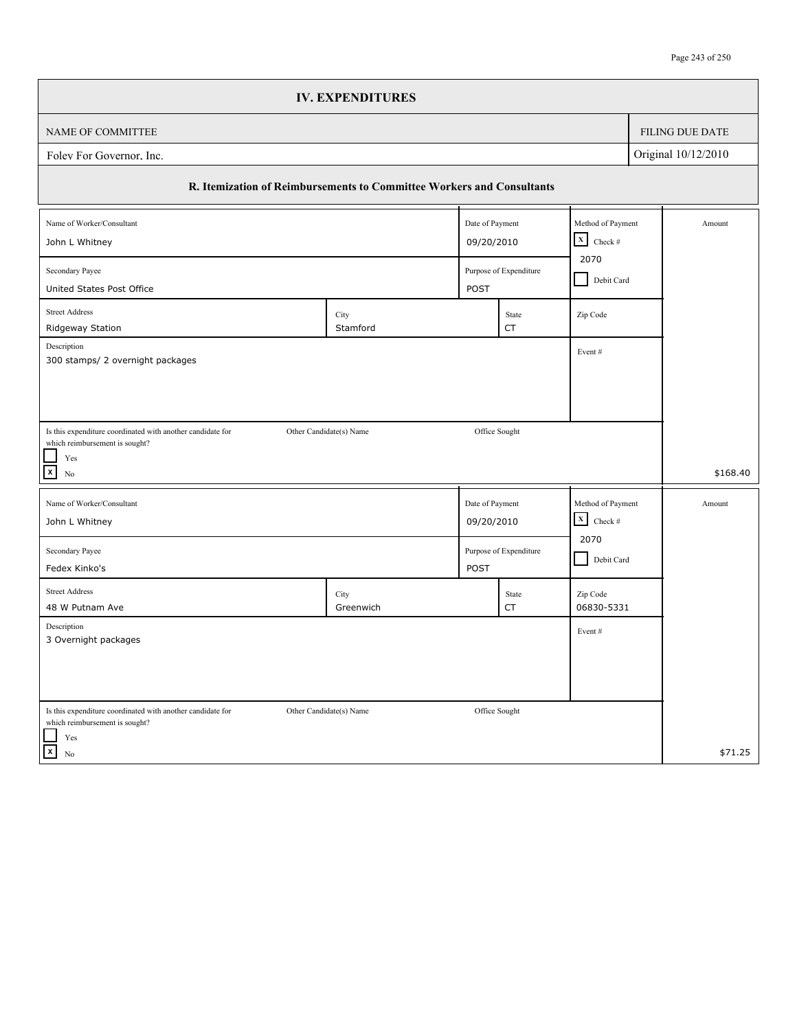## IV. EXPENDITURES

| NAME OF COMMITTEE | FILING DUE DATE |
|---|---|
| Foley For Governor, Inc. | Original 10/12/2010 |

### R. Itemization of Reimbursements to Committee Workers and Consultants

| Field | Value |
|---|---|
| Name of Worker/Consultant | John L Whitney |
| Date of Payment | 09/20/2010 |
| Method of Payment | [X] Check # 2070 [ ] Debit Card |
| Secondary Payee | United States Post Office |
| Purpose of Expenditure | POST |
| Street Address | Ridgeway Station |
| City | Stamford |
| State | CT |
| Zip Code | |
| Description | 300 stamps/ 2 overnight packages |
| Event # | |
| Is this expenditure coordinated with another candidate for which reimbursement is sought? | [ ] Yes [X] No |
| Other Candidate(s) Name | |
| Office Sought | |
| Amount | $168.40 |

| Field | Value |
|---|---|
| Name of Worker/Consultant | John L Whitney |
| Date of Payment | 09/20/2010 |
| Method of Payment | [X] Check # 2070 [ ] Debit Card |
| Secondary Payee | Fedex Kinko's |
| Purpose of Expenditure | POST |
| Street Address | 48 W Putnam Ave |
| City | Greenwich |
| State | CT |
| Zip Code | 06830-5331 |
| Description | 3 Overnight packages |
| Event # | |
| Is this expenditure coordinated with another candidate for which reimbursement is sought? | [ ] Yes [X] No |
| Other Candidate(s) Name | |
| Office Sought | |
| Amount | $71.25 |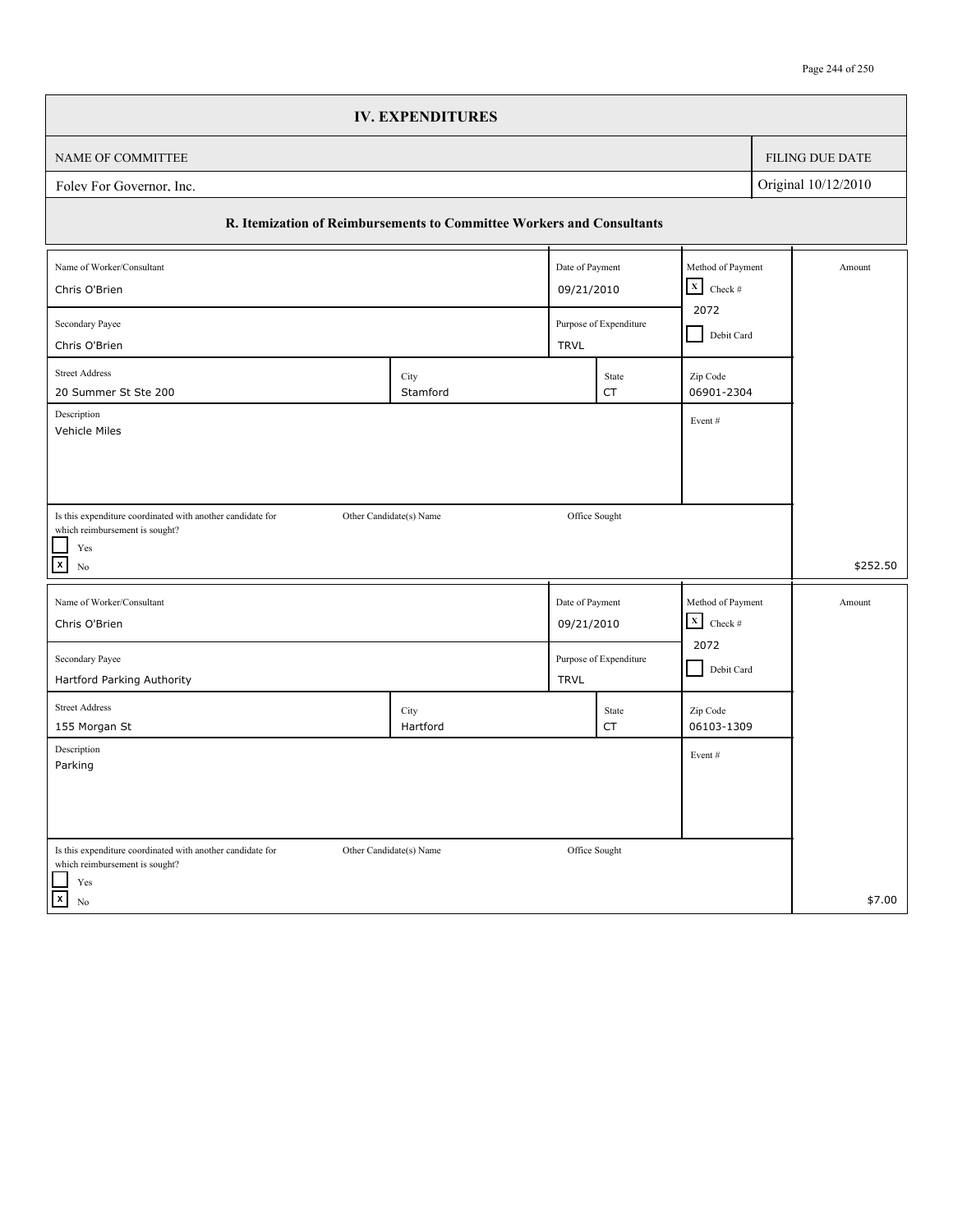## IV. EXPENDITURES

| NAME OF COMMITTEE | FILING DUE DATE |
|---|---|
| Foley For Governor, Inc. | Original 10/12/2010 |

### R. Itemization of Reimbursements to Committee Workers and Consultants

| Field | Value |
|---|---|
| Name of Worker/Consultant | Chris O'Brien |
| Date of Payment | 09/21/2010 |
| Method of Payment | [X] Check # 2072 [ ] Debit Card |
| Secondary Payee | Chris O'Brien |
| Purpose of Expenditure | TRVL |
| Street Address | 20 Summer St Ste 200 |
| City | Stamford |
| State | CT |
| Zip Code | 06901-2304 |
| Description | Vehicle Miles |
| Event # | |
| Is this expenditure coordinated with another candidate for which reimbursement is sought? | [ ] Yes [X] No |
| Other Candidate(s) Name | |
| Office Sought | |
| Amount | $252.50 |

| Field | Value |
|---|---|
| Name of Worker/Consultant | Chris O'Brien |
| Date of Payment | 09/21/2010 |
| Method of Payment | [X] Check # 2072 [ ] Debit Card |
| Secondary Payee | Hartford Parking Authority |
| Purpose of Expenditure | TRVL |
| Street Address | 155 Morgan St |
| City | Hartford |
| State | CT |
| Zip Code | 06103-1309 |
| Description | Parking |
| Event # | |
| Is this expenditure coordinated with another candidate for which reimbursement is sought? | [ ] Yes [X] No |
| Other Candidate(s) Name | |
| Office Sought | |
| Amount | $7.00 |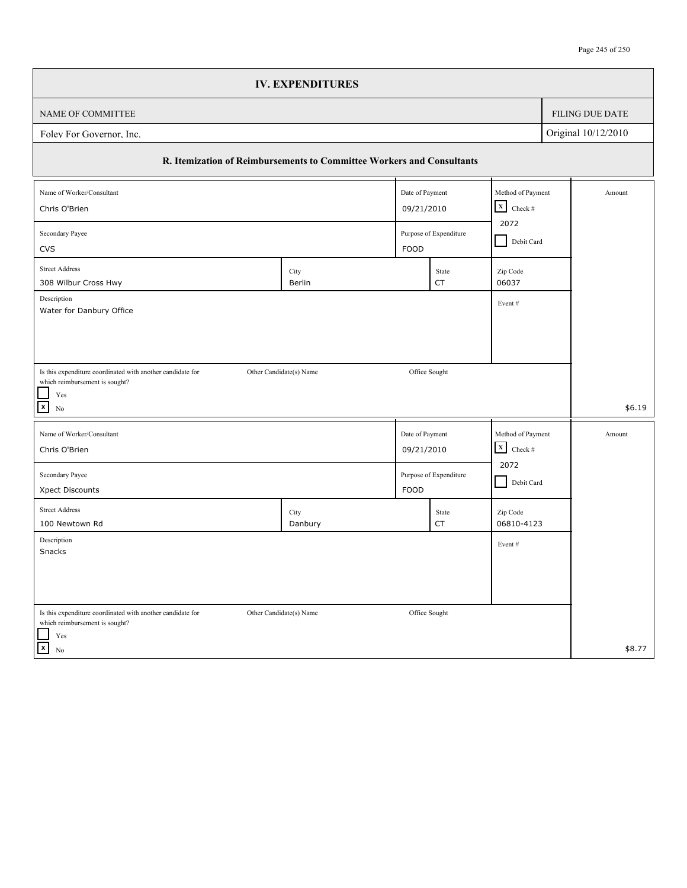## IV. EXPENDITURES

| NAME OF COMMITTEE | FILING DUE DATE |
|---|---|
| Foley For Governor, Inc. | Original 10/12/2010 |

### R. Itemization of Reimbursements to Committee Workers and Consultants

| Field | Value |
|---|---|
| Name of Worker/Consultant | Chris O'Brien |
| Date of Payment | 09/21/2010 |
| Method of Payment | [X] Check # 2072 [ ] Debit Card |
| Secondary Payee | CVS |
| Purpose of Expenditure | FOOD |
| Street Address | 308 Wilbur Cross Hwy |
| City | Berlin |
| State | CT |
| Zip Code | 06037 |
| Description | Water for Danbury Office |
| Event # | |
| Is this expenditure coordinated with another candidate for which reimbursement is sought? | [ ] Yes [X] No |
| Other Candidate(s) Name | |
| Office Sought | |
| Amount | $6.19 |

| Field | Value |
|---|---|
| Name of Worker/Consultant | Chris O'Brien |
| Date of Payment | 09/21/2010 |
| Method of Payment | [X] Check # 2072 [ ] Debit Card |
| Secondary Payee | Xpect Discounts |
| Purpose of Expenditure | FOOD |
| Street Address | 100 Newtown Rd |
| City | Danbury |
| State | CT |
| Zip Code | 06810-4123 |
| Description | Snacks |
| Event # | |
| Is this expenditure coordinated with another candidate for which reimbursement is sought? | [ ] Yes [X] No |
| Other Candidate(s) Name | |
| Office Sought | |
| Amount | $8.77 |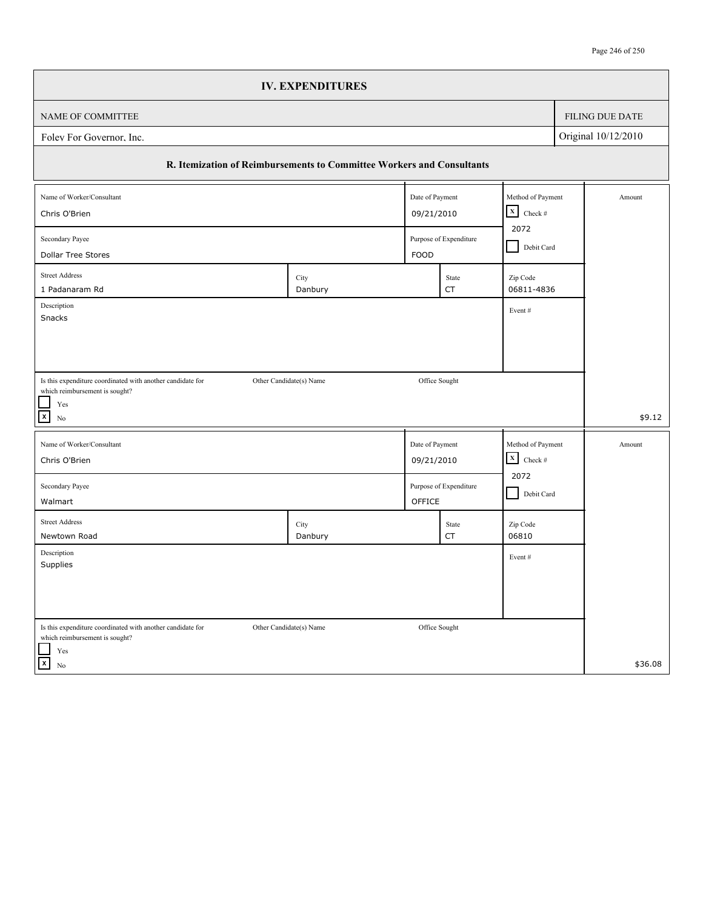## IV. EXPENDITURES

| NAME OF COMMITTEE | FILING DUE DATE |
|---|---|
| Foley For Governor, Inc. | Original 10/12/2010 |

### R. Itemization of Reimbursements to Committee Workers and Consultants

| Field | Value |
|---|---|
| Name of Worker/Consultant | Chris O'Brien |
| Date of Payment | 09/21/2010 |
| Method of Payment | [X] Check # 2072 [ ] Debit Card |
| Secondary Payee | Dollar Tree Stores |
| Purpose of Expenditure | FOOD |
| Street Address | 1 Padanaram Rd |
| City | Danbury |
| State | CT |
| Zip Code | 06811-4836 |
| Description | Snacks |
| Event # | |
| Is this expenditure coordinated with another candidate for which reimbursement is sought? | [ ] Yes [X] No |
| Other Candidate(s) Name | |
| Office Sought | |
| Amount | $9.12 |

| Field | Value |
|---|---|
| Name of Worker/Consultant | Chris O'Brien |
| Date of Payment | 09/21/2010 |
| Method of Payment | [X] Check # 2072 [ ] Debit Card |
| Secondary Payee | Walmart |
| Purpose of Expenditure | OFFICE |
| Street Address | Newtown Road |
| City | Danbury |
| State | CT |
| Zip Code | 06810 |
| Description | Supplies |
| Event # | |
| Is this expenditure coordinated with another candidate for which reimbursement is sought? | [ ] Yes [X] No |
| Other Candidate(s) Name | |
| Office Sought | |
| Amount | $36.08 |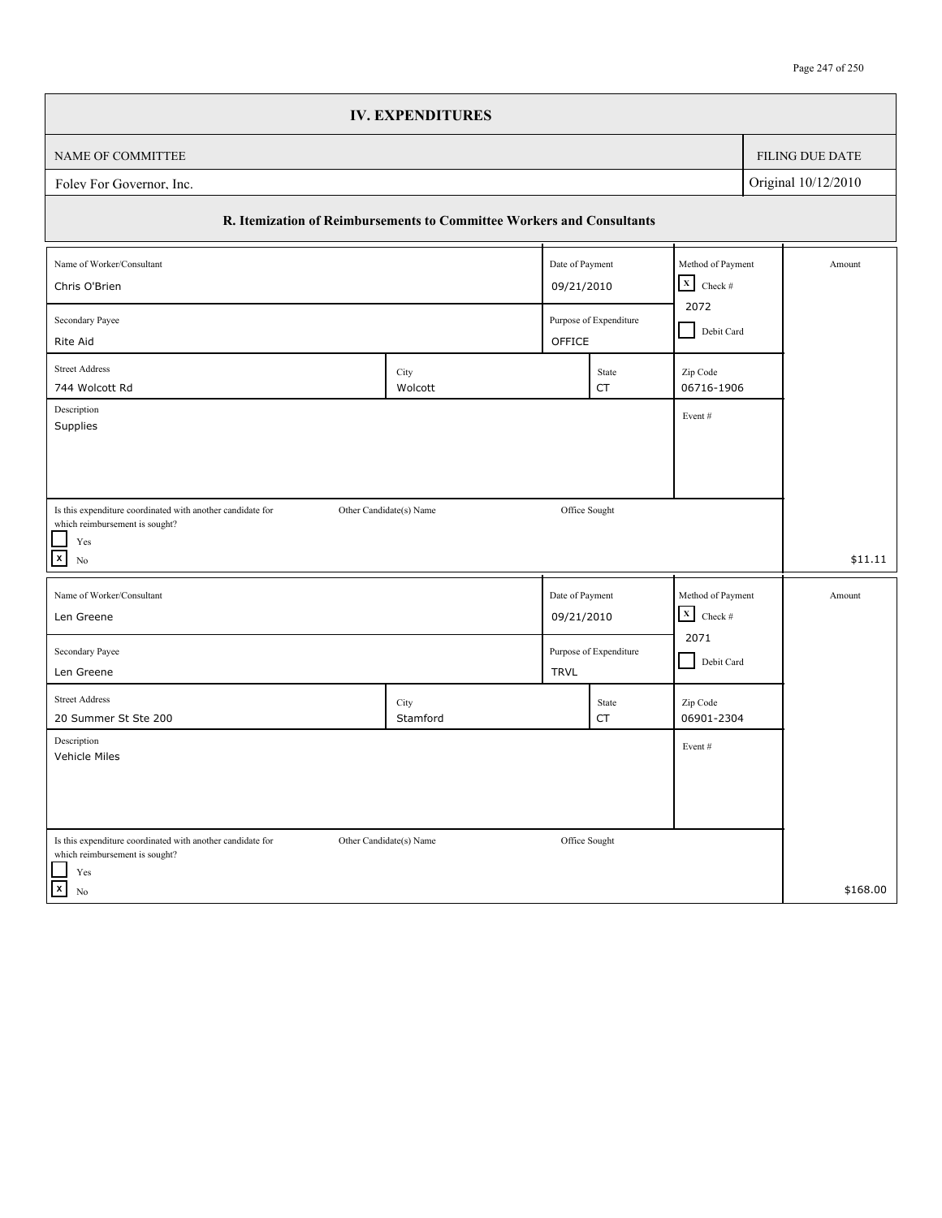# IV. EXPENDITURES

| NAME OF COMMITTEE | FILING DUE DATE |
|---|---|
| Foley For Governor, Inc. | Original 10/12/2010 |

## R. Itemization of Reimbursements to Committee Workers and Consultants

| Field | Value |
|---|---|
| Name of Worker/Consultant | Chris O'Brien |
| Date of Payment | 09/21/2010 |
| Method of Payment | [X] Check # 2072 [ ] Debit Card |
| Secondary Payee | Rite Aid |
| Purpose of Expenditure | OFFICE |
| Street Address | 744 Wolcott Rd |
| City | Wolcott |
| State | CT |
| Zip Code | 06716-1906 |
| Description | Supplies |
| Event # | |
| Is this expenditure coordinated with another candidate for which reimbursement is sought? | [ ] Yes [X] No |
| Other Candidate(s) Name | |
| Office Sought | |
| Amount | $11.11 |

| Field | Value |
|---|---|
| Name of Worker/Consultant | Len Greene |
| Date of Payment | 09/21/2010 |
| Method of Payment | [X] Check # 2071 [ ] Debit Card |
| Secondary Payee | Len Greene |
| Purpose of Expenditure | TRVL |
| Street Address | 20 Summer St Ste 200 |
| City | Stamford |
| State | CT |
| Zip Code | 06901-2304 |
| Description | Vehicle Miles |
| Event # | |
| Is this expenditure coordinated with another candidate for which reimbursement is sought? | [ ] Yes [X] No |
| Other Candidate(s) Name | |
| Office Sought | |
| Amount | $168.00 |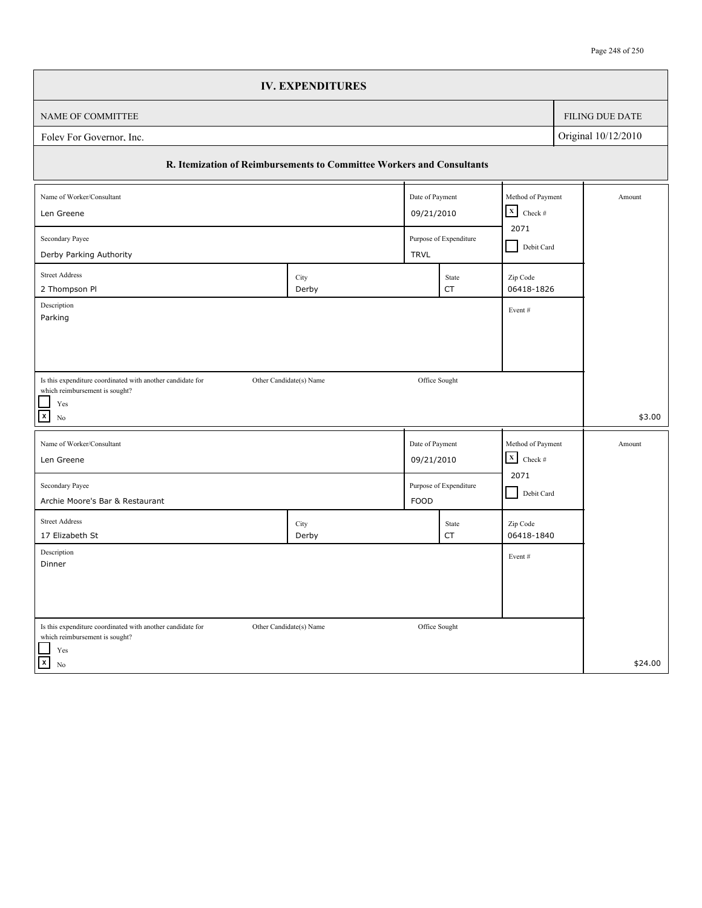## IV. EXPENDITURES

| NAME OF COMMITTEE | FILING DUE DATE |
|---|---|
| Foley For Governor, Inc. | Original 10/12/2010 |

### R. Itemization of Reimbursements to Committee Workers and Consultants

| Field | Value |
|---|---|
| Name of Worker/Consultant | Len Greene |
| Date of Payment | 09/21/2010 |
| Method of Payment | [X] Check # 2071 [ ] Debit Card |
| Secondary Payee | Derby Parking Authority |
| Purpose of Expenditure | TRVL |
| Street Address | 2 Thompson Pl |
| City | Derby |
| State | CT |
| Zip Code | 06418-1826 |
| Description | Parking |
| Event # | |
| Is this expenditure coordinated with another candidate for which reimbursement is sought? | [ ] Yes [X] No |
| Other Candidate(s) Name | |
| Office Sought | |
| Amount | $3.00 |

| Field | Value |
|---|---|
| Name of Worker/Consultant | Len Greene |
| Date of Payment | 09/21/2010 |
| Method of Payment | [X] Check # 2071 [ ] Debit Card |
| Secondary Payee | Archie Moore's Bar & Restaurant |
| Purpose of Expenditure | FOOD |
| Street Address | 17 Elizabeth St |
| City | Derby |
| State | CT |
| Zip Code | 06418-1840 |
| Description | Dinner |
| Event # | |
| Is this expenditure coordinated with another candidate for which reimbursement is sought? | [ ] Yes [X] No |
| Other Candidate(s) Name | |
| Office Sought | |
| Amount | $24.00 |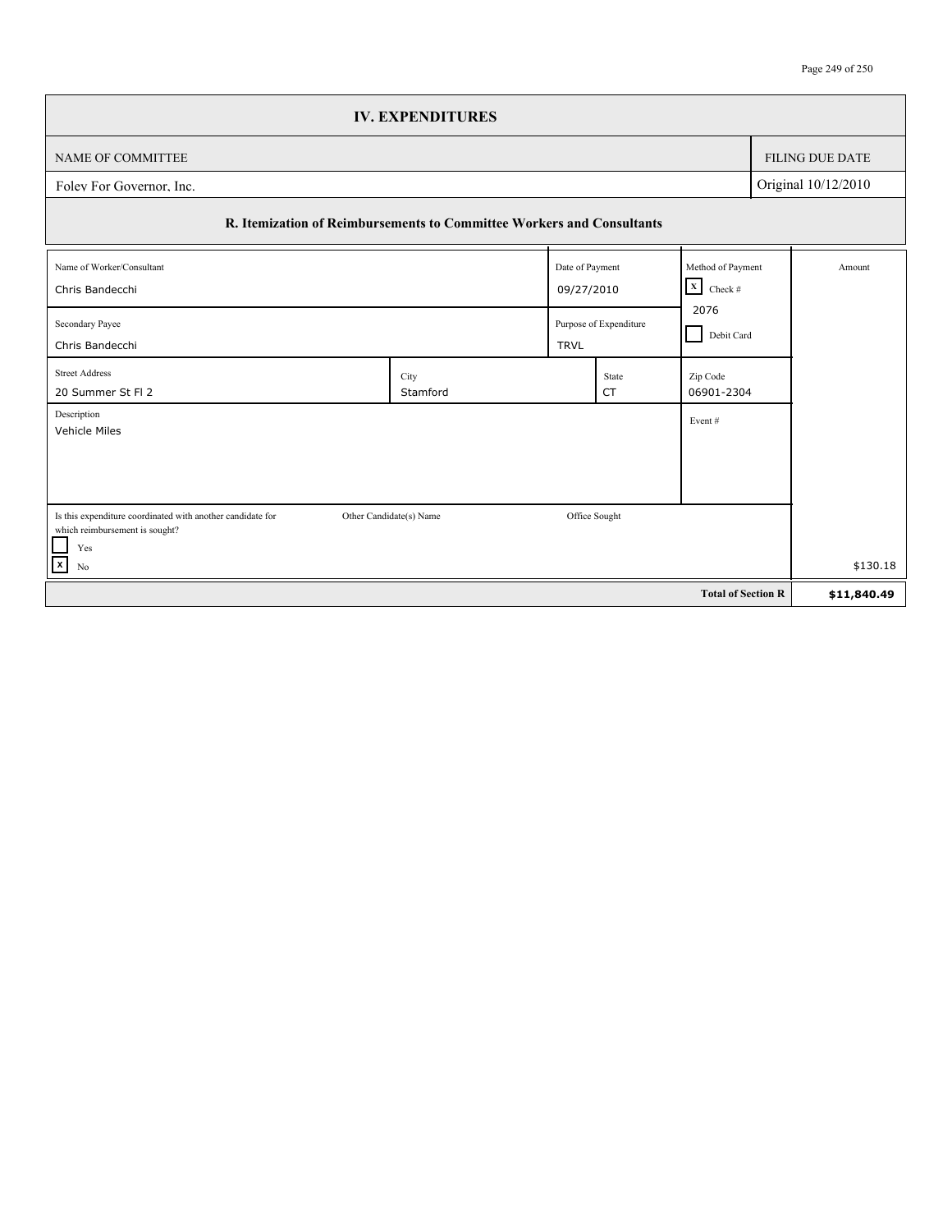## IV. EXPENDITURES

| NAME OF COMMITTEE | FILING DUE DATE |
| --- | --- |
| Foley For Governor, Inc. | Original 10/12/2010 |

### R. Itemization of Reimbursements to Committee Workers and Consultants

| Field | Value |
| --- | --- |
| Name of Worker/Consultant | Chris Bandecchi |
| Date of Payment | 09/27/2010 |
| Method of Payment | [X] Check # 2076 / [ ] Debit Card |
| Secondary Payee | Chris Bandecchi |
| Purpose of Expenditure | TRVL |
| Street Address | 20 Summer St Fl 2 |
| City | Stamford |
| State | CT |
| Zip Code | 06901-2304 |
| Description | Vehicle Miles |
| Event # | |
| Is this expenditure coordinated with another candidate for which reimbursement is sought? | [ ] Yes [X] No |
| Other Candidate(s) Name | |
| Office Sought | |
| Amount | $130.18 |

| | |
| --- | --- |
| **Total of Section R** | **$11,840.49** |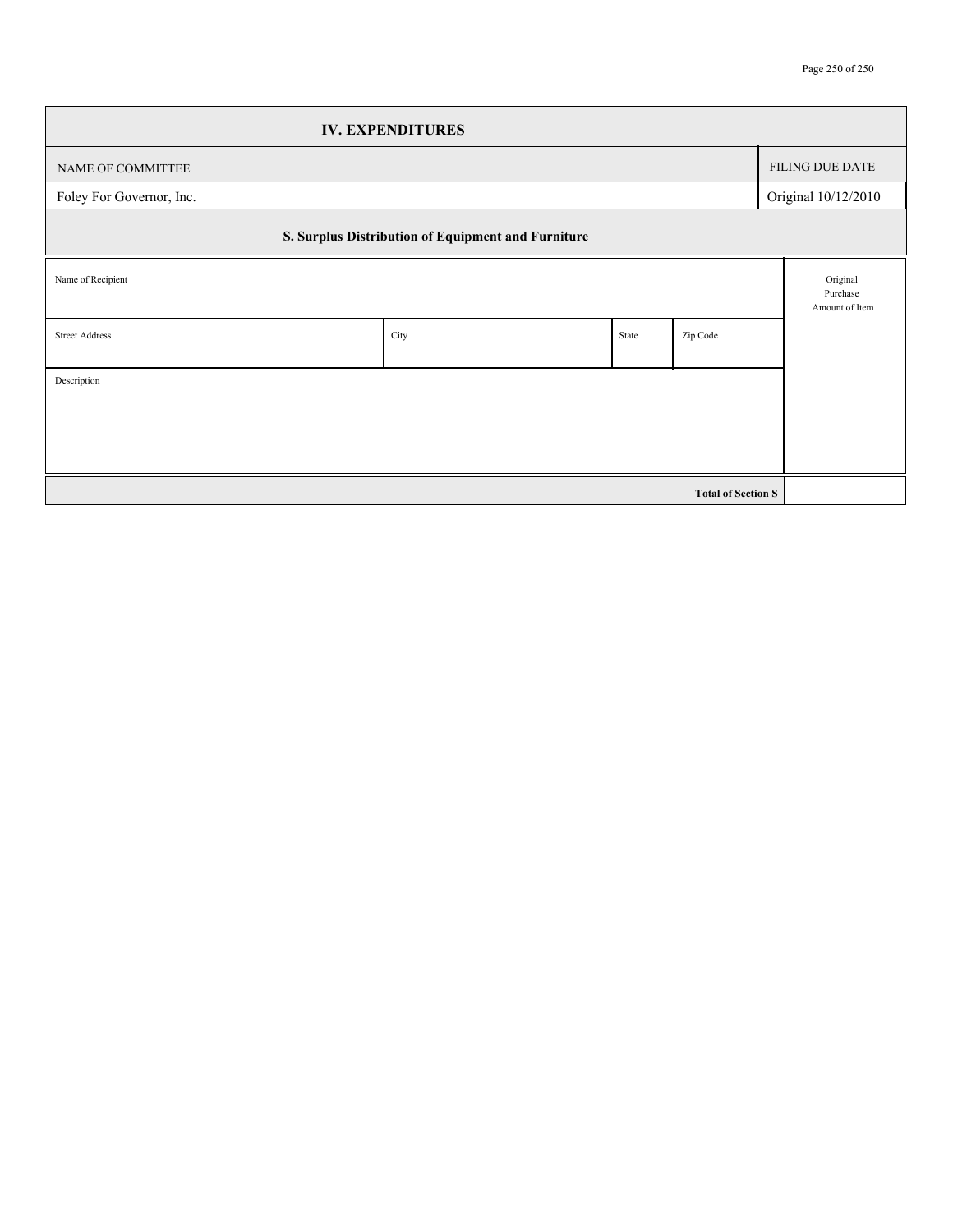## IV. EXPENDITURES

| NAME OF COMMITTEE | FILING DUE DATE |
|---|---|
| Foley For Governor, Inc. | Original 10/12/2010 |

### S. Surplus Distribution of Equipment and Furniture

| Name of Recipient | | | | Original Purchase Amount of Item |
|---|---|---|---|---|
| Street Address | City | State | Zip Code | |
| Description | | | | |
| | | | **Total of Section S** | |